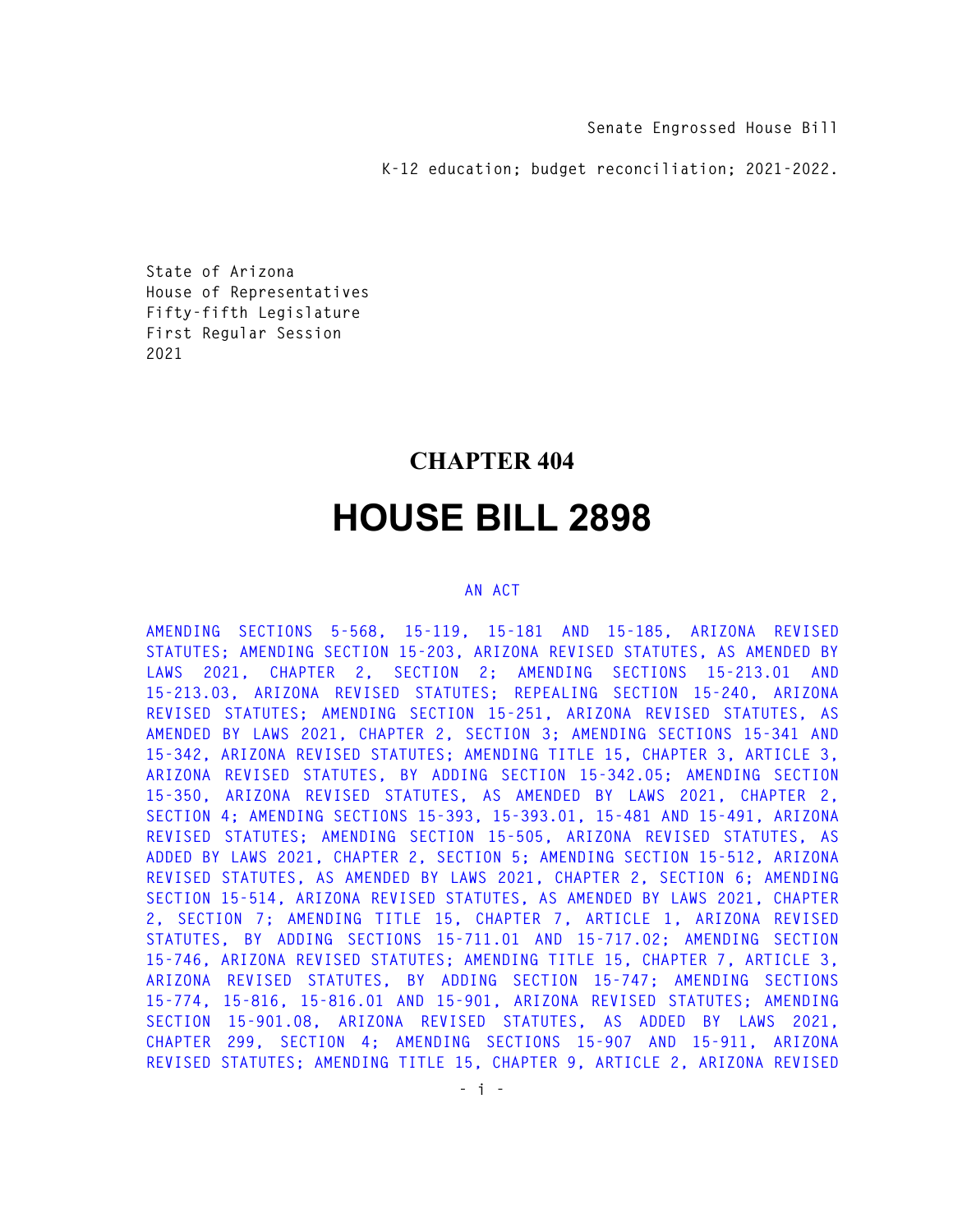Senate Engrossed House Bill

K-12 education; budget reconciliation; 2021-2022.

State of Arizona
House of Representatives
Fifty-fifth Legislature
First Regular Session
2021

# CHAPTER 404

# HOUSE BILL 2898

AN ACT

AMENDING SECTIONS 5-568, 15-119, 15-181 AND 15-185, ARIZONA REVISED STATUTES; AMENDING SECTION 15-203, ARIZONA REVISED STATUTES, AS AMENDED BY LAWS 2021, CHAPTER 2, SECTION 2; AMENDING SECTIONS 15-213.01 AND 15-213.03, ARIZONA REVISED STATUTES; REPEALING SECTION 15-240, ARIZONA REVISED STATUTES; AMENDING SECTION 15-251, ARIZONA REVISED STATUTES, AS AMENDED BY LAWS 2021, CHAPTER 2, SECTION 3; AMENDING SECTIONS 15-341 AND 15-342, ARIZONA REVISED STATUTES; AMENDING TITLE 15, CHAPTER 3, ARTICLE 3, ARIZONA REVISED STATUTES, BY ADDING SECTION 15-342.05; AMENDING SECTION 15-350, ARIZONA REVISED STATUTES, AS AMENDED BY LAWS 2021, CHAPTER 2, SECTION 4; AMENDING SECTIONS 15-393, 15-393.01, 15-481 AND 15-491, ARIZONA REVISED STATUTES; AMENDING SECTION 15-505, ARIZONA REVISED STATUTES, AS ADDED BY LAWS 2021, CHAPTER 2, SECTION 5; AMENDING SECTION 15-512, ARIZONA REVISED STATUTES, AS AMENDED BY LAWS 2021, CHAPTER 2, SECTION 6; AMENDING SECTION 15-514, ARIZONA REVISED STATUTES, AS AMENDED BY LAWS 2021, CHAPTER 2, SECTION 7; AMENDING TITLE 15, CHAPTER 7, ARTICLE 1, ARIZONA REVISED STATUTES, BY ADDING SECTIONS 15-711.01 AND 15-717.02; AMENDING SECTION 15-746, ARIZONA REVISED STATUTES; AMENDING TITLE 15, CHAPTER 7, ARTICLE 3, ARIZONA REVISED STATUTES, BY ADDING SECTION 15-747; AMENDING SECTIONS 15-774, 15-816, 15-816.01 AND 15-901, ARIZONA REVISED STATUTES; AMENDING SECTION 15-901.08, ARIZONA REVISED STATUTES, AS ADDED BY LAWS 2021, CHAPTER 299, SECTION 4; AMENDING SECTIONS 15-907 AND 15-911, ARIZONA REVISED STATUTES; AMENDING TITLE 15, CHAPTER 9, ARTICLE 2, ARIZONA REVISED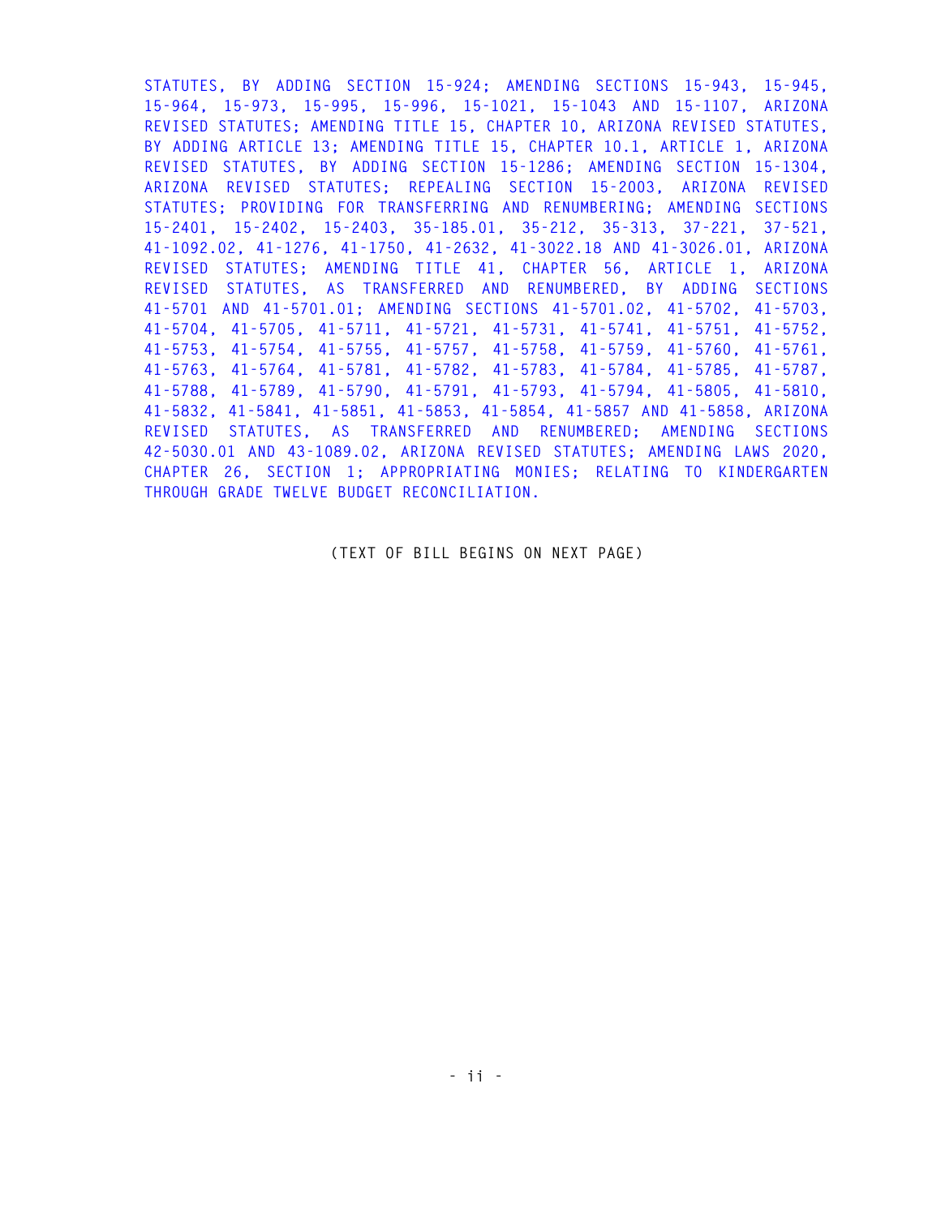STATUTES, BY ADDING SECTION 15-924; AMENDING SECTIONS 15-943, 15-945, 15-964, 15-973, 15-995, 15-996, 15-1021, 15-1043 AND 15-1107, ARIZONA REVISED STATUTES; AMENDING TITLE 15, CHAPTER 10, ARIZONA REVISED STATUTES, BY ADDING ARTICLE 13; AMENDING TITLE 15, CHAPTER 10.1, ARTICLE 1, ARIZONA REVISED STATUTES, BY ADDING SECTION 15-1286; AMENDING SECTION 15-1304, ARIZONA REVISED STATUTES; REPEALING SECTION 15-2003, ARIZONA REVISED STATUTES; PROVIDING FOR TRANSFERRING AND RENUMBERING; AMENDING SECTIONS 15-2401, 15-2402, 15-2403, 35-185.01, 35-212, 35-313, 37-221, 37-521, 41-1092.02, 41-1276, 41-1750, 41-2632, 41-3022.18 AND 41-3026.01, ARIZONA REVISED STATUTES; AMENDING TITLE 41, CHAPTER 56, ARTICLE 1, ARIZONA REVISED STATUTES, AS TRANSFERRED AND RENUMBERED, BY ADDING SECTIONS 41-5701 AND 41-5701.01; AMENDING SECTIONS 41-5701.02, 41-5702, 41-5703, 41-5704, 41-5705, 41-5711, 41-5721, 41-5731, 41-5741, 41-5751, 41-5752, 41-5753, 41-5754, 41-5755, 41-5757, 41-5758, 41-5759, 41-5760, 41-5761, 41-5763, 41-5764, 41-5781, 41-5782, 41-5783, 41-5784, 41-5785, 41-5787, 41-5788, 41-5789, 41-5790, 41-5791, 41-5793, 41-5794, 41-5805, 41-5810, 41-5832, 41-5841, 41-5851, 41-5853, 41-5854, 41-5857 AND 41-5858, ARIZONA REVISED STATUTES, AS TRANSFERRED AND RENUMBERED; AMENDING SECTIONS 42-5030.01 AND 43-1089.02, ARIZONA REVISED STATUTES; AMENDING LAWS 2020, CHAPTER 26, SECTION 1; APPROPRIATING MONIES; RELATING TO KINDERGARTEN THROUGH GRADE TWELVE BUDGET RECONCILIATION.

(TEXT OF BILL BEGINS ON NEXT PAGE)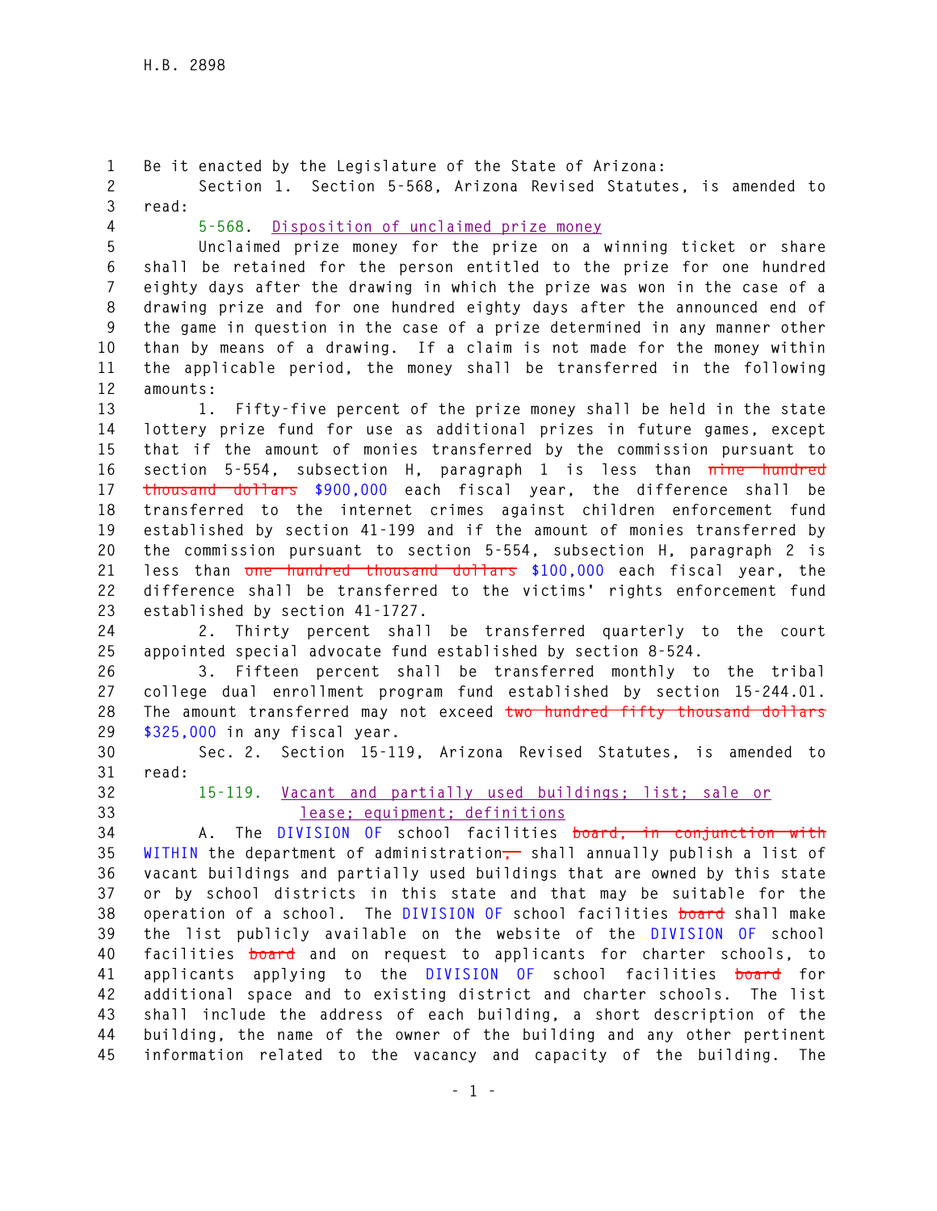Be it enacted by the Legislature of the State of Arizona:

Section 1. Section 5-568, Arizona Revised Statutes, is amended to read:

5-568. Disposition of unclaimed prize money

Unclaimed prize money for the prize on a winning ticket or share shall be retained for the person entitled to the prize for one hundred eighty days after the drawing in which the prize was won in the case of a drawing prize and for one hundred eighty days after the announced end of the game in question in the case of a prize determined in any manner other than by means of a drawing. If a claim is not made for the money within the applicable period, the money shall be transferred in the following amounts:

1. Fifty-five percent of the prize money shall be held in the state lottery prize fund for use as additional prizes in future games, except that if the amount of monies transferred by the commission pursuant to section 5-554, subsection H, paragraph 1 is less than ~~nine hundred thousand dollars~~ $900,000 each fiscal year, the difference shall be transferred to the internet crimes against children enforcement fund established by section 41-199 and if the amount of monies transferred by the commission pursuant to section 5-554, subsection H, paragraph 2 is less than ~~one hundred thousand dollars~~ $100,000 each fiscal year, the difference shall be transferred to the victims' rights enforcement fund established by section 41-1727.

2. Thirty percent shall be transferred quarterly to the court appointed special advocate fund established by section 8-524.

3. Fifteen percent shall be transferred monthly to the tribal college dual enrollment program fund established by section 15-244.01. The amount transferred may not exceed ~~two hundred fifty thousand dollars~~ $325,000 in any fiscal year.

Sec. 2. Section 15-119, Arizona Revised Statutes, is amended to read:

15-119. Vacant and partially used buildings; list; sale or lease; equipment; definitions

A. The DIVISION OF school facilities ~~board, in conjunction with~~ WITHIN the department of administration~~,~~ shall annually publish a list of vacant buildings and partially used buildings that are owned by this state or by school districts in this state and that may be suitable for the operation of a school. The DIVISION OF school facilities ~~board~~ shall make the list publicly available on the website of the DIVISION OF school facilities ~~board~~ and on request to applicants for charter schools, to applicants applying to the DIVISION OF school facilities ~~board~~ for additional space and to existing district and charter schools. The list shall include the address of each building, a short description of the building, the name of the owner of the building and any other pertinent information related to the vacancy and capacity of the building. The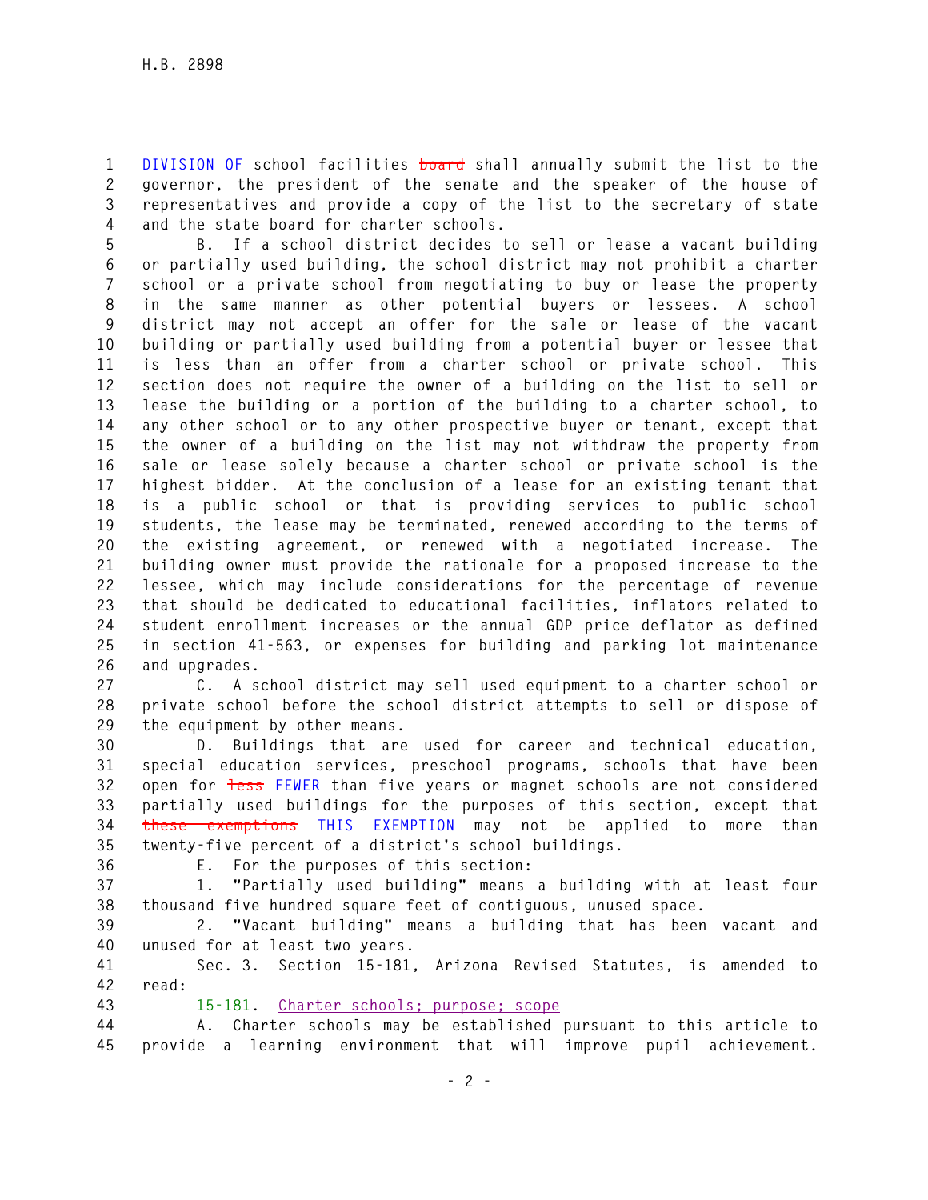DIVISION OF school facilities ~~board~~ shall annually submit the list to the governor, the president of the senate and the speaker of the house of representatives and provide a copy of the list to the secretary of state and the state board for charter schools.

B. If a school district decides to sell or lease a vacant building or partially used building, the school district may not prohibit a charter school or a private school from negotiating to buy or lease the property in the same manner as other potential buyers or lessees. A school district may not accept an offer for the sale or lease of the vacant building or partially used building from a potential buyer or lessee that is less than an offer from a charter school or private school. This section does not require the owner of a building on the list to sell or lease the building or a portion of the building to a charter school, to any other school or to any other prospective buyer or tenant, except that the owner of a building on the list may not withdraw the property from sale or lease solely because a charter school or private school is the highest bidder. At the conclusion of a lease for an existing tenant that is a public school or that is providing services to public school students, the lease may be terminated, renewed according to the terms of the existing agreement, or renewed with a negotiated increase. The building owner must provide the rationale for a proposed increase to the lessee, which may include considerations for the percentage of revenue that should be dedicated to educational facilities, inflators related to student enrollment increases or the annual GDP price deflator as defined in section 41-563, or expenses for building and parking lot maintenance and upgrades.

C. A school district may sell used equipment to a charter school or private school before the school district attempts to sell or dispose of the equipment by other means.

D. Buildings that are used for career and technical education, special education services, preschool programs, schools that have been open for ~~less~~ FEWER than five years or magnet schools are not considered partially used buildings for the purposes of this section, except that ~~these exemptions~~ THIS EXEMPTION may not be applied to more than twenty-five percent of a district's school buildings.

E. For the purposes of this section:

1. "Partially used building" means a building with at least four thousand five hundred square feet of contiguous, unused space.

2. "Vacant building" means a building that has been vacant and unused for at least two years.

Sec. 3. Section 15-181, Arizona Revised Statutes, is amended to read:

15-181. Charter schools; purpose; scope

A. Charter schools may be established pursuant to this article to provide a learning environment that will improve pupil achievement.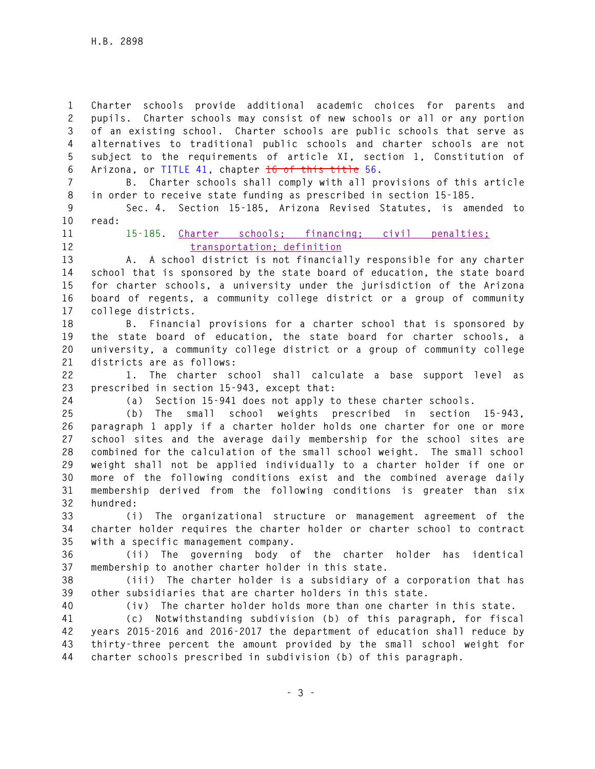Charter schools provide additional academic choices for parents and pupils. Charter schools may consist of new schools or all or any portion of an existing school. Charter schools are public schools that serve as alternatives to traditional public schools and charter schools are not subject to the requirements of article XI, section 1, Constitution of Arizona, or TITLE 41, chapter ~~16 of this title~~ 56.

B. Charter schools shall comply with all provisions of this article in order to receive state funding as prescribed in section 15-185.

Sec. 4. Section 15-185, Arizona Revised Statutes, is amended to read:

15-185. Charter schools; financing; civil penalties; transportation; definition

A. A school district is not financially responsible for any charter school that is sponsored by the state board of education, the state board for charter schools, a university under the jurisdiction of the Arizona board of regents, a community college district or a group of community college districts.

B. Financial provisions for a charter school that is sponsored by the state board of education, the state board for charter schools, a university, a community college district or a group of community college districts are as follows:

1. The charter school shall calculate a base support level as prescribed in section 15-943, except that:

(a) Section 15-941 does not apply to these charter schools.

(b) The small school weights prescribed in section 15-943, paragraph 1 apply if a charter holder holds one charter for one or more school sites and the average daily membership for the school sites are combined for the calculation of the small school weight. The small school weight shall not be applied individually to a charter holder if one or more of the following conditions exist and the combined average daily membership derived from the following conditions is greater than six hundred:

(i) The organizational structure or management agreement of the charter holder requires the charter holder or charter school to contract with a specific management company.

(ii) The governing body of the charter holder has identical membership to another charter holder in this state.

(iii) The charter holder is a subsidiary of a corporation that has other subsidiaries that are charter holders in this state.

(iv) The charter holder holds more than one charter in this state.

(c) Notwithstanding subdivision (b) of this paragraph, for fiscal years 2015-2016 and 2016-2017 the department of education shall reduce by thirty-three percent the amount provided by the small school weight for charter schools prescribed in subdivision (b) of this paragraph.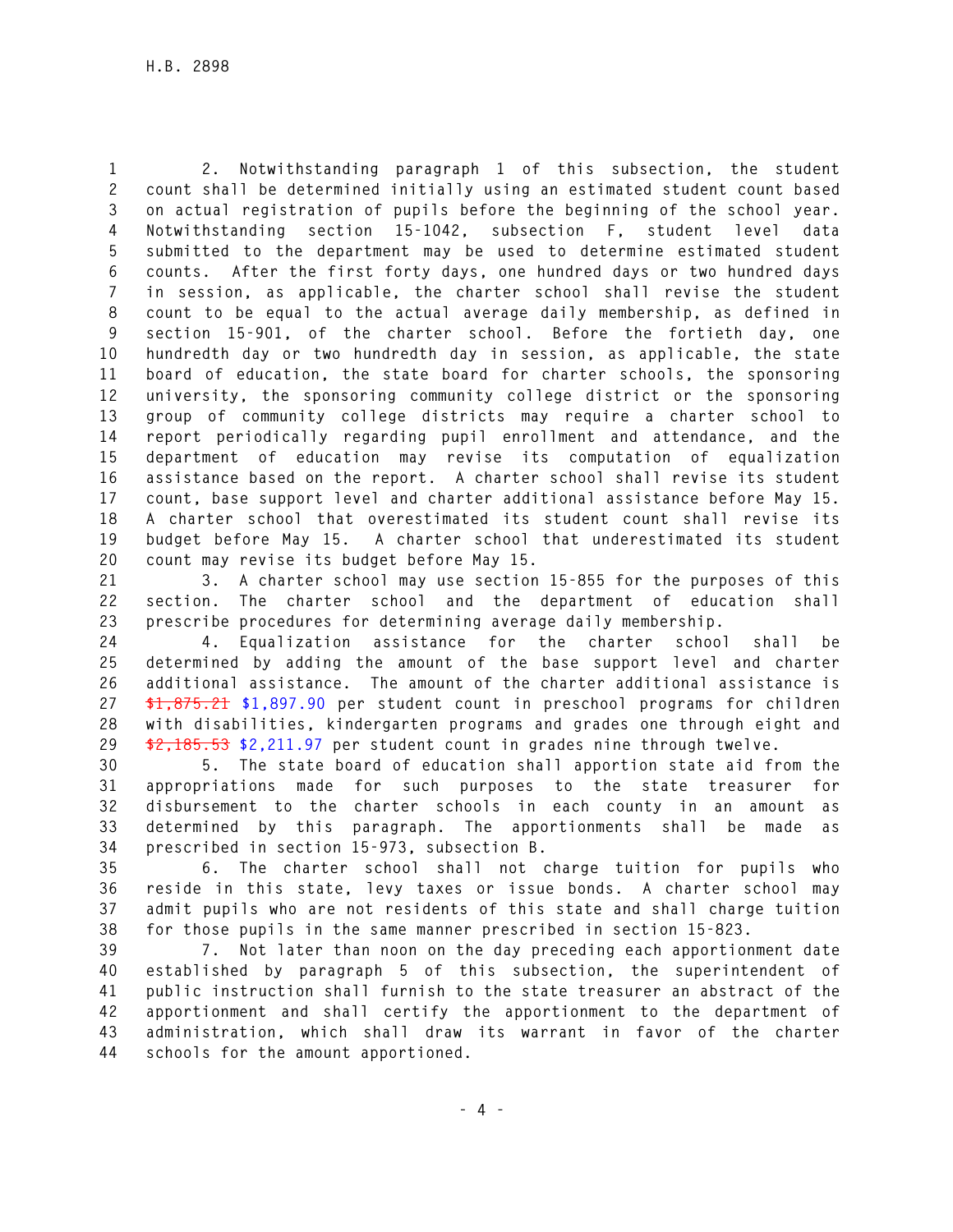2. Notwithstanding paragraph 1 of this subsection, the student count shall be determined initially using an estimated student count based on actual registration of pupils before the beginning of the school year. Notwithstanding section 15-1042, subsection F, student level data submitted to the department may be used to determine estimated student counts. After the first forty days, one hundred days or two hundred days in session, as applicable, the charter school shall revise the student count to be equal to the actual average daily membership, as defined in section 15-901, of the charter school. Before the fortieth day, one hundredth day or two hundredth day in session, as applicable, the state board of education, the state board for charter schools, the sponsoring university, the sponsoring community college district or the sponsoring group of community college districts may require a charter school to report periodically regarding pupil enrollment and attendance, and the department of education may revise its computation of equalization assistance based on the report. A charter school shall revise its student count, base support level and charter additional assistance before May 15. A charter school that overestimated its student count shall revise its budget before May 15. A charter school that underestimated its student count may revise its budget before May 15.

3. A charter school may use section 15-855 for the purposes of this section. The charter school and the department of education shall prescribe procedures for determining average daily membership.

4. Equalization assistance for the charter school shall be determined by adding the amount of the base support level and charter additional assistance. The amount of the charter additional assistance is ~~$1,875.21~~ $1,897.90 per student count in preschool programs for children with disabilities, kindergarten programs and grades one through eight and ~~$2,185.53~~ $2,211.97 per student count in grades nine through twelve.

5. The state board of education shall apportion state aid from the appropriations made for such purposes to the state treasurer for disbursement to the charter schools in each county in an amount as determined by this paragraph. The apportionments shall be made as prescribed in section 15-973, subsection B.

6. The charter school shall not charge tuition for pupils who reside in this state, levy taxes or issue bonds. A charter school may admit pupils who are not residents of this state and shall charge tuition for those pupils in the same manner prescribed in section 15-823.

7. Not later than noon on the day preceding each apportionment date established by paragraph 5 of this subsection, the superintendent of public instruction shall furnish to the state treasurer an abstract of the apportionment and shall certify the apportionment to the department of administration, which shall draw its warrant in favor of the charter schools for the amount apportioned.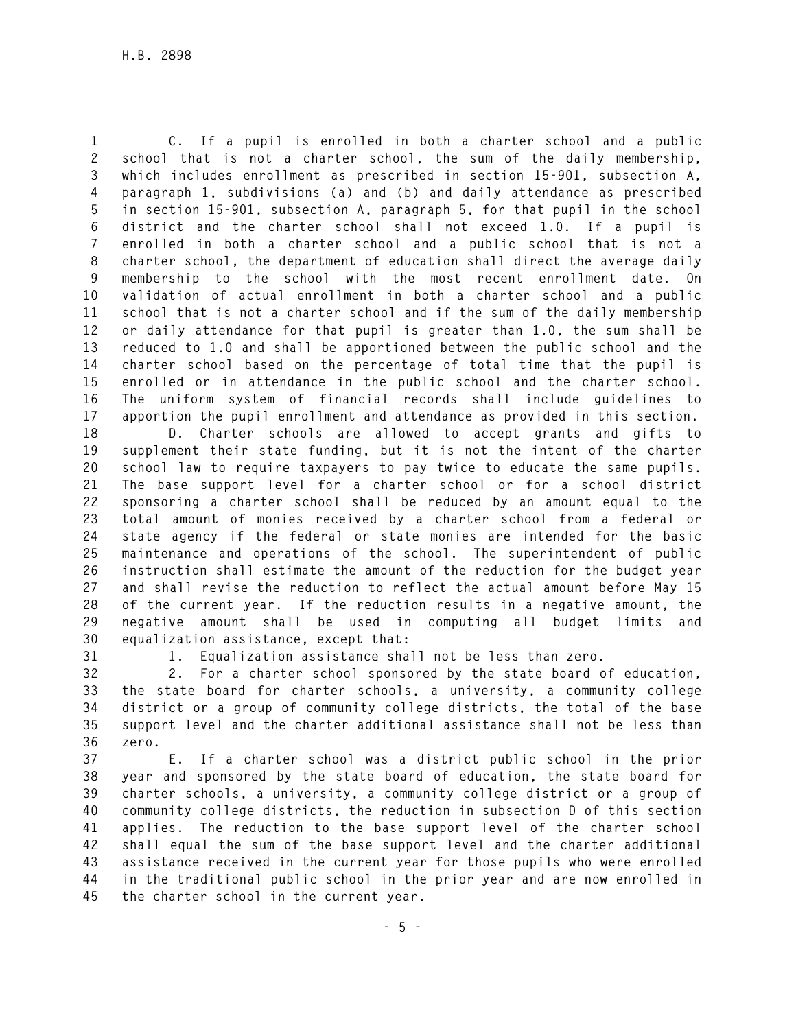C. If a pupil is enrolled in both a charter school and a public school that is not a charter school, the sum of the daily membership, which includes enrollment as prescribed in section 15-901, subsection A, paragraph 1, subdivisions (a) and (b) and daily attendance as prescribed in section 15-901, subsection A, paragraph 5, for that pupil in the school district and the charter school shall not exceed 1.0. If a pupil is enrolled in both a charter school and a public school that is not a charter school, the department of education shall direct the average daily membership to the school with the most recent enrollment date. On validation of actual enrollment in both a charter school and a public school that is not a charter school and if the sum of the daily membership or daily attendance for that pupil is greater than 1.0, the sum shall be reduced to 1.0 and shall be apportioned between the public school and the charter school based on the percentage of total time that the pupil is enrolled or in attendance in the public school and the charter school. The uniform system of financial records shall include guidelines to apportion the pupil enrollment and attendance as provided in this section.

D. Charter schools are allowed to accept grants and gifts to supplement their state funding, but it is not the intent of the charter school law to require taxpayers to pay twice to educate the same pupils. The base support level for a charter school or for a school district sponsoring a charter school shall be reduced by an amount equal to the total amount of monies received by a charter school from a federal or state agency if the federal or state monies are intended for the basic maintenance and operations of the school. The superintendent of public instruction shall estimate the amount of the reduction for the budget year and shall revise the reduction to reflect the actual amount before May 15 of the current year. If the reduction results in a negative amount, the negative amount shall be used in computing all budget limits and equalization assistance, except that:

1. Equalization assistance shall not be less than zero.

2. For a charter school sponsored by the state board of education, the state board for charter schools, a university, a community college district or a group of community college districts, the total of the base support level and the charter additional assistance shall not be less than zero.

E. If a charter school was a district public school in the prior year and sponsored by the state board of education, the state board for charter schools, a university, a community college district or a group of community college districts, the reduction in subsection D of this section applies. The reduction to the base support level of the charter school shall equal the sum of the base support level and the charter additional assistance received in the current year for those pupils who were enrolled in the traditional public school in the prior year and are now enrolled in the charter school in the current year.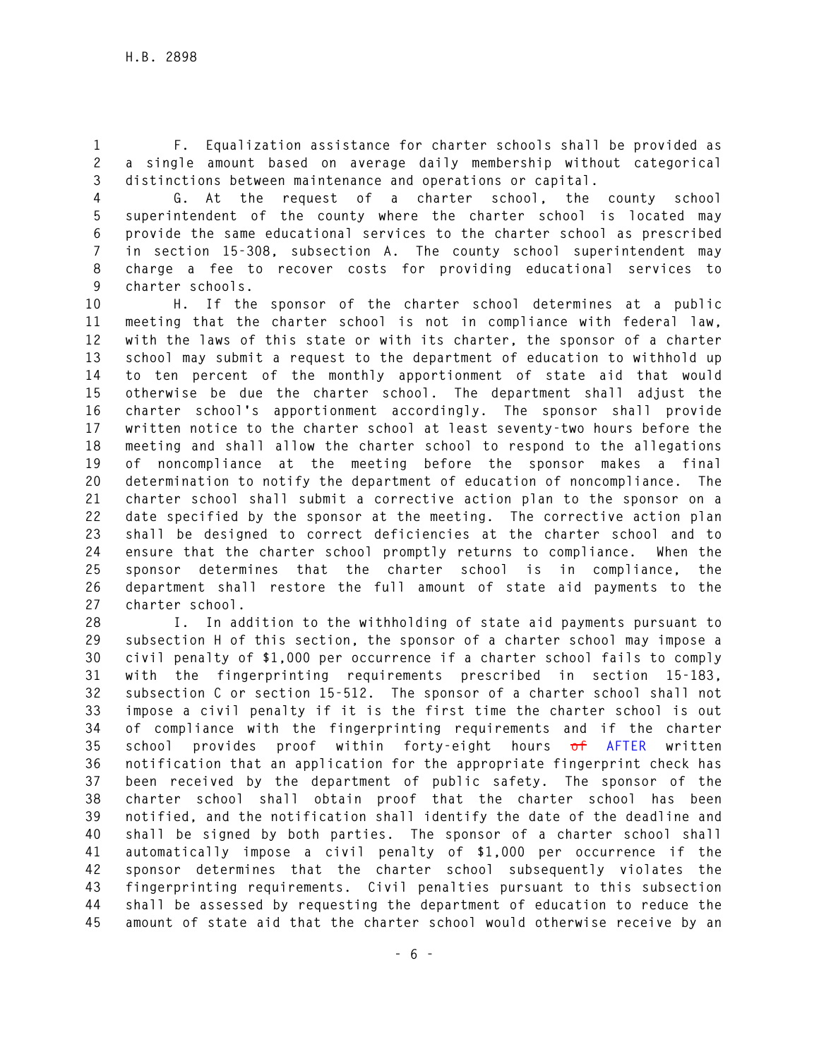F. Equalization assistance for charter schools shall be provided as a single amount based on average daily membership without categorical distinctions between maintenance and operations or capital.

G. At the request of a charter school, the county school superintendent of the county where the charter school is located may provide the same educational services to the charter school as prescribed in section 15-308, subsection A. The county school superintendent may charge a fee to recover costs for providing educational services to charter schools.

H. If the sponsor of the charter school determines at a public meeting that the charter school is not in compliance with federal law, with the laws of this state or with its charter, the sponsor of a charter school may submit a request to the department of education to withhold up to ten percent of the monthly apportionment of state aid that would otherwise be due the charter school. The department shall adjust the charter school's apportionment accordingly. The sponsor shall provide written notice to the charter school at least seventy-two hours before the meeting and shall allow the charter school to respond to the allegations of noncompliance at the meeting before the sponsor makes a final determination to notify the department of education of noncompliance. The charter school shall submit a corrective action plan to the sponsor on a date specified by the sponsor at the meeting. The corrective action plan shall be designed to correct deficiencies at the charter school and to ensure that the charter school promptly returns to compliance. When the sponsor determines that the charter school is in compliance, the department shall restore the full amount of state aid payments to the charter school.

I. In addition to the withholding of state aid payments pursuant to subsection H of this section, the sponsor of a charter school may impose a civil penalty of $1,000 per occurrence if a charter school fails to comply with the fingerprinting requirements prescribed in section 15-183, subsection C or section 15-512. The sponsor of a charter school shall not impose a civil penalty if it is the first time the charter school is out of compliance with the fingerprinting requirements and if the charter school provides proof within forty-eight hours ~~of~~ AFTER written notification that an application for the appropriate fingerprint check has been received by the department of public safety. The sponsor of the charter school shall obtain proof that the charter school has been notified, and the notification shall identify the date of the deadline and shall be signed by both parties. The sponsor of a charter school shall automatically impose a civil penalty of $1,000 per occurrence if the sponsor determines that the charter school subsequently violates the fingerprinting requirements. Civil penalties pursuant to this subsection shall be assessed by requesting the department of education to reduce the amount of state aid that the charter school would otherwise receive by an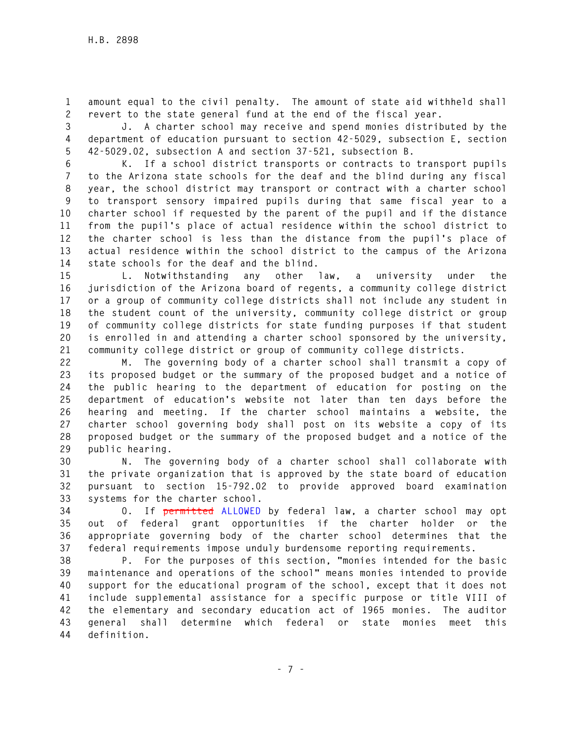amount equal to the civil penalty. The amount of state aid withheld shall revert to the state general fund at the end of the fiscal year.

J. A charter school may receive and spend monies distributed by the department of education pursuant to section 42-5029, subsection E, section 42-5029.02, subsection A and section 37-521, subsection B.

K. If a school district transports or contracts to transport pupils to the Arizona state schools for the deaf and the blind during any fiscal year, the school district may transport or contract with a charter school to transport sensory impaired pupils during that same fiscal year to a charter school if requested by the parent of the pupil and if the distance from the pupil's place of actual residence within the school district to the charter school is less than the distance from the pupil's place of actual residence within the school district to the campus of the Arizona state schools for the deaf and the blind.

L. Notwithstanding any other law, a university under the jurisdiction of the Arizona board of regents, a community college district or a group of community college districts shall not include any student in the student count of the university, community college district or group of community college districts for state funding purposes if that student is enrolled in and attending a charter school sponsored by the university, community college district or group of community college districts.

M. The governing body of a charter school shall transmit a copy of its proposed budget or the summary of the proposed budget and a notice of the public hearing to the department of education for posting on the department of education's website not later than ten days before the hearing and meeting. If the charter school maintains a website, the charter school governing body shall post on its website a copy of its proposed budget or the summary of the proposed budget and a notice of the public hearing.

N. The governing body of a charter school shall collaborate with the private organization that is approved by the state board of education pursuant to section 15-792.02 to provide approved board examination systems for the charter school.

O. If ~~permitted~~ ALLOWED by federal law, a charter school may opt out of federal grant opportunities if the charter holder or the appropriate governing body of the charter school determines that the federal requirements impose unduly burdensome reporting requirements.

P. For the purposes of this section, "monies intended for the basic maintenance and operations of the school" means monies intended to provide support for the educational program of the school, except that it does not include supplemental assistance for a specific purpose or title VIII of the elementary and secondary education act of 1965 monies. The auditor general shall determine which federal or state monies meet this definition.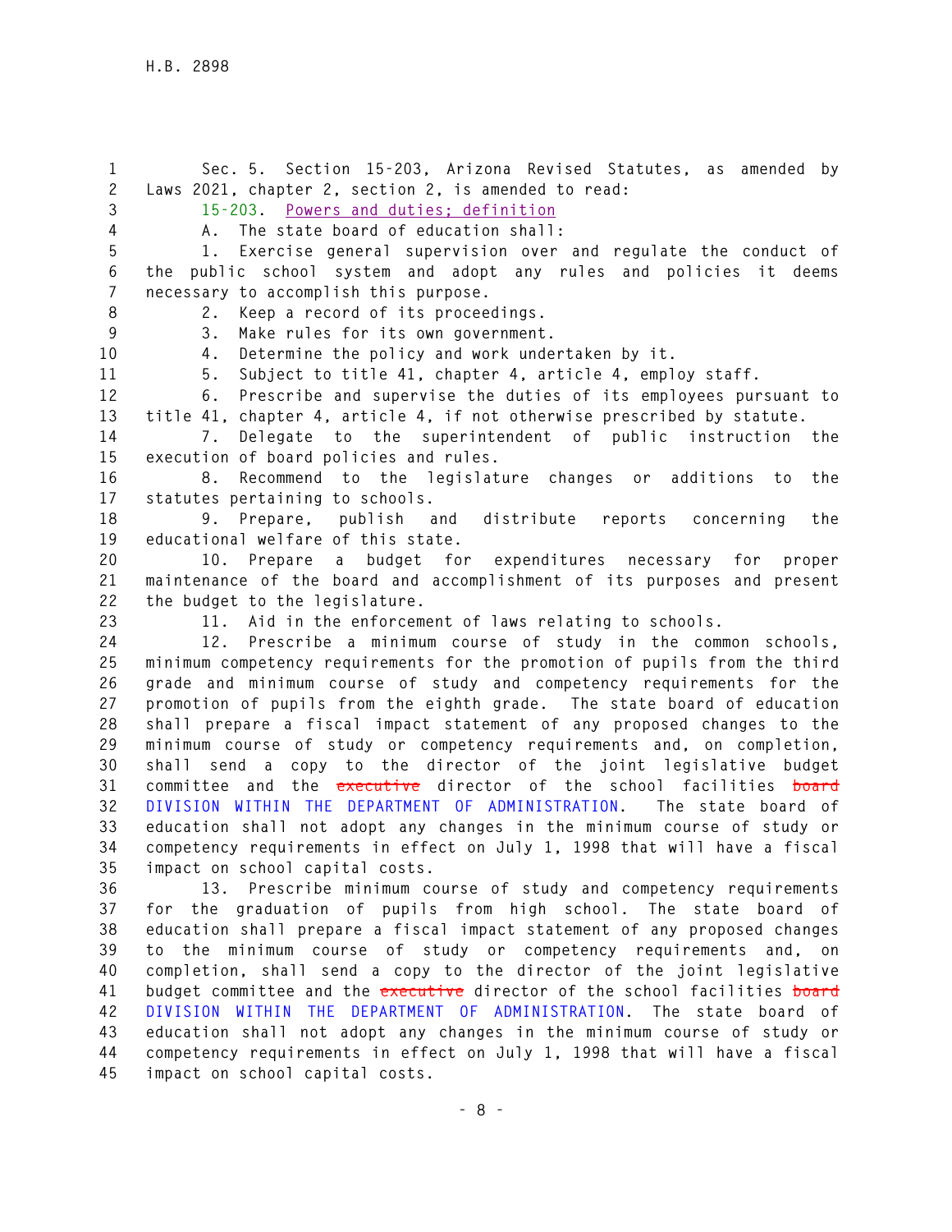Sec. 5. Section 15-203, Arizona Revised Statutes, as amended by Laws 2021, chapter 2, section 2, is amended to read:

15-203. Powers and duties; definition

A. The state board of education shall:

1. Exercise general supervision over and regulate the conduct of the public school system and adopt any rules and policies it deems necessary to accomplish this purpose.

2. Keep a record of its proceedings.

3. Make rules for its own government.

4. Determine the policy and work undertaken by it.

5. Subject to title 41, chapter 4, article 4, employ staff.

6. Prescribe and supervise the duties of its employees pursuant to title 41, chapter 4, article 4, if not otherwise prescribed by statute.

7. Delegate to the superintendent of public instruction the execution of board policies and rules.

8. Recommend to the legislature changes or additions to the statutes pertaining to schools.

9. Prepare, publish and distribute reports concerning the educational welfare of this state.

10. Prepare a budget for expenditures necessary for proper maintenance of the board and accomplishment of its purposes and present the budget to the legislature.

11. Aid in the enforcement of laws relating to schools.

12. Prescribe a minimum course of study in the common schools, minimum competency requirements for the promotion of pupils from the third grade and minimum course of study and competency requirements for the promotion of pupils from the eighth grade. The state board of education shall prepare a fiscal impact statement of any proposed changes to the minimum course of study or competency requirements and, on completion, shall send a copy to the director of the joint legislative budget committee and the ~~executive~~ director of the school facilities ~~board~~ DIVISION WITHIN THE DEPARTMENT OF ADMINISTRATION. The state board of education shall not adopt any changes in the minimum course of study or competency requirements in effect on July 1, 1998 that will have a fiscal impact on school capital costs.

13. Prescribe minimum course of study and competency requirements for the graduation of pupils from high school. The state board of education shall prepare a fiscal impact statement of any proposed changes to the minimum course of study or competency requirements and, on completion, shall send a copy to the director of the joint legislative budget committee and the ~~executive~~ director of the school facilities ~~board~~ DIVISION WITHIN THE DEPARTMENT OF ADMINISTRATION. The state board of education shall not adopt any changes in the minimum course of study or competency requirements in effect on July 1, 1998 that will have a fiscal impact on school capital costs.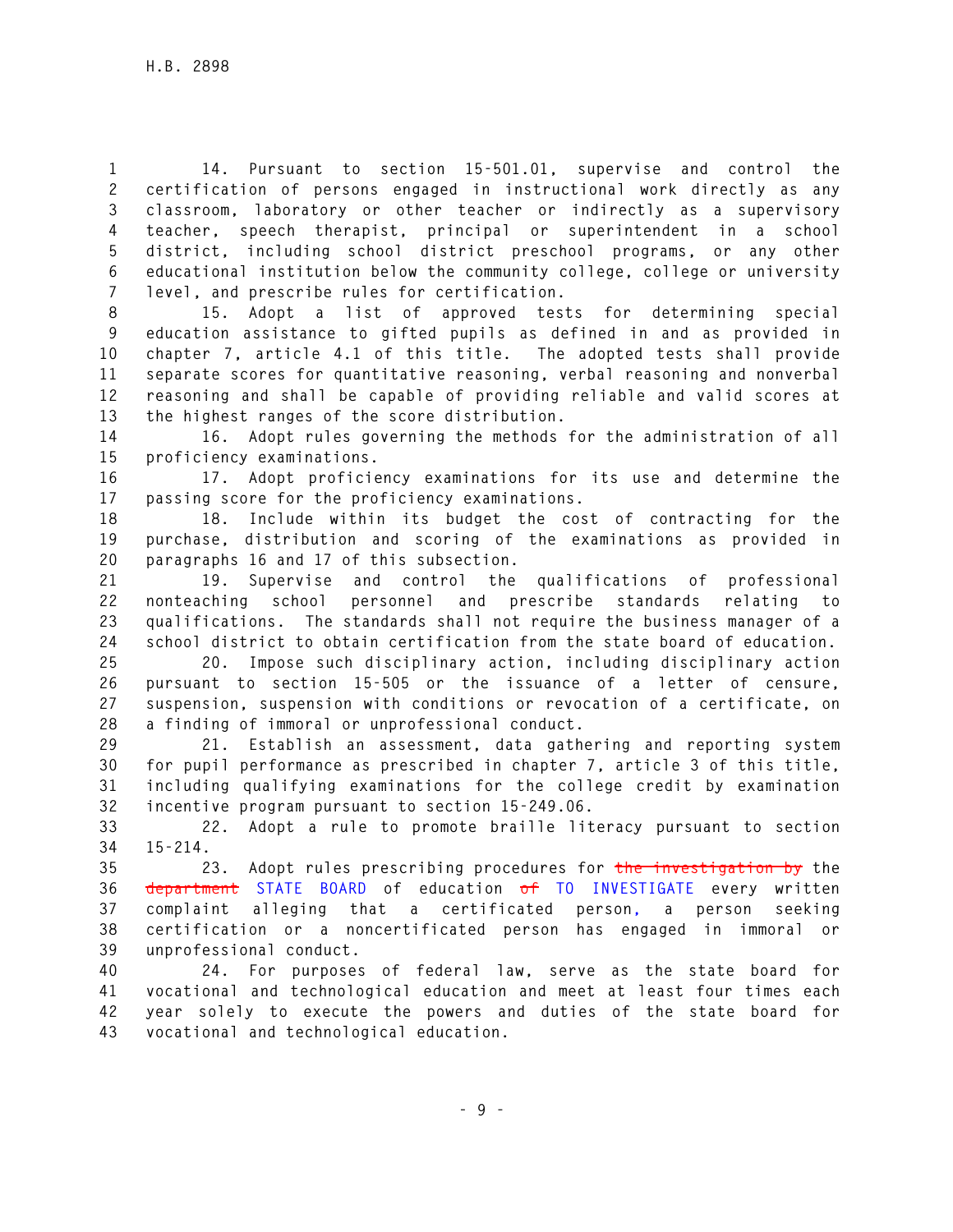14. Pursuant to section 15-501.01, supervise and control the certification of persons engaged in instructional work directly as any classroom, laboratory or other teacher or indirectly as a supervisory teacher, speech therapist, principal or superintendent in a school district, including school district preschool programs, or any other educational institution below the community college, college or university level, and prescribe rules for certification.

15. Adopt a list of approved tests for determining special education assistance to gifted pupils as defined in and as provided in chapter 7, article 4.1 of this title. The adopted tests shall provide separate scores for quantitative reasoning, verbal reasoning and nonverbal reasoning and shall be capable of providing reliable and valid scores at the highest ranges of the score distribution.

16. Adopt rules governing the methods for the administration of all proficiency examinations.

17. Adopt proficiency examinations for its use and determine the passing score for the proficiency examinations.

18. Include within its budget the cost of contracting for the purchase, distribution and scoring of the examinations as provided in paragraphs 16 and 17 of this subsection.

19. Supervise and control the qualifications of professional nonteaching school personnel and prescribe standards relating to qualifications. The standards shall not require the business manager of a school district to obtain certification from the state board of education.

20. Impose such disciplinary action, including disciplinary action pursuant to section 15-505 or the issuance of a letter of censure, suspension, suspension with conditions or revocation of a certificate, on a finding of immoral or unprofessional conduct.

21. Establish an assessment, data gathering and reporting system for pupil performance as prescribed in chapter 7, article 3 of this title, including qualifying examinations for the college credit by examination incentive program pursuant to section 15-249.06.

22. Adopt a rule to promote braille literacy pursuant to section 15-214.

23. Adopt rules prescribing procedures for ~~the investigation by~~ the ~~department~~ STATE BOARD of education ~~of~~ TO INVESTIGATE every written complaint alleging that a certificated person, a person seeking certification or a noncertificated person has engaged in immoral or unprofessional conduct.

24. For purposes of federal law, serve as the state board for vocational and technological education and meet at least four times each year solely to execute the powers and duties of the state board for vocational and technological education.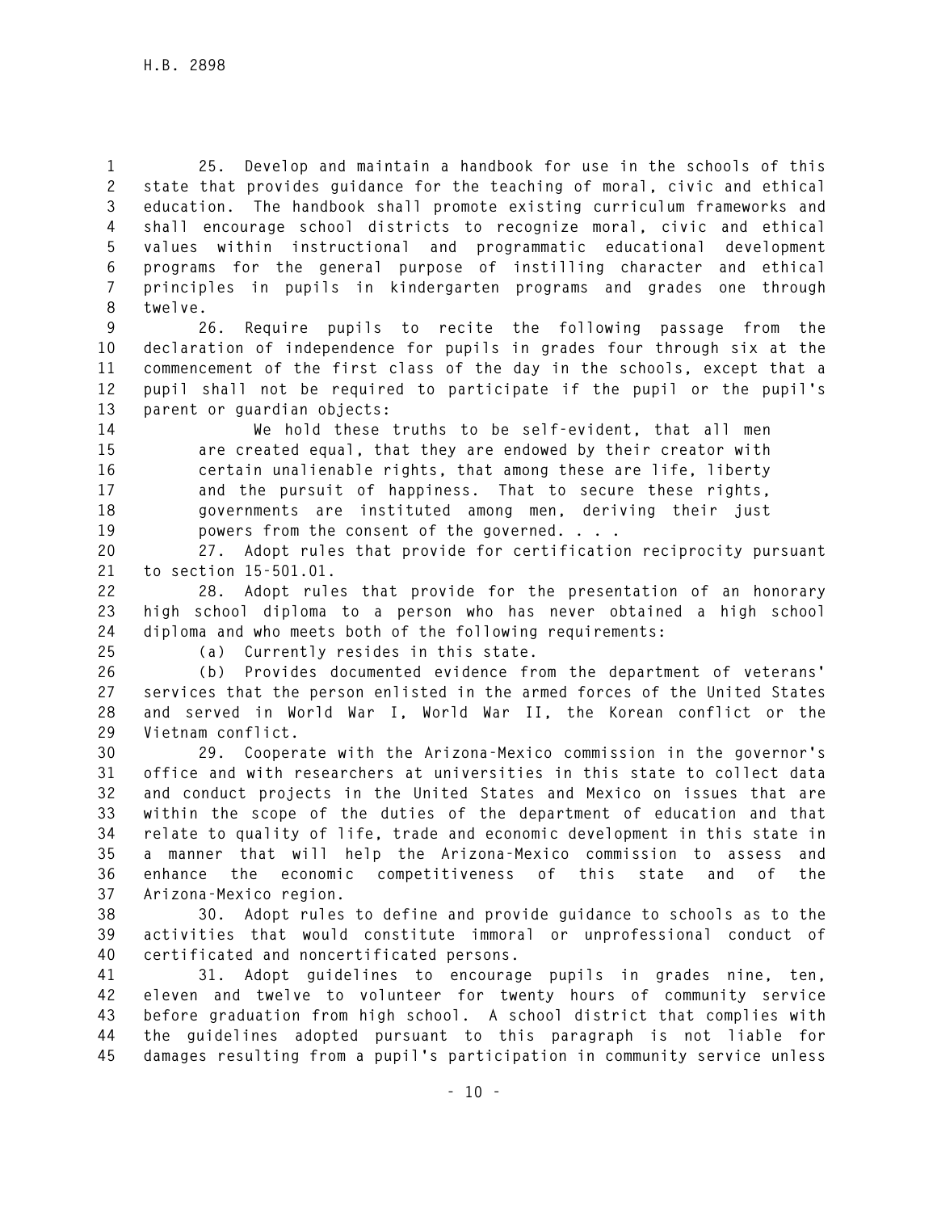25. Develop and maintain a handbook for use in the schools of this state that provides guidance for the teaching of moral, civic and ethical education. The handbook shall promote existing curriculum frameworks and shall encourage school districts to recognize moral, civic and ethical values within instructional and programmatic educational development programs for the general purpose of instilling character and ethical principles in pupils in kindergarten programs and grades one through twelve.

26. Require pupils to recite the following passage from the declaration of independence for pupils in grades four through six at the commencement of the first class of the day in the schools, except that a pupil shall not be required to participate if the pupil or the pupil's parent or guardian objects:

> We hold these truths to be self-evident, that all men are created equal, that they are endowed by their creator with certain unalienable rights, that among these are life, liberty and the pursuit of happiness. That to secure these rights, governments are instituted among men, deriving their just powers from the consent of the governed. . . .

27. Adopt rules that provide for certification reciprocity pursuant to section 15-501.01.

28. Adopt rules that provide for the presentation of an honorary high school diploma to a person who has never obtained a high school diploma and who meets both of the following requirements:

(a) Currently resides in this state.

(b) Provides documented evidence from the department of veterans' services that the person enlisted in the armed forces of the United States and served in World War I, World War II, the Korean conflict or the Vietnam conflict.

29. Cooperate with the Arizona-Mexico commission in the governor's office and with researchers at universities in this state to collect data and conduct projects in the United States and Mexico on issues that are within the scope of the duties of the department of education and that relate to quality of life, trade and economic development in this state in a manner that will help the Arizona-Mexico commission to assess and enhance the economic competitiveness of this state and of the Arizona-Mexico region.

30. Adopt rules to define and provide guidance to schools as to the activities that would constitute immoral or unprofessional conduct of certificated and noncertificated persons.

31. Adopt guidelines to encourage pupils in grades nine, ten, eleven and twelve to volunteer for twenty hours of community service before graduation from high school. A school district that complies with the guidelines adopted pursuant to this paragraph is not liable for damages resulting from a pupil's participation in community service unless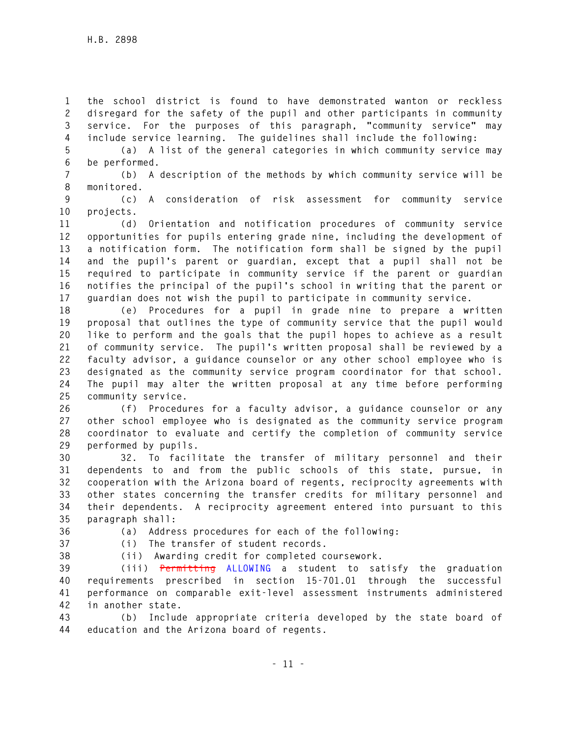the school district is found to have demonstrated wanton or reckless disregard for the safety of the pupil and other participants in community service. For the purposes of this paragraph, "community service" may include service learning. The guidelines shall include the following:

(a) A list of the general categories in which community service may be performed.

(b) A description of the methods by which community service will be monitored.

(c) A consideration of risk assessment for community service projects.

(d) Orientation and notification procedures of community service opportunities for pupils entering grade nine, including the development of a notification form. The notification form shall be signed by the pupil and the pupil's parent or guardian, except that a pupil shall not be required to participate in community service if the parent or guardian notifies the principal of the pupil's school in writing that the parent or guardian does not wish the pupil to participate in community service.

(e) Procedures for a pupil in grade nine to prepare a written proposal that outlines the type of community service that the pupil would like to perform and the goals that the pupil hopes to achieve as a result of community service. The pupil's written proposal shall be reviewed by a faculty advisor, a guidance counselor or any other school employee who is designated as the community service program coordinator for that school. The pupil may alter the written proposal at any time before performing community service.

(f) Procedures for a faculty advisor, a guidance counselor or any other school employee who is designated as the community service program coordinator to evaluate and certify the completion of community service performed by pupils.

32. To facilitate the transfer of military personnel and their dependents to and from the public schools of this state, pursue, in cooperation with the Arizona board of regents, reciprocity agreements with other states concerning the transfer credits for military personnel and their dependents. A reciprocity agreement entered into pursuant to this paragraph shall:

(a) Address procedures for each of the following:

(i) The transfer of student records.

(ii) Awarding credit for completed coursework.

(iii) ~~Permitting~~ ALLOWING a student to satisfy the graduation requirements prescribed in section 15-701.01 through the successful performance on comparable exit-level assessment instruments administered in another state.

(b) Include appropriate criteria developed by the state board of education and the Arizona board of regents.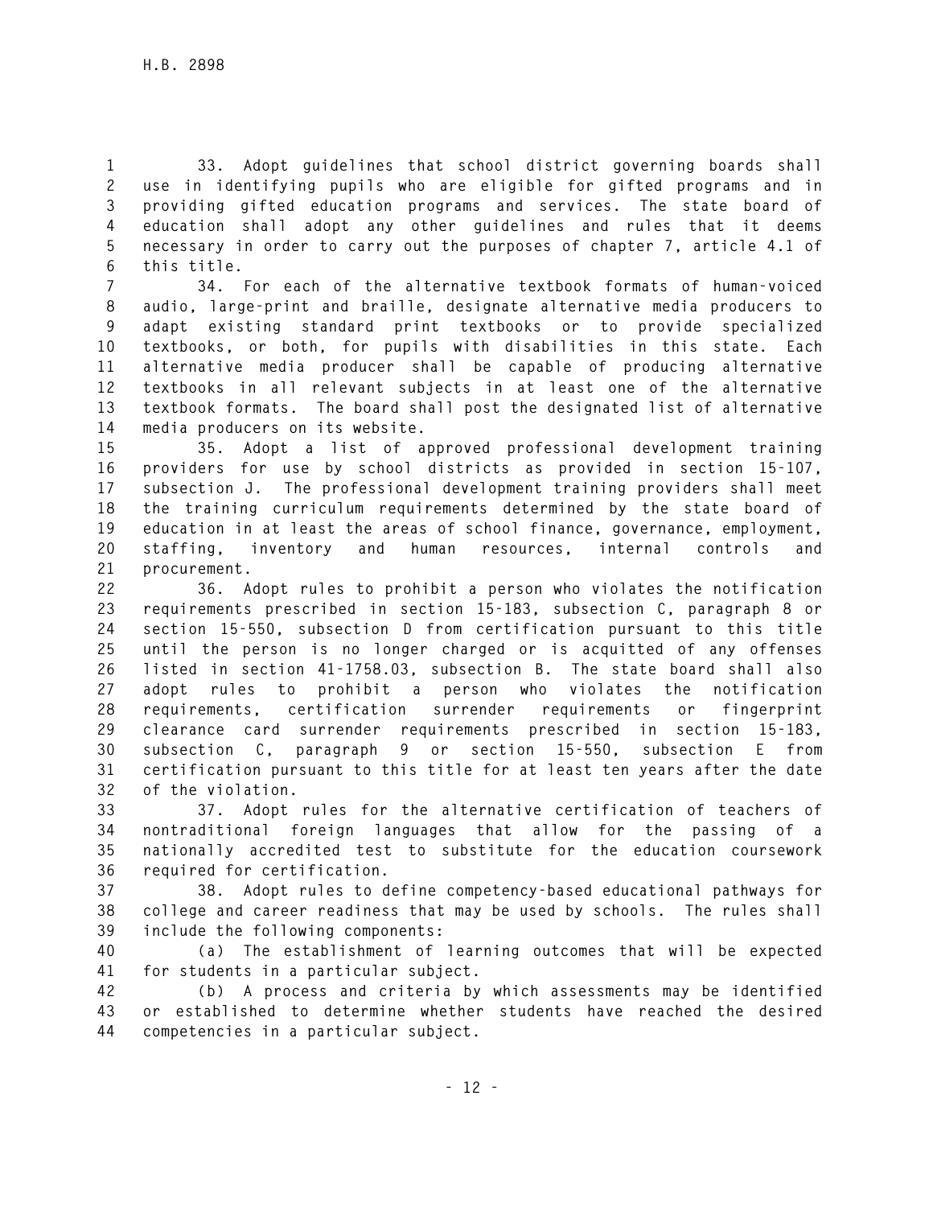33. Adopt guidelines that school district governing boards shall use in identifying pupils who are eligible for gifted programs and in providing gifted education programs and services. The state board of education shall adopt any other guidelines and rules that it deems necessary in order to carry out the purposes of chapter 7, article 4.1 of this title.

34. For each of the alternative textbook formats of human-voiced audio, large-print and braille, designate alternative media producers to adapt existing standard print textbooks or to provide specialized textbooks, or both, for pupils with disabilities in this state. Each alternative media producer shall be capable of producing alternative textbooks in all relevant subjects in at least one of the alternative textbook formats. The board shall post the designated list of alternative media producers on its website.

35. Adopt a list of approved professional development training providers for use by school districts as provided in section 15-107, subsection J. The professional development training providers shall meet the training curriculum requirements determined by the state board of education in at least the areas of school finance, governance, employment, staffing, inventory and human resources, internal controls and procurement.

36. Adopt rules to prohibit a person who violates the notification requirements prescribed in section 15-183, subsection C, paragraph 8 or section 15-550, subsection D from certification pursuant to this title until the person is no longer charged or is acquitted of any offenses listed in section 41-1758.03, subsection B. The state board shall also adopt rules to prohibit a person who violates the notification requirements, certification surrender requirements or fingerprint clearance card surrender requirements prescribed in section 15-183, subsection C, paragraph 9 or section 15-550, subsection E from certification pursuant to this title for at least ten years after the date of the violation.

37. Adopt rules for the alternative certification of teachers of nontraditional foreign languages that allow for the passing of a nationally accredited test to substitute for the education coursework required for certification.

38. Adopt rules to define competency-based educational pathways for college and career readiness that may be used by schools. The rules shall include the following components:

(a) The establishment of learning outcomes that will be expected for students in a particular subject.

(b) A process and criteria by which assessments may be identified or established to determine whether students have reached the desired competencies in a particular subject.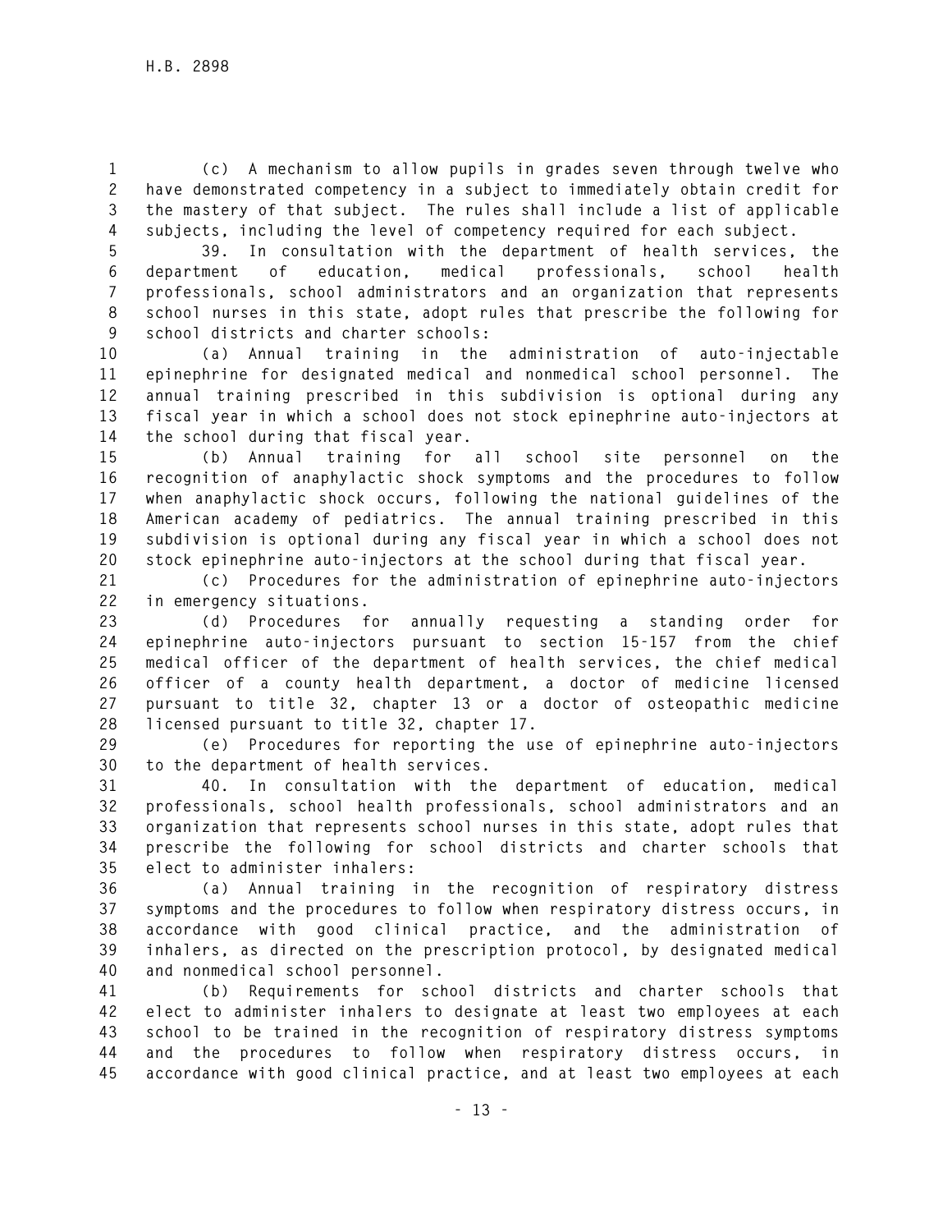(c) A mechanism to allow pupils in grades seven through twelve who have demonstrated competency in a subject to immediately obtain credit for the mastery of that subject. The rules shall include a list of applicable subjects, including the level of competency required for each subject.

39. In consultation with the department of health services, the department of education, medical professionals, school health professionals, school administrators and an organization that represents school nurses in this state, adopt rules that prescribe the following for school districts and charter schools:

(a) Annual training in the administration of auto-injectable epinephrine for designated medical and nonmedical school personnel. The annual training prescribed in this subdivision is optional during any fiscal year in which a school does not stock epinephrine auto-injectors at the school during that fiscal year.

(b) Annual training for all school site personnel on the recognition of anaphylactic shock symptoms and the procedures to follow when anaphylactic shock occurs, following the national guidelines of the American academy of pediatrics. The annual training prescribed in this subdivision is optional during any fiscal year in which a school does not stock epinephrine auto-injectors at the school during that fiscal year.

(c) Procedures for the administration of epinephrine auto-injectors in emergency situations.

(d) Procedures for annually requesting a standing order for epinephrine auto-injectors pursuant to section 15-157 from the chief medical officer of the department of health services, the chief medical officer of a county health department, a doctor of medicine licensed pursuant to title 32, chapter 13 or a doctor of osteopathic medicine licensed pursuant to title 32, chapter 17.

(e) Procedures for reporting the use of epinephrine auto-injectors to the department of health services.

40. In consultation with the department of education, medical professionals, school health professionals, school administrators and an organization that represents school nurses in this state, adopt rules that prescribe the following for school districts and charter schools that elect to administer inhalers:

(a) Annual training in the recognition of respiratory distress symptoms and the procedures to follow when respiratory distress occurs, in accordance with good clinical practice, and the administration of inhalers, as directed on the prescription protocol, by designated medical and nonmedical school personnel.

(b) Requirements for school districts and charter schools that elect to administer inhalers to designate at least two employees at each school to be trained in the recognition of respiratory distress symptoms and the procedures to follow when respiratory distress occurs, in accordance with good clinical practice, and at least two employees at each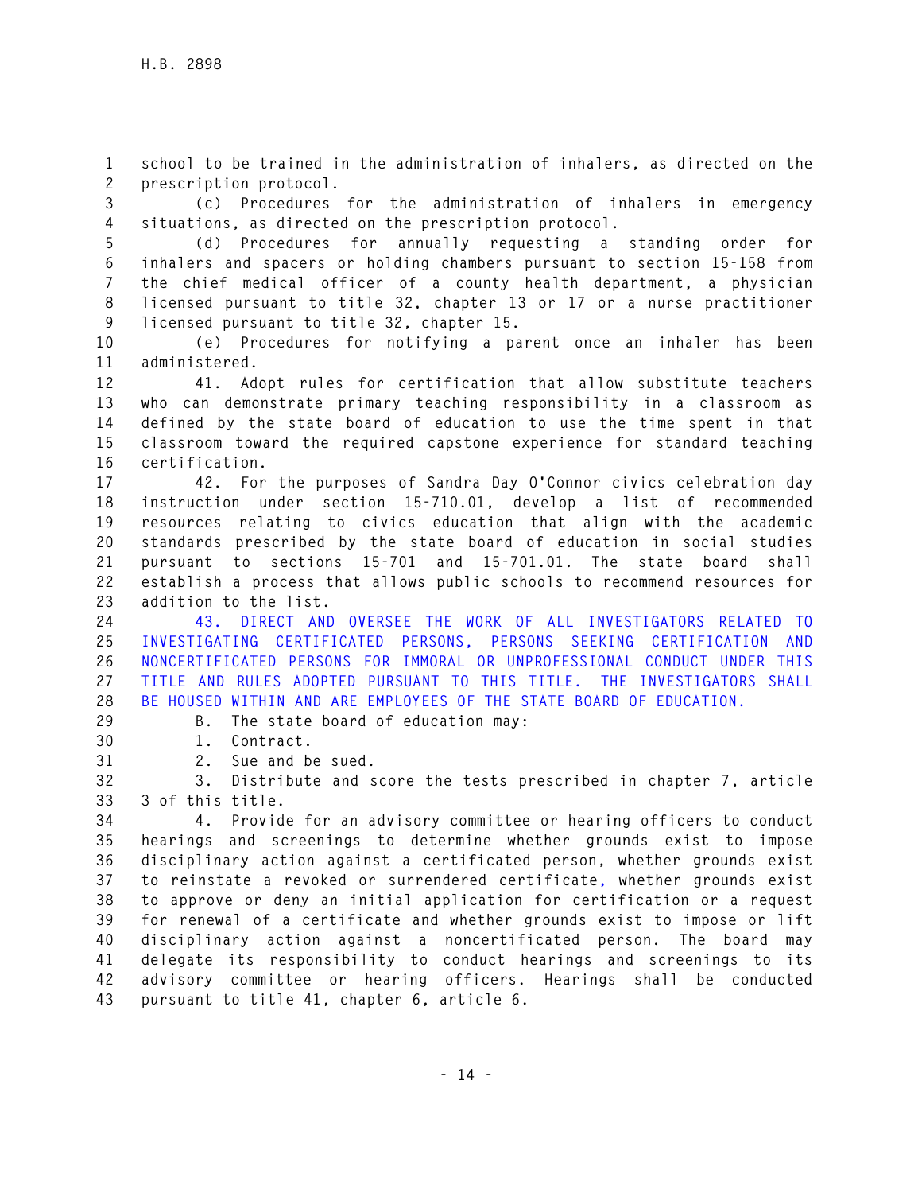school to be trained in the administration of inhalers, as directed on the prescription protocol.

(c) Procedures for the administration of inhalers in emergency situations, as directed on the prescription protocol.

(d) Procedures for annually requesting a standing order for inhalers and spacers or holding chambers pursuant to section 15-158 from the chief medical officer of a county health department, a physician licensed pursuant to title 32, chapter 13 or 17 or a nurse practitioner licensed pursuant to title 32, chapter 15.

(e) Procedures for notifying a parent once an inhaler has been administered.

41. Adopt rules for certification that allow substitute teachers who can demonstrate primary teaching responsibility in a classroom as defined by the state board of education to use the time spent in that classroom toward the required capstone experience for standard teaching certification.

42. For the purposes of Sandra Day O'Connor civics celebration day instruction under section 15-710.01, develop a list of recommended resources relating to civics education that align with the academic standards prescribed by the state board of education in social studies pursuant to sections 15-701 and 15-701.01. The state board shall establish a process that allows public schools to recommend resources for addition to the list.

43. DIRECT AND OVERSEE THE WORK OF ALL INVESTIGATORS RELATED TO INVESTIGATING CERTIFICATED PERSONS, PERSONS SEEKING CERTIFICATION AND NONCERTIFICATED PERSONS FOR IMMORAL OR UNPROFESSIONAL CONDUCT UNDER THIS TITLE AND RULES ADOPTED PURSUANT TO THIS TITLE. THE INVESTIGATORS SHALL BE HOUSED WITHIN AND ARE EMPLOYEES OF THE STATE BOARD OF EDUCATION.

B. The state board of education may:

1. Contract.

2. Sue and be sued.

3. Distribute and score the tests prescribed in chapter 7, article 3 of this title.

4. Provide for an advisory committee or hearing officers to conduct hearings and screenings to determine whether grounds exist to impose disciplinary action against a certificated person, whether grounds exist to reinstate a revoked or surrendered certificate, whether grounds exist to approve or deny an initial application for certification or a request for renewal of a certificate and whether grounds exist to impose or lift disciplinary action against a noncertificated person. The board may delegate its responsibility to conduct hearings and screenings to its advisory committee or hearing officers. Hearings shall be conducted pursuant to title 41, chapter 6, article 6.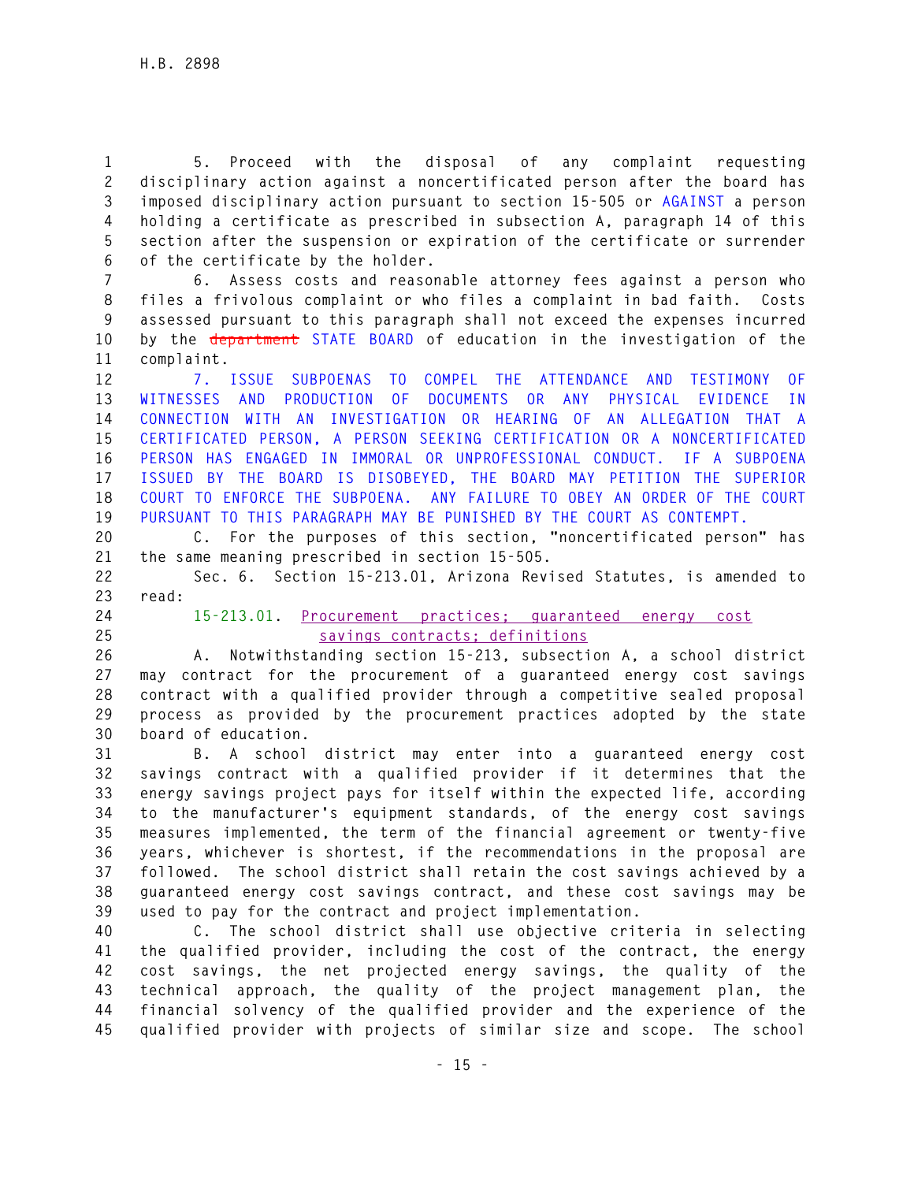5. Proceed with the disposal of any complaint requesting disciplinary action against a noncertificated person after the board has imposed disciplinary action pursuant to section 15-505 or AGAINST a person holding a certificate as prescribed in subsection A, paragraph 14 of this section after the suspension or expiration of the certificate or surrender of the certificate by the holder.

6. Assess costs and reasonable attorney fees against a person who files a frivolous complaint or who files a complaint in bad faith. Costs assessed pursuant to this paragraph shall not exceed the expenses incurred by the ~~department~~ STATE BOARD of education in the investigation of the complaint.

7. ISSUE SUBPOENAS TO COMPEL THE ATTENDANCE AND TESTIMONY OF WITNESSES AND PRODUCTION OF DOCUMENTS OR ANY PHYSICAL EVIDENCE IN CONNECTION WITH AN INVESTIGATION OR HEARING OF AN ALLEGATION THAT A CERTIFICATED PERSON, A PERSON SEEKING CERTIFICATION OR A NONCERTIFICATED PERSON HAS ENGAGED IN IMMORAL OR UNPROFESSIONAL CONDUCT. IF A SUBPOENA ISSUED BY THE BOARD IS DISOBEYED, THE BOARD MAY PETITION THE SUPERIOR COURT TO ENFORCE THE SUBPOENA. ANY FAILURE TO OBEY AN ORDER OF THE COURT PURSUANT TO THIS PARAGRAPH MAY BE PUNISHED BY THE COURT AS CONTEMPT.

C. For the purposes of this section, "noncertificated person" has the same meaning prescribed in section 15-505.

Sec. 6. Section 15-213.01, Arizona Revised Statutes, is amended to read:

15-213.01. Procurement practices; guaranteed energy cost savings contracts; definitions

A. Notwithstanding section 15-213, subsection A, a school district may contract for the procurement of a guaranteed energy cost savings contract with a qualified provider through a competitive sealed proposal process as provided by the procurement practices adopted by the state board of education.

B. A school district may enter into a guaranteed energy cost savings contract with a qualified provider if it determines that the energy savings project pays for itself within the expected life, according to the manufacturer's equipment standards, of the energy cost savings measures implemented, the term of the financial agreement or twenty-five years, whichever is shortest, if the recommendations in the proposal are followed. The school district shall retain the cost savings achieved by a guaranteed energy cost savings contract, and these cost savings may be used to pay for the contract and project implementation.

C. The school district shall use objective criteria in selecting the qualified provider, including the cost of the contract, the energy cost savings, the net projected energy savings, the quality of the technical approach, the quality of the project management plan, the financial solvency of the qualified provider and the experience of the qualified provider with projects of similar size and scope. The school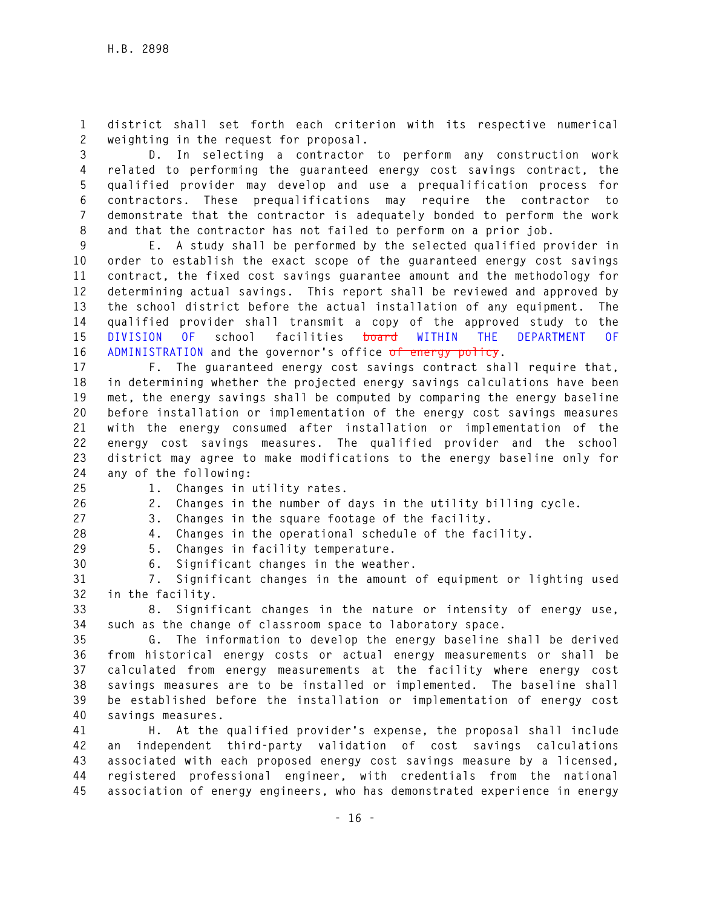district shall set forth each criterion with its respective numerical weighting in the request for proposal.

D. In selecting a contractor to perform any construction work related to performing the guaranteed energy cost savings contract, the qualified provider may develop and use a prequalification process for contractors. These prequalifications may require the contractor to demonstrate that the contractor is adequately bonded to perform the work and that the contractor has not failed to perform on a prior job.

E. A study shall be performed by the selected qualified provider in order to establish the exact scope of the guaranteed energy cost savings contract, the fixed cost savings guarantee amount and the methodology for determining actual savings. This report shall be reviewed and approved by the school district before the actual installation of any equipment. The qualified provider shall transmit a copy of the approved study to the DIVISION OF school facilities ~~board~~ WITHIN THE DEPARTMENT OF ADMINISTRATION and the governor's office ~~of energy policy~~.

F. The guaranteed energy cost savings contract shall require that, in determining whether the projected energy savings calculations have been met, the energy savings shall be computed by comparing the energy baseline before installation or implementation of the energy cost savings measures with the energy consumed after installation or implementation of the energy cost savings measures. The qualified provider and the school district may agree to make modifications to the energy baseline only for any of the following:

1. Changes in utility rates.
2. Changes in the number of days in the utility billing cycle.
3. Changes in the square footage of the facility.
4. Changes in the operational schedule of the facility.
5. Changes in facility temperature.
6. Significant changes in the weather.
7. Significant changes in the amount of equipment or lighting used in the facility.
8. Significant changes in the nature or intensity of energy use, such as the change of classroom space to laboratory space.

G. The information to develop the energy baseline shall be derived from historical energy costs or actual energy measurements or shall be calculated from energy measurements at the facility where energy cost savings measures are to be installed or implemented. The baseline shall be established before the installation or implementation of energy cost savings measures.

H. At the qualified provider's expense, the proposal shall include an independent third-party validation of cost savings calculations associated with each proposed energy cost savings measure by a licensed, registered professional engineer, with credentials from the national association of energy engineers, who has demonstrated experience in energy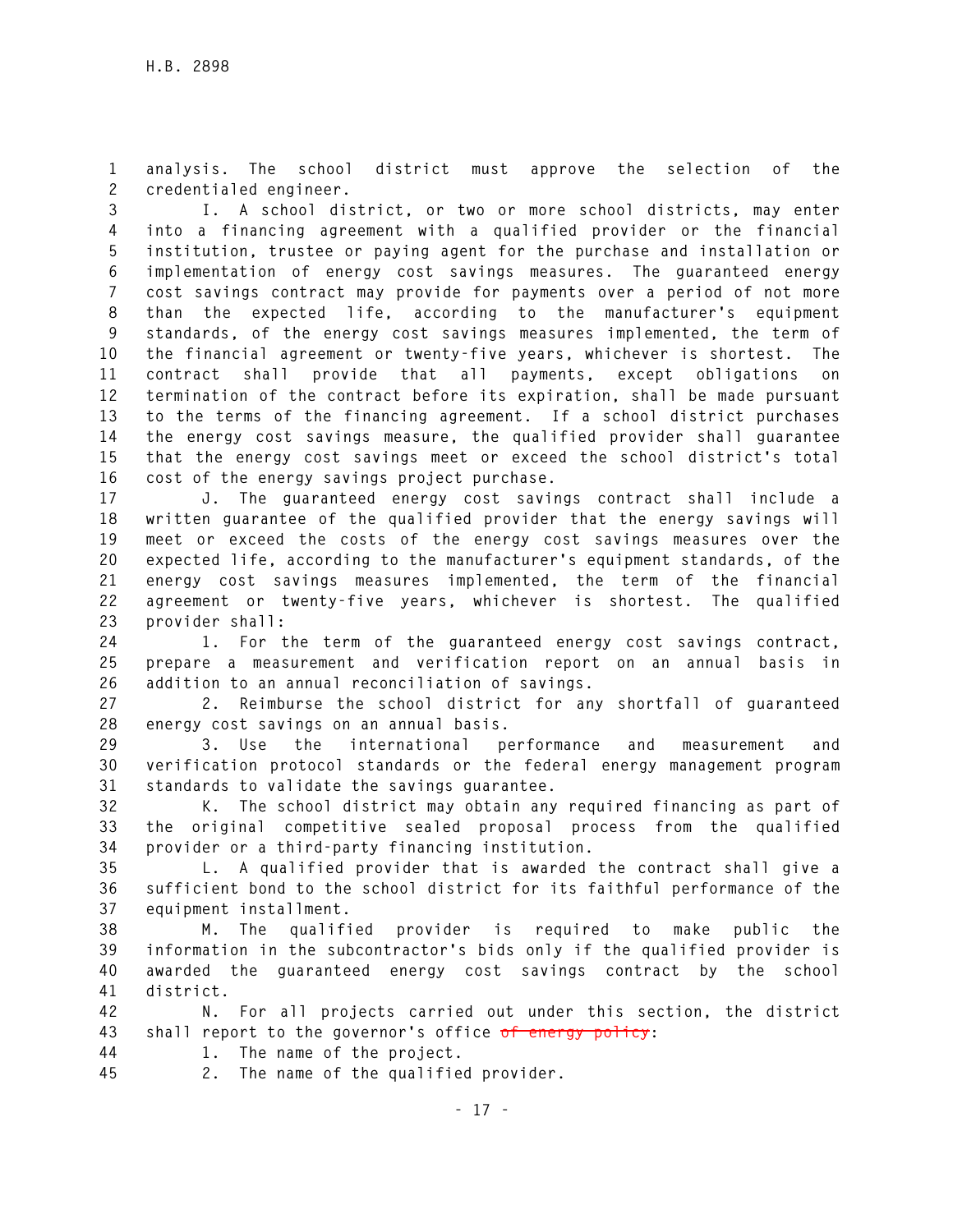analysis. The school district must approve the selection of the credentialed engineer.

I. A school district, or two or more school districts, may enter into a financing agreement with a qualified provider or the financial institution, trustee or paying agent for the purchase and installation or implementation of energy cost savings measures. The guaranteed energy cost savings contract may provide for payments over a period of not more than the expected life, according to the manufacturer's equipment standards, of the energy cost savings measures implemented, the term of the financial agreement or twenty-five years, whichever is shortest. The contract shall provide that all payments, except obligations on termination of the contract before its expiration, shall be made pursuant to the terms of the financing agreement. If a school district purchases the energy cost savings measure, the qualified provider shall guarantee that the energy cost savings meet or exceed the school district's total cost of the energy savings project purchase.

J. The guaranteed energy cost savings contract shall include a written guarantee of the qualified provider that the energy savings will meet or exceed the costs of the energy cost savings measures over the expected life, according to the manufacturer's equipment standards, of the energy cost savings measures implemented, the term of the financial agreement or twenty-five years, whichever is shortest. The qualified provider shall:

1. For the term of the guaranteed energy cost savings contract, prepare a measurement and verification report on an annual basis in addition to an annual reconciliation of savings.

2. Reimburse the school district for any shortfall of guaranteed energy cost savings on an annual basis.

3. Use the international performance and measurement and verification protocol standards or the federal energy management program standards to validate the savings guarantee.

K. The school district may obtain any required financing as part of the original competitive sealed proposal process from the qualified provider or a third-party financing institution.

L. A qualified provider that is awarded the contract shall give a sufficient bond to the school district for its faithful performance of the equipment installment.

M. The qualified provider is required to make public the information in the subcontractor's bids only if the qualified provider is awarded the guaranteed energy cost savings contract by the school district.

N. For all projects carried out under this section, the district shall report to the governor's office ~~of energy policy~~:

1. The name of the project.

2. The name of the qualified provider.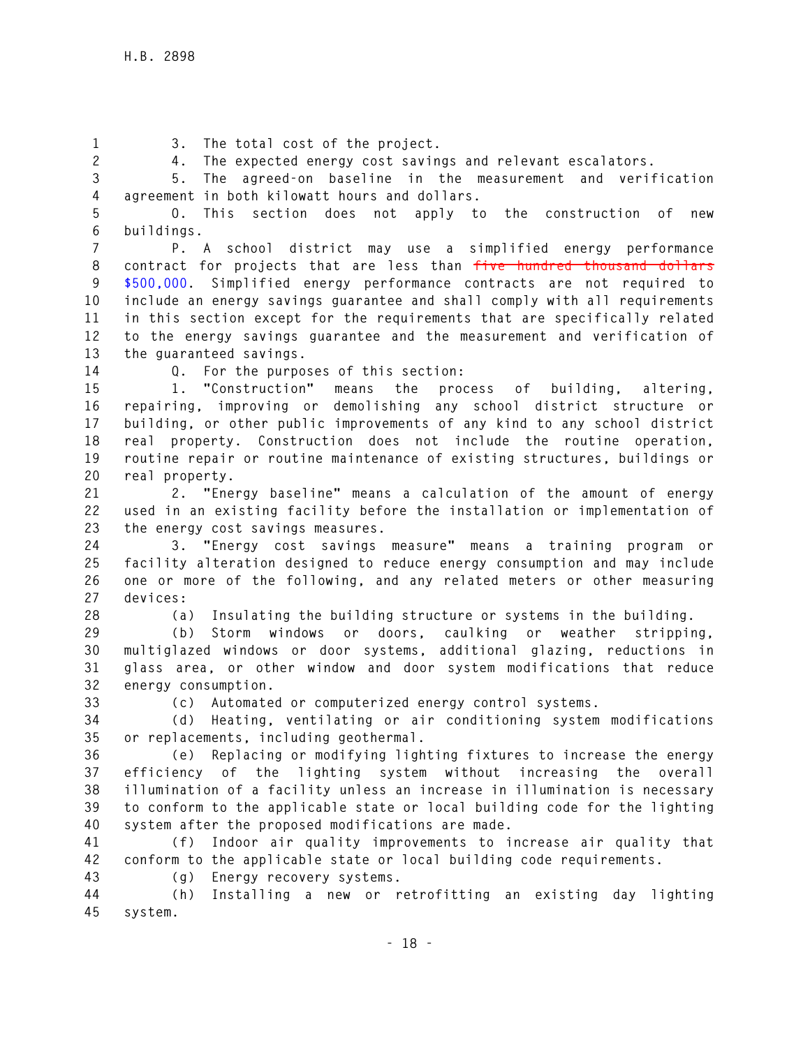3. The total cost of the project.

4. The expected energy cost savings and relevant escalators.

5. The agreed-on baseline in the measurement and verification agreement in both kilowatt hours and dollars.

O. This section does not apply to the construction of new buildings.

P. A school district may use a simplified energy performance contract for projects that are less than ~~five hundred thousand dollars~~ $500,000. Simplified energy performance contracts are not required to include an energy savings guarantee and shall comply with all requirements in this section except for the requirements that are specifically related to the energy savings guarantee and the measurement and verification of the guaranteed savings.

Q. For the purposes of this section:

1. "Construction" means the process of building, altering, repairing, improving or demolishing any school district structure or building, or other public improvements of any kind to any school district real property. Construction does not include the routine operation, routine repair or routine maintenance of existing structures, buildings or real property.

2. "Energy baseline" means a calculation of the amount of energy used in an existing facility before the installation or implementation of the energy cost savings measures.

3. "Energy cost savings measure" means a training program or facility alteration designed to reduce energy consumption and may include one or more of the following, and any related meters or other measuring devices:

(a) Insulating the building structure or systems in the building.

(b) Storm windows or doors, caulking or weather stripping, multiglazed windows or door systems, additional glazing, reductions in glass area, or other window and door system modifications that reduce energy consumption.

(c) Automated or computerized energy control systems.

(d) Heating, ventilating or air conditioning system modifications or replacements, including geothermal.

(e) Replacing or modifying lighting fixtures to increase the energy efficiency of the lighting system without increasing the overall illumination of a facility unless an increase in illumination is necessary to conform to the applicable state or local building code for the lighting system after the proposed modifications are made.

(f) Indoor air quality improvements to increase air quality that conform to the applicable state or local building code requirements.

(g) Energy recovery systems.

(h) Installing a new or retrofitting an existing day lighting system.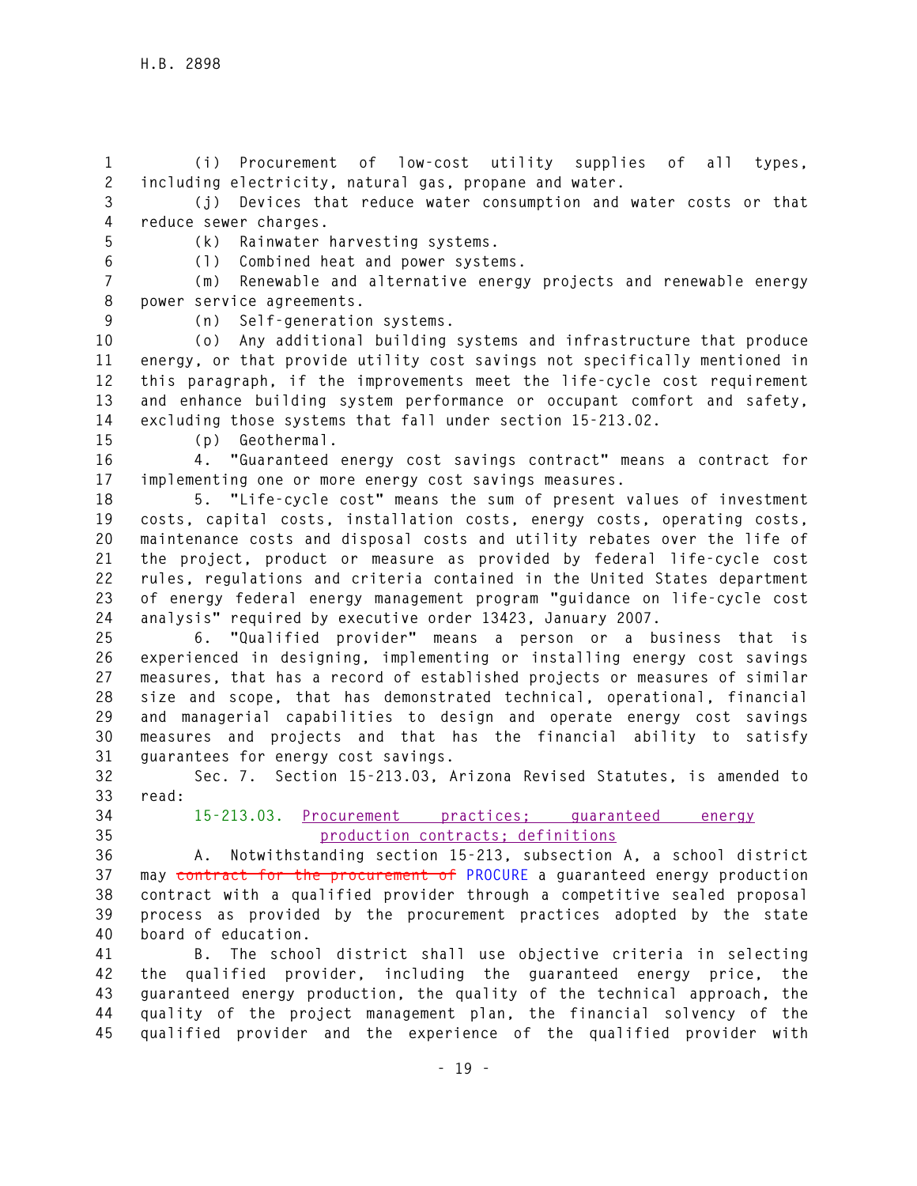(i) Procurement of low-cost utility supplies of all types, including electricity, natural gas, propane and water.

(j) Devices that reduce water consumption and water costs or that reduce sewer charges.

(k) Rainwater harvesting systems.

(l) Combined heat and power systems.

(m) Renewable and alternative energy projects and renewable energy power service agreements.

(n) Self-generation systems.

(o) Any additional building systems and infrastructure that produce energy, or that provide utility cost savings not specifically mentioned in this paragraph, if the improvements meet the life-cycle cost requirement and enhance building system performance or occupant comfort and safety, excluding those systems that fall under section 15-213.02.

(p) Geothermal.

4. "Guaranteed energy cost savings contract" means a contract for implementing one or more energy cost savings measures.

5. "Life-cycle cost" means the sum of present values of investment costs, capital costs, installation costs, energy costs, operating costs, maintenance costs and disposal costs and utility rebates over the life of the project, product or measure as provided by federal life-cycle cost rules, regulations and criteria contained in the United States department of energy federal energy management program "guidance on life-cycle cost analysis" required by executive order 13423, January 2007.

6. "Qualified provider" means a person or a business that is experienced in designing, implementing or installing energy cost savings measures, that has a record of established projects or measures of similar size and scope, that has demonstrated technical, operational, financial and managerial capabilities to design and operate energy cost savings measures and projects and that has the financial ability to satisfy guarantees for energy cost savings.

Sec. 7. Section 15-213.03, Arizona Revised Statutes, is amended to read:

15-213.03. <u>Procurement practices; guaranteed energy production contracts; definitions</u>

A. Notwithstanding section 15-213, subsection A, a school district may ~~contract for the procurement of~~ PROCURE a guaranteed energy production contract with a qualified provider through a competitive sealed proposal process as provided by the procurement practices adopted by the state board of education.

B. The school district shall use objective criteria in selecting the qualified provider, including the guaranteed energy price, the guaranteed energy production, the quality of the technical approach, the quality of the project management plan, the financial solvency of the qualified provider and the experience of the qualified provider with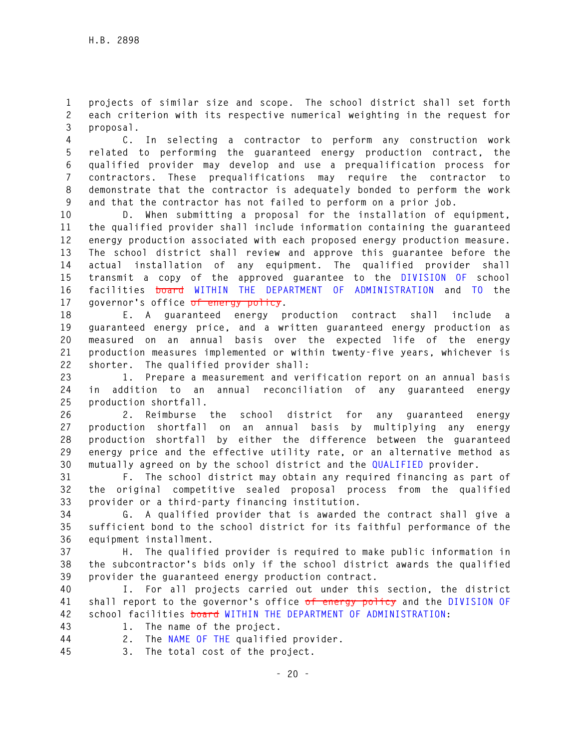projects of similar size and scope. The school district shall set forth each criterion with its respective numerical weighting in the request for proposal.

C. In selecting a contractor to perform any construction work related to performing the guaranteed energy production contract, the qualified provider may develop and use a prequalification process for contractors. These prequalifications may require the contractor to demonstrate that the contractor is adequately bonded to perform the work and that the contractor has not failed to perform on a prior job.

D. When submitting a proposal for the installation of equipment, the qualified provider shall include information containing the guaranteed energy production associated with each proposed energy production measure. The school district shall review and approve this guarantee before the actual installation of any equipment. The qualified provider shall transmit a copy of the approved guarantee to the DIVISION OF school facilities ~~board~~ WITHIN THE DEPARTMENT OF ADMINISTRATION and TO the governor's office ~~of energy policy~~.

E. A guaranteed energy production contract shall include a guaranteed energy price, and a written guaranteed energy production as measured on an annual basis over the expected life of the energy production measures implemented or within twenty-five years, whichever is shorter. The qualified provider shall:

1. Prepare a measurement and verification report on an annual basis in addition to an annual reconciliation of any guaranteed energy production shortfall.

2. Reimburse the school district for any guaranteed energy production shortfall on an annual basis by multiplying any energy production shortfall by either the difference between the guaranteed energy price and the effective utility rate, or an alternative method as mutually agreed on by the school district and the QUALIFIED provider.

F. The school district may obtain any required financing as part of the original competitive sealed proposal process from the qualified provider or a third-party financing institution.

G. A qualified provider that is awarded the contract shall give a sufficient bond to the school district for its faithful performance of the equipment installment.

H. The qualified provider is required to make public information in the subcontractor's bids only if the school district awards the qualified provider the guaranteed energy production contract.

I. For all projects carried out under this section, the district shall report to the governor's office ~~of energy policy~~ and the DIVISION OF school facilities ~~board~~ WITHIN THE DEPARTMENT OF ADMINISTRATION:

1. The name of the project.

2. The NAME OF THE qualified provider.

3. The total cost of the project.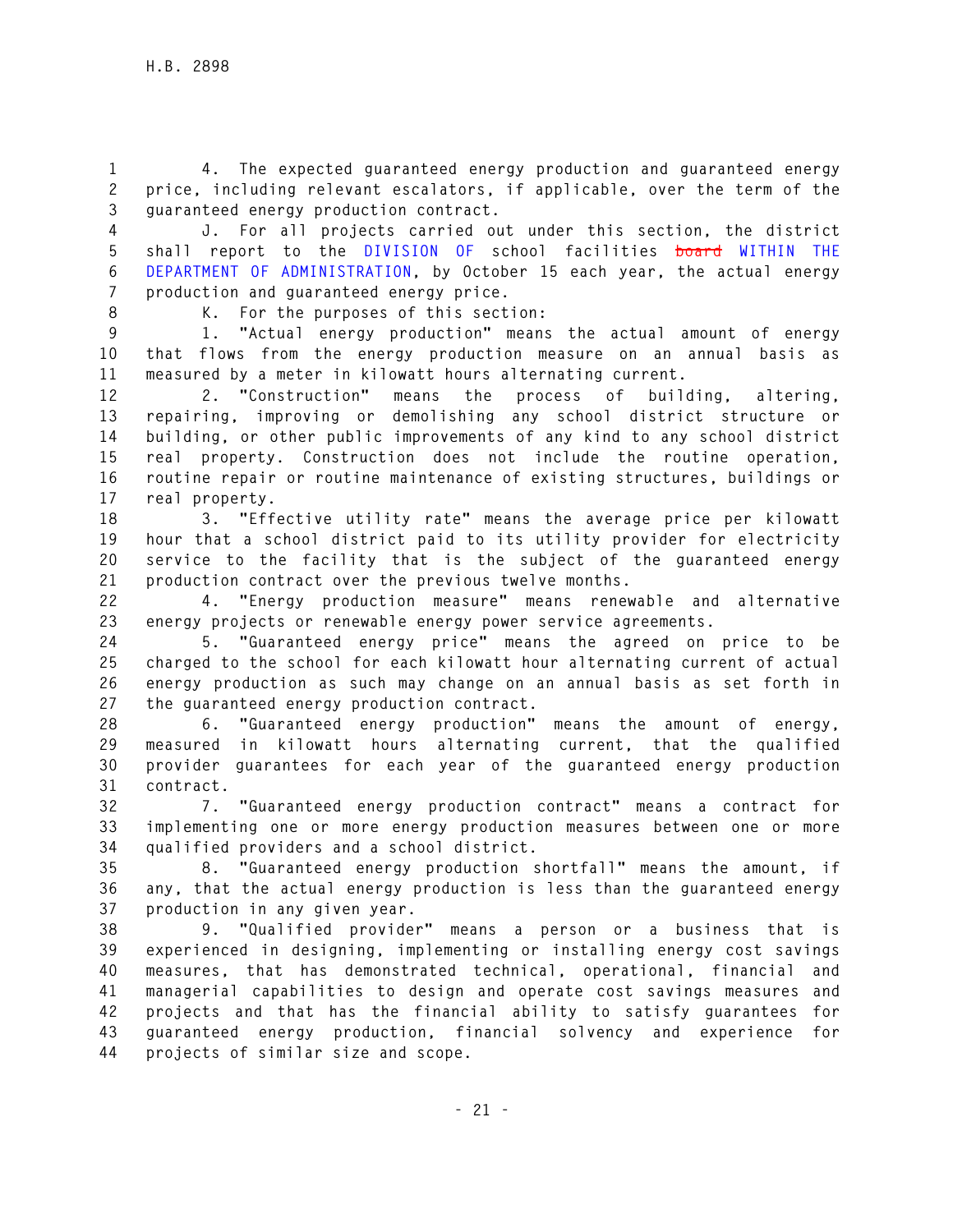4. The expected guaranteed energy production and guaranteed energy price, including relevant escalators, if applicable, over the term of the guaranteed energy production contract.

J. For all projects carried out under this section, the district shall report to the DIVISION OF school facilities ~~board~~ WITHIN THE DEPARTMENT OF ADMINISTRATION, by October 15 each year, the actual energy production and guaranteed energy price.

K. For the purposes of this section:

1. "Actual energy production" means the actual amount of energy that flows from the energy production measure on an annual basis as measured by a meter in kilowatt hours alternating current.

2. "Construction" means the process of building, altering, repairing, improving or demolishing any school district structure or building, or other public improvements of any kind to any school district real property. Construction does not include the routine operation, routine repair or routine maintenance of existing structures, buildings or real property.

3. "Effective utility rate" means the average price per kilowatt hour that a school district paid to its utility provider for electricity service to the facility that is the subject of the guaranteed energy production contract over the previous twelve months.

4. "Energy production measure" means renewable and alternative energy projects or renewable energy power service agreements.

5. "Guaranteed energy price" means the agreed on price to be charged to the school for each kilowatt hour alternating current of actual energy production as such may change on an annual basis as set forth in the guaranteed energy production contract.

6. "Guaranteed energy production" means the amount of energy, measured in kilowatt hours alternating current, that the qualified provider guarantees for each year of the guaranteed energy production contract.

7. "Guaranteed energy production contract" means a contract for implementing one or more energy production measures between one or more qualified providers and a school district.

8. "Guaranteed energy production shortfall" means the amount, if any, that the actual energy production is less than the guaranteed energy production in any given year.

9. "Qualified provider" means a person or a business that is experienced in designing, implementing or installing energy cost savings measures, that has demonstrated technical, operational, financial and managerial capabilities to design and operate cost savings measures and projects and that has the financial ability to satisfy guarantees for guaranteed energy production, financial solvency and experience for projects of similar size and scope.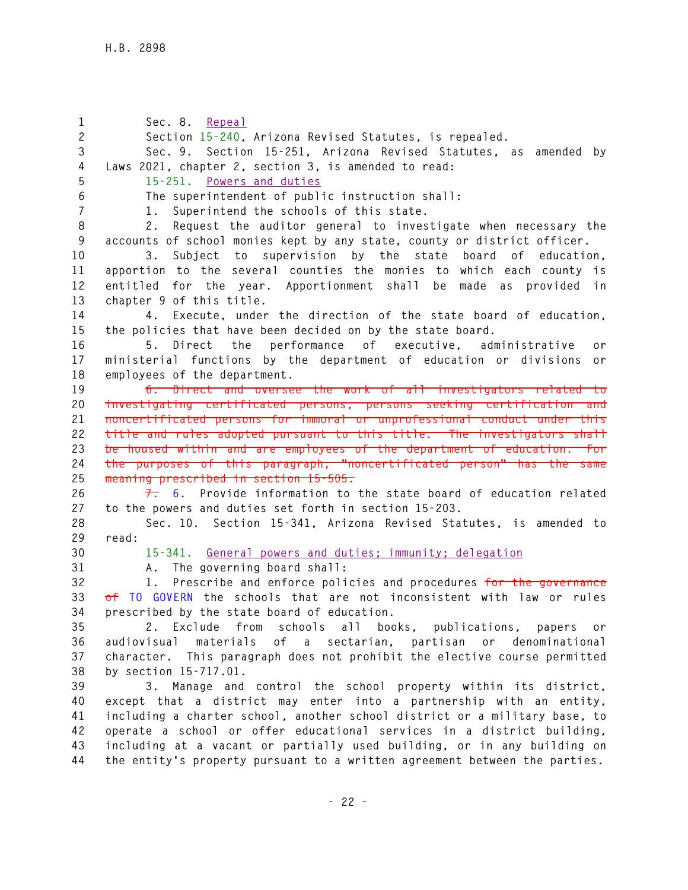Sec. 8. Repeal

Section 15-240, Arizona Revised Statutes, is repealed.

Sec. 9. Section 15-251, Arizona Revised Statutes, as amended by Laws 2021, chapter 2, section 3, is amended to read:

15-251. Powers and duties

The superintendent of public instruction shall:

1. Superintend the schools of this state.

2. Request the auditor general to investigate when necessary the accounts of school monies kept by any state, county or district officer.

3. Subject to supervision by the state board of education, apportion to the several counties the monies to which each county is entitled for the year. Apportionment shall be made as provided in chapter 9 of this title.

4. Execute, under the direction of the state board of education, the policies that have been decided on by the state board.

5. Direct the performance of executive, administrative or ministerial functions by the department of education or divisions or employees of the department.

~~6. Direct and oversee the work of all investigators related to investigating certificated persons, persons seeking certification and noncertificated persons for immoral or unprofessional conduct under this title and rules adopted pursuant to this title. The investigators shall be housed within and are employees of the department of education. For the purposes of this paragraph, "noncertificated person" has the same meaning prescribed in section 15-505.~~

~~7.~~ 6. Provide information to the state board of education related to the powers and duties set forth in section 15-203.

Sec. 10. Section 15-341, Arizona Revised Statutes, is amended to read:

15-341. General powers and duties; immunity; delegation

A. The governing board shall:

1. Prescribe and enforce policies and procedures ~~for the governance of~~ TO GOVERN the schools that are not inconsistent with law or rules prescribed by the state board of education.

2. Exclude from schools all books, publications, papers or audiovisual materials of a sectarian, partisan or denominational character. This paragraph does not prohibit the elective course permitted by section 15-717.01.

3. Manage and control the school property within its district, except that a district may enter into a partnership with an entity, including a charter school, another school district or a military base, to operate a school or offer educational services in a district building, including at a vacant or partially used building, or in any building on the entity's property pursuant to a written agreement between the parties.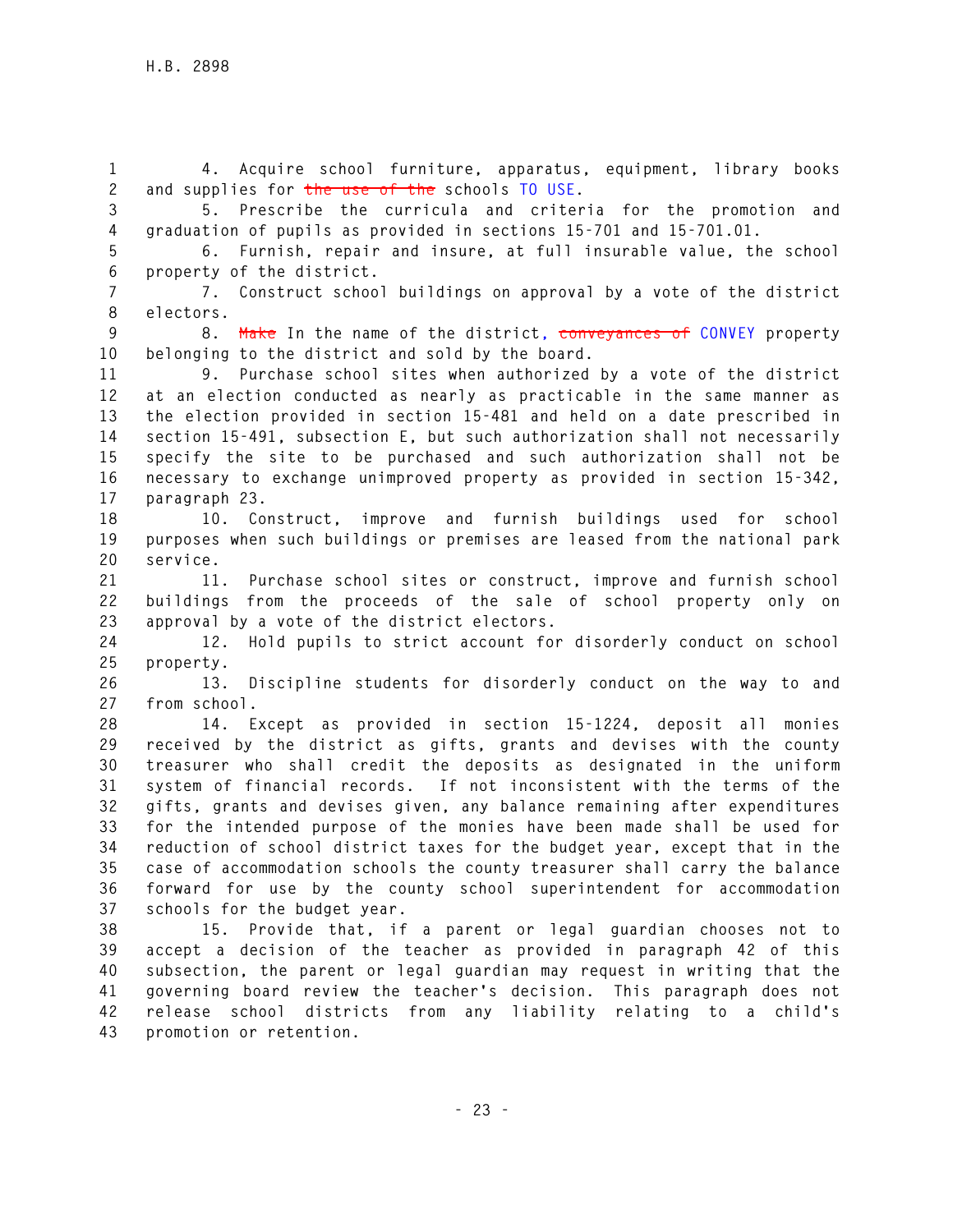4. Acquire school furniture, apparatus, equipment, library books and supplies for ~~the use of the~~ schools TO USE.

5. Prescribe the curricula and criteria for the promotion and graduation of pupils as provided in sections 15-701 and 15-701.01.

6. Furnish, repair and insure, at full insurable value, the school property of the district.

7. Construct school buildings on approval by a vote of the district electors.

8. ~~Make~~ In the name of the district, ~~conveyances of~~ CONVEY property belonging to the district and sold by the board.

9. Purchase school sites when authorized by a vote of the district at an election conducted as nearly as practicable in the same manner as the election provided in section 15-481 and held on a date prescribed in section 15-491, subsection E, but such authorization shall not necessarily specify the site to be purchased and such authorization shall not be necessary to exchange unimproved property as provided in section 15-342, paragraph 23.

10. Construct, improve and furnish buildings used for school purposes when such buildings or premises are leased from the national park service.

11. Purchase school sites or construct, improve and furnish school buildings from the proceeds of the sale of school property only on approval by a vote of the district electors.

12. Hold pupils to strict account for disorderly conduct on school property.

13. Discipline students for disorderly conduct on the way to and from school.

14. Except as provided in section 15-1224, deposit all monies received by the district as gifts, grants and devises with the county treasurer who shall credit the deposits as designated in the uniform system of financial records. If not inconsistent with the terms of the gifts, grants and devises given, any balance remaining after expenditures for the intended purpose of the monies have been made shall be used for reduction of school district taxes for the budget year, except that in the case of accommodation schools the county treasurer shall carry the balance forward for use by the county school superintendent for accommodation schools for the budget year.

15. Provide that, if a parent or legal guardian chooses not to accept a decision of the teacher as provided in paragraph 42 of this subsection, the parent or legal guardian may request in writing that the governing board review the teacher's decision. This paragraph does not release school districts from any liability relating to a child's promotion or retention.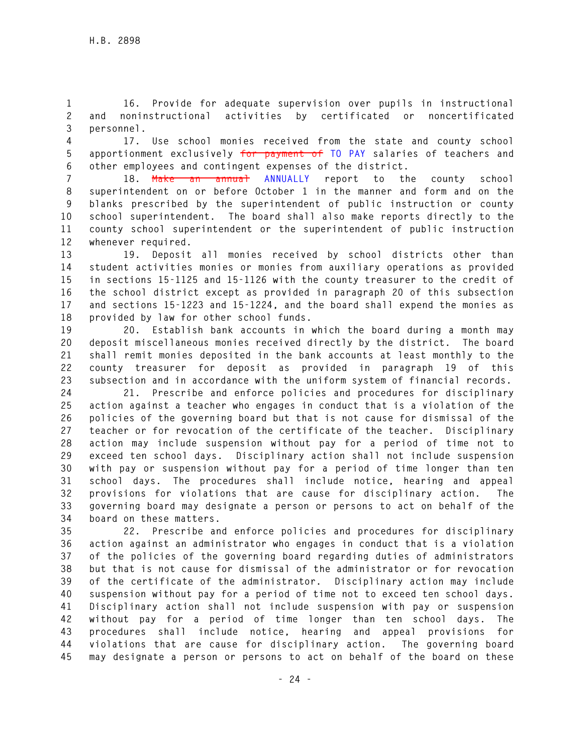16. Provide for adequate supervision over pupils in instructional and noninstructional activities by certificated or noncertificated personnel.

17. Use school monies received from the state and county school apportionment exclusively ~~for payment of~~ TO PAY salaries of teachers and other employees and contingent expenses of the district.

18. ~~Make an annual~~ ANNUALLY report to the county school superintendent on or before October 1 in the manner and form and on the blanks prescribed by the superintendent of public instruction or county school superintendent. The board shall also make reports directly to the county school superintendent or the superintendent of public instruction whenever required.

19. Deposit all monies received by school districts other than student activities monies or monies from auxiliary operations as provided in sections 15-1125 and 15-1126 with the county treasurer to the credit of the school district except as provided in paragraph 20 of this subsection and sections 15-1223 and 15-1224, and the board shall expend the monies as provided by law for other school funds.

20. Establish bank accounts in which the board during a month may deposit miscellaneous monies received directly by the district. The board shall remit monies deposited in the bank accounts at least monthly to the county treasurer for deposit as provided in paragraph 19 of this subsection and in accordance with the uniform system of financial records.

21. Prescribe and enforce policies and procedures for disciplinary action against a teacher who engages in conduct that is a violation of the policies of the governing board but that is not cause for dismissal of the teacher or for revocation of the certificate of the teacher. Disciplinary action may include suspension without pay for a period of time not to exceed ten school days. Disciplinary action shall not include suspension with pay or suspension without pay for a period of time longer than ten school days. The procedures shall include notice, hearing and appeal provisions for violations that are cause for disciplinary action. The governing board may designate a person or persons to act on behalf of the board on these matters.

22. Prescribe and enforce policies and procedures for disciplinary action against an administrator who engages in conduct that is a violation of the policies of the governing board regarding duties of administrators but that is not cause for dismissal of the administrator or for revocation of the certificate of the administrator. Disciplinary action may include suspension without pay for a period of time not to exceed ten school days. Disciplinary action shall not include suspension with pay or suspension without pay for a period of time longer than ten school days. The procedures shall include notice, hearing and appeal provisions for violations that are cause for disciplinary action. The governing board may designate a person or persons to act on behalf of the board on these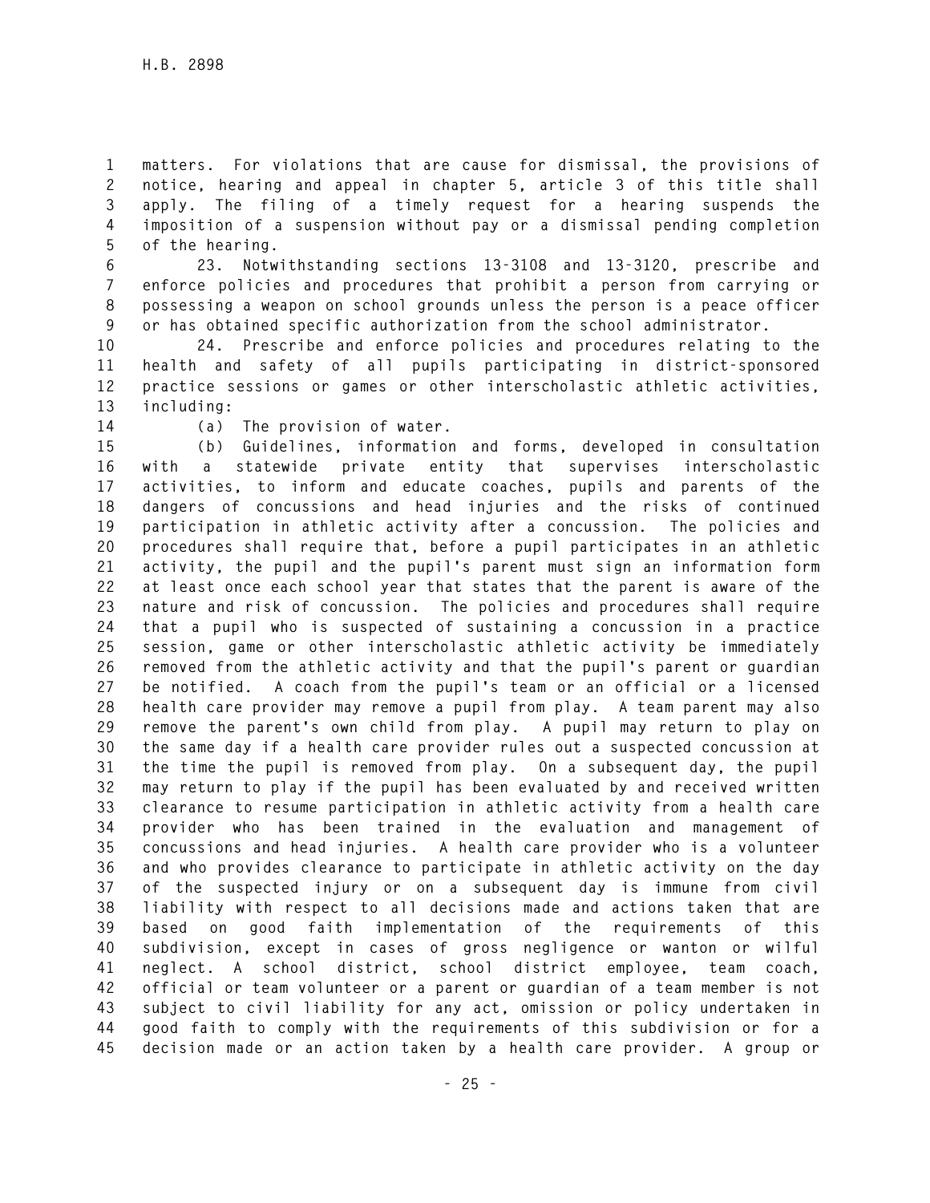matters. For violations that are cause for dismissal, the provisions of notice, hearing and appeal in chapter 5, article 3 of this title shall apply. The filing of a timely request for a hearing suspends the imposition of a suspension without pay or a dismissal pending completion of the hearing.

23. Notwithstanding sections 13-3108 and 13-3120, prescribe and enforce policies and procedures that prohibit a person from carrying or possessing a weapon on school grounds unless the person is a peace officer or has obtained specific authorization from the school administrator.

24. Prescribe and enforce policies and procedures relating to the health and safety of all pupils participating in district-sponsored practice sessions or games or other interscholastic athletic activities, including:

(a) The provision of water.

(b) Guidelines, information and forms, developed in consultation with a statewide private entity that supervises interscholastic activities, to inform and educate coaches, pupils and parents of the dangers of concussions and head injuries and the risks of continued participation in athletic activity after a concussion. The policies and procedures shall require that, before a pupil participates in an athletic activity, the pupil and the pupil's parent must sign an information form at least once each school year that states that the parent is aware of the nature and risk of concussion. The policies and procedures shall require that a pupil who is suspected of sustaining a concussion in a practice session, game or other interscholastic athletic activity be immediately removed from the athletic activity and that the pupil's parent or guardian be notified. A coach from the pupil's team or an official or a licensed health care provider may remove a pupil from play. A team parent may also remove the parent's own child from play. A pupil may return to play on the same day if a health care provider rules out a suspected concussion at the time the pupil is removed from play. On a subsequent day, the pupil may return to play if the pupil has been evaluated by and received written clearance to resume participation in athletic activity from a health care provider who has been trained in the evaluation and management of concussions and head injuries. A health care provider who is a volunteer and who provides clearance to participate in athletic activity on the day of the suspected injury or on a subsequent day is immune from civil liability with respect to all decisions made and actions taken that are based on good faith implementation of the requirements of this subdivision, except in cases of gross negligence or wanton or wilful neglect. A school district, school district employee, team coach, official or team volunteer or a parent or guardian of a team member is not subject to civil liability for any act, omission or policy undertaken in good faith to comply with the requirements of this subdivision or for a decision made or an action taken by a health care provider. A group or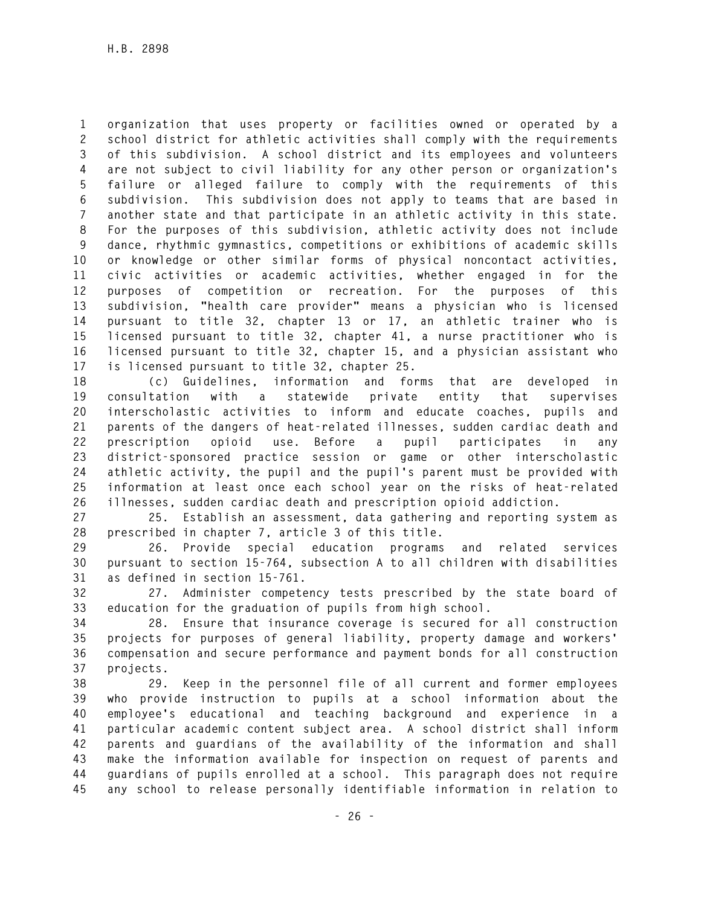organization that uses property or facilities owned or operated by a school district for athletic activities shall comply with the requirements of this subdivision. A school district and its employees and volunteers are not subject to civil liability for any other person or organization's failure or alleged failure to comply with the requirements of this subdivision. This subdivision does not apply to teams that are based in another state and that participate in an athletic activity in this state. For the purposes of this subdivision, athletic activity does not include dance, rhythmic gymnastics, competitions or exhibitions of academic skills or knowledge or other similar forms of physical noncontact activities, civic activities or academic activities, whether engaged in for the purposes of competition or recreation. For the purposes of this subdivision, "health care provider" means a physician who is licensed pursuant to title 32, chapter 13 or 17, an athletic trainer who is licensed pursuant to title 32, chapter 41, a nurse practitioner who is licensed pursuant to title 32, chapter 15, and a physician assistant who is licensed pursuant to title 32, chapter 25.

(c) Guidelines, information and forms that are developed in consultation with a statewide private entity that supervises interscholastic activities to inform and educate coaches, pupils and parents of the dangers of heat-related illnesses, sudden cardiac death and prescription opioid use. Before a pupil participates in any district-sponsored practice session or game or other interscholastic athletic activity, the pupil and the pupil's parent must be provided with information at least once each school year on the risks of heat-related illnesses, sudden cardiac death and prescription opioid addiction.

25. Establish an assessment, data gathering and reporting system as prescribed in chapter 7, article 3 of this title.

26. Provide special education programs and related services pursuant to section 15-764, subsection A to all children with disabilities as defined in section 15-761.

27. Administer competency tests prescribed by the state board of education for the graduation of pupils from high school.

28. Ensure that insurance coverage is secured for all construction projects for purposes of general liability, property damage and workers' compensation and secure performance and payment bonds for all construction projects.

29. Keep in the personnel file of all current and former employees who provide instruction to pupils at a school information about the employee's educational and teaching background and experience in a particular academic content subject area. A school district shall inform parents and guardians of the availability of the information and shall make the information available for inspection on request of parents and guardians of pupils enrolled at a school. This paragraph does not require any school to release personally identifiable information in relation to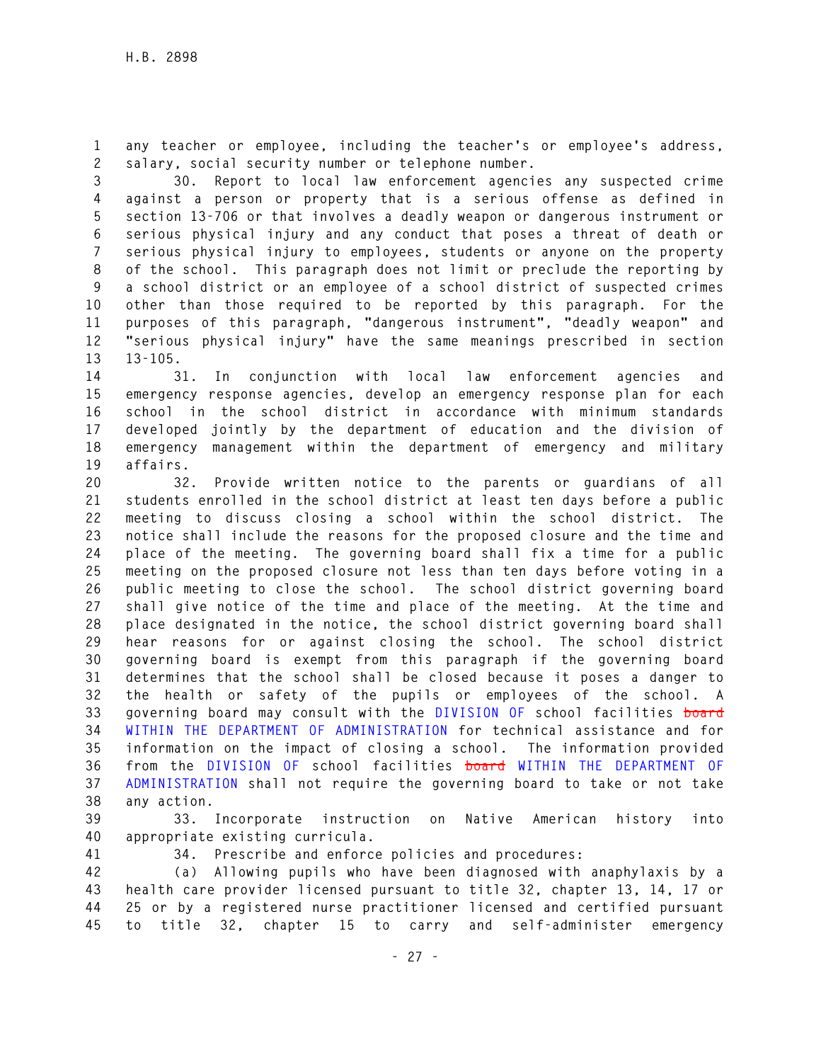any teacher or employee, including the teacher's or employee's address, salary, social security number or telephone number.

30. Report to local law enforcement agencies any suspected crime against a person or property that is a serious offense as defined in section 13-706 or that involves a deadly weapon or dangerous instrument or serious physical injury and any conduct that poses a threat of death or serious physical injury to employees, students or anyone on the property of the school. This paragraph does not limit or preclude the reporting by a school district or an employee of a school district of suspected crimes other than those required to be reported by this paragraph. For the purposes of this paragraph, "dangerous instrument", "deadly weapon" and "serious physical injury" have the same meanings prescribed in section 13-105.

31. In conjunction with local law enforcement agencies and emergency response agencies, develop an emergency response plan for each school in the school district in accordance with minimum standards developed jointly by the department of education and the division of emergency management within the department of emergency and military affairs.

32. Provide written notice to the parents or guardians of all students enrolled in the school district at least ten days before a public meeting to discuss closing a school within the school district. The notice shall include the reasons for the proposed closure and the time and place of the meeting. The governing board shall fix a time for a public meeting on the proposed closure not less than ten days before voting in a public meeting to close the school. The school district governing board shall give notice of the time and place of the meeting. At the time and place designated in the notice, the school district governing board shall hear reasons for or against closing the school. The school district governing board is exempt from this paragraph if the governing board determines that the school shall be closed because it poses a danger to the health or safety of the pupils or employees of the school. A governing board may consult with the DIVISION OF school facilities ~~board~~ WITHIN THE DEPARTMENT OF ADMINISTRATION for technical assistance and for information on the impact of closing a school. The information provided from the DIVISION OF school facilities ~~board~~ WITHIN THE DEPARTMENT OF ADMINISTRATION shall not require the governing board to take or not take any action.

33. Incorporate instruction on Native American history into appropriate existing curricula.

34. Prescribe and enforce policies and procedures:

(a) Allowing pupils who have been diagnosed with anaphylaxis by a health care provider licensed pursuant to title 32, chapter 13, 14, 17 or 25 or by a registered nurse practitioner licensed and certified pursuant to title 32, chapter 15 to carry and self-administer emergency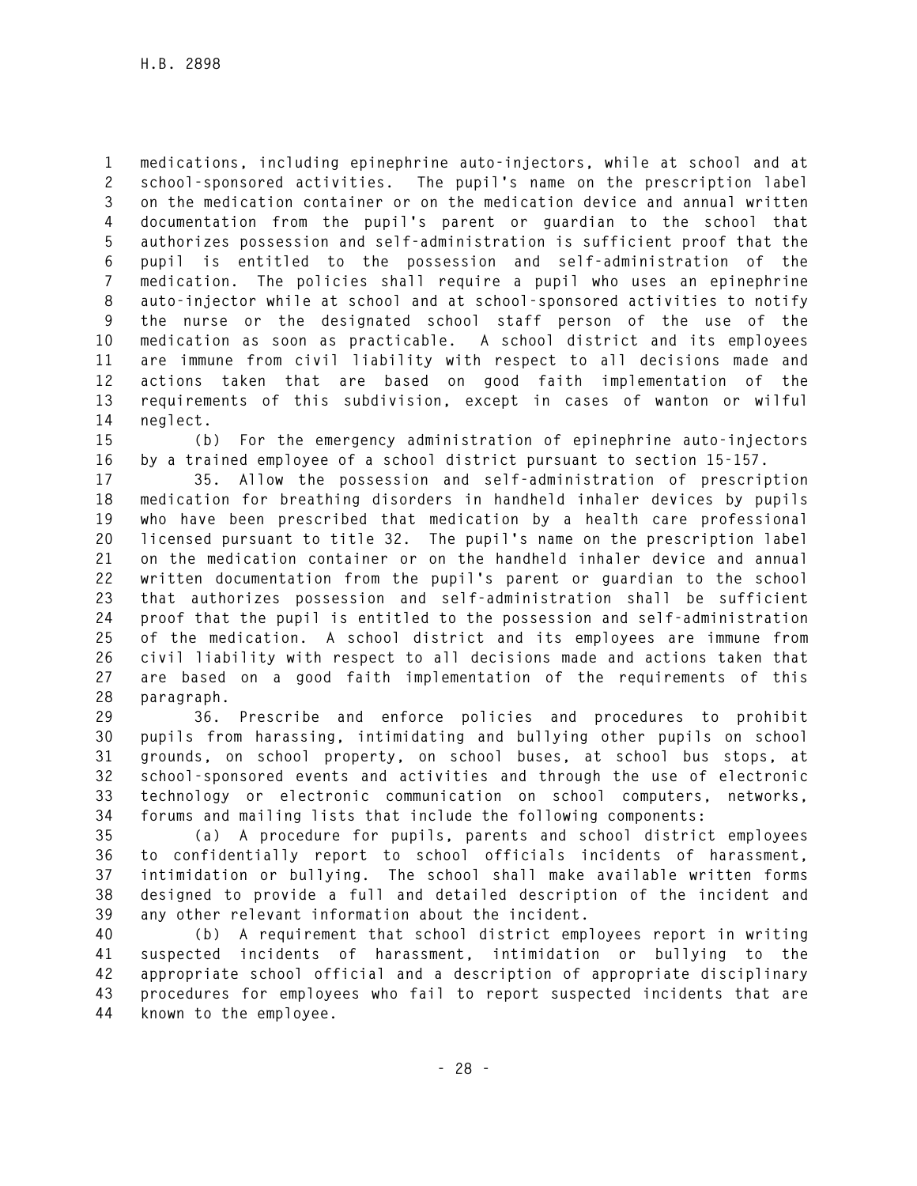medications, including epinephrine auto-injectors, while at school and at school-sponsored activities. The pupil's name on the prescription label on the medication container or on the medication device and annual written documentation from the pupil's parent or guardian to the school that authorizes possession and self-administration is sufficient proof that the pupil is entitled to the possession and self-administration of the medication. The policies shall require a pupil who uses an epinephrine auto-injector while at school and at school-sponsored activities to notify the nurse or the designated school staff person of the use of the medication as soon as practicable. A school district and its employees are immune from civil liability with respect to all decisions made and actions taken that are based on good faith implementation of the requirements of this subdivision, except in cases of wanton or wilful neglect.

(b) For the emergency administration of epinephrine auto-injectors by a trained employee of a school district pursuant to section 15-157.

35. Allow the possession and self-administration of prescription medication for breathing disorders in handheld inhaler devices by pupils who have been prescribed that medication by a health care professional licensed pursuant to title 32. The pupil's name on the prescription label on the medication container or on the handheld inhaler device and annual written documentation from the pupil's parent or guardian to the school that authorizes possession and self-administration shall be sufficient proof that the pupil is entitled to the possession and self-administration of the medication. A school district and its employees are immune from civil liability with respect to all decisions made and actions taken that are based on a good faith implementation of the requirements of this paragraph.

36. Prescribe and enforce policies and procedures to prohibit pupils from harassing, intimidating and bullying other pupils on school grounds, on school property, on school buses, at school bus stops, at school-sponsored events and activities and through the use of electronic technology or electronic communication on school computers, networks, forums and mailing lists that include the following components:

(a) A procedure for pupils, parents and school district employees to confidentially report to school officials incidents of harassment, intimidation or bullying. The school shall make available written forms designed to provide a full and detailed description of the incident and any other relevant information about the incident.

(b) A requirement that school district employees report in writing suspected incidents of harassment, intimidation or bullying to the appropriate school official and a description of appropriate disciplinary procedures for employees who fail to report suspected incidents that are known to the employee.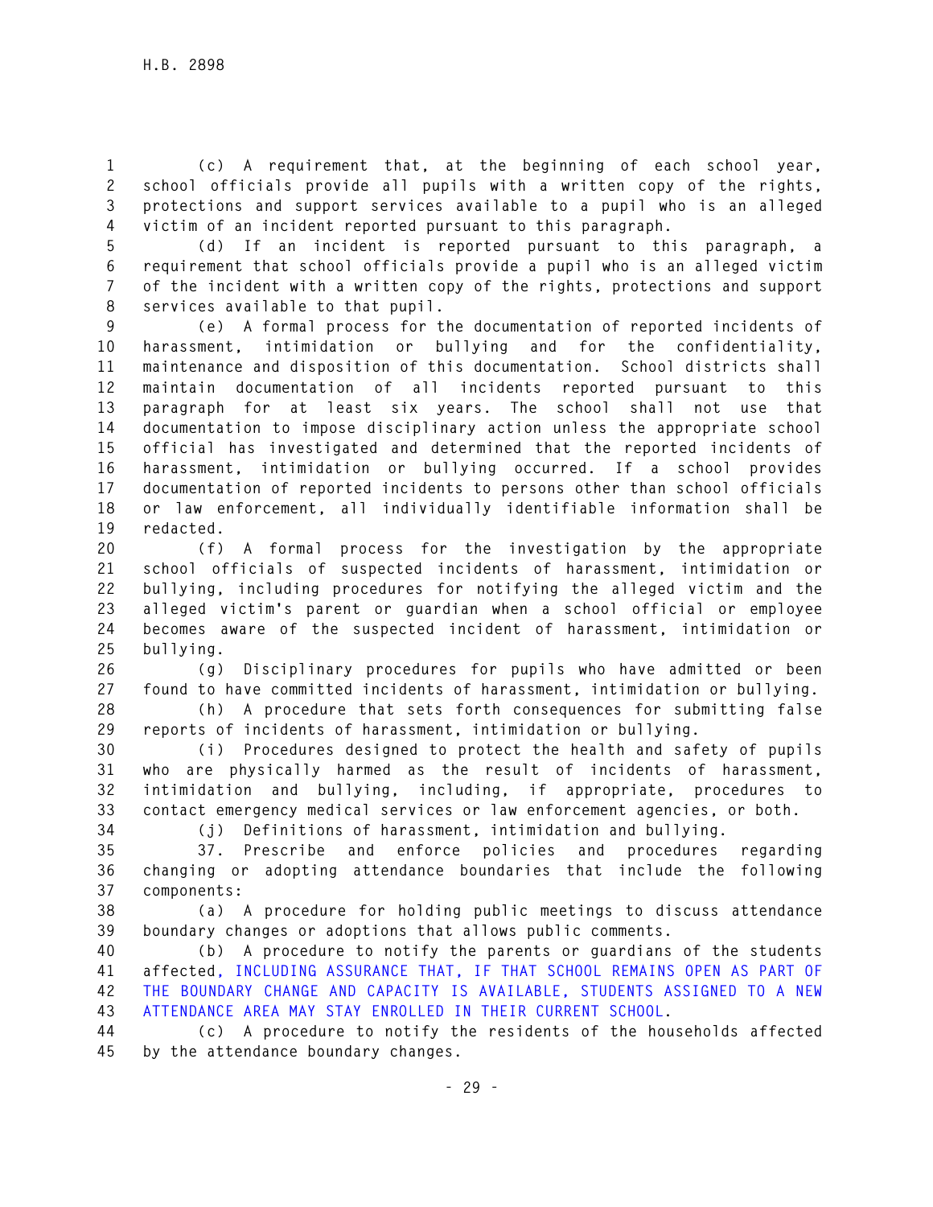(c) A requirement that, at the beginning of each school year, school officials provide all pupils with a written copy of the rights, protections and support services available to a pupil who is an alleged victim of an incident reported pursuant to this paragraph.

(d) If an incident is reported pursuant to this paragraph, a requirement that school officials provide a pupil who is an alleged victim of the incident with a written copy of the rights, protections and support services available to that pupil.

(e) A formal process for the documentation of reported incidents of harassment, intimidation or bullying and for the confidentiality, maintenance and disposition of this documentation. School districts shall maintain documentation of all incidents reported pursuant to this paragraph for at least six years. The school shall not use that documentation to impose disciplinary action unless the appropriate school official has investigated and determined that the reported incidents of harassment, intimidation or bullying occurred. If a school provides documentation of reported incidents to persons other than school officials or law enforcement, all individually identifiable information shall be redacted.

(f) A formal process for the investigation by the appropriate school officials of suspected incidents of harassment, intimidation or bullying, including procedures for notifying the alleged victim and the alleged victim's parent or guardian when a school official or employee becomes aware of the suspected incident of harassment, intimidation or bullying.

(g) Disciplinary procedures for pupils who have admitted or been found to have committed incidents of harassment, intimidation or bullying.

(h) A procedure that sets forth consequences for submitting false reports of incidents of harassment, intimidation or bullying.

(i) Procedures designed to protect the health and safety of pupils who are physically harmed as the result of incidents of harassment, intimidation and bullying, including, if appropriate, procedures to contact emergency medical services or law enforcement agencies, or both.

(j) Definitions of harassment, intimidation and bullying.

37. Prescribe and enforce policies and procedures regarding changing or adopting attendance boundaries that include the following components:

(a) A procedure for holding public meetings to discuss attendance boundary changes or adoptions that allows public comments.

(b) A procedure to notify the parents or guardians of the students affected, INCLUDING ASSURANCE THAT, IF THAT SCHOOL REMAINS OPEN AS PART OF THE BOUNDARY CHANGE AND CAPACITY IS AVAILABLE, STUDENTS ASSIGNED TO A NEW ATTENDANCE AREA MAY STAY ENROLLED IN THEIR CURRENT SCHOOL.

(c) A procedure to notify the residents of the households affected by the attendance boundary changes.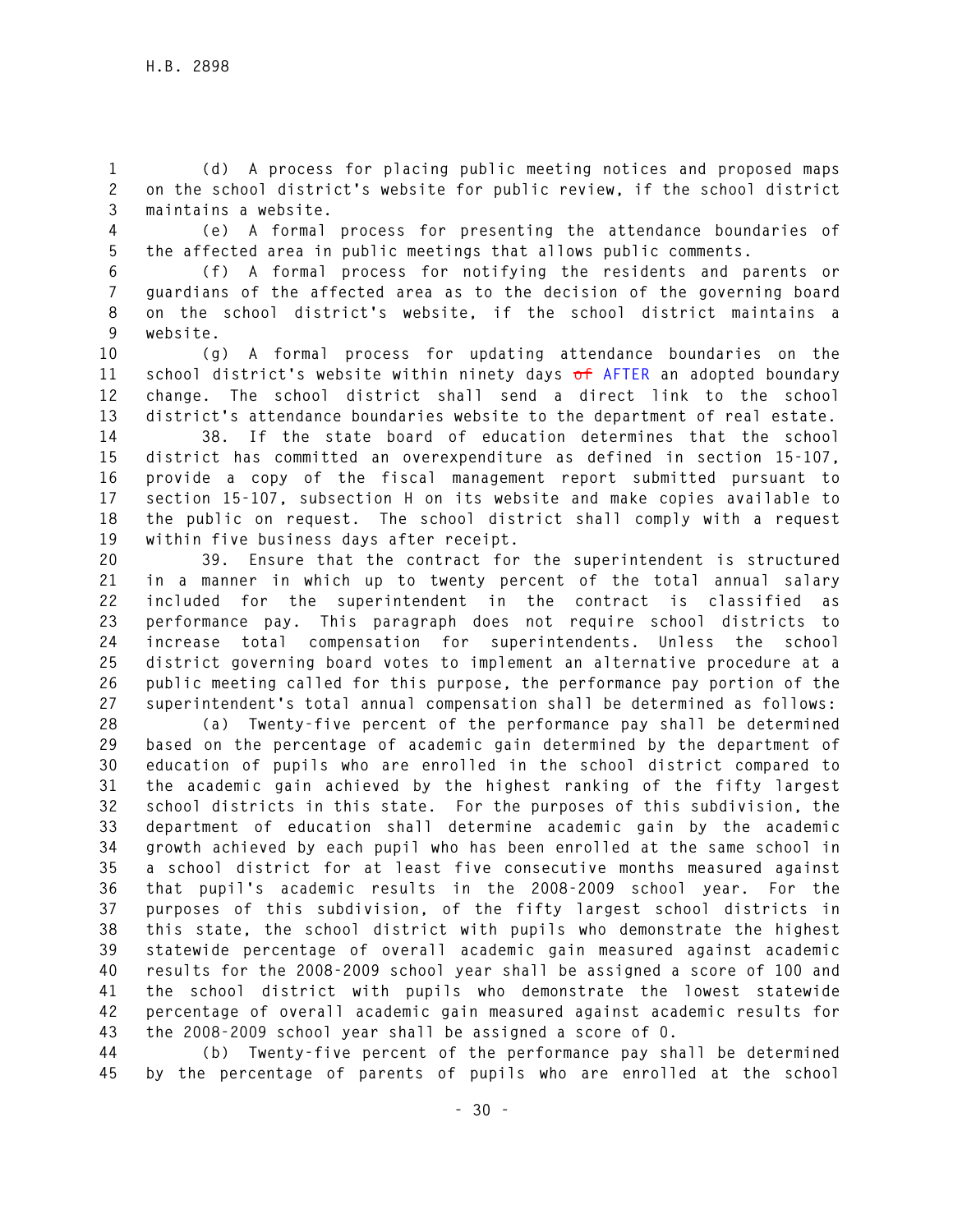(d) A process for placing public meeting notices and proposed maps on the school district's website for public review, if the school district maintains a website.

(e) A formal process for presenting the attendance boundaries of the affected area in public meetings that allows public comments.

(f) A formal process for notifying the residents and parents or guardians of the affected area as to the decision of the governing board on the school district's website, if the school district maintains a website.

(g) A formal process for updating attendance boundaries on the school district's website within ninety days ~~of~~ AFTER an adopted boundary change. The school district shall send a direct link to the school district's attendance boundaries website to the department of real estate.

38. If the state board of education determines that the school district has committed an overexpenditure as defined in section 15-107, provide a copy of the fiscal management report submitted pursuant to section 15-107, subsection H on its website and make copies available to the public on request. The school district shall comply with a request within five business days after receipt.

39. Ensure that the contract for the superintendent is structured in a manner in which up to twenty percent of the total annual salary included for the superintendent in the contract is classified as performance pay. This paragraph does not require school districts to increase total compensation for superintendents. Unless the school district governing board votes to implement an alternative procedure at a public meeting called for this purpose, the performance pay portion of the superintendent's total annual compensation shall be determined as follows:

(a) Twenty-five percent of the performance pay shall be determined based on the percentage of academic gain determined by the department of education of pupils who are enrolled in the school district compared to the academic gain achieved by the highest ranking of the fifty largest school districts in this state. For the purposes of this subdivision, the department of education shall determine academic gain by the academic growth achieved by each pupil who has been enrolled at the same school in a school district for at least five consecutive months measured against that pupil's academic results in the 2008-2009 school year. For the purposes of this subdivision, of the fifty largest school districts in this state, the school district with pupils who demonstrate the highest statewide percentage of overall academic gain measured against academic results for the 2008-2009 school year shall be assigned a score of 100 and the school district with pupils who demonstrate the lowest statewide percentage of overall academic gain measured against academic results for the 2008-2009 school year shall be assigned a score of 0.

(b) Twenty-five percent of the performance pay shall be determined by the percentage of parents of pupils who are enrolled at the school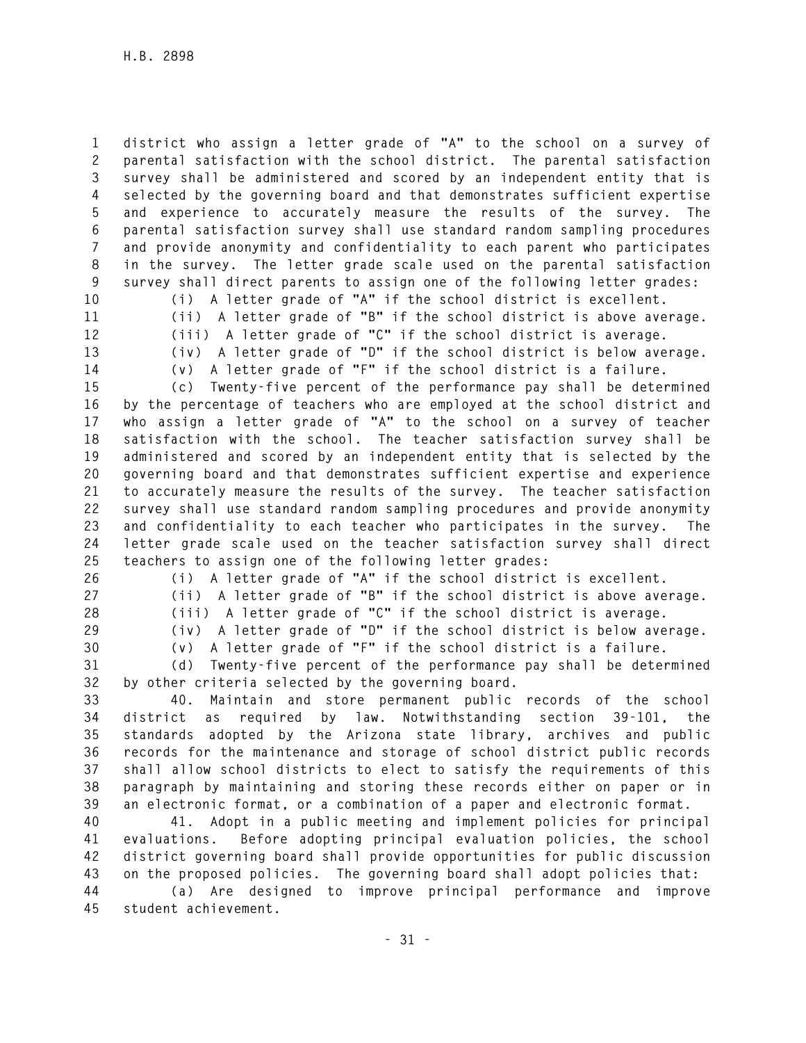district who assign a letter grade of "A" to the school on a survey of parental satisfaction with the school district. The parental satisfaction survey shall be administered and scored by an independent entity that is selected by the governing board and that demonstrates sufficient expertise and experience to accurately measure the results of the survey. The parental satisfaction survey shall use standard random sampling procedures and provide anonymity and confidentiality to each parent who participates in the survey. The letter grade scale used on the parental satisfaction survey shall direct parents to assign one of the following letter grades:

(i) A letter grade of "A" if the school district is excellent.

(ii) A letter grade of "B" if the school district is above average.

(iii) A letter grade of "C" if the school district is average.

(iv) A letter grade of "D" if the school district is below average.

(v) A letter grade of "F" if the school district is a failure.

(c) Twenty-five percent of the performance pay shall be determined by the percentage of teachers who are employed at the school district and who assign a letter grade of "A" to the school on a survey of teacher satisfaction with the school. The teacher satisfaction survey shall be administered and scored by an independent entity that is selected by the governing board and that demonstrates sufficient expertise and experience to accurately measure the results of the survey. The teacher satisfaction survey shall use standard random sampling procedures and provide anonymity and confidentiality to each teacher who participates in the survey. The letter grade scale used on the teacher satisfaction survey shall direct teachers to assign one of the following letter grades:

(i) A letter grade of "A" if the school district is excellent.

(ii) A letter grade of "B" if the school district is above average.

(iii) A letter grade of "C" if the school district is average.

(iv) A letter grade of "D" if the school district is below average.

(v) A letter grade of "F" if the school district is a failure.

(d) Twenty-five percent of the performance pay shall be determined by other criteria selected by the governing board.

40. Maintain and store permanent public records of the school district as required by law. Notwithstanding section 39-101, the standards adopted by the Arizona state library, archives and public records for the maintenance and storage of school district public records shall allow school districts to elect to satisfy the requirements of this paragraph by maintaining and storing these records either on paper or in an electronic format, or a combination of a paper and electronic format.

41. Adopt in a public meeting and implement policies for principal evaluations. Before adopting principal evaluation policies, the school district governing board shall provide opportunities for public discussion on the proposed policies. The governing board shall adopt policies that:

(a) Are designed to improve principal performance and improve student achievement.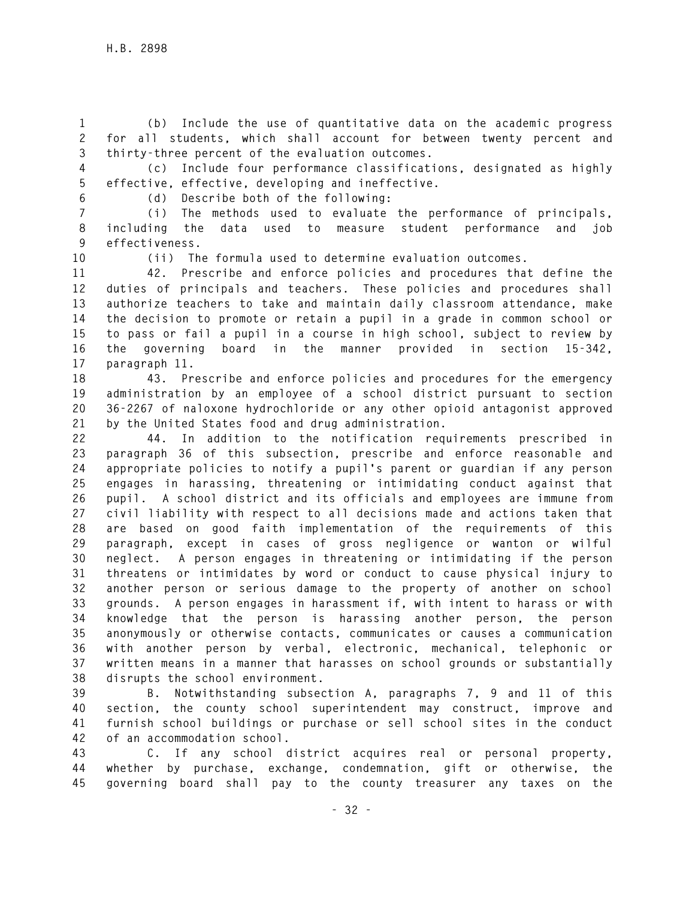(b) Include the use of quantitative data on the academic progress for all students, which shall account for between twenty percent and thirty-three percent of the evaluation outcomes.

(c) Include four performance classifications, designated as highly effective, effective, developing and ineffective.

(d) Describe both of the following:

(i) The methods used to evaluate the performance of principals, including the data used to measure student performance and job effectiveness.

(ii) The formula used to determine evaluation outcomes.

42. Prescribe and enforce policies and procedures that define the duties of principals and teachers. These policies and procedures shall authorize teachers to take and maintain daily classroom attendance, make the decision to promote or retain a pupil in a grade in common school or to pass or fail a pupil in a course in high school, subject to review by the governing board in the manner provided in section 15-342, paragraph 11.

43. Prescribe and enforce policies and procedures for the emergency administration by an employee of a school district pursuant to section 36-2267 of naloxone hydrochloride or any other opioid antagonist approved by the United States food and drug administration.

44. In addition to the notification requirements prescribed in paragraph 36 of this subsection, prescribe and enforce reasonable and appropriate policies to notify a pupil's parent or guardian if any person engages in harassing, threatening or intimidating conduct against that pupil. A school district and its officials and employees are immune from civil liability with respect to all decisions made and actions taken that are based on good faith implementation of the requirements of this paragraph, except in cases of gross negligence or wanton or wilful neglect. A person engages in threatening or intimidating if the person threatens or intimidates by word or conduct to cause physical injury to another person or serious damage to the property of another on school grounds. A person engages in harassment if, with intent to harass or with knowledge that the person is harassing another person, the person anonymously or otherwise contacts, communicates or causes a communication with another person by verbal, electronic, mechanical, telephonic or written means in a manner that harasses on school grounds or substantially disrupts the school environment.

B. Notwithstanding subsection A, paragraphs 7, 9 and 11 of this section, the county school superintendent may construct, improve and furnish school buildings or purchase or sell school sites in the conduct of an accommodation school.

C. If any school district acquires real or personal property, whether by purchase, exchange, condemnation, gift or otherwise, the governing board shall pay to the county treasurer any taxes on the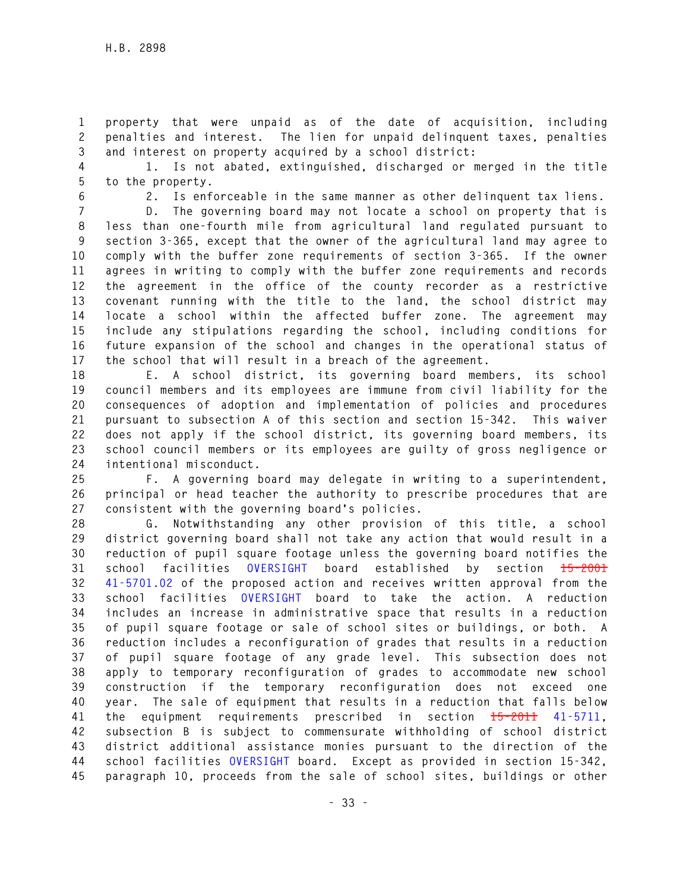property that were unpaid as of the date of acquisition, including penalties and interest. The lien for unpaid delinquent taxes, penalties and interest on property acquired by a school district:

1. Is not abated, extinguished, discharged or merged in the title to the property.

2. Is enforceable in the same manner as other delinquent tax liens.

D. The governing board may not locate a school on property that is less than one-fourth mile from agricultural land regulated pursuant to section 3-365, except that the owner of the agricultural land may agree to comply with the buffer zone requirements of section 3-365. If the owner agrees in writing to comply with the buffer zone requirements and records the agreement in the office of the county recorder as a restrictive covenant running with the title to the land, the school district may locate a school within the affected buffer zone. The agreement may include any stipulations regarding the school, including conditions for future expansion of the school and changes in the operational status of the school that will result in a breach of the agreement.

E. A school district, its governing board members, its school council members and its employees are immune from civil liability for the consequences of adoption and implementation of policies and procedures pursuant to subsection A of this section and section 15-342. This waiver does not apply if the school district, its governing board members, its school council members or its employees are guilty of gross negligence or intentional misconduct.

F. A governing board may delegate in writing to a superintendent, principal or head teacher the authority to prescribe procedures that are consistent with the governing board's policies.

G. Notwithstanding any other provision of this title, a school district governing board shall not take any action that would result in a reduction of pupil square footage unless the governing board notifies the school facilities OVERSIGHT board established by section ~~15-2001~~ 41-5701.02 of the proposed action and receives written approval from the school facilities OVERSIGHT board to take the action. A reduction includes an increase in administrative space that results in a reduction of pupil square footage or sale of school sites or buildings, or both. A reduction includes a reconfiguration of grades that results in a reduction of pupil square footage of any grade level. This subsection does not apply to temporary reconfiguration of grades to accommodate new school construction if the temporary reconfiguration does not exceed one year. The sale of equipment that results in a reduction that falls below the equipment requirements prescribed in section ~~15-2011~~ 41-5711, subsection B is subject to commensurate withholding of school district district additional assistance monies pursuant to the direction of the school facilities OVERSIGHT board. Except as provided in section 15-342, paragraph 10, proceeds from the sale of school sites, buildings or other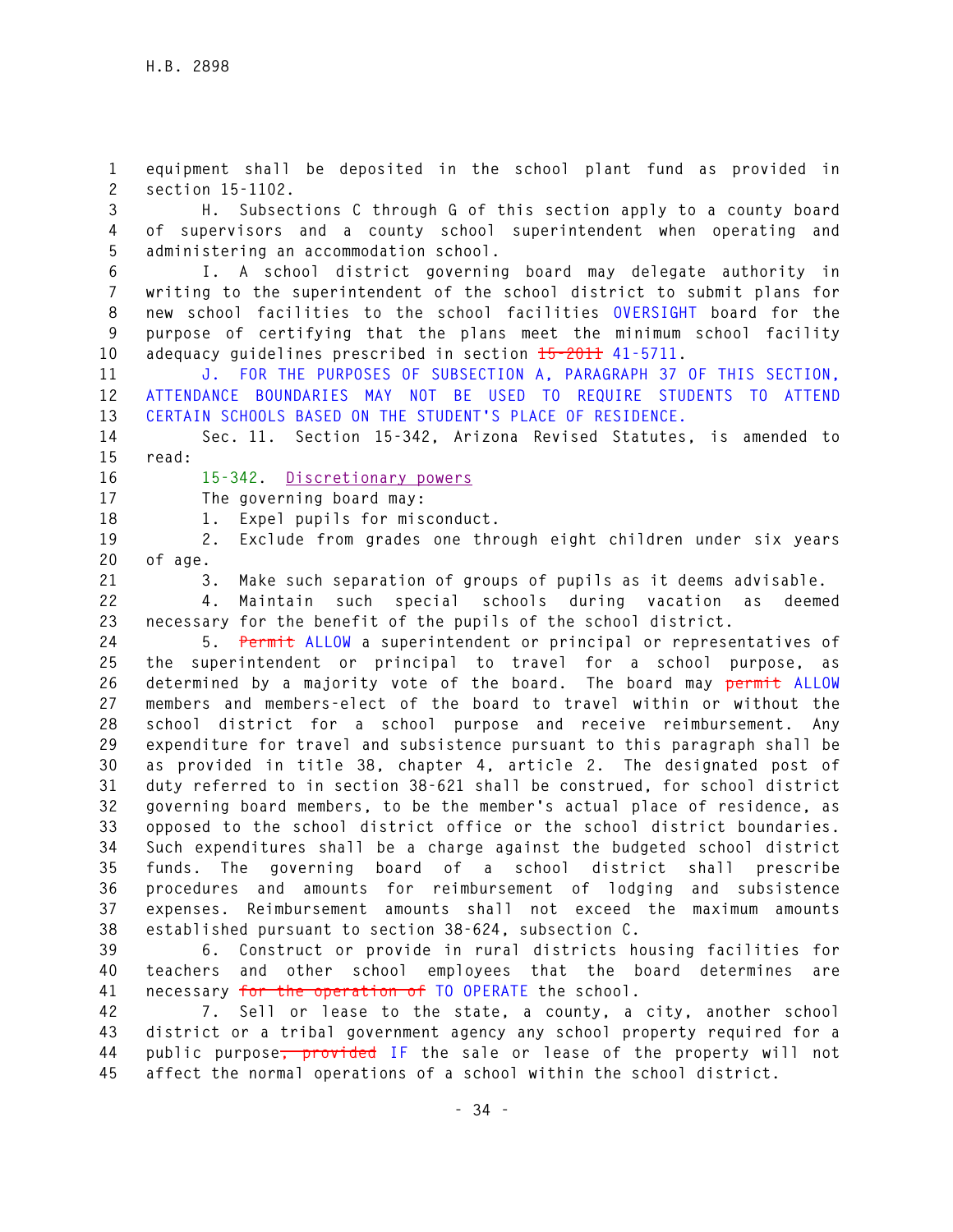equipment shall be deposited in the school plant fund as provided in section 15-1102.

H. Subsections C through G of this section apply to a county board of supervisors and a county school superintendent when operating and administering an accommodation school.

I. A school district governing board may delegate authority in writing to the superintendent of the school district to submit plans for new school facilities to the school facilities OVERSIGHT board for the purpose of certifying that the plans meet the minimum school facility adequacy guidelines prescribed in section ~~15-2011~~ 41-5711.

J. FOR THE PURPOSES OF SUBSECTION A, PARAGRAPH 37 OF THIS SECTION, ATTENDANCE BOUNDARIES MAY NOT BE USED TO REQUIRE STUDENTS TO ATTEND CERTAIN SCHOOLS BASED ON THE STUDENT'S PLACE OF RESIDENCE.

Sec. 11. Section 15-342, Arizona Revised Statutes, is amended to read:

15-342. Discretionary powers

The governing board may:

1. Expel pupils for misconduct.

2. Exclude from grades one through eight children under six years of age.

3. Make such separation of groups of pupils as it deems advisable.

4. Maintain such special schools during vacation as deemed necessary for the benefit of the pupils of the school district.

5. ~~Permit~~ ALLOW a superintendent or principal or representatives of the superintendent or principal to travel for a school purpose, as determined by a majority vote of the board. The board may ~~permit~~ ALLOW members and members-elect of the board to travel within or without the school district for a school purpose and receive reimbursement. Any expenditure for travel and subsistence pursuant to this paragraph shall be as provided in title 38, chapter 4, article 2. The designated post of duty referred to in section 38-621 shall be construed, for school district governing board members, to be the member's actual place of residence, as opposed to the school district office or the school district boundaries. Such expenditures shall be a charge against the budgeted school district funds. The governing board of a school district shall prescribe procedures and amounts for reimbursement of lodging and subsistence expenses. Reimbursement amounts shall not exceed the maximum amounts established pursuant to section 38-624, subsection C.

6. Construct or provide in rural districts housing facilities for teachers and other school employees that the board determines are necessary ~~for the operation of~~ TO OPERATE the school.

7. Sell or lease to the state, a county, a city, another school district or a tribal government agency any school property required for a public purpose~~, provided~~ IF the sale or lease of the property will not affect the normal operations of a school within the school district.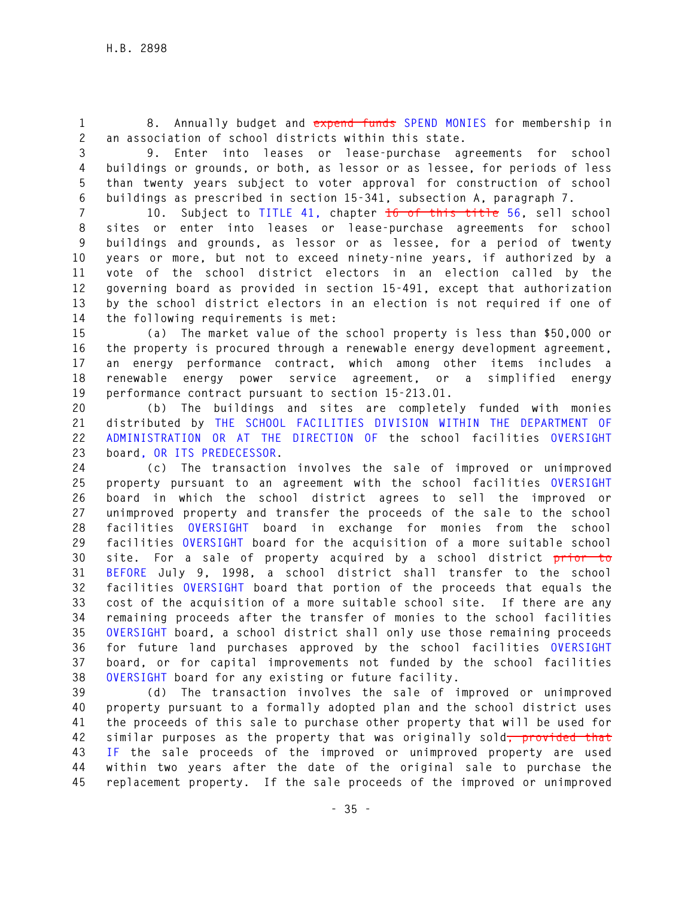8. Annually budget and ~~expend funds~~ SPEND MONIES for membership in an association of school districts within this state.

9. Enter into leases or lease-purchase agreements for school buildings or grounds, or both, as lessor or as lessee, for periods of less than twenty years subject to voter approval for construction of school buildings as prescribed in section 15-341, subsection A, paragraph 7.

10. Subject to TITLE 41, chapter ~~16 of this title~~ 56, sell school sites or enter into leases or lease-purchase agreements for school buildings and grounds, as lessor or as lessee, for a period of twenty years or more, but not to exceed ninety-nine years, if authorized by a vote of the school district electors in an election called by the governing board as provided in section 15-491, except that authorization by the school district electors in an election is not required if one of the following requirements is met:

(a) The market value of the school property is less than $50,000 or the property is procured through a renewable energy development agreement, an energy performance contract, which among other items includes a renewable energy power service agreement, or a simplified energy performance contract pursuant to section 15-213.01.

(b) The buildings and sites are completely funded with monies distributed by THE SCHOOL FACILITIES DIVISION WITHIN THE DEPARTMENT OF ADMINISTRATION OR AT THE DIRECTION OF the school facilities OVERSIGHT board, OR ITS PREDECESSOR.

(c) The transaction involves the sale of improved or unimproved property pursuant to an agreement with the school facilities OVERSIGHT board in which the school district agrees to sell the improved or unimproved property and transfer the proceeds of the sale to the school facilities OVERSIGHT board in exchange for monies from the school facilities OVERSIGHT board for the acquisition of a more suitable school site. For a sale of property acquired by a school district ~~prior to~~ BEFORE July 9, 1998, a school district shall transfer to the school facilities OVERSIGHT board that portion of the proceeds that equals the cost of the acquisition of a more suitable school site. If there are any remaining proceeds after the transfer of monies to the school facilities OVERSIGHT board, a school district shall only use those remaining proceeds for future land purchases approved by the school facilities OVERSIGHT board, or for capital improvements not funded by the school facilities OVERSIGHT board for any existing or future facility.

(d) The transaction involves the sale of improved or unimproved property pursuant to a formally adopted plan and the school district uses the proceeds of this sale to purchase other property that will be used for similar purposes as the property that was originally sold~~, provided that~~ IF the sale proceeds of the improved or unimproved property are used within two years after the date of the original sale to purchase the replacement property. If the sale proceeds of the improved or unimproved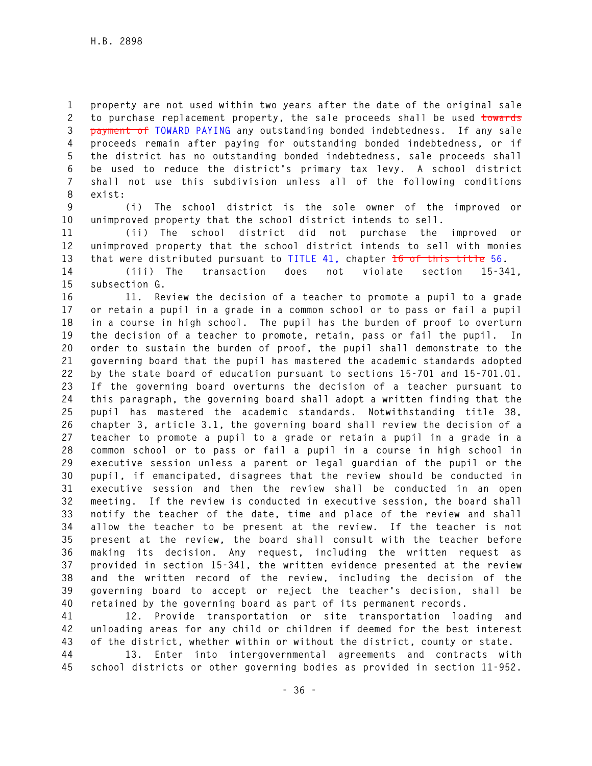property are not used within two years after the date of the original sale to purchase replacement property, the sale proceeds shall be used ~~towards payment of~~ TOWARD PAYING any outstanding bonded indebtedness. If any sale proceeds remain after paying for outstanding bonded indebtedness, or if the district has no outstanding bonded indebtedness, sale proceeds shall be used to reduce the district's primary tax levy. A school district shall not use this subdivision unless all of the following conditions exist:

(i) The school district is the sole owner of the improved or unimproved property that the school district intends to sell.

(ii) The school district did not purchase the improved or unimproved property that the school district intends to sell with monies that were distributed pursuant to TITLE 41, chapter ~~16 of this title~~ 56.

(iii) The transaction does not violate section 15-341, subsection G.

11. Review the decision of a teacher to promote a pupil to a grade or retain a pupil in a grade in a common school or to pass or fail a pupil in a course in high school. The pupil has the burden of proof to overturn the decision of a teacher to promote, retain, pass or fail the pupil. In order to sustain the burden of proof, the pupil shall demonstrate to the governing board that the pupil has mastered the academic standards adopted by the state board of education pursuant to sections 15-701 and 15-701.01. If the governing board overturns the decision of a teacher pursuant to this paragraph, the governing board shall adopt a written finding that the pupil has mastered the academic standards. Notwithstanding title 38, chapter 3, article 3.1, the governing board shall review the decision of a teacher to promote a pupil to a grade or retain a pupil in a grade in a common school or to pass or fail a pupil in a course in high school in executive session unless a parent or legal guardian of the pupil or the pupil, if emancipated, disagrees that the review should be conducted in executive session and then the review shall be conducted in an open meeting. If the review is conducted in executive session, the board shall notify the teacher of the date, time and place of the review and shall allow the teacher to be present at the review. If the teacher is not present at the review, the board shall consult with the teacher before making its decision. Any request, including the written request as provided in section 15-341, the written evidence presented at the review and the written record of the review, including the decision of the governing board to accept or reject the teacher's decision, shall be retained by the governing board as part of its permanent records.

12. Provide transportation or site transportation loading and unloading areas for any child or children if deemed for the best interest of the district, whether within or without the district, county or state.

13. Enter into intergovernmental agreements and contracts with school districts or other governing bodies as provided in section 11-952.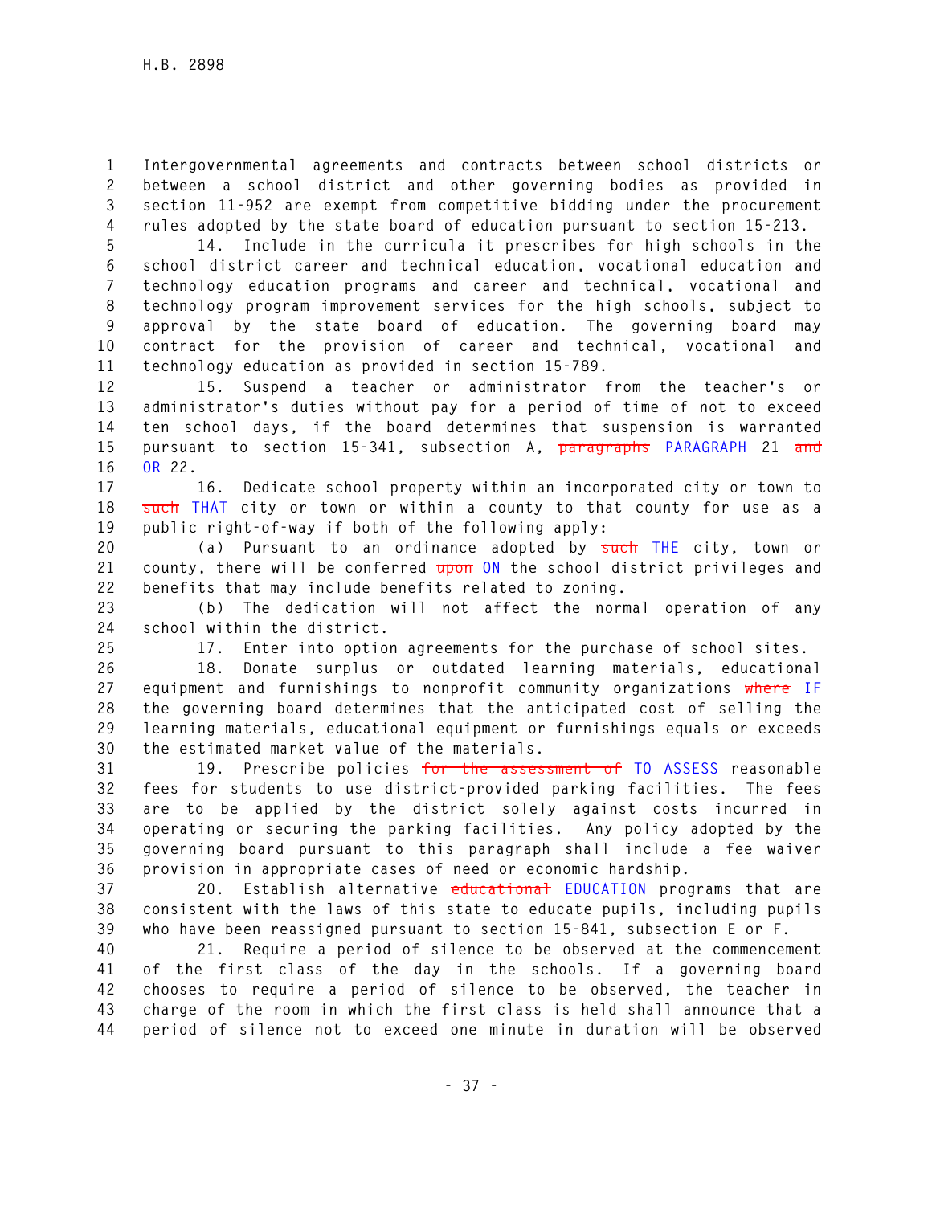Intergovernmental agreements and contracts between school districts or between a school district and other governing bodies as provided in section 11-952 are exempt from competitive bidding under the procurement rules adopted by the state board of education pursuant to section 15-213.

14. Include in the curricula it prescribes for high schools in the school district career and technical education, vocational education and technology education programs and career and technical, vocational and technology program improvement services for the high schools, subject to approval by the state board of education. The governing board may contract for the provision of career and technical, vocational and technology education as provided in section 15-789.

15. Suspend a teacher or administrator from the teacher's or administrator's duties without pay for a period of time of not to exceed ten school days, if the board determines that suspension is warranted pursuant to section 15-341, subsection A, ~~paragraphs~~ PARAGRAPH 21 ~~and~~ OR 22.

16. Dedicate school property within an incorporated city or town to ~~such~~ THAT city or town or within a county to that county for use as a public right-of-way if both of the following apply:

(a) Pursuant to an ordinance adopted by ~~such~~ THE city, town or county, there will be conferred ~~upon~~ ON the school district privileges and benefits that may include benefits related to zoning.

(b) The dedication will not affect the normal operation of any school within the district.

17. Enter into option agreements for the purchase of school sites.

18. Donate surplus or outdated learning materials, educational equipment and furnishings to nonprofit community organizations ~~where~~ IF the governing board determines that the anticipated cost of selling the learning materials, educational equipment or furnishings equals or exceeds the estimated market value of the materials.

19. Prescribe policies ~~for the assessment of~~ TO ASSESS reasonable fees for students to use district-provided parking facilities. The fees are to be applied by the district solely against costs incurred in operating or securing the parking facilities. Any policy adopted by the governing board pursuant to this paragraph shall include a fee waiver provision in appropriate cases of need or economic hardship.

20. Establish alternative ~~educational~~ EDUCATION programs that are consistent with the laws of this state to educate pupils, including pupils who have been reassigned pursuant to section 15-841, subsection E or F.

21. Require a period of silence to be observed at the commencement of the first class of the day in the schools. If a governing board chooses to require a period of silence to be observed, the teacher in charge of the room in which the first class is held shall announce that a period of silence not to exceed one minute in duration will be observed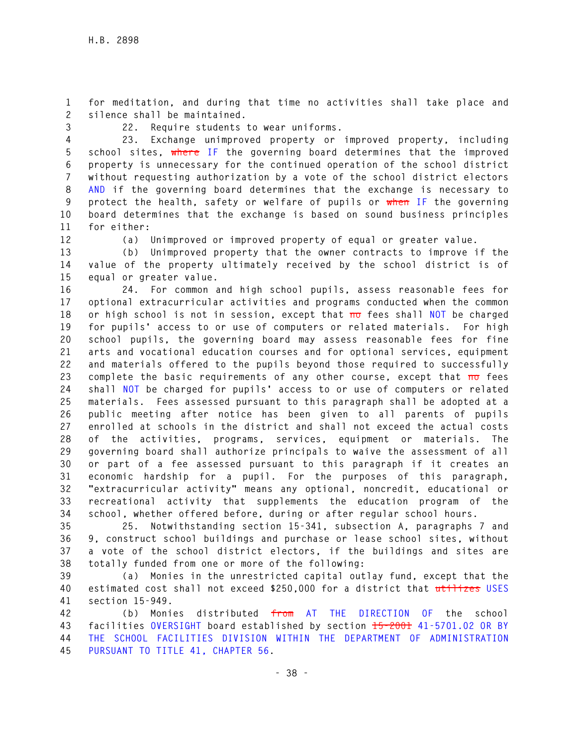for meditation, and during that time no activities shall take place and silence shall be maintained.

22. Require students to wear uniforms.

23. Exchange unimproved property or improved property, including school sites, ~~where~~ IF the governing board determines that the improved property is unnecessary for the continued operation of the school district without requesting authorization by a vote of the school district electors AND if the governing board determines that the exchange is necessary to protect the health, safety or welfare of pupils or ~~when~~ IF the governing board determines that the exchange is based on sound business principles for either:

(a) Unimproved or improved property of equal or greater value.

(b) Unimproved property that the owner contracts to improve if the value of the property ultimately received by the school district is of equal or greater value.

24. For common and high school pupils, assess reasonable fees for optional extracurricular activities and programs conducted when the common or high school is not in session, except that ~~no~~ fees shall NOT be charged for pupils' access to or use of computers or related materials. For high school pupils, the governing board may assess reasonable fees for fine arts and vocational education courses and for optional services, equipment and materials offered to the pupils beyond those required to successfully complete the basic requirements of any other course, except that ~~no~~ fees shall NOT be charged for pupils' access to or use of computers or related materials. Fees assessed pursuant to this paragraph shall be adopted at a public meeting after notice has been given to all parents of pupils enrolled at schools in the district and shall not exceed the actual costs of the activities, programs, services, equipment or materials. The governing board shall authorize principals to waive the assessment of all or part of a fee assessed pursuant to this paragraph if it creates an economic hardship for a pupil. For the purposes of this paragraph, "extracurricular activity" means any optional, noncredit, educational or recreational activity that supplements the education program of the school, whether offered before, during or after regular school hours.

25. Notwithstanding section 15-341, subsection A, paragraphs 7 and 9, construct school buildings and purchase or lease school sites, without a vote of the school district electors, if the buildings and sites are totally funded from one or more of the following:

(a) Monies in the unrestricted capital outlay fund, except that the estimated cost shall not exceed $250,000 for a district that ~~utilizes~~ USES section 15-949.

(b) Monies distributed ~~from~~ AT THE DIRECTION OF the school facilities OVERSIGHT board established by section ~~15-2001~~ 41-5701.02 OR BY THE SCHOOL FACILITIES DIVISION WITHIN THE DEPARTMENT OF ADMINISTRATION PURSUANT TO TITLE 41, CHAPTER 56.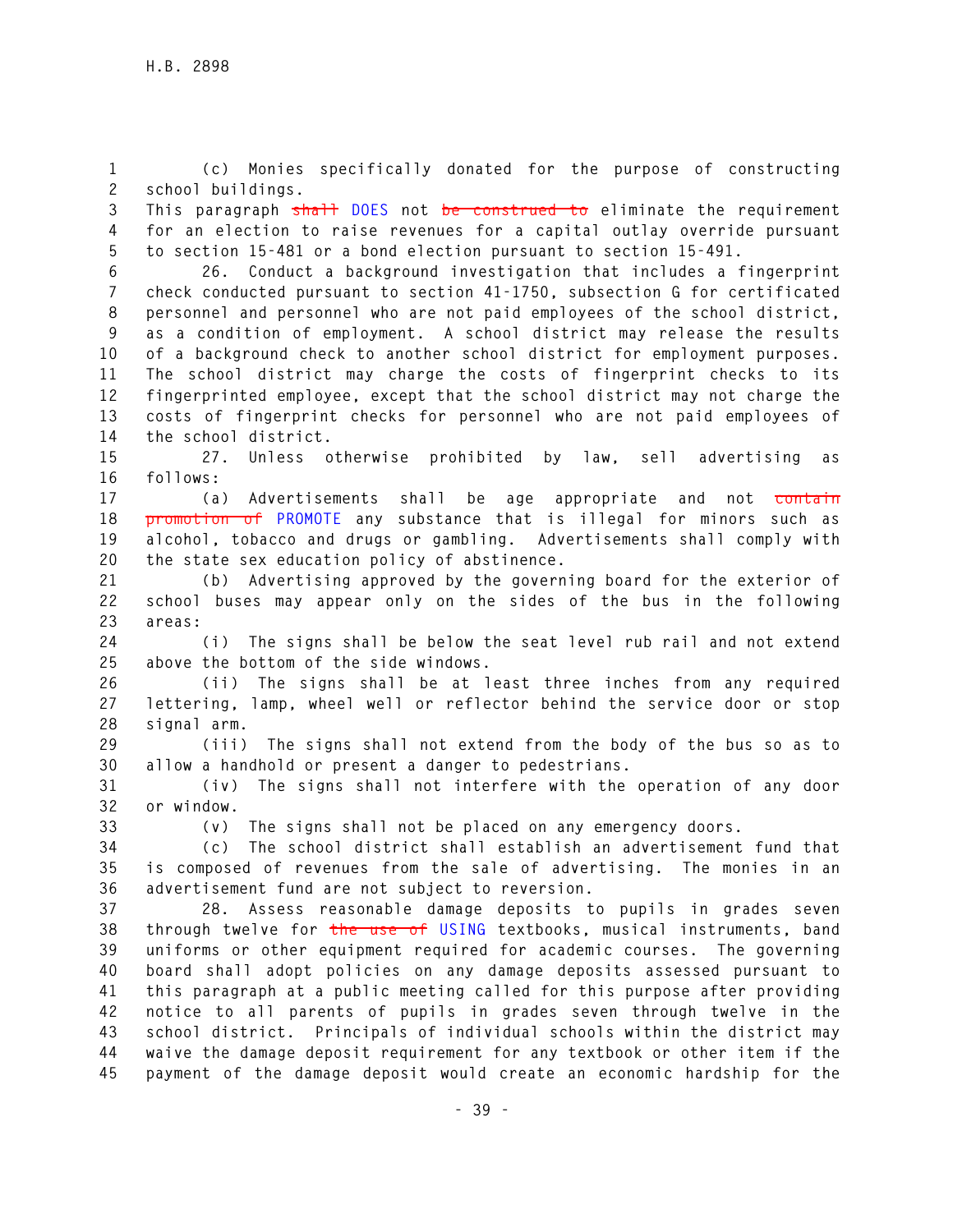(c) Monies specifically donated for the purpose of constructing school buildings.

This paragraph ~~shall~~ DOES not ~~be construed to~~ eliminate the requirement for an election to raise revenues for a capital outlay override pursuant to section 15-481 or a bond election pursuant to section 15-491.

26. Conduct a background investigation that includes a fingerprint check conducted pursuant to section 41-1750, subsection G for certificated personnel and personnel who are not paid employees of the school district, as a condition of employment. A school district may release the results of a background check to another school district for employment purposes. The school district may charge the costs of fingerprint checks to its fingerprinted employee, except that the school district may not charge the costs of fingerprint checks for personnel who are not paid employees of the school district.

27. Unless otherwise prohibited by law, sell advertising as follows:

(a) Advertisements shall be age appropriate and not ~~contain promotion of~~ PROMOTE any substance that is illegal for minors such as alcohol, tobacco and drugs or gambling. Advertisements shall comply with the state sex education policy of abstinence.

(b) Advertising approved by the governing board for the exterior of school buses may appear only on the sides of the bus in the following areas:

(i) The signs shall be below the seat level rub rail and not extend above the bottom of the side windows.

(ii) The signs shall be at least three inches from any required lettering, lamp, wheel well or reflector behind the service door or stop signal arm.

(iii) The signs shall not extend from the body of the bus so as to allow a handhold or present a danger to pedestrians.

(iv) The signs shall not interfere with the operation of any door or window.

(v) The signs shall not be placed on any emergency doors.

(c) The school district shall establish an advertisement fund that is composed of revenues from the sale of advertising. The monies in an advertisement fund are not subject to reversion.

28. Assess reasonable damage deposits to pupils in grades seven through twelve for ~~the use of~~ USING textbooks, musical instruments, band uniforms or other equipment required for academic courses. The governing board shall adopt policies on any damage deposits assessed pursuant to this paragraph at a public meeting called for this purpose after providing notice to all parents of pupils in grades seven through twelve in the school district. Principals of individual schools within the district may waive the damage deposit requirement for any textbook or other item if the payment of the damage deposit would create an economic hardship for the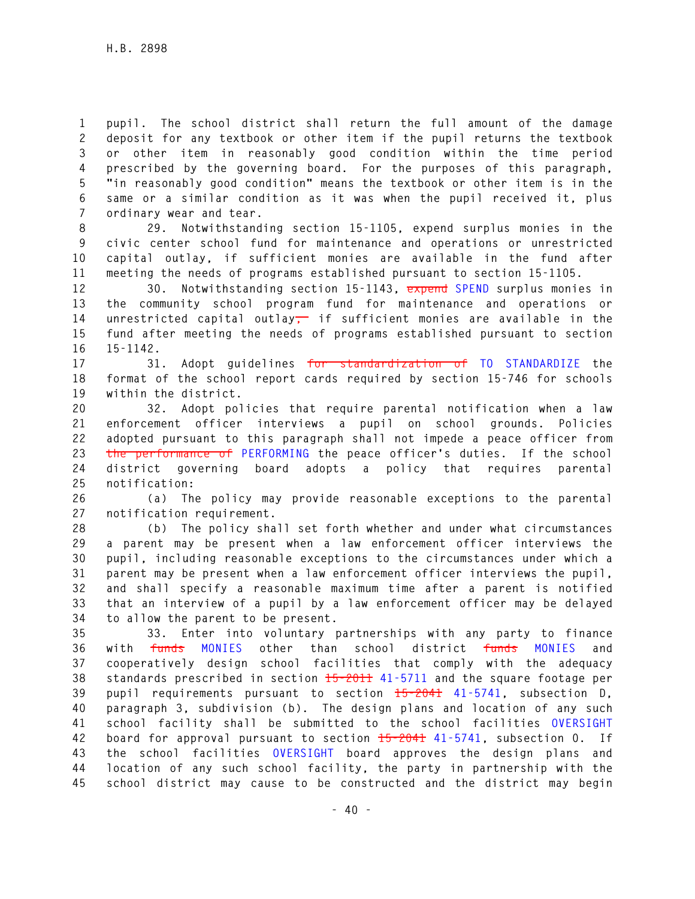pupil. The school district shall return the full amount of the damage deposit for any textbook or other item if the pupil returns the textbook or other item in reasonably good condition within the time period prescribed by the governing board. For the purposes of this paragraph, "in reasonably good condition" means the textbook or other item is in the same or a similar condition as it was when the pupil received it, plus ordinary wear and tear.

29. Notwithstanding section 15-1105, expend surplus monies in the civic center school fund for maintenance and operations or unrestricted capital outlay, if sufficient monies are available in the fund after meeting the needs of programs established pursuant to section 15-1105.

30. Notwithstanding section 15-1143, ~~expend~~ SPEND surplus monies in the community school program fund for maintenance and operations or unrestricted capital outlay~~,~~ if sufficient monies are available in the fund after meeting the needs of programs established pursuant to section 15-1142.

31. Adopt guidelines ~~for standardization of~~ TO STANDARDIZE the format of the school report cards required by section 15-746 for schools within the district.

32. Adopt policies that require parental notification when a law enforcement officer interviews a pupil on school grounds. Policies adopted pursuant to this paragraph shall not impede a peace officer from ~~the performance of~~ PERFORMING the peace officer's duties. If the school district governing board adopts a policy that requires parental notification:

(a) The policy may provide reasonable exceptions to the parental notification requirement.

(b) The policy shall set forth whether and under what circumstances a parent may be present when a law enforcement officer interviews the pupil, including reasonable exceptions to the circumstances under which a parent may be present when a law enforcement officer interviews the pupil, and shall specify a reasonable maximum time after a parent is notified that an interview of a pupil by a law enforcement officer may be delayed to allow the parent to be present.

33. Enter into voluntary partnerships with any party to finance with ~~funds~~ MONIES other than school district ~~funds~~ MONIES and cooperatively design school facilities that comply with the adequacy standards prescribed in section ~~15-2011~~ 41-5711 and the square footage per pupil requirements pursuant to section ~~15-2041~~ 41-5741, subsection D, paragraph 3, subdivision (b). The design plans and location of any such school facility shall be submitted to the school facilities OVERSIGHT board for approval pursuant to section ~~15-2041~~ 41-5741, subsection O. If the school facilities OVERSIGHT board approves the design plans and location of any such school facility, the party in partnership with the school district may cause to be constructed and the district may begin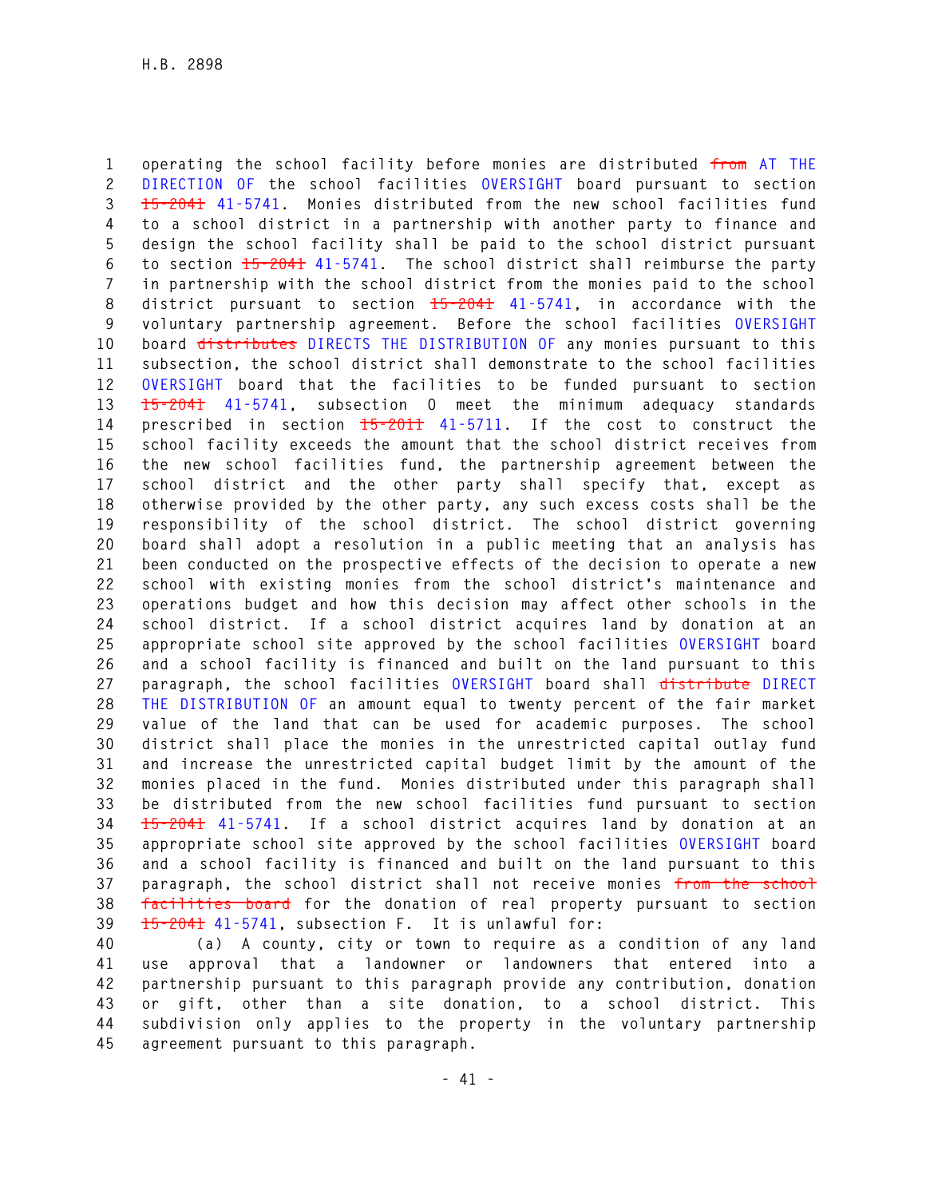operating the school facility before monies are distributed ~~from~~ AT THE DIRECTION OF the school facilities OVERSIGHT board pursuant to section ~~15-2041~~ 41-5741. Monies distributed from the new school facilities fund to a school district in a partnership with another party to finance and design the school facility shall be paid to the school district pursuant to section ~~15-2041~~ 41-5741. The school district shall reimburse the party in partnership with the school district from the monies paid to the school district pursuant to section ~~15-2041~~ 41-5741, in accordance with the voluntary partnership agreement. Before the school facilities OVERSIGHT board ~~distributes~~ DIRECTS THE DISTRIBUTION OF any monies pursuant to this subsection, the school district shall demonstrate to the school facilities OVERSIGHT board that the facilities to be funded pursuant to section ~~15-2041~~ 41-5741, subsection O meet the minimum adequacy standards prescribed in section ~~15-2011~~ 41-5711. If the cost to construct the school facility exceeds the amount that the school district receives from the new school facilities fund, the partnership agreement between the school district and the other party shall specify that, except as otherwise provided by the other party, any such excess costs shall be the responsibility of the school district. The school district governing board shall adopt a resolution in a public meeting that an analysis has been conducted on the prospective effects of the decision to operate a new school with existing monies from the school district's maintenance and operations budget and how this decision may affect other schools in the school district. If a school district acquires land by donation at an appropriate school site approved by the school facilities OVERSIGHT board and a school facility is financed and built on the land pursuant to this paragraph, the school facilities OVERSIGHT board shall ~~distribute~~ DIRECT THE DISTRIBUTION OF an amount equal to twenty percent of the fair market value of the land that can be used for academic purposes. The school district shall place the monies in the unrestricted capital outlay fund and increase the unrestricted capital budget limit by the amount of the monies placed in the fund. Monies distributed under this paragraph shall be distributed from the new school facilities fund pursuant to section ~~15-2041~~ 41-5741. If a school district acquires land by donation at an appropriate school site approved by the school facilities OVERSIGHT board and a school facility is financed and built on the land pursuant to this paragraph, the school district shall not receive monies ~~from the school facilities board~~ for the donation of real property pursuant to section ~~15-2041~~ 41-5741, subsection F. It is unlawful for:

(a) A county, city or town to require as a condition of any land use approval that a landowner or landowners that entered into a partnership pursuant to this paragraph provide any contribution, donation or gift, other than a site donation, to a school district. This subdivision only applies to the property in the voluntary partnership agreement pursuant to this paragraph.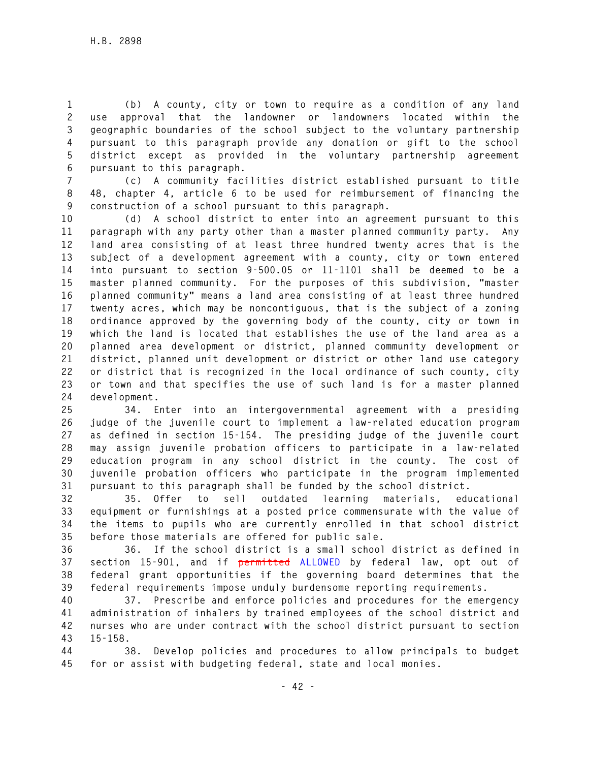(b) A county, city or town to require as a condition of any land use approval that the landowner or landowners located within the geographic boundaries of the school subject to the voluntary partnership pursuant to this paragraph provide any donation or gift to the school district except as provided in the voluntary partnership agreement pursuant to this paragraph.

(c) A community facilities district established pursuant to title 48, chapter 4, article 6 to be used for reimbursement of financing the construction of a school pursuant to this paragraph.

(d) A school district to enter into an agreement pursuant to this paragraph with any party other than a master planned community party. Any land area consisting of at least three hundred twenty acres that is the subject of a development agreement with a county, city or town entered into pursuant to section 9-500.05 or 11-1101 shall be deemed to be a master planned community. For the purposes of this subdivision, "master planned community" means a land area consisting of at least three hundred twenty acres, which may be noncontiguous, that is the subject of a zoning ordinance approved by the governing body of the county, city or town in which the land is located that establishes the use of the land area as a planned area development or district, planned community development or district, planned unit development or district or other land use category or district that is recognized in the local ordinance of such county, city or town and that specifies the use of such land is for a master planned development.

34. Enter into an intergovernmental agreement with a presiding judge of the juvenile court to implement a law-related education program as defined in section 15-154. The presiding judge of the juvenile court may assign juvenile probation officers to participate in a law-related education program in any school district in the county. The cost of juvenile probation officers who participate in the program implemented pursuant to this paragraph shall be funded by the school district.

35. Offer to sell outdated learning materials, educational equipment or furnishings at a posted price commensurate with the value of the items to pupils who are currently enrolled in that school district before those materials are offered for public sale.

36. If the school district is a small school district as defined in section 15-901, and if ~~permitted~~ ALLOWED by federal law, opt out of federal grant opportunities if the governing board determines that the federal requirements impose unduly burdensome reporting requirements.

37. Prescribe and enforce policies and procedures for the emergency administration of inhalers by trained employees of the school district and nurses who are under contract with the school district pursuant to section 15-158.

38. Develop policies and procedures to allow principals to budget for or assist with budgeting federal, state and local monies.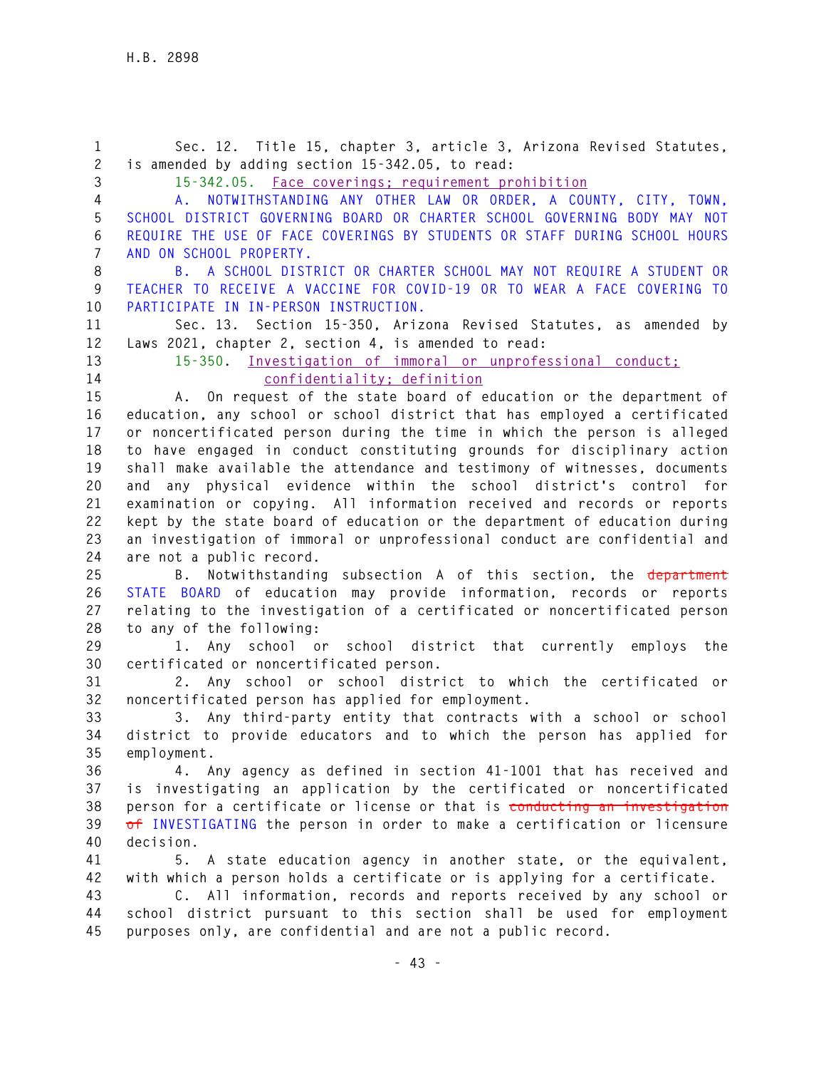Sec. 12. Title 15, chapter 3, article 3, Arizona Revised Statutes, is amended by adding section 15-342.05, to read:

15-342.05. Face coverings; requirement prohibition

A. NOTWITHSTANDING ANY OTHER LAW OR ORDER, A COUNTY, CITY, TOWN, SCHOOL DISTRICT GOVERNING BOARD OR CHARTER SCHOOL GOVERNING BODY MAY NOT REQUIRE THE USE OF FACE COVERINGS BY STUDENTS OR STAFF DURING SCHOOL HOURS AND ON SCHOOL PROPERTY.

B. A SCHOOL DISTRICT OR CHARTER SCHOOL MAY NOT REQUIRE A STUDENT OR TEACHER TO RECEIVE A VACCINE FOR COVID-19 OR TO WEAR A FACE COVERING TO PARTICIPATE IN IN-PERSON INSTRUCTION.

Sec. 13. Section 15-350, Arizona Revised Statutes, as amended by Laws 2021, chapter 2, section 4, is amended to read:

15-350. Investigation of immoral or unprofessional conduct; confidentiality; definition

A. On request of the state board of education or the department of education, any school or school district that has employed a certificated or noncertificated person during the time in which the person is alleged to have engaged in conduct constituting grounds for disciplinary action shall make available the attendance and testimony of witnesses, documents and any physical evidence within the school district's control for examination or copying. All information received and records or reports kept by the state board of education or the department of education during an investigation of immoral or unprofessional conduct are confidential and are not a public record.

B. Notwithstanding subsection A of this section, the ~~department~~ STATE BOARD of education may provide information, records or reports relating to the investigation of a certificated or noncertificated person to any of the following:

1. Any school or school district that currently employs the certificated or noncertificated person.

2. Any school or school district to which the certificated or noncertificated person has applied for employment.

3. Any third-party entity that contracts with a school or school district to provide educators and to which the person has applied for employment.

4. Any agency as defined in section 41-1001 that has received and is investigating an application by the certificated or noncertificated person for a certificate or license or that is ~~conducting an investigation of~~ INVESTIGATING the person in order to make a certification or licensure decision.

5. A state education agency in another state, or the equivalent, with which a person holds a certificate or is applying for a certificate.

C. All information, records and reports received by any school or school district pursuant to this section shall be used for employment purposes only, are confidential and are not a public record.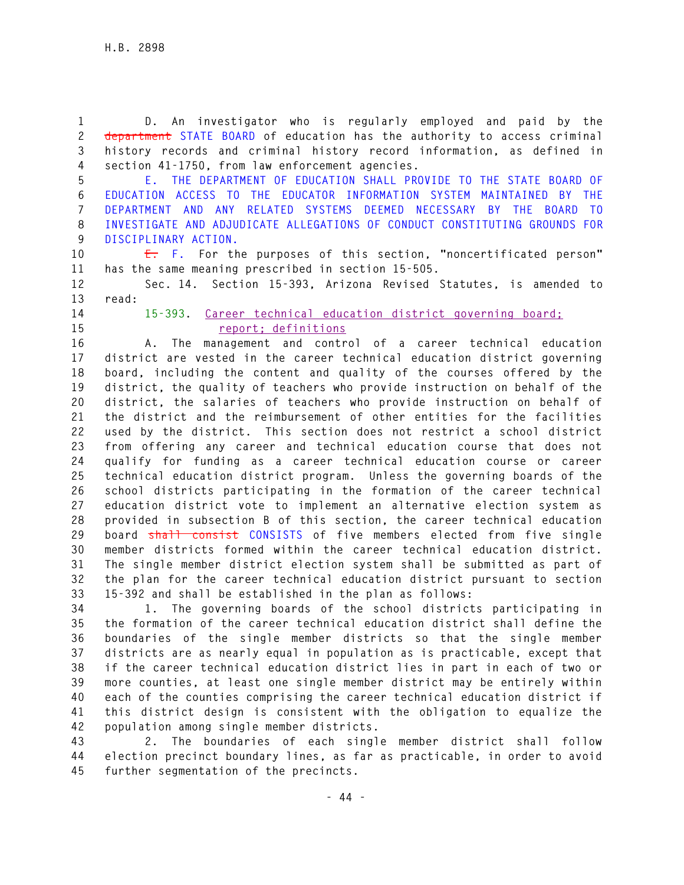D. An investigator who is regularly employed and paid by the ~~department~~ STATE BOARD of education has the authority to access criminal history records and criminal history record information, as defined in section 41-1750, from law enforcement agencies.

E. THE DEPARTMENT OF EDUCATION SHALL PROVIDE TO THE STATE BOARD OF EDUCATION ACCESS TO THE EDUCATOR INFORMATION SYSTEM MAINTAINED BY THE DEPARTMENT AND ANY RELATED SYSTEMS DEEMED NECESSARY BY THE BOARD TO INVESTIGATE AND ADJUDICATE ALLEGATIONS OF CONDUCT CONSTITUTING GROUNDS FOR DISCIPLINARY ACTION.

~~E.~~ F. For the purposes of this section, "noncertificated person" has the same meaning prescribed in section 15-505.

Sec. 14. Section 15-393, Arizona Revised Statutes, is amended to read:

15-393. Career technical education district governing board; report; definitions

A. The management and control of a career technical education district are vested in the career technical education district governing board, including the content and quality of the courses offered by the district, the quality of teachers who provide instruction on behalf of the district, the salaries of teachers who provide instruction on behalf of the district and the reimbursement of other entities for the facilities used by the district. This section does not restrict a school district from offering any career and technical education course that does not qualify for funding as a career technical education course or career technical education district program. Unless the governing boards of the school districts participating in the formation of the career technical education district vote to implement an alternative election system as provided in subsection B of this section, the career technical education board ~~shall consist~~ CONSISTS of five members elected from five single member districts formed within the career technical education district. The single member district election system shall be submitted as part of the plan for the career technical education district pursuant to section 15-392 and shall be established in the plan as follows:

1. The governing boards of the school districts participating in the formation of the career technical education district shall define the boundaries of the single member districts so that the single member districts are as nearly equal in population as is practicable, except that if the career technical education district lies in part in each of two or more counties, at least one single member district may be entirely within each of the counties comprising the career technical education district if this district design is consistent with the obligation to equalize the population among single member districts.

2. The boundaries of each single member district shall follow election precinct boundary lines, as far as practicable, in order to avoid further segmentation of the precincts.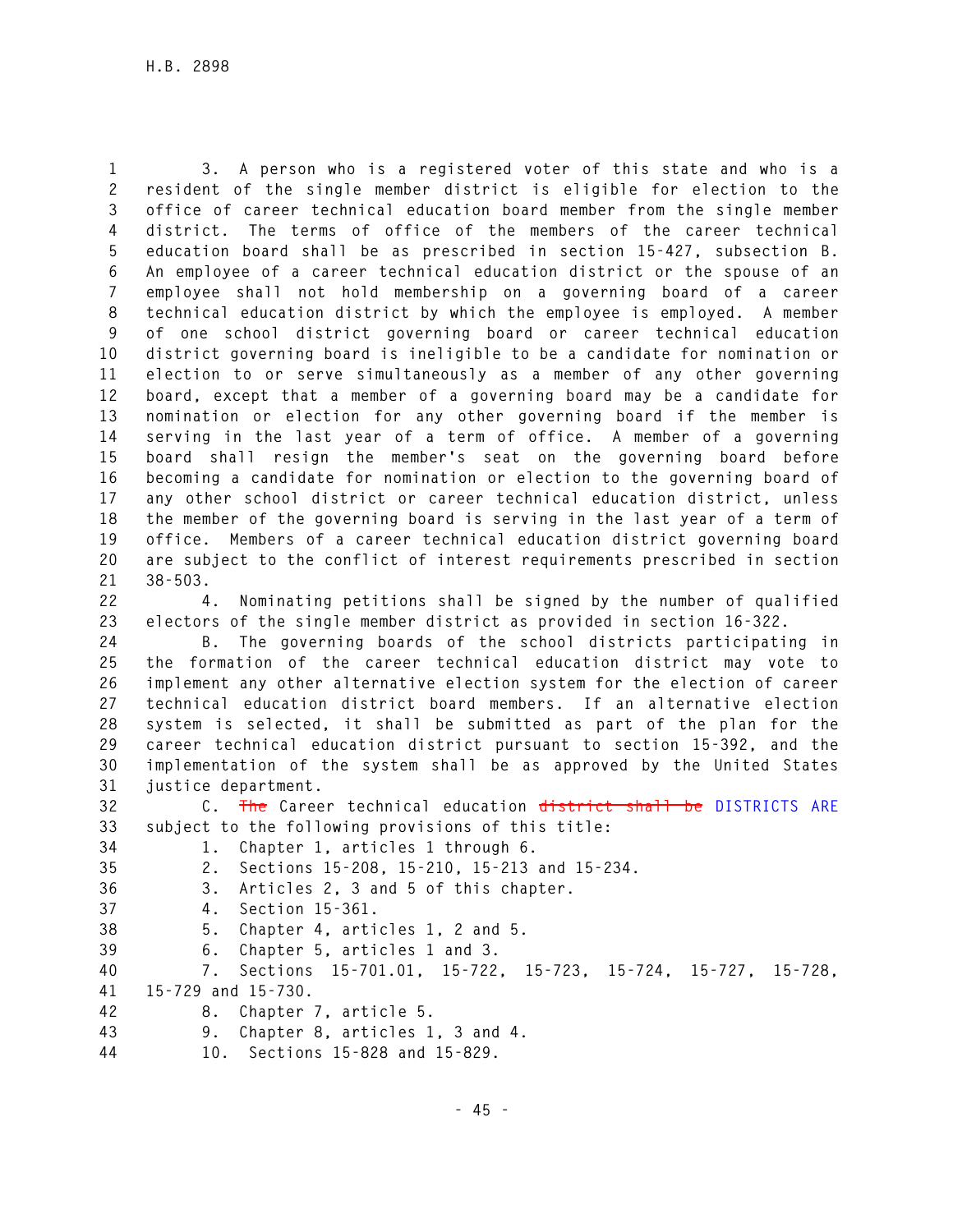3. A person who is a registered voter of this state and who is a resident of the single member district is eligible for election to the office of career technical education board member from the single member district. The terms of office of the members of the career technical education board shall be as prescribed in section 15-427, subsection B. An employee of a career technical education district or the spouse of an employee shall not hold membership on a governing board of a career technical education district by which the employee is employed. A member of one school district governing board or career technical education district governing board is ineligible to be a candidate for nomination or election to or serve simultaneously as a member of any other governing board, except that a member of a governing board may be a candidate for nomination or election for any other governing board if the member is serving in the last year of a term of office. A member of a governing board shall resign the member's seat on the governing board before becoming a candidate for nomination or election to the governing board of any other school district or career technical education district, unless the member of the governing board is serving in the last year of a term of office. Members of a career technical education district governing board are subject to the conflict of interest requirements prescribed in section 38-503.

4. Nominating petitions shall be signed by the number of qualified electors of the single member district as provided in section 16-322.

B. The governing boards of the school districts participating in the formation of the career technical education district may vote to implement any other alternative election system for the election of career technical education district board members. If an alternative election system is selected, it shall be submitted as part of the plan for the career technical education district pursuant to section 15-392, and the implementation of the system shall be as approved by the United States justice department.

C. ~~The~~ Career technical education ~~district shall be~~ DISTRICTS ARE subject to the following provisions of this title:

1. Chapter 1, articles 1 through 6.
2. Sections 15-208, 15-210, 15-213 and 15-234.
3. Articles 2, 3 and 5 of this chapter.
4. Section 15-361.
5. Chapter 4, articles 1, 2 and 5.
6. Chapter 5, articles 1 and 3.
7. Sections 15-701.01, 15-722, 15-723, 15-724, 15-727, 15-728, 15-729 and 15-730.
8. Chapter 7, article 5.
9. Chapter 8, articles 1, 3 and 4.
10. Sections 15-828 and 15-829.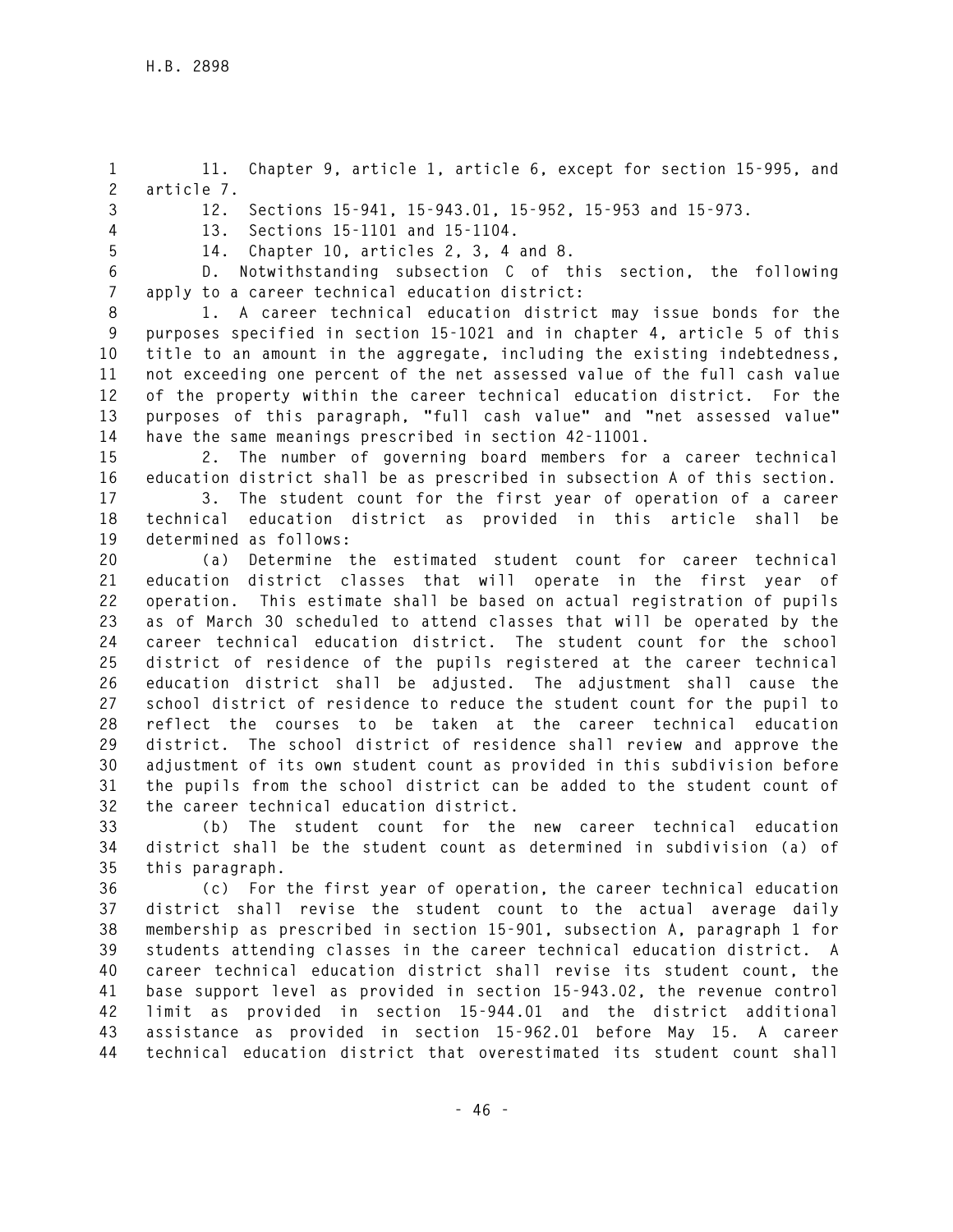11. Chapter 9, article 1, article 6, except for section 15-995, and article 7.

12. Sections 15-941, 15-943.01, 15-952, 15-953 and 15-973.

13. Sections 15-1101 and 15-1104.

14. Chapter 10, articles 2, 3, 4 and 8.

D. Notwithstanding subsection C of this section, the following apply to a career technical education district:

1. A career technical education district may issue bonds for the purposes specified in section 15-1021 and in chapter 4, article 5 of this title to an amount in the aggregate, including the existing indebtedness, not exceeding one percent of the net assessed value of the full cash value of the property within the career technical education district. For the purposes of this paragraph, "full cash value" and "net assessed value" have the same meanings prescribed in section 42-11001.

2. The number of governing board members for a career technical education district shall be as prescribed in subsection A of this section.

3. The student count for the first year of operation of a career technical education district as provided in this article shall be determined as follows:

(a) Determine the estimated student count for career technical education district classes that will operate in the first year of operation. This estimate shall be based on actual registration of pupils as of March 30 scheduled to attend classes that will be operated by the career technical education district. The student count for the school district of residence of the pupils registered at the career technical education district shall be adjusted. The adjustment shall cause the school district of residence to reduce the student count for the pupil to reflect the courses to be taken at the career technical education district. The school district of residence shall review and approve the adjustment of its own student count as provided in this subdivision before the pupils from the school district can be added to the student count of the career technical education district.

(b) The student count for the new career technical education district shall be the student count as determined in subdivision (a) of this paragraph.

(c) For the first year of operation, the career technical education district shall revise the student count to the actual average daily membership as prescribed in section 15-901, subsection A, paragraph 1 for students attending classes in the career technical education district. A career technical education district shall revise its student count, the base support level as provided in section 15-943.02, the revenue control limit as provided in section 15-944.01 and the district additional assistance as provided in section 15-962.01 before May 15. A career technical education district that overestimated its student count shall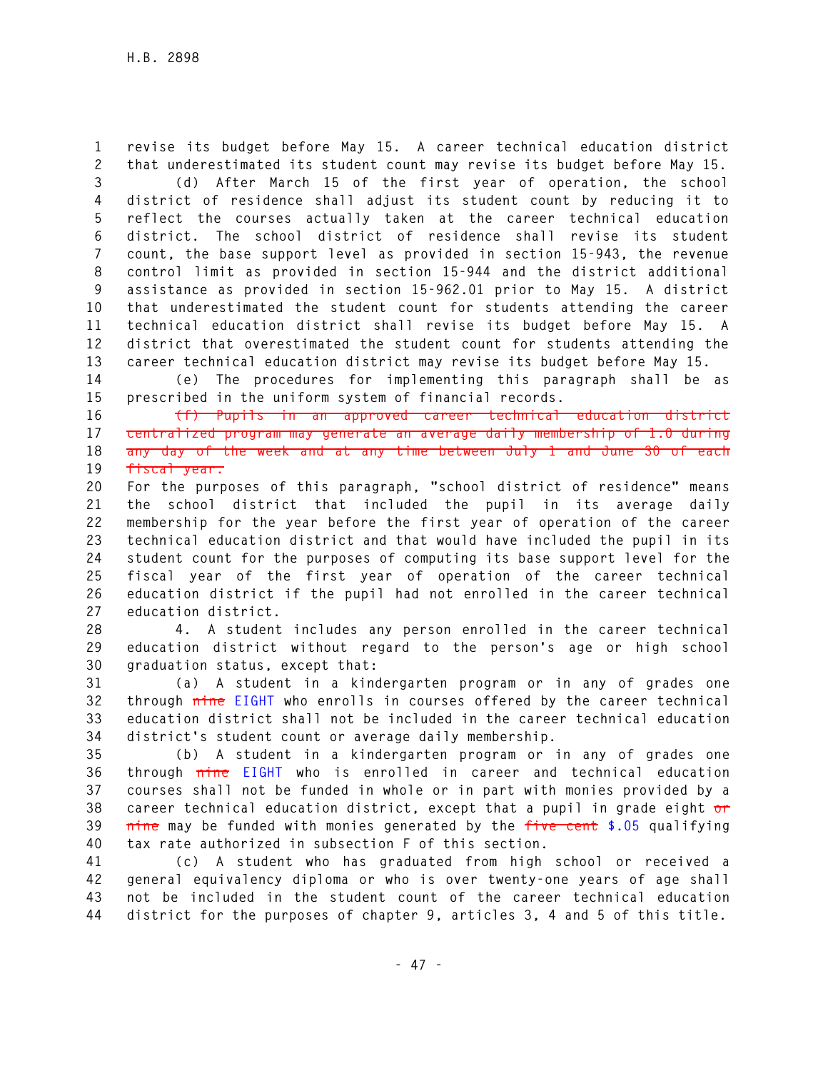revise its budget before May 15. A career technical education district that underestimated its student count may revise its budget before May 15.

(d) After March 15 of the first year of operation, the school district of residence shall adjust its student count by reducing it to reflect the courses actually taken at the career technical education district. The school district of residence shall revise its student count, the base support level as provided in section 15-943, the revenue control limit as provided in section 15-944 and the district additional assistance as provided in section 15-962.01 prior to May 15. A district that underestimated the student count for students attending the career technical education district shall revise its budget before May 15. A district that overestimated the student count for students attending the career technical education district may revise its budget before May 15.

(e) The procedures for implementing this paragraph shall be as prescribed in the uniform system of financial records.

~~(f) Pupils in an approved career technical education district centralized program may generate an average daily membership of 1.0 during any day of the week and at any time between July 1 and June 30 of each fiscal year.~~

For the purposes of this paragraph, "school district of residence" means the school district that included the pupil in its average daily membership for the year before the first year of operation of the career technical education district and that would have included the pupil in its student count for the purposes of computing its base support level for the fiscal year of the first year of operation of the career technical education district if the pupil had not enrolled in the career technical education district.

4. A student includes any person enrolled in the career technical education district without regard to the person's age or high school graduation status, except that:

(a) A student in a kindergarten program or in any of grades one through ~~nine~~ EIGHT who enrolls in courses offered by the career technical education district shall not be included in the career technical education district's student count or average daily membership.

(b) A student in a kindergarten program or in any of grades one through ~~nine~~ EIGHT who is enrolled in career and technical education courses shall not be funded in whole or in part with monies provided by a career technical education district, except that a pupil in grade eight ~~or nine~~ may be funded with monies generated by the ~~five cent~~ $.05 qualifying tax rate authorized in subsection F of this section.

(c) A student who has graduated from high school or received a general equivalency diploma or who is over twenty-one years of age shall not be included in the student count of the career technical education district for the purposes of chapter 9, articles 3, 4 and 5 of this title.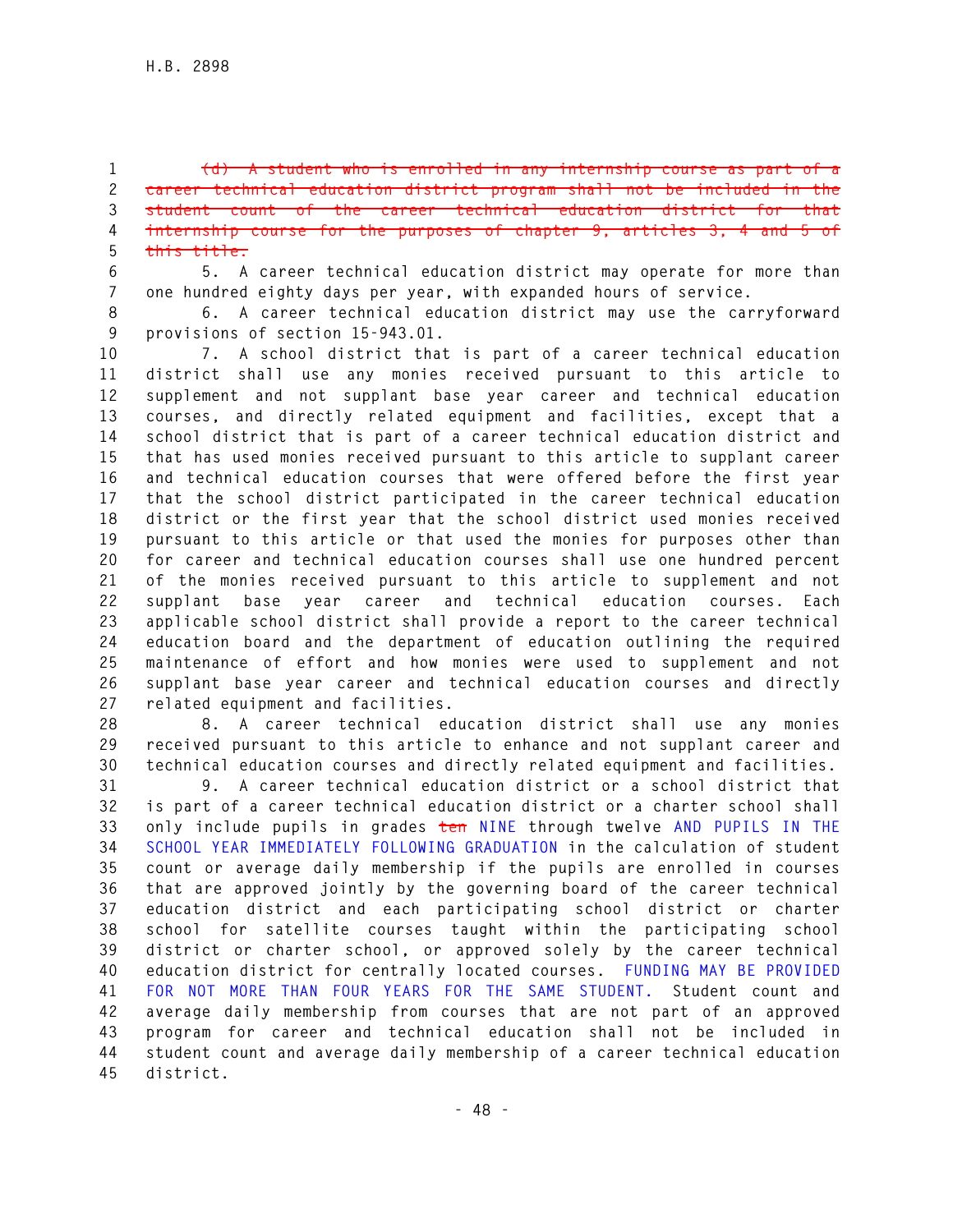~~(d) A student who is enrolled in any internship course as part of a career technical education district program shall not be included in the student count of the career technical education district for that internship course for the purposes of chapter 9, articles 3, 4 and 5 of this title.~~

5. A career technical education district may operate for more than one hundred eighty days per year, with expanded hours of service.

6. A career technical education district may use the carryforward provisions of section 15-943.01.

7. A school district that is part of a career technical education district shall use any monies received pursuant to this article to supplement and not supplant base year career and technical education courses, and directly related equipment and facilities, except that a school district that is part of a career technical education district and that has used monies received pursuant to this article to supplant career and technical education courses that were offered before the first year that the school district participated in the career technical education district or the first year that the school district used monies received pursuant to this article or that used the monies for purposes other than for career and technical education courses shall use one hundred percent of the monies received pursuant to this article to supplement and not supplant base year career and technical education courses. Each applicable school district shall provide a report to the career technical education board and the department of education outlining the required maintenance of effort and how monies were used to supplement and not supplant base year career and technical education courses and directly related equipment and facilities.

8. A career technical education district shall use any monies received pursuant to this article to enhance and not supplant career and technical education courses and directly related equipment and facilities.

9. A career technical education district or a school district that is part of a career technical education district or a charter school shall only include pupils in grades ~~ten~~ NINE through twelve AND PUPILS IN THE SCHOOL YEAR IMMEDIATELY FOLLOWING GRADUATION in the calculation of student count or average daily membership if the pupils are enrolled in courses that are approved jointly by the governing board of the career technical education district and each participating school district or charter school for satellite courses taught within the participating school district or charter school, or approved solely by the career technical education district for centrally located courses. FUNDING MAY BE PROVIDED FOR NOT MORE THAN FOUR YEARS FOR THE SAME STUDENT. Student count and average daily membership from courses that are not part of an approved program for career and technical education shall not be included in student count and average daily membership of a career technical education district.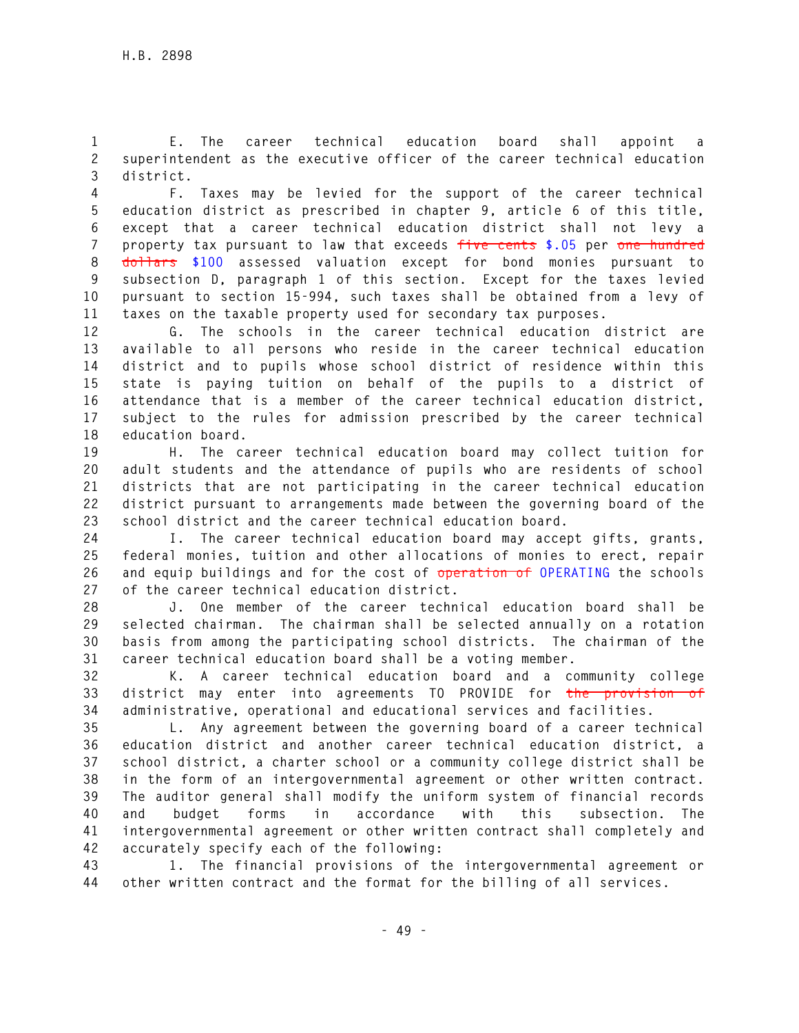E. The career technical education board shall appoint a superintendent as the executive officer of the career technical education district.

F. Taxes may be levied for the support of the career technical education district as prescribed in chapter 9, article 6 of this title, except that a career technical education district shall not levy a property tax pursuant to law that exceeds ~~five cents~~ $.05 per ~~one hundred dollars~~ $100 assessed valuation except for bond monies pursuant to subsection D, paragraph 1 of this section. Except for the taxes levied pursuant to section 15-994, such taxes shall be obtained from a levy of taxes on the taxable property used for secondary tax purposes.

G. The schools in the career technical education district are available to all persons who reside in the career technical education district and to pupils whose school district of residence within this state is paying tuition on behalf of the pupils to a district of attendance that is a member of the career technical education district, subject to the rules for admission prescribed by the career technical education board.

H. The career technical education board may collect tuition for adult students and the attendance of pupils who are residents of school districts that are not participating in the career technical education district pursuant to arrangements made between the governing board of the school district and the career technical education board.

I. The career technical education board may accept gifts, grants, federal monies, tuition and other allocations of monies to erect, repair and equip buildings and for the cost of ~~operation of~~ OPERATING the schools of the career technical education district.

J. One member of the career technical education board shall be selected chairman. The chairman shall be selected annually on a rotation basis from among the participating school districts. The chairman of the career technical education board shall be a voting member.

K. A career technical education board and a community college district may enter into agreements TO PROVIDE for ~~the provision of~~ administrative, operational and educational services and facilities.

L. Any agreement between the governing board of a career technical education district and another career technical education district, a school district, a charter school or a community college district shall be in the form of an intergovernmental agreement or other written contract. The auditor general shall modify the uniform system of financial records and budget forms in accordance with this subsection. The intergovernmental agreement or other written contract shall completely and accurately specify each of the following:

1. The financial provisions of the intergovernmental agreement or other written contract and the format for the billing of all services.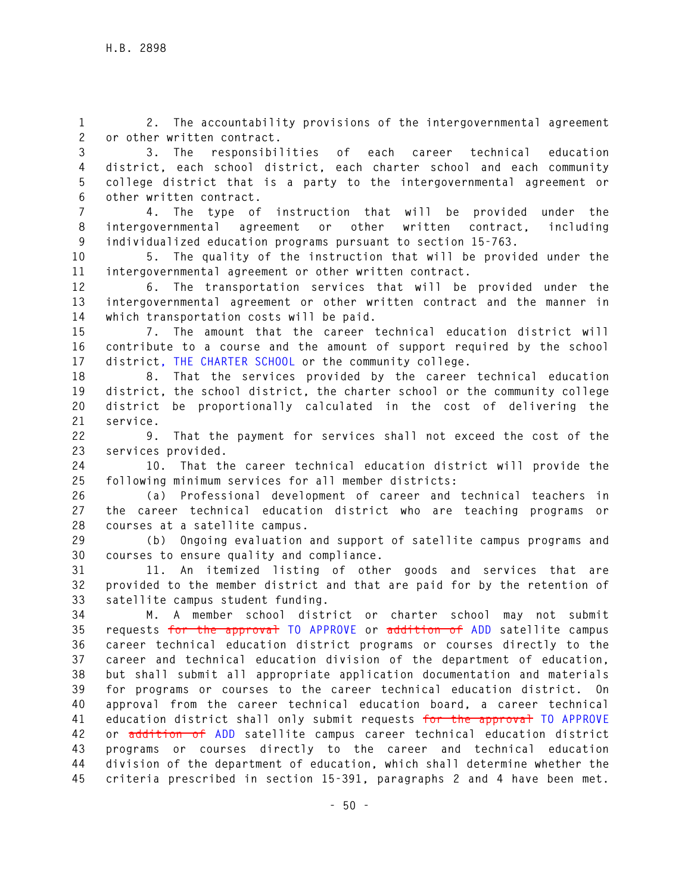2. The accountability provisions of the intergovernmental agreement or other written contract.

3. The responsibilities of each career technical education district, each school district, each charter school and each community college district that is a party to the intergovernmental agreement or other written contract.

4. The type of instruction that will be provided under the intergovernmental agreement or other written contract, including individualized education programs pursuant to section 15-763.

5. The quality of the instruction that will be provided under the intergovernmental agreement or other written contract.

6. The transportation services that will be provided under the intergovernmental agreement or other written contract and the manner in which transportation costs will be paid.

7. The amount that the career technical education district will contribute to a course and the amount of support required by the school district, THE CHARTER SCHOOL or the community college.

8. That the services provided by the career technical education district, the school district, the charter school or the community college district be proportionally calculated in the cost of delivering the service.

9. That the payment for services shall not exceed the cost of the services provided.

10. That the career technical education district will provide the following minimum services for all member districts:

(a) Professional development of career and technical teachers in the career technical education district who are teaching programs or courses at a satellite campus.

(b) Ongoing evaluation and support of satellite campus programs and courses to ensure quality and compliance.

11. An itemized listing of other goods and services that are provided to the member district and that are paid for by the retention of satellite campus student funding.

M. A member school district or charter school may not submit requests ~~for the approval~~ TO APPROVE or ~~addition of~~ ADD satellite campus career technical education district programs or courses directly to the career and technical education division of the department of education, but shall submit all appropriate application documentation and materials for programs or courses to the career technical education district. On approval from the career technical education board, a career technical education district shall only submit requests ~~for the approval~~ TO APPROVE or ~~addition of~~ ADD satellite campus career technical education district programs or courses directly to the career and technical education division of the department of education, which shall determine whether the criteria prescribed in section 15-391, paragraphs 2 and 4 have been met.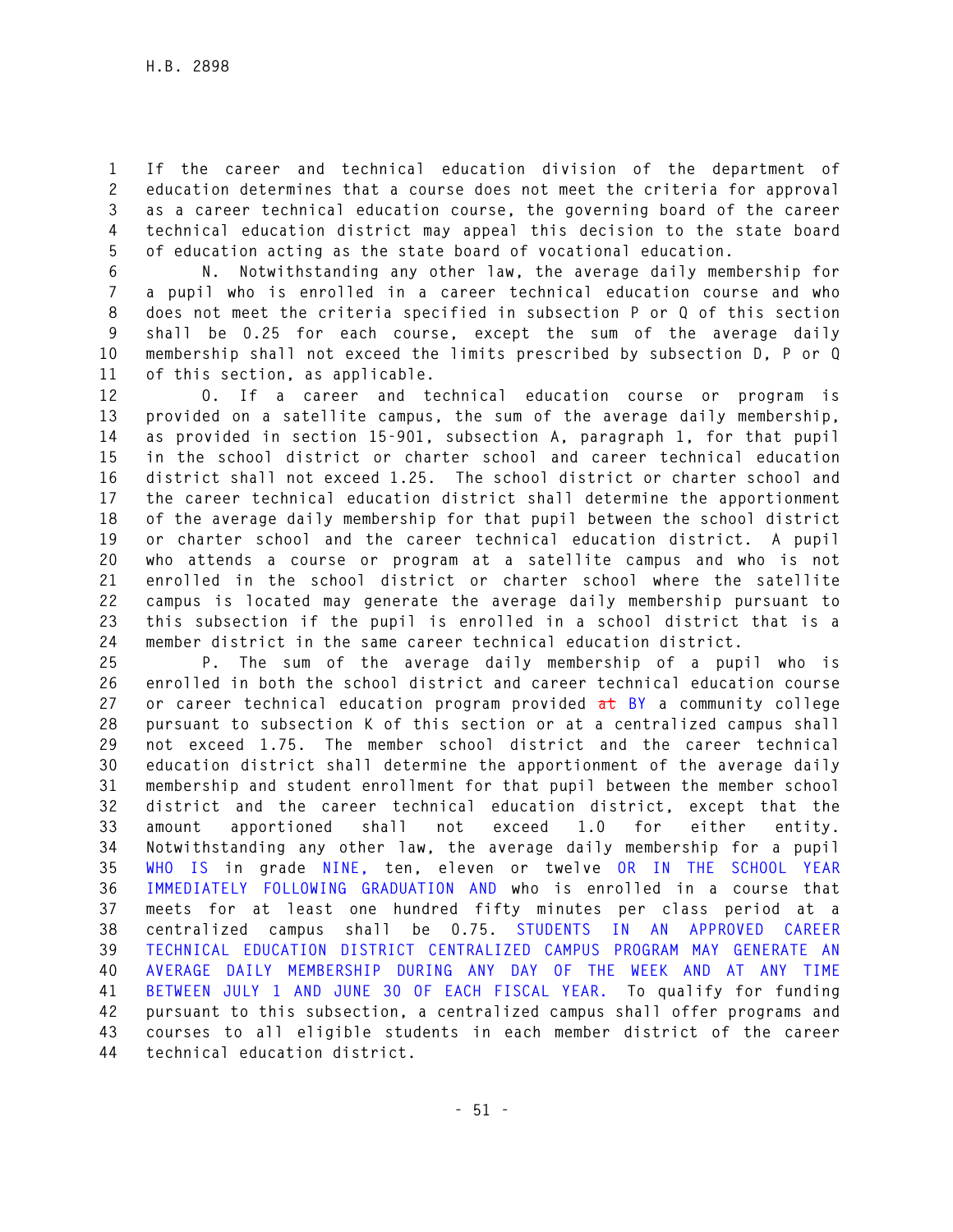If the career and technical education division of the department of education determines that a course does not meet the criteria for approval as a career technical education course, the governing board of the career technical education district may appeal this decision to the state board of education acting as the state board of vocational education.

N. Notwithstanding any other law, the average daily membership for a pupil who is enrolled in a career technical education course and who does not meet the criteria specified in subsection P or Q of this section shall be 0.25 for each course, except the sum of the average daily membership shall not exceed the limits prescribed by subsection D, P or Q of this section, as applicable.

O. If a career and technical education course or program is provided on a satellite campus, the sum of the average daily membership, as provided in section 15-901, subsection A, paragraph 1, for that pupil in the school district or charter school and career technical education district shall not exceed 1.25. The school district or charter school and the career technical education district shall determine the apportionment of the average daily membership for that pupil between the school district or charter school and the career technical education district. A pupil who attends a course or program at a satellite campus and who is not enrolled in the school district or charter school where the satellite campus is located may generate the average daily membership pursuant to this subsection if the pupil is enrolled in a school district that is a member district in the same career technical education district.

P. The sum of the average daily membership of a pupil who is enrolled in both the school district and career technical education course or career technical education program provided ~~at~~ BY a community college pursuant to subsection K of this section or at a centralized campus shall not exceed 1.75. The member school district and the career technical education district shall determine the apportionment of the average daily membership and student enrollment for that pupil between the member school district and the career technical education district, except that the amount apportioned shall not exceed 1.0 for either entity. Notwithstanding any other law, the average daily membership for a pupil WHO IS in grade NINE, ten, eleven or twelve OR IN THE SCHOOL YEAR IMMEDIATELY FOLLOWING GRADUATION AND who is enrolled in a course that meets for at least one hundred fifty minutes per class period at a centralized campus shall be 0.75. STUDENTS IN AN APPROVED CAREER TECHNICAL EDUCATION DISTRICT CENTRALIZED CAMPUS PROGRAM MAY GENERATE AN AVERAGE DAILY MEMBERSHIP DURING ANY DAY OF THE WEEK AND AT ANY TIME BETWEEN JULY 1 AND JUNE 30 OF EACH FISCAL YEAR. To qualify for funding pursuant to this subsection, a centralized campus shall offer programs and courses to all eligible students in each member district of the career technical education district.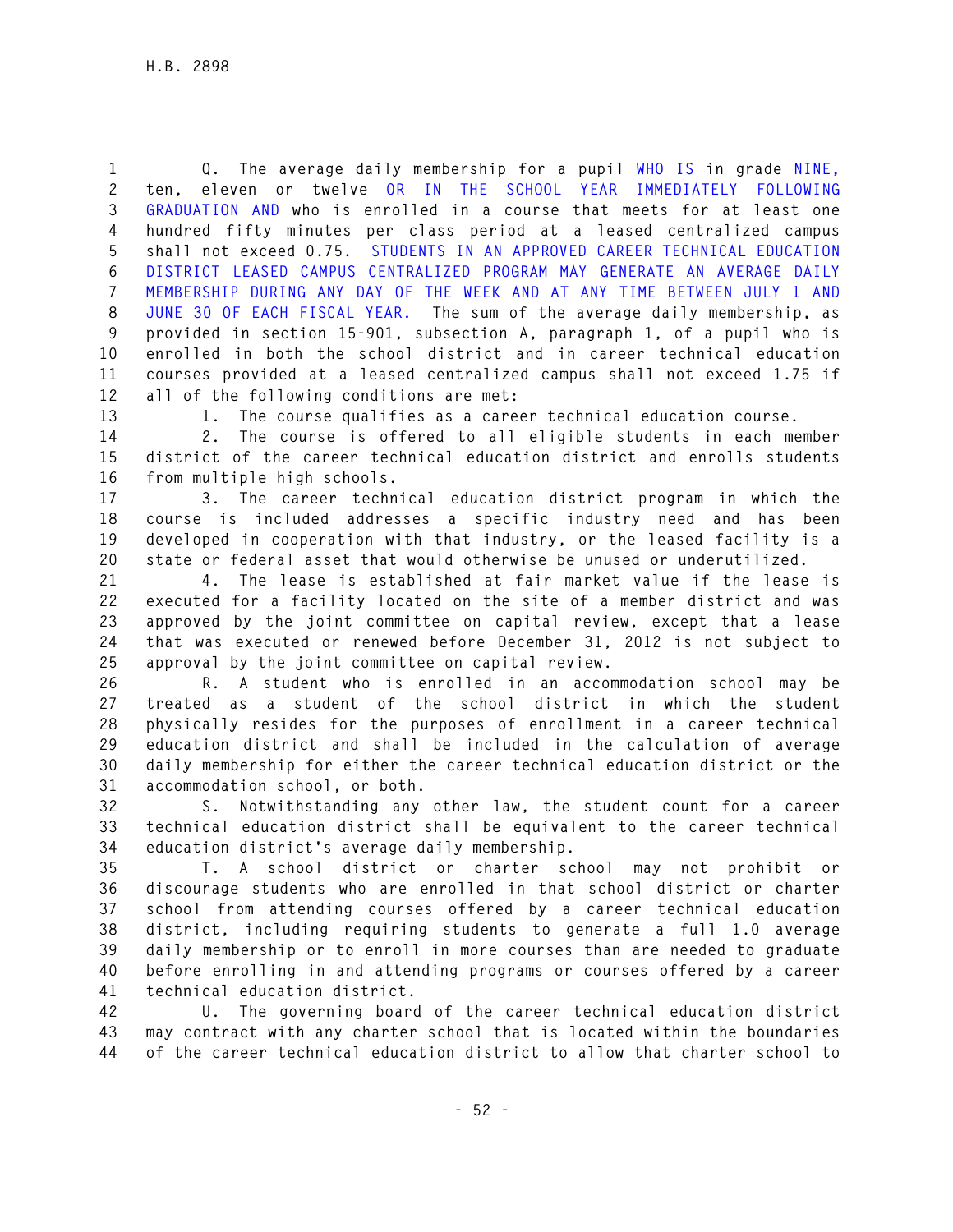Q. The average daily membership for a pupil WHO IS in grade NINE, ten, eleven or twelve OR IN THE SCHOOL YEAR IMMEDIATELY FOLLOWING GRADUATION AND who is enrolled in a course that meets for at least one hundred fifty minutes per class period at a leased centralized campus shall not exceed 0.75. STUDENTS IN AN APPROVED CAREER TECHNICAL EDUCATION DISTRICT LEASED CAMPUS CENTRALIZED PROGRAM MAY GENERATE AN AVERAGE DAILY MEMBERSHIP DURING ANY DAY OF THE WEEK AND AT ANY TIME BETWEEN JULY 1 AND JUNE 30 OF EACH FISCAL YEAR. The sum of the average daily membership, as provided in section 15-901, subsection A, paragraph 1, of a pupil who is enrolled in both the school district and in career technical education courses provided at a leased centralized campus shall not exceed 1.75 if all of the following conditions are met:

1. The course qualifies as a career technical education course.

2. The course is offered to all eligible students in each member district of the career technical education district and enrolls students from multiple high schools.

3. The career technical education district program in which the course is included addresses a specific industry need and has been developed in cooperation with that industry, or the leased facility is a state or federal asset that would otherwise be unused or underutilized.

4. The lease is established at fair market value if the lease is executed for a facility located on the site of a member district and was approved by the joint committee on capital review, except that a lease that was executed or renewed before December 31, 2012 is not subject to approval by the joint committee on capital review.

R. A student who is enrolled in an accommodation school may be treated as a student of the school district in which the student physically resides for the purposes of enrollment in a career technical education district and shall be included in the calculation of average daily membership for either the career technical education district or the accommodation school, or both.

S. Notwithstanding any other law, the student count for a career technical education district shall be equivalent to the career technical education district's average daily membership.

T. A school district or charter school may not prohibit or discourage students who are enrolled in that school district or charter school from attending courses offered by a career technical education district, including requiring students to generate a full 1.0 average daily membership or to enroll in more courses than are needed to graduate before enrolling in and attending programs or courses offered by a career technical education district.

U. The governing board of the career technical education district may contract with any charter school that is located within the boundaries of the career technical education district to allow that charter school to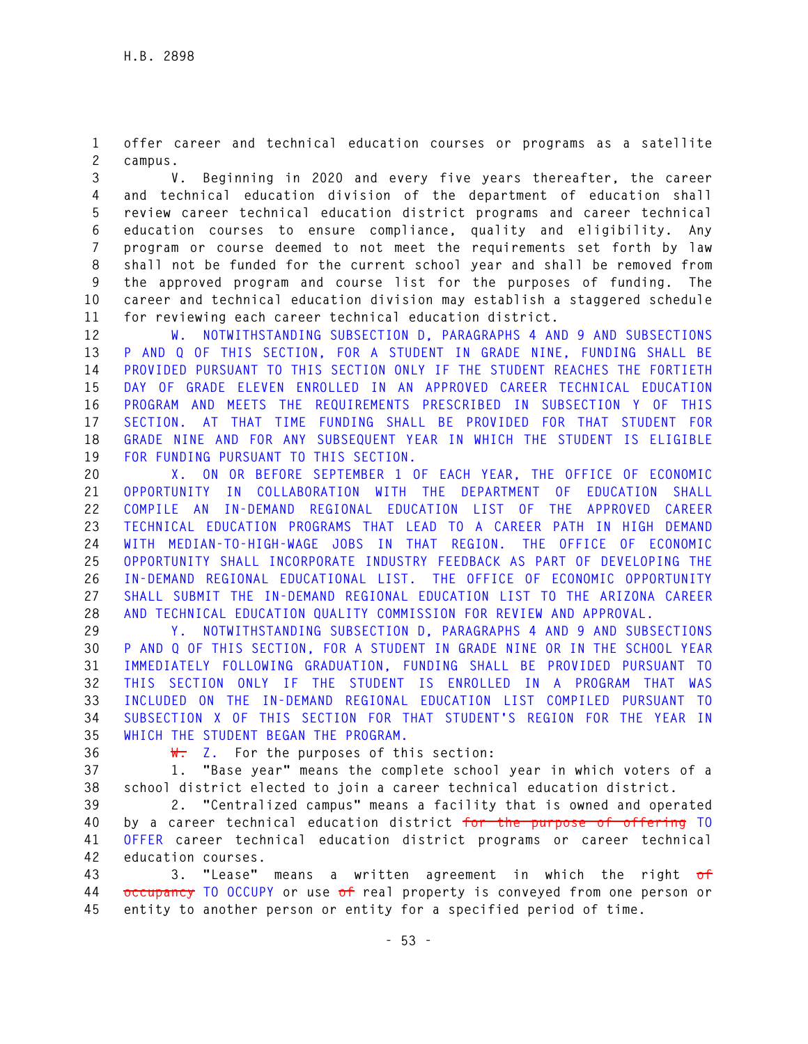offer career and technical education courses or programs as a satellite campus.

V. Beginning in 2020 and every five years thereafter, the career and technical education division of the department of education shall review career technical education district programs and career technical education courses to ensure compliance, quality and eligibility. Any program or course deemed to not meet the requirements set forth by law shall not be funded for the current school year and shall be removed from the approved program and course list for the purposes of funding. The career and technical education division may establish a staggered schedule for reviewing each career technical education district.

W. NOTWITHSTANDING SUBSECTION D, PARAGRAPHS 4 AND 9 AND SUBSECTIONS P AND Q OF THIS SECTION, FOR A STUDENT IN GRADE NINE, FUNDING SHALL BE PROVIDED PURSUANT TO THIS SECTION ONLY IF THE STUDENT REACHES THE FORTIETH DAY OF GRADE ELEVEN ENROLLED IN AN APPROVED CAREER TECHNICAL EDUCATION PROGRAM AND MEETS THE REQUIREMENTS PRESCRIBED IN SUBSECTION Y OF THIS SECTION. AT THAT TIME FUNDING SHALL BE PROVIDED FOR THAT STUDENT FOR GRADE NINE AND FOR ANY SUBSEQUENT YEAR IN WHICH THE STUDENT IS ELIGIBLE FOR FUNDING PURSUANT TO THIS SECTION.

X. ON OR BEFORE SEPTEMBER 1 OF EACH YEAR, THE OFFICE OF ECONOMIC OPPORTUNITY IN COLLABORATION WITH THE DEPARTMENT OF EDUCATION SHALL COMPILE AN IN-DEMAND REGIONAL EDUCATION LIST OF THE APPROVED CAREER TECHNICAL EDUCATION PROGRAMS THAT LEAD TO A CAREER PATH IN HIGH DEMAND WITH MEDIAN-TO-HIGH-WAGE JOBS IN THAT REGION. THE OFFICE OF ECONOMIC OPPORTUNITY SHALL INCORPORATE INDUSTRY FEEDBACK AS PART OF DEVELOPING THE IN-DEMAND REGIONAL EDUCATIONAL LIST. THE OFFICE OF ECONOMIC OPPORTUNITY SHALL SUBMIT THE IN-DEMAND REGIONAL EDUCATION LIST TO THE ARIZONA CAREER AND TECHNICAL EDUCATION QUALITY COMMISSION FOR REVIEW AND APPROVAL.

Y. NOTWITHSTANDING SUBSECTION D, PARAGRAPHS 4 AND 9 AND SUBSECTIONS P AND Q OF THIS SECTION, FOR A STUDENT IN GRADE NINE OR IN THE SCHOOL YEAR IMMEDIATELY FOLLOWING GRADUATION, FUNDING SHALL BE PROVIDED PURSUANT TO THIS SECTION ONLY IF THE STUDENT IS ENROLLED IN A PROGRAM THAT WAS INCLUDED ON THE IN-DEMAND REGIONAL EDUCATION LIST COMPILED PURSUANT TO SUBSECTION X OF THIS SECTION FOR THAT STUDENT'S REGION FOR THE YEAR IN WHICH THE STUDENT BEGAN THE PROGRAM.

~~W.~~ Z. For the purposes of this section:

1. "Base year" means the complete school year in which voters of a school district elected to join a career technical education district.

2. "Centralized campus" means a facility that is owned and operated by a career technical education district ~~for the purpose of offering~~ TO OFFER career technical education district programs or career technical education courses.

3. "Lease" means a written agreement in which the right ~~of occupancy~~ TO OCCUPY or use ~~of~~ real property is conveyed from one person or entity to another person or entity for a specified period of time.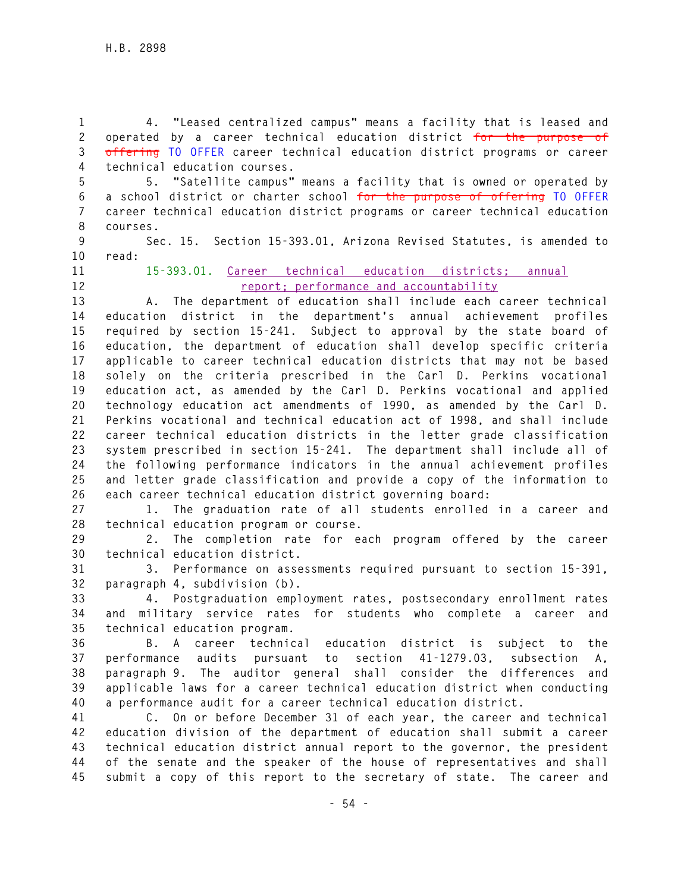4. "Leased centralized campus" means a facility that is leased and operated by a career technical education district ~~for the purpose of offering~~ TO OFFER career technical education district programs or career technical education courses.

5. "Satellite campus" means a facility that is owned or operated by a school district or charter school ~~for the purpose of offering~~ TO OFFER career technical education district programs or career technical education courses.

Sec. 15. Section 15-393.01, Arizona Revised Statutes, is amended to read:

15-393.01. Career technical education districts; annual report; performance and accountability

A. The department of education shall include each career technical education district in the department's annual achievement profiles required by section 15-241. Subject to approval by the state board of education, the department of education shall develop specific criteria applicable to career technical education districts that may not be based solely on the criteria prescribed in the Carl D. Perkins vocational education act, as amended by the Carl D. Perkins vocational and applied technology education act amendments of 1990, as amended by the Carl D. Perkins vocational and technical education act of 1998, and shall include career technical education districts in the letter grade classification system prescribed in section 15-241. The department shall include all of the following performance indicators in the annual achievement profiles and letter grade classification and provide a copy of the information to each career technical education district governing board:

1. The graduation rate of all students enrolled in a career and technical education program or course.

2. The completion rate for each program offered by the career technical education district.

3. Performance on assessments required pursuant to section 15-391, paragraph 4, subdivision (b).

4. Postgraduation employment rates, postsecondary enrollment rates and military service rates for students who complete a career and technical education program.

B. A career technical education district is subject to the performance audits pursuant to section 41-1279.03, subsection A, paragraph 9. The auditor general shall consider the differences and applicable laws for a career technical education district when conducting a performance audit for a career technical education district.

C. On or before December 31 of each year, the career and technical education division of the department of education shall submit a career technical education district annual report to the governor, the president of the senate and the speaker of the house of representatives and shall submit a copy of this report to the secretary of state. The career and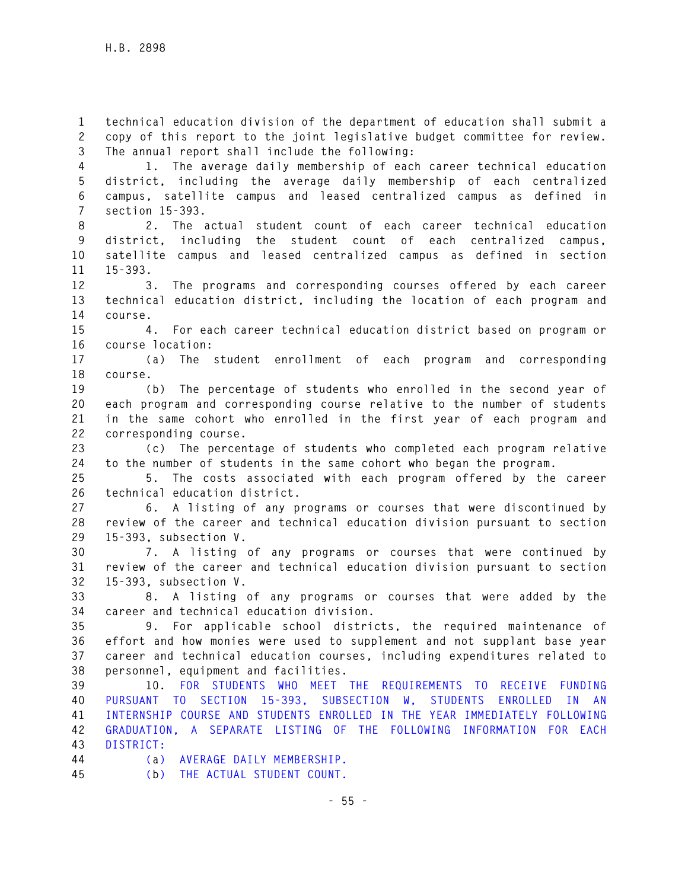technical education division of the department of education shall submit a copy of this report to the joint legislative budget committee for review. The annual report shall include the following:

1. The average daily membership of each career technical education district, including the average daily membership of each centralized campus, satellite campus and leased centralized campus as defined in section 15-393.

2. The actual student count of each career technical education district, including the student count of each centralized campus, satellite campus and leased centralized campus as defined in section 15-393.

3. The programs and corresponding courses offered by each career technical education district, including the location of each program and course.

4. For each career technical education district based on program or course location:

(a) The student enrollment of each program and corresponding course.

(b) The percentage of students who enrolled in the second year of each program and corresponding course relative to the number of students in the same cohort who enrolled in the first year of each program and corresponding course.

(c) The percentage of students who completed each program relative to the number of students in the same cohort who began the program.

5. The costs associated with each program offered by the career technical education district.

6. A listing of any programs or courses that were discontinued by review of the career and technical education division pursuant to section 15-393, subsection V.

7. A listing of any programs or courses that were continued by review of the career and technical education division pursuant to section 15-393, subsection V.

8. A listing of any programs or courses that were added by the career and technical education division.

9. For applicable school districts, the required maintenance of effort and how monies were used to supplement and not supplant base year career and technical education courses, including expenditures related to personnel, equipment and facilities.

10. FOR STUDENTS WHO MEET THE REQUIREMENTS TO RECEIVE FUNDING PURSUANT TO SECTION 15-393, SUBSECTION W, STUDENTS ENROLLED IN AN INTERNSHIP COURSE AND STUDENTS ENROLLED IN THE YEAR IMMEDIATELY FOLLOWING GRADUATION, A SEPARATE LISTING OF THE FOLLOWING INFORMATION FOR EACH DISTRICT:

(a) AVERAGE DAILY MEMBERSHIP.

(b) THE ACTUAL STUDENT COUNT.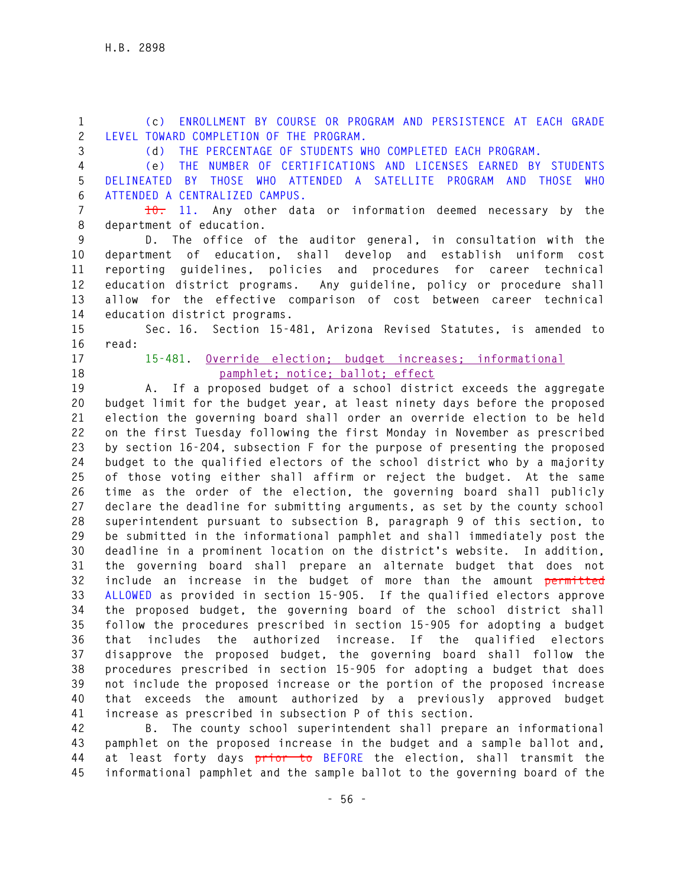(c) ENROLLMENT BY COURSE OR PROGRAM AND PERSISTENCE AT EACH GRADE LEVEL TOWARD COMPLETION OF THE PROGRAM.

(d) THE PERCENTAGE OF STUDENTS WHO COMPLETED EACH PROGRAM.

(e) THE NUMBER OF CERTIFICATIONS AND LICENSES EARNED BY STUDENTS DELINEATED BY THOSE WHO ATTENDED A SATELLITE PROGRAM AND THOSE WHO ATTENDED A CENTRALIZED CAMPUS.

~~10.~~ 11. Any other data or information deemed necessary by the department of education.

D. The office of the auditor general, in consultation with the department of education, shall develop and establish uniform cost reporting guidelines, policies and procedures for career technical education district programs. Any guideline, policy or procedure shall allow for the effective comparison of cost between career technical education district programs.

Sec. 16. Section 15-481, Arizona Revised Statutes, is amended to read:

15-481. Override election; budget increases; informational pamphlet; notice; ballot; effect

A. If a proposed budget of a school district exceeds the aggregate budget limit for the budget year, at least ninety days before the proposed election the governing board shall order an override election to be held on the first Tuesday following the first Monday in November as prescribed by section 16-204, subsection F for the purpose of presenting the proposed budget to the qualified electors of the school district who by a majority of those voting either shall affirm or reject the budget. At the same time as the order of the election, the governing board shall publicly declare the deadline for submitting arguments, as set by the county school superintendent pursuant to subsection B, paragraph 9 of this section, to be submitted in the informational pamphlet and shall immediately post the deadline in a prominent location on the district's website. In addition, the governing board shall prepare an alternate budget that does not include an increase in the budget of more than the amount ~~permitted~~ ALLOWED as provided in section 15-905. If the qualified electors approve the proposed budget, the governing board of the school district shall follow the procedures prescribed in section 15-905 for adopting a budget that includes the authorized increase. If the qualified electors disapprove the proposed budget, the governing board shall follow the procedures prescribed in section 15-905 for adopting a budget that does not include the proposed increase or the portion of the proposed increase that exceeds the amount authorized by a previously approved budget increase as prescribed in subsection P of this section.

B. The county school superintendent shall prepare an informational pamphlet on the proposed increase in the budget and a sample ballot and, at least forty days ~~prior to~~ BEFORE the election, shall transmit the informational pamphlet and the sample ballot to the governing board of the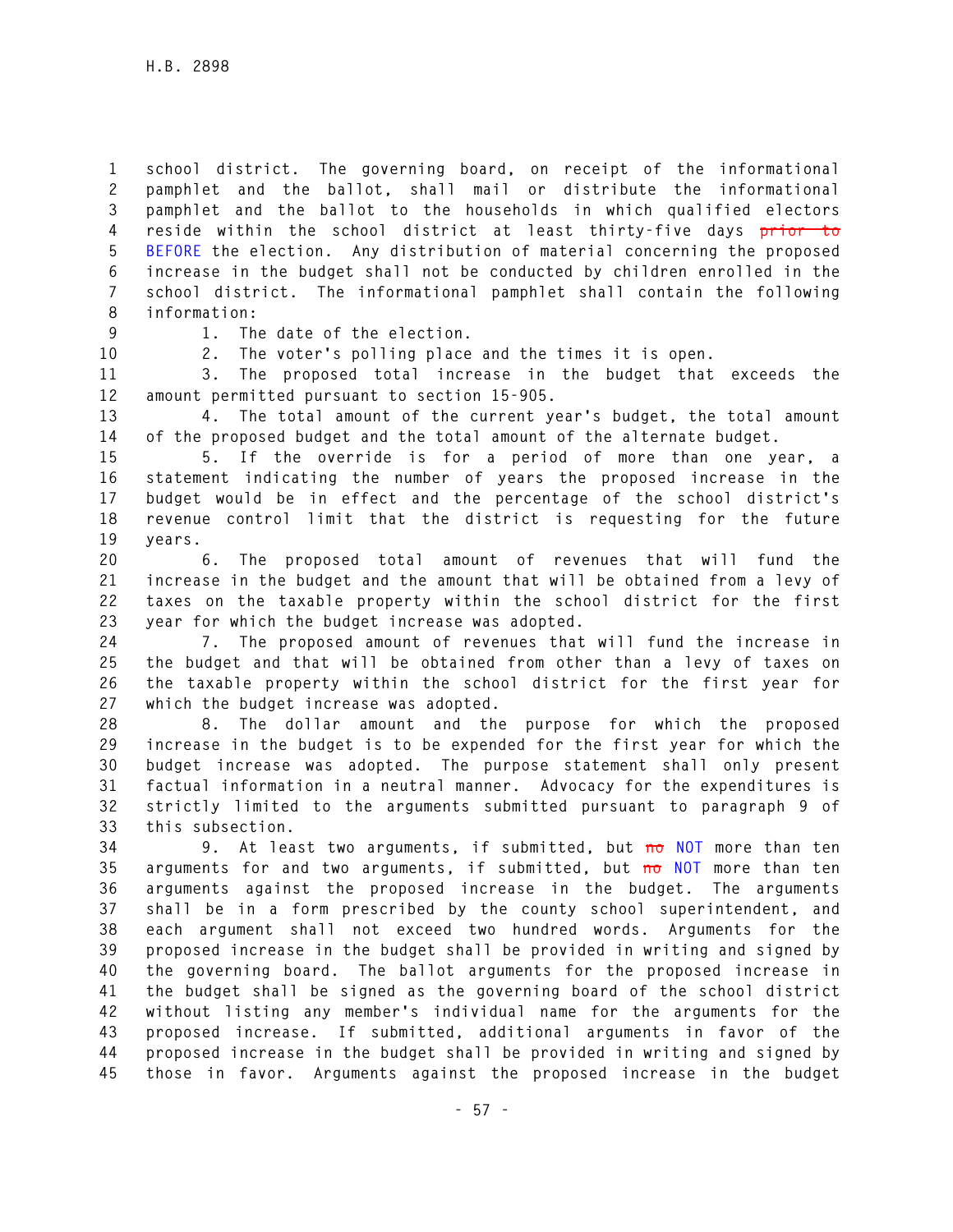school district. The governing board, on receipt of the informational pamphlet and the ballot, shall mail or distribute the informational pamphlet and the ballot to the households in which qualified electors reside within the school district at least thirty-five days ~~prior to~~ BEFORE the election. Any distribution of material concerning the proposed increase in the budget shall not be conducted by children enrolled in the school district. The informational pamphlet shall contain the following information:

1. The date of the election.

2. The voter's polling place and the times it is open.

3. The proposed total increase in the budget that exceeds the amount permitted pursuant to section 15-905.

4. The total amount of the current year's budget, the total amount of the proposed budget and the total amount of the alternate budget.

5. If the override is for a period of more than one year, a statement indicating the number of years the proposed increase in the budget would be in effect and the percentage of the school district's revenue control limit that the district is requesting for the future years.

6. The proposed total amount of revenues that will fund the increase in the budget and the amount that will be obtained from a levy of taxes on the taxable property within the school district for the first year for which the budget increase was adopted.

7. The proposed amount of revenues that will fund the increase in the budget and that will be obtained from other than a levy of taxes on the taxable property within the school district for the first year for which the budget increase was adopted.

8. The dollar amount and the purpose for which the proposed increase in the budget is to be expended for the first year for which the budget increase was adopted. The purpose statement shall only present factual information in a neutral manner. Advocacy for the expenditures is strictly limited to the arguments submitted pursuant to paragraph 9 of this subsection.

9. At least two arguments, if submitted, but ~~no~~ NOT more than ten arguments for and two arguments, if submitted, but ~~no~~ NOT more than ten arguments against the proposed increase in the budget. The arguments shall be in a form prescribed by the county school superintendent, and each argument shall not exceed two hundred words. Arguments for the proposed increase in the budget shall be provided in writing and signed by the governing board. The ballot arguments for the proposed increase in the budget shall be signed as the governing board of the school district without listing any member's individual name for the arguments for the proposed increase. If submitted, additional arguments in favor of the proposed increase in the budget shall be provided in writing and signed by those in favor. Arguments against the proposed increase in the budget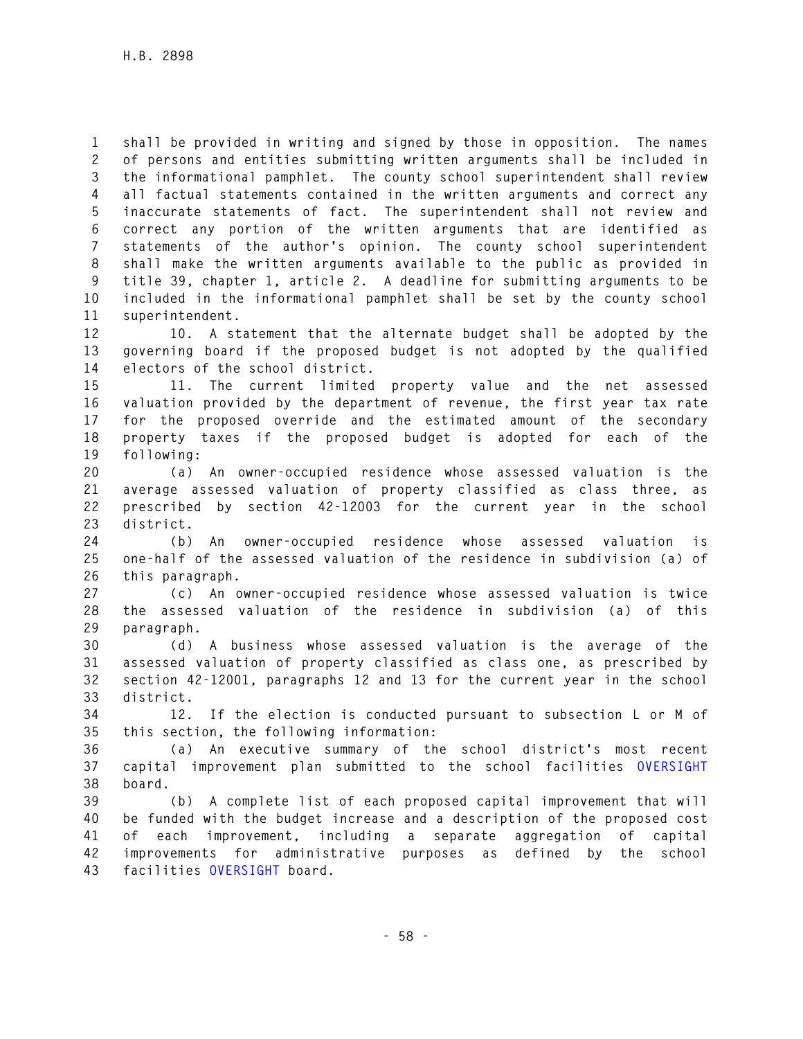shall be provided in writing and signed by those in opposition. The names of persons and entities submitting written arguments shall be included in the informational pamphlet. The county school superintendent shall review all factual statements contained in the written arguments and correct any inaccurate statements of fact. The superintendent shall not review and correct any portion of the written arguments that are identified as statements of the author's opinion. The county school superintendent shall make the written arguments available to the public as provided in title 39, chapter 1, article 2. A deadline for submitting arguments to be included in the informational pamphlet shall be set by the county school superintendent.

10. A statement that the alternate budget shall be adopted by the governing board if the proposed budget is not adopted by the qualified electors of the school district.

11. The current limited property value and the net assessed valuation provided by the department of revenue, the first year tax rate for the proposed override and the estimated amount of the secondary property taxes if the proposed budget is adopted for each of the following:

(a) An owner-occupied residence whose assessed valuation is the average assessed valuation of property classified as class three, as prescribed by section 42-12003 for the current year in the school district.

(b) An owner-occupied residence whose assessed valuation is one-half of the assessed valuation of the residence in subdivision (a) of this paragraph.

(c) An owner-occupied residence whose assessed valuation is twice the assessed valuation of the residence in subdivision (a) of this paragraph.

(d) A business whose assessed valuation is the average of the assessed valuation of property classified as class one, as prescribed by section 42-12001, paragraphs 12 and 13 for the current year in the school district.

12. If the election is conducted pursuant to subsection L or M of this section, the following information:

(a) An executive summary of the school district's most recent capital improvement plan submitted to the school facilities OVERSIGHT board.

(b) A complete list of each proposed capital improvement that will be funded with the budget increase and a description of the proposed cost of each improvement, including a separate aggregation of capital improvements for administrative purposes as defined by the school facilities OVERSIGHT board.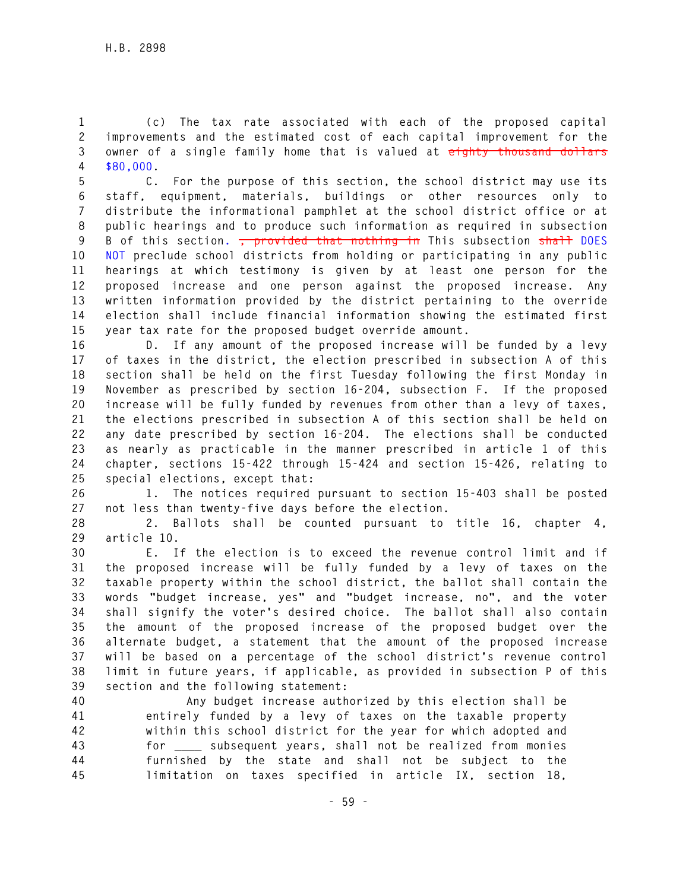(c) The tax rate associated with each of the proposed capital improvements and the estimated cost of each capital improvement for the owner of a single family home that is valued at ~~eighty thousand dollars~~ $80,000.

C. For the purpose of this section, the school district may use its staff, equipment, materials, buildings or other resources only to distribute the informational pamphlet at the school district office or at public hearings and to produce such information as required in subsection B of this section. ~~, provided that nothing in~~ This subsection ~~shall~~ DOES NOT preclude school districts from holding or participating in any public hearings at which testimony is given by at least one person for the proposed increase and one person against the proposed increase. Any written information provided by the district pertaining to the override election shall include financial information showing the estimated first year tax rate for the proposed budget override amount.

D. If any amount of the proposed increase will be funded by a levy of taxes in the district, the election prescribed in subsection A of this section shall be held on the first Tuesday following the first Monday in November as prescribed by section 16-204, subsection F. If the proposed increase will be fully funded by revenues from other than a levy of taxes, the elections prescribed in subsection A of this section shall be held on any date prescribed by section 16-204. The elections shall be conducted as nearly as practicable in the manner prescribed in article 1 of this chapter, sections 15-422 through 15-424 and section 15-426, relating to special elections, except that:

1. The notices required pursuant to section 15-403 shall be posted not less than twenty-five days before the election.

2. Ballots shall be counted pursuant to title 16, chapter 4, article 10.

E. If the election is to exceed the revenue control limit and if the proposed increase will be fully funded by a levy of taxes on the taxable property within the school district, the ballot shall contain the words "budget increase, yes" and "budget increase, no", and the voter shall signify the voter's desired choice. The ballot shall also contain the amount of the proposed increase of the proposed budget over the alternate budget, a statement that the amount of the proposed increase will be based on a percentage of the school district's revenue control limit in future years, if applicable, as provided in subsection P of this section and the following statement:

> Any budget increase authorized by this election shall be entirely funded by a levy of taxes on the taxable property within this school district for the year for which adopted and for ____ subsequent years, shall not be realized from monies furnished by the state and shall not be subject to the limitation on taxes specified in article IX, section 18,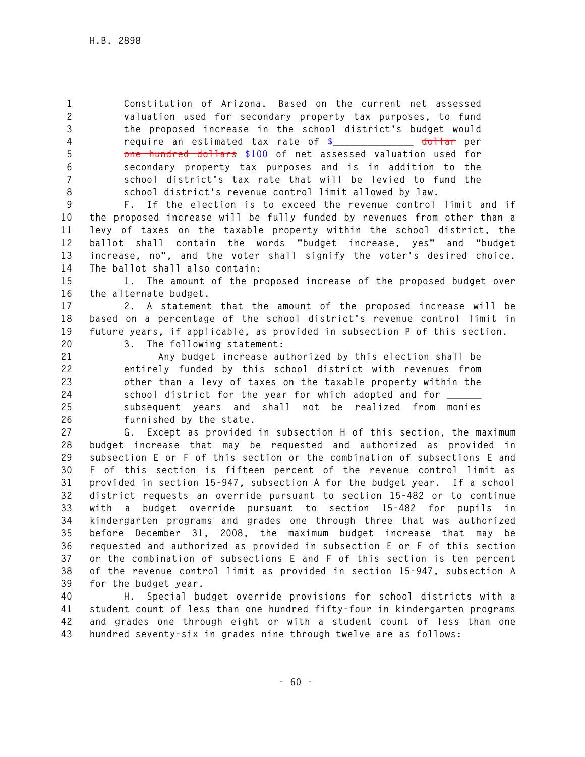Constitution of Arizona. Based on the current net assessed valuation used for secondary property tax purposes, to fund the proposed increase in the school district's budget would require an estimated tax rate of $______________ ~~dollar~~ per ~~one hundred dollars~~ $100 of net assessed valuation used for secondary property tax purposes and is in addition to the school district's tax rate that will be levied to fund the school district's revenue control limit allowed by law.

F. If the election is to exceed the revenue control limit and if the proposed increase will be fully funded by revenues from other than a levy of taxes on the taxable property within the school district, the ballot shall contain the words "budget increase, yes" and "budget increase, no", and the voter shall signify the voter's desired choice. The ballot shall also contain:

1. The amount of the proposed increase of the proposed budget over the alternate budget.

2. A statement that the amount of the proposed increase will be based on a percentage of the school district's revenue control limit in future years, if applicable, as provided in subsection P of this section.

3. The following statement:

> Any budget increase authorized by this election shall be entirely funded by this school district with revenues from other than a levy of taxes on the taxable property within the school district for the year for which adopted and for ______ subsequent years and shall not be realized from monies furnished by the state.

G. Except as provided in subsection H of this section, the maximum budget increase that may be requested and authorized as provided in subsection E or F of this section or the combination of subsections E and F of this section is fifteen percent of the revenue control limit as provided in section 15-947, subsection A for the budget year. If a school district requests an override pursuant to section 15-482 or to continue with a budget override pursuant to section 15-482 for pupils in kindergarten programs and grades one through three that was authorized before December 31, 2008, the maximum budget increase that may be requested and authorized as provided in subsection E or F of this section or the combination of subsections E and F of this section is ten percent of the revenue control limit as provided in section 15-947, subsection A for the budget year.

H. Special budget override provisions for school districts with a student count of less than one hundred fifty-four in kindergarten programs and grades one through eight or with a student count of less than one hundred seventy-six in grades nine through twelve are as follows: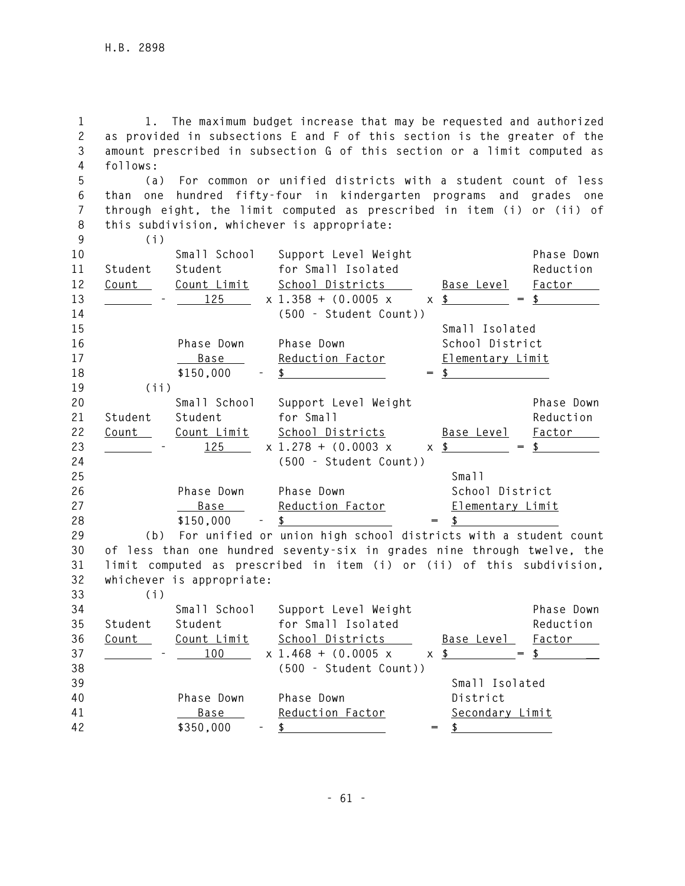1. The maximum budget increase that may be requested and authorized as provided in subsections E and F of this section is the greater of the amount prescribed in subsection G of this section or a limit computed as follows:

(a) For common or unified districts with a student count of less than one hundred fifty-four in kindergarten programs and grades one through eight, the limit computed as prescribed in item (i) or (ii) of this subdivision, whichever is appropriate:

(i)

| Student Count | | Small School Student Count Limit | | Support Level Weight for Small Isolated School Districts | | Base Level | | Phase Down Reduction Factor |
|---|---|---|---|---|---|---|---|---|
| _______ | - | 125 | x | 1.358 + (0.0005 x (500 - Student Count)) | x | $ | = | $ |

| Phase Down Base | | Phase Down Reduction Factor | | Small Isolated School District Elementary Limit |
|---|---|---|---|---|
| $150,000 | - | $ | = | $ |

(ii)

| Student Count | | Small School Student Count Limit | | Support Level Weight for Small School Districts | | Base Level | | Phase Down Reduction Factor |
|---|---|---|---|---|---|---|---|---|
| _______ | - | 125 | x | 1.278 + (0.0003 x (500 - Student Count)) | x | $ | = | $ |

| Phase Down Base | | Phase Down Reduction Factor | | Small School District Elementary Limit |
|---|---|---|---|---|
| $150,000 | - | $ | = | $ |

(b) For unified or union high school districts with a student count of less than one hundred seventy-six in grades nine through twelve, the limit computed as prescribed in item (i) or (ii) of this subdivision, whichever is appropriate:

(i)

| Student Count | | Small School Student Count Limit | | Support Level Weight for Small Isolated School Districts | | Base Level | | Phase Down Reduction Factor |
|---|---|---|---|---|---|---|---|---|
| _______ | - | 100 | x | 1.468 + (0.0005 x (500 - Student Count)) | x | $ | = | $ |

| Phase Down Base | | Phase Down Reduction Factor | | Small Isolated District Secondary Limit |
|---|---|---|---|---|
| $350,000 | - | $ | = | $ |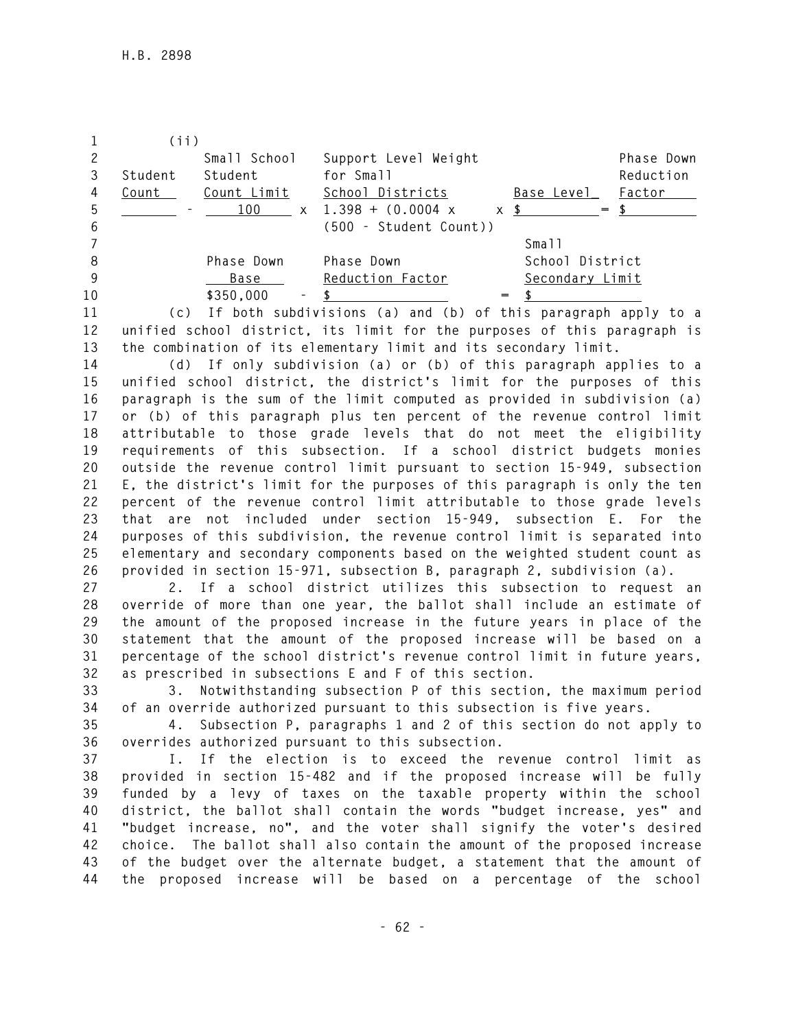(ii)

| Student Count | | Small School Student Count Limit | | Support Level Weight for Small School Districts | | Base Level | | Phase Down Reduction Factor |
|---|---|---|---|---|---|---|---|---|
| _______ | - | 100 | x | 1.398 + (0.0004 x (500 - Student Count)) | x | $ _______ | = | $ _______ |

| Phase Down Base | | Phase Down Reduction Factor | | Small School District Secondary Limit |
|---|---|---|---|---|
| $350,000 | - | $ _______ | = | $ _______ |

(c) If both subdivisions (a) and (b) of this paragraph apply to a unified school district, its limit for the purposes of this paragraph is the combination of its elementary limit and its secondary limit.

(d) If only subdivision (a) or (b) of this paragraph applies to a unified school district, the district's limit for the purposes of this paragraph is the sum of the limit computed as provided in subdivision (a) or (b) of this paragraph plus ten percent of the revenue control limit attributable to those grade levels that do not meet the eligibility requirements of this subsection. If a school district budgets monies outside the revenue control limit pursuant to section 15-949, subsection E, the district's limit for the purposes of this paragraph is only the ten percent of the revenue control limit attributable to those grade levels that are not included under section 15-949, subsection E. For the purposes of this subdivision, the revenue control limit is separated into elementary and secondary components based on the weighted student count as provided in section 15-971, subsection B, paragraph 2, subdivision (a).

2. If a school district utilizes this subsection to request an override of more than one year, the ballot shall include an estimate of the amount of the proposed increase in the future years in place of the statement that the amount of the proposed increase will be based on a percentage of the school district's revenue control limit in future years, as prescribed in subsections E and F of this section.

3. Notwithstanding subsection P of this section, the maximum period of an override authorized pursuant to this subsection is five years.

4. Subsection P, paragraphs 1 and 2 of this section do not apply to overrides authorized pursuant to this subsection.

I. If the election is to exceed the revenue control limit as provided in section 15-482 and if the proposed increase will be fully funded by a levy of taxes on the taxable property within the school district, the ballot shall contain the words "budget increase, yes" and "budget increase, no", and the voter shall signify the voter's desired choice. The ballot shall also contain the amount of the proposed increase of the budget over the alternate budget, a statement that the amount of the proposed increase will be based on a percentage of the school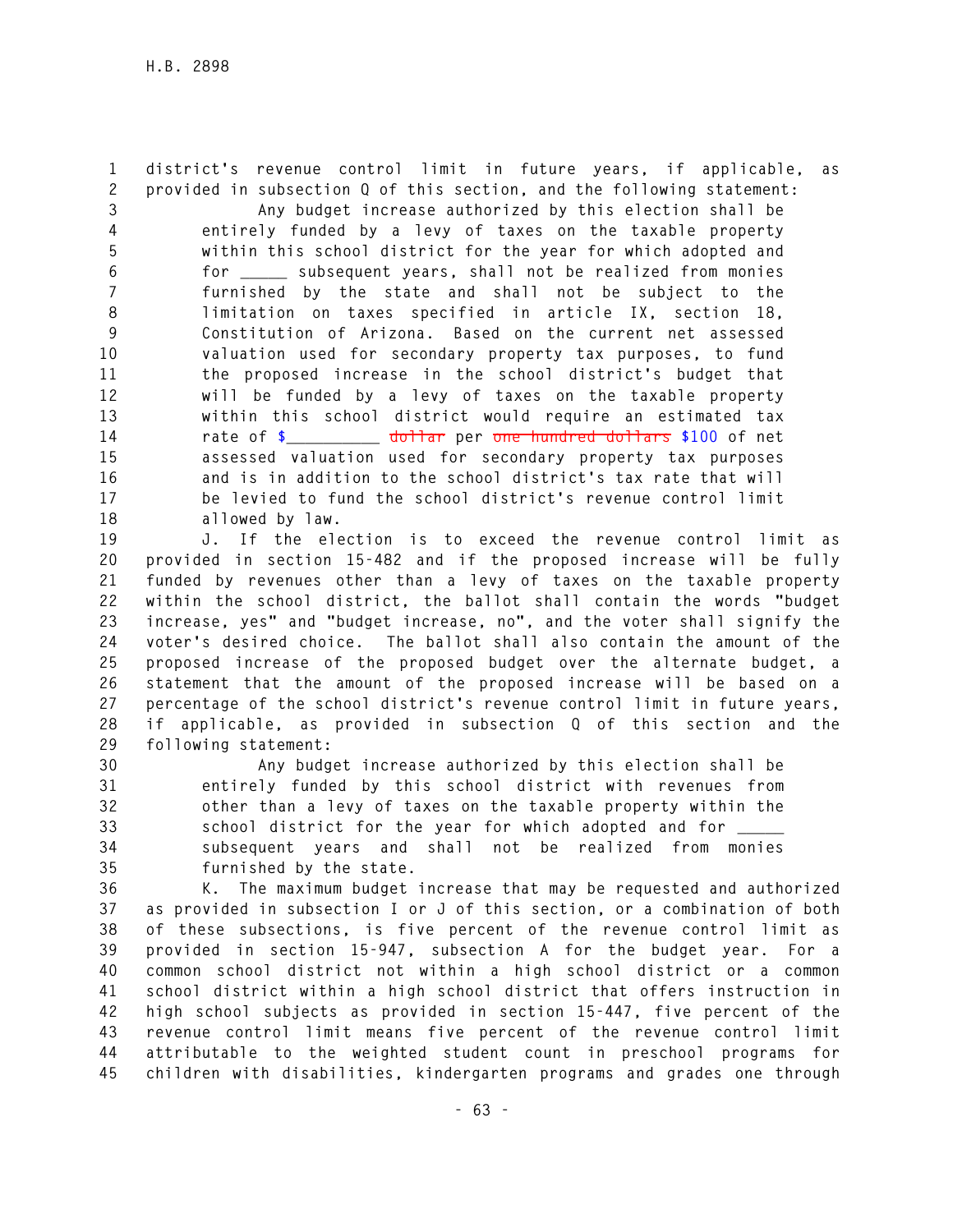district's revenue control limit in future years, if applicable, as provided in subsection Q of this section, and the following statement:

> Any budget increase authorized by this election shall be entirely funded by a levy of taxes on the taxable property within this school district for the year for which adopted and for _____ subsequent years, shall not be realized from monies furnished by the state and shall not be subject to the limitation on taxes specified in article IX, section 18, Constitution of Arizona. Based on the current net assessed valuation used for secondary property tax purposes, to fund the proposed increase in the school district's budget that will be funded by a levy of taxes on the taxable property within this school district would require an estimated tax rate of $__________ ~~dollar~~ per ~~one hundred dollars~~ $100 of net assessed valuation used for secondary property tax purposes and is in addition to the school district's tax rate that will be levied to fund the school district's revenue control limit allowed by law.

J. If the election is to exceed the revenue control limit as provided in section 15-482 and if the proposed increase will be fully funded by revenues other than a levy of taxes on the taxable property within the school district, the ballot shall contain the words "budget increase, yes" and "budget increase, no", and the voter shall signify the voter's desired choice. The ballot shall also contain the amount of the proposed increase of the proposed budget over the alternate budget, a statement that the amount of the proposed increase will be based on a percentage of the school district's revenue control limit in future years, if applicable, as provided in subsection Q of this section and the following statement:

> Any budget increase authorized by this election shall be entirely funded by this school district with revenues from other than a levy of taxes on the taxable property within the school district for the year for which adopted and for _____ subsequent years and shall not be realized from monies furnished by the state.

K. The maximum budget increase that may be requested and authorized as provided in subsection I or J of this section, or a combination of both of these subsections, is five percent of the revenue control limit as provided in section 15-947, subsection A for the budget year. For a common school district not within a high school district or a common school district within a high school district that offers instruction in high school subjects as provided in section 15-447, five percent of the revenue control limit means five percent of the revenue control limit attributable to the weighted student count in preschool programs for children with disabilities, kindergarten programs and grades one through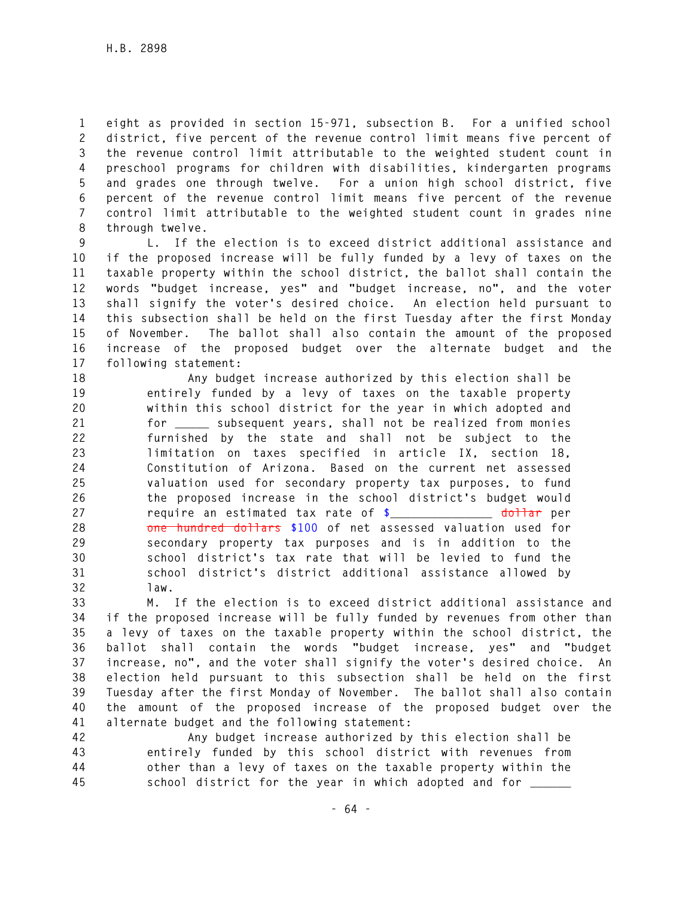eight as provided in section 15-971, subsection B. For a unified school district, five percent of the revenue control limit means five percent of the revenue control limit attributable to the weighted student count in preschool programs for children with disabilities, kindergarten programs and grades one through twelve. For a union high school district, five percent of the revenue control limit means five percent of the revenue control limit attributable to the weighted student count in grades nine through twelve.

L. If the election is to exceed district additional assistance and if the proposed increase will be fully funded by a levy of taxes on the taxable property within the school district, the ballot shall contain the words "budget increase, yes" and "budget increase, no", and the voter shall signify the voter's desired choice. An election held pursuant to this subsection shall be held on the first Tuesday after the first Monday of November. The ballot shall also contain the amount of the proposed increase of the proposed budget over the alternate budget and the following statement:

> Any budget increase authorized by this election shall be entirely funded by a levy of taxes on the taxable property within this school district for the year in which adopted and for _____ subsequent years, shall not be realized from monies furnished by the state and shall not be subject to the limitation on taxes specified in article IX, section 18, Constitution of Arizona. Based on the current net assessed valuation used for secondary property tax purposes, to fund the proposed increase in the school district's budget would require an estimated tax rate of $______________ ~~dollar~~ per ~~one hundred dollars~~ $100 of net assessed valuation used for secondary property tax purposes and is in addition to the school district's tax rate that will be levied to fund the school district's district additional assistance allowed by law.

M. If the election is to exceed district additional assistance and if the proposed increase will be fully funded by revenues from other than a levy of taxes on the taxable property within the school district, the ballot shall contain the words "budget increase, yes" and "budget increase, no", and the voter shall signify the voter's desired choice. An election held pursuant to this subsection shall be held on the first Tuesday after the first Monday of November. The ballot shall also contain the amount of the proposed increase of the proposed budget over the alternate budget and the following statement:

> Any budget increase authorized by this election shall be entirely funded by this school district with revenues from other than a levy of taxes on the taxable property within the school district for the year in which adopted and for ______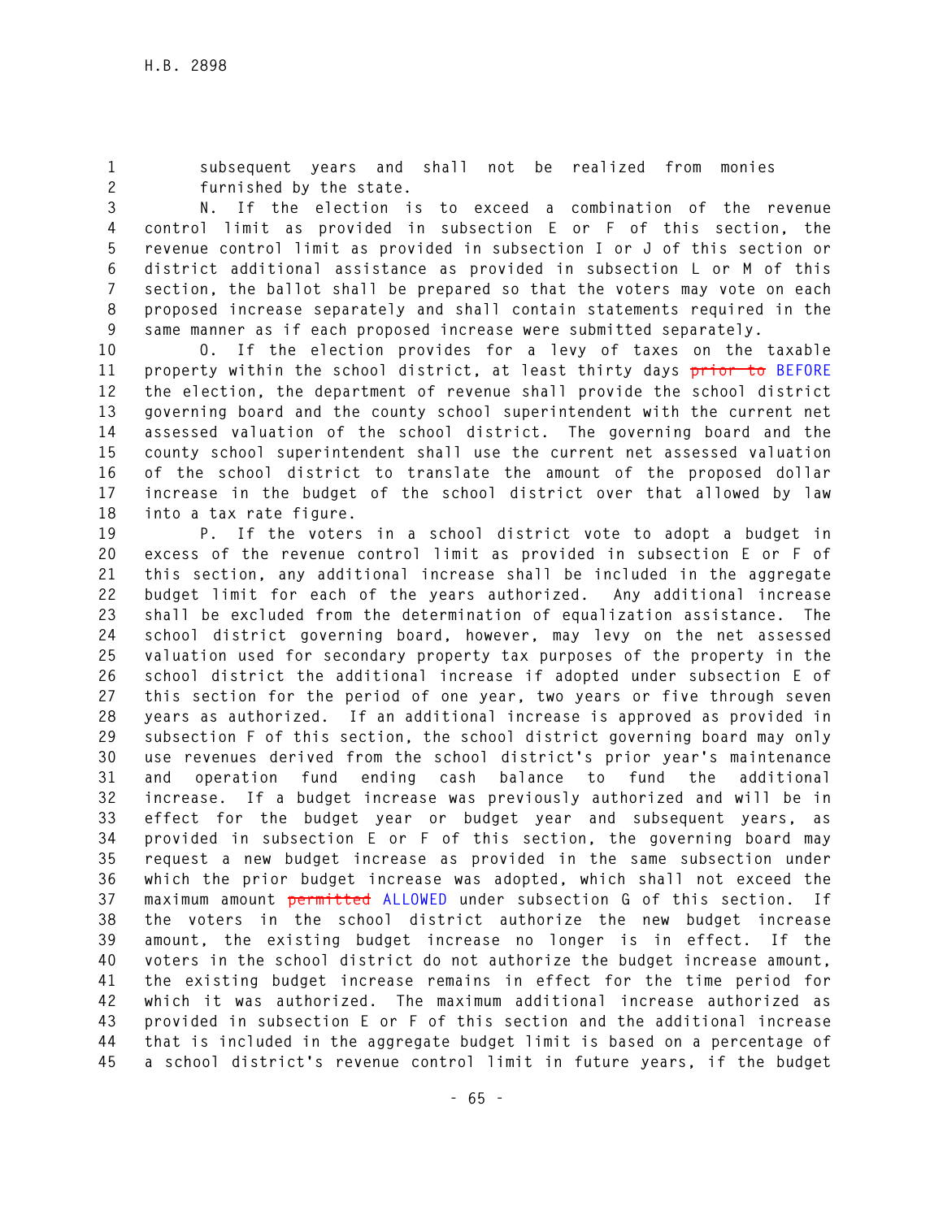subsequent years and shall not be realized from monies furnished by the state.

N. If the election is to exceed a combination of the revenue control limit as provided in subsection E or F of this section, the revenue control limit as provided in subsection I or J of this section or district additional assistance as provided in subsection L or M of this section, the ballot shall be prepared so that the voters may vote on each proposed increase separately and shall contain statements required in the same manner as if each proposed increase were submitted separately.

O. If the election provides for a levy of taxes on the taxable property within the school district, at least thirty days ~~prior to~~ BEFORE the election, the department of revenue shall provide the school district governing board and the county school superintendent with the current net assessed valuation of the school district. The governing board and the county school superintendent shall use the current net assessed valuation of the school district to translate the amount of the proposed dollar increase in the budget of the school district over that allowed by law into a tax rate figure.

P. If the voters in a school district vote to adopt a budget in excess of the revenue control limit as provided in subsection E or F of this section, any additional increase shall be included in the aggregate budget limit for each of the years authorized. Any additional increase shall be excluded from the determination of equalization assistance. The school district governing board, however, may levy on the net assessed valuation used for secondary property tax purposes of the property in the school district the additional increase if adopted under subsection E of this section for the period of one year, two years or five through seven years as authorized. If an additional increase is approved as provided in subsection F of this section, the school district governing board may only use revenues derived from the school district's prior year's maintenance and operation fund ending cash balance to fund the additional increase. If a budget increase was previously authorized and will be in effect for the budget year or budget year and subsequent years, as provided in subsection E or F of this section, the governing board may request a new budget increase as provided in the same subsection under which the prior budget increase was adopted, which shall not exceed the maximum amount ~~permitted~~ ALLOWED under subsection G of this section. If the voters in the school district authorize the new budget increase amount, the existing budget increase no longer is in effect. If the voters in the school district do not authorize the budget increase amount, the existing budget increase remains in effect for the time period for which it was authorized. The maximum additional increase authorized as provided in subsection E or F of this section and the additional increase that is included in the aggregate budget limit is based on a percentage of a school district's revenue control limit in future years, if the budget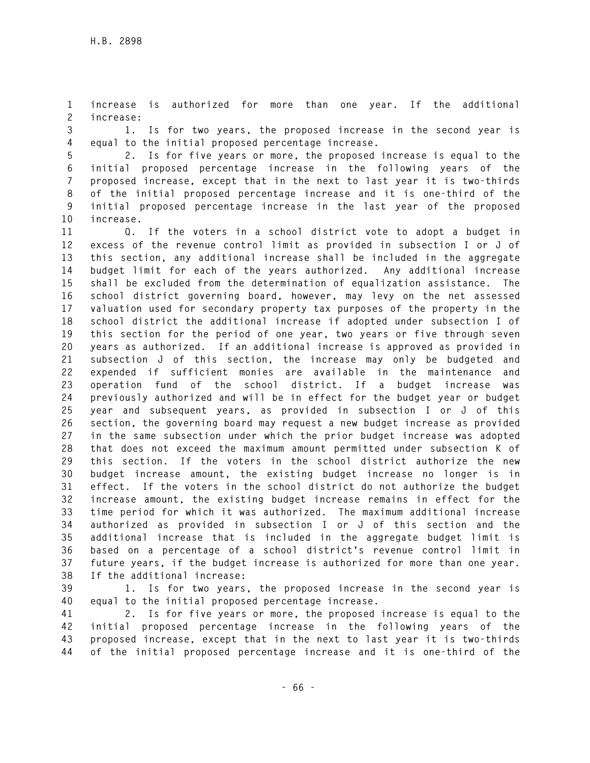increase is authorized for more than one year. If the additional increase:

1. Is for two years, the proposed increase in the second year is equal to the initial proposed percentage increase.

2. Is for five years or more, the proposed increase is equal to the initial proposed percentage increase in the following years of the proposed increase, except that in the next to last year it is two-thirds of the initial proposed percentage increase and it is one-third of the initial proposed percentage increase in the last year of the proposed increase.

Q. If the voters in a school district vote to adopt a budget in excess of the revenue control limit as provided in subsection I or J of this section, any additional increase shall be included in the aggregate budget limit for each of the years authorized. Any additional increase shall be excluded from the determination of equalization assistance. The school district governing board, however, may levy on the net assessed valuation used for secondary property tax purposes of the property in the school district the additional increase if adopted under subsection I of this section for the period of one year, two years or five through seven years as authorized. If an additional increase is approved as provided in subsection J of this section, the increase may only be budgeted and expended if sufficient monies are available in the maintenance and operation fund of the school district. If a budget increase was previously authorized and will be in effect for the budget year or budget year and subsequent years, as provided in subsection I or J of this section, the governing board may request a new budget increase as provided in the same subsection under which the prior budget increase was adopted that does not exceed the maximum amount permitted under subsection K of this section. If the voters in the school district authorize the new budget increase amount, the existing budget increase no longer is in effect. If the voters in the school district do not authorize the budget increase amount, the existing budget increase remains in effect for the time period for which it was authorized. The maximum additional increase authorized as provided in subsection I or J of this section and the additional increase that is included in the aggregate budget limit is based on a percentage of a school district's revenue control limit in future years, if the budget increase is authorized for more than one year. If the additional increase:

1. Is for two years, the proposed increase in the second year is equal to the initial proposed percentage increase.

2. Is for five years or more, the proposed increase is equal to the initial proposed percentage increase in the following years of the proposed increase, except that in the next to last year it is two-thirds of the initial proposed percentage increase and it is one-third of the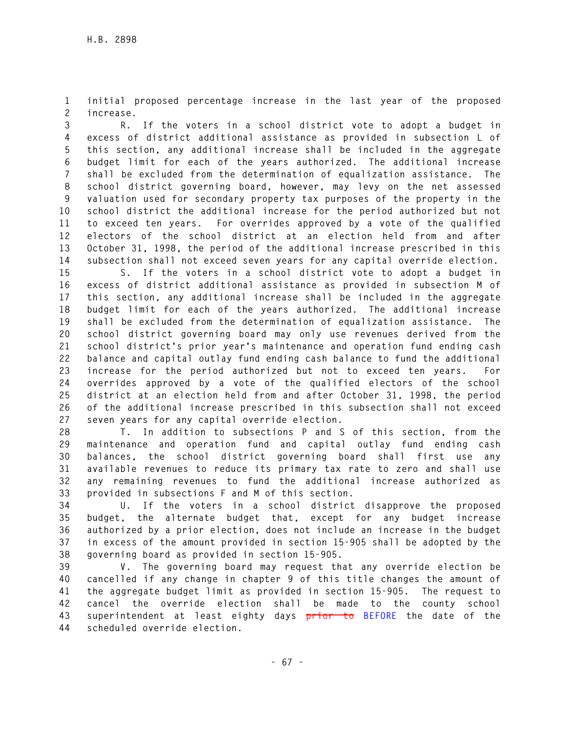initial proposed percentage increase in the last year of the proposed increase.

R. If the voters in a school district vote to adopt a budget in excess of district additional assistance as provided in subsection L of this section, any additional increase shall be included in the aggregate budget limit for each of the years authorized. The additional increase shall be excluded from the determination of equalization assistance. The school district governing board, however, may levy on the net assessed valuation used for secondary property tax purposes of the property in the school district the additional increase for the period authorized but not to exceed ten years. For overrides approved by a vote of the qualified electors of the school district at an election held from and after October 31, 1998, the period of the additional increase prescribed in this subsection shall not exceed seven years for any capital override election.

S. If the voters in a school district vote to adopt a budget in excess of district additional assistance as provided in subsection M of this section, any additional increase shall be included in the aggregate budget limit for each of the years authorized. The additional increase shall be excluded from the determination of equalization assistance. The school district governing board may only use revenues derived from the school district's prior year's maintenance and operation fund ending cash balance and capital outlay fund ending cash balance to fund the additional increase for the period authorized but not to exceed ten years. For overrides approved by a vote of the qualified electors of the school district at an election held from and after October 31, 1998, the period of the additional increase prescribed in this subsection shall not exceed seven years for any capital override election.

T. In addition to subsections P and S of this section, from the maintenance and operation fund and capital outlay fund ending cash balances, the school district governing board shall first use any available revenues to reduce its primary tax rate to zero and shall use any remaining revenues to fund the additional increase authorized as provided in subsections F and M of this section.

U. If the voters in a school district disapprove the proposed budget, the alternate budget that, except for any budget increase authorized by a prior election, does not include an increase in the budget in excess of the amount provided in section 15-905 shall be adopted by the governing board as provided in section 15-905.

V. The governing board may request that any override election be cancelled if any change in chapter 9 of this title changes the amount of the aggregate budget limit as provided in section 15-905. The request to cancel the override election shall be made to the county school superintendent at least eighty days ~~prior to~~ BEFORE the date of the scheduled override election.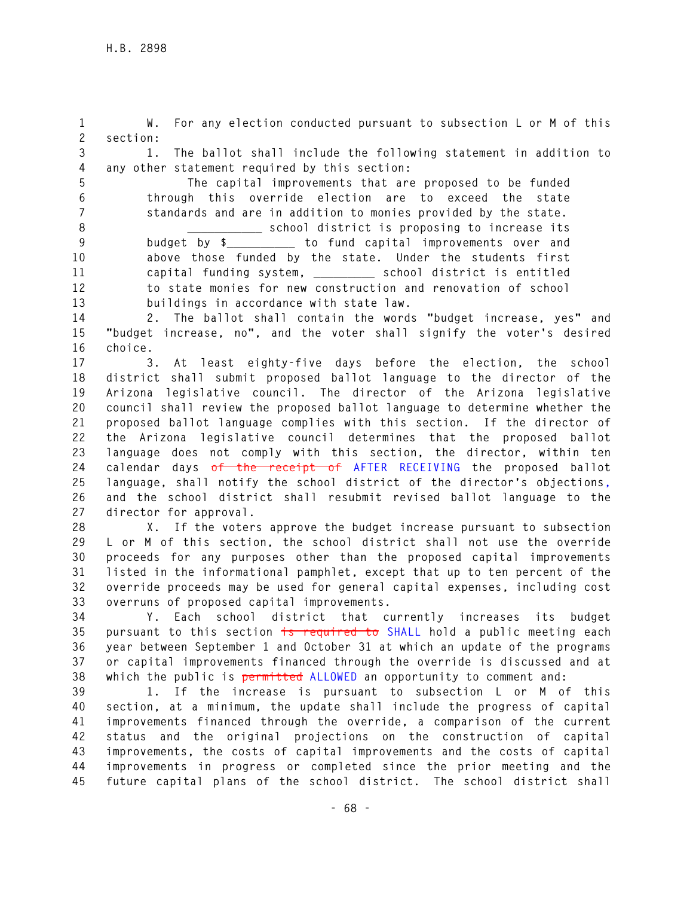W. For any election conducted pursuant to subsection L or M of this section:

1. The ballot shall include the following statement in addition to any other statement required by this section:

> The capital improvements that are proposed to be funded through this override election are to exceed the state standards and are in addition to monies provided by the state. ___________ school district is proposing to increase its budget by $__________ to fund capital improvements over and above those funded by the state. Under the students first capital funding system, _________ school district is entitled to state monies for new construction and renovation of school buildings in accordance with state law.

2. The ballot shall contain the words "budget increase, yes" and "budget increase, no", and the voter shall signify the voter's desired choice.

3. At least eighty-five days before the election, the school district shall submit proposed ballot language to the director of the Arizona legislative council. The director of the Arizona legislative council shall review the proposed ballot language to determine whether the proposed ballot language complies with this section. If the director of the Arizona legislative council determines that the proposed ballot language does not comply with this section, the director, within ten calendar days ~~of the receipt of~~ AFTER RECEIVING the proposed ballot language, shall notify the school district of the director's objections, and the school district shall resubmit revised ballot language to the director for approval.

X. If the voters approve the budget increase pursuant to subsection L or M of this section, the school district shall not use the override proceeds for any purposes other than the proposed capital improvements listed in the informational pamphlet, except that up to ten percent of the override proceeds may be used for general capital expenses, including cost overruns of proposed capital improvements.

Y. Each school district that currently increases its budget pursuant to this section ~~is required to~~ SHALL hold a public meeting each year between September 1 and October 31 at which an update of the programs or capital improvements financed through the override is discussed and at which the public is ~~permitted~~ ALLOWED an opportunity to comment and:

1. If the increase is pursuant to subsection L or M of this section, at a minimum, the update shall include the progress of capital improvements financed through the override, a comparison of the current status and the original projections on the construction of capital improvements, the costs of capital improvements and the costs of capital improvements in progress or completed since the prior meeting and the future capital plans of the school district. The school district shall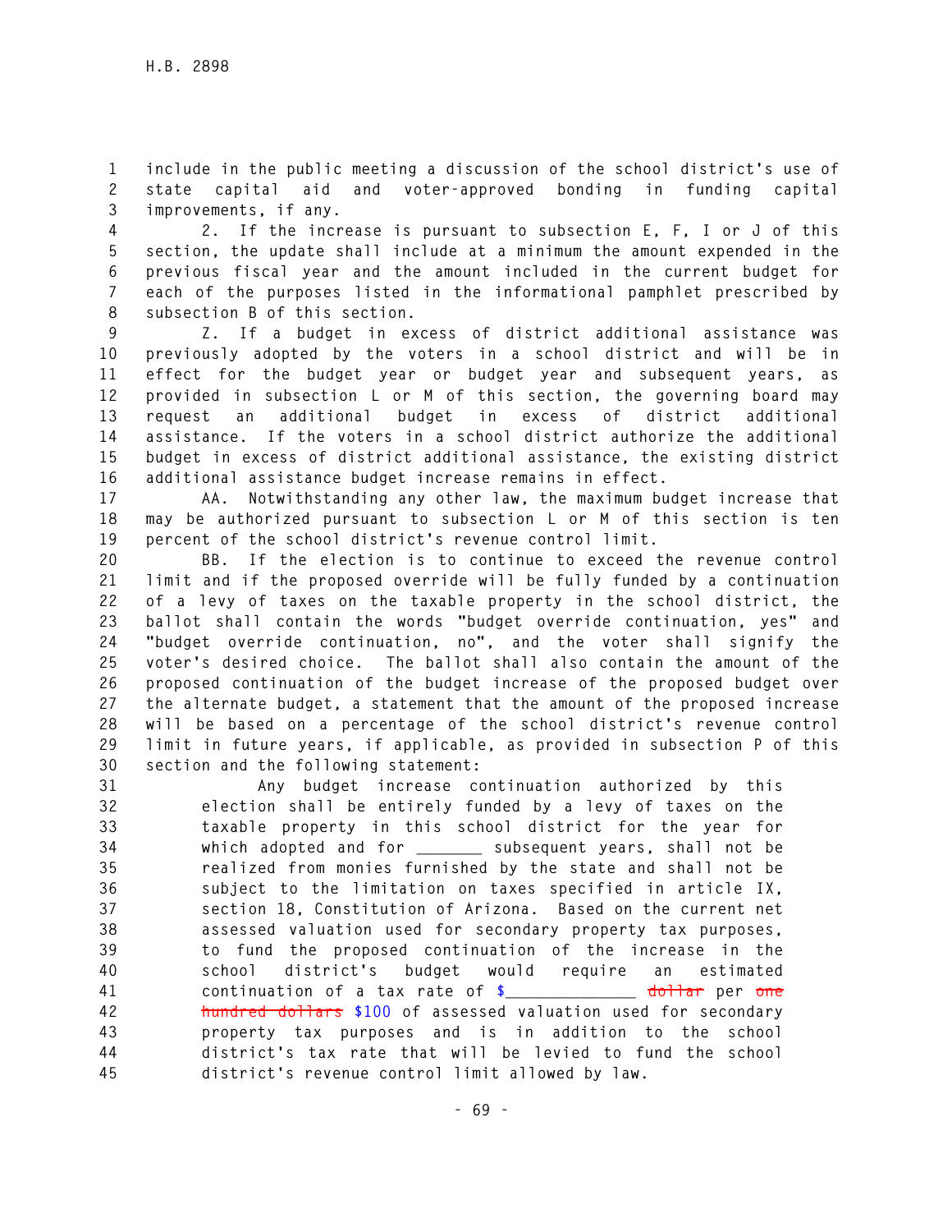include in the public meeting a discussion of the school district's use of state capital aid and voter-approved bonding in funding capital improvements, if any.

2. If the increase is pursuant to subsection E, F, I or J of this section, the update shall include at a minimum the amount expended in the previous fiscal year and the amount included in the current budget for each of the purposes listed in the informational pamphlet prescribed by subsection B of this section.

Z. If a budget in excess of district additional assistance was previously adopted by the voters in a school district and will be in effect for the budget year or budget year and subsequent years, as provided in subsection L or M of this section, the governing board may request an additional budget in excess of district additional assistance. If the voters in a school district authorize the additional budget in excess of district additional assistance, the existing district additional assistance budget increase remains in effect.

AA. Notwithstanding any other law, the maximum budget increase that may be authorized pursuant to subsection L or M of this section is ten percent of the school district's revenue control limit.

BB. If the election is to continue to exceed the revenue control limit and if the proposed override will be fully funded by a continuation of a levy of taxes on the taxable property in the school district, the ballot shall contain the words "budget override continuation, yes" and "budget override continuation, no", and the voter shall signify the voter's desired choice. The ballot shall also contain the amount of the proposed continuation of the budget increase of the proposed budget over the alternate budget, a statement that the amount of the proposed increase will be based on a percentage of the school district's revenue control limit in future years, if applicable, as provided in subsection P of this section and the following statement:

> Any budget increase continuation authorized by this election shall be entirely funded by a levy of taxes on the taxable property in this school district for the year for which adopted and for _______ subsequent years, shall not be realized from monies furnished by the state and shall not be subject to the limitation on taxes specified in article IX, section 18, Constitution of Arizona. Based on the current net assessed valuation used for secondary property tax purposes, to fund the proposed continuation of the increase in the school district's budget would require an estimated continuation of a tax rate of $______________ ~~dollar~~ per ~~one hundred dollars~~ $100 of assessed valuation used for secondary property tax purposes and is in addition to the school district's tax rate that will be levied to fund the school district's revenue control limit allowed by law.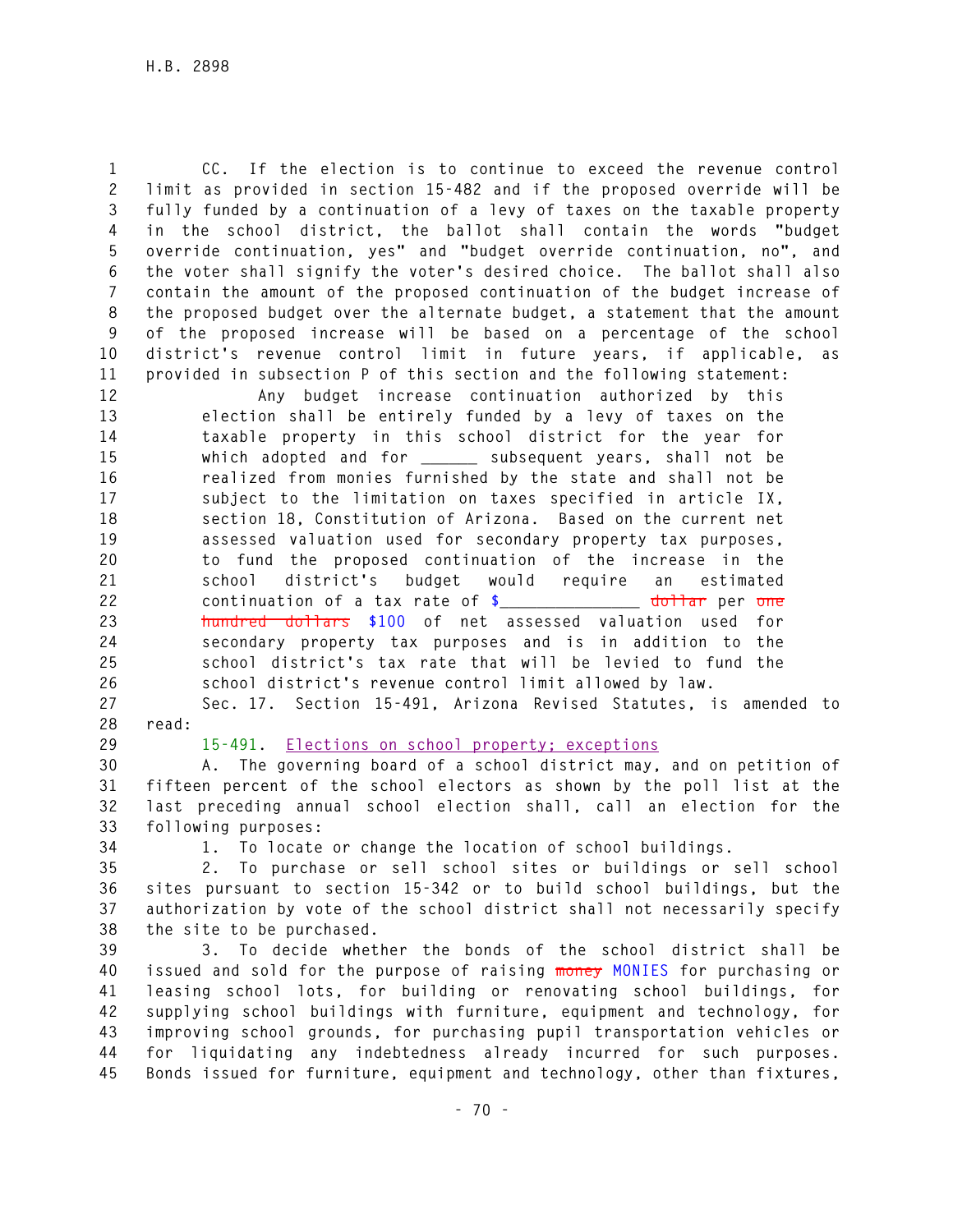CC. If the election is to continue to exceed the revenue control limit as provided in section 15-482 and if the proposed override will be fully funded by a continuation of a levy of taxes on the taxable property in the school district, the ballot shall contain the words "budget override continuation, yes" and "budget override continuation, no", and the voter shall signify the voter's desired choice. The ballot shall also contain the amount of the proposed continuation of the budget increase of the proposed budget over the alternate budget, a statement that the amount of the proposed increase will be based on a percentage of the school district's revenue control limit in future years, if applicable, as provided in subsection P of this section and the following statement:

> Any budget increase continuation authorized by this election shall be entirely funded by a levy of taxes on the taxable property in this school district for the year for which adopted and for ______ subsequent years, shall not be realized from monies furnished by the state and shall not be subject to the limitation on taxes specified in article IX, section 18, Constitution of Arizona. Based on the current net assessed valuation used for secondary property tax purposes, to fund the proposed continuation of the increase in the school district's budget would require an estimated continuation of a tax rate of $_______________ ~~dollar~~ per ~~one hundred dollars~~ $100 of net assessed valuation used for secondary property tax purposes and is in addition to the school district's tax rate that will be levied to fund the school district's revenue control limit allowed by law.

Sec. 17. Section 15-491, Arizona Revised Statutes, is amended to read:

15-491. Elections on school property; exceptions

A. The governing board of a school district may, and on petition of fifteen percent of the school electors as shown by the poll list at the last preceding annual school election shall, call an election for the following purposes:

1. To locate or change the location of school buildings.

2. To purchase or sell school sites or buildings or sell school sites pursuant to section 15-342 or to build school buildings, but the authorization by vote of the school district shall not necessarily specify the site to be purchased.

3. To decide whether the bonds of the school district shall be issued and sold for the purpose of raising ~~money~~ MONIES for purchasing or leasing school lots, for building or renovating school buildings, for supplying school buildings with furniture, equipment and technology, for improving school grounds, for purchasing pupil transportation vehicles or for liquidating any indebtedness already incurred for such purposes. Bonds issued for furniture, equipment and technology, other than fixtures,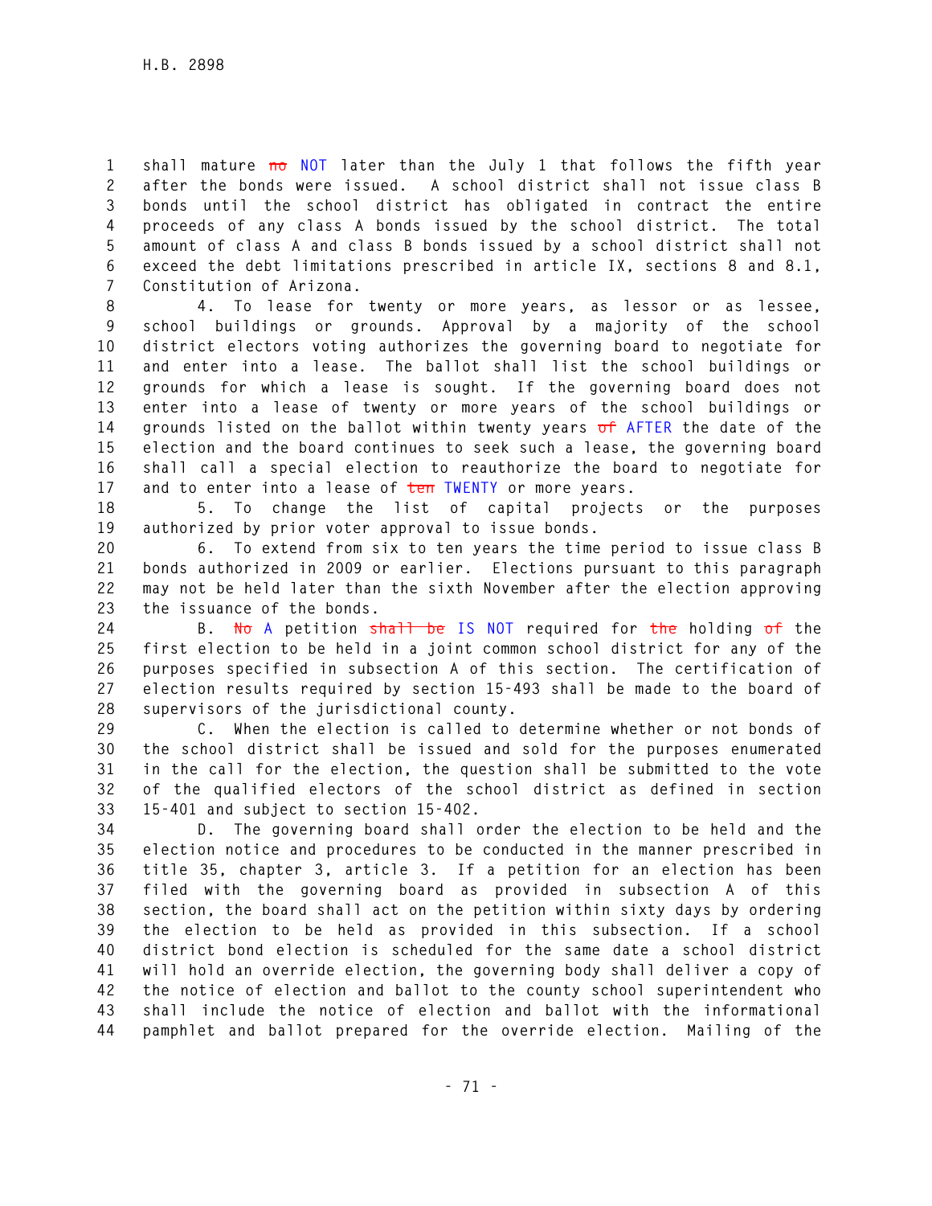shall mature ~~no~~ NOT later than the July 1 that follows the fifth year after the bonds were issued. A school district shall not issue class B bonds until the school district has obligated in contract the entire proceeds of any class A bonds issued by the school district. The total amount of class A and class B bonds issued by a school district shall not exceed the debt limitations prescribed in article IX, sections 8 and 8.1, Constitution of Arizona.

4. To lease for twenty or more years, as lessor or as lessee, school buildings or grounds. Approval by a majority of the school district electors voting authorizes the governing board to negotiate for and enter into a lease. The ballot shall list the school buildings or grounds for which a lease is sought. If the governing board does not enter into a lease of twenty or more years of the school buildings or grounds listed on the ballot within twenty years ~~of~~ AFTER the date of the election and the board continues to seek such a lease, the governing board shall call a special election to reauthorize the board to negotiate for and to enter into a lease of ~~ten~~ TWENTY or more years.

5. To change the list of capital projects or the purposes authorized by prior voter approval to issue bonds.

6. To extend from six to ten years the time period to issue class B bonds authorized in 2009 or earlier. Elections pursuant to this paragraph may not be held later than the sixth November after the election approving the issuance of the bonds.

B. ~~No~~ A petition ~~shall be~~ IS NOT required for ~~the~~ holding ~~of~~ the first election to be held in a joint common school district for any of the purposes specified in subsection A of this section. The certification of election results required by section 15-493 shall be made to the board of supervisors of the jurisdictional county.

C. When the election is called to determine whether or not bonds of the school district shall be issued and sold for the purposes enumerated in the call for the election, the question shall be submitted to the vote of the qualified electors of the school district as defined in section 15-401 and subject to section 15-402.

D. The governing board shall order the election to be held and the election notice and procedures to be conducted in the manner prescribed in title 35, chapter 3, article 3. If a petition for an election has been filed with the governing board as provided in subsection A of this section, the board shall act on the petition within sixty days by ordering the election to be held as provided in this subsection. If a school district bond election is scheduled for the same date a school district will hold an override election, the governing body shall deliver a copy of the notice of election and ballot to the county school superintendent who shall include the notice of election and ballot with the informational pamphlet and ballot prepared for the override election. Mailing of the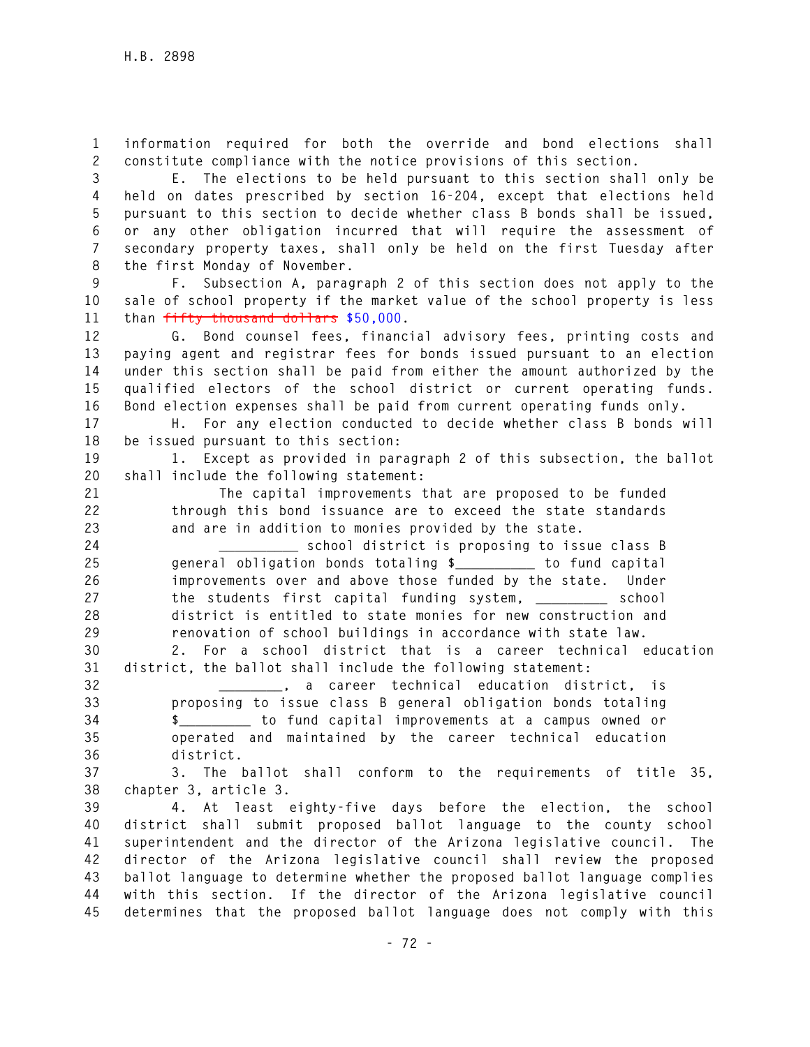information required for both the override and bond elections shall constitute compliance with the notice provisions of this section.

E. The elections to be held pursuant to this section shall only be held on dates prescribed by section 16-204, except that elections held pursuant to this section to decide whether class B bonds shall be issued, or any other obligation incurred that will require the assessment of secondary property taxes, shall only be held on the first Tuesday after the first Monday of November.

F. Subsection A, paragraph 2 of this section does not apply to the sale of school property if the market value of the school property is less than ~~fifty thousand dollars~~ $50,000.

G. Bond counsel fees, financial advisory fees, printing costs and paying agent and registrar fees for bonds issued pursuant to an election under this section shall be paid from either the amount authorized by the qualified electors of the school district or current operating funds. Bond election expenses shall be paid from current operating funds only.

H. For any election conducted to decide whether class B bonds will be issued pursuant to this section:

1. Except as provided in paragraph 2 of this subsection, the ballot shall include the following statement:

> The capital improvements that are proposed to be funded through this bond issuance are to exceed the state standards and are in addition to monies provided by the state.
>
> __________ school district is proposing to issue class B general obligation bonds totaling $__________ to fund capital improvements over and above those funded by the state. Under the students first capital funding system, _________ school district is entitled to state monies for new construction and renovation of school buildings in accordance with state law.

2. For a school district that is a career technical education district, the ballot shall include the following statement:

> ________, a career technical education district, is proposing to issue class B general obligation bonds totaling $_________ to fund capital improvements at a campus owned or operated and maintained by the career technical education district.

3. The ballot shall conform to the requirements of title 35, chapter 3, article 3.

4. At least eighty-five days before the election, the school district shall submit proposed ballot language to the county school superintendent and the director of the Arizona legislative council. The director of the Arizona legislative council shall review the proposed ballot language to determine whether the proposed ballot language complies with this section. If the director of the Arizona legislative council determines that the proposed ballot language does not comply with this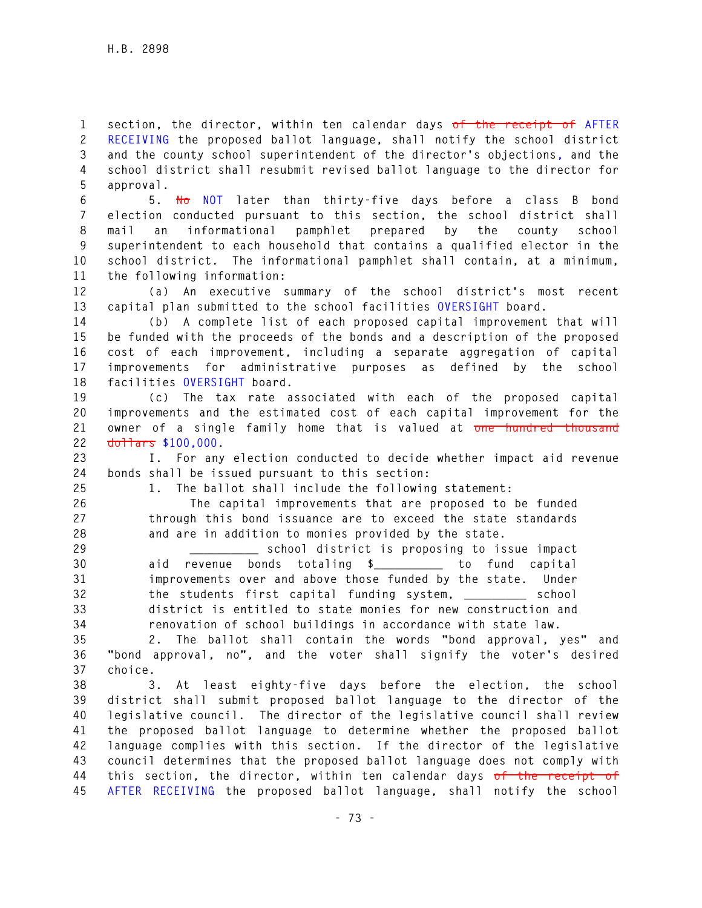section, the director, within ten calendar days ~~of the receipt of~~ AFTER RECEIVING the proposed ballot language, shall notify the school district and the county school superintendent of the director's objections, and the school district shall resubmit revised ballot language to the director for approval.

5. ~~No~~ NOT later than thirty-five days before a class B bond election conducted pursuant to this section, the school district shall mail an informational pamphlet prepared by the county school superintendent to each household that contains a qualified elector in the school district. The informational pamphlet shall contain, at a minimum, the following information:

(a) An executive summary of the school district's most recent capital plan submitted to the school facilities OVERSIGHT board.

(b) A complete list of each proposed capital improvement that will be funded with the proceeds of the bonds and a description of the proposed cost of each improvement, including a separate aggregation of capital improvements for administrative purposes as defined by the school facilities OVERSIGHT board.

(c) The tax rate associated with each of the proposed capital improvements and the estimated cost of each capital improvement for the owner of a single family home that is valued at ~~one hundred thousand dollars~~ $100,000.

I. For any election conducted to decide whether impact aid revenue bonds shall be issued pursuant to this section:

1. The ballot shall include the following statement:

The capital improvements that are proposed to be funded through this bond issuance are to exceed the state standards and are in addition to monies provided by the state.

__________ school district is proposing to issue impact aid revenue bonds totaling $__________ to fund capital improvements over and above those funded by the state. Under the students first capital funding system, _________ school district is entitled to state monies for new construction and renovation of school buildings in accordance with state law.

2. The ballot shall contain the words "bond approval, yes" and "bond approval, no", and the voter shall signify the voter's desired choice.

3. At least eighty-five days before the election, the school district shall submit proposed ballot language to the director of the legislative council. The director of the legislative council shall review the proposed ballot language to determine whether the proposed ballot language complies with this section. If the director of the legislative council determines that the proposed ballot language does not comply with this section, the director, within ten calendar days ~~of the receipt of~~ AFTER RECEIVING the proposed ballot language, shall notify the school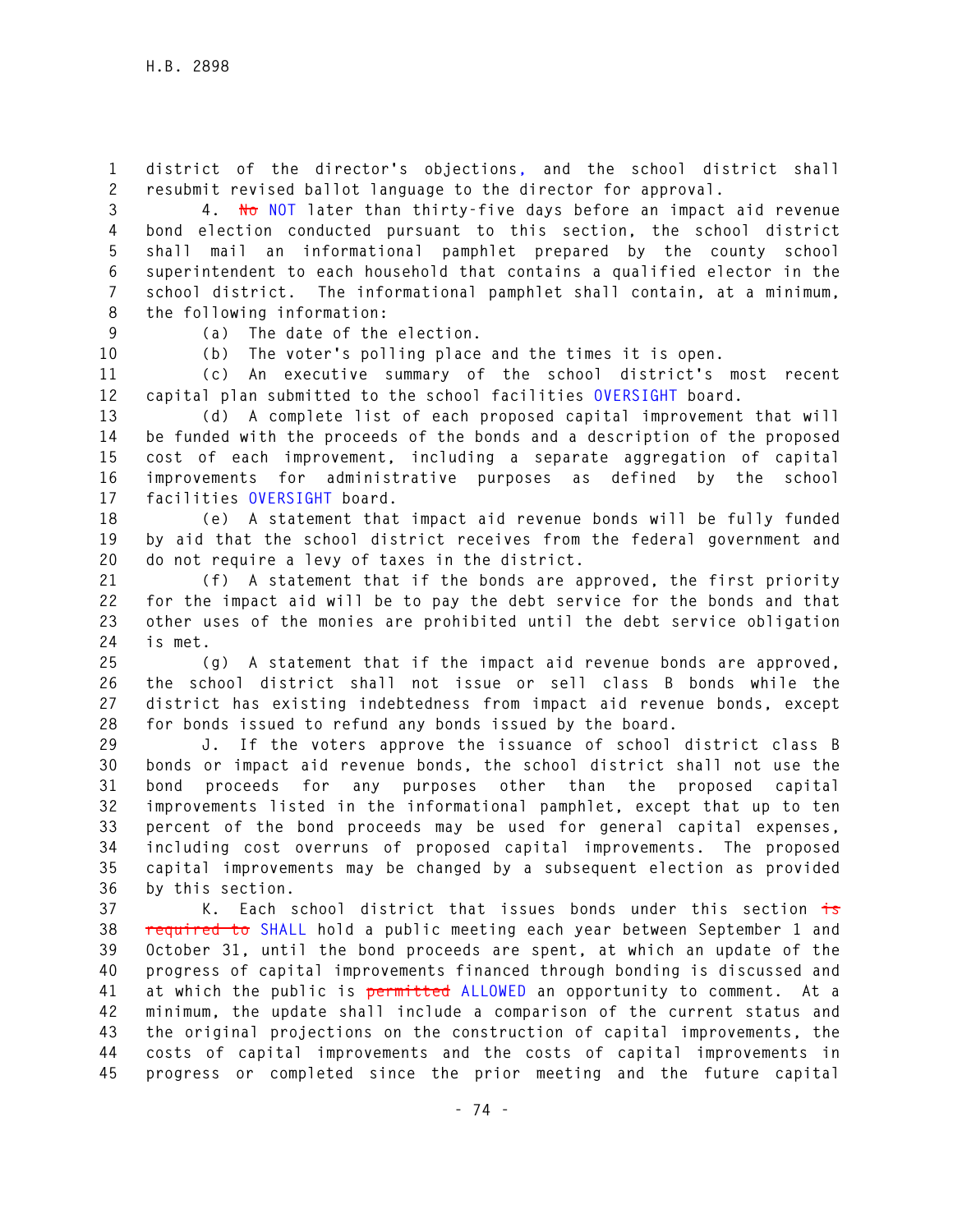district of the director's objections, and the school district shall resubmit revised ballot language to the director for approval.

4. ~~No~~ NOT later than thirty-five days before an impact aid revenue bond election conducted pursuant to this section, the school district shall mail an informational pamphlet prepared by the county school superintendent to each household that contains a qualified elector in the school district. The informational pamphlet shall contain, at a minimum, the following information:

(a) The date of the election.

(b) The voter's polling place and the times it is open.

(c) An executive summary of the school district's most recent capital plan submitted to the school facilities OVERSIGHT board.

(d) A complete list of each proposed capital improvement that will be funded with the proceeds of the bonds and a description of the proposed cost of each improvement, including a separate aggregation of capital improvements for administrative purposes as defined by the school facilities OVERSIGHT board.

(e) A statement that impact aid revenue bonds will be fully funded by aid that the school district receives from the federal government and do not require a levy of taxes in the district.

(f) A statement that if the bonds are approved, the first priority for the impact aid will be to pay the debt service for the bonds and that other uses of the monies are prohibited until the debt service obligation is met.

(g) A statement that if the impact aid revenue bonds are approved, the school district shall not issue or sell class B bonds while the district has existing indebtedness from impact aid revenue bonds, except for bonds issued to refund any bonds issued by the board.

J. If the voters approve the issuance of school district class B bonds or impact aid revenue bonds, the school district shall not use the bond proceeds for any purposes other than the proposed capital improvements listed in the informational pamphlet, except that up to ten percent of the bond proceeds may be used for general capital expenses, including cost overruns of proposed capital improvements. The proposed capital improvements may be changed by a subsequent election as provided by this section.

K. Each school district that issues bonds under this section ~~is required to~~ SHALL hold a public meeting each year between September 1 and October 31, until the bond proceeds are spent, at which an update of the progress of capital improvements financed through bonding is discussed and at which the public is ~~permitted~~ ALLOWED an opportunity to comment. At a minimum, the update shall include a comparison of the current status and the original projections on the construction of capital improvements, the costs of capital improvements and the costs of capital improvements in progress or completed since the prior meeting and the future capital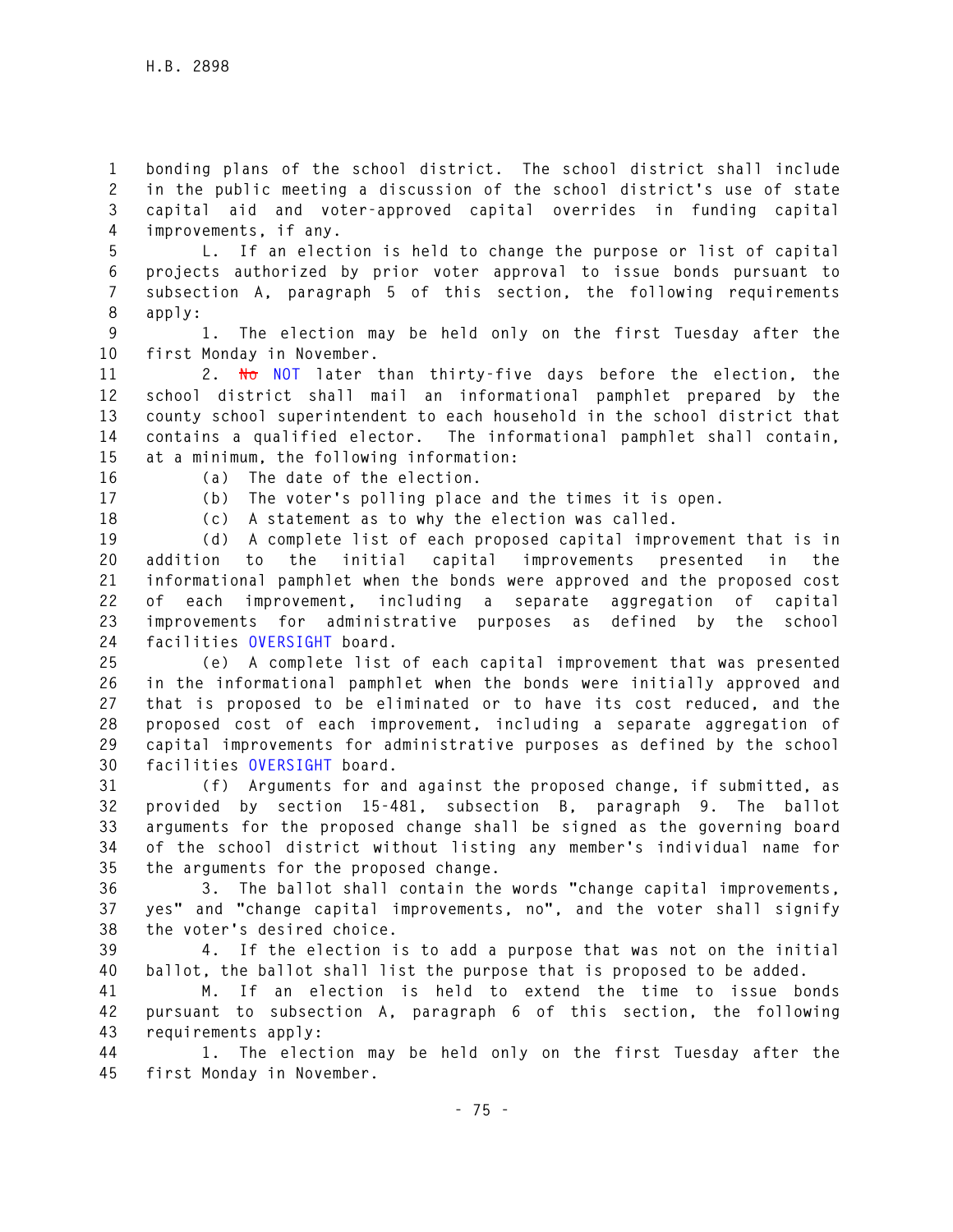bonding plans of the school district. The school district shall include in the public meeting a discussion of the school district's use of state capital aid and voter-approved capital overrides in funding capital improvements, if any.

L. If an election is held to change the purpose or list of capital projects authorized by prior voter approval to issue bonds pursuant to subsection A, paragraph 5 of this section, the following requirements apply:

1. The election may be held only on the first Tuesday after the first Monday in November.

2. ~~No~~ NOT later than thirty-five days before the election, the school district shall mail an informational pamphlet prepared by the county school superintendent to each household in the school district that contains a qualified elector. The informational pamphlet shall contain, at a minimum, the following information:

(a) The date of the election.

(b) The voter's polling place and the times it is open.

(c) A statement as to why the election was called.

(d) A complete list of each proposed capital improvement that is in addition to the initial capital improvements presented in the informational pamphlet when the bonds were approved and the proposed cost of each improvement, including a separate aggregation of capital improvements for administrative purposes as defined by the school facilities OVERSIGHT board.

(e) A complete list of each capital improvement that was presented in the informational pamphlet when the bonds were initially approved and that is proposed to be eliminated or to have its cost reduced, and the proposed cost of each improvement, including a separate aggregation of capital improvements for administrative purposes as defined by the school facilities OVERSIGHT board.

(f) Arguments for and against the proposed change, if submitted, as provided by section 15-481, subsection B, paragraph 9. The ballot arguments for the proposed change shall be signed as the governing board of the school district without listing any member's individual name for the arguments for the proposed change.

3. The ballot shall contain the words "change capital improvements, yes" and "change capital improvements, no", and the voter shall signify the voter's desired choice.

4. If the election is to add a purpose that was not on the initial ballot, the ballot shall list the purpose that is proposed to be added.

M. If an election is held to extend the time to issue bonds pursuant to subsection A, paragraph 6 of this section, the following requirements apply:

1. The election may be held only on the first Tuesday after the first Monday in November.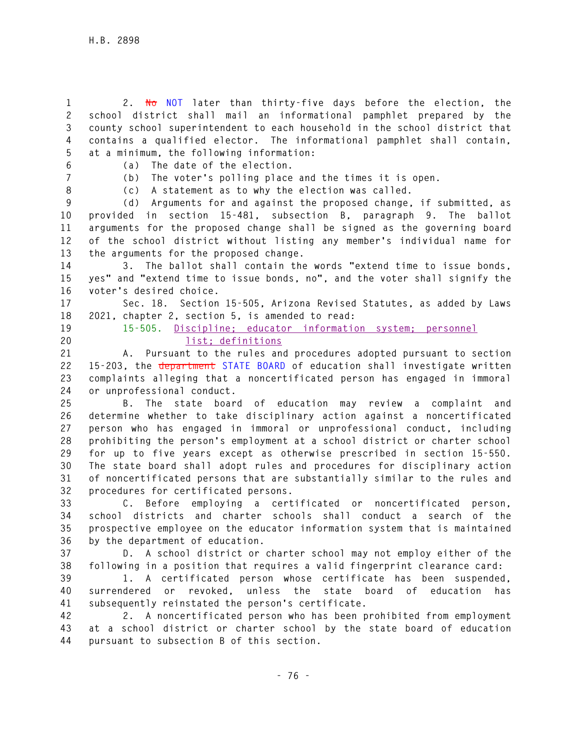2. ~~No~~ NOT later than thirty-five days before the election, the school district shall mail an informational pamphlet prepared by the county school superintendent to each household in the school district that contains a qualified elector. The informational pamphlet shall contain, at a minimum, the following information:

(a) The date of the election.

(b) The voter's polling place and the times it is open.

(c) A statement as to why the election was called.

(d) Arguments for and against the proposed change, if submitted, as provided in section 15-481, subsection B, paragraph 9. The ballot arguments for the proposed change shall be signed as the governing board of the school district without listing any member's individual name for the arguments for the proposed change.

3. The ballot shall contain the words "extend time to issue bonds, yes" and "extend time to issue bonds, no", and the voter shall signify the voter's desired choice.

Sec. 18. Section 15-505, Arizona Revised Statutes, as added by Laws 2021, chapter 2, section 5, is amended to read:

15-505. Discipline; educator information system; personnel list; definitions

A. Pursuant to the rules and procedures adopted pursuant to section 15-203, the ~~department~~ STATE BOARD of education shall investigate written complaints alleging that a noncertificated person has engaged in immoral or unprofessional conduct.

B. The state board of education may review a complaint and determine whether to take disciplinary action against a noncertificated person who has engaged in immoral or unprofessional conduct, including prohibiting the person's employment at a school district or charter school for up to five years except as otherwise prescribed in section 15-550. The state board shall adopt rules and procedures for disciplinary action of noncertificated persons that are substantially similar to the rules and procedures for certificated persons.

C. Before employing a certificated or noncertificated person, school districts and charter schools shall conduct a search of the prospective employee on the educator information system that is maintained by the department of education.

D. A school district or charter school may not employ either of the following in a position that requires a valid fingerprint clearance card:

1. A certificated person whose certificate has been suspended, surrendered or revoked, unless the state board of education has subsequently reinstated the person's certificate.

2. A noncertificated person who has been prohibited from employment at a school district or charter school by the state board of education pursuant to subsection B of this section.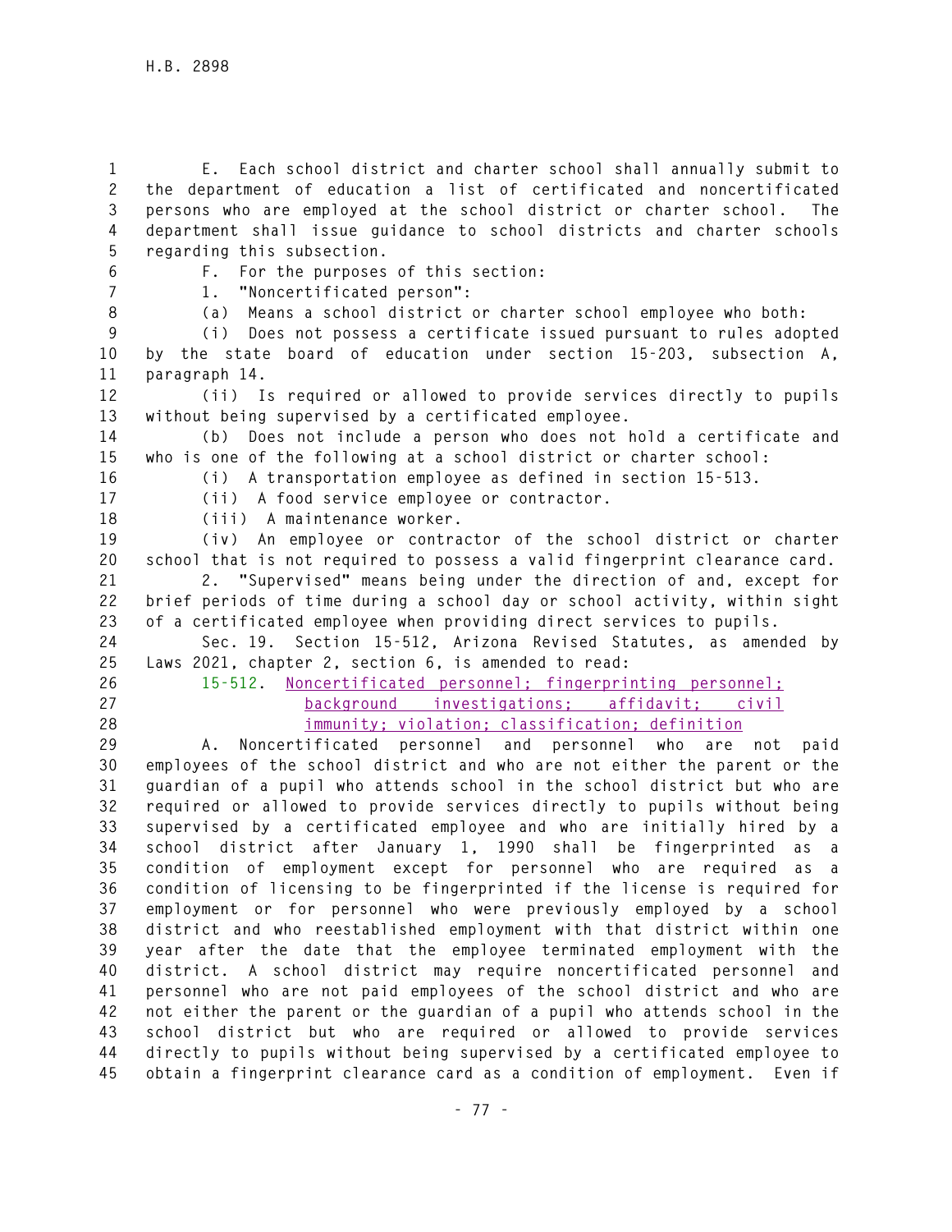E. Each school district and charter school shall annually submit to the department of education a list of certificated and noncertificated persons who are employed at the school district or charter school. The department shall issue guidance to school districts and charter schools regarding this subsection.

F. For the purposes of this section:

1. "Noncertificated person":

(a) Means a school district or charter school employee who both:

(i) Does not possess a certificate issued pursuant to rules adopted by the state board of education under section 15-203, subsection A, paragraph 14.

(ii) Is required or allowed to provide services directly to pupils without being supervised by a certificated employee.

(b) Does not include a person who does not hold a certificate and who is one of the following at a school district or charter school:

(i) A transportation employee as defined in section 15-513.

(ii) A food service employee or contractor.

(iii) A maintenance worker.

(iv) An employee or contractor of the school district or charter school that is not required to possess a valid fingerprint clearance card.

2. "Supervised" means being under the direction of and, except for brief periods of time during a school day or school activity, within sight of a certificated employee when providing direct services to pupils.

Sec. 19. Section 15-512, Arizona Revised Statutes, as amended by Laws 2021, chapter 2, section 6, is amended to read:

15-512. Noncertificated personnel; fingerprinting personnel; background investigations; affidavit; civil immunity; violation; classification; definition

A. Noncertificated personnel and personnel who are not paid employees of the school district and who are not either the parent or the guardian of a pupil who attends school in the school district but who are required or allowed to provide services directly to pupils without being supervised by a certificated employee and who are initially hired by a school district after January 1, 1990 shall be fingerprinted as a condition of employment except for personnel who are required as a condition of licensing to be fingerprinted if the license is required for employment or for personnel who were previously employed by a school district and who reestablished employment with that district within one year after the date that the employee terminated employment with the district. A school district may require noncertificated personnel and personnel who are not paid employees of the school district and who are not either the parent or the guardian of a pupil who attends school in the school district but who are required or allowed to provide services directly to pupils without being supervised by a certificated employee to obtain a fingerprint clearance card as a condition of employment. Even if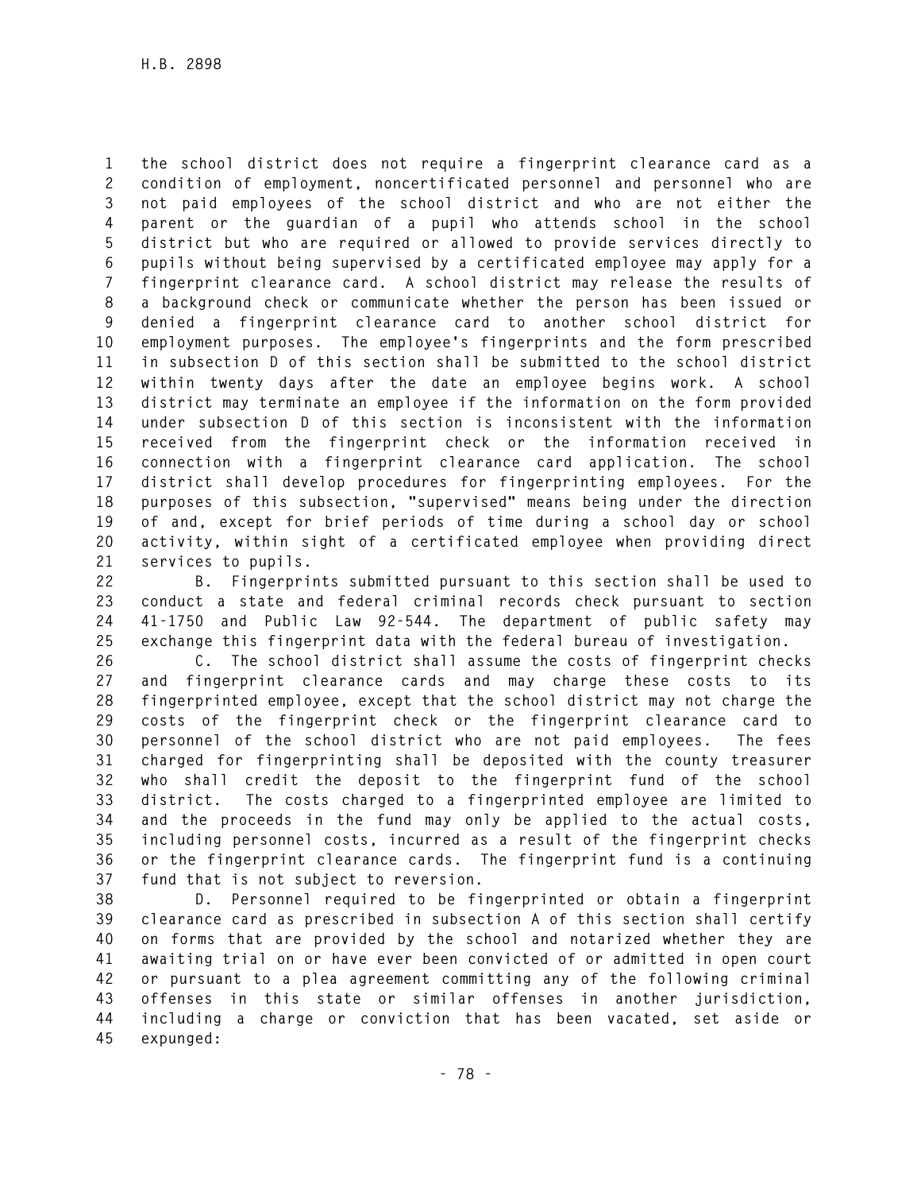the school district does not require a fingerprint clearance card as a condition of employment, noncertificated personnel and personnel who are not paid employees of the school district and who are not either the parent or the guardian of a pupil who attends school in the school district but who are required or allowed to provide services directly to pupils without being supervised by a certificated employee may apply for a fingerprint clearance card. A school district may release the results of a background check or communicate whether the person has been issued or denied a fingerprint clearance card to another school district for employment purposes. The employee's fingerprints and the form prescribed in subsection D of this section shall be submitted to the school district within twenty days after the date an employee begins work. A school district may terminate an employee if the information on the form provided under subsection D of this section is inconsistent with the information received from the fingerprint check or the information received in connection with a fingerprint clearance card application. The school district shall develop procedures for fingerprinting employees. For the purposes of this subsection, "supervised" means being under the direction of and, except for brief periods of time during a school day or school activity, within sight of a certificated employee when providing direct services to pupils.

B. Fingerprints submitted pursuant to this section shall be used to conduct a state and federal criminal records check pursuant to section 41-1750 and Public Law 92-544. The department of public safety may exchange this fingerprint data with the federal bureau of investigation.

C. The school district shall assume the costs of fingerprint checks and fingerprint clearance cards and may charge these costs to its fingerprinted employee, except that the school district may not charge the costs of the fingerprint check or the fingerprint clearance card to personnel of the school district who are not paid employees. The fees charged for fingerprinting shall be deposited with the county treasurer who shall credit the deposit to the fingerprint fund of the school district. The costs charged to a fingerprinted employee are limited to and the proceeds in the fund may only be applied to the actual costs, including personnel costs, incurred as a result of the fingerprint checks or the fingerprint clearance cards. The fingerprint fund is a continuing fund that is not subject to reversion.

D. Personnel required to be fingerprinted or obtain a fingerprint clearance card as prescribed in subsection A of this section shall certify on forms that are provided by the school and notarized whether they are awaiting trial on or have ever been convicted of or admitted in open court or pursuant to a plea agreement committing any of the following criminal offenses in this state or similar offenses in another jurisdiction, including a charge or conviction that has been vacated, set aside or expunged: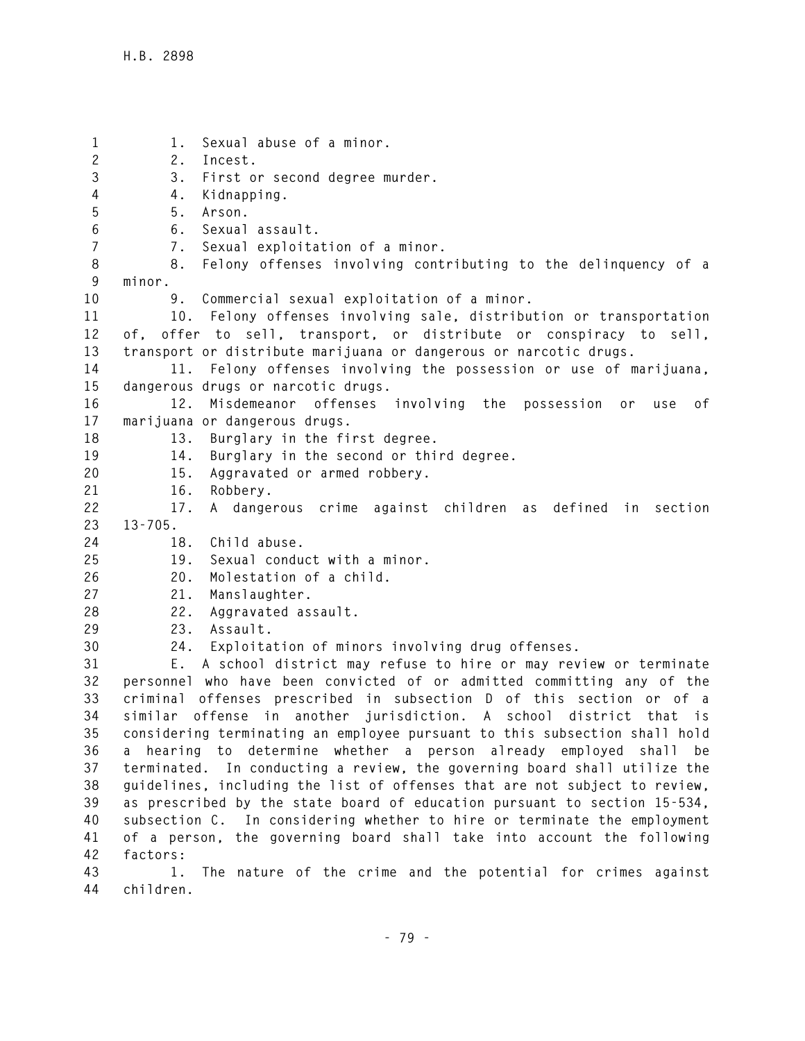1. Sexual abuse of a minor.
2. Incest.
3. First or second degree murder.
4. Kidnapping.
5. Arson.
6. Sexual assault.
7. Sexual exploitation of a minor.
8. Felony offenses involving contributing to the delinquency of a minor.
9. Commercial sexual exploitation of a minor.
10. Felony offenses involving sale, distribution or transportation of, offer to sell, transport, or distribute or conspiracy to sell, transport or distribute marijuana or dangerous or narcotic drugs.
11. Felony offenses involving the possession or use of marijuana, dangerous drugs or narcotic drugs.
12. Misdemeanor offenses involving the possession or use of marijuana or dangerous drugs.
13. Burglary in the first degree.
14. Burglary in the second or third degree.
15. Aggravated or armed robbery.
16. Robbery.
17. A dangerous crime against children as defined in section 13-705.
18. Child abuse.
19. Sexual conduct with a minor.
20. Molestation of a child.
21. Manslaughter.
22. Aggravated assault.
23. Assault.
24. Exploitation of minors involving drug offenses.

E. A school district may refuse to hire or may review or terminate personnel who have been convicted of or admitted committing any of the criminal offenses prescribed in subsection D of this section or of a similar offense in another jurisdiction. A school district that is considering terminating an employee pursuant to this subsection shall hold a hearing to determine whether a person already employed shall be terminated. In conducting a review, the governing board shall utilize the guidelines, including the list of offenses that are not subject to review, as prescribed by the state board of education pursuant to section 15-534, subsection C. In considering whether to hire or terminate the employment of a person, the governing board shall take into account the following factors:

1. The nature of the crime and the potential for crimes against children.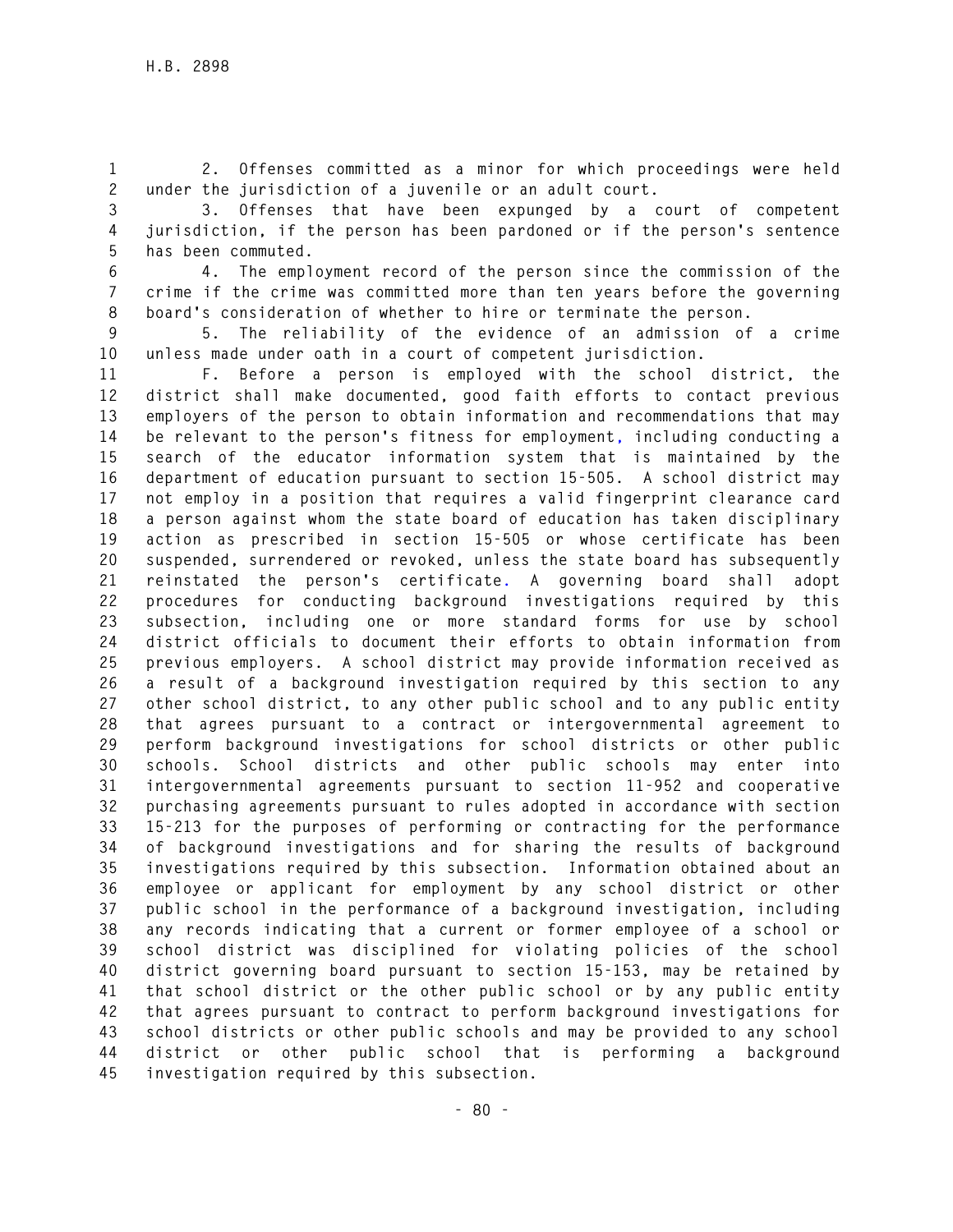2. Offenses committed as a minor for which proceedings were held under the jurisdiction of a juvenile or an adult court.

3. Offenses that have been expunged by a court of competent jurisdiction, if the person has been pardoned or if the person's sentence has been commuted.

4. The employment record of the person since the commission of the crime if the crime was committed more than ten years before the governing board's consideration of whether to hire or terminate the person.

5. The reliability of the evidence of an admission of a crime unless made under oath in a court of competent jurisdiction.

F. Before a person is employed with the school district, the district shall make documented, good faith efforts to contact previous employers of the person to obtain information and recommendations that may be relevant to the person's fitness for employment, including conducting a search of the educator information system that is maintained by the department of education pursuant to section 15-505. A school district may not employ in a position that requires a valid fingerprint clearance card a person against whom the state board of education has taken disciplinary action as prescribed in section 15-505 or whose certificate has been suspended, surrendered or revoked, unless the state board has subsequently reinstated the person's certificate. A governing board shall adopt procedures for conducting background investigations required by this subsection, including one or more standard forms for use by school district officials to document their efforts to obtain information from previous employers. A school district may provide information received as a result of a background investigation required by this section to any other school district, to any other public school and to any public entity that agrees pursuant to a contract or intergovernmental agreement to perform background investigations for school districts or other public schools. School districts and other public schools may enter into intergovernmental agreements pursuant to section 11-952 and cooperative purchasing agreements pursuant to rules adopted in accordance with section 15-213 for the purposes of performing or contracting for the performance of background investigations and for sharing the results of background investigations required by this subsection. Information obtained about an employee or applicant for employment by any school district or other public school in the performance of a background investigation, including any records indicating that a current or former employee of a school or school district was disciplined for violating policies of the school district governing board pursuant to section 15-153, may be retained by that school district or the other public school or by any public entity that agrees pursuant to contract to perform background investigations for school districts or other public schools and may be provided to any school district or other public school that is performing a background investigation required by this subsection.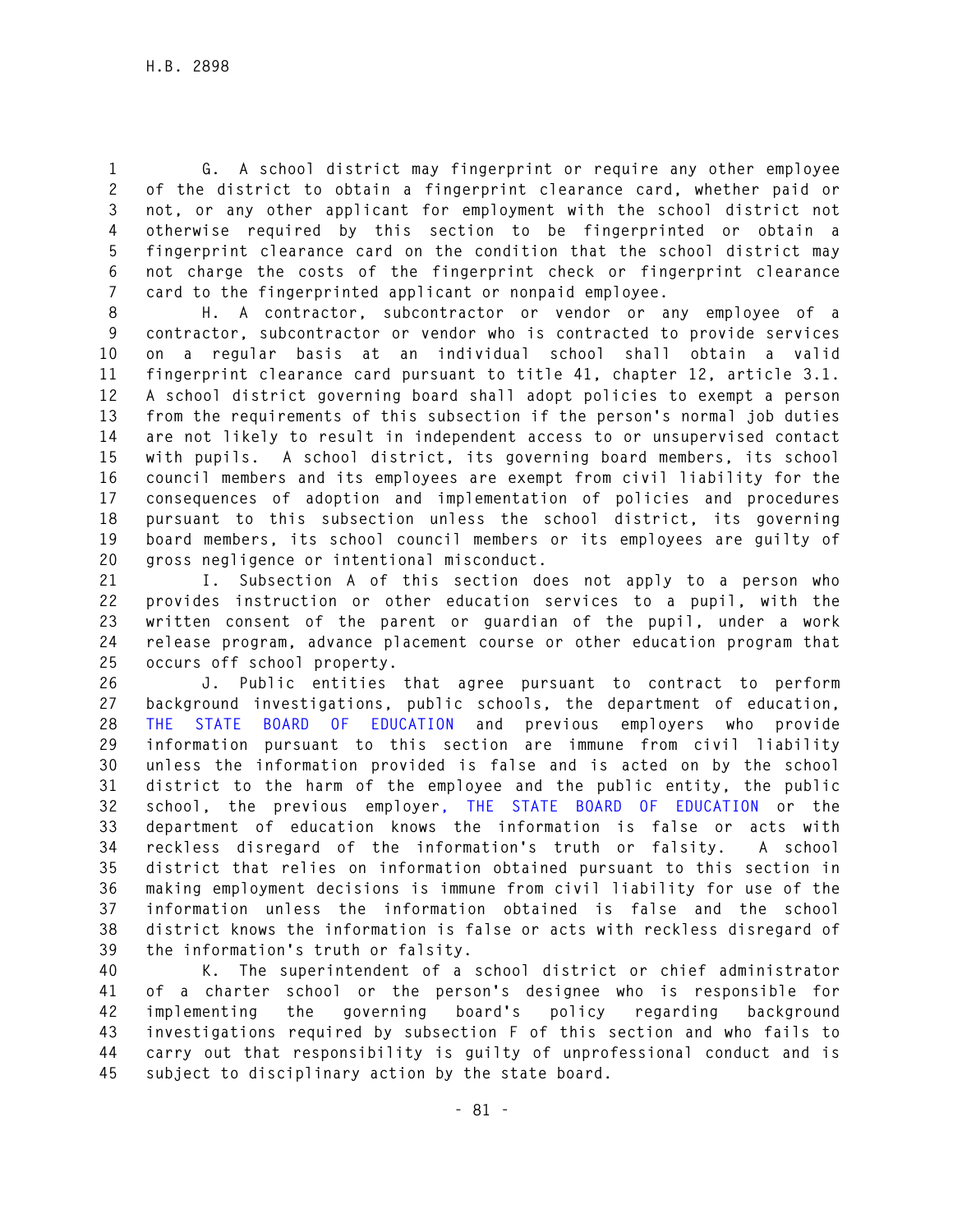G. A school district may fingerprint or require any other employee of the district to obtain a fingerprint clearance card, whether paid or not, or any other applicant for employment with the school district not otherwise required by this section to be fingerprinted or obtain a fingerprint clearance card on the condition that the school district may not charge the costs of the fingerprint check or fingerprint clearance card to the fingerprinted applicant or nonpaid employee.

H. A contractor, subcontractor or vendor or any employee of a contractor, subcontractor or vendor who is contracted to provide services on a regular basis at an individual school shall obtain a valid fingerprint clearance card pursuant to title 41, chapter 12, article 3.1. A school district governing board shall adopt policies to exempt a person from the requirements of this subsection if the person's normal job duties are not likely to result in independent access to or unsupervised contact with pupils. A school district, its governing board members, its school council members and its employees are exempt from civil liability for the consequences of adoption and implementation of policies and procedures pursuant to this subsection unless the school district, its governing board members, its school council members or its employees are guilty of gross negligence or intentional misconduct.

I. Subsection A of this section does not apply to a person who provides instruction or other education services to a pupil, with the written consent of the parent or guardian of the pupil, under a work release program, advance placement course or other education program that occurs off school property.

J. Public entities that agree pursuant to contract to perform background investigations, public schools, the department of education, THE STATE BOARD OF EDUCATION and previous employers who provide information pursuant to this section are immune from civil liability unless the information provided is false and is acted on by the school district to the harm of the employee and the public entity, the public school, the previous employer, THE STATE BOARD OF EDUCATION or the department of education knows the information is false or acts with reckless disregard of the information's truth or falsity. A school district that relies on information obtained pursuant to this section in making employment decisions is immune from civil liability for use of the information unless the information obtained is false and the school district knows the information is false or acts with reckless disregard of the information's truth or falsity.

K. The superintendent of a school district or chief administrator of a charter school or the person's designee who is responsible for implementing the governing board's policy regarding background investigations required by subsection F of this section and who fails to carry out that responsibility is guilty of unprofessional conduct and is subject to disciplinary action by the state board.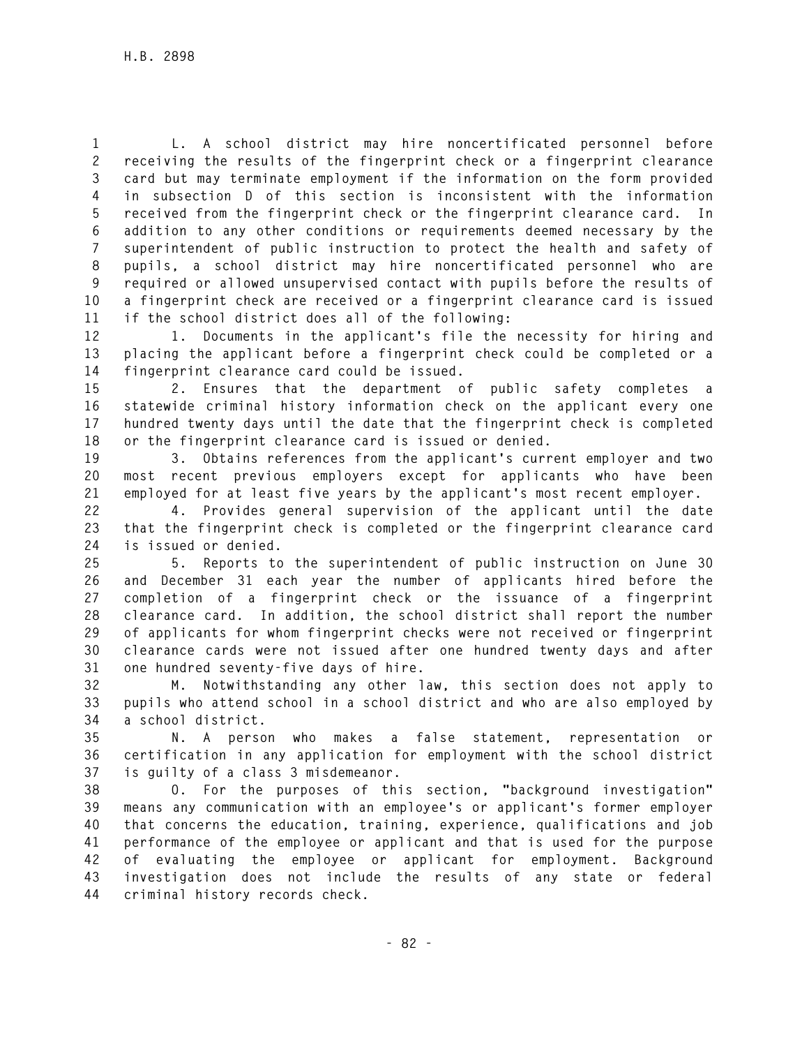L. A school district may hire noncertificated personnel before receiving the results of the fingerprint check or a fingerprint clearance card but may terminate employment if the information on the form provided in subsection D of this section is inconsistent with the information received from the fingerprint check or the fingerprint clearance card. In addition to any other conditions or requirements deemed necessary by the superintendent of public instruction to protect the health and safety of pupils, a school district may hire noncertificated personnel who are required or allowed unsupervised contact with pupils before the results of a fingerprint check are received or a fingerprint clearance card is issued if the school district does all of the following:

1. Documents in the applicant's file the necessity for hiring and placing the applicant before a fingerprint check could be completed or a fingerprint clearance card could be issued.

2. Ensures that the department of public safety completes a statewide criminal history information check on the applicant every one hundred twenty days until the date that the fingerprint check is completed or the fingerprint clearance card is issued or denied.

3. Obtains references from the applicant's current employer and two most recent previous employers except for applicants who have been employed for at least five years by the applicant's most recent employer.

4. Provides general supervision of the applicant until the date that the fingerprint check is completed or the fingerprint clearance card is issued or denied.

5. Reports to the superintendent of public instruction on June 30 and December 31 each year the number of applicants hired before the completion of a fingerprint check or the issuance of a fingerprint clearance card. In addition, the school district shall report the number of applicants for whom fingerprint checks were not received or fingerprint clearance cards were not issued after one hundred twenty days and after one hundred seventy-five days of hire.

M. Notwithstanding any other law, this section does not apply to pupils who attend school in a school district and who are also employed by a school district.

N. A person who makes a false statement, representation or certification in any application for employment with the school district is guilty of a class 3 misdemeanor.

O. For the purposes of this section, "background investigation" means any communication with an employee's or applicant's former employer that concerns the education, training, experience, qualifications and job performance of the employee or applicant and that is used for the purpose of evaluating the employee or applicant for employment. Background investigation does not include the results of any state or federal criminal history records check.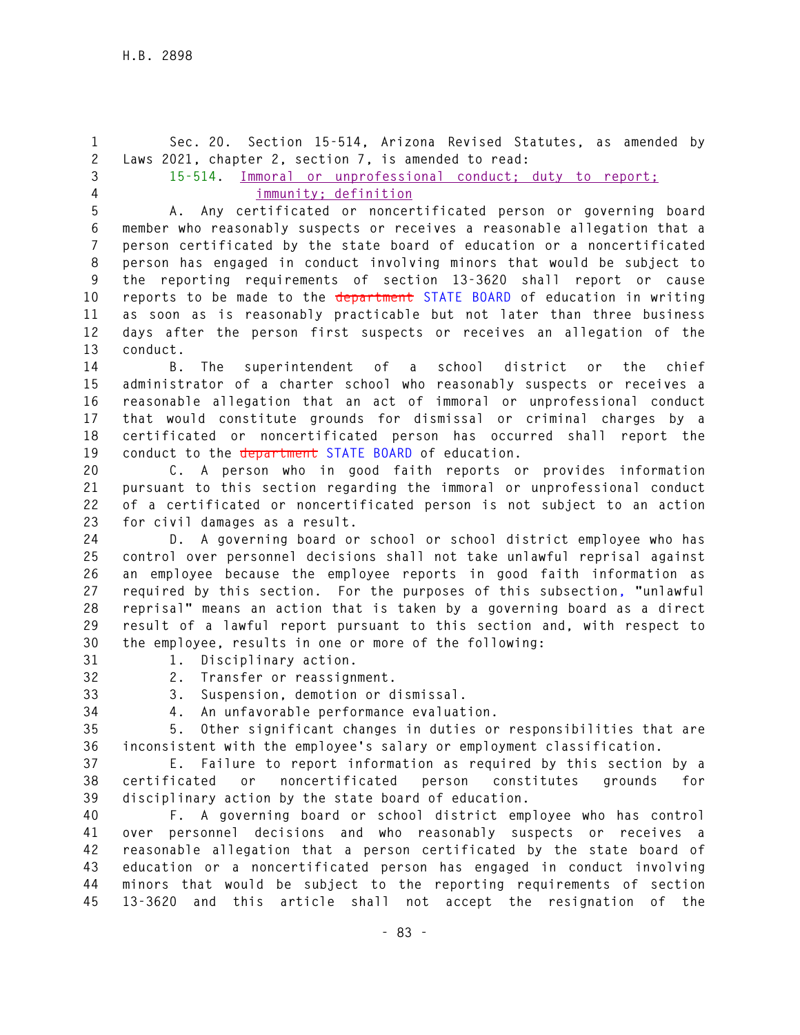Sec. 20. Section 15-514, Arizona Revised Statutes, as amended by Laws 2021, chapter 2, section 7, is amended to read:

15-514. Immoral or unprofessional conduct; duty to report; immunity; definition

A. Any certificated or noncertificated person or governing board member who reasonably suspects or receives a reasonable allegation that a person certificated by the state board of education or a noncertificated person has engaged in conduct involving minors that would be subject to the reporting requirements of section 13-3620 shall report or cause reports to be made to the ~~department~~ STATE BOARD of education in writing as soon as is reasonably practicable but not later than three business days after the person first suspects or receives an allegation of the conduct.

B. The superintendent of a school district or the chief administrator of a charter school who reasonably suspects or receives a reasonable allegation that an act of immoral or unprofessional conduct that would constitute grounds for dismissal or criminal charges by a certificated or noncertificated person has occurred shall report the conduct to the ~~department~~ STATE BOARD of education.

C. A person who in good faith reports or provides information pursuant to this section regarding the immoral or unprofessional conduct of a certificated or noncertificated person is not subject to an action for civil damages as a result.

D. A governing board or school or school district employee who has control over personnel decisions shall not take unlawful reprisal against an employee because the employee reports in good faith information as required by this section. For the purposes of this subsection, "unlawful reprisal" means an action that is taken by a governing board as a direct result of a lawful report pursuant to this section and, with respect to the employee, results in one or more of the following:

1. Disciplinary action.
2. Transfer or reassignment.
3. Suspension, demotion or dismissal.
4. An unfavorable performance evaluation.
5. Other significant changes in duties or responsibilities that are inconsistent with the employee's salary or employment classification.

E. Failure to report information as required by this section by a certificated or noncertificated person constitutes grounds for disciplinary action by the state board of education.

F. A governing board or school district employee who has control over personnel decisions and who reasonably suspects or receives a reasonable allegation that a person certificated by the state board of education or a noncertificated person has engaged in conduct involving minors that would be subject to the reporting requirements of section 13-3620 and this article shall not accept the resignation of the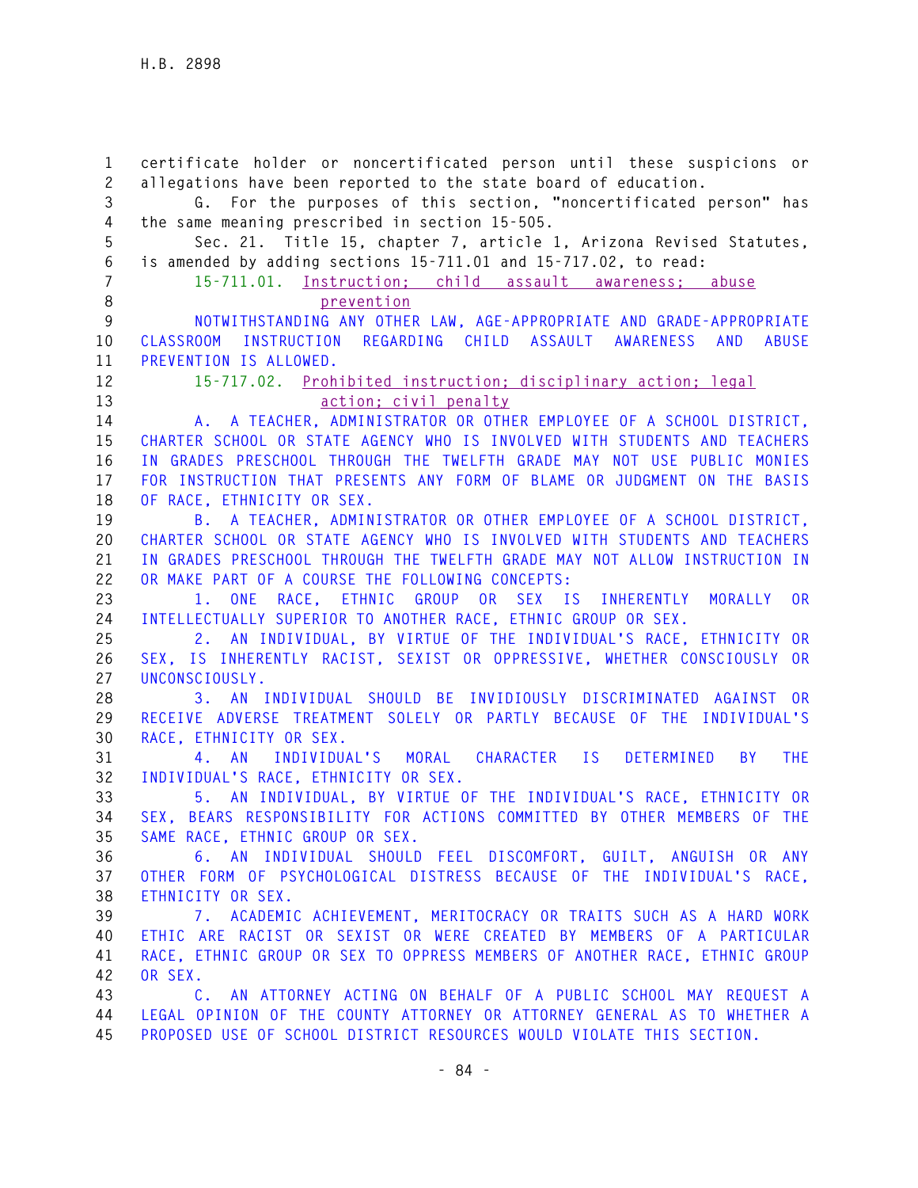certificate holder or noncertificated person until these suspicions or allegations have been reported to the state board of education.

G. For the purposes of this section, "noncertificated person" has the same meaning prescribed in section 15-505.

Sec. 21. Title 15, chapter 7, article 1, Arizona Revised Statutes, is amended by adding sections 15-711.01 and 15-717.02, to read:

15-711.01. Instruction; child assault awareness; abuse prevention

NOTWITHSTANDING ANY OTHER LAW, AGE-APPROPRIATE AND GRADE-APPROPRIATE CLASSROOM INSTRUCTION REGARDING CHILD ASSAULT AWARENESS AND ABUSE PREVENTION IS ALLOWED.

15-717.02. Prohibited instruction; disciplinary action; legal action; civil penalty

A. A TEACHER, ADMINISTRATOR OR OTHER EMPLOYEE OF A SCHOOL DISTRICT, CHARTER SCHOOL OR STATE AGENCY WHO IS INVOLVED WITH STUDENTS AND TEACHERS IN GRADES PRESCHOOL THROUGH THE TWELFTH GRADE MAY NOT USE PUBLIC MONIES FOR INSTRUCTION THAT PRESENTS ANY FORM OF BLAME OR JUDGMENT ON THE BASIS OF RACE, ETHNICITY OR SEX.

B. A TEACHER, ADMINISTRATOR OR OTHER EMPLOYEE OF A SCHOOL DISTRICT, CHARTER SCHOOL OR STATE AGENCY WHO IS INVOLVED WITH STUDENTS AND TEACHERS IN GRADES PRESCHOOL THROUGH THE TWELFTH GRADE MAY NOT ALLOW INSTRUCTION IN OR MAKE PART OF A COURSE THE FOLLOWING CONCEPTS:

1. ONE RACE, ETHNIC GROUP OR SEX IS INHERENTLY MORALLY OR INTELLECTUALLY SUPERIOR TO ANOTHER RACE, ETHNIC GROUP OR SEX.

2. AN INDIVIDUAL, BY VIRTUE OF THE INDIVIDUAL'S RACE, ETHNICITY OR SEX, IS INHERENTLY RACIST, SEXIST OR OPPRESSIVE, WHETHER CONSCIOUSLY OR UNCONSCIOUSLY.

3. AN INDIVIDUAL SHOULD BE INVIDIOUSLY DISCRIMINATED AGAINST OR RECEIVE ADVERSE TREATMENT SOLELY OR PARTLY BECAUSE OF THE INDIVIDUAL'S RACE, ETHNICITY OR SEX.

4. AN INDIVIDUAL'S MORAL CHARACTER IS DETERMINED BY THE INDIVIDUAL'S RACE, ETHNICITY OR SEX.

5. AN INDIVIDUAL, BY VIRTUE OF THE INDIVIDUAL'S RACE, ETHNICITY OR SEX, BEARS RESPONSIBILITY FOR ACTIONS COMMITTED BY OTHER MEMBERS OF THE SAME RACE, ETHNIC GROUP OR SEX.

6. AN INDIVIDUAL SHOULD FEEL DISCOMFORT, GUILT, ANGUISH OR ANY OTHER FORM OF PSYCHOLOGICAL DISTRESS BECAUSE OF THE INDIVIDUAL'S RACE, ETHNICITY OR SEX.

7. ACADEMIC ACHIEVEMENT, MERITOCRACY OR TRAITS SUCH AS A HARD WORK ETHIC ARE RACIST OR SEXIST OR WERE CREATED BY MEMBERS OF A PARTICULAR RACE, ETHNIC GROUP OR SEX TO OPPRESS MEMBERS OF ANOTHER RACE, ETHNIC GROUP OR SEX.

C. AN ATTORNEY ACTING ON BEHALF OF A PUBLIC SCHOOL MAY REQUEST A LEGAL OPINION OF THE COUNTY ATTORNEY OR ATTORNEY GENERAL AS TO WHETHER A PROPOSED USE OF SCHOOL DISTRICT RESOURCES WOULD VIOLATE THIS SECTION.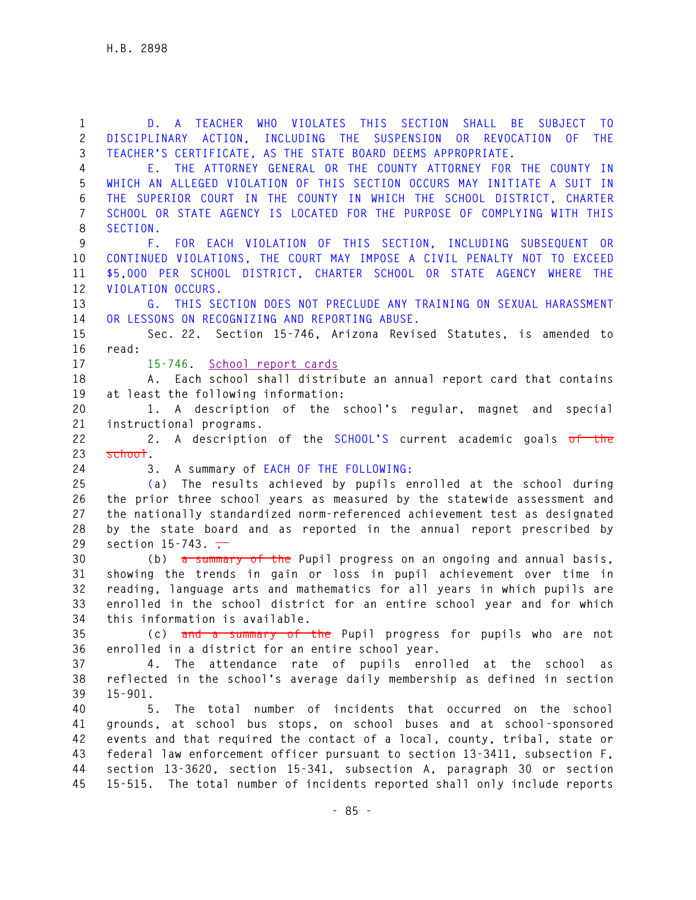D. A TEACHER WHO VIOLATES THIS SECTION SHALL BE SUBJECT TO DISCIPLINARY ACTION, INCLUDING THE SUSPENSION OR REVOCATION OF THE TEACHER'S CERTIFICATE, AS THE STATE BOARD DEEMS APPROPRIATE.

E. THE ATTORNEY GENERAL OR THE COUNTY ATTORNEY FOR THE COUNTY IN WHICH AN ALLEGED VIOLATION OF THIS SECTION OCCURS MAY INITIATE A SUIT IN THE SUPERIOR COURT IN THE COUNTY IN WHICH THE SCHOOL DISTRICT, CHARTER SCHOOL OR STATE AGENCY IS LOCATED FOR THE PURPOSE OF COMPLYING WITH THIS SECTION.

F. FOR EACH VIOLATION OF THIS SECTION, INCLUDING SUBSEQUENT OR CONTINUED VIOLATIONS, THE COURT MAY IMPOSE A CIVIL PENALTY NOT TO EXCEED $5,000 PER SCHOOL DISTRICT, CHARTER SCHOOL OR STATE AGENCY WHERE THE VIOLATION OCCURS.

G. THIS SECTION DOES NOT PRECLUDE ANY TRAINING ON SEXUAL HARASSMENT OR LESSONS ON RECOGNIZING AND REPORTING ABUSE.

Sec. 22. Section 15-746, Arizona Revised Statutes, is amended to read:

15-746. School report cards

A. Each school shall distribute an annual report card that contains at least the following information:

1. A description of the school's regular, magnet and special instructional programs.

2. A description of the SCHOOL'S current academic goals ~~of the school~~.

3. A summary of EACH OF THE FOLLOWING:

(a) The results achieved by pupils enrolled at the school during the prior three school years as measured by the statewide assessment and the nationally standardized norm-referenced achievement test as designated by the state board and as reported in the annual report prescribed by section 15-743. ~~,~~

(b) ~~a summary of the~~ Pupil progress on an ongoing and annual basis, showing the trends in gain or loss in pupil achievement over time in reading, language arts and mathematics for all years in which pupils are enrolled in the school district for an entire school year and for which this information is available.

(c) ~~and a summary of the~~ Pupil progress for pupils who are not enrolled in a district for an entire school year.

4. The attendance rate of pupils enrolled at the school as reflected in the school's average daily membership as defined in section 15-901.

5. The total number of incidents that occurred on the school grounds, at school bus stops, on school buses and at school-sponsored events and that required the contact of a local, county, tribal, state or federal law enforcement officer pursuant to section 13-3411, subsection F, section 13-3620, section 15-341, subsection A, paragraph 30 or section 15-515. The total number of incidents reported shall only include reports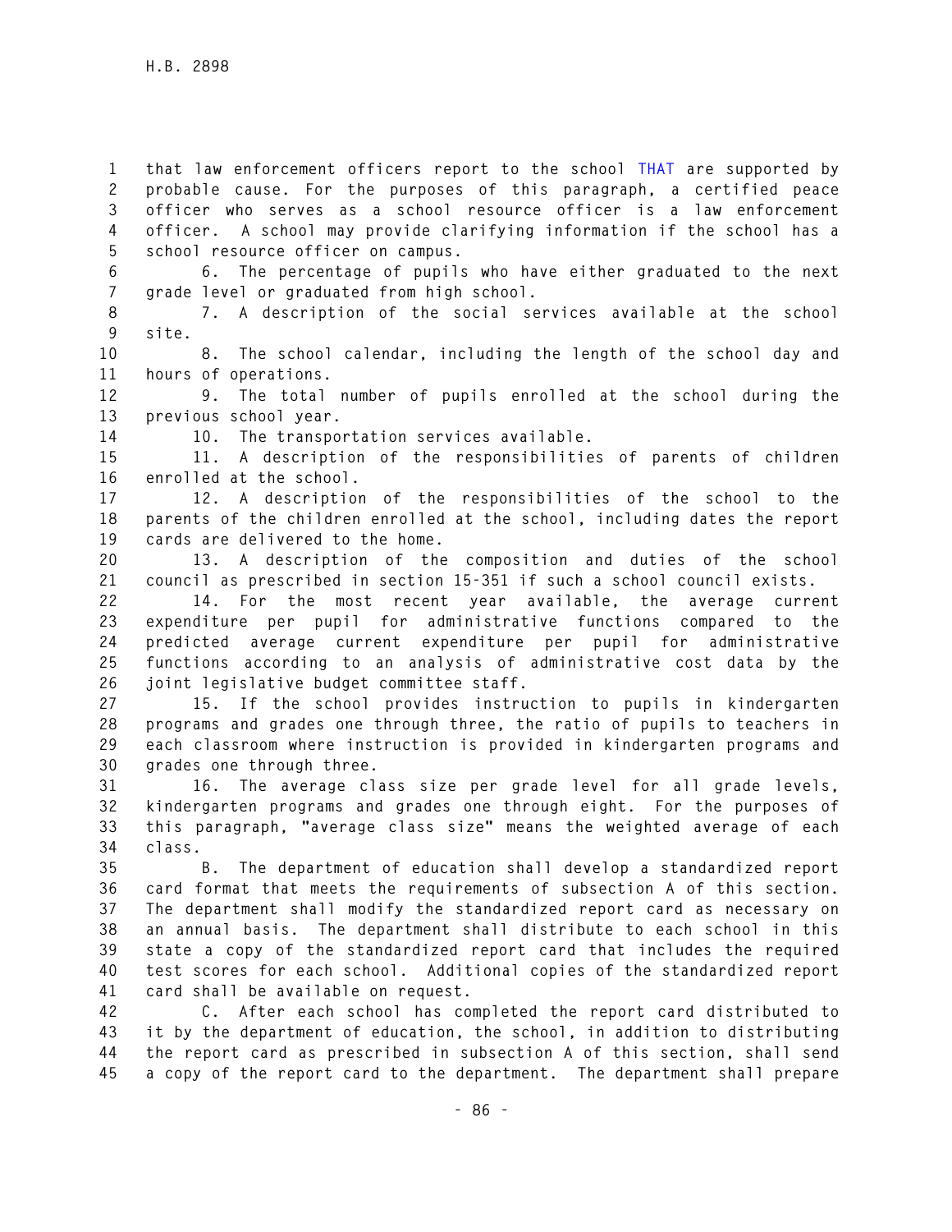that law enforcement officers report to the school THAT are supported by probable cause. For the purposes of this paragraph, a certified peace officer who serves as a school resource officer is a law enforcement officer. A school may provide clarifying information if the school has a school resource officer on campus.

6. The percentage of pupils who have either graduated to the next grade level or graduated from high school.

7. A description of the social services available at the school site.

8. The school calendar, including the length of the school day and hours of operations.

9. The total number of pupils enrolled at the school during the previous school year.

10. The transportation services available.

11. A description of the responsibilities of parents of children enrolled at the school.

12. A description of the responsibilities of the school to the parents of the children enrolled at the school, including dates the report cards are delivered to the home.

13. A description of the composition and duties of the school council as prescribed in section 15-351 if such a school council exists.

14. For the most recent year available, the average current expenditure per pupil for administrative functions compared to the predicted average current expenditure per pupil for administrative functions according to an analysis of administrative cost data by the joint legislative budget committee staff.

15. If the school provides instruction to pupils in kindergarten programs and grades one through three, the ratio of pupils to teachers in each classroom where instruction is provided in kindergarten programs and grades one through three.

16. The average class size per grade level for all grade levels, kindergarten programs and grades one through eight. For the purposes of this paragraph, "average class size" means the weighted average of each class.

B. The department of education shall develop a standardized report card format that meets the requirements of subsection A of this section. The department shall modify the standardized report card as necessary on an annual basis. The department shall distribute to each school in this state a copy of the standardized report card that includes the required test scores for each school. Additional copies of the standardized report card shall be available on request.

C. After each school has completed the report card distributed to it by the department of education, the school, in addition to distributing the report card as prescribed in subsection A of this section, shall send a copy of the report card to the department. The department shall prepare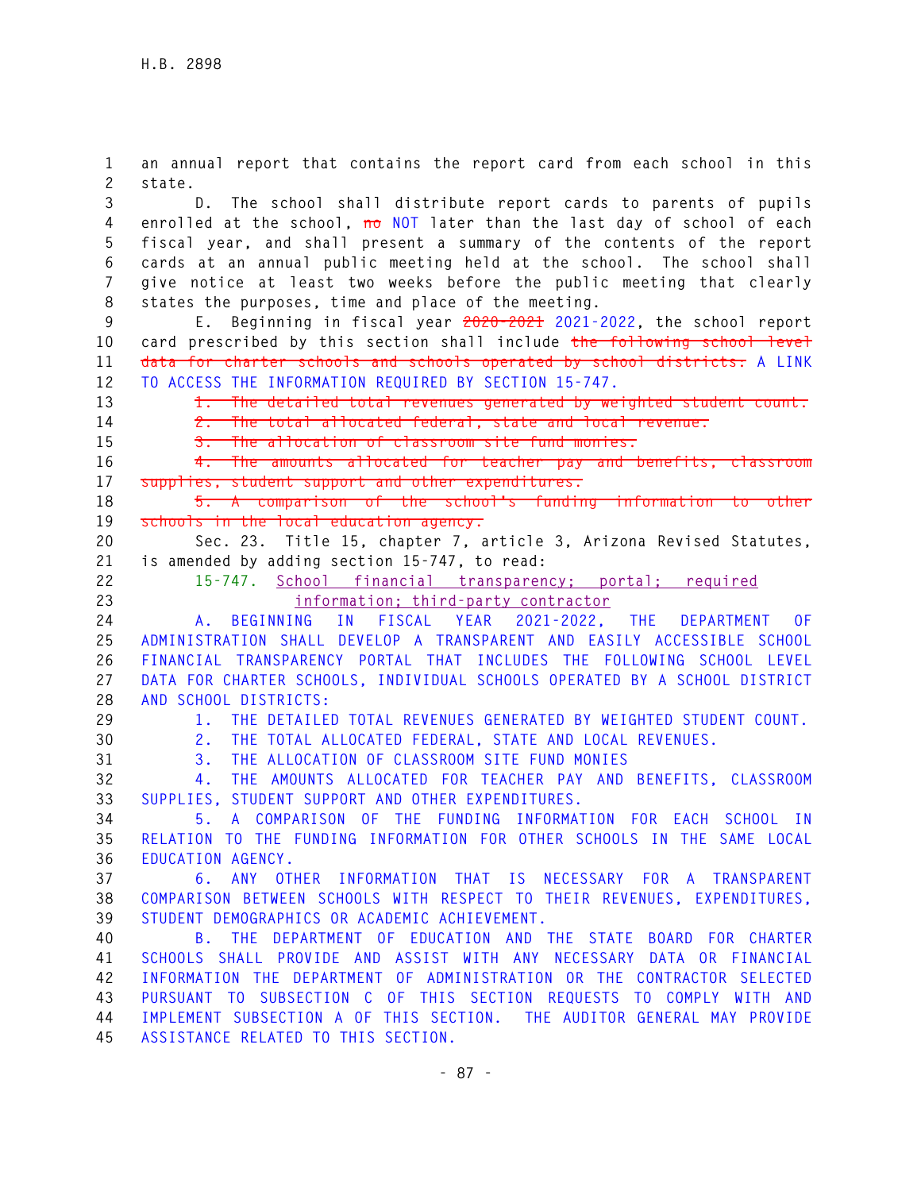an annual report that contains the report card from each school in this state.

D. The school shall distribute report cards to parents of pupils enrolled at the school, ~~no~~ NOT later than the last day of school of each fiscal year, and shall present a summary of the contents of the report cards at an annual public meeting held at the school. The school shall give notice at least two weeks before the public meeting that clearly states the purposes, time and place of the meeting.

E. Beginning in fiscal year ~~2020-2021~~ 2021-2022, the school report card prescribed by this section shall include ~~the following school level data for charter schools and schools operated by school districts:~~ A LINK TO ACCESS THE INFORMATION REQUIRED BY SECTION 15-747.

~~1. The detailed total revenues generated by weighted student count.~~

~~2. The total allocated federal, state and local revenue.~~

~~3. The allocation of classroom site fund monies.~~

~~4. The amounts allocated for teacher pay and benefits, classroom supplies, student support and other expenditures.~~

~~5. A comparison of the school's funding information to other schools in the local education agency.~~

Sec. 23. Title 15, chapter 7, article 3, Arizona Revised Statutes, is amended by adding section 15-747, to read:

15-747. School financial transparency; portal; required information; third-party contractor

A. BEGINNING IN FISCAL YEAR 2021-2022, THE DEPARTMENT OF ADMINISTRATION SHALL DEVELOP A TRANSPARENT AND EASILY ACCESSIBLE SCHOOL FINANCIAL TRANSPARENCY PORTAL THAT INCLUDES THE FOLLOWING SCHOOL LEVEL DATA FOR CHARTER SCHOOLS, INDIVIDUAL SCHOOLS OPERATED BY A SCHOOL DISTRICT AND SCHOOL DISTRICTS:

1. THE DETAILED TOTAL REVENUES GENERATED BY WEIGHTED STUDENT COUNT.

2. THE TOTAL ALLOCATED FEDERAL, STATE AND LOCAL REVENUES.

3. THE ALLOCATION OF CLASSROOM SITE FUND MONIES

4. THE AMOUNTS ALLOCATED FOR TEACHER PAY AND BENEFITS, CLASSROOM SUPPLIES, STUDENT SUPPORT AND OTHER EXPENDITURES.

5. A COMPARISON OF THE FUNDING INFORMATION FOR EACH SCHOOL IN RELATION TO THE FUNDING INFORMATION FOR OTHER SCHOOLS IN THE SAME LOCAL EDUCATION AGENCY.

6. ANY OTHER INFORMATION THAT IS NECESSARY FOR A TRANSPARENT COMPARISON BETWEEN SCHOOLS WITH RESPECT TO THEIR REVENUES, EXPENDITURES, STUDENT DEMOGRAPHICS OR ACADEMIC ACHIEVEMENT.

B. THE DEPARTMENT OF EDUCATION AND THE STATE BOARD FOR CHARTER SCHOOLS SHALL PROVIDE AND ASSIST WITH ANY NECESSARY DATA OR FINANCIAL INFORMATION THE DEPARTMENT OF ADMINISTRATION OR THE CONTRACTOR SELECTED PURSUANT TO SUBSECTION C OF THIS SECTION REQUESTS TO COMPLY WITH AND IMPLEMENT SUBSECTION A OF THIS SECTION. THE AUDITOR GENERAL MAY PROVIDE ASSISTANCE RELATED TO THIS SECTION.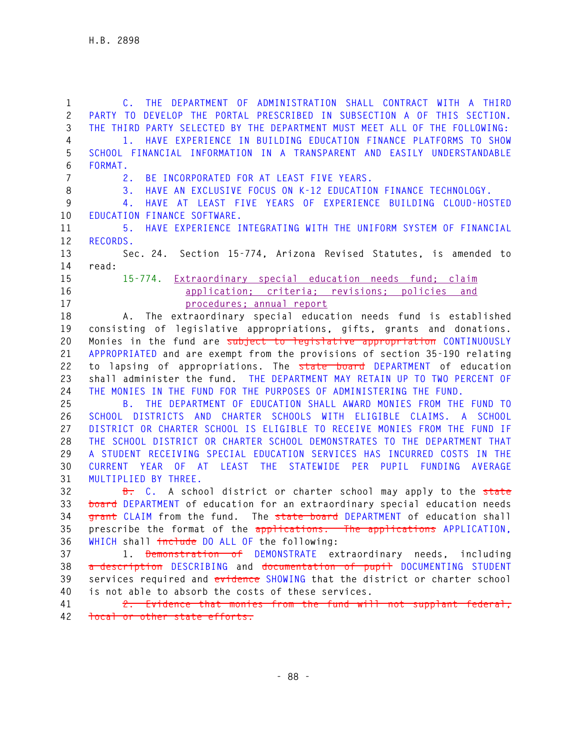C. THE DEPARTMENT OF ADMINISTRATION SHALL CONTRACT WITH A THIRD PARTY TO DEVELOP THE PORTAL PRESCRIBED IN SUBSECTION A OF THIS SECTION. THE THIRD PARTY SELECTED BY THE DEPARTMENT MUST MEET ALL OF THE FOLLOWING:

1. HAVE EXPERIENCE IN BUILDING EDUCATION FINANCE PLATFORMS TO SHOW SCHOOL FINANCIAL INFORMATION IN A TRANSPARENT AND EASILY UNDERSTANDABLE FORMAT.

2. BE INCORPORATED FOR AT LEAST FIVE YEARS.

3. HAVE AN EXCLUSIVE FOCUS ON K-12 EDUCATION FINANCE TECHNOLOGY.

4. HAVE AT LEAST FIVE YEARS OF EXPERIENCE BUILDING CLOUD-HOSTED EDUCATION FINANCE SOFTWARE.

5. HAVE EXPERIENCE INTEGRATING WITH THE UNIFORM SYSTEM OF FINANCIAL RECORDS.

Sec. 24. Section 15-774, Arizona Revised Statutes, is amended to read:

15-774. Extraordinary special education needs fund; claim application; criteria; revisions; policies and procedures; annual report

A. The extraordinary special education needs fund is established consisting of legislative appropriations, gifts, grants and donations. Monies in the fund are ~~subject to legislative appropriation~~ CONTINUOUSLY APPROPRIATED and are exempt from the provisions of section 35-190 relating to lapsing of appropriations. The ~~state board~~ DEPARTMENT of education shall administer the fund. THE DEPARTMENT MAY RETAIN UP TO TWO PERCENT OF THE MONIES IN THE FUND FOR THE PURPOSES OF ADMINISTERING THE FUND.

B. THE DEPARTMENT OF EDUCATION SHALL AWARD MONIES FROM THE FUND TO SCHOOL DISTRICTS AND CHARTER SCHOOLS WITH ELIGIBLE CLAIMS. A SCHOOL DISTRICT OR CHARTER SCHOOL IS ELIGIBLE TO RECEIVE MONIES FROM THE FUND IF THE SCHOOL DISTRICT OR CHARTER SCHOOL DEMONSTRATES TO THE DEPARTMENT THAT A STUDENT RECEIVING SPECIAL EDUCATION SERVICES HAS INCURRED COSTS IN THE CURRENT YEAR OF AT LEAST THE STATEWIDE PER PUPIL FUNDING AVERAGE MULTIPLIED BY THREE.

~~B.~~ C. A school district or charter school may apply to the ~~state board~~ DEPARTMENT of education for an extraordinary special education needs ~~grant~~ CLAIM from the fund. The ~~state board~~ DEPARTMENT of education shall prescribe the format of the ~~applications. The applications~~ APPLICATION, WHICH shall ~~include~~ DO ALL OF the following:

1. ~~Demonstration of~~ DEMONSTRATE extraordinary needs, including ~~a description~~ DESCRIBING and ~~documentation of pupil~~ DOCUMENTING STUDENT services required and ~~evidence~~ SHOWING that the district or charter school is not able to absorb the costs of these services.

~~2. Evidence that monies from the fund will not supplant federal, local or other state efforts.~~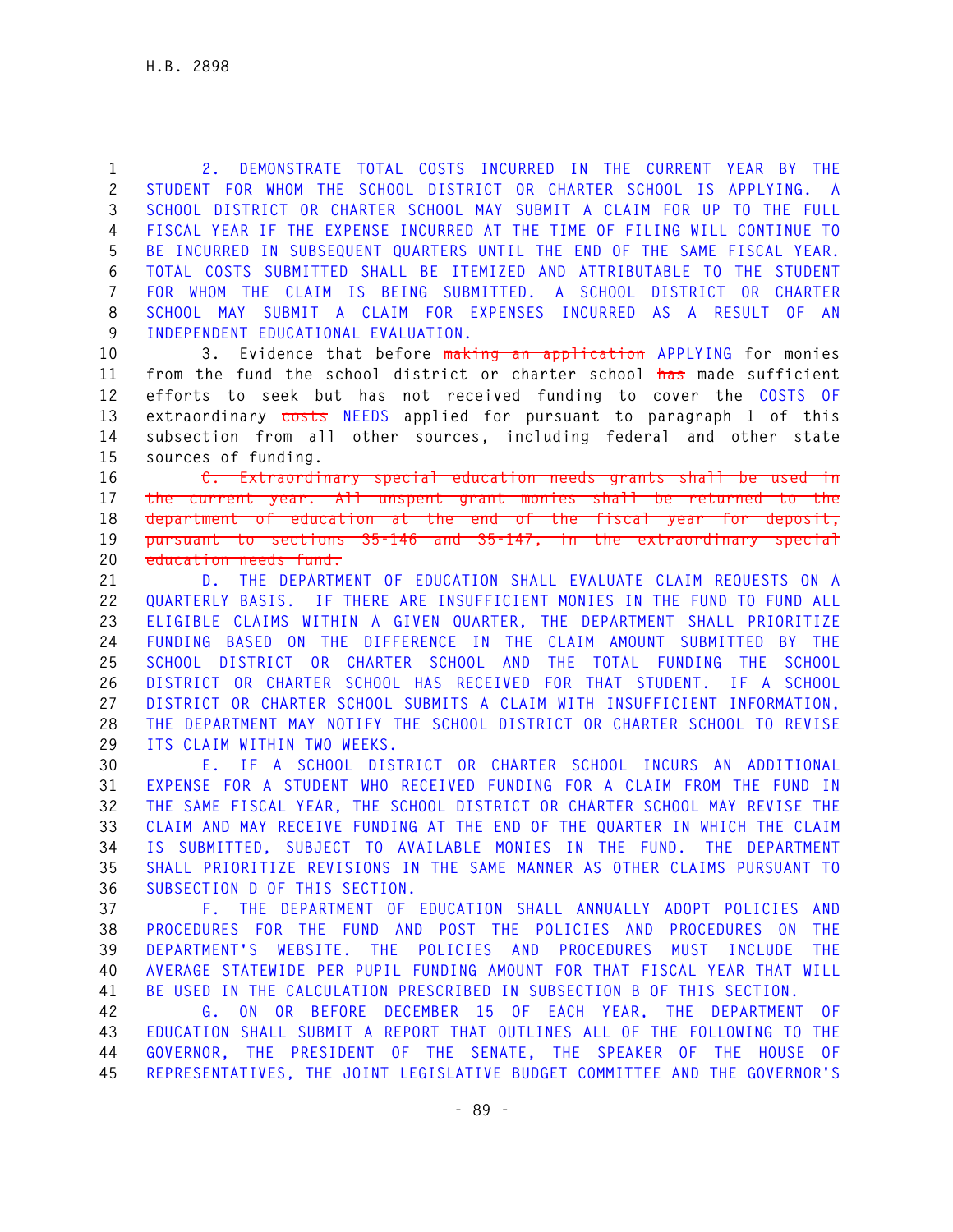2. DEMONSTRATE TOTAL COSTS INCURRED IN THE CURRENT YEAR BY THE STUDENT FOR WHOM THE SCHOOL DISTRICT OR CHARTER SCHOOL IS APPLYING. A SCHOOL DISTRICT OR CHARTER SCHOOL MAY SUBMIT A CLAIM FOR UP TO THE FULL FISCAL YEAR IF THE EXPENSE INCURRED AT THE TIME OF FILING WILL CONTINUE TO BE INCURRED IN SUBSEQUENT QUARTERS UNTIL THE END OF THE SAME FISCAL YEAR. TOTAL COSTS SUBMITTED SHALL BE ITEMIZED AND ATTRIBUTABLE TO THE STUDENT FOR WHOM THE CLAIM IS BEING SUBMITTED. A SCHOOL DISTRICT OR CHARTER SCHOOL MAY SUBMIT A CLAIM FOR EXPENSES INCURRED AS A RESULT OF AN INDEPENDENT EDUCATIONAL EVALUATION.

3. Evidence that before ~~making an application~~ APPLYING for monies from the fund the school district or charter school ~~has~~ made sufficient efforts to seek but has not received funding to cover the COSTS OF extraordinary ~~costs~~ NEEDS applied for pursuant to paragraph 1 of this subsection from all other sources, including federal and other state sources of funding.

~~C. Extraordinary special education needs grants shall be used in the current year. All unspent grant monies shall be returned to the department of education at the end of the fiscal year for deposit, pursuant to sections 35-146 and 35-147, in the extraordinary special education needs fund.~~

D. THE DEPARTMENT OF EDUCATION SHALL EVALUATE CLAIM REQUESTS ON A QUARTERLY BASIS. IF THERE ARE INSUFFICIENT MONIES IN THE FUND TO FUND ALL ELIGIBLE CLAIMS WITHIN A GIVEN QUARTER, THE DEPARTMENT SHALL PRIORITIZE FUNDING BASED ON THE DIFFERENCE IN THE CLAIM AMOUNT SUBMITTED BY THE SCHOOL DISTRICT OR CHARTER SCHOOL AND THE TOTAL FUNDING THE SCHOOL DISTRICT OR CHARTER SCHOOL HAS RECEIVED FOR THAT STUDENT. IF A SCHOOL DISTRICT OR CHARTER SCHOOL SUBMITS A CLAIM WITH INSUFFICIENT INFORMATION, THE DEPARTMENT MAY NOTIFY THE SCHOOL DISTRICT OR CHARTER SCHOOL TO REVISE ITS CLAIM WITHIN TWO WEEKS.

E. IF A SCHOOL DISTRICT OR CHARTER SCHOOL INCURS AN ADDITIONAL EXPENSE FOR A STUDENT WHO RECEIVED FUNDING FOR A CLAIM FROM THE FUND IN THE SAME FISCAL YEAR, THE SCHOOL DISTRICT OR CHARTER SCHOOL MAY REVISE THE CLAIM AND MAY RECEIVE FUNDING AT THE END OF THE QUARTER IN WHICH THE CLAIM IS SUBMITTED, SUBJECT TO AVAILABLE MONIES IN THE FUND. THE DEPARTMENT SHALL PRIORITIZE REVISIONS IN THE SAME MANNER AS OTHER CLAIMS PURSUANT TO SUBSECTION D OF THIS SECTION.

F. THE DEPARTMENT OF EDUCATION SHALL ANNUALLY ADOPT POLICIES AND PROCEDURES FOR THE FUND AND POST THE POLICIES AND PROCEDURES ON THE DEPARTMENT'S WEBSITE. THE POLICIES AND PROCEDURES MUST INCLUDE THE AVERAGE STATEWIDE PER PUPIL FUNDING AMOUNT FOR THAT FISCAL YEAR THAT WILL BE USED IN THE CALCULATION PRESCRIBED IN SUBSECTION B OF THIS SECTION.

G. ON OR BEFORE DECEMBER 15 OF EACH YEAR, THE DEPARTMENT OF EDUCATION SHALL SUBMIT A REPORT THAT OUTLINES ALL OF THE FOLLOWING TO THE GOVERNOR, THE PRESIDENT OF THE SENATE, THE SPEAKER OF THE HOUSE OF REPRESENTATIVES, THE JOINT LEGISLATIVE BUDGET COMMITTEE AND THE GOVERNOR'S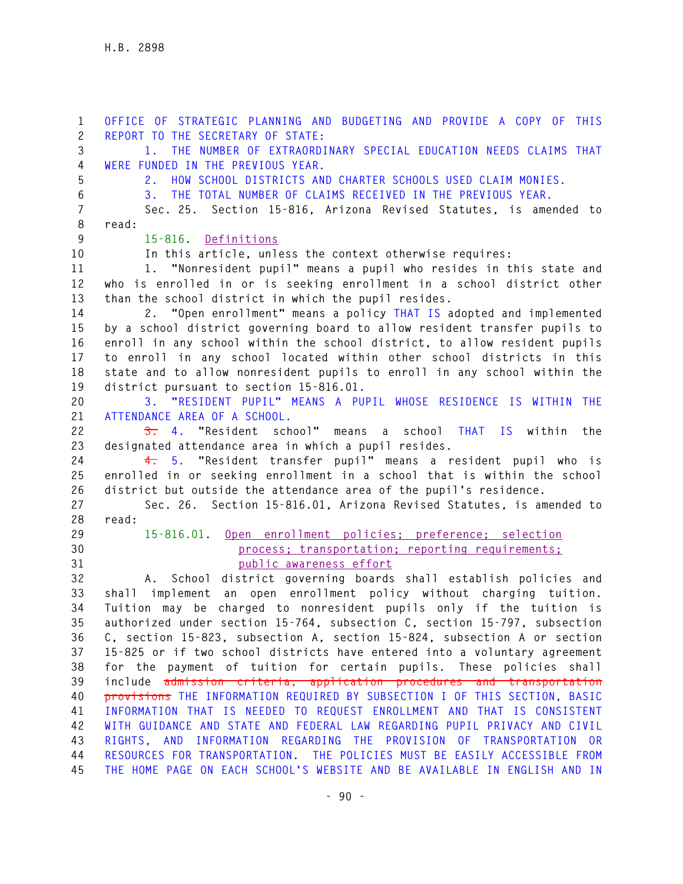OFFICE OF STRATEGIC PLANNING AND BUDGETING AND PROVIDE A COPY OF THIS REPORT TO THE SECRETARY OF STATE:

1. THE NUMBER OF EXTRAORDINARY SPECIAL EDUCATION NEEDS CLAIMS THAT WERE FUNDED IN THE PREVIOUS YEAR.

2. HOW SCHOOL DISTRICTS AND CHARTER SCHOOLS USED CLAIM MONIES.

3. THE TOTAL NUMBER OF CLAIMS RECEIVED IN THE PREVIOUS YEAR.

Sec. 25. Section 15-816, Arizona Revised Statutes, is amended to read:

15-816. Definitions

In this article, unless the context otherwise requires:

1. "Nonresident pupil" means a pupil who resides in this state and who is enrolled in or is seeking enrollment in a school district other than the school district in which the pupil resides.

2. "Open enrollment" means a policy THAT IS adopted and implemented by a school district governing board to allow resident transfer pupils to enroll in any school within the school district, to allow resident pupils to enroll in any school located within other school districts in this state and to allow nonresident pupils to enroll in any school within the district pursuant to section 15-816.01.

3. "RESIDENT PUPIL" MEANS A PUPIL WHOSE RESIDENCE IS WITHIN THE ATTENDANCE AREA OF A SCHOOL.

~~3.~~ 4. "Resident school" means a school THAT IS within the designated attendance area in which a pupil resides.

~~4.~~ 5. "Resident transfer pupil" means a resident pupil who is enrolled in or seeking enrollment in a school that is within the school district but outside the attendance area of the pupil's residence.

Sec. 26. Section 15-816.01, Arizona Revised Statutes, is amended to read:

15-816.01. Open enrollment policies; preference; selection process; transportation; reporting requirements; public awareness effort

A. School district governing boards shall establish policies and shall implement an open enrollment policy without charging tuition. Tuition may be charged to nonresident pupils only if the tuition is authorized under section 15-764, subsection C, section 15-797, subsection C, section 15-823, subsection A, section 15-824, subsection A or section 15-825 or if two school districts have entered into a voluntary agreement for the payment of tuition for certain pupils. These policies shall include ~~admission criteria, application procedures and transportation provisions~~ THE INFORMATION REQUIRED BY SUBSECTION I OF THIS SECTION, BASIC INFORMATION THAT IS NEEDED TO REQUEST ENROLLMENT AND THAT IS CONSISTENT WITH GUIDANCE AND STATE AND FEDERAL LAW REGARDING PUPIL PRIVACY AND CIVIL RIGHTS, AND INFORMATION REGARDING THE PROVISION OF TRANSPORTATION OR RESOURCES FOR TRANSPORTATION. THE POLICIES MUST BE EASILY ACCESSIBLE FROM THE HOME PAGE ON EACH SCHOOL'S WEBSITE AND BE AVAILABLE IN ENGLISH AND IN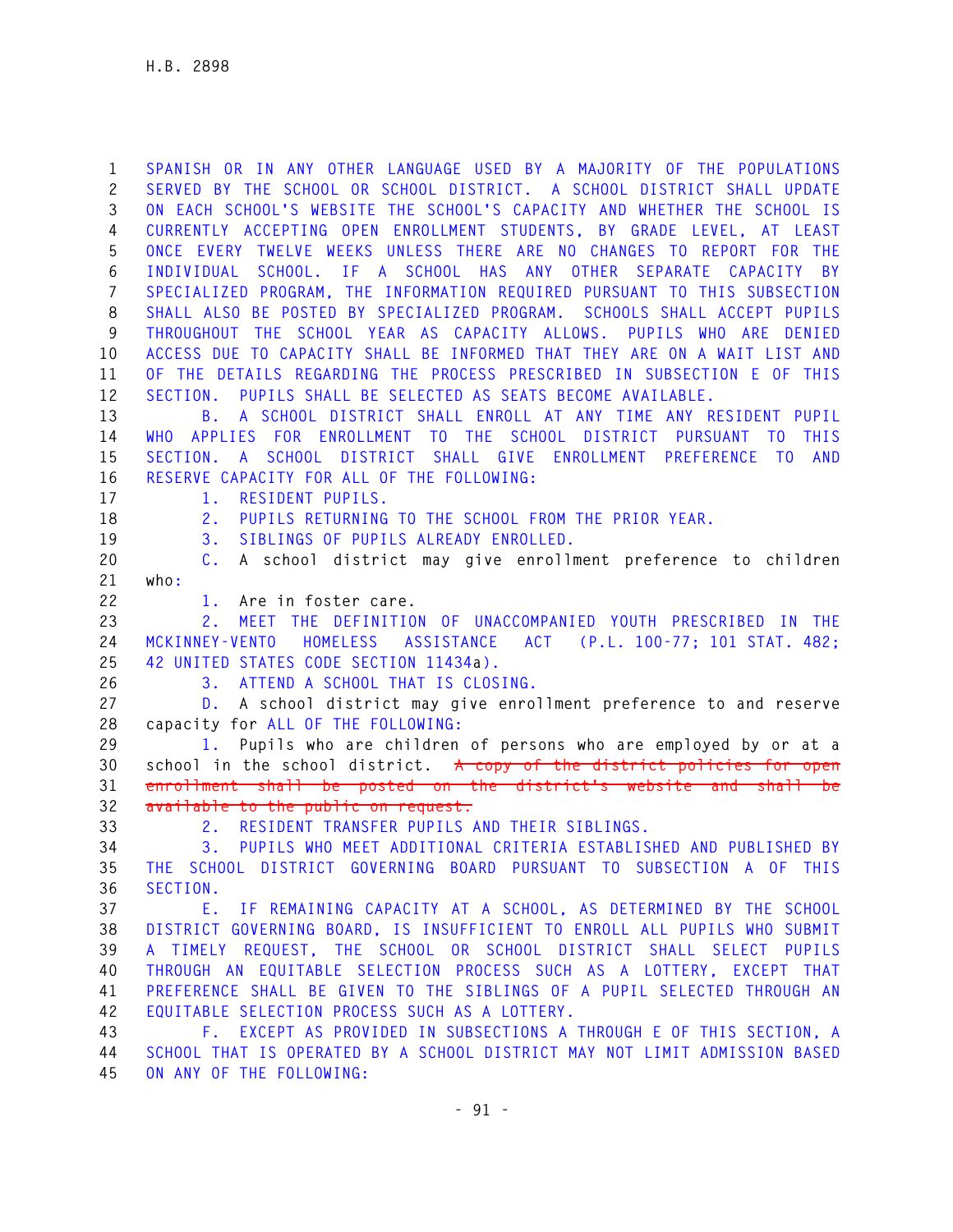SPANISH OR IN ANY OTHER LANGUAGE USED BY A MAJORITY OF THE POPULATIONS SERVED BY THE SCHOOL OR SCHOOL DISTRICT. A SCHOOL DISTRICT SHALL UPDATE ON EACH SCHOOL'S WEBSITE THE SCHOOL'S CAPACITY AND WHETHER THE SCHOOL IS CURRENTLY ACCEPTING OPEN ENROLLMENT STUDENTS, BY GRADE LEVEL, AT LEAST ONCE EVERY TWELVE WEEKS UNLESS THERE ARE NO CHANGES TO REPORT FOR THE INDIVIDUAL SCHOOL. IF A SCHOOL HAS ANY OTHER SEPARATE CAPACITY BY SPECIALIZED PROGRAM, THE INFORMATION REQUIRED PURSUANT TO THIS SUBSECTION SHALL ALSO BE POSTED BY SPECIALIZED PROGRAM. SCHOOLS SHALL ACCEPT PUPILS THROUGHOUT THE SCHOOL YEAR AS CAPACITY ALLOWS. PUPILS WHO ARE DENIED ACCESS DUE TO CAPACITY SHALL BE INFORMED THAT THEY ARE ON A WAIT LIST AND OF THE DETAILS REGARDING THE PROCESS PRESCRIBED IN SUBSECTION E OF THIS SECTION. PUPILS SHALL BE SELECTED AS SEATS BECOME AVAILABLE.

B. A SCHOOL DISTRICT SHALL ENROLL AT ANY TIME ANY RESIDENT PUPIL WHO APPLIES FOR ENROLLMENT TO THE SCHOOL DISTRICT PURSUANT TO THIS SECTION. A SCHOOL DISTRICT SHALL GIVE ENROLLMENT PREFERENCE TO AND RESERVE CAPACITY FOR ALL OF THE FOLLOWING:

1. RESIDENT PUPILS.

2. PUPILS RETURNING TO THE SCHOOL FROM THE PRIOR YEAR.

3. SIBLINGS OF PUPILS ALREADY ENROLLED.

C. A school district may give enrollment preference to children who:

1. Are in foster care.

2. MEET THE DEFINITION OF UNACCOMPANIED YOUTH PRESCRIBED IN THE MCKINNEY-VENTO HOMELESS ASSISTANCE ACT (P.L. 100-77; 101 STAT. 482; 42 UNITED STATES CODE SECTION 11434a).

3. ATTEND A SCHOOL THAT IS CLOSING.

D. A school district may give enrollment preference to and reserve capacity for ALL OF THE FOLLOWING:

1. Pupils who are children of persons who are employed by or at a school in the school district. ~~A copy of the district policies for open enrollment shall be posted on the district's website and shall be available to the public on request.~~

2. RESIDENT TRANSFER PUPILS AND THEIR SIBLINGS.

3. PUPILS WHO MEET ADDITIONAL CRITERIA ESTABLISHED AND PUBLISHED BY THE SCHOOL DISTRICT GOVERNING BOARD PURSUANT TO SUBSECTION A OF THIS SECTION.

E. IF REMAINING CAPACITY AT A SCHOOL, AS DETERMINED BY THE SCHOOL DISTRICT GOVERNING BOARD, IS INSUFFICIENT TO ENROLL ALL PUPILS WHO SUBMIT A TIMELY REQUEST, THE SCHOOL OR SCHOOL DISTRICT SHALL SELECT PUPILS THROUGH AN EQUITABLE SELECTION PROCESS SUCH AS A LOTTERY, EXCEPT THAT PREFERENCE SHALL BE GIVEN TO THE SIBLINGS OF A PUPIL SELECTED THROUGH AN EQUITABLE SELECTION PROCESS SUCH AS A LOTTERY.

F. EXCEPT AS PROVIDED IN SUBSECTIONS A THROUGH E OF THIS SECTION, A SCHOOL THAT IS OPERATED BY A SCHOOL DISTRICT MAY NOT LIMIT ADMISSION BASED ON ANY OF THE FOLLOWING: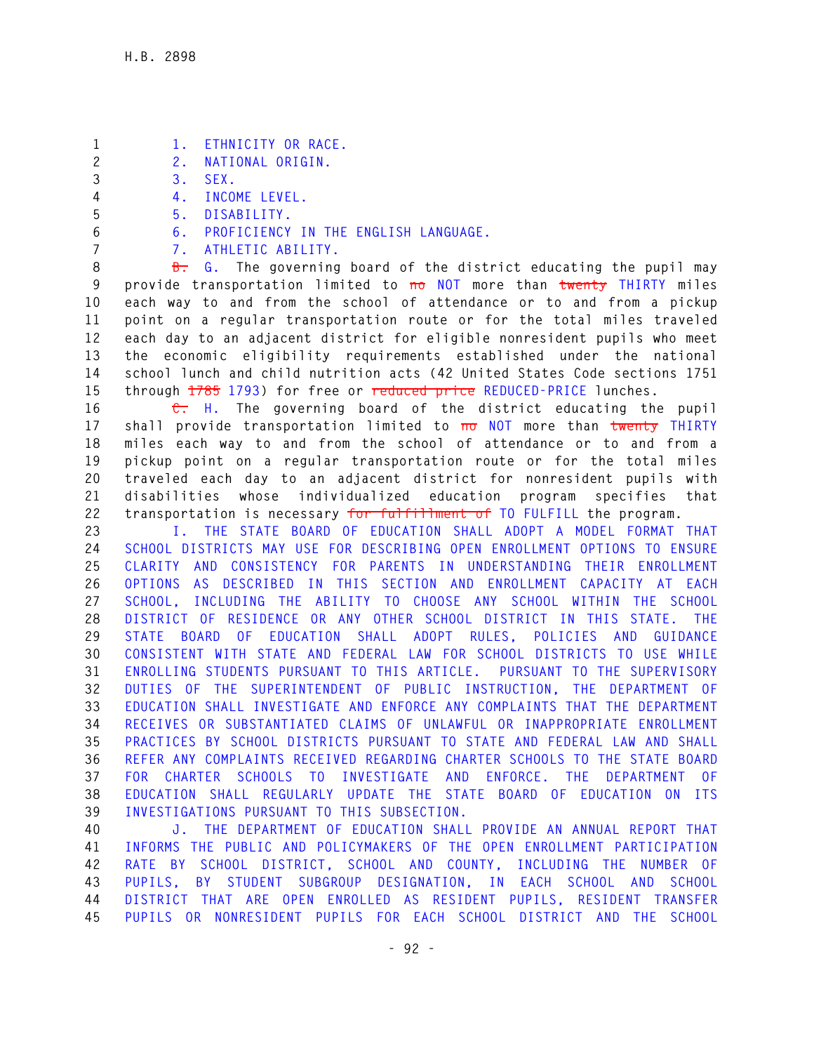1. ETHNICITY OR RACE.
2. NATIONAL ORIGIN.
3. SEX.
4. INCOME LEVEL.
5. DISABILITY.
6. PROFICIENCY IN THE ENGLISH LANGUAGE.
7. ATHLETIC ABILITY.

~~B.~~ G. The governing board of the district educating the pupil may provide transportation limited to ~~no~~ NOT more than ~~twenty~~ THIRTY miles each way to and from the school of attendance or to and from a pickup point on a regular transportation route or for the total miles traveled each day to an adjacent district for eligible nonresident pupils who meet the economic eligibility requirements established under the national school lunch and child nutrition acts (42 United States Code sections 1751 through ~~1785~~ 1793) for free or ~~reduced price~~ REDUCED-PRICE lunches.

~~C.~~ H. The governing board of the district educating the pupil shall provide transportation limited to ~~no~~ NOT more than ~~twenty~~ THIRTY miles each way to and from the school of attendance or to and from a pickup point on a regular transportation route or for the total miles traveled each day to an adjacent district for nonresident pupils with disabilities whose individualized education program specifies that transportation is necessary ~~for fulfillment of~~ TO FULFILL the program.

I. THE STATE BOARD OF EDUCATION SHALL ADOPT A MODEL FORMAT THAT SCHOOL DISTRICTS MAY USE FOR DESCRIBING OPEN ENROLLMENT OPTIONS TO ENSURE CLARITY AND CONSISTENCY FOR PARENTS IN UNDERSTANDING THEIR ENROLLMENT OPTIONS AS DESCRIBED IN THIS SECTION AND ENROLLMENT CAPACITY AT EACH SCHOOL, INCLUDING THE ABILITY TO CHOOSE ANY SCHOOL WITHIN THE SCHOOL DISTRICT OF RESIDENCE OR ANY OTHER SCHOOL DISTRICT IN THIS STATE. THE STATE BOARD OF EDUCATION SHALL ADOPT RULES, POLICIES AND GUIDANCE CONSISTENT WITH STATE AND FEDERAL LAW FOR SCHOOL DISTRICTS TO USE WHILE ENROLLING STUDENTS PURSUANT TO THIS ARTICLE. PURSUANT TO THE SUPERVISORY DUTIES OF THE SUPERINTENDENT OF PUBLIC INSTRUCTION, THE DEPARTMENT OF EDUCATION SHALL INVESTIGATE AND ENFORCE ANY COMPLAINTS THAT THE DEPARTMENT RECEIVES OR SUBSTANTIATED CLAIMS OF UNLAWFUL OR INAPPROPRIATE ENROLLMENT PRACTICES BY SCHOOL DISTRICTS PURSUANT TO STATE AND FEDERAL LAW AND SHALL REFER ANY COMPLAINTS RECEIVED REGARDING CHARTER SCHOOLS TO THE STATE BOARD FOR CHARTER SCHOOLS TO INVESTIGATE AND ENFORCE. THE DEPARTMENT OF EDUCATION SHALL REGULARLY UPDATE THE STATE BOARD OF EDUCATION ON ITS INVESTIGATIONS PURSUANT TO THIS SUBSECTION.

J. THE DEPARTMENT OF EDUCATION SHALL PROVIDE AN ANNUAL REPORT THAT INFORMS THE PUBLIC AND POLICYMAKERS OF THE OPEN ENROLLMENT PARTICIPATION RATE BY SCHOOL DISTRICT, SCHOOL AND COUNTY, INCLUDING THE NUMBER OF PUPILS, BY STUDENT SUBGROUP DESIGNATION, IN EACH SCHOOL AND SCHOOL DISTRICT THAT ARE OPEN ENROLLED AS RESIDENT PUPILS, RESIDENT TRANSFER PUPILS OR NONRESIDENT PUPILS FOR EACH SCHOOL DISTRICT AND THE SCHOOL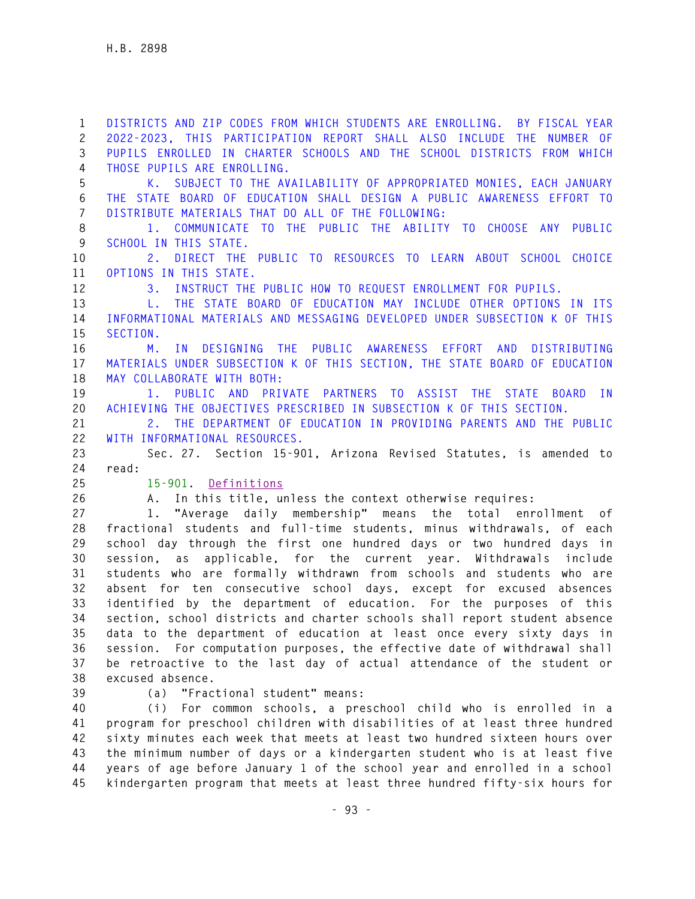DISTRICTS AND ZIP CODES FROM WHICH STUDENTS ARE ENROLLING. BY FISCAL YEAR 2022-2023, THIS PARTICIPATION REPORT SHALL ALSO INCLUDE THE NUMBER OF PUPILS ENROLLED IN CHARTER SCHOOLS AND THE SCHOOL DISTRICTS FROM WHICH THOSE PUPILS ARE ENROLLING.

K. SUBJECT TO THE AVAILABILITY OF APPROPRIATED MONIES, EACH JANUARY THE STATE BOARD OF EDUCATION SHALL DESIGN A PUBLIC AWARENESS EFFORT TO DISTRIBUTE MATERIALS THAT DO ALL OF THE FOLLOWING:

1. COMMUNICATE TO THE PUBLIC THE ABILITY TO CHOOSE ANY PUBLIC SCHOOL IN THIS STATE.

2. DIRECT THE PUBLIC TO RESOURCES TO LEARN ABOUT SCHOOL CHOICE OPTIONS IN THIS STATE.

3. INSTRUCT THE PUBLIC HOW TO REQUEST ENROLLMENT FOR PUPILS.

L. THE STATE BOARD OF EDUCATION MAY INCLUDE OTHER OPTIONS IN ITS INFORMATIONAL MATERIALS AND MESSAGING DEVELOPED UNDER SUBSECTION K OF THIS SECTION.

M. IN DESIGNING THE PUBLIC AWARENESS EFFORT AND DISTRIBUTING MATERIALS UNDER SUBSECTION K OF THIS SECTION, THE STATE BOARD OF EDUCATION MAY COLLABORATE WITH BOTH:

1. PUBLIC AND PRIVATE PARTNERS TO ASSIST THE STATE BOARD IN ACHIEVING THE OBJECTIVES PRESCRIBED IN SUBSECTION K OF THIS SECTION.

2. THE DEPARTMENT OF EDUCATION IN PROVIDING PARENTS AND THE PUBLIC WITH INFORMATIONAL RESOURCES.

Sec. 27. Section 15-901, Arizona Revised Statutes, is amended to read:

15-901. Definitions

A. In this title, unless the context otherwise requires:

1. "Average daily membership" means the total enrollment of fractional students and full-time students, minus withdrawals, of each school day through the first one hundred days or two hundred days in session, as applicable, for the current year. Withdrawals include students who are formally withdrawn from schools and students who are absent for ten consecutive school days, except for excused absences identified by the department of education. For the purposes of this section, school districts and charter schools shall report student absence data to the department of education at least once every sixty days in session. For computation purposes, the effective date of withdrawal shall be retroactive to the last day of actual attendance of the student or excused absence.

(a) "Fractional student" means:

(i) For common schools, a preschool child who is enrolled in a program for preschool children with disabilities of at least three hundred sixty minutes each week that meets at least two hundred sixteen hours over the minimum number of days or a kindergarten student who is at least five years of age before January 1 of the school year and enrolled in a school kindergarten program that meets at least three hundred fifty-six hours for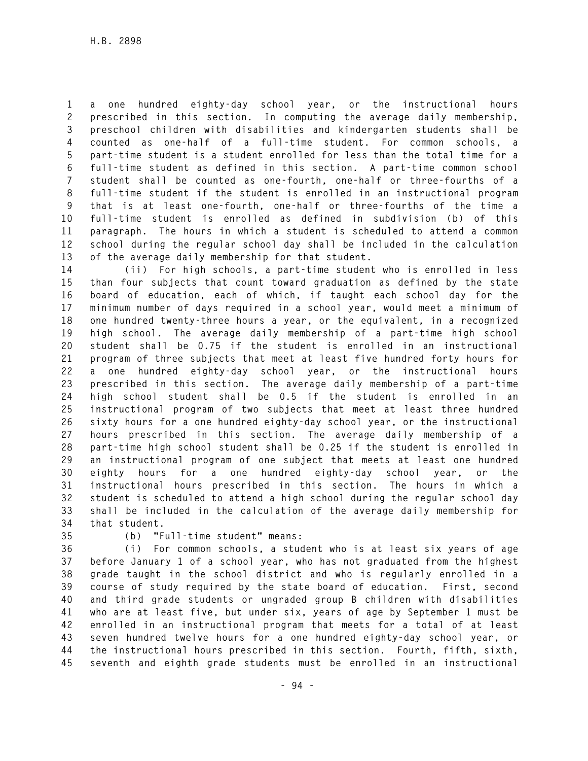a one hundred eighty-day school year, or the instructional hours prescribed in this section. In computing the average daily membership, preschool children with disabilities and kindergarten students shall be counted as one-half of a full-time student. For common schools, a part-time student is a student enrolled for less than the total time for a full-time student as defined in this section. A part-time common school student shall be counted as one-fourth, one-half or three-fourths of a full-time student if the student is enrolled in an instructional program that is at least one-fourth, one-half or three-fourths of the time a full-time student is enrolled as defined in subdivision (b) of this paragraph. The hours in which a student is scheduled to attend a common school during the regular school day shall be included in the calculation of the average daily membership for that student.

(ii) For high schools, a part-time student who is enrolled in less than four subjects that count toward graduation as defined by the state board of education, each of which, if taught each school day for the minimum number of days required in a school year, would meet a minimum of one hundred twenty-three hours a year, or the equivalent, in a recognized high school. The average daily membership of a part-time high school student shall be 0.75 if the student is enrolled in an instructional program of three subjects that meet at least five hundred forty hours for a one hundred eighty-day school year, or the instructional hours prescribed in this section. The average daily membership of a part-time high school student shall be 0.5 if the student is enrolled in an instructional program of two subjects that meet at least three hundred sixty hours for a one hundred eighty-day school year, or the instructional hours prescribed in this section. The average daily membership of a part-time high school student shall be 0.25 if the student is enrolled in an instructional program of one subject that meets at least one hundred eighty hours for a one hundred eighty-day school year, or the instructional hours prescribed in this section. The hours in which a student is scheduled to attend a high school during the regular school day shall be included in the calculation of the average daily membership for that student.

(b) "Full-time student" means:

(i) For common schools, a student who is at least six years of age before January 1 of a school year, who has not graduated from the highest grade taught in the school district and who is regularly enrolled in a course of study required by the state board of education. First, second and third grade students or ungraded group B children with disabilities who are at least five, but under six, years of age by September 1 must be enrolled in an instructional program that meets for a total of at least seven hundred twelve hours for a one hundred eighty-day school year, or the instructional hours prescribed in this section. Fourth, fifth, sixth, seventh and eighth grade students must be enrolled in an instructional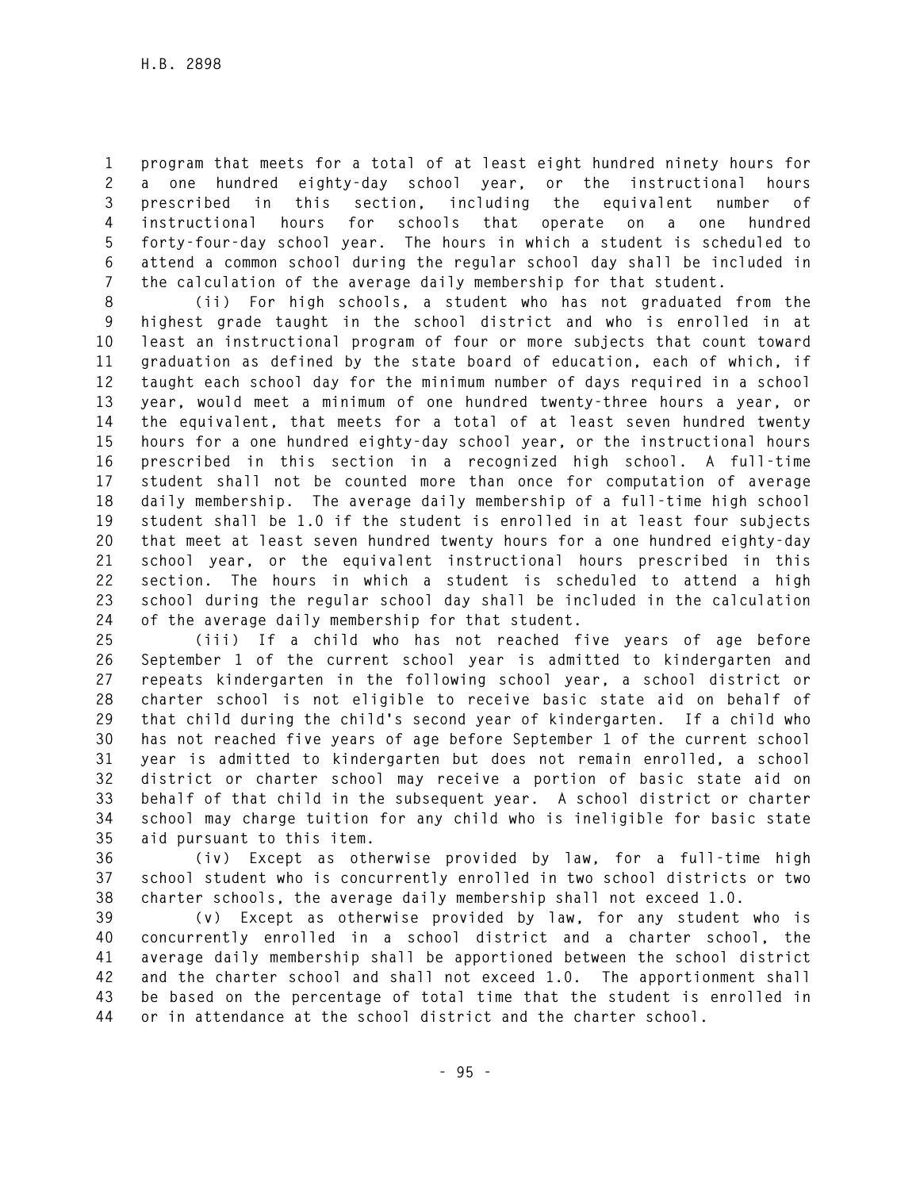program that meets for a total of at least eight hundred ninety hours for a one hundred eighty-day school year, or the instructional hours prescribed in this section, including the equivalent number of instructional hours for schools that operate on a one hundred forty-four-day school year. The hours in which a student is scheduled to attend a common school during the regular school day shall be included in the calculation of the average daily membership for that student.

(ii) For high schools, a student who has not graduated from the highest grade taught in the school district and who is enrolled in at least an instructional program of four or more subjects that count toward graduation as defined by the state board of education, each of which, if taught each school day for the minimum number of days required in a school year, would meet a minimum of one hundred twenty-three hours a year, or the equivalent, that meets for a total of at least seven hundred twenty hours for a one hundred eighty-day school year, or the instructional hours prescribed in this section in a recognized high school. A full-time student shall not be counted more than once for computation of average daily membership. The average daily membership of a full-time high school student shall be 1.0 if the student is enrolled in at least four subjects that meet at least seven hundred twenty hours for a one hundred eighty-day school year, or the equivalent instructional hours prescribed in this section. The hours in which a student is scheduled to attend a high school during the regular school day shall be included in the calculation of the average daily membership for that student.

(iii) If a child who has not reached five years of age before September 1 of the current school year is admitted to kindergarten and repeats kindergarten in the following school year, a school district or charter school is not eligible to receive basic state aid on behalf of that child during the child's second year of kindergarten. If a child who has not reached five years of age before September 1 of the current school year is admitted to kindergarten but does not remain enrolled, a school district or charter school may receive a portion of basic state aid on behalf of that child in the subsequent year. A school district or charter school may charge tuition for any child who is ineligible for basic state aid pursuant to this item.

(iv) Except as otherwise provided by law, for a full-time high school student who is concurrently enrolled in two school districts or two charter schools, the average daily membership shall not exceed 1.0.

(v) Except as otherwise provided by law, for any student who is concurrently enrolled in a school district and a charter school, the average daily membership shall be apportioned between the school district and the charter school and shall not exceed 1.0. The apportionment shall be based on the percentage of total time that the student is enrolled in or in attendance at the school district and the charter school.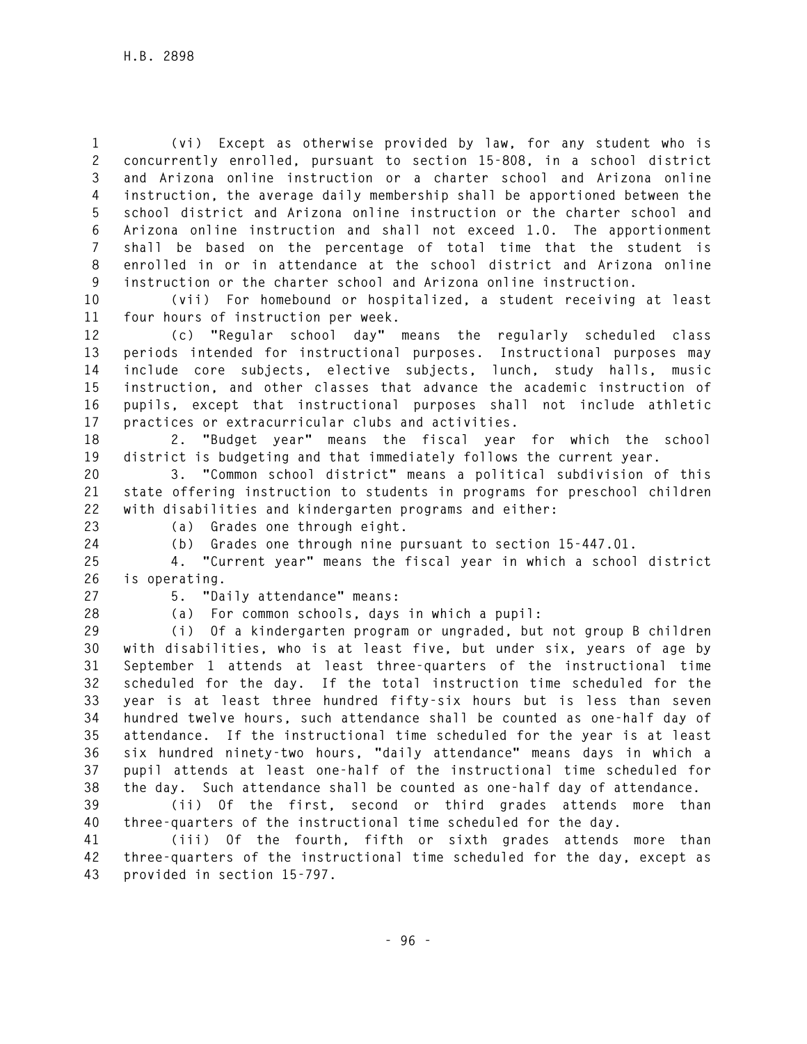(vi) Except as otherwise provided by law, for any student who is concurrently enrolled, pursuant to section 15-808, in a school district and Arizona online instruction or a charter school and Arizona online instruction, the average daily membership shall be apportioned between the school district and Arizona online instruction or the charter school and Arizona online instruction and shall not exceed 1.0. The apportionment shall be based on the percentage of total time that the student is enrolled in or in attendance at the school district and Arizona online instruction or the charter school and Arizona online instruction.

(vii) For homebound or hospitalized, a student receiving at least four hours of instruction per week.

(c) "Regular school day" means the regularly scheduled class periods intended for instructional purposes. Instructional purposes may include core subjects, elective subjects, lunch, study halls, music instruction, and other classes that advance the academic instruction of pupils, except that instructional purposes shall not include athletic practices or extracurricular clubs and activities.

2. "Budget year" means the fiscal year for which the school district is budgeting and that immediately follows the current year.

3. "Common school district" means a political subdivision of this state offering instruction to students in programs for preschool children with disabilities and kindergarten programs and either:

(a) Grades one through eight.

(b) Grades one through nine pursuant to section 15-447.01.

4. "Current year" means the fiscal year in which a school district is operating.

5. "Daily attendance" means:

(a) For common schools, days in which a pupil:

(i) Of a kindergarten program or ungraded, but not group B children with disabilities, who is at least five, but under six, years of age by September 1 attends at least three-quarters of the instructional time scheduled for the day. If the total instruction time scheduled for the year is at least three hundred fifty-six hours but is less than seven hundred twelve hours, such attendance shall be counted as one-half day of attendance. If the instructional time scheduled for the year is at least six hundred ninety-two hours, "daily attendance" means days in which a pupil attends at least one-half of the instructional time scheduled for the day. Such attendance shall be counted as one-half day of attendance.

(ii) Of the first, second or third grades attends more than three-quarters of the instructional time scheduled for the day.

(iii) Of the fourth, fifth or sixth grades attends more than three-quarters of the instructional time scheduled for the day, except as provided in section 15-797.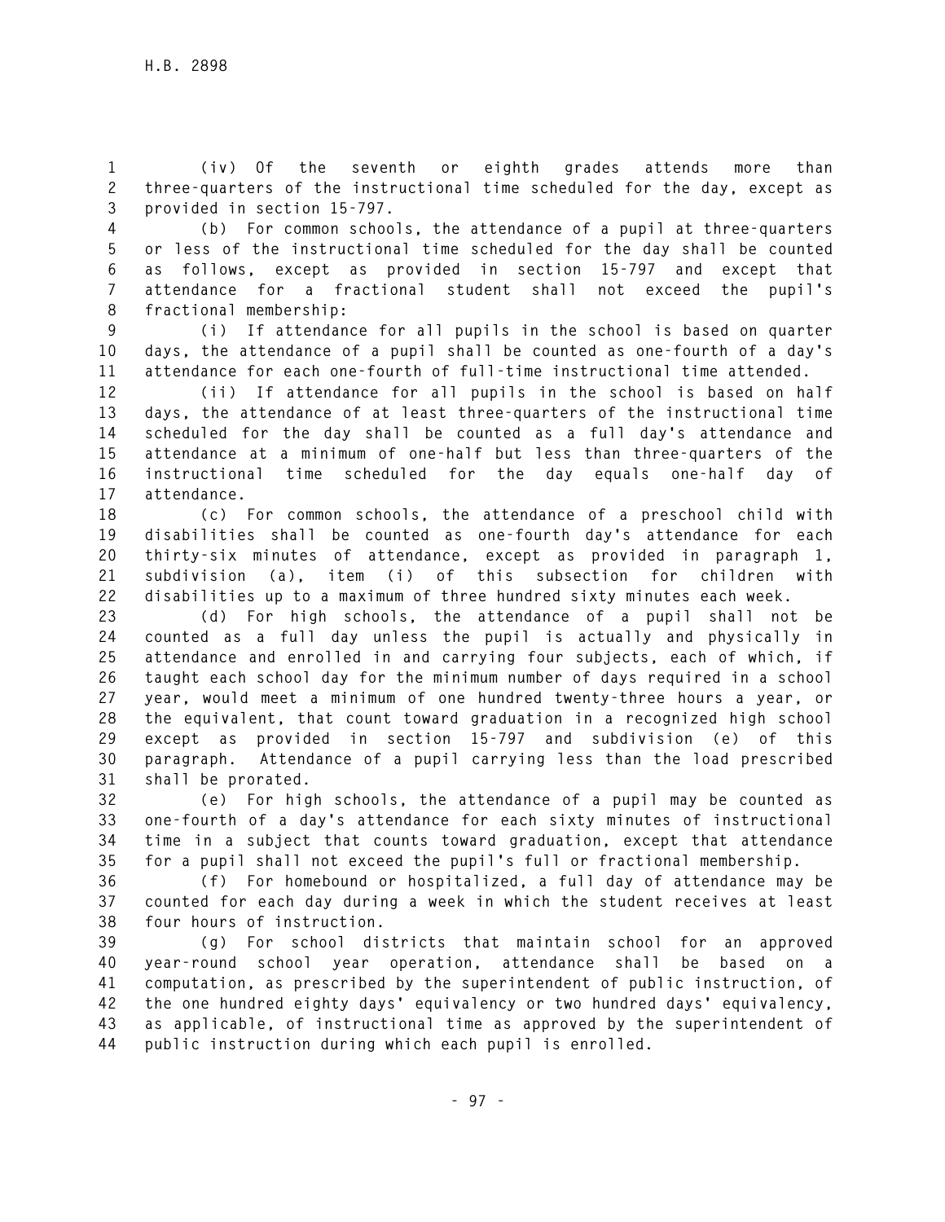(iv) Of the seventh or eighth grades attends more than three-quarters of the instructional time scheduled for the day, except as provided in section 15-797.

(b) For common schools, the attendance of a pupil at three-quarters or less of the instructional time scheduled for the day shall be counted as follows, except as provided in section 15-797 and except that attendance for a fractional student shall not exceed the pupil's fractional membership:

(i) If attendance for all pupils in the school is based on quarter days, the attendance of a pupil shall be counted as one-fourth of a day's attendance for each one-fourth of full-time instructional time attended.

(ii) If attendance for all pupils in the school is based on half days, the attendance of at least three-quarters of the instructional time scheduled for the day shall be counted as a full day's attendance and attendance at a minimum of one-half but less than three-quarters of the instructional time scheduled for the day equals one-half day of attendance.

(c) For common schools, the attendance of a preschool child with disabilities shall be counted as one-fourth day's attendance for each thirty-six minutes of attendance, except as provided in paragraph 1, subdivision (a), item (i) of this subsection for children with disabilities up to a maximum of three hundred sixty minutes each week.

(d) For high schools, the attendance of a pupil shall not be counted as a full day unless the pupil is actually and physically in attendance and enrolled in and carrying four subjects, each of which, if taught each school day for the minimum number of days required in a school year, would meet a minimum of one hundred twenty-three hours a year, or the equivalent, that count toward graduation in a recognized high school except as provided in section 15-797 and subdivision (e) of this paragraph. Attendance of a pupil carrying less than the load prescribed shall be prorated.

(e) For high schools, the attendance of a pupil may be counted as one-fourth of a day's attendance for each sixty minutes of instructional time in a subject that counts toward graduation, except that attendance for a pupil shall not exceed the pupil's full or fractional membership.

(f) For homebound or hospitalized, a full day of attendance may be counted for each day during a week in which the student receives at least four hours of instruction.

(g) For school districts that maintain school for an approved year-round school year operation, attendance shall be based on a computation, as prescribed by the superintendent of public instruction, of the one hundred eighty days' equivalency or two hundred days' equivalency, as applicable, of instructional time as approved by the superintendent of public instruction during which each pupil is enrolled.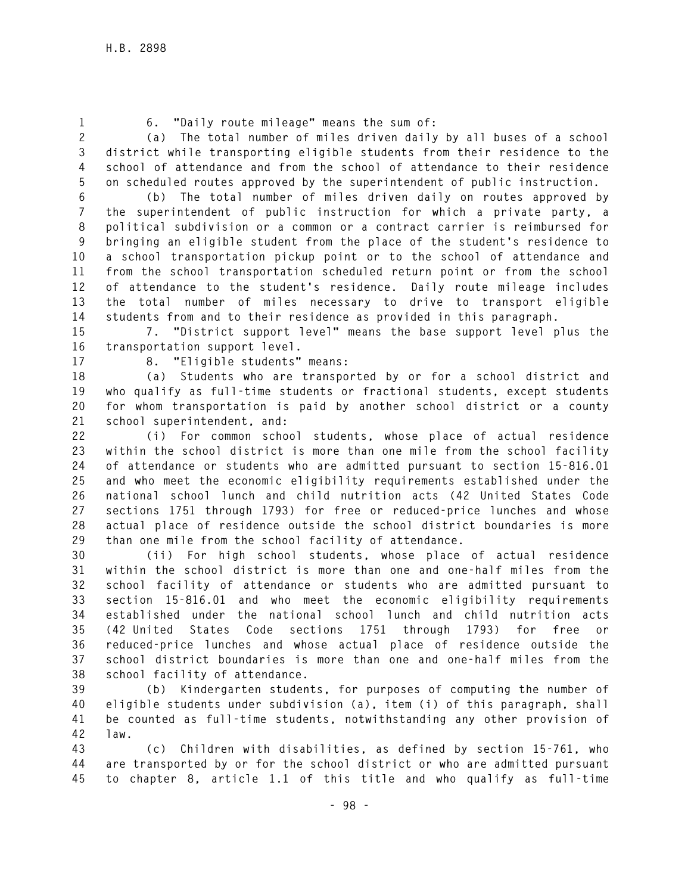6. "Daily route mileage" means the sum of:

(a) The total number of miles driven daily by all buses of a school district while transporting eligible students from their residence to the school of attendance and from the school of attendance to their residence on scheduled routes approved by the superintendent of public instruction.

(b) The total number of miles driven daily on routes approved by the superintendent of public instruction for which a private party, a political subdivision or a common or a contract carrier is reimbursed for bringing an eligible student from the place of the student's residence to a school transportation pickup point or to the school of attendance and from the school transportation scheduled return point or from the school of attendance to the student's residence. Daily route mileage includes the total number of miles necessary to drive to transport eligible students from and to their residence as provided in this paragraph.

7. "District support level" means the base support level plus the transportation support level.

8. "Eligible students" means:

(a) Students who are transported by or for a school district and who qualify as full-time students or fractional students, except students for whom transportation is paid by another school district or a county school superintendent, and:

(i) For common school students, whose place of actual residence within the school district is more than one mile from the school facility of attendance or students who are admitted pursuant to section 15-816.01 and who meet the economic eligibility requirements established under the national school lunch and child nutrition acts (42 United States Code sections 1751 through 1793) for free or reduced-price lunches and whose actual place of residence outside the school district boundaries is more than one mile from the school facility of attendance.

(ii) For high school students, whose place of actual residence within the school district is more than one and one-half miles from the school facility of attendance or students who are admitted pursuant to section 15-816.01 and who meet the economic eligibility requirements established under the national school lunch and child nutrition acts (42 United States Code sections 1751 through 1793) for free or reduced-price lunches and whose actual place of residence outside the school district boundaries is more than one and one-half miles from the school facility of attendance.

(b) Kindergarten students, for purposes of computing the number of eligible students under subdivision (a), item (i) of this paragraph, shall be counted as full-time students, notwithstanding any other provision of law.

(c) Children with disabilities, as defined by section 15-761, who are transported by or for the school district or who are admitted pursuant to chapter 8, article 1.1 of this title and who qualify as full-time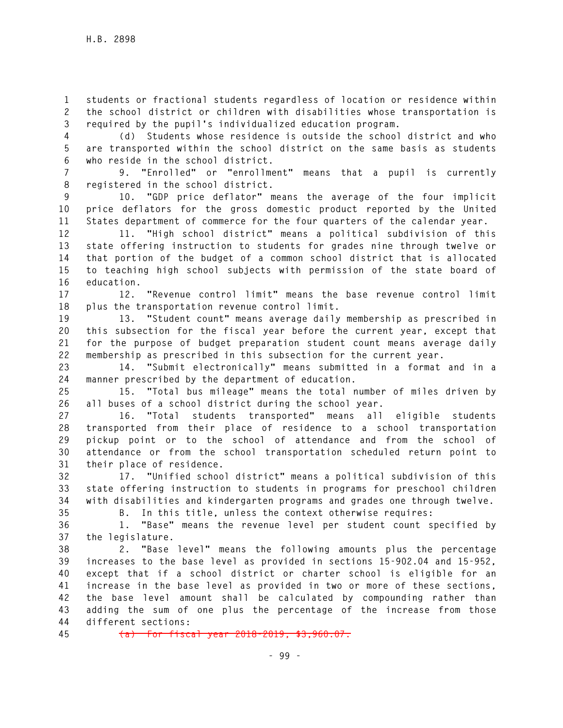students or fractional students regardless of location or residence within the school district or children with disabilities whose transportation is required by the pupil's individualized education program.

(d) Students whose residence is outside the school district and who are transported within the school district on the same basis as students who reside in the school district.

9. "Enrolled" or "enrollment" means that a pupil is currently registered in the school district.

10. "GDP price deflator" means the average of the four implicit price deflators for the gross domestic product reported by the United States department of commerce for the four quarters of the calendar year.

11. "High school district" means a political subdivision of this state offering instruction to students for grades nine through twelve or that portion of the budget of a common school district that is allocated to teaching high school subjects with permission of the state board of education.

12. "Revenue control limit" means the base revenue control limit plus the transportation revenue control limit.

13. "Student count" means average daily membership as prescribed in this subsection for the fiscal year before the current year, except that for the purpose of budget preparation student count means average daily membership as prescribed in this subsection for the current year.

14. "Submit electronically" means submitted in a format and in a manner prescribed by the department of education.

15. "Total bus mileage" means the total number of miles driven by all buses of a school district during the school year.

16. "Total students transported" means all eligible students transported from their place of residence to a school transportation pickup point or to the school of attendance and from the school of attendance or from the school transportation scheduled return point to their place of residence.

17. "Unified school district" means a political subdivision of this state offering instruction to students in programs for preschool children with disabilities and kindergarten programs and grades one through twelve.

B. In this title, unless the context otherwise requires:

1. "Base" means the revenue level per student count specified by the legislature.

2. "Base level" means the following amounts plus the percentage increases to the base level as provided in sections 15-902.04 and 15-952, except that if a school district or charter school is eligible for an increase in the base level as provided in two or more of these sections, the base level amount shall be calculated by compounding rather than adding the sum of one plus the percentage of the increase from those different sections:

~~(a) For fiscal year 2018-2019, $3,960.07.~~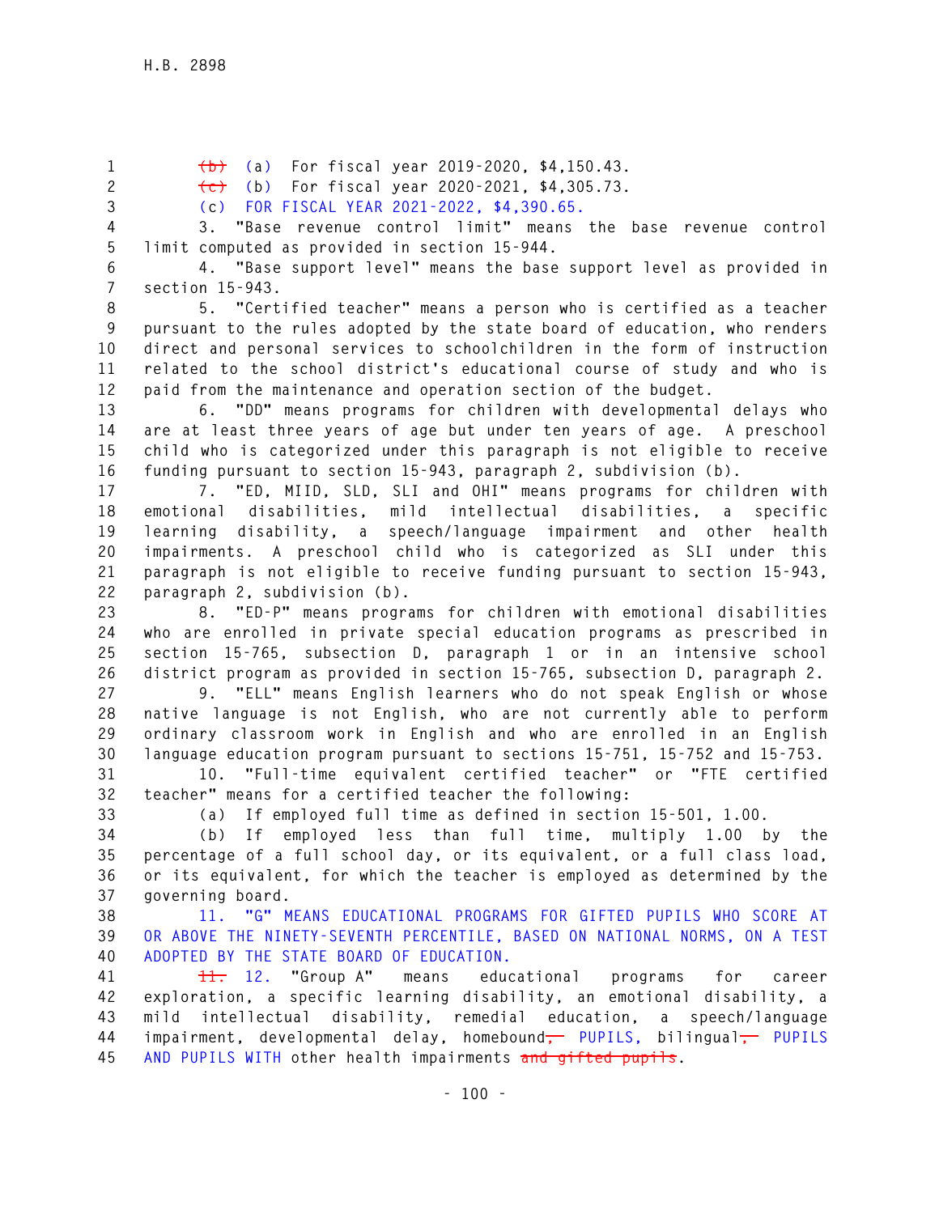~~(b)~~ (a) For fiscal year 2019-2020, $4,150.43.

~~(c)~~ (b) For fiscal year 2020-2021, $4,305.73.

(c) FOR FISCAL YEAR 2021-2022, $4,390.65.

3. "Base revenue control limit" means the base revenue control limit computed as provided in section 15-944.

4. "Base support level" means the base support level as provided in section 15-943.

5. "Certified teacher" means a person who is certified as a teacher pursuant to the rules adopted by the state board of education, who renders direct and personal services to schoolchildren in the form of instruction related to the school district's educational course of study and who is paid from the maintenance and operation section of the budget.

6. "DD" means programs for children with developmental delays who are at least three years of age but under ten years of age. A preschool child who is categorized under this paragraph is not eligible to receive funding pursuant to section 15-943, paragraph 2, subdivision (b).

7. "ED, MIID, SLD, SLI and OHI" means programs for children with emotional disabilities, mild intellectual disabilities, a specific learning disability, a speech/language impairment and other health impairments. A preschool child who is categorized as SLI under this paragraph is not eligible to receive funding pursuant to section 15-943, paragraph 2, subdivision (b).

8. "ED-P" means programs for children with emotional disabilities who are enrolled in private special education programs as prescribed in section 15-765, subsection D, paragraph 1 or in an intensive school district program as provided in section 15-765, subsection D, paragraph 2.

9. "ELL" means English learners who do not speak English or whose native language is not English, who are not currently able to perform ordinary classroom work in English and who are enrolled in an English language education program pursuant to sections 15-751, 15-752 and 15-753.

10. "Full-time equivalent certified teacher" or "FTE certified teacher" means for a certified teacher the following:

(a) If employed full time as defined in section 15-501, 1.00.

(b) If employed less than full time, multiply 1.00 by the percentage of a full school day, or its equivalent, or a full class load, or its equivalent, for which the teacher is employed as determined by the governing board.

11. "G" MEANS EDUCATIONAL PROGRAMS FOR GIFTED PUPILS WHO SCORE AT OR ABOVE THE NINETY-SEVENTH PERCENTILE, BASED ON NATIONAL NORMS, ON A TEST ADOPTED BY THE STATE BOARD OF EDUCATION.

~~11.~~ 12. "Group A" means educational programs for career exploration, a specific learning disability, an emotional disability, a mild intellectual disability, remedial education, a speech/language impairment, developmental delay, homebound~~,~~ PUPILS, bilingual~~,~~ PUPILS AND PUPILS WITH other health impairments ~~and gifted pupils~~.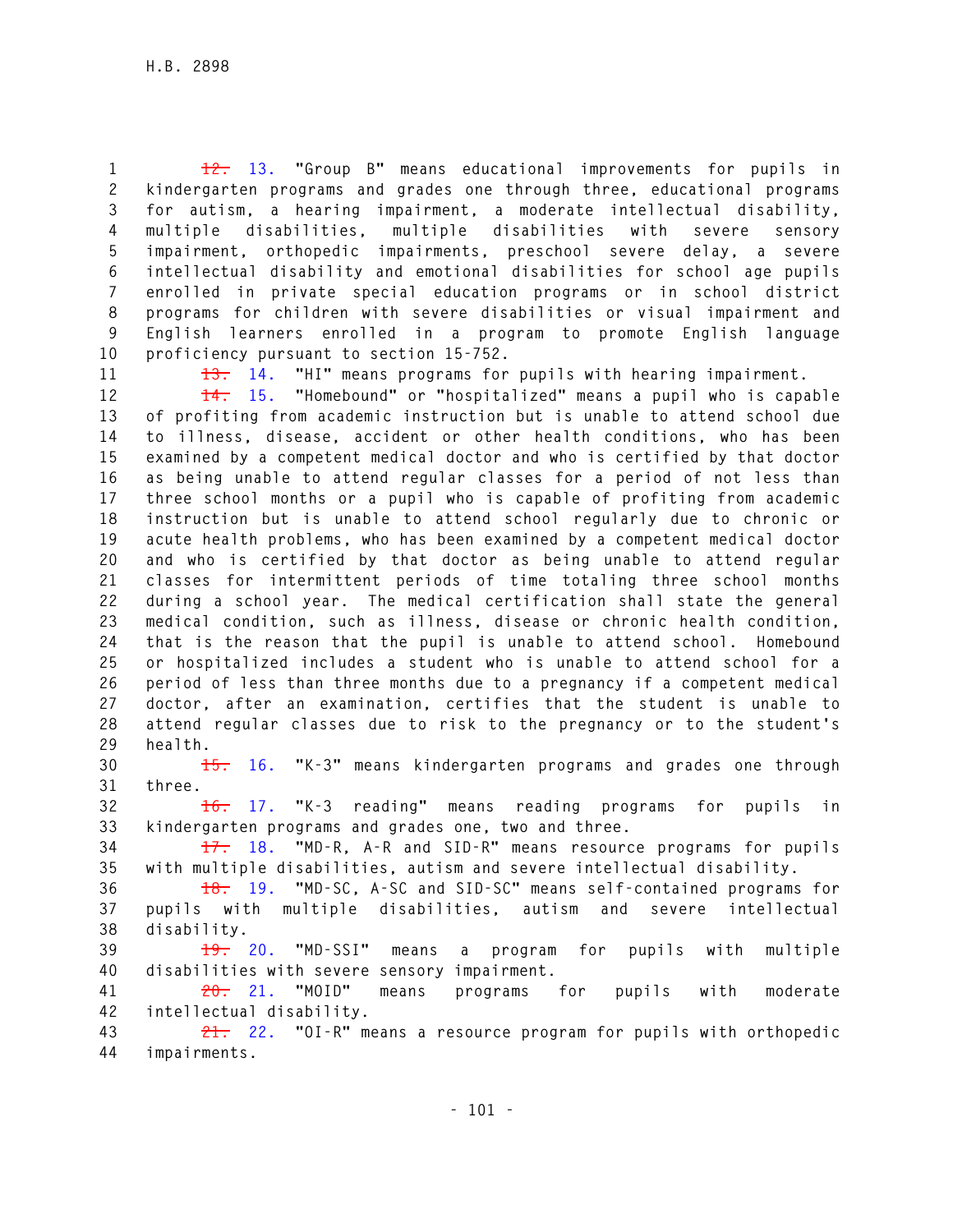~~12.~~ 13. "Group B" means educational improvements for pupils in kindergarten programs and grades one through three, educational programs for autism, a hearing impairment, a moderate intellectual disability, multiple disabilities, multiple disabilities with severe sensory impairment, orthopedic impairments, preschool severe delay, a severe intellectual disability and emotional disabilities for school age pupils enrolled in private special education programs or in school district programs for children with severe disabilities or visual impairment and English learners enrolled in a program to promote English language proficiency pursuant to section 15-752.

~~13.~~ 14. "HI" means programs for pupils with hearing impairment.

~~14.~~ 15. "Homebound" or "hospitalized" means a pupil who is capable of profiting from academic instruction but is unable to attend school due to illness, disease, accident or other health conditions, who has been examined by a competent medical doctor and who is certified by that doctor as being unable to attend regular classes for a period of not less than three school months or a pupil who is capable of profiting from academic instruction but is unable to attend school regularly due to chronic or acute health problems, who has been examined by a competent medical doctor and who is certified by that doctor as being unable to attend regular classes for intermittent periods of time totaling three school months during a school year. The medical certification shall state the general medical condition, such as illness, disease or chronic health condition, that is the reason that the pupil is unable to attend school. Homebound or hospitalized includes a student who is unable to attend school for a period of less than three months due to a pregnancy if a competent medical doctor, after an examination, certifies that the student is unable to attend regular classes due to risk to the pregnancy or to the student's health.

~~15.~~ 16. "K-3" means kindergarten programs and grades one through three.

~~16.~~ 17. "K-3 reading" means reading programs for pupils in kindergarten programs and grades one, two and three.

~~17.~~ 18. "MD-R, A-R and SID-R" means resource programs for pupils with multiple disabilities, autism and severe intellectual disability.

~~18.~~ 19. "MD-SC, A-SC and SID-SC" means self-contained programs for pupils with multiple disabilities, autism and severe intellectual disability.

~~19.~~ 20. "MD-SSI" means a program for pupils with multiple disabilities with severe sensory impairment.

~~20.~~ 21. "MOID" means programs for pupils with moderate intellectual disability.

~~21.~~ 22. "OI-R" means a resource program for pupils with orthopedic impairments.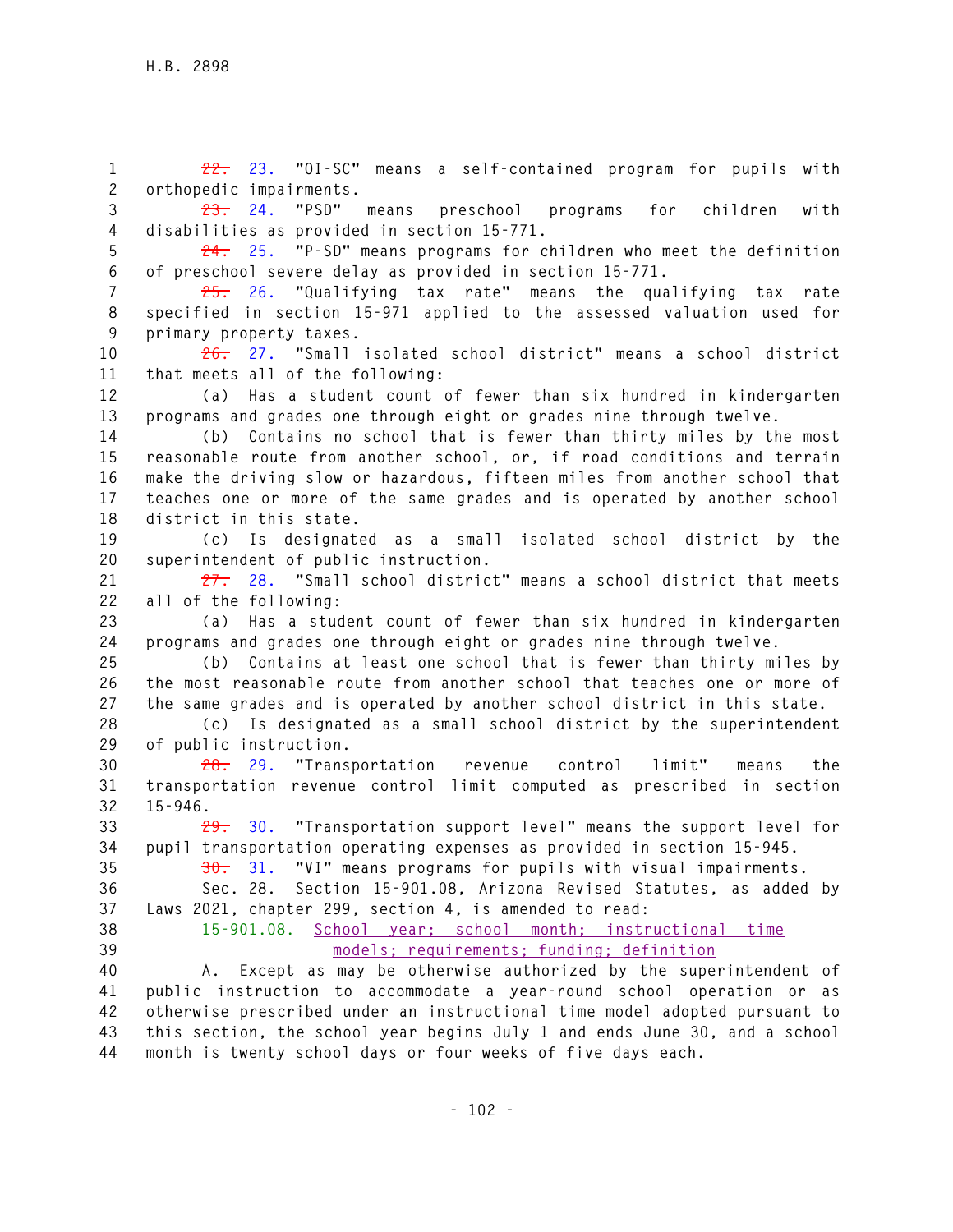~~22.~~ 23. "OI-SC" means a self-contained program for pupils with orthopedic impairments.

~~23.~~ 24. "PSD" means preschool programs for children with disabilities as provided in section 15-771.

~~24.~~ 25. "P-SD" means programs for children who meet the definition of preschool severe delay as provided in section 15-771.

~~25.~~ 26. "Qualifying tax rate" means the qualifying tax rate specified in section 15-971 applied to the assessed valuation used for primary property taxes.

~~26.~~ 27. "Small isolated school district" means a school district that meets all of the following:

(a) Has a student count of fewer than six hundred in kindergarten programs and grades one through eight or grades nine through twelve.

(b) Contains no school that is fewer than thirty miles by the most reasonable route from another school, or, if road conditions and terrain make the driving slow or hazardous, fifteen miles from another school that teaches one or more of the same grades and is operated by another school district in this state.

(c) Is designated as a small isolated school district by the superintendent of public instruction.

~~27.~~ 28. "Small school district" means a school district that meets all of the following:

(a) Has a student count of fewer than six hundred in kindergarten programs and grades one through eight or grades nine through twelve.

(b) Contains at least one school that is fewer than thirty miles by the most reasonable route from another school that teaches one or more of the same grades and is operated by another school district in this state.

(c) Is designated as a small school district by the superintendent of public instruction.

~~28.~~ 29. "Transportation revenue control limit" means the transportation revenue control limit computed as prescribed in section 15-946.

~~29.~~ 30. "Transportation support level" means the support level for pupil transportation operating expenses as provided in section 15-945.

~~30.~~ 31. "VI" means programs for pupils with visual impairments.

Sec. 28. Section 15-901.08, Arizona Revised Statutes, as added by Laws 2021, chapter 299, section 4, is amended to read:

15-901.08. School year; school month; instructional time models; requirements; funding; definition

A. Except as may be otherwise authorized by the superintendent of public instruction to accommodate a year-round school operation or as otherwise prescribed under an instructional time model adopted pursuant to this section, the school year begins July 1 and ends June 30, and a school month is twenty school days or four weeks of five days each.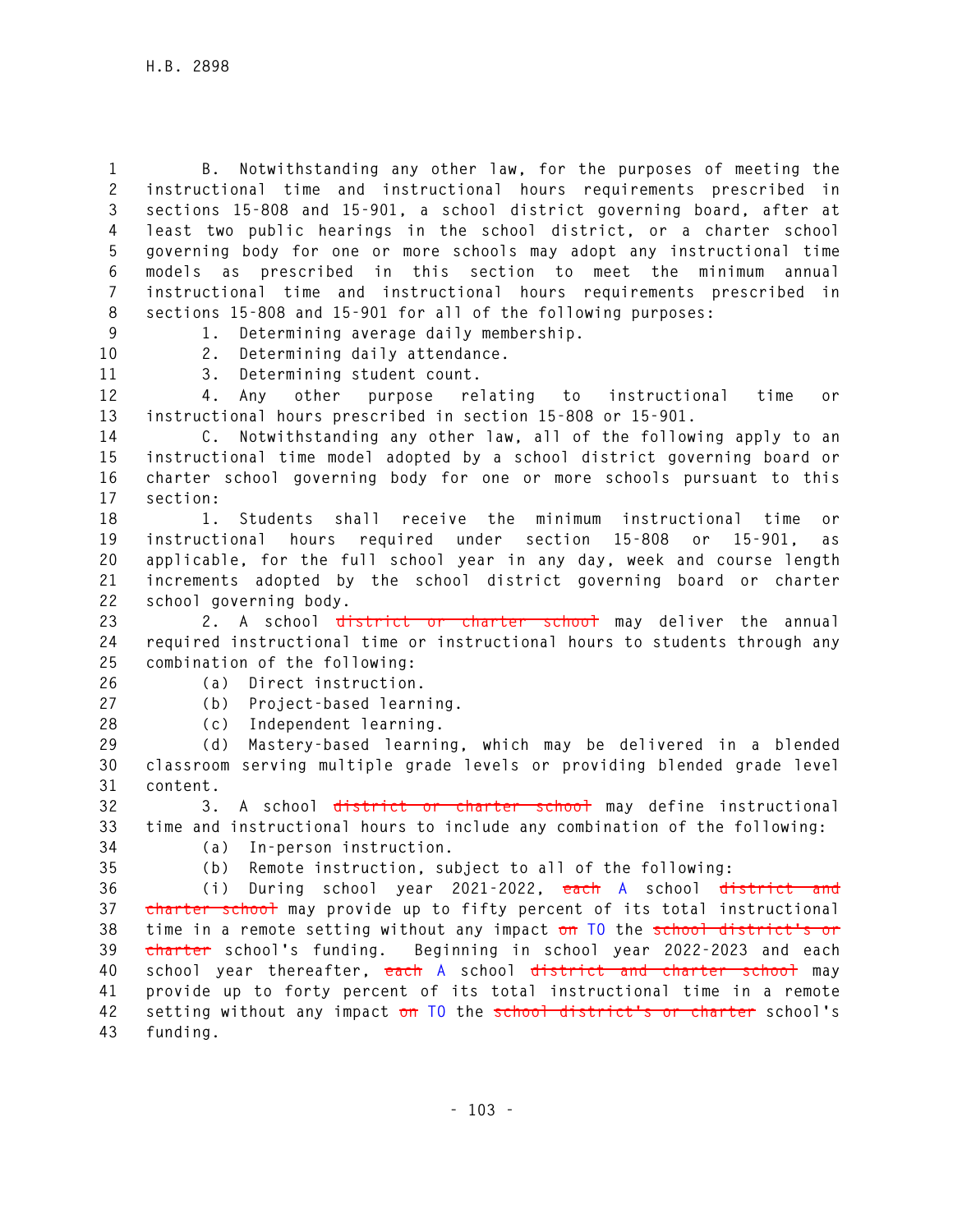B. Notwithstanding any other law, for the purposes of meeting the instructional time and instructional hours requirements prescribed in sections 15-808 and 15-901, a school district governing board, after at least two public hearings in the school district, or a charter school governing body for one or more schools may adopt any instructional time models as prescribed in this section to meet the minimum annual instructional time and instructional hours requirements prescribed in sections 15-808 and 15-901 for all of the following purposes:

1. Determining average daily membership.
2. Determining daily attendance.
3. Determining student count.
4. Any other purpose relating to instructional time or instructional hours prescribed in section 15-808 or 15-901.

C. Notwithstanding any other law, all of the following apply to an instructional time model adopted by a school district governing board or charter school governing body for one or more schools pursuant to this section:

1. Students shall receive the minimum instructional time or instructional hours required under section 15-808 or 15-901, as applicable, for the full school year in any day, week and course length increments adopted by the school district governing board or charter school governing body.

2. A school ~~district or charter school~~ may deliver the annual required instructional time or instructional hours to students through any combination of the following:

(a) Direct instruction.

(b) Project-based learning.

(c) Independent learning.

(d) Mastery-based learning, which may be delivered in a blended classroom serving multiple grade levels or providing blended grade level content.

3. A school ~~district or charter school~~ may define instructional time and instructional hours to include any combination of the following:

(a) In-person instruction.

(b) Remote instruction, subject to all of the following:

(i) During school year 2021-2022, ~~each~~ A school ~~district and charter school~~ may provide up to fifty percent of its total instructional time in a remote setting without any impact ~~on~~ TO the ~~school district's or charter~~ school's funding. Beginning in school year 2022-2023 and each school year thereafter, ~~each~~ A school ~~district and charter school~~ may provide up to forty percent of its total instructional time in a remote setting without any impact ~~on~~ TO the ~~school district's or charter~~ school's funding.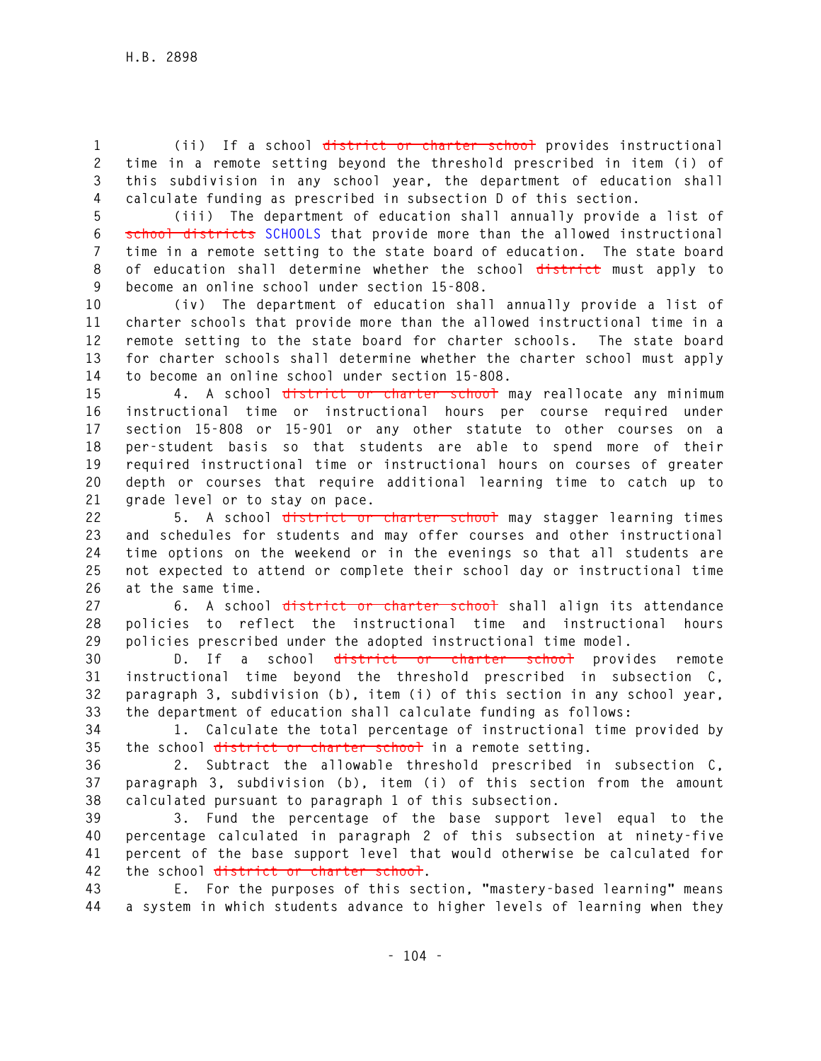(ii) If a school ~~district or charter school~~ provides instructional time in a remote setting beyond the threshold prescribed in item (i) of this subdivision in any school year, the department of education shall calculate funding as prescribed in subsection D of this section.

(iii) The department of education shall annually provide a list of ~~school districts~~ SCHOOLS that provide more than the allowed instructional time in a remote setting to the state board of education. The state board of education shall determine whether the school ~~district~~ must apply to become an online school under section 15-808.

(iv) The department of education shall annually provide a list of charter schools that provide more than the allowed instructional time in a remote setting to the state board for charter schools. The state board for charter schools shall determine whether the charter school must apply to become an online school under section 15-808.

4. A school ~~district or charter school~~ may reallocate any minimum instructional time or instructional hours per course required under section 15-808 or 15-901 or any other statute to other courses on a per-student basis so that students are able to spend more of their required instructional time or instructional hours on courses of greater depth or courses that require additional learning time to catch up to grade level or to stay on pace.

5. A school ~~district or charter school~~ may stagger learning times and schedules for students and may offer courses and other instructional time options on the weekend or in the evenings so that all students are not expected to attend or complete their school day or instructional time at the same time.

6. A school ~~district or charter school~~ shall align its attendance policies to reflect the instructional time and instructional hours policies prescribed under the adopted instructional time model.

D. If a school ~~district or charter school~~ provides remote instructional time beyond the threshold prescribed in subsection C, paragraph 3, subdivision (b), item (i) of this section in any school year, the department of education shall calculate funding as follows:

1. Calculate the total percentage of instructional time provided by the school ~~district or charter school~~ in a remote setting.

2. Subtract the allowable threshold prescribed in subsection C, paragraph 3, subdivision (b), item (i) of this section from the amount calculated pursuant to paragraph 1 of this subsection.

3. Fund the percentage of the base support level equal to the percentage calculated in paragraph 2 of this subsection at ninety-five percent of the base support level that would otherwise be calculated for the school ~~district or charter school~~.

E. For the purposes of this section, "mastery-based learning" means a system in which students advance to higher levels of learning when they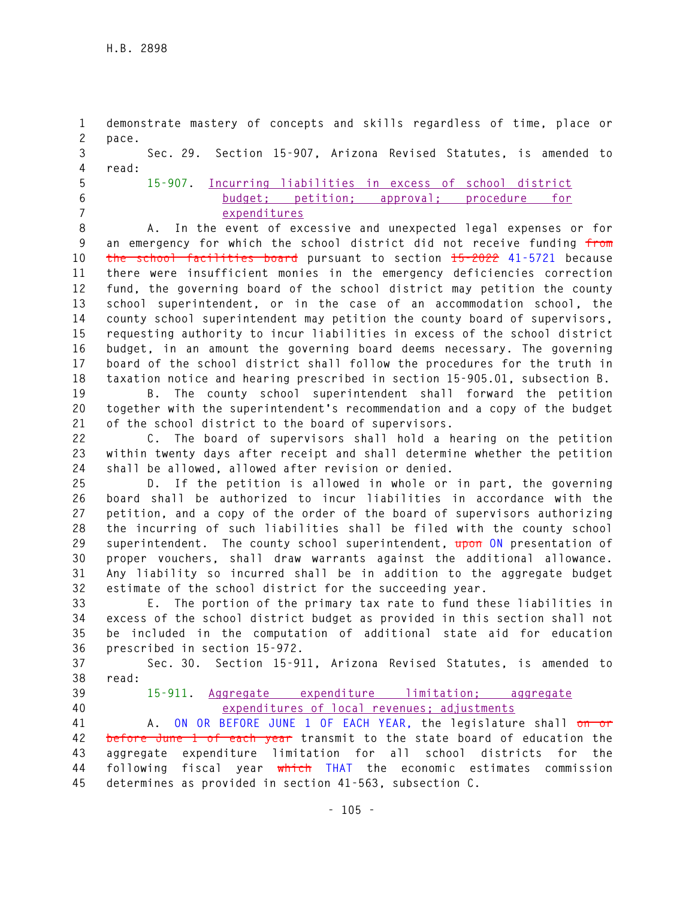demonstrate mastery of concepts and skills regardless of time, place or pace.

Sec. 29. Section 15-907, Arizona Revised Statutes, is amended to read:

15-907. Incurring liabilities in excess of school district budget; petition; approval; procedure for expenditures

A. In the event of excessive and unexpected legal expenses or for an emergency for which the school district did not receive funding ~~from the school facilities board~~ pursuant to section ~~15-2022~~ 41-5721 because there were insufficient monies in the emergency deficiencies correction fund, the governing board of the school district may petition the county school superintendent, or in the case of an accommodation school, the county school superintendent may petition the county board of supervisors, requesting authority to incur liabilities in excess of the school district budget, in an amount the governing board deems necessary. The governing board of the school district shall follow the procedures for the truth in taxation notice and hearing prescribed in section 15-905.01, subsection B.

B. The county school superintendent shall forward the petition together with the superintendent's recommendation and a copy of the budget of the school district to the board of supervisors.

C. The board of supervisors shall hold a hearing on the petition within twenty days after receipt and shall determine whether the petition shall be allowed, allowed after revision or denied.

D. If the petition is allowed in whole or in part, the governing board shall be authorized to incur liabilities in accordance with the petition, and a copy of the order of the board of supervisors authorizing the incurring of such liabilities shall be filed with the county school superintendent. The county school superintendent, ~~upon~~ ON presentation of proper vouchers, shall draw warrants against the additional allowance. Any liability so incurred shall be in addition to the aggregate budget estimate of the school district for the succeeding year.

E. The portion of the primary tax rate to fund these liabilities in excess of the school district budget as provided in this section shall not be included in the computation of additional state aid for education prescribed in section 15-972.

Sec. 30. Section 15-911, Arizona Revised Statutes, is amended to read:

15-911. Aggregate expenditure limitation; aggregate expenditures of local revenues; adjustments

A. ON OR BEFORE JUNE 1 OF EACH YEAR, the legislature shall ~~on or before June 1 of each year~~ transmit to the state board of education the aggregate expenditure limitation for all school districts for the following fiscal year ~~which~~ THAT the economic estimates commission determines as provided in section 41-563, subsection C.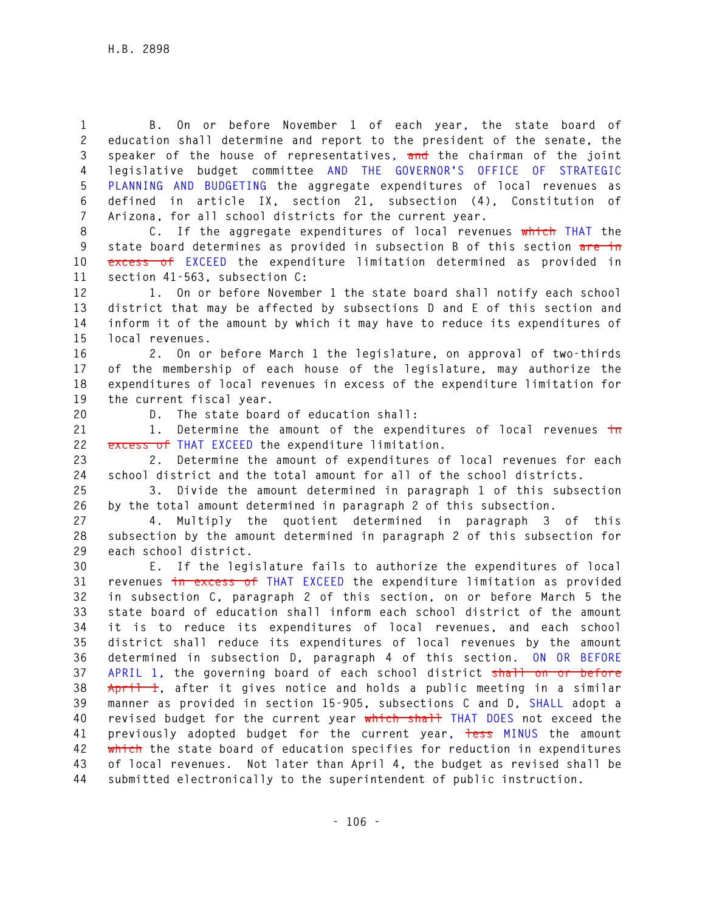B. On or before November 1 of each year, the state board of education shall determine and report to the president of the senate, the speaker of the house of representatives, ~~and~~ the chairman of the joint legislative budget committee AND THE GOVERNOR'S OFFICE OF STRATEGIC PLANNING AND BUDGETING the aggregate expenditures of local revenues as defined in article IX, section 21, subsection (4), Constitution of Arizona, for all school districts for the current year.

C. If the aggregate expenditures of local revenues ~~which~~ THAT the state board determines as provided in subsection B of this section ~~are in excess of~~ EXCEED the expenditure limitation determined as provided in section 41-563, subsection C:

1. On or before November 1 the state board shall notify each school district that may be affected by subsections D and E of this section and inform it of the amount by which it may have to reduce its expenditures of local revenues.

2. On or before March 1 the legislature, on approval of two-thirds of the membership of each house of the legislature, may authorize the expenditures of local revenues in excess of the expenditure limitation for the current fiscal year.

D. The state board of education shall:

1. Determine the amount of the expenditures of local revenues ~~in excess of~~ THAT EXCEED the expenditure limitation.

2. Determine the amount of expenditures of local revenues for each school district and the total amount for all of the school districts.

3. Divide the amount determined in paragraph 1 of this subsection by the total amount determined in paragraph 2 of this subsection.

4. Multiply the quotient determined in paragraph 3 of this subsection by the amount determined in paragraph 2 of this subsection for each school district.

E. If the legislature fails to authorize the expenditures of local revenues ~~in excess of~~ THAT EXCEED the expenditure limitation as provided in subsection C, paragraph 2 of this section, on or before March 5 the state board of education shall inform each school district of the amount it is to reduce its expenditures of local revenues, and each school district shall reduce its expenditures of local revenues by the amount determined in subsection D, paragraph 4 of this section. ON OR BEFORE APRIL 1, the governing board of each school district ~~shall on or before April 1~~, after it gives notice and holds a public meeting in a similar manner as provided in section 15-905, subsections C and D, SHALL adopt a revised budget for the current year ~~which shall~~ THAT DOES not exceed the previously adopted budget for the current year, ~~less~~ MINUS the amount ~~which~~ the state board of education specifies for reduction in expenditures of local revenues. Not later than April 4, the budget as revised shall be submitted electronically to the superintendent of public instruction.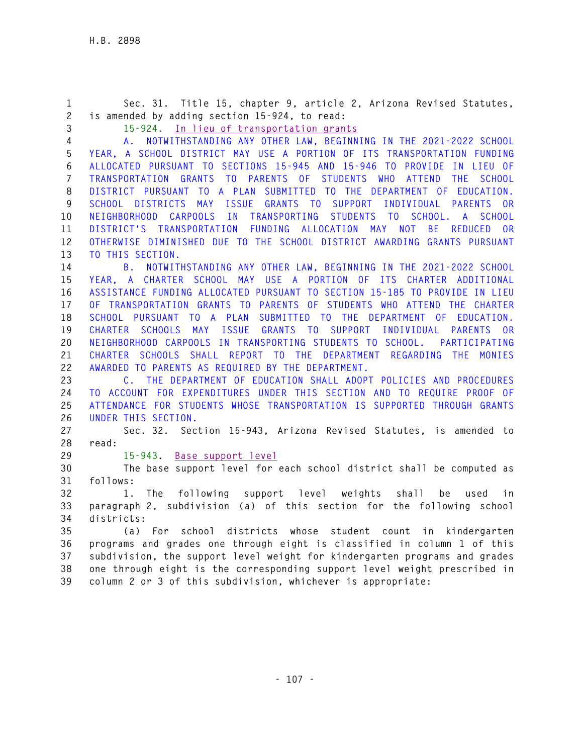Sec. 31. Title 15, chapter 9, article 2, Arizona Revised Statutes, is amended by adding section 15-924, to read:

15-924. In lieu of transportation grants

A. NOTWITHSTANDING ANY OTHER LAW, BEGINNING IN THE 2021-2022 SCHOOL YEAR, A SCHOOL DISTRICT MAY USE A PORTION OF ITS TRANSPORTATION FUNDING ALLOCATED PURSUANT TO SECTIONS 15-945 AND 15-946 TO PROVIDE IN LIEU OF TRANSPORTATION GRANTS TO PARENTS OF STUDENTS WHO ATTEND THE SCHOOL DISTRICT PURSUANT TO A PLAN SUBMITTED TO THE DEPARTMENT OF EDUCATION. SCHOOL DISTRICTS MAY ISSUE GRANTS TO SUPPORT INDIVIDUAL PARENTS OR NEIGHBORHOOD CARPOOLS IN TRANSPORTING STUDENTS TO SCHOOL. A SCHOOL DISTRICT'S TRANSPORTATION FUNDING ALLOCATION MAY NOT BE REDUCED OR OTHERWISE DIMINISHED DUE TO THE SCHOOL DISTRICT AWARDING GRANTS PURSUANT TO THIS SECTION.

B. NOTWITHSTANDING ANY OTHER LAW, BEGINNING IN THE 2021-2022 SCHOOL YEAR, A CHARTER SCHOOL MAY USE A PORTION OF ITS CHARTER ADDITIONAL ASSISTANCE FUNDING ALLOCATED PURSUANT TO SECTION 15-185 TO PROVIDE IN LIEU OF TRANSPORTATION GRANTS TO PARENTS OF STUDENTS WHO ATTEND THE CHARTER SCHOOL PURSUANT TO A PLAN SUBMITTED TO THE DEPARTMENT OF EDUCATION. CHARTER SCHOOLS MAY ISSUE GRANTS TO SUPPORT INDIVIDUAL PARENTS OR NEIGHBORHOOD CARPOOLS IN TRANSPORTING STUDENTS TO SCHOOL. PARTICIPATING CHARTER SCHOOLS SHALL REPORT TO THE DEPARTMENT REGARDING THE MONIES AWARDED TO PARENTS AS REQUIRED BY THE DEPARTMENT.

C. THE DEPARTMENT OF EDUCATION SHALL ADOPT POLICIES AND PROCEDURES TO ACCOUNT FOR EXPENDITURES UNDER THIS SECTION AND TO REQUIRE PROOF OF ATTENDANCE FOR STUDENTS WHOSE TRANSPORTATION IS SUPPORTED THROUGH GRANTS UNDER THIS SECTION.

Sec. 32. Section 15-943, Arizona Revised Statutes, is amended to read:

15-943. Base support level

The base support level for each school district shall be computed as follows:

1. The following support level weights shall be used in paragraph 2, subdivision (a) of this section for the following school districts:

(a) For school districts whose student count in kindergarten programs and grades one through eight is classified in column 1 of this subdivision, the support level weight for kindergarten programs and grades one through eight is the corresponding support level weight prescribed in column 2 or 3 of this subdivision, whichever is appropriate: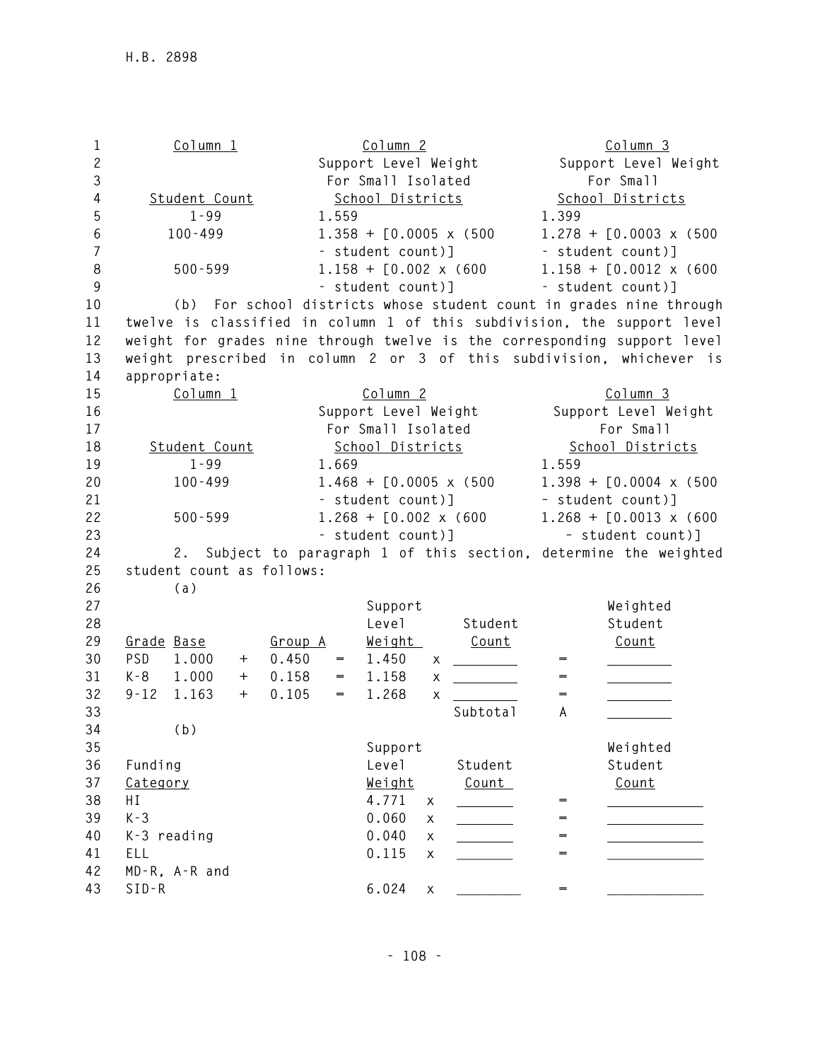| Column 1 | Column 2 | Column 3 |
|---|---|---|
| | Support Level Weight For Small Isolated | Support Level Weight For Small |
| Student Count | School Districts | School Districts |
| 1-99 | 1.559 | 1.399 |
| 100-499 | 1.358 + [0.0005 x (500 - student count)] | 1.278 + [0.0003 x (500 - student count)] |
| 500-599 | 1.158 + [0.002 x (600 - student count)] | 1.158 + [0.0012 x (600 - student count)] |

(b) For school districts whose student count in grades nine through twelve is classified in column 1 of this subdivision, the support level weight for grades nine through twelve is the corresponding support level weight prescribed in column 2 or 3 of this subdivision, whichever is appropriate:

| Column 1 | Column 2 | Column 3 |
|---|---|---|
| | Support Level Weight For Small Isolated | Support Level Weight For Small |
| Student Count | School Districts | School Districts |
| 1-99 | 1.669 | 1.559 |
| 100-499 | 1.468 + [0.0005 x (500 - student count)] | 1.398 + [0.0004 x (500 - student count)] |
| 500-599 | 1.268 + [0.002 x (600 - student count)] | 1.268 + [0.0013 x (600 - student count)] |

2. Subject to paragraph 1 of this section, determine the weighted student count as follows:

(a)

| Grade | Base | | Group A | | Support Level Weight | | Student Count | | Weighted Student Count |
|---|---|---|---|---|---|---|---|---|---|
| PSD | 1.000 | + | 0.450 | = | 1.450 | x | ________ | = | ________ |
| K-8 | 1.000 | + | 0.158 | = | 1.158 | x | ________ | = | ________ |
| 9-12 | 1.163 | + | 0.105 | = | 1.268 | x | ________ | = | ________ |
| | | | | | | | Subtotal | A | ________ |

(b)

| Funding Category | Support Level Weight | | Student Count | | Weighted Student Count |
|---|---|---|---|---|---|
| HI | 4.771 | x | _______ | = | ____________ |
| K-3 | 0.060 | x | _______ | = | ____________ |
| K-3 reading | 0.040 | x | _______ | = | ____________ |
| ELL | 0.115 | x | _______ | = | ____________ |
| MD-R, A-R and SID-R | 6.024 | x | ________ | = | ____________ |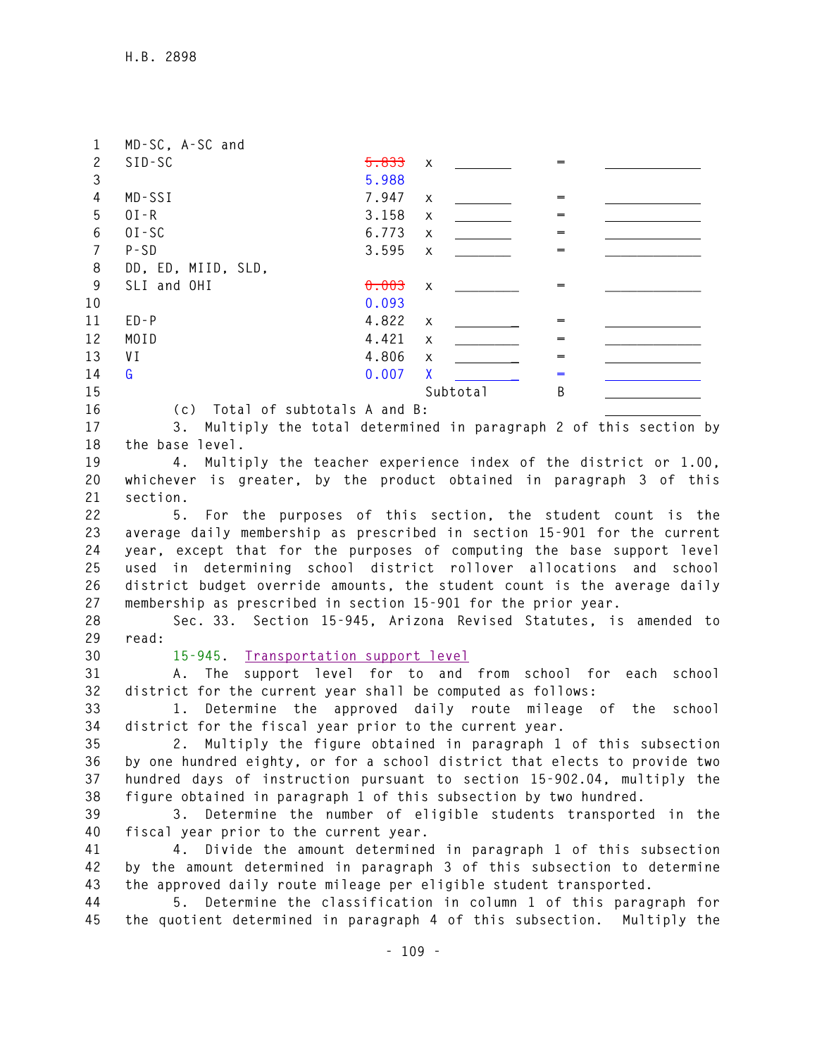| | | | | | |
|---|---|---|---|---|---|
| MD-SC, A-SC and SID-SC | ~~5.833~~ 5.988 | x | _______ | = | ____________ |
| MD-SSI | 7.947 | x | _______ | = | ____________ |
| OI-R | 3.158 | x | _______ | = | ____________ |
| OI-SC | 6.773 | x | _______ | = | ____________ |
| P-SD | 3.595 | x | _______ | = | ____________ |
| DD, ED, MIID, SLD, SLI and OHI | ~~0.003~~ 0.093 | x | ________ | = | ____________ |
| ED-P | 4.822 | x | ________ | = | ____________ |
| MOID | 4.421 | x | ________ | = | ____________ |
| VI | 4.806 | x | ________ | = | ____________ |
| G | 0.007 | X | ________ | = | ____________ |
| | | Subtotal | | B | ____________ |

(c) Total of subtotals A and B: ____________

3. Multiply the total determined in paragraph 2 of this section by the base level.

4. Multiply the teacher experience index of the district or 1.00, whichever is greater, by the product obtained in paragraph 3 of this section.

5. For the purposes of this section, the student count is the average daily membership as prescribed in section 15-901 for the current year, except that for the purposes of computing the base support level used in determining school district rollover allocations and school district budget override amounts, the student count is the average daily membership as prescribed in section 15-901 for the prior year.

Sec. 33. Section 15-945, Arizona Revised Statutes, is amended to read:

15-945. Transportation support level

A. The support level for to and from school for each school district for the current year shall be computed as follows:

1. Determine the approved daily route mileage of the school district for the fiscal year prior to the current year.

2. Multiply the figure obtained in paragraph 1 of this subsection by one hundred eighty, or for a school district that elects to provide two hundred days of instruction pursuant to section 15-902.04, multiply the figure obtained in paragraph 1 of this subsection by two hundred.

3. Determine the number of eligible students transported in the fiscal year prior to the current year.

4. Divide the amount determined in paragraph 1 of this subsection by the amount determined in paragraph 3 of this subsection to determine the approved daily route mileage per eligible student transported.

5. Determine the classification in column 1 of this paragraph for the quotient determined in paragraph 4 of this subsection. Multiply the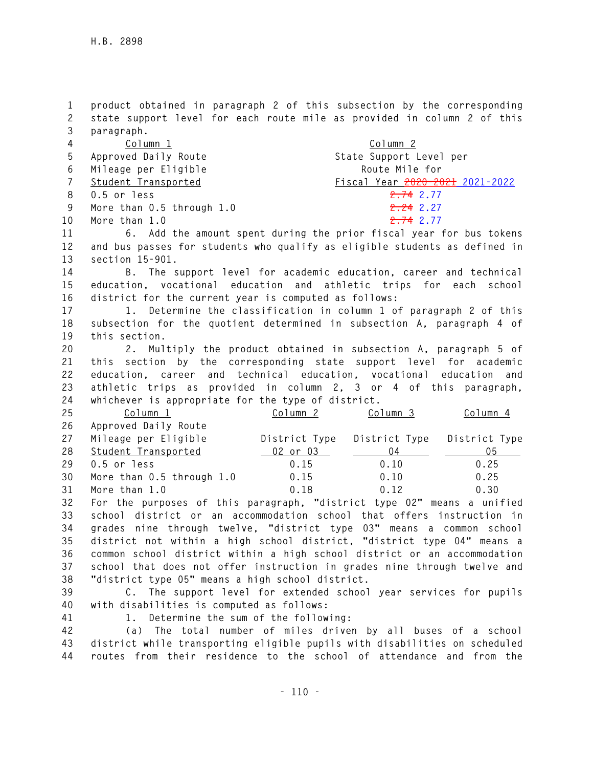product obtained in paragraph 2 of this subsection by the corresponding state support level for each route mile as provided in column 2 of this paragraph.

| Column 1<br>Approved Daily Route Mileage per Eligible Student Transported | Column 2<br>State Support Level per Route Mile for Fiscal Year ~~2020-2021~~ 2021-2022 |
|---|---|
| 0.5 or less | ~~2.74~~ 2.77 |
| More than 0.5 through 1.0 | ~~2.24~~ 2.27 |
| More than 1.0 | ~~2.74~~ 2.77 |

6. Add the amount spent during the prior fiscal year for bus tokens and bus passes for students who qualify as eligible students as defined in section 15-901.

B. The support level for academic education, career and technical education, vocational education and athletic trips for each school district for the current year is computed as follows:

1. Determine the classification in column 1 of paragraph 2 of this subsection for the quotient determined in subsection A, paragraph 4 of this section.

2. Multiply the product obtained in subsection A, paragraph 5 of this section by the corresponding state support level for academic education, career and technical education, vocational education and athletic trips as provided in column 2, 3 or 4 of this paragraph, whichever is appropriate for the type of district.

| Column 1<br>Approved Daily Route Mileage per Eligible Student Transported | Column 2<br>District Type 02 or 03 | Column 3<br>District Type 04 | Column 4<br>District Type 05 |
|---|---|---|---|
| 0.5 or less | 0.15 | 0.10 | 0.25 |
| More than 0.5 through 1.0 | 0.15 | 0.10 | 0.25 |
| More than 1.0 | 0.18 | 0.12 | 0.30 |

For the purposes of this paragraph, "district type 02" means a unified school district or an accommodation school that offers instruction in grades nine through twelve, "district type 03" means a common school district not within a high school district, "district type 04" means a common school district within a high school district or an accommodation school that does not offer instruction in grades nine through twelve and "district type 05" means a high school district.

C. The support level for extended school year services for pupils with disabilities is computed as follows:

1. Determine the sum of the following:

(a) The total number of miles driven by all buses of a school district while transporting eligible pupils with disabilities on scheduled routes from their residence to the school of attendance and from the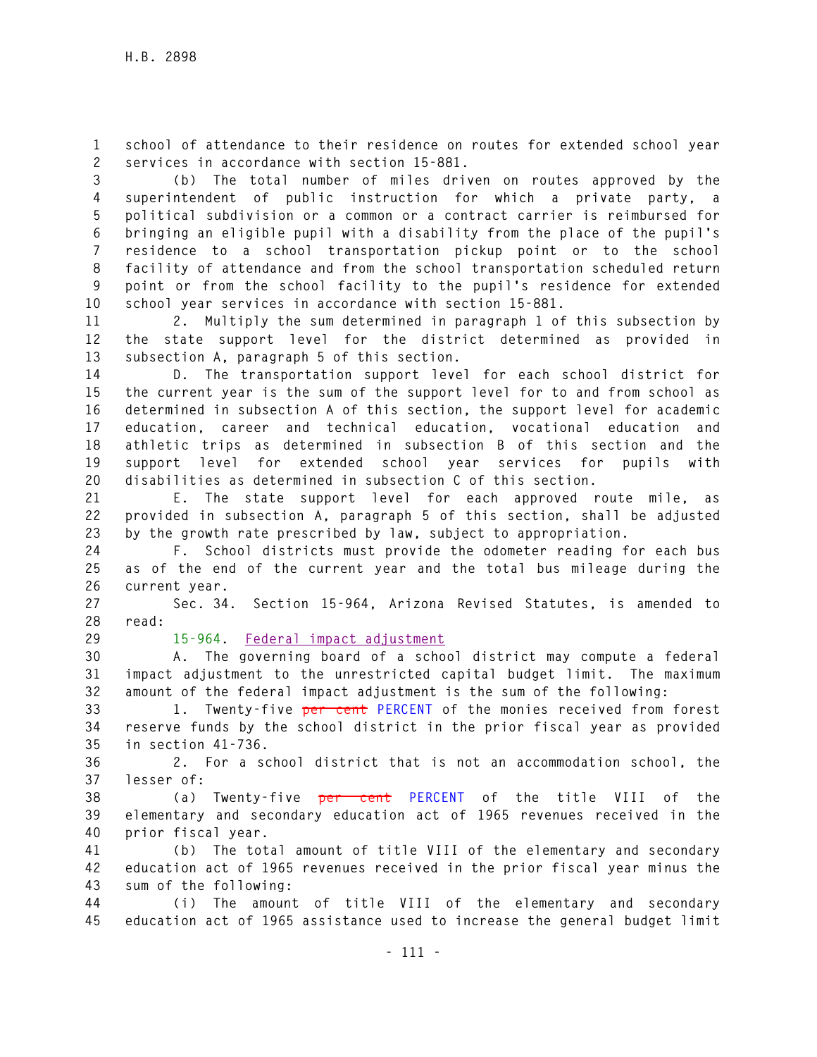school of attendance to their residence on routes for extended school year services in accordance with section 15-881.

(b) The total number of miles driven on routes approved by the superintendent of public instruction for which a private party, a political subdivision or a common or a contract carrier is reimbursed for bringing an eligible pupil with a disability from the place of the pupil's residence to a school transportation pickup point or to the school facility of attendance and from the school transportation scheduled return point or from the school facility to the pupil's residence for extended school year services in accordance with section 15-881.

2. Multiply the sum determined in paragraph 1 of this subsection by the state support level for the district determined as provided in subsection A, paragraph 5 of this section.

D. The transportation support level for each school district for the current year is the sum of the support level for to and from school as determined in subsection A of this section, the support level for academic education, career and technical education, vocational education and athletic trips as determined in subsection B of this section and the support level for extended school year services for pupils with disabilities as determined in subsection C of this section.

E. The state support level for each approved route mile, as provided in subsection A, paragraph 5 of this section, shall be adjusted by the growth rate prescribed by law, subject to appropriation.

F. School districts must provide the odometer reading for each bus as of the end of the current year and the total bus mileage during the current year.

Sec. 34. Section 15-964, Arizona Revised Statutes, is amended to read:

15-964. Federal impact adjustment

A. The governing board of a school district may compute a federal impact adjustment to the unrestricted capital budget limit. The maximum amount of the federal impact adjustment is the sum of the following:

1. Twenty-five ~~per cent~~ PERCENT of the monies received from forest reserve funds by the school district in the prior fiscal year as provided in section 41-736.

2. For a school district that is not an accommodation school, the lesser of:

(a) Twenty-five ~~per cent~~ PERCENT of the title VIII of the elementary and secondary education act of 1965 revenues received in the prior fiscal year.

(b) The total amount of title VIII of the elementary and secondary education act of 1965 revenues received in the prior fiscal year minus the sum of the following:

(i) The amount of title VIII of the elementary and secondary education act of 1965 assistance used to increase the general budget limit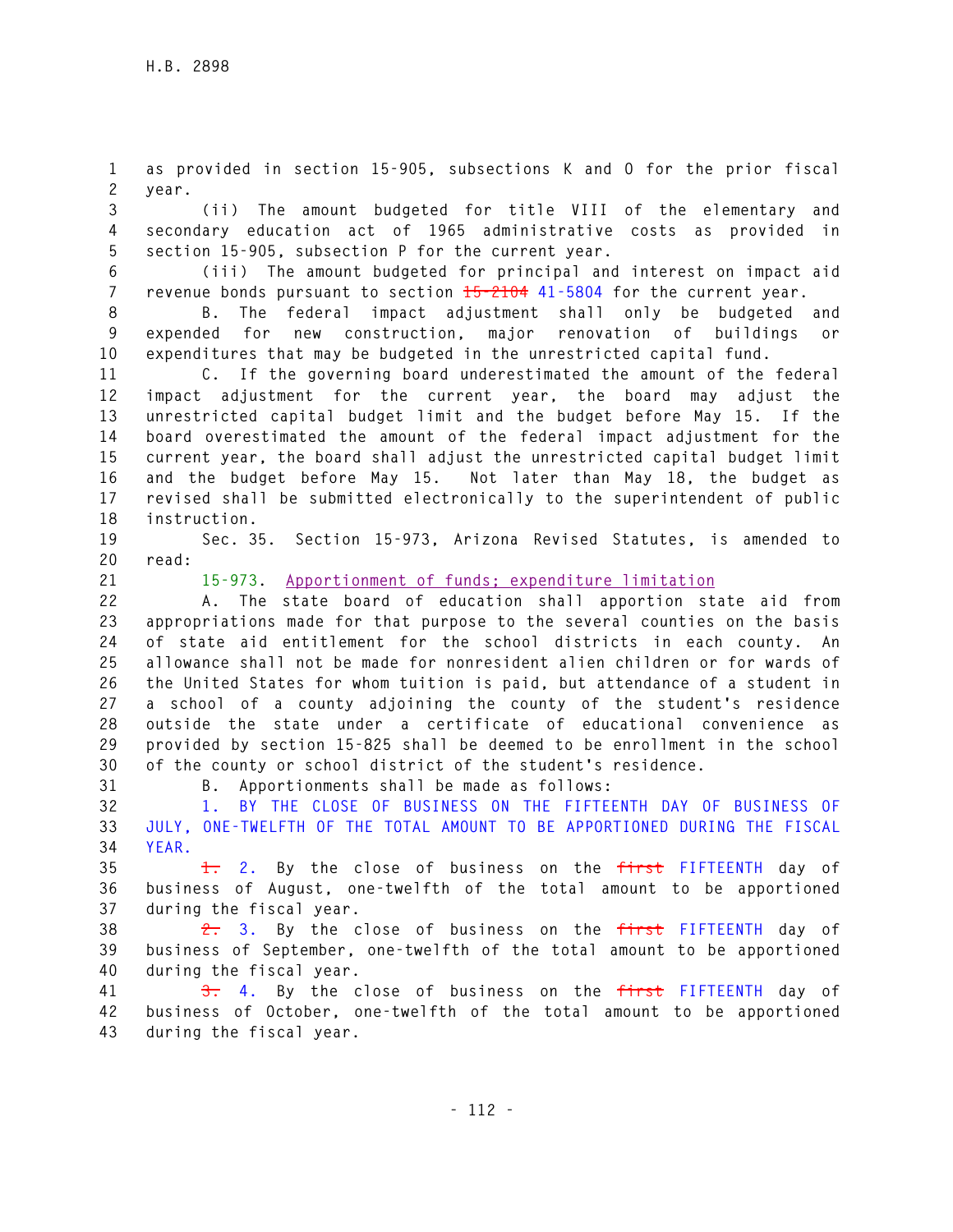as provided in section 15-905, subsections K and O for the prior fiscal year.

(ii) The amount budgeted for title VIII of the elementary and secondary education act of 1965 administrative costs as provided in section 15-905, subsection P for the current year.

(iii) The amount budgeted for principal and interest on impact aid revenue bonds pursuant to section ~~15-2104~~ 41-5804 for the current year.

B. The federal impact adjustment shall only be budgeted and expended for new construction, major renovation of buildings or expenditures that may be budgeted in the unrestricted capital fund.

C. If the governing board underestimated the amount of the federal impact adjustment for the current year, the board may adjust the unrestricted capital budget limit and the budget before May 15. If the board overestimated the amount of the federal impact adjustment for the current year, the board shall adjust the unrestricted capital budget limit and the budget before May 15. Not later than May 18, the budget as revised shall be submitted electronically to the superintendent of public instruction.

Sec. 35. Section 15-973, Arizona Revised Statutes, is amended to read:

15-973. Apportionment of funds; expenditure limitation

A. The state board of education shall apportion state aid from appropriations made for that purpose to the several counties on the basis of state aid entitlement for the school districts in each county. An allowance shall not be made for nonresident alien children or for wards of the United States for whom tuition is paid, but attendance of a student in a school of a county adjoining the county of the student's residence outside the state under a certificate of educational convenience as provided by section 15-825 shall be deemed to be enrollment in the school of the county or school district of the student's residence.

B. Apportionments shall be made as follows:

1. BY THE CLOSE OF BUSINESS ON THE FIFTEENTH DAY OF BUSINESS OF JULY, ONE-TWELFTH OF THE TOTAL AMOUNT TO BE APPORTIONED DURING THE FISCAL YEAR.

~~1.~~ 2. By the close of business on the ~~first~~ FIFTEENTH day of business of August, one-twelfth of the total amount to be apportioned during the fiscal year.

~~2.~~ 3. By the close of business on the ~~first~~ FIFTEENTH day of business of September, one-twelfth of the total amount to be apportioned during the fiscal year.

~~3.~~ 4. By the close of business on the ~~first~~ FIFTEENTH day of business of October, one-twelfth of the total amount to be apportioned during the fiscal year.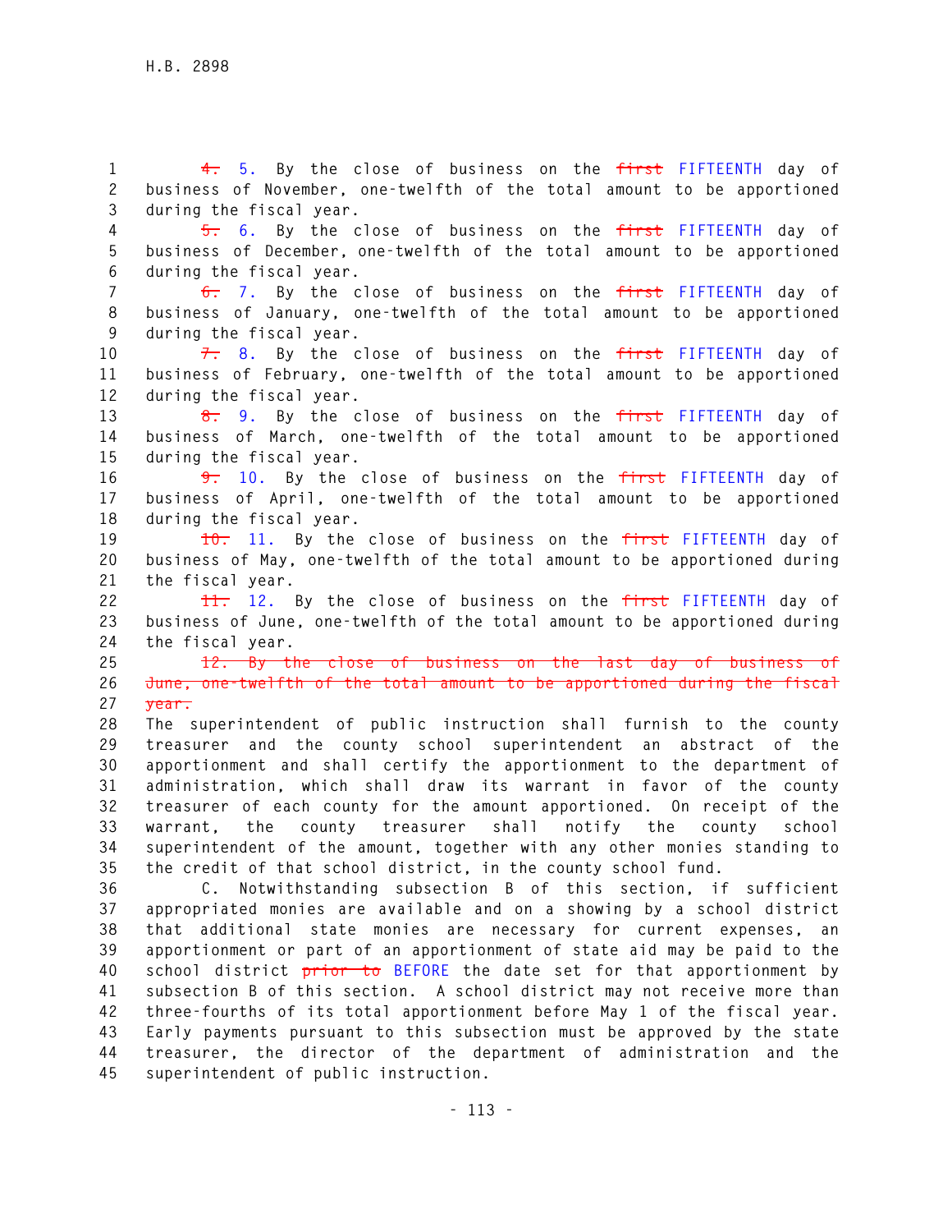~~4.~~ 5. By the close of business on the ~~first~~ FIFTEENTH day of business of November, one-twelfth of the total amount to be apportioned during the fiscal year.

~~5.~~ 6. By the close of business on the ~~first~~ FIFTEENTH day of business of December, one-twelfth of the total amount to be apportioned during the fiscal year.

~~6.~~ 7. By the close of business on the ~~first~~ FIFTEENTH day of business of January, one-twelfth of the total amount to be apportioned during the fiscal year.

~~7.~~ 8. By the close of business on the ~~first~~ FIFTEENTH day of business of February, one-twelfth of the total amount to be apportioned during the fiscal year.

~~8.~~ 9. By the close of business on the ~~first~~ FIFTEENTH day of business of March, one-twelfth of the total amount to be apportioned during the fiscal year.

~~9.~~ 10. By the close of business on the ~~first~~ FIFTEENTH day of business of April, one-twelfth of the total amount to be apportioned during the fiscal year.

~~10.~~ 11. By the close of business on the ~~first~~ FIFTEENTH day of business of May, one-twelfth of the total amount to be apportioned during the fiscal year.

~~11.~~ 12. By the close of business on the ~~first~~ FIFTEENTH day of business of June, one-twelfth of the total amount to be apportioned during the fiscal year.

~~12. By the close of business on the last day of business of June, one-twelfth of the total amount to be apportioned during the fiscal year.~~

The superintendent of public instruction shall furnish to the county treasurer and the county school superintendent an abstract of the apportionment and shall certify the apportionment to the department of administration, which shall draw its warrant in favor of the county treasurer of each county for the amount apportioned. On receipt of the warrant, the county treasurer shall notify the county school superintendent of the amount, together with any other monies standing to the credit of that school district, in the county school fund.

C. Notwithstanding subsection B of this section, if sufficient appropriated monies are available and on a showing by a school district that additional state monies are necessary for current expenses, an apportionment or part of an apportionment of state aid may be paid to the school district ~~prior to~~ BEFORE the date set for that apportionment by subsection B of this section. A school district may not receive more than three-fourths of its total apportionment before May 1 of the fiscal year. Early payments pursuant to this subsection must be approved by the state treasurer, the director of the department of administration and the superintendent of public instruction.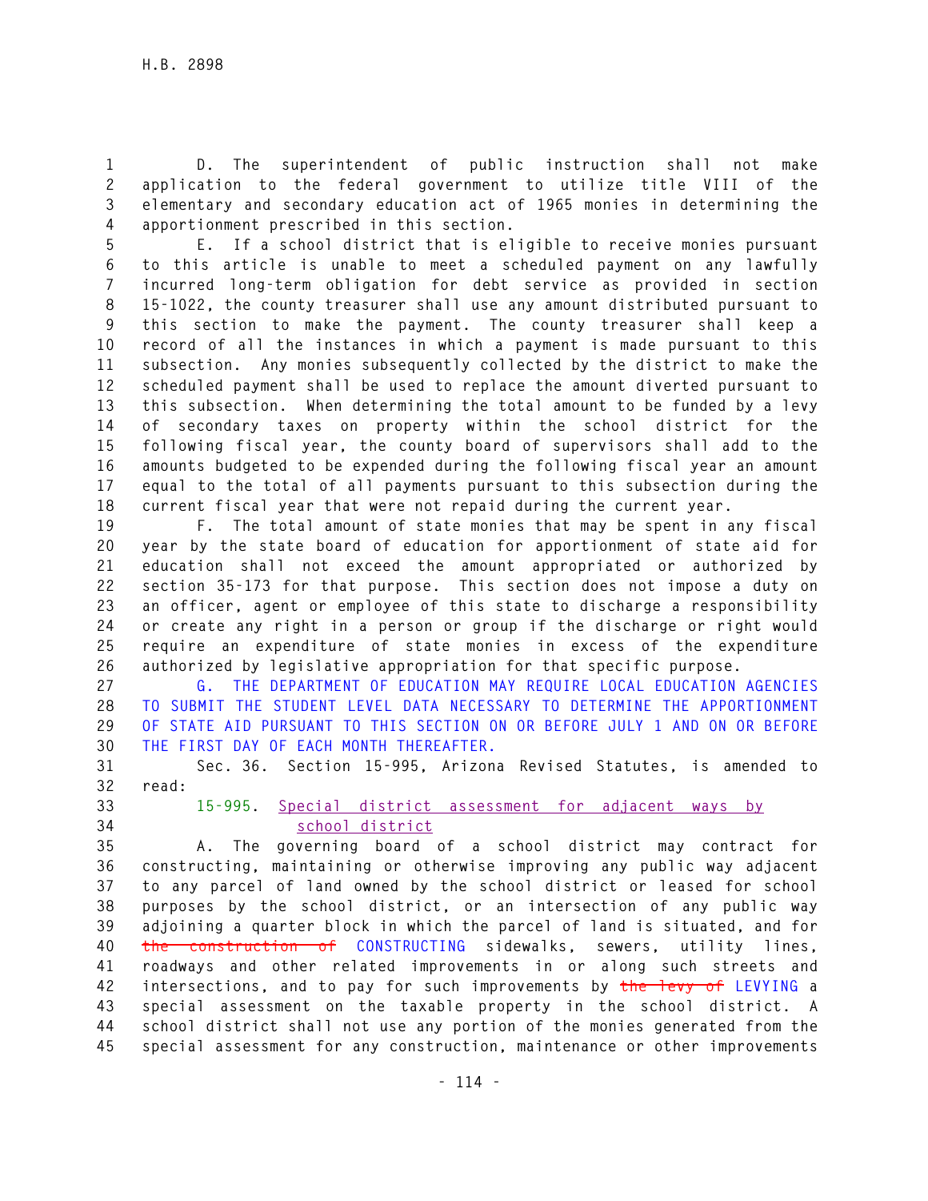D. The superintendent of public instruction shall not make application to the federal government to utilize title VIII of the elementary and secondary education act of 1965 monies in determining the apportionment prescribed in this section.

E. If a school district that is eligible to receive monies pursuant to this article is unable to meet a scheduled payment on any lawfully incurred long-term obligation for debt service as provided in section 15-1022, the county treasurer shall use any amount distributed pursuant to this section to make the payment. The county treasurer shall keep a record of all the instances in which a payment is made pursuant to this subsection. Any monies subsequently collected by the district to make the scheduled payment shall be used to replace the amount diverted pursuant to this subsection. When determining the total amount to be funded by a levy of secondary taxes on property within the school district for the following fiscal year, the county board of supervisors shall add to the amounts budgeted to be expended during the following fiscal year an amount equal to the total of all payments pursuant to this subsection during the current fiscal year that were not repaid during the current year.

F. The total amount of state monies that may be spent in any fiscal year by the state board of education for apportionment of state aid for education shall not exceed the amount appropriated or authorized by section 35-173 for that purpose. This section does not impose a duty on an officer, agent or employee of this state to discharge a responsibility or create any right in a person or group if the discharge or right would require an expenditure of state monies in excess of the expenditure authorized by legislative appropriation for that specific purpose.

G. THE DEPARTMENT OF EDUCATION MAY REQUIRE LOCAL EDUCATION AGENCIES TO SUBMIT THE STUDENT LEVEL DATA NECESSARY TO DETERMINE THE APPORTIONMENT OF STATE AID PURSUANT TO THIS SECTION ON OR BEFORE JULY 1 AND ON OR BEFORE THE FIRST DAY OF EACH MONTH THEREAFTER.

Sec. 36. Section 15-995, Arizona Revised Statutes, is amended to read:

15-995. Special district assessment for adjacent ways by school district

A. The governing board of a school district may contract for constructing, maintaining or otherwise improving any public way adjacent to any parcel of land owned by the school district or leased for school purposes by the school district, or an intersection of any public way adjoining a quarter block in which the parcel of land is situated, and for ~~the construction of~~ CONSTRUCTING sidewalks, sewers, utility lines, roadways and other related improvements in or along such streets and intersections, and to pay for such improvements by ~~the levy of~~ LEVYING a special assessment on the taxable property in the school district. A school district shall not use any portion of the monies generated from the special assessment for any construction, maintenance or other improvements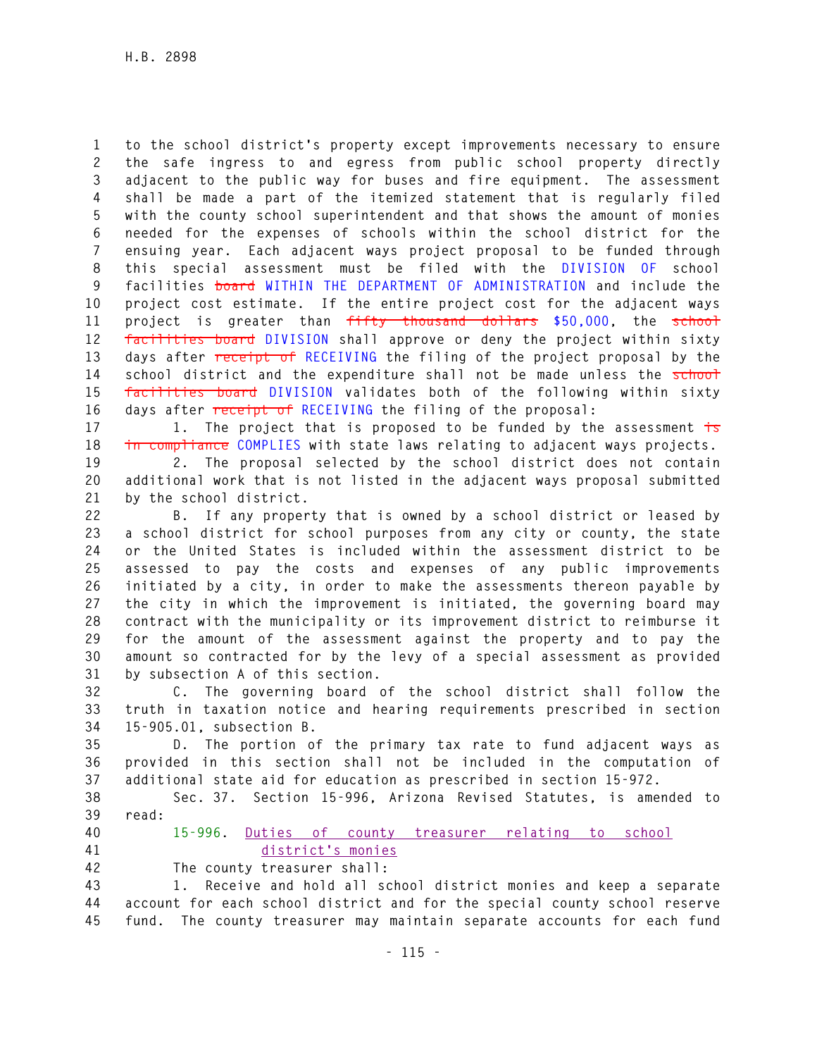to the school district's property except improvements necessary to ensure the safe ingress to and egress from public school property directly adjacent to the public way for buses and fire equipment. The assessment shall be made a part of the itemized statement that is regularly filed with the county school superintendent and that shows the amount of monies needed for the expenses of schools within the school district for the ensuing year. Each adjacent ways project proposal to be funded through this special assessment must be filed with the DIVISION OF school facilities ~~board~~ WITHIN THE DEPARTMENT OF ADMINISTRATION and include the project cost estimate. If the entire project cost for the adjacent ways project is greater than ~~fifty thousand dollars~~ $50,000, the ~~school facilities board~~ DIVISION shall approve or deny the project within sixty days after ~~receipt of~~ RECEIVING the filing of the project proposal by the school district and the expenditure shall not be made unless the ~~school facilities board~~ DIVISION validates both of the following within sixty days after ~~receipt of~~ RECEIVING the filing of the proposal:

1. The project that is proposed to be funded by the assessment ~~is in compliance~~ COMPLIES with state laws relating to adjacent ways projects.

2. The proposal selected by the school district does not contain additional work that is not listed in the adjacent ways proposal submitted by the school district.

B. If any property that is owned by a school district or leased by a school district for school purposes from any city or county, the state or the United States is included within the assessment district to be assessed to pay the costs and expenses of any public improvements initiated by a city, in order to make the assessments thereon payable by the city in which the improvement is initiated, the governing board may contract with the municipality or its improvement district to reimburse it for the amount of the assessment against the property and to pay the amount so contracted for by the levy of a special assessment as provided by subsection A of this section.

C. The governing board of the school district shall follow the truth in taxation notice and hearing requirements prescribed in section 15-905.01, subsection B.

D. The portion of the primary tax rate to fund adjacent ways as provided in this section shall not be included in the computation of additional state aid for education as prescribed in section 15-972.

Sec. 37. Section 15-996, Arizona Revised Statutes, is amended to read:

15-996. Duties of county treasurer relating to school district's monies

The county treasurer shall:

1. Receive and hold all school district monies and keep a separate account for each school district and for the special county school reserve fund. The county treasurer may maintain separate accounts for each fund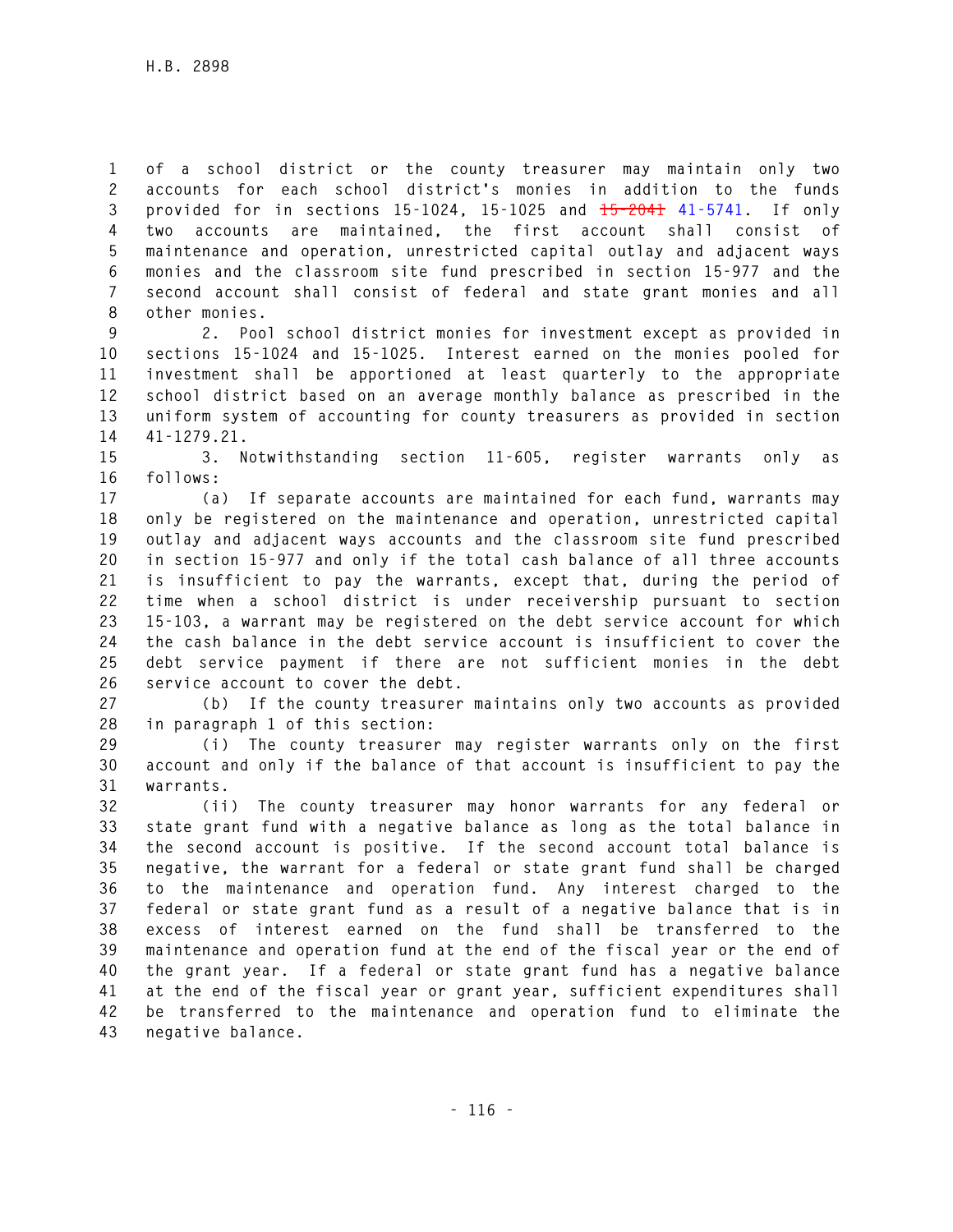of a school district or the county treasurer may maintain only two accounts for each school district's monies in addition to the funds provided for in sections 15-1024, 15-1025 and ~~15-2041~~ 41-5741. If only two accounts are maintained, the first account shall consist of maintenance and operation, unrestricted capital outlay and adjacent ways monies and the classroom site fund prescribed in section 15-977 and the second account shall consist of federal and state grant monies and all other monies.

2. Pool school district monies for investment except as provided in sections 15-1024 and 15-1025. Interest earned on the monies pooled for investment shall be apportioned at least quarterly to the appropriate school district based on an average monthly balance as prescribed in the uniform system of accounting for county treasurers as provided in section 41-1279.21.

3. Notwithstanding section 11-605, register warrants only as follows:

(a) If separate accounts are maintained for each fund, warrants may only be registered on the maintenance and operation, unrestricted capital outlay and adjacent ways accounts and the classroom site fund prescribed in section 15-977 and only if the total cash balance of all three accounts is insufficient to pay the warrants, except that, during the period of time when a school district is under receivership pursuant to section 15-103, a warrant may be registered on the debt service account for which the cash balance in the debt service account is insufficient to cover the debt service payment if there are not sufficient monies in the debt service account to cover the debt.

(b) If the county treasurer maintains only two accounts as provided in paragraph 1 of this section:

(i) The county treasurer may register warrants only on the first account and only if the balance of that account is insufficient to pay the warrants.

(ii) The county treasurer may honor warrants for any federal or state grant fund with a negative balance as long as the total balance in the second account is positive. If the second account total balance is negative, the warrant for a federal or state grant fund shall be charged to the maintenance and operation fund. Any interest charged to the federal or state grant fund as a result of a negative balance that is in excess of interest earned on the fund shall be transferred to the maintenance and operation fund at the end of the fiscal year or the end of the grant year. If a federal or state grant fund has a negative balance at the end of the fiscal year or grant year, sufficient expenditures shall be transferred to the maintenance and operation fund to eliminate the negative balance.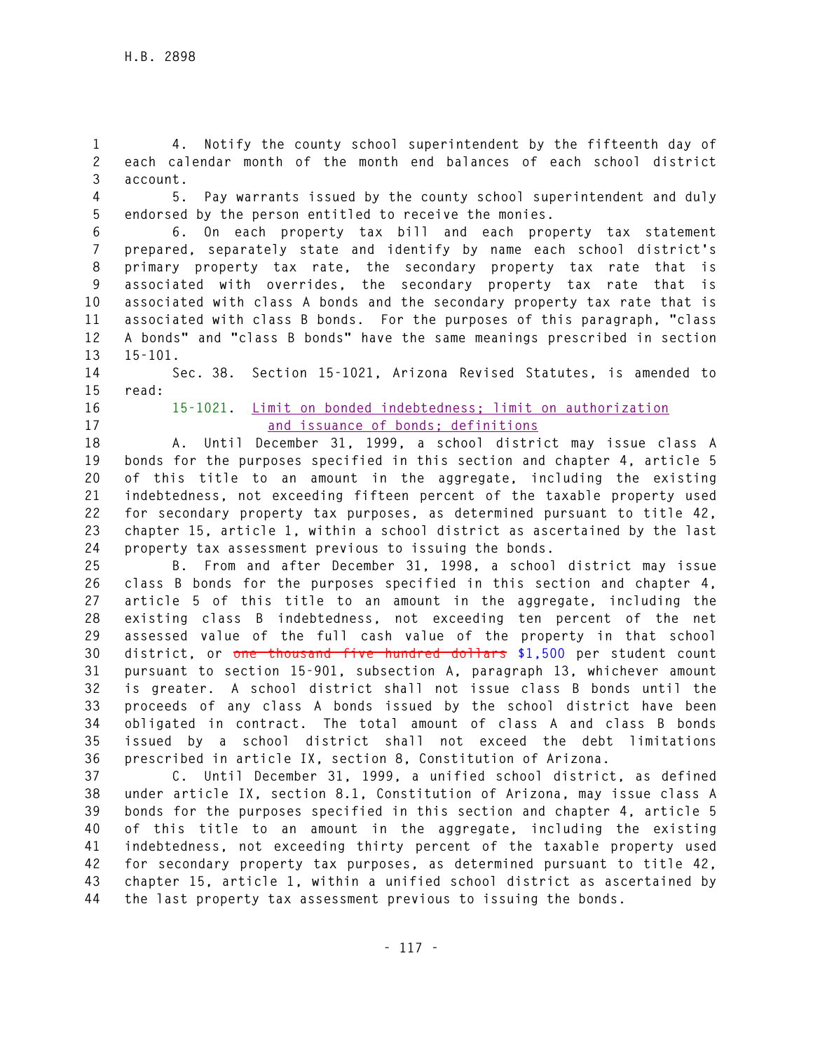4. Notify the county school superintendent by the fifteenth day of each calendar month of the month end balances of each school district account.

5. Pay warrants issued by the county school superintendent and duly endorsed by the person entitled to receive the monies.

6. On each property tax bill and each property tax statement prepared, separately state and identify by name each school district's primary property tax rate, the secondary property tax rate that is associated with overrides, the secondary property tax rate that is associated with class A bonds and the secondary property tax rate that is associated with class B bonds. For the purposes of this paragraph, "class A bonds" and "class B bonds" have the same meanings prescribed in section 15-101.

Sec. 38. Section 15-1021, Arizona Revised Statutes, is amended to read:

15-1021. Limit on bonded indebtedness; limit on authorization and issuance of bonds; definitions

A. Until December 31, 1999, a school district may issue class A bonds for the purposes specified in this section and chapter 4, article 5 of this title to an amount in the aggregate, including the existing indebtedness, not exceeding fifteen percent of the taxable property used for secondary property tax purposes, as determined pursuant to title 42, chapter 15, article 1, within a school district as ascertained by the last property tax assessment previous to issuing the bonds.

B. From and after December 31, 1998, a school district may issue class B bonds for the purposes specified in this section and chapter 4, article 5 of this title to an amount in the aggregate, including the existing class B indebtedness, not exceeding ten percent of the net assessed value of the full cash value of the property in that school district, or ~~one thousand five hundred dollars~~ $1,500 per student count pursuant to section 15-901, subsection A, paragraph 13, whichever amount is greater. A school district shall not issue class B bonds until the proceeds of any class A bonds issued by the school district have been obligated in contract. The total amount of class A and class B bonds issued by a school district shall not exceed the debt limitations prescribed in article IX, section 8, Constitution of Arizona.

C. Until December 31, 1999, a unified school district, as defined under article IX, section 8.1, Constitution of Arizona, may issue class A bonds for the purposes specified in this section and chapter 4, article 5 of this title to an amount in the aggregate, including the existing indebtedness, not exceeding thirty percent of the taxable property used for secondary property tax purposes, as determined pursuant to title 42, chapter 15, article 1, within a unified school district as ascertained by the last property tax assessment previous to issuing the bonds.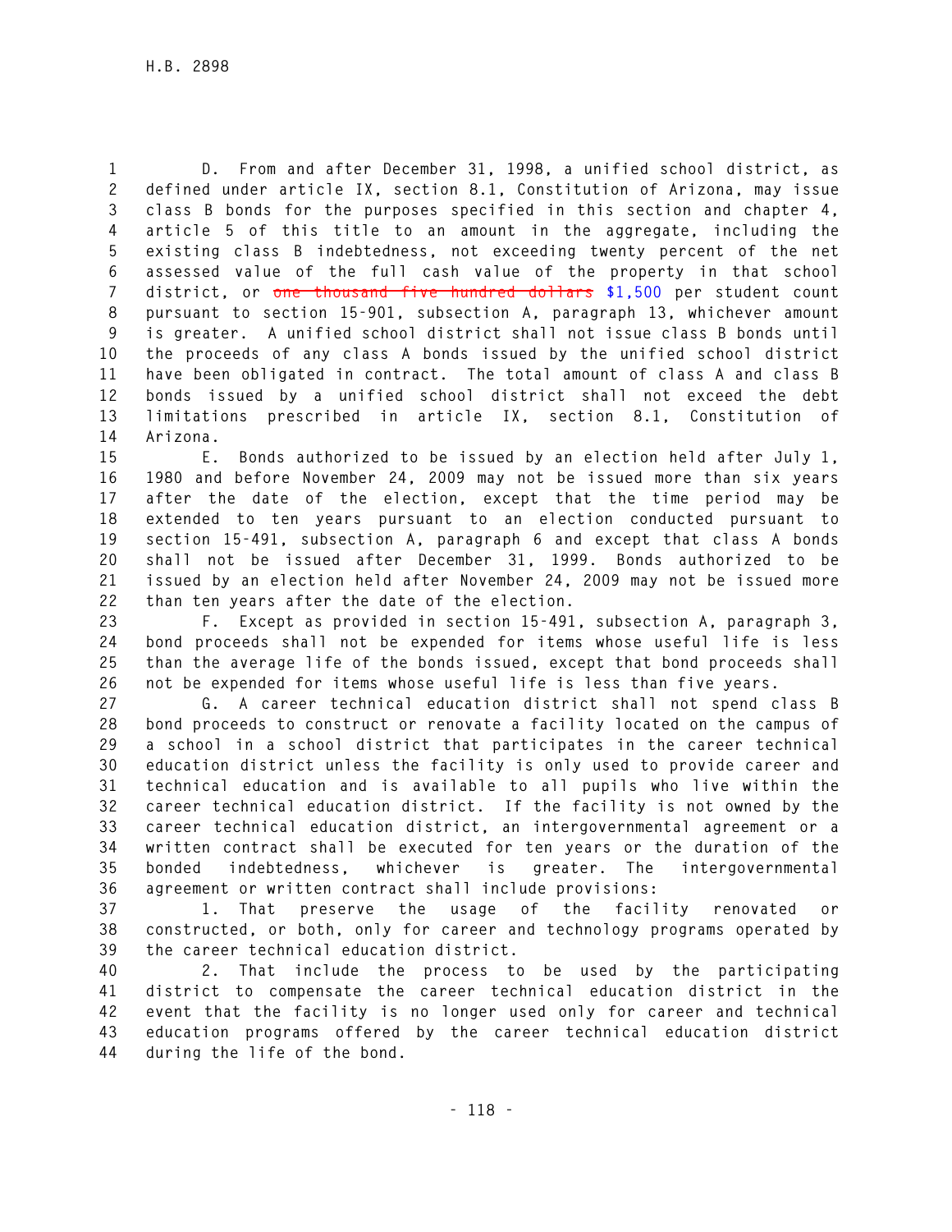D. From and after December 31, 1998, a unified school district, as defined under article IX, section 8.1, Constitution of Arizona, may issue class B bonds for the purposes specified in this section and chapter 4, article 5 of this title to an amount in the aggregate, including the existing class B indebtedness, not exceeding twenty percent of the net assessed value of the full cash value of the property in that school district, or ~~one thousand five hundred dollars~~ $1,500 per student count pursuant to section 15-901, subsection A, paragraph 13, whichever amount is greater. A unified school district shall not issue class B bonds until the proceeds of any class A bonds issued by the unified school district have been obligated in contract. The total amount of class A and class B bonds issued by a unified school district shall not exceed the debt limitations prescribed in article IX, section 8.1, Constitution of Arizona.

E. Bonds authorized to be issued by an election held after July 1, 1980 and before November 24, 2009 may not be issued more than six years after the date of the election, except that the time period may be extended to ten years pursuant to an election conducted pursuant to section 15-491, subsection A, paragraph 6 and except that class A bonds shall not be issued after December 31, 1999. Bonds authorized to be issued by an election held after November 24, 2009 may not be issued more than ten years after the date of the election.

F. Except as provided in section 15-491, subsection A, paragraph 3, bond proceeds shall not be expended for items whose useful life is less than the average life of the bonds issued, except that bond proceeds shall not be expended for items whose useful life is less than five years.

G. A career technical education district shall not spend class B bond proceeds to construct or renovate a facility located on the campus of a school in a school district that participates in the career technical education district unless the facility is only used to provide career and technical education and is available to all pupils who live within the career technical education district. If the facility is not owned by the career technical education district, an intergovernmental agreement or a written contract shall be executed for ten years or the duration of the bonded indebtedness, whichever is greater. The intergovernmental agreement or written contract shall include provisions:

1. That preserve the usage of the facility renovated or constructed, or both, only for career and technology programs operated by the career technical education district.

2. That include the process to be used by the participating district to compensate the career technical education district in the event that the facility is no longer used only for career and technical education programs offered by the career technical education district during the life of the bond.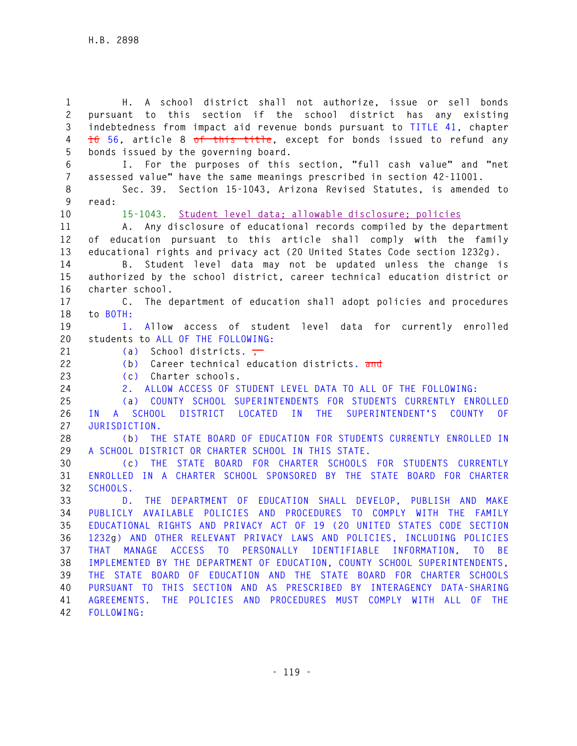H. A school district shall not authorize, issue or sell bonds pursuant to this section if the school district has any existing indebtedness from impact aid revenue bonds pursuant to TITLE 41, chapter ~~16~~ 56, article 8 ~~of this title~~, except for bonds issued to refund any bonds issued by the governing board.

I. For the purposes of this section, "full cash value" and "net assessed value" have the same meanings prescribed in section 42-11001.

Sec. 39. Section 15-1043, Arizona Revised Statutes, is amended to read:

15-1043. Student level data; allowable disclosure; policies

A. Any disclosure of educational records compiled by the department of education pursuant to this article shall comply with the family educational rights and privacy act (20 United States Code section 1232g).

B. Student level data may not be updated unless the change is authorized by the school district, career technical education district or charter school.

C. The department of education shall adopt policies and procedures to BOTH:

1. Allow access of student level data for currently enrolled students to ALL OF THE FOLLOWING:

(a) School districts. ~~,~~

(b) Career technical education districts. ~~and~~

(c) Charter schools.

2. ALLOW ACCESS OF STUDENT LEVEL DATA TO ALL OF THE FOLLOWING:

(a) COUNTY SCHOOL SUPERINTENDENTS FOR STUDENTS CURRENTLY ENROLLED IN A SCHOOL DISTRICT LOCATED IN THE SUPERINTENDENT'S COUNTY OF JURISDICTION.

(b) THE STATE BOARD OF EDUCATION FOR STUDENTS CURRENTLY ENROLLED IN A SCHOOL DISTRICT OR CHARTER SCHOOL IN THIS STATE.

(c) THE STATE BOARD FOR CHARTER SCHOOLS FOR STUDENTS CURRENTLY ENROLLED IN A CHARTER SCHOOL SPONSORED BY THE STATE BOARD FOR CHARTER SCHOOLS.

D. THE DEPARTMENT OF EDUCATION SHALL DEVELOP, PUBLISH AND MAKE PUBLICLY AVAILABLE POLICIES AND PROCEDURES TO COMPLY WITH THE FAMILY EDUCATIONAL RIGHTS AND PRIVACY ACT OF 19 (20 UNITED STATES CODE SECTION 1232g) AND OTHER RELEVANT PRIVACY LAWS AND POLICIES, INCLUDING POLICIES THAT MANAGE ACCESS TO PERSONALLY IDENTIFIABLE INFORMATION, TO BE IMPLEMENTED BY THE DEPARTMENT OF EDUCATION, COUNTY SCHOOL SUPERINTENDENTS, THE STATE BOARD OF EDUCATION AND THE STATE BOARD FOR CHARTER SCHOOLS PURSUANT TO THIS SECTION AND AS PRESCRIBED BY INTERAGENCY DATA-SHARING AGREEMENTS. THE POLICIES AND PROCEDURES MUST COMPLY WITH ALL OF THE FOLLOWING: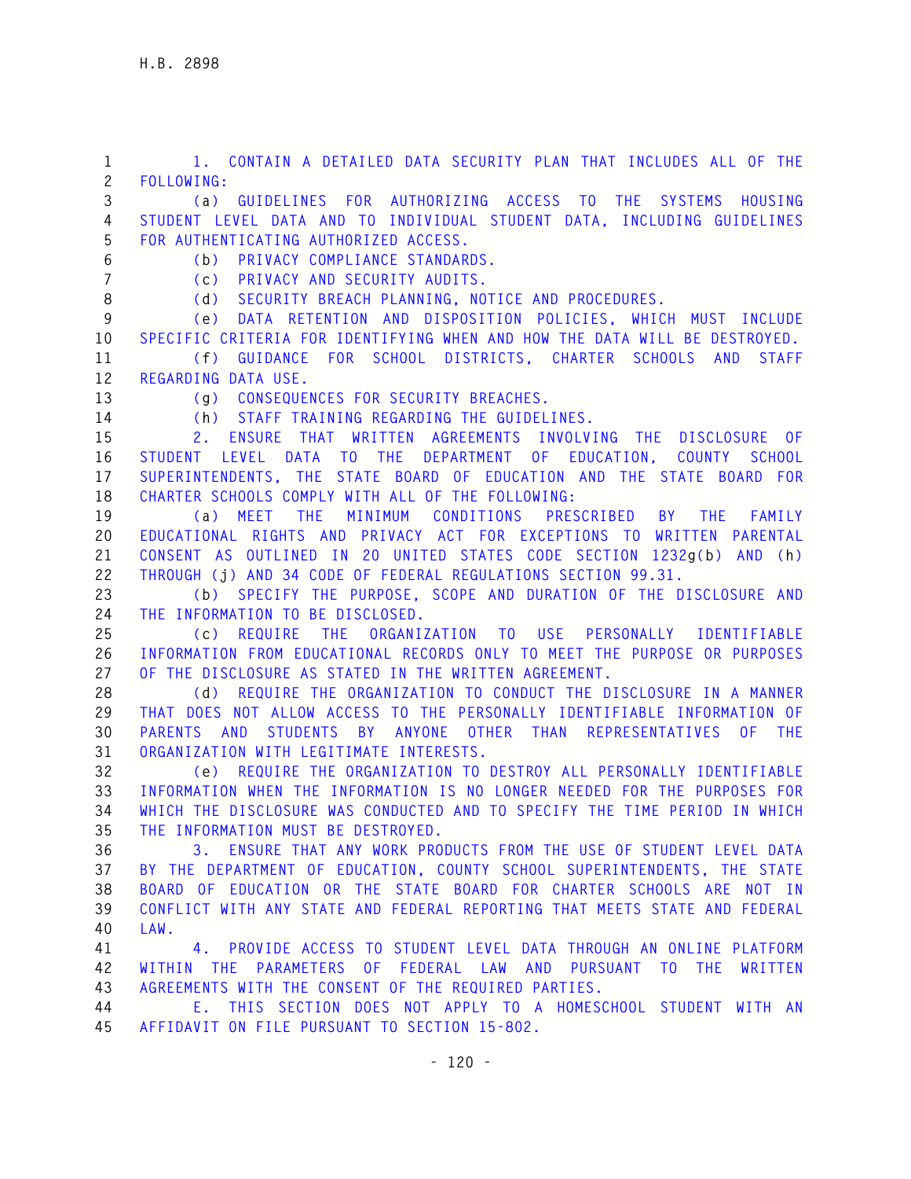1. CONTAIN A DETAILED DATA SECURITY PLAN THAT INCLUDES ALL OF THE FOLLOWING:

(a) GUIDELINES FOR AUTHORIZING ACCESS TO THE SYSTEMS HOUSING STUDENT LEVEL DATA AND TO INDIVIDUAL STUDENT DATA, INCLUDING GUIDELINES FOR AUTHENTICATING AUTHORIZED ACCESS.

(b) PRIVACY COMPLIANCE STANDARDS.

(c) PRIVACY AND SECURITY AUDITS.

(d) SECURITY BREACH PLANNING, NOTICE AND PROCEDURES.

(e) DATA RETENTION AND DISPOSITION POLICIES, WHICH MUST INCLUDE SPECIFIC CRITERIA FOR IDENTIFYING WHEN AND HOW THE DATA WILL BE DESTROYED.

(f) GUIDANCE FOR SCHOOL DISTRICTS, CHARTER SCHOOLS AND STAFF REGARDING DATA USE.

(g) CONSEQUENCES FOR SECURITY BREACHES.

(h) STAFF TRAINING REGARDING THE GUIDELINES.

2. ENSURE THAT WRITTEN AGREEMENTS INVOLVING THE DISCLOSURE OF STUDENT LEVEL DATA TO THE DEPARTMENT OF EDUCATION, COUNTY SCHOOL SUPERINTENDENTS, THE STATE BOARD OF EDUCATION AND THE STATE BOARD FOR CHARTER SCHOOLS COMPLY WITH ALL OF THE FOLLOWING:

(a) MEET THE MINIMUM CONDITIONS PRESCRIBED BY THE FAMILY EDUCATIONAL RIGHTS AND PRIVACY ACT FOR EXCEPTIONS TO WRITTEN PARENTAL CONSENT AS OUTLINED IN 20 UNITED STATES CODE SECTION 1232g(b) AND (h) THROUGH (j) AND 34 CODE OF FEDERAL REGULATIONS SECTION 99.31.

(b) SPECIFY THE PURPOSE, SCOPE AND DURATION OF THE DISCLOSURE AND THE INFORMATION TO BE DISCLOSED.

(c) REQUIRE THE ORGANIZATION TO USE PERSONALLY IDENTIFIABLE INFORMATION FROM EDUCATIONAL RECORDS ONLY TO MEET THE PURPOSE OR PURPOSES OF THE DISCLOSURE AS STATED IN THE WRITTEN AGREEMENT.

(d) REQUIRE THE ORGANIZATION TO CONDUCT THE DISCLOSURE IN A MANNER THAT DOES NOT ALLOW ACCESS TO THE PERSONALLY IDENTIFIABLE INFORMATION OF PARENTS AND STUDENTS BY ANYONE OTHER THAN REPRESENTATIVES OF THE ORGANIZATION WITH LEGITIMATE INTERESTS.

(e) REQUIRE THE ORGANIZATION TO DESTROY ALL PERSONALLY IDENTIFIABLE INFORMATION WHEN THE INFORMATION IS NO LONGER NEEDED FOR THE PURPOSES FOR WHICH THE DISCLOSURE WAS CONDUCTED AND TO SPECIFY THE TIME PERIOD IN WHICH THE INFORMATION MUST BE DESTROYED.

3. ENSURE THAT ANY WORK PRODUCTS FROM THE USE OF STUDENT LEVEL DATA BY THE DEPARTMENT OF EDUCATION, COUNTY SCHOOL SUPERINTENDENTS, THE STATE BOARD OF EDUCATION OR THE STATE BOARD FOR CHARTER SCHOOLS ARE NOT IN CONFLICT WITH ANY STATE AND FEDERAL REPORTING THAT MEETS STATE AND FEDERAL LAW.

4. PROVIDE ACCESS TO STUDENT LEVEL DATA THROUGH AN ONLINE PLATFORM WITHIN THE PARAMETERS OF FEDERAL LAW AND PURSUANT TO THE WRITTEN AGREEMENTS WITH THE CONSENT OF THE REQUIRED PARTIES.

E. THIS SECTION DOES NOT APPLY TO A HOMESCHOOL STUDENT WITH AN AFFIDAVIT ON FILE PURSUANT TO SECTION 15-802.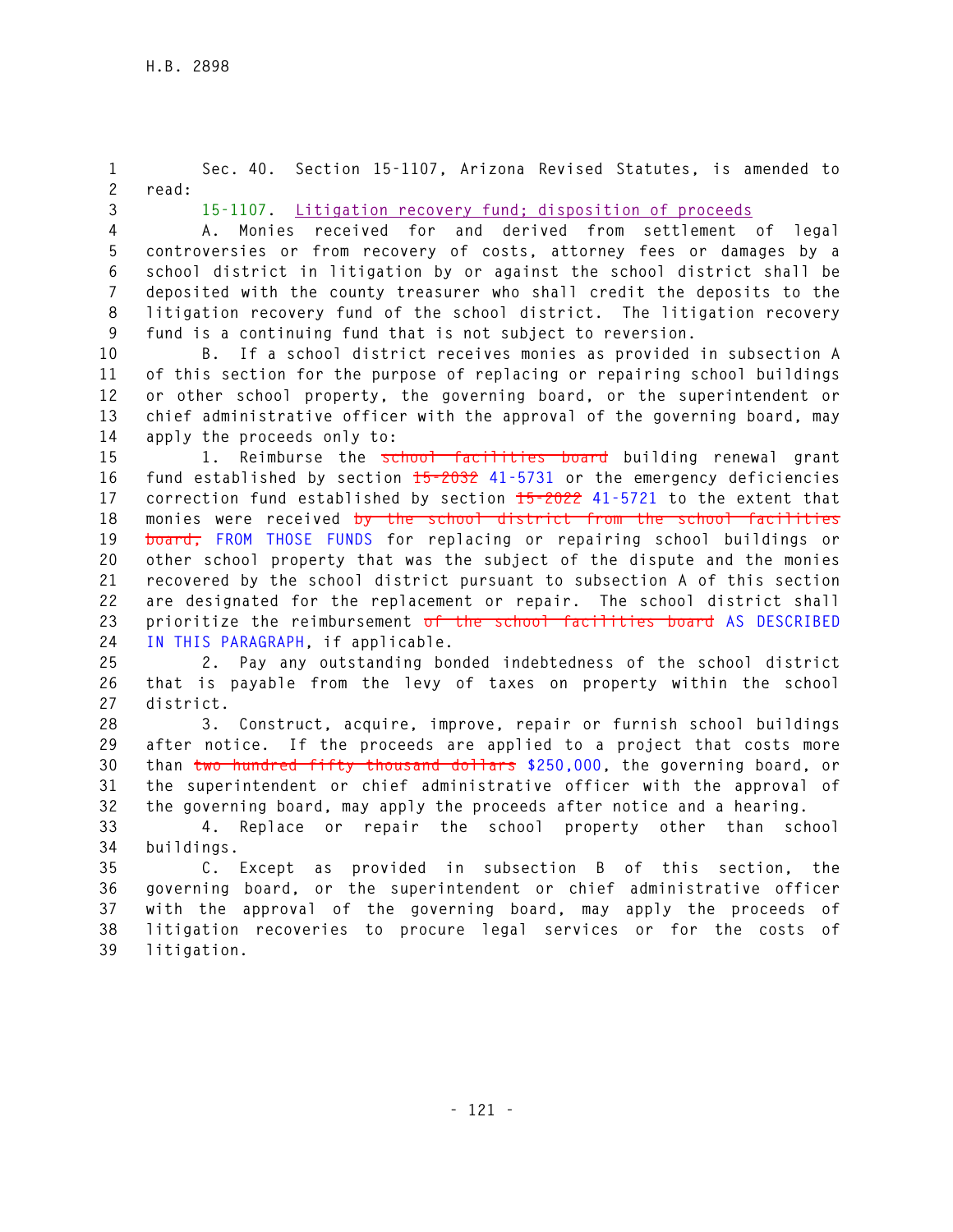Sec. 40. Section 15-1107, Arizona Revised Statutes, is amended to read:

15-1107. Litigation recovery fund; disposition of proceeds

A. Monies received for and derived from settlement of legal controversies or from recovery of costs, attorney fees or damages by a school district in litigation by or against the school district shall be deposited with the county treasurer who shall credit the deposits to the litigation recovery fund of the school district. The litigation recovery fund is a continuing fund that is not subject to reversion.

B. If a school district receives monies as provided in subsection A of this section for the purpose of replacing or repairing school buildings or other school property, the governing board, or the superintendent or chief administrative officer with the approval of the governing board, may apply the proceeds only to:

1. Reimburse the ~~school facilities board~~ building renewal grant fund established by section ~~15-2032~~ 41-5731 or the emergency deficiencies correction fund established by section ~~15-2022~~ 41-5721 to the extent that monies were received ~~by the school district from the school facilities board,~~ FROM THOSE FUNDS for replacing or repairing school buildings or other school property that was the subject of the dispute and the monies recovered by the school district pursuant to subsection A of this section are designated for the replacement or repair. The school district shall prioritize the reimbursement ~~of the school facilities board~~ AS DESCRIBED IN THIS PARAGRAPH, if applicable.

2. Pay any outstanding bonded indebtedness of the school district that is payable from the levy of taxes on property within the school district.

3. Construct, acquire, improve, repair or furnish school buildings after notice. If the proceeds are applied to a project that costs more than ~~two hundred fifty thousand dollars~~ $250,000, the governing board, or the superintendent or chief administrative officer with the approval of the governing board, may apply the proceeds after notice and a hearing.

4. Replace or repair the school property other than school buildings.

C. Except as provided in subsection B of this section, the governing board, or the superintendent or chief administrative officer with the approval of the governing board, may apply the proceeds of litigation recoveries to procure legal services or for the costs of litigation.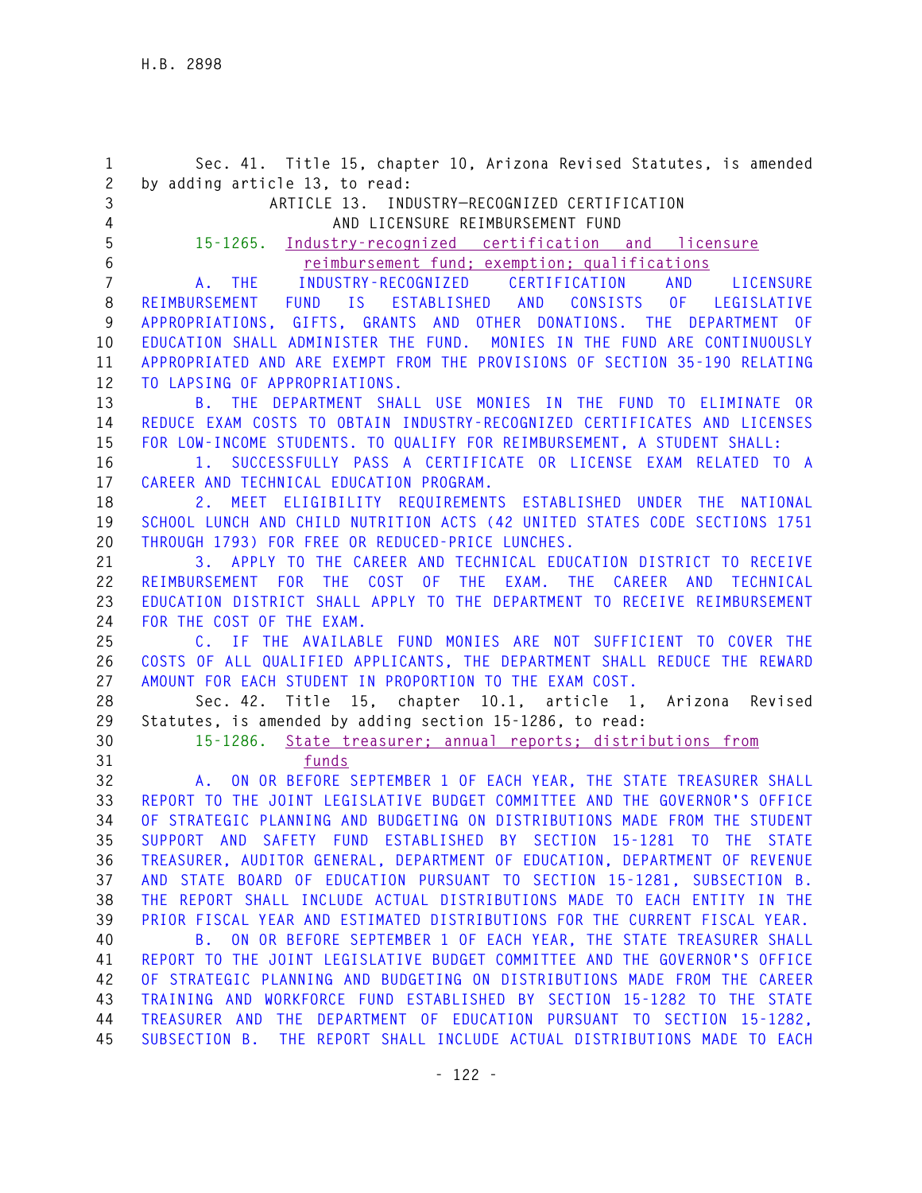Sec. 41. Title 15, chapter 10, Arizona Revised Statutes, is amended by adding article 13, to read:

ARTICLE 13. INDUSTRY-RECOGNIZED CERTIFICATION AND LICENSURE REIMBURSEMENT FUND

15-1265. Industry-recognized certification and licensure reimbursement fund; exemption; qualifications

A. THE INDUSTRY-RECOGNIZED CERTIFICATION AND LICENSURE REIMBURSEMENT FUND IS ESTABLISHED AND CONSISTS OF LEGISLATIVE APPROPRIATIONS, GIFTS, GRANTS AND OTHER DONATIONS. THE DEPARTMENT OF EDUCATION SHALL ADMINISTER THE FUND. MONIES IN THE FUND ARE CONTINUOUSLY APPROPRIATED AND ARE EXEMPT FROM THE PROVISIONS OF SECTION 35-190 RELATING TO LAPSING OF APPROPRIATIONS.

B. THE DEPARTMENT SHALL USE MONIES IN THE FUND TO ELIMINATE OR REDUCE EXAM COSTS TO OBTAIN INDUSTRY-RECOGNIZED CERTIFICATES AND LICENSES FOR LOW-INCOME STUDENTS. TO QUALIFY FOR REIMBURSEMENT, A STUDENT SHALL:

1. SUCCESSFULLY PASS A CERTIFICATE OR LICENSE EXAM RELATED TO A CAREER AND TECHNICAL EDUCATION PROGRAM.

2. MEET ELIGIBILITY REQUIREMENTS ESTABLISHED UNDER THE NATIONAL SCHOOL LUNCH AND CHILD NUTRITION ACTS (42 UNITED STATES CODE SECTIONS 1751 THROUGH 1793) FOR FREE OR REDUCED-PRICE LUNCHES.

3. APPLY TO THE CAREER AND TECHNICAL EDUCATION DISTRICT TO RECEIVE REIMBURSEMENT FOR THE COST OF THE EXAM. THE CAREER AND TECHNICAL EDUCATION DISTRICT SHALL APPLY TO THE DEPARTMENT TO RECEIVE REIMBURSEMENT FOR THE COST OF THE EXAM.

C. IF THE AVAILABLE FUND MONIES ARE NOT SUFFICIENT TO COVER THE COSTS OF ALL QUALIFIED APPLICANTS, THE DEPARTMENT SHALL REDUCE THE REWARD AMOUNT FOR EACH STUDENT IN PROPORTION TO THE EXAM COST.

Sec. 42. Title 15, chapter 10.1, article 1, Arizona Revised Statutes, is amended by adding section 15-1286, to read:

15-1286. State treasurer; annual reports; distributions from funds

A. ON OR BEFORE SEPTEMBER 1 OF EACH YEAR, THE STATE TREASURER SHALL REPORT TO THE JOINT LEGISLATIVE BUDGET COMMITTEE AND THE GOVERNOR'S OFFICE OF STRATEGIC PLANNING AND BUDGETING ON DISTRIBUTIONS MADE FROM THE STUDENT SUPPORT AND SAFETY FUND ESTABLISHED BY SECTION 15-1281 TO THE STATE TREASURER, AUDITOR GENERAL, DEPARTMENT OF EDUCATION, DEPARTMENT OF REVENUE AND STATE BOARD OF EDUCATION PURSUANT TO SECTION 15-1281, SUBSECTION B. THE REPORT SHALL INCLUDE ACTUAL DISTRIBUTIONS MADE TO EACH ENTITY IN THE PRIOR FISCAL YEAR AND ESTIMATED DISTRIBUTIONS FOR THE CURRENT FISCAL YEAR.

B. ON OR BEFORE SEPTEMBER 1 OF EACH YEAR, THE STATE TREASURER SHALL REPORT TO THE JOINT LEGISLATIVE BUDGET COMMITTEE AND THE GOVERNOR'S OFFICE OF STRATEGIC PLANNING AND BUDGETING ON DISTRIBUTIONS MADE FROM THE CAREER TRAINING AND WORKFORCE FUND ESTABLISHED BY SECTION 15-1282 TO THE STATE TREASURER AND THE DEPARTMENT OF EDUCATION PURSUANT TO SECTION 15-1282, SUBSECTION B. THE REPORT SHALL INCLUDE ACTUAL DISTRIBUTIONS MADE TO EACH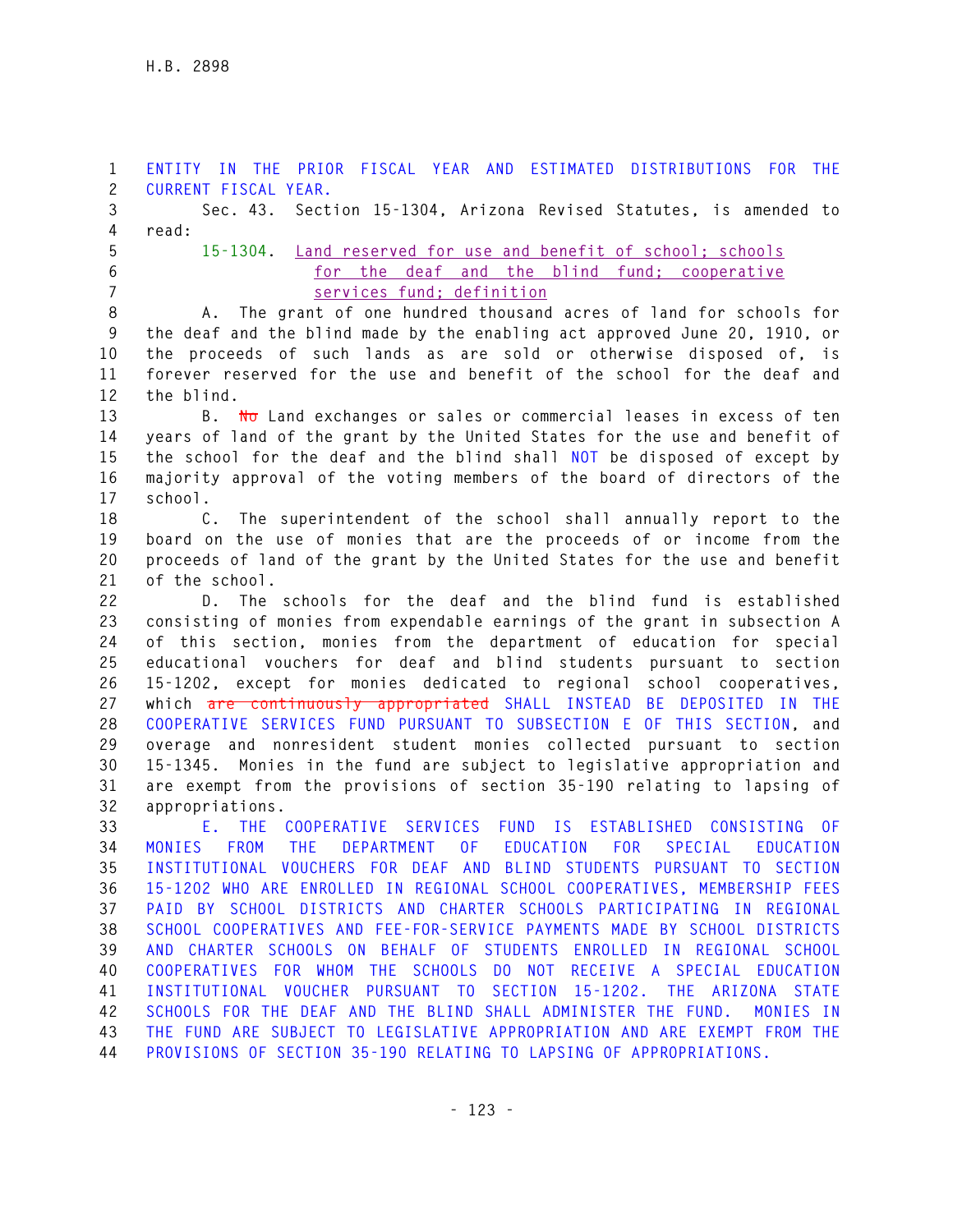ENTITY IN THE PRIOR FISCAL YEAR AND ESTIMATED DISTRIBUTIONS FOR THE CURRENT FISCAL YEAR.

Sec. 43. Section 15-1304, Arizona Revised Statutes, is amended to read:

15-1304. Land reserved for use and benefit of school; schools for the deaf and the blind fund; cooperative services fund; definition

A. The grant of one hundred thousand acres of land for schools for the deaf and the blind made by the enabling act approved June 20, 1910, or the proceeds of such lands as are sold or otherwise disposed of, is forever reserved for the use and benefit of the school for the deaf and the blind.

B. ~~No~~ Land exchanges or sales or commercial leases in excess of ten years of land of the grant by the United States for the use and benefit of the school for the deaf and the blind shall NOT be disposed of except by majority approval of the voting members of the board of directors of the school.

C. The superintendent of the school shall annually report to the board on the use of monies that are the proceeds of or income from the proceeds of land of the grant by the United States for the use and benefit of the school.

D. The schools for the deaf and the blind fund is established consisting of monies from expendable earnings of the grant in subsection A of this section, monies from the department of education for special educational vouchers for deaf and blind students pursuant to section 15-1202, except for monies dedicated to regional school cooperatives, which ~~are continuously appropriated~~ SHALL INSTEAD BE DEPOSITED IN THE COOPERATIVE SERVICES FUND PURSUANT TO SUBSECTION E OF THIS SECTION, and overage and nonresident student monies collected pursuant to section 15-1345. Monies in the fund are subject to legislative appropriation and are exempt from the provisions of section 35-190 relating to lapsing of appropriations.

E. THE COOPERATIVE SERVICES FUND IS ESTABLISHED CONSISTING OF MONIES FROM THE DEPARTMENT OF EDUCATION FOR SPECIAL EDUCATION INSTITUTIONAL VOUCHERS FOR DEAF AND BLIND STUDENTS PURSUANT TO SECTION 15-1202 WHO ARE ENROLLED IN REGIONAL SCHOOL COOPERATIVES, MEMBERSHIP FEES PAID BY SCHOOL DISTRICTS AND CHARTER SCHOOLS PARTICIPATING IN REGIONAL SCHOOL COOPERATIVES AND FEE-FOR-SERVICE PAYMENTS MADE BY SCHOOL DISTRICTS AND CHARTER SCHOOLS ON BEHALF OF STUDENTS ENROLLED IN REGIONAL SCHOOL COOPERATIVES FOR WHOM THE SCHOOLS DO NOT RECEIVE A SPECIAL EDUCATION INSTITUTIONAL VOUCHER PURSUANT TO SECTION 15-1202. THE ARIZONA STATE SCHOOLS FOR THE DEAF AND THE BLIND SHALL ADMINISTER THE FUND. MONIES IN THE FUND ARE SUBJECT TO LEGISLATIVE APPROPRIATION AND ARE EXEMPT FROM THE PROVISIONS OF SECTION 35-190 RELATING TO LAPSING OF APPROPRIATIONS.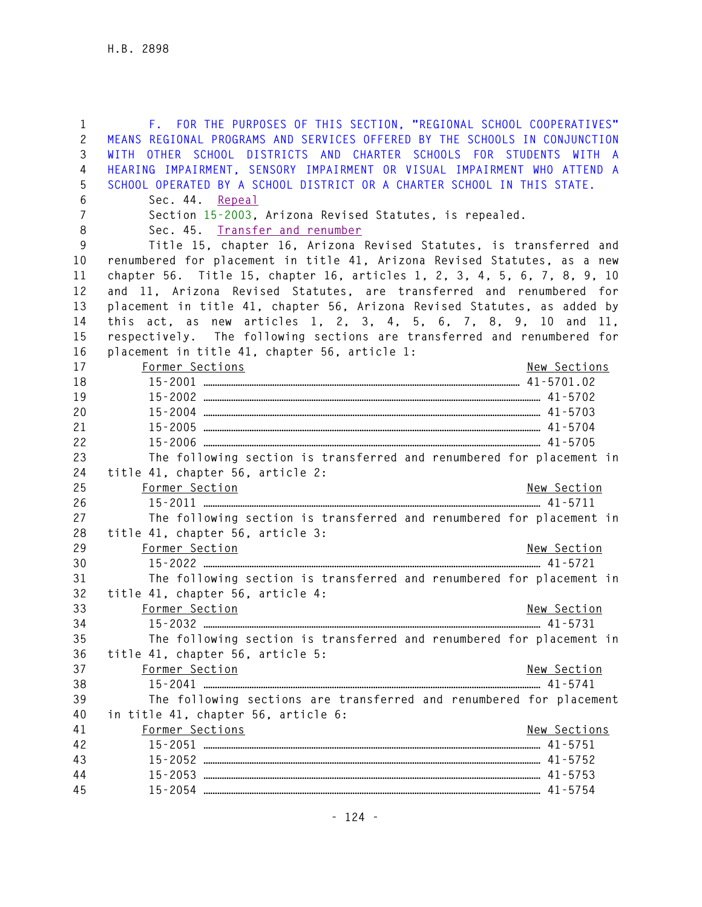F. FOR THE PURPOSES OF THIS SECTION, "REGIONAL SCHOOL COOPERATIVES" MEANS REGIONAL PROGRAMS AND SERVICES OFFERED BY THE SCHOOLS IN CONJUNCTION WITH OTHER SCHOOL DISTRICTS AND CHARTER SCHOOLS FOR STUDENTS WITH A HEARING IMPAIRMENT, SENSORY IMPAIRMENT OR VISUAL IMPAIRMENT WHO ATTEND A SCHOOL OPERATED BY A SCHOOL DISTRICT OR A CHARTER SCHOOL IN THIS STATE.

Sec. 44. Repeal

Section 15-2003, Arizona Revised Statutes, is repealed.

Sec. 45. Transfer and renumber

Title 15, chapter 16, Arizona Revised Statutes, is transferred and renumbered for placement in title 41, Arizona Revised Statutes, as a new chapter 56. Title 15, chapter 16, articles 1, 2, 3, 4, 5, 6, 7, 8, 9, 10 and 11, Arizona Revised Statutes, are transferred and renumbered for placement in title 41, chapter 56, Arizona Revised Statutes, as added by this act, as new articles 1, 2, 3, 4, 5, 6, 7, 8, 9, 10 and 11, respectively. The following sections are transferred and renumbered for placement in title 41, chapter 56, article 1:

| Former Sections | New Sections |
|---|---|
| 15-2001 | 41-5701.02 |
| 15-2002 | 41-5702 |
| 15-2004 | 41-5703 |
| 15-2005 | 41-5704 |
| 15-2006 | 41-5705 |

The following section is transferred and renumbered for placement in title 41, chapter 56, article 2:

| Former Section | New Section |
|---|---|
| 15-2011 | 41-5711 |

The following section is transferred and renumbered for placement in title 41, chapter 56, article 3:

| Former Section | New Section |
|---|---|
| 15-2022 | 41-5721 |

The following section is transferred and renumbered for placement in title 41, chapter 56, article 4:

| Former Section | New Section |
|---|---|
| 15-2032 | 41-5731 |

The following section is transferred and renumbered for placement in title 41, chapter 56, article 5:

| Former Section | New Section |
|---|---|
| 15-2041 | 41-5741 |

The following sections are transferred and renumbered for placement in title 41, chapter 56, article 6:

| Former Sections | New Sections |
|---|---|
| 15-2051 | 41-5751 |
| 15-2052 | 41-5752 |
| 15-2053 | 41-5753 |
| 15-2054 | 41-5754 |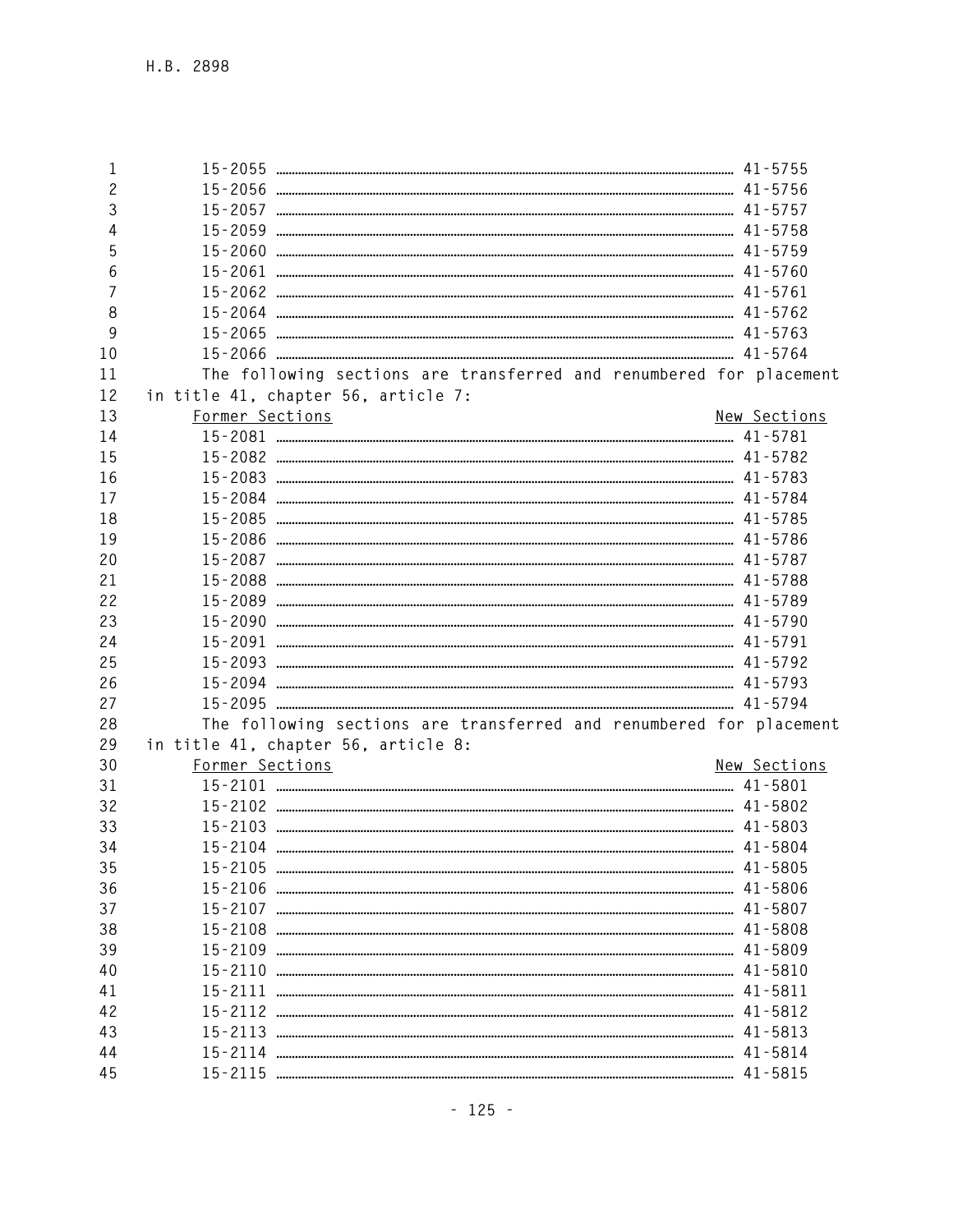| Former Sections | New Sections |
|---|---|
| 15-2055 | 41-5755 |
| 15-2056 | 41-5756 |
| 15-2057 | 41-5757 |
| 15-2059 | 41-5758 |
| 15-2060 | 41-5759 |
| 15-2061 | 41-5760 |
| 15-2062 | 41-5761 |
| 15-2064 | 41-5762 |
| 15-2065 | 41-5763 |
| 15-2066 | 41-5764 |

The following sections are transferred and renumbered for placement in title 41, chapter 56, article 7:

| Former Sections | New Sections |
|---|---|
| 15-2081 | 41-5781 |
| 15-2082 | 41-5782 |
| 15-2083 | 41-5783 |
| 15-2084 | 41-5784 |
| 15-2085 | 41-5785 |
| 15-2086 | 41-5786 |
| 15-2087 | 41-5787 |
| 15-2088 | 41-5788 |
| 15-2089 | 41-5789 |
| 15-2090 | 41-5790 |
| 15-2091 | 41-5791 |
| 15-2093 | 41-5792 |
| 15-2094 | 41-5793 |
| 15-2095 | 41-5794 |

The following sections are transferred and renumbered for placement in title 41, chapter 56, article 8:

| Former Sections | New Sections |
|---|---|
| 15-2101 | 41-5801 |
| 15-2102 | 41-5802 |
| 15-2103 | 41-5803 |
| 15-2104 | 41-5804 |
| 15-2105 | 41-5805 |
| 15-2106 | 41-5806 |
| 15-2107 | 41-5807 |
| 15-2108 | 41-5808 |
| 15-2109 | 41-5809 |
| 15-2110 | 41-5810 |
| 15-2111 | 41-5811 |
| 15-2112 | 41-5812 |
| 15-2113 | 41-5813 |
| 15-2114 | 41-5814 |
| 15-2115 | 41-5815 |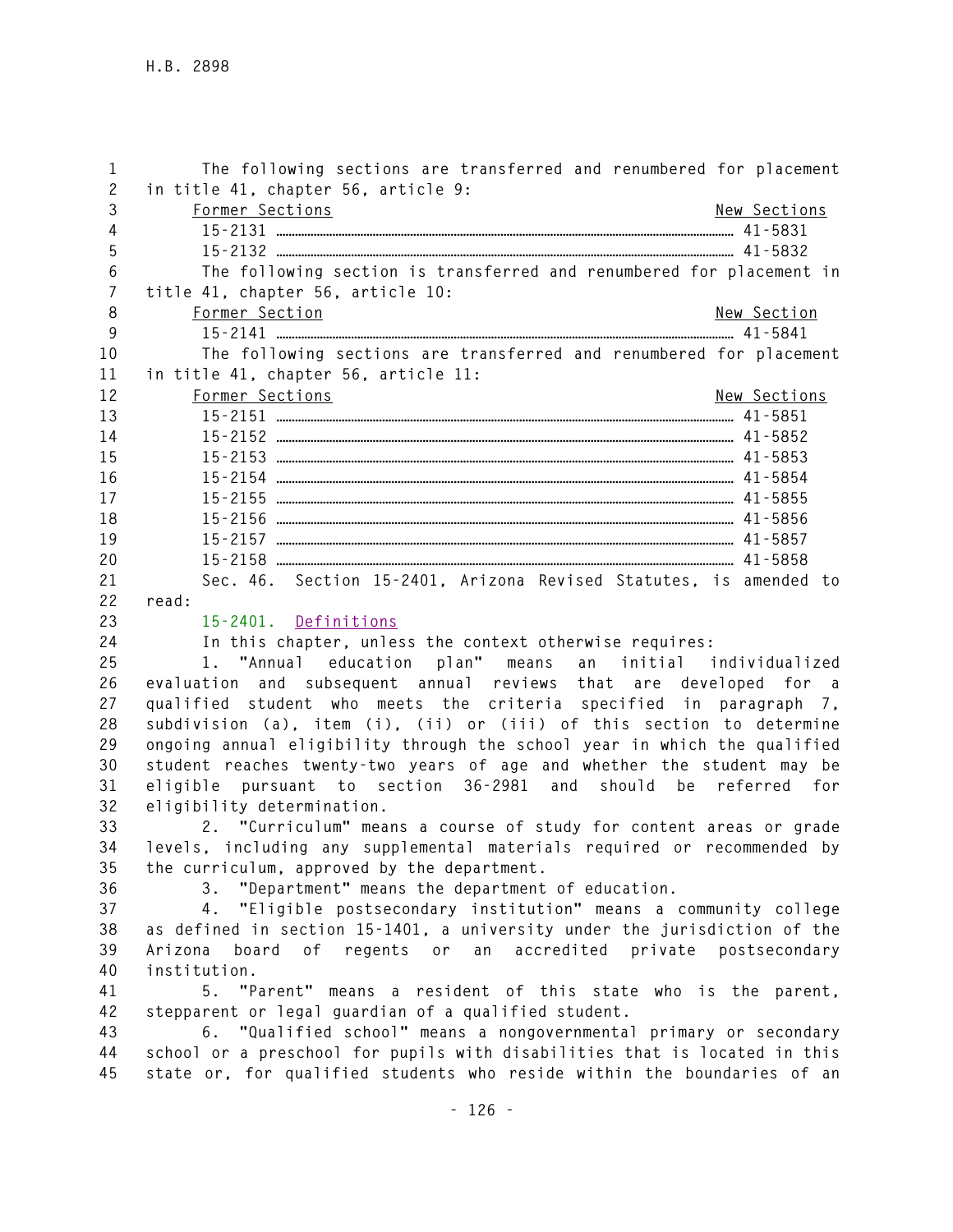The following sections are transferred and renumbered for placement in title 41, chapter 56, article 9:

| Former Sections | New Sections |
| --- | --- |
| 15-2131 | 41-5831 |
| 15-2132 | 41-5832 |

The following section is transferred and renumbered for placement in title 41, chapter 56, article 10:

| Former Section | New Section |
| --- | --- |
| 15-2141 | 41-5841 |

The following sections are transferred and renumbered for placement in title 41, chapter 56, article 11:

| Former Sections | New Sections |
| --- | --- |
| 15-2151 | 41-5851 |
| 15-2152 | 41-5852 |
| 15-2153 | 41-5853 |
| 15-2154 | 41-5854 |
| 15-2155 | 41-5855 |
| 15-2156 | 41-5856 |
| 15-2157 | 41-5857 |
| 15-2158 | 41-5858 |

Sec. 46. Section 15-2401, Arizona Revised Statutes, is amended to read:

15-2401. Definitions

In this chapter, unless the context otherwise requires:

1. "Annual education plan" means an initial individualized evaluation and subsequent annual reviews that are developed for a qualified student who meets the criteria specified in paragraph 7, subdivision (a), item (i), (ii) or (iii) of this section to determine ongoing annual eligibility through the school year in which the qualified student reaches twenty-two years of age and whether the student may be eligible pursuant to section 36-2981 and should be referred for eligibility determination.

2. "Curriculum" means a course of study for content areas or grade levels, including any supplemental materials required or recommended by the curriculum, approved by the department.

3. "Department" means the department of education.

4. "Eligible postsecondary institution" means a community college as defined in section 15-1401, a university under the jurisdiction of the Arizona board of regents or an accredited private postsecondary institution.

5. "Parent" means a resident of this state who is the parent, stepparent or legal guardian of a qualified student.

6. "Qualified school" means a nongovernmental primary or secondary school or a preschool for pupils with disabilities that is located in this state or, for qualified students who reside within the boundaries of an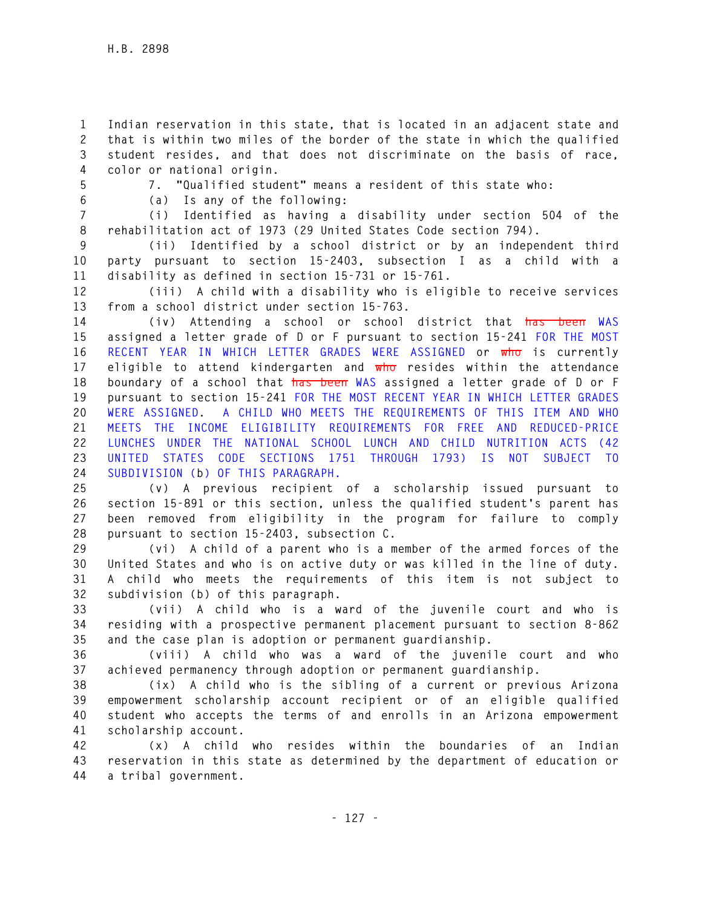Indian reservation in this state, that is located in an adjacent state and that is within two miles of the border of the state in which the qualified student resides, and that does not discriminate on the basis of race, color or national origin.

7. "Qualified student" means a resident of this state who:

(a) Is any of the following:

(i) Identified as having a disability under section 504 of the rehabilitation act of 1973 (29 United States Code section 794).

(ii) Identified by a school district or by an independent third party pursuant to section 15-2403, subsection I as a child with a disability as defined in section 15-731 or 15-761.

(iii) A child with a disability who is eligible to receive services from a school district under section 15-763.

(iv) Attending a school or school district that ~~has been~~ WAS assigned a letter grade of D or F pursuant to section 15-241 FOR THE MOST RECENT YEAR IN WHICH LETTER GRADES WERE ASSIGNED or ~~who~~ is currently eligible to attend kindergarten and ~~who~~ resides within the attendance boundary of a school that ~~has been~~ WAS assigned a letter grade of D or F pursuant to section 15-241 FOR THE MOST RECENT YEAR IN WHICH LETTER GRADES WERE ASSIGNED. A CHILD WHO MEETS THE REQUIREMENTS OF THIS ITEM AND WHO MEETS THE INCOME ELIGIBILITY REQUIREMENTS FOR FREE AND REDUCED-PRICE LUNCHES UNDER THE NATIONAL SCHOOL LUNCH AND CHILD NUTRITION ACTS (42 UNITED STATES CODE SECTIONS 1751 THROUGH 1793) IS NOT SUBJECT TO SUBDIVISION (b) OF THIS PARAGRAPH.

(v) A previous recipient of a scholarship issued pursuant to section 15-891 or this section, unless the qualified student's parent has been removed from eligibility in the program for failure to comply pursuant to section 15-2403, subsection C.

(vi) A child of a parent who is a member of the armed forces of the United States and who is on active duty or was killed in the line of duty. A child who meets the requirements of this item is not subject to subdivision (b) of this paragraph.

(vii) A child who is a ward of the juvenile court and who is residing with a prospective permanent placement pursuant to section 8-862 and the case plan is adoption or permanent guardianship.

(viii) A child who was a ward of the juvenile court and who achieved permanency through adoption or permanent guardianship.

(ix) A child who is the sibling of a current or previous Arizona empowerment scholarship account recipient or of an eligible qualified student who accepts the terms of and enrolls in an Arizona empowerment scholarship account.

(x) A child who resides within the boundaries of an Indian reservation in this state as determined by the department of education or a tribal government.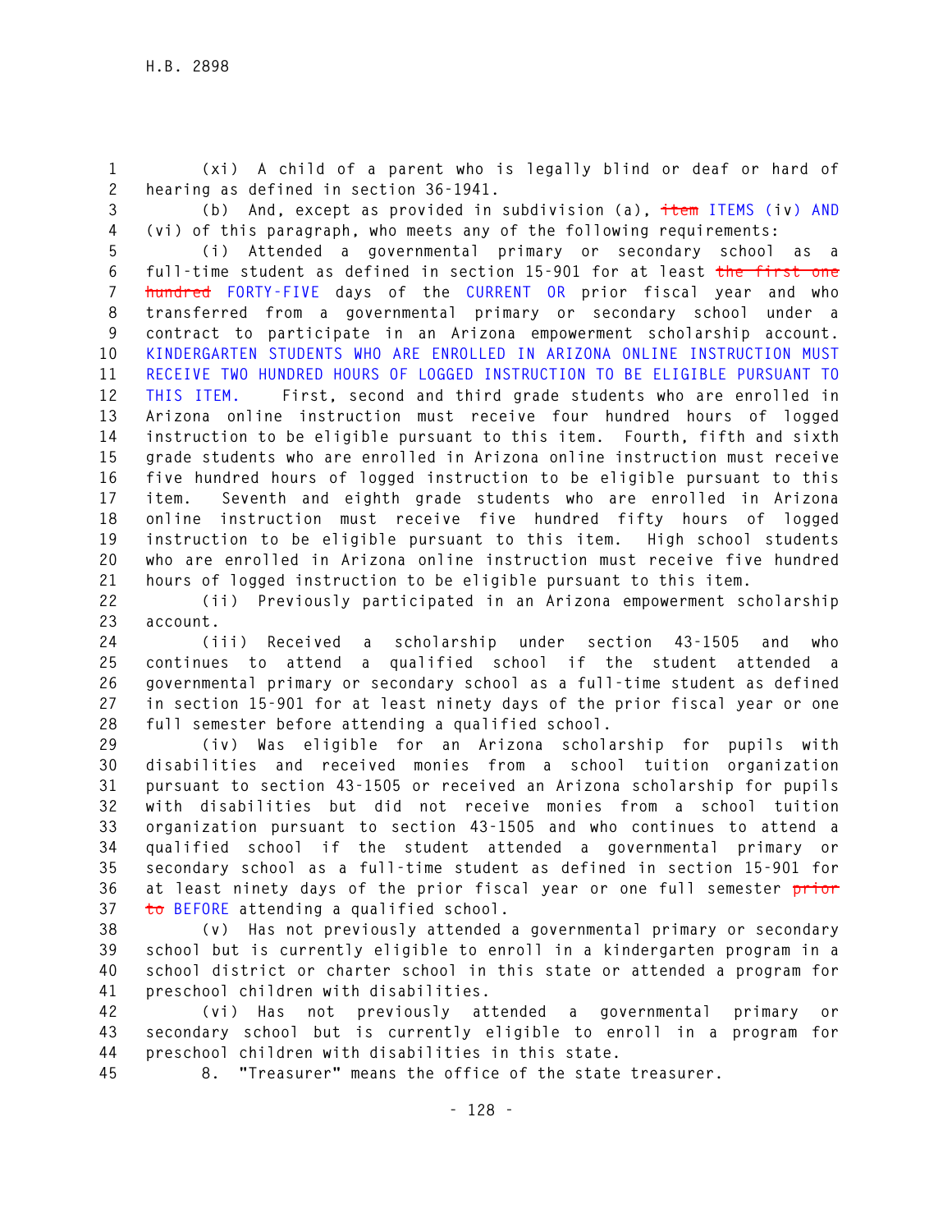(xi) A child of a parent who is legally blind or deaf or hard of hearing as defined in section 36-1941.

(b) And, except as provided in subdivision (a), ~~item~~ ITEMS (iv) AND (vi) of this paragraph, who meets any of the following requirements:

(i) Attended a governmental primary or secondary school as a full-time student as defined in section 15-901 for at least ~~the first one hundred~~ FORTY-FIVE days of the CURRENT OR prior fiscal year and who transferred from a governmental primary or secondary school under a contract to participate in an Arizona empowerment scholarship account. KINDERGARTEN STUDENTS WHO ARE ENROLLED IN ARIZONA ONLINE INSTRUCTION MUST RECEIVE TWO HUNDRED HOURS OF LOGGED INSTRUCTION TO BE ELIGIBLE PURSUANT TO THIS ITEM. First, second and third grade students who are enrolled in Arizona online instruction must receive four hundred hours of logged instruction to be eligible pursuant to this item. Fourth, fifth and sixth grade students who are enrolled in Arizona online instruction must receive five hundred hours of logged instruction to be eligible pursuant to this item. Seventh and eighth grade students who are enrolled in Arizona online instruction must receive five hundred fifty hours of logged instruction to be eligible pursuant to this item. High school students who are enrolled in Arizona online instruction must receive five hundred hours of logged instruction to be eligible pursuant to this item.

(ii) Previously participated in an Arizona empowerment scholarship account.

(iii) Received a scholarship under section 43-1505 and who continues to attend a qualified school if the student attended a governmental primary or secondary school as a full-time student as defined in section 15-901 for at least ninety days of the prior fiscal year or one full semester before attending a qualified school.

(iv) Was eligible for an Arizona scholarship for pupils with disabilities and received monies from a school tuition organization pursuant to section 43-1505 or received an Arizona scholarship for pupils with disabilities but did not receive monies from a school tuition organization pursuant to section 43-1505 and who continues to attend a qualified school if the student attended a governmental primary or secondary school as a full-time student as defined in section 15-901 for at least ninety days of the prior fiscal year or one full semester ~~prior to~~ BEFORE attending a qualified school.

(v) Has not previously attended a governmental primary or secondary school but is currently eligible to enroll in a kindergarten program in a school district or charter school in this state or attended a program for preschool children with disabilities.

(vi) Has not previously attended a governmental primary or secondary school but is currently eligible to enroll in a program for preschool children with disabilities in this state.

8. "Treasurer" means the office of the state treasurer.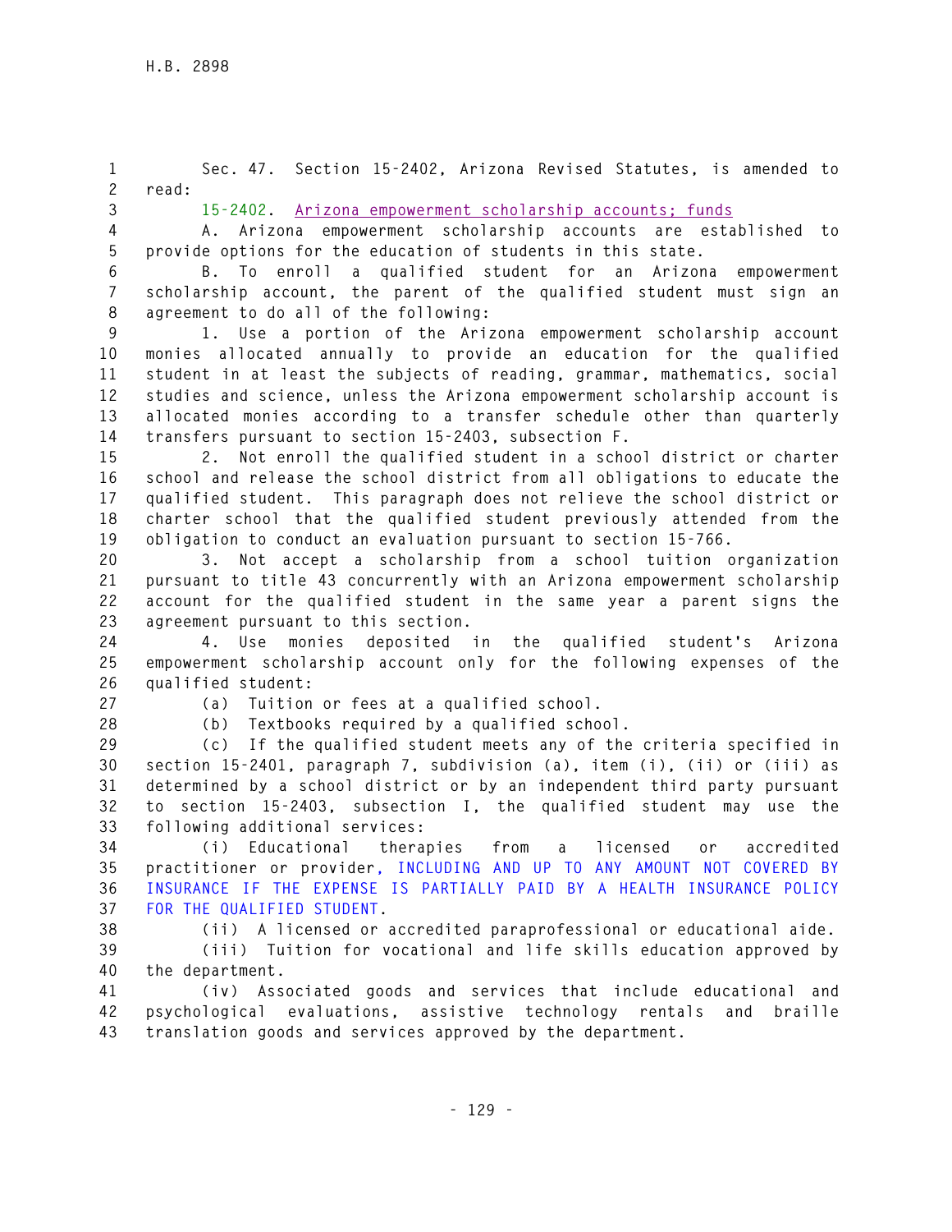Sec. 47. Section 15-2402, Arizona Revised Statutes, is amended to read:

15-2402. Arizona empowerment scholarship accounts; funds

A. Arizona empowerment scholarship accounts are established to provide options for the education of students in this state.

B. To enroll a qualified student for an Arizona empowerment scholarship account, the parent of the qualified student must sign an agreement to do all of the following:

1. Use a portion of the Arizona empowerment scholarship account monies allocated annually to provide an education for the qualified student in at least the subjects of reading, grammar, mathematics, social studies and science, unless the Arizona empowerment scholarship account is allocated monies according to a transfer schedule other than quarterly transfers pursuant to section 15-2403, subsection F.

2. Not enroll the qualified student in a school district or charter school and release the school district from all obligations to educate the qualified student. This paragraph does not relieve the school district or charter school that the qualified student previously attended from the obligation to conduct an evaluation pursuant to section 15-766.

3. Not accept a scholarship from a school tuition organization pursuant to title 43 concurrently with an Arizona empowerment scholarship account for the qualified student in the same year a parent signs the agreement pursuant to this section.

4. Use monies deposited in the qualified student's Arizona empowerment scholarship account only for the following expenses of the qualified student:

(a) Tuition or fees at a qualified school.

(b) Textbooks required by a qualified school.

(c) If the qualified student meets any of the criteria specified in section 15-2401, paragraph 7, subdivision (a), item (i), (ii) or (iii) as determined by a school district or by an independent third party pursuant to section 15-2403, subsection I, the qualified student may use the following additional services:

(i) Educational therapies from a licensed or accredited practitioner or provider, INCLUDING AND UP TO ANY AMOUNT NOT COVERED BY INSURANCE IF THE EXPENSE IS PARTIALLY PAID BY A HEALTH INSURANCE POLICY FOR THE QUALIFIED STUDENT.

(ii) A licensed or accredited paraprofessional or educational aide.

(iii) Tuition for vocational and life skills education approved by the department.

(iv) Associated goods and services that include educational and psychological evaluations, assistive technology rentals and braille translation goods and services approved by the department.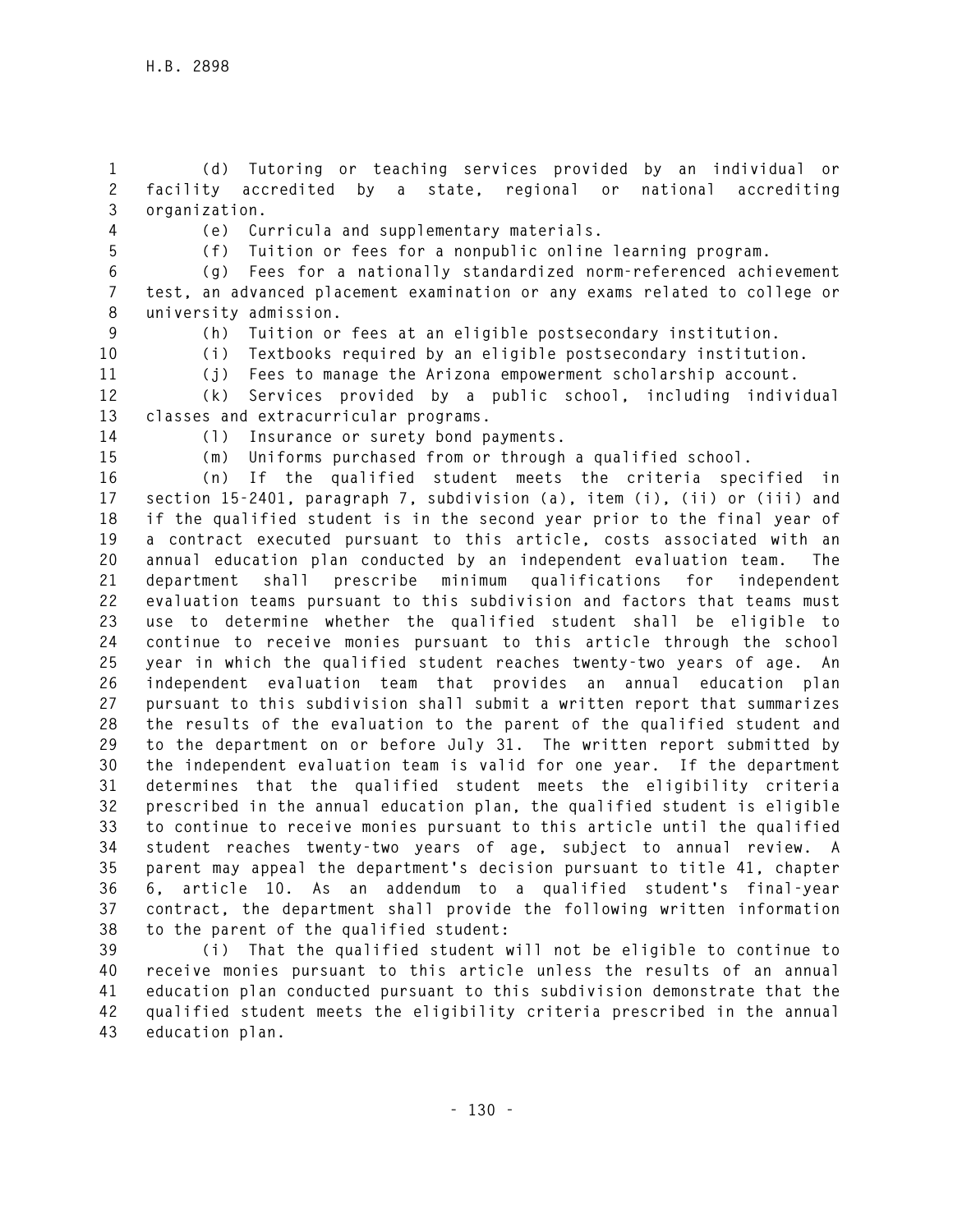(d) Tutoring or teaching services provided by an individual or facility accredited by a state, regional or national accrediting organization.

(e) Curricula and supplementary materials.

(f) Tuition or fees for a nonpublic online learning program.

(g) Fees for a nationally standardized norm-referenced achievement test, an advanced placement examination or any exams related to college or university admission.

(h) Tuition or fees at an eligible postsecondary institution.

(i) Textbooks required by an eligible postsecondary institution.

(j) Fees to manage the Arizona empowerment scholarship account.

(k) Services provided by a public school, including individual classes and extracurricular programs.

(l) Insurance or surety bond payments.

(m) Uniforms purchased from or through a qualified school.

(n) If the qualified student meets the criteria specified in section 15-2401, paragraph 7, subdivision (a), item (i), (ii) or (iii) and if the qualified student is in the second year prior to the final year of a contract executed pursuant to this article, costs associated with an annual education plan conducted by an independent evaluation team. The department shall prescribe minimum qualifications for independent evaluation teams pursuant to this subdivision and factors that teams must use to determine whether the qualified student shall be eligible to continue to receive monies pursuant to this article through the school year in which the qualified student reaches twenty-two years of age. An independent evaluation team that provides an annual education plan pursuant to this subdivision shall submit a written report that summarizes the results of the evaluation to the parent of the qualified student and to the department on or before July 31. The written report submitted by the independent evaluation team is valid for one year. If the department determines that the qualified student meets the eligibility criteria prescribed in the annual education plan, the qualified student is eligible to continue to receive monies pursuant to this article until the qualified student reaches twenty-two years of age, subject to annual review. A parent may appeal the department's decision pursuant to title 41, chapter 6, article 10. As an addendum to a qualified student's final-year contract, the department shall provide the following written information to the parent of the qualified student:

(i) That the qualified student will not be eligible to continue to receive monies pursuant to this article unless the results of an annual education plan conducted pursuant to this subdivision demonstrate that the qualified student meets the eligibility criteria prescribed in the annual education plan.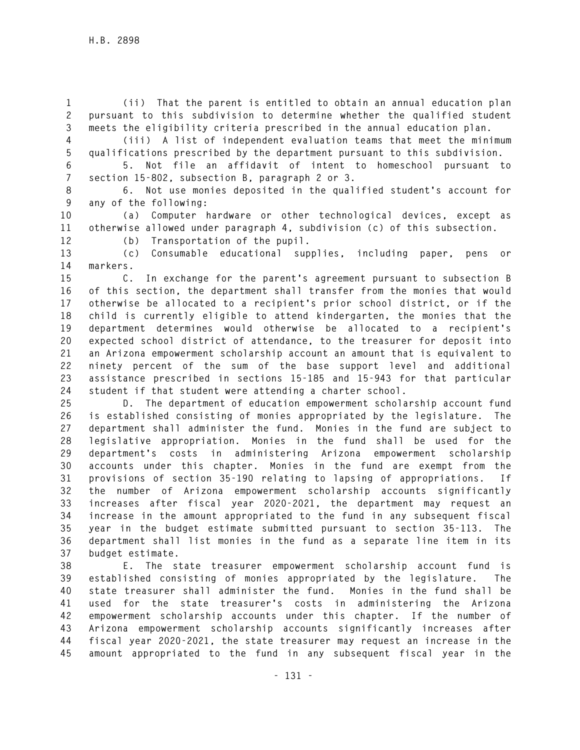(ii) That the parent is entitled to obtain an annual education plan pursuant to this subdivision to determine whether the qualified student meets the eligibility criteria prescribed in the annual education plan.

(iii) A list of independent evaluation teams that meet the minimum qualifications prescribed by the department pursuant to this subdivision.

5. Not file an affidavit of intent to homeschool pursuant to section 15-802, subsection B, paragraph 2 or 3.

6. Not use monies deposited in the qualified student's account for any of the following:

(a) Computer hardware or other technological devices, except as otherwise allowed under paragraph 4, subdivision (c) of this subsection.

(b) Transportation of the pupil.

(c) Consumable educational supplies, including paper, pens or markers.

C. In exchange for the parent's agreement pursuant to subsection B of this section, the department shall transfer from the monies that would otherwise be allocated to a recipient's prior school district, or if the child is currently eligible to attend kindergarten, the monies that the department determines would otherwise be allocated to a recipient's expected school district of attendance, to the treasurer for deposit into an Arizona empowerment scholarship account an amount that is equivalent to ninety percent of the sum of the base support level and additional assistance prescribed in sections 15-185 and 15-943 for that particular student if that student were attending a charter school.

D. The department of education empowerment scholarship account fund is established consisting of monies appropriated by the legislature. The department shall administer the fund. Monies in the fund are subject to legislative appropriation. Monies in the fund shall be used for the department's costs in administering Arizona empowerment scholarship accounts under this chapter. Monies in the fund are exempt from the provisions of section 35-190 relating to lapsing of appropriations. If the number of Arizona empowerment scholarship accounts significantly increases after fiscal year 2020-2021, the department may request an increase in the amount appropriated to the fund in any subsequent fiscal year in the budget estimate submitted pursuant to section 35-113. The department shall list monies in the fund as a separate line item in its budget estimate.

E. The state treasurer empowerment scholarship account fund is established consisting of monies appropriated by the legislature. The state treasurer shall administer the fund. Monies in the fund shall be used for the state treasurer's costs in administering the Arizona empowerment scholarship accounts under this chapter. If the number of Arizona empowerment scholarship accounts significantly increases after fiscal year 2020-2021, the state treasurer may request an increase in the amount appropriated to the fund in any subsequent fiscal year in the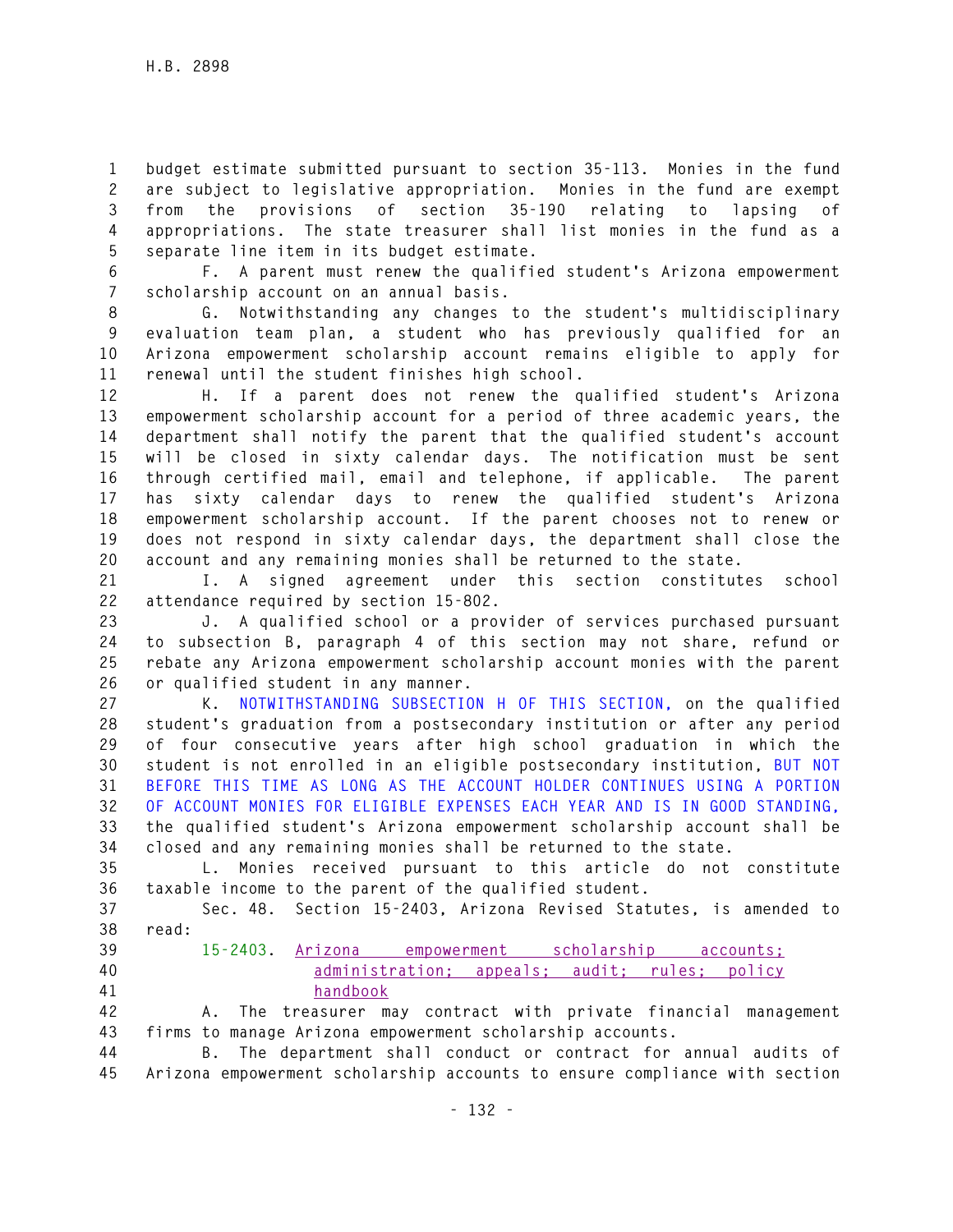budget estimate submitted pursuant to section 35-113. Monies in the fund are subject to legislative appropriation. Monies in the fund are exempt from the provisions of section 35-190 relating to lapsing of appropriations. The state treasurer shall list monies in the fund as a separate line item in its budget estimate.

F. A parent must renew the qualified student's Arizona empowerment scholarship account on an annual basis.

G. Notwithstanding any changes to the student's multidisciplinary evaluation team plan, a student who has previously qualified for an Arizona empowerment scholarship account remains eligible to apply for renewal until the student finishes high school.

H. If a parent does not renew the qualified student's Arizona empowerment scholarship account for a period of three academic years, the department shall notify the parent that the qualified student's account will be closed in sixty calendar days. The notification must be sent through certified mail, email and telephone, if applicable. The parent has sixty calendar days to renew the qualified student's Arizona empowerment scholarship account. If the parent chooses not to renew or does not respond in sixty calendar days, the department shall close the account and any remaining monies shall be returned to the state.

I. A signed agreement under this section constitutes school attendance required by section 15-802.

J. A qualified school or a provider of services purchased pursuant to subsection B, paragraph 4 of this section may not share, refund or rebate any Arizona empowerment scholarship account monies with the parent or qualified student in any manner.

K. NOTWITHSTANDING SUBSECTION H OF THIS SECTION, on the qualified student's graduation from a postsecondary institution or after any period of four consecutive years after high school graduation in which the student is not enrolled in an eligible postsecondary institution, BUT NOT BEFORE THIS TIME AS LONG AS THE ACCOUNT HOLDER CONTINUES USING A PORTION OF ACCOUNT MONIES FOR ELIGIBLE EXPENSES EACH YEAR AND IS IN GOOD STANDING, the qualified student's Arizona empowerment scholarship account shall be closed and any remaining monies shall be returned to the state.

L. Monies received pursuant to this article do not constitute taxable income to the parent of the qualified student.

Sec. 48. Section 15-2403, Arizona Revised Statutes, is amended to read:

15-2403. Arizona empowerment scholarship accounts; administration; appeals; audit; rules; policy handbook

A. The treasurer may contract with private financial management firms to manage Arizona empowerment scholarship accounts.

B. The department shall conduct or contract for annual audits of Arizona empowerment scholarship accounts to ensure compliance with section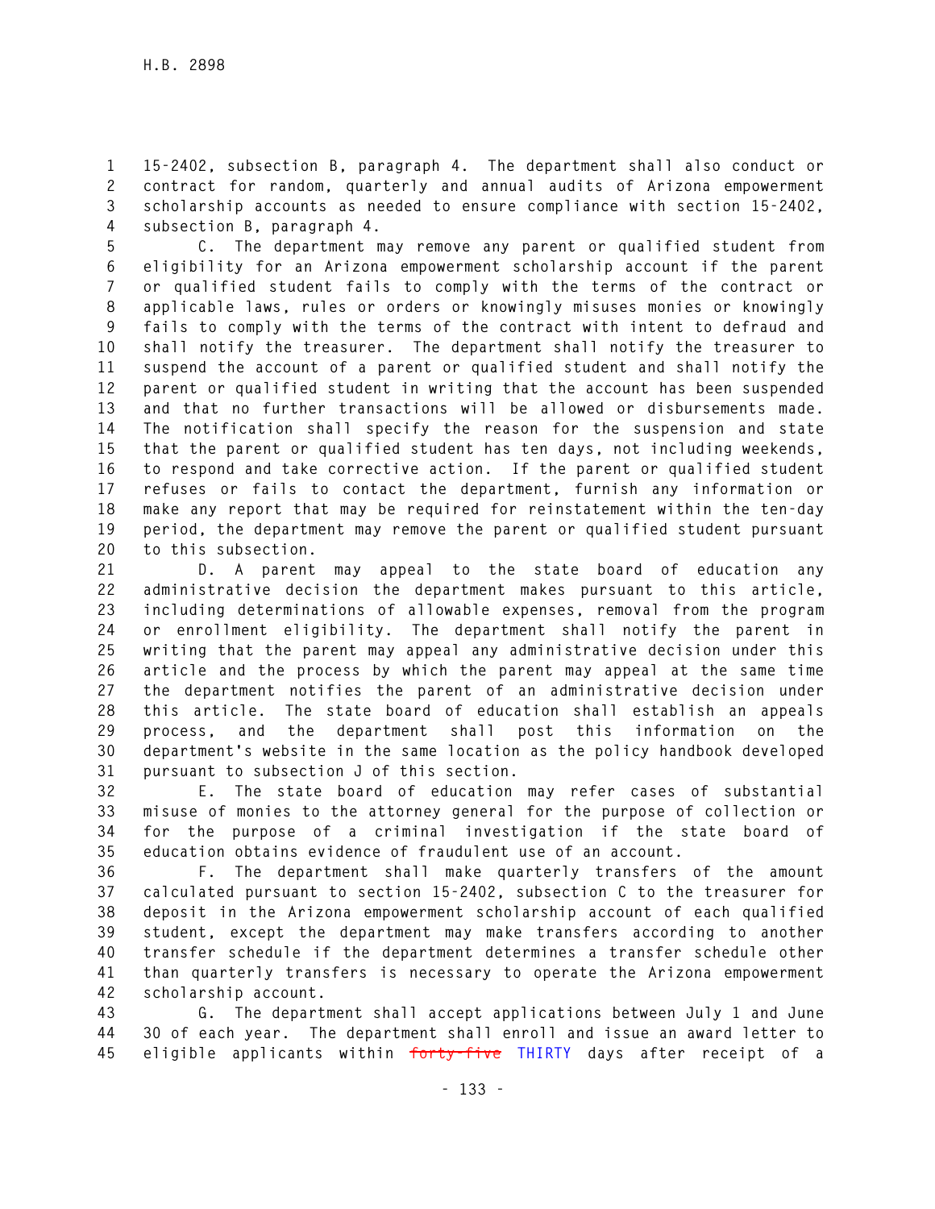15-2402, subsection B, paragraph 4. The department shall also conduct or contract for random, quarterly and annual audits of Arizona empowerment scholarship accounts as needed to ensure compliance with section 15-2402, subsection B, paragraph 4.

C. The department may remove any parent or qualified student from eligibility for an Arizona empowerment scholarship account if the parent or qualified student fails to comply with the terms of the contract or applicable laws, rules or orders or knowingly misuses monies or knowingly fails to comply with the terms of the contract with intent to defraud and shall notify the treasurer. The department shall notify the treasurer to suspend the account of a parent or qualified student and shall notify the parent or qualified student in writing that the account has been suspended and that no further transactions will be allowed or disbursements made. The notification shall specify the reason for the suspension and state that the parent or qualified student has ten days, not including weekends, to respond and take corrective action. If the parent or qualified student refuses or fails to contact the department, furnish any information or make any report that may be required for reinstatement within the ten-day period, the department may remove the parent or qualified student pursuant to this subsection.

D. A parent may appeal to the state board of education any administrative decision the department makes pursuant to this article, including determinations of allowable expenses, removal from the program or enrollment eligibility. The department shall notify the parent in writing that the parent may appeal any administrative decision under this article and the process by which the parent may appeal at the same time the department notifies the parent of an administrative decision under this article. The state board of education shall establish an appeals process, and the department shall post this information on the department's website in the same location as the policy handbook developed pursuant to subsection J of this section.

E. The state board of education may refer cases of substantial misuse of monies to the attorney general for the purpose of collection or for the purpose of a criminal investigation if the state board of education obtains evidence of fraudulent use of an account.

F. The department shall make quarterly transfers of the amount calculated pursuant to section 15-2402, subsection C to the treasurer for deposit in the Arizona empowerment scholarship account of each qualified student, except the department may make transfers according to another transfer schedule if the department determines a transfer schedule other than quarterly transfers is necessary to operate the Arizona empowerment scholarship account.

G. The department shall accept applications between July 1 and June 30 of each year. The department shall enroll and issue an award letter to eligible applicants within ~~forty-five~~ THIRTY days after receipt of a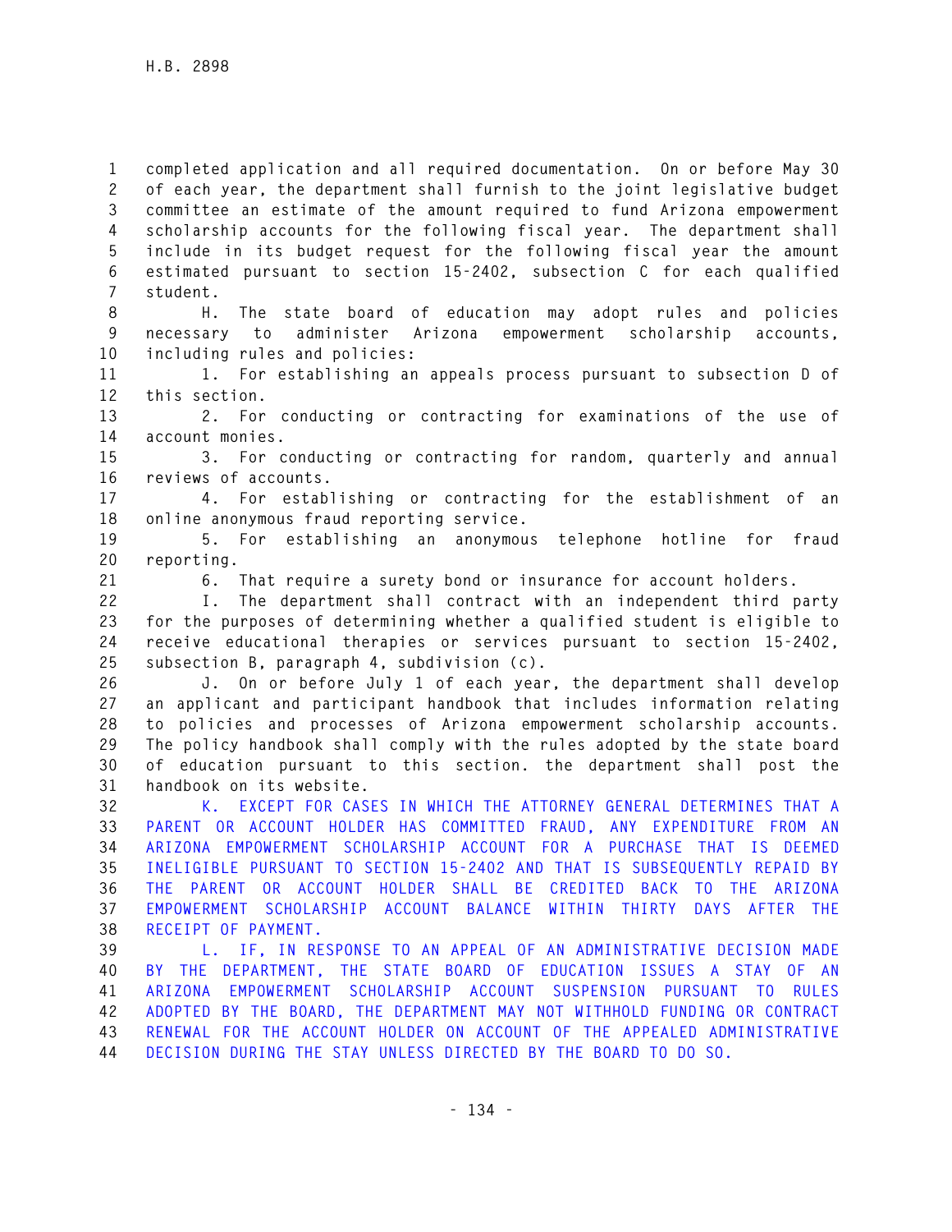completed application and all required documentation. On or before May 30 of each year, the department shall furnish to the joint legislative budget committee an estimate of the amount required to fund Arizona empowerment scholarship accounts for the following fiscal year. The department shall include in its budget request for the following fiscal year the amount estimated pursuant to section 15-2402, subsection C for each qualified student.

H. The state board of education may adopt rules and policies necessary to administer Arizona empowerment scholarship accounts, including rules and policies:

1. For establishing an appeals process pursuant to subsection D of this section.

2. For conducting or contracting for examinations of the use of account monies.

3. For conducting or contracting for random, quarterly and annual reviews of accounts.

4. For establishing or contracting for the establishment of an online anonymous fraud reporting service.

5. For establishing an anonymous telephone hotline for fraud reporting.

6. That require a surety bond or insurance for account holders.

I. The department shall contract with an independent third party for the purposes of determining whether a qualified student is eligible to receive educational therapies or services pursuant to section 15-2402, subsection B, paragraph 4, subdivision (c).

J. On or before July 1 of each year, the department shall develop an applicant and participant handbook that includes information relating to policies and processes of Arizona empowerment scholarship accounts. The policy handbook shall comply with the rules adopted by the state board of education pursuant to this section. the department shall post the handbook on its website.

K. EXCEPT FOR CASES IN WHICH THE ATTORNEY GENERAL DETERMINES THAT A PARENT OR ACCOUNT HOLDER HAS COMMITTED FRAUD, ANY EXPENDITURE FROM AN ARIZONA EMPOWERMENT SCHOLARSHIP ACCOUNT FOR A PURCHASE THAT IS DEEMED INELIGIBLE PURSUANT TO SECTION 15-2402 AND THAT IS SUBSEQUENTLY REPAID BY THE PARENT OR ACCOUNT HOLDER SHALL BE CREDITED BACK TO THE ARIZONA EMPOWERMENT SCHOLARSHIP ACCOUNT BALANCE WITHIN THIRTY DAYS AFTER THE RECEIPT OF PAYMENT.

L. IF, IN RESPONSE TO AN APPEAL OF AN ADMINISTRATIVE DECISION MADE BY THE DEPARTMENT, THE STATE BOARD OF EDUCATION ISSUES A STAY OF AN ARIZONA EMPOWERMENT SCHOLARSHIP ACCOUNT SUSPENSION PURSUANT TO RULES ADOPTED BY THE BOARD, THE DEPARTMENT MAY NOT WITHHOLD FUNDING OR CONTRACT RENEWAL FOR THE ACCOUNT HOLDER ON ACCOUNT OF THE APPEALED ADMINISTRATIVE DECISION DURING THE STAY UNLESS DIRECTED BY THE BOARD TO DO SO.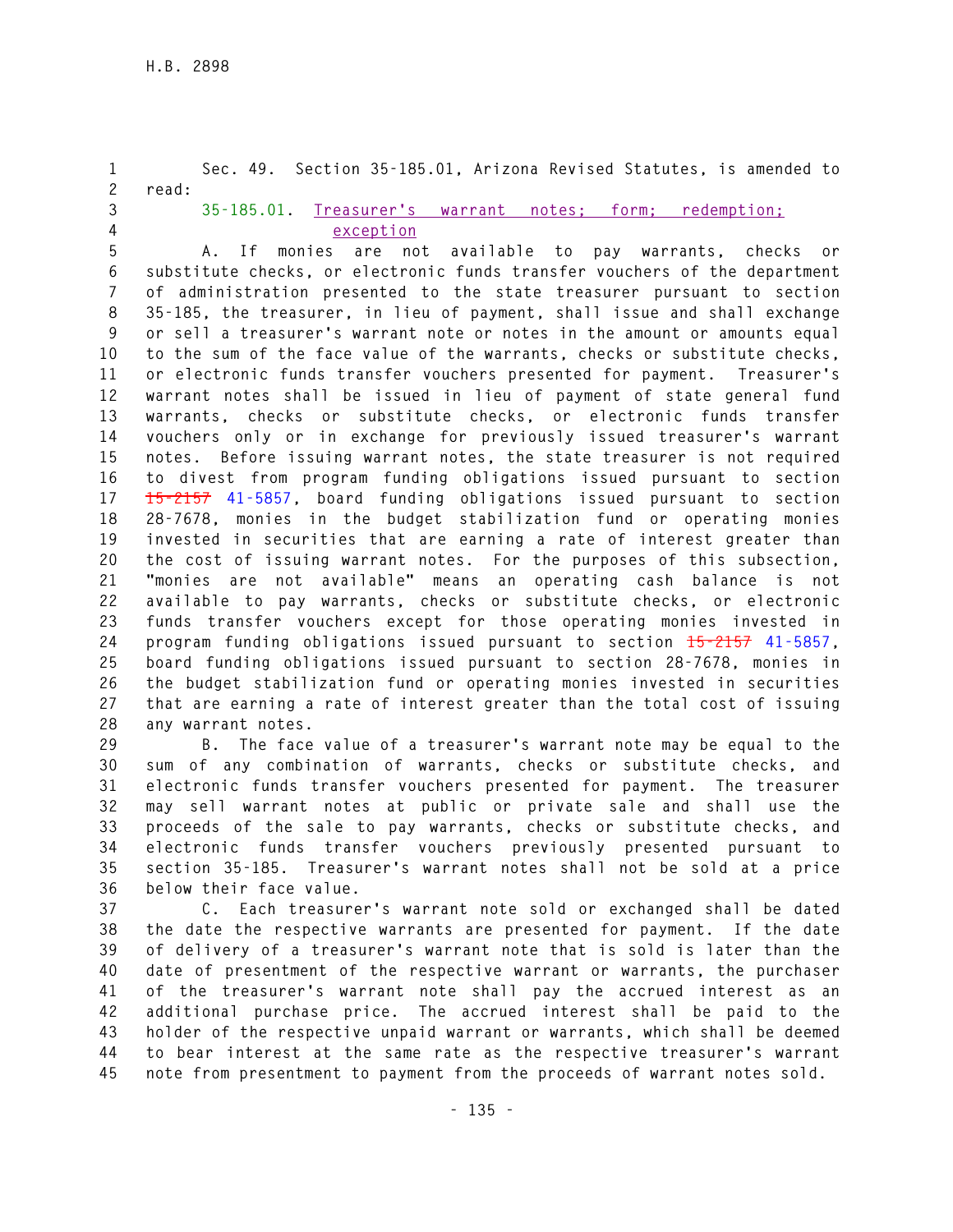Sec. 49. Section 35-185.01, Arizona Revised Statutes, is amended to read:

35-185.01. Treasurer's warrant notes; form; redemption; exception

A. If monies are not available to pay warrants, checks or substitute checks, or electronic funds transfer vouchers of the department of administration presented to the state treasurer pursuant to section 35-185, the treasurer, in lieu of payment, shall issue and shall exchange or sell a treasurer's warrant note or notes in the amount or amounts equal to the sum of the face value of the warrants, checks or substitute checks, or electronic funds transfer vouchers presented for payment. Treasurer's warrant notes shall be issued in lieu of payment of state general fund warrants, checks or substitute checks, or electronic funds transfer vouchers only or in exchange for previously issued treasurer's warrant notes. Before issuing warrant notes, the state treasurer is not required to divest from program funding obligations issued pursuant to section ~~15-2157~~ 41-5857, board funding obligations issued pursuant to section 28-7678, monies in the budget stabilization fund or operating monies invested in securities that are earning a rate of interest greater than the cost of issuing warrant notes. For the purposes of this subsection, "monies are not available" means an operating cash balance is not available to pay warrants, checks or substitute checks, or electronic funds transfer vouchers except for those operating monies invested in program funding obligations issued pursuant to section ~~15-2157~~ 41-5857, board funding obligations issued pursuant to section 28-7678, monies in the budget stabilization fund or operating monies invested in securities that are earning a rate of interest greater than the total cost of issuing any warrant notes.

B. The face value of a treasurer's warrant note may be equal to the sum of any combination of warrants, checks or substitute checks, and electronic funds transfer vouchers presented for payment. The treasurer may sell warrant notes at public or private sale and shall use the proceeds of the sale to pay warrants, checks or substitute checks, and electronic funds transfer vouchers previously presented pursuant to section 35-185. Treasurer's warrant notes shall not be sold at a price below their face value.

C. Each treasurer's warrant note sold or exchanged shall be dated the date the respective warrants are presented for payment. If the date of delivery of a treasurer's warrant note that is sold is later than the date of presentment of the respective warrant or warrants, the purchaser of the treasurer's warrant note shall pay the accrued interest as an additional purchase price. The accrued interest shall be paid to the holder of the respective unpaid warrant or warrants, which shall be deemed to bear interest at the same rate as the respective treasurer's warrant note from presentment to payment from the proceeds of warrant notes sold.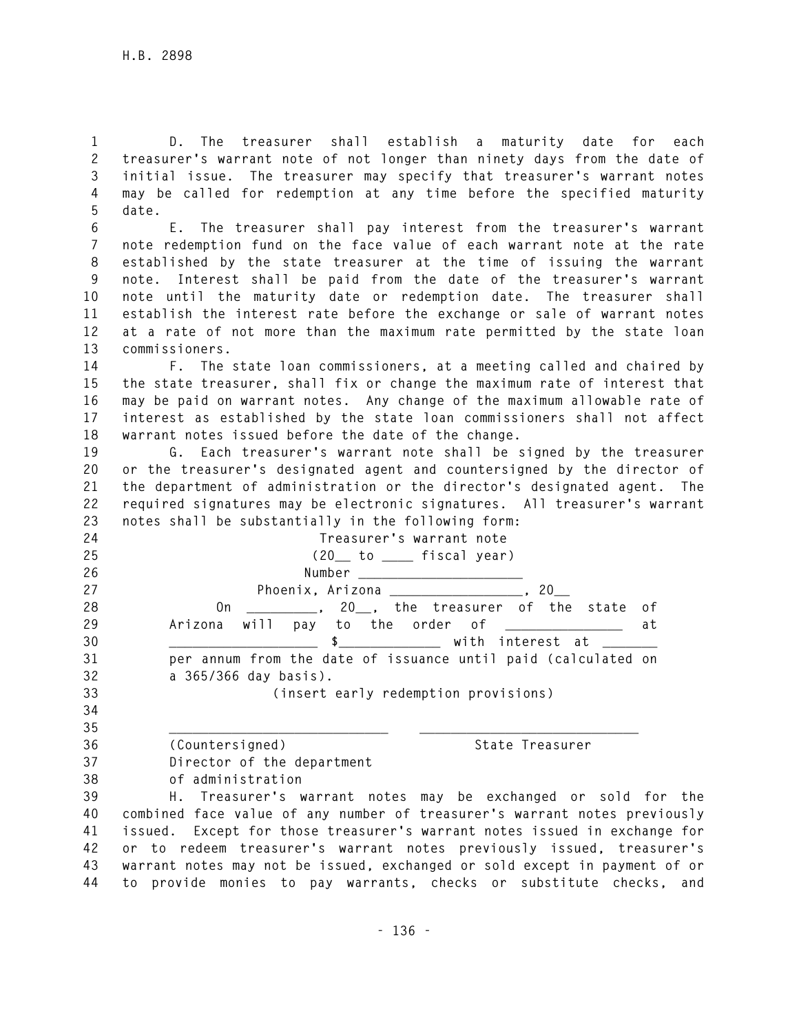D. The treasurer shall establish a maturity date for each treasurer's warrant note of not longer than ninety days from the date of initial issue. The treasurer may specify that treasurer's warrant notes may be called for redemption at any time before the specified maturity date.

E. The treasurer shall pay interest from the treasurer's warrant note redemption fund on the face value of each warrant note at the rate established by the state treasurer at the time of issuing the warrant note. Interest shall be paid from the date of the treasurer's warrant note until the maturity date or redemption date. The treasurer shall establish the interest rate before the exchange or sale of warrant notes at a rate of not more than the maximum rate permitted by the state loan commissioners.

F. The state loan commissioners, at a meeting called and chaired by the state treasurer, shall fix or change the maximum rate of interest that may be paid on warrant notes. Any change of the maximum allowable rate of interest as established by the state loan commissioners shall not affect warrant notes issued before the date of the change.

G. Each treasurer's warrant note shall be signed by the treasurer or the treasurer's designated agent and countersigned by the director of the department of administration or the director's designated agent. The required signatures may be electronic signatures. All treasurer's warrant notes shall be substantially in the following form:

Treasurer's warrant note
(20__ to ____ fiscal year)
Number ____________________
Phoenix, Arizona ______________, 20__

On _________, 20__, the treasurer of the state of Arizona will pay to the order of ______________ at __________________ $____________ with interest at _______ per annum from the date of issuance until paid (calculated on a 365/366 day basis).

(insert early redemption provisions)

___________________________ ___________________________
(Countersigned) State Treasurer
Director of the department
of administration

H. Treasurer's warrant notes may be exchanged or sold for the combined face value of any number of treasurer's warrant notes previously issued. Except for those treasurer's warrant notes issued in exchange for or to redeem treasurer's warrant notes previously issued, treasurer's warrant notes may not be issued, exchanged or sold except in payment of or to provide monies to pay warrants, checks or substitute checks, and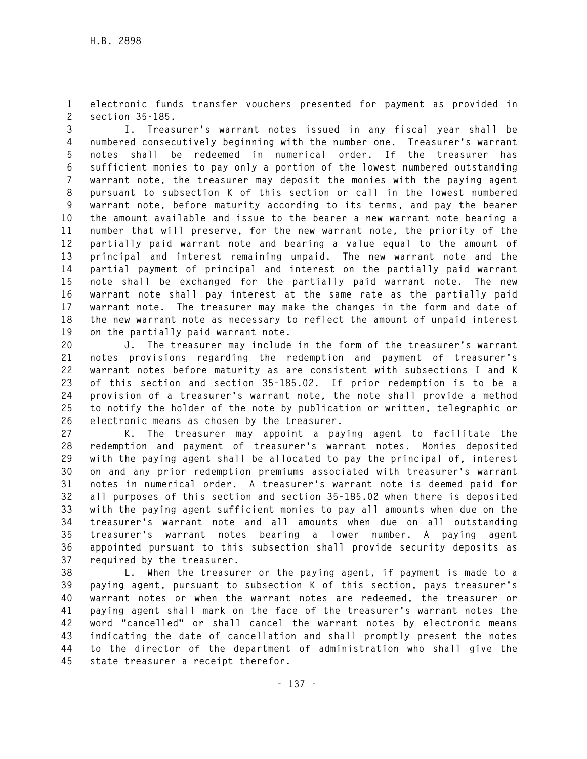electronic funds transfer vouchers presented for payment as provided in section 35-185.

I. Treasurer's warrant notes issued in any fiscal year shall be numbered consecutively beginning with the number one. Treasurer's warrant notes shall be redeemed in numerical order. If the treasurer has sufficient monies to pay only a portion of the lowest numbered outstanding warrant note, the treasurer may deposit the monies with the paying agent pursuant to subsection K of this section or call in the lowest numbered warrant note, before maturity according to its terms, and pay the bearer the amount available and issue to the bearer a new warrant note bearing a number that will preserve, for the new warrant note, the priority of the partially paid warrant note and bearing a value equal to the amount of principal and interest remaining unpaid. The new warrant note and the partial payment of principal and interest on the partially paid warrant note shall be exchanged for the partially paid warrant note. The new warrant note shall pay interest at the same rate as the partially paid warrant note. The treasurer may make the changes in the form and date of the new warrant note as necessary to reflect the amount of unpaid interest on the partially paid warrant note.

J. The treasurer may include in the form of the treasurer's warrant notes provisions regarding the redemption and payment of treasurer's warrant notes before maturity as are consistent with subsections I and K of this section and section 35-185.02. If prior redemption is to be a provision of a treasurer's warrant note, the note shall provide a method to notify the holder of the note by publication or written, telegraphic or electronic means as chosen by the treasurer.

K. The treasurer may appoint a paying agent to facilitate the redemption and payment of treasurer's warrant notes. Monies deposited with the paying agent shall be allocated to pay the principal of, interest on and any prior redemption premiums associated with treasurer's warrant notes in numerical order. A treasurer's warrant note is deemed paid for all purposes of this section and section 35-185.02 when there is deposited with the paying agent sufficient monies to pay all amounts when due on the treasurer's warrant note and all amounts when due on all outstanding treasurer's warrant notes bearing a lower number. A paying agent appointed pursuant to this subsection shall provide security deposits as required by the treasurer.

L. When the treasurer or the paying agent, if payment is made to a paying agent, pursuant to subsection K of this section, pays treasurer's warrant notes or when the warrant notes are redeemed, the treasurer or paying agent shall mark on the face of the treasurer's warrant notes the word "cancelled" or shall cancel the warrant notes by electronic means indicating the date of cancellation and shall promptly present the notes to the director of the department of administration who shall give the state treasurer a receipt therefor.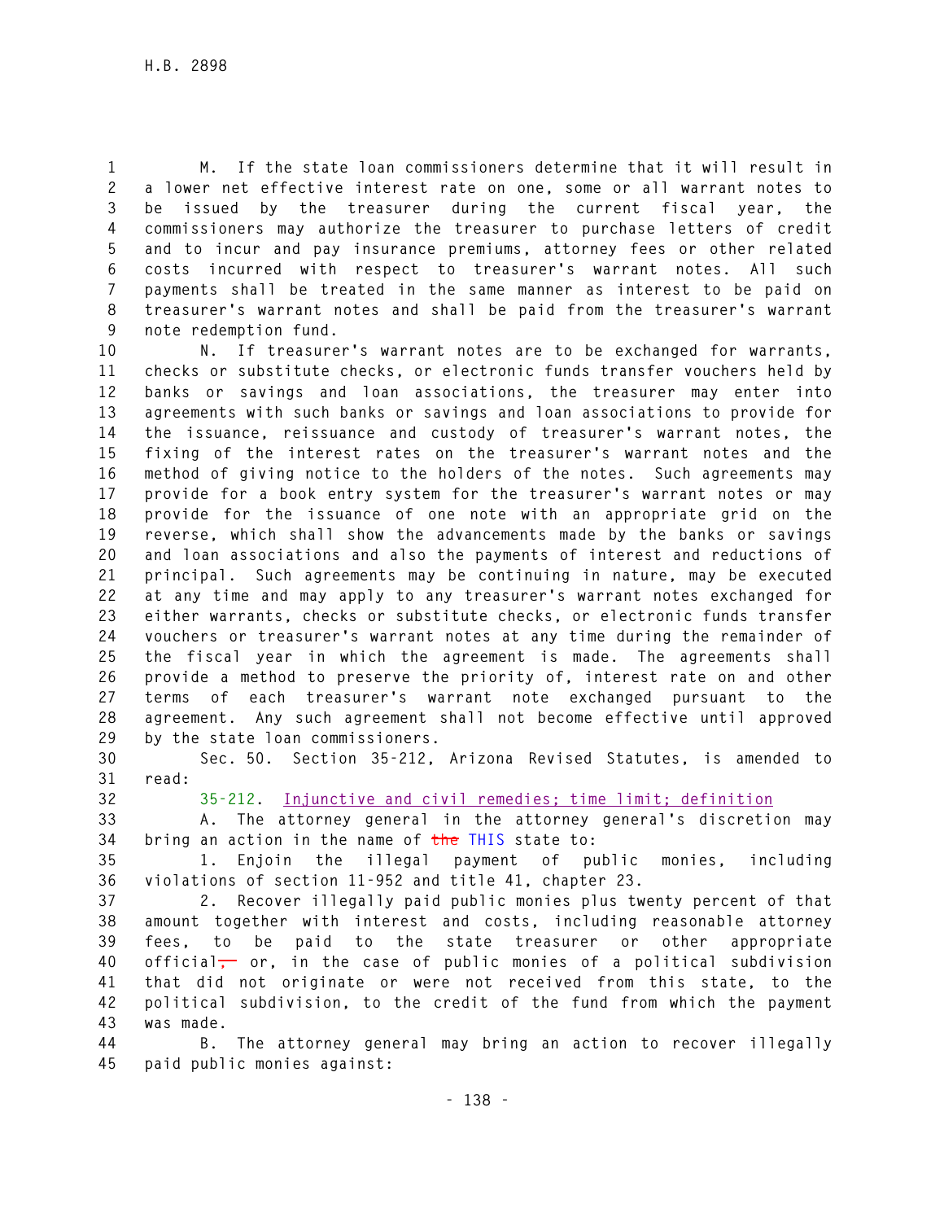M. If the state loan commissioners determine that it will result in a lower net effective interest rate on one, some or all warrant notes to be issued by the treasurer during the current fiscal year, the commissioners may authorize the treasurer to purchase letters of credit and to incur and pay insurance premiums, attorney fees or other related costs incurred with respect to treasurer's warrant notes. All such payments shall be treated in the same manner as interest to be paid on treasurer's warrant notes and shall be paid from the treasurer's warrant note redemption fund.

N. If treasurer's warrant notes are to be exchanged for warrants, checks or substitute checks, or electronic funds transfer vouchers held by banks or savings and loan associations, the treasurer may enter into agreements with such banks or savings and loan associations to provide for the issuance, reissuance and custody of treasurer's warrant notes, the fixing of the interest rates on the treasurer's warrant notes and the method of giving notice to the holders of the notes. Such agreements may provide for a book entry system for the treasurer's warrant notes or may provide for the issuance of one note with an appropriate grid on the reverse, which shall show the advancements made by the banks or savings and loan associations and also the payments of interest and reductions of principal. Such agreements may be continuing in nature, may be executed at any time and may apply to any treasurer's warrant notes exchanged for either warrants, checks or substitute checks, or electronic funds transfer vouchers or treasurer's warrant notes at any time during the remainder of the fiscal year in which the agreement is made. The agreements shall provide a method to preserve the priority of, interest rate on and other terms of each treasurer's warrant note exchanged pursuant to the agreement. Any such agreement shall not become effective until approved by the state loan commissioners.

Sec. 50. Section 35-212, Arizona Revised Statutes, is amended to read:

35-212. Injunctive and civil remedies; time limit; definition

A. The attorney general in the attorney general's discretion may bring an action in the name of ~~the~~ THIS state to:

1. Enjoin the illegal payment of public monies, including violations of section 11-952 and title 41, chapter 23.

2. Recover illegally paid public monies plus twenty percent of that amount together with interest and costs, including reasonable attorney fees, to be paid to the state treasurer or other appropriate official~~,~~ or, in the case of public monies of a political subdivision that did not originate or were not received from this state, to the political subdivision, to the credit of the fund from which the payment was made.

B. The attorney general may bring an action to recover illegally paid public monies against: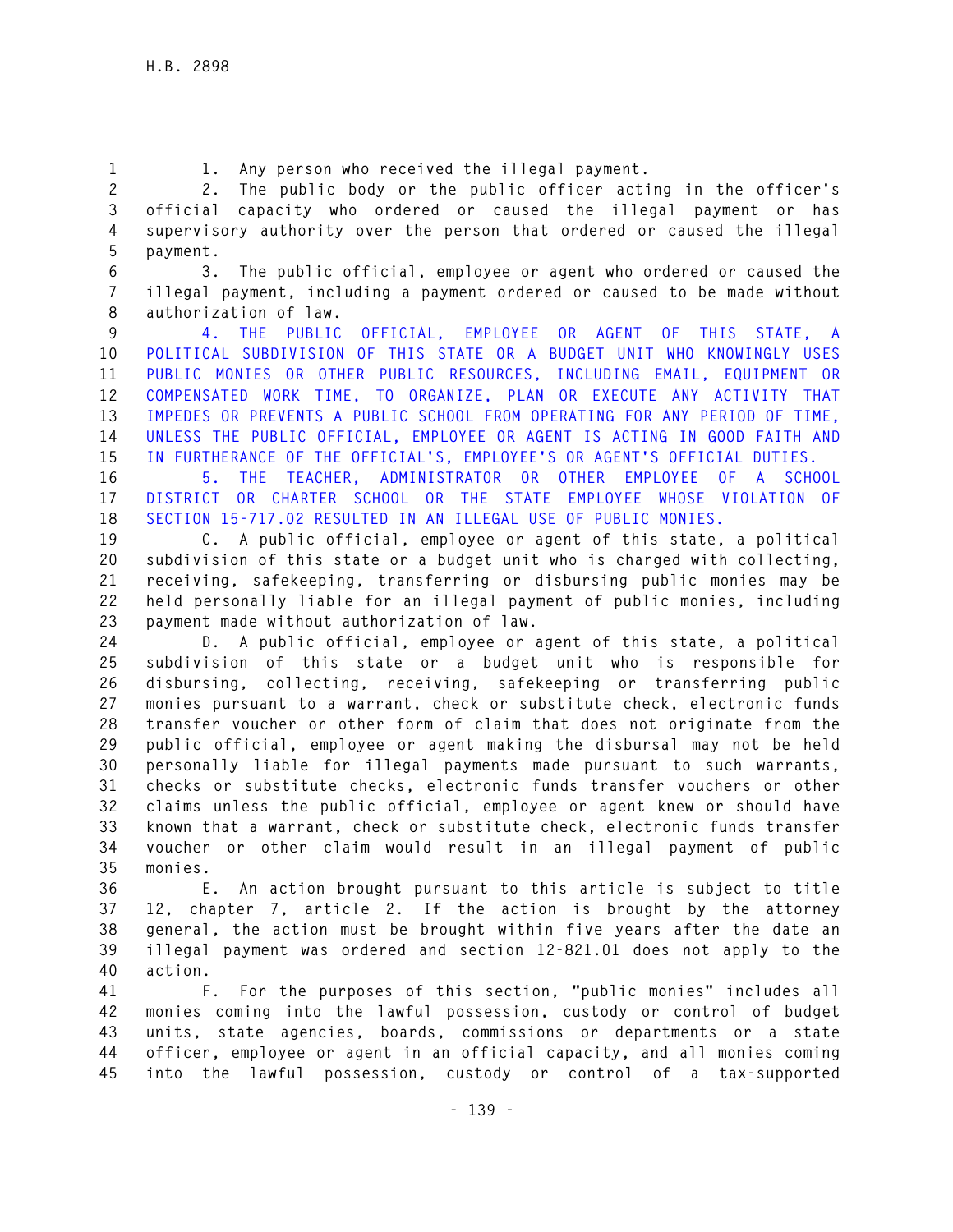1. Any person who received the illegal payment.

2. The public body or the public officer acting in the officer's official capacity who ordered or caused the illegal payment or has supervisory authority over the person that ordered or caused the illegal payment.

3. The public official, employee or agent who ordered or caused the illegal payment, including a payment ordered or caused to be made without authorization of law.

4. THE PUBLIC OFFICIAL, EMPLOYEE OR AGENT OF THIS STATE, A POLITICAL SUBDIVISION OF THIS STATE OR A BUDGET UNIT WHO KNOWINGLY USES PUBLIC MONIES OR OTHER PUBLIC RESOURCES, INCLUDING EMAIL, EQUIPMENT OR COMPENSATED WORK TIME, TO ORGANIZE, PLAN OR EXECUTE ANY ACTIVITY THAT IMPEDES OR PREVENTS A PUBLIC SCHOOL FROM OPERATING FOR ANY PERIOD OF TIME, UNLESS THE PUBLIC OFFICIAL, EMPLOYEE OR AGENT IS ACTING IN GOOD FAITH AND IN FURTHERANCE OF THE OFFICIAL'S, EMPLOYEE'S OR AGENT'S OFFICIAL DUTIES.

5. THE TEACHER, ADMINISTRATOR OR OTHER EMPLOYEE OF A SCHOOL DISTRICT OR CHARTER SCHOOL OR THE STATE EMPLOYEE WHOSE VIOLATION OF SECTION 15-717.02 RESULTED IN AN ILLEGAL USE OF PUBLIC MONIES.

C. A public official, employee or agent of this state, a political subdivision of this state or a budget unit who is charged with collecting, receiving, safekeeping, transferring or disbursing public monies may be held personally liable for an illegal payment of public monies, including payment made without authorization of law.

D. A public official, employee or agent of this state, a political subdivision of this state or a budget unit who is responsible for disbursing, collecting, receiving, safekeeping or transferring public monies pursuant to a warrant, check or substitute check, electronic funds transfer voucher or other form of claim that does not originate from the public official, employee or agent making the disbursal may not be held personally liable for illegal payments made pursuant to such warrants, checks or substitute checks, electronic funds transfer vouchers or other claims unless the public official, employee or agent knew or should have known that a warrant, check or substitute check, electronic funds transfer voucher or other claim would result in an illegal payment of public monies.

E. An action brought pursuant to this article is subject to title 12, chapter 7, article 2. If the action is brought by the attorney general, the action must be brought within five years after the date an illegal payment was ordered and section 12-821.01 does not apply to the action.

F. For the purposes of this section, "public monies" includes all monies coming into the lawful possession, custody or control of budget units, state agencies, boards, commissions or departments or a state officer, employee or agent in an official capacity, and all monies coming into the lawful possession, custody or control of a tax-supported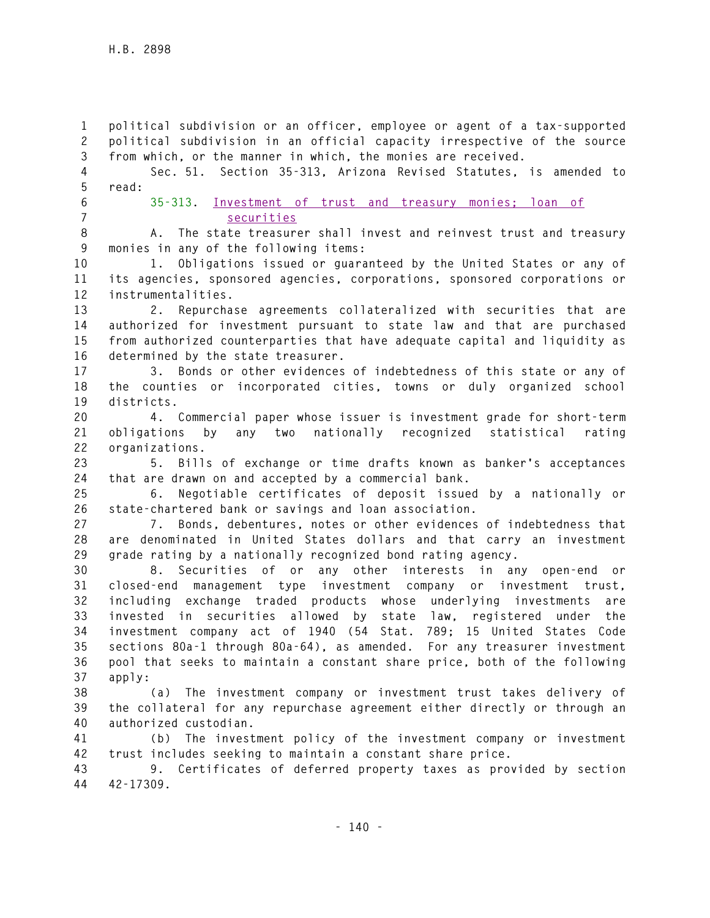political subdivision or an officer, employee or agent of a tax-supported political subdivision in an official capacity irrespective of the source from which, or the manner in which, the monies are received.

Sec. 51. Section 35-313, Arizona Revised Statutes, is amended to read:

35-313. Investment of trust and treasury monies; loan of securities

A. The state treasurer shall invest and reinvest trust and treasury monies in any of the following items:

1. Obligations issued or guaranteed by the United States or any of its agencies, sponsored agencies, corporations, sponsored corporations or instrumentalities.

2. Repurchase agreements collateralized with securities that are authorized for investment pursuant to state law and that are purchased from authorized counterparties that have adequate capital and liquidity as determined by the state treasurer.

3. Bonds or other evidences of indebtedness of this state or any of the counties or incorporated cities, towns or duly organized school districts.

4. Commercial paper whose issuer is investment grade for short-term obligations by any two nationally recognized statistical rating organizations.

5. Bills of exchange or time drafts known as banker's acceptances that are drawn on and accepted by a commercial bank.

6. Negotiable certificates of deposit issued by a nationally or state-chartered bank or savings and loan association.

7. Bonds, debentures, notes or other evidences of indebtedness that are denominated in United States dollars and that carry an investment grade rating by a nationally recognized bond rating agency.

8. Securities of or any other interests in any open-end or closed-end management type investment company or investment trust, including exchange traded products whose underlying investments are invested in securities allowed by state law, registered under the investment company act of 1940 (54 Stat. 789; 15 United States Code sections 80a-1 through 80a-64), as amended. For any treasurer investment pool that seeks to maintain a constant share price, both of the following apply:

(a) The investment company or investment trust takes delivery of the collateral for any repurchase agreement either directly or through an authorized custodian.

(b) The investment policy of the investment company or investment trust includes seeking to maintain a constant share price.

9. Certificates of deferred property taxes as provided by section 42-17309.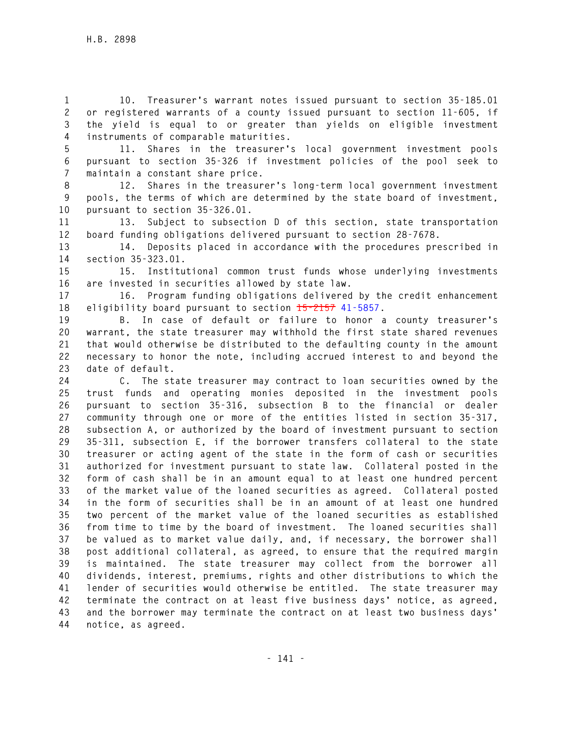10. Treasurer's warrant notes issued pursuant to section 35-185.01 or registered warrants of a county issued pursuant to section 11-605, if the yield is equal to or greater than yields on eligible investment instruments of comparable maturities.

11. Shares in the treasurer's local government investment pools pursuant to section 35-326 if investment policies of the pool seek to maintain a constant share price.

12. Shares in the treasurer's long-term local government investment pools, the terms of which are determined by the state board of investment, pursuant to section 35-326.01.

13. Subject to subsection D of this section, state transportation board funding obligations delivered pursuant to section 28-7678.

14. Deposits placed in accordance with the procedures prescribed in section 35-323.01.

15. Institutional common trust funds whose underlying investments are invested in securities allowed by state law.

16. Program funding obligations delivered by the credit enhancement eligibility board pursuant to section ~~15-2157~~ 41-5857.

B. In case of default or failure to honor a county treasurer's warrant, the state treasurer may withhold the first state shared revenues that would otherwise be distributed to the defaulting county in the amount necessary to honor the note, including accrued interest to and beyond the date of default.

C. The state treasurer may contract to loan securities owned by the trust funds and operating monies deposited in the investment pools pursuant to section 35-316, subsection B to the financial or dealer community through one or more of the entities listed in section 35-317, subsection A, or authorized by the board of investment pursuant to section 35-311, subsection E, if the borrower transfers collateral to the state treasurer or acting agent of the state in the form of cash or securities authorized for investment pursuant to state law. Collateral posted in the form of cash shall be in an amount equal to at least one hundred percent of the market value of the loaned securities as agreed. Collateral posted in the form of securities shall be in an amount of at least one hundred two percent of the market value of the loaned securities as established from time to time by the board of investment. The loaned securities shall be valued as to market value daily, and, if necessary, the borrower shall post additional collateral, as agreed, to ensure that the required margin is maintained. The state treasurer may collect from the borrower all dividends, interest, premiums, rights and other distributions to which the lender of securities would otherwise be entitled. The state treasurer may terminate the contract on at least five business days' notice, as agreed, and the borrower may terminate the contract on at least two business days' notice, as agreed.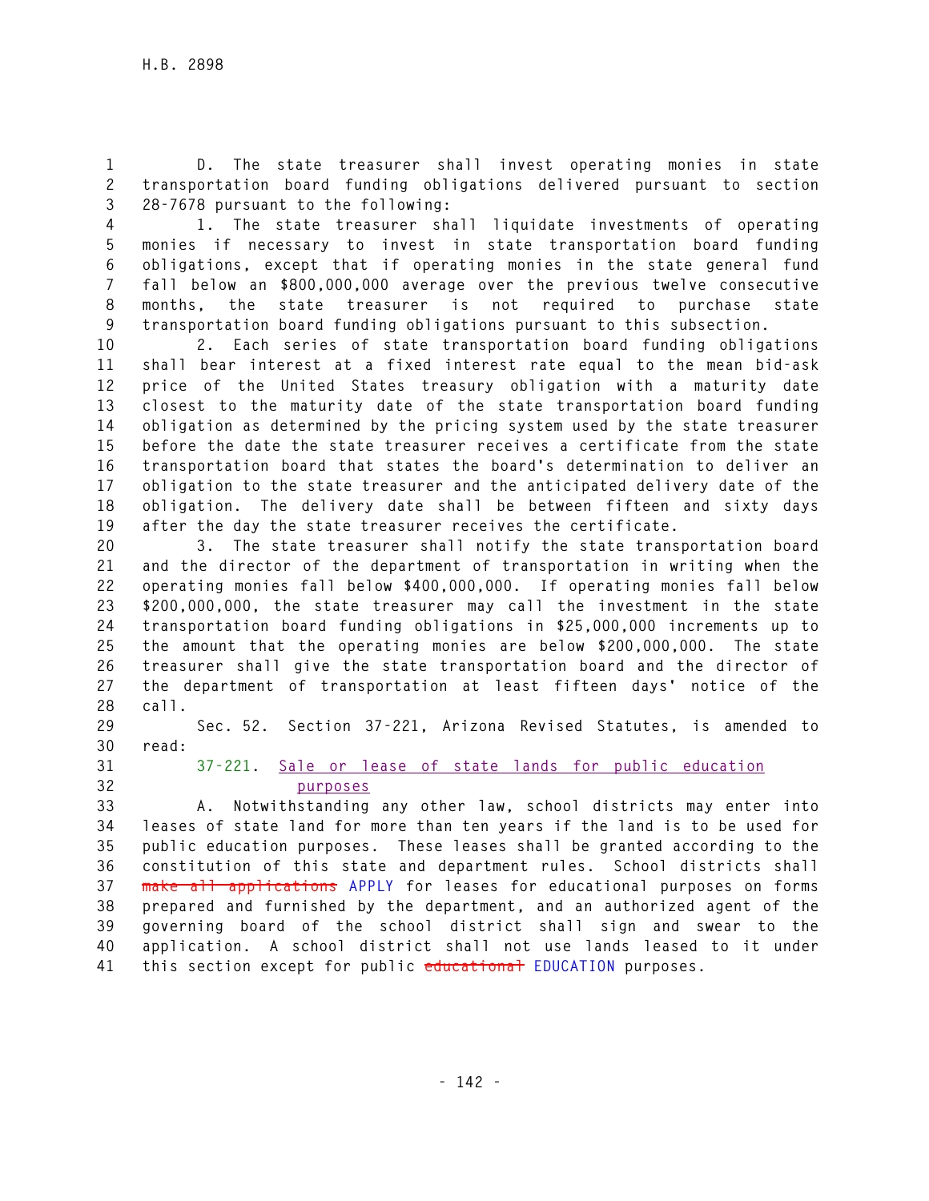D. The state treasurer shall invest operating monies in state transportation board funding obligations delivered pursuant to section 28-7678 pursuant to the following:

1. The state treasurer shall liquidate investments of operating monies if necessary to invest in state transportation board funding obligations, except that if operating monies in the state general fund fall below an $800,000,000 average over the previous twelve consecutive months, the state treasurer is not required to purchase state transportation board funding obligations pursuant to this subsection.

2. Each series of state transportation board funding obligations shall bear interest at a fixed interest rate equal to the mean bid-ask price of the United States treasury obligation with a maturity date closest to the maturity date of the state transportation board funding obligation as determined by the pricing system used by the state treasurer before the date the state treasurer receives a certificate from the state transportation board that states the board's determination to deliver an obligation to the state treasurer and the anticipated delivery date of the obligation. The delivery date shall be between fifteen and sixty days after the day the state treasurer receives the certificate.

3. The state treasurer shall notify the state transportation board and the director of the department of transportation in writing when the operating monies fall below $400,000,000. If operating monies fall below $200,000,000, the state treasurer may call the investment in the state transportation board funding obligations in $25,000,000 increments up to the amount that the operating monies are below $200,000,000. The state treasurer shall give the state transportation board and the director of the department of transportation at least fifteen days' notice of the call.

Sec. 52. Section 37-221, Arizona Revised Statutes, is amended to read:

37-221. Sale or lease of state lands for public education purposes

A. Notwithstanding any other law, school districts may enter into leases of state land for more than ten years if the land is to be used for public education purposes. These leases shall be granted according to the constitution of this state and department rules. School districts shall ~~make all applications~~ APPLY for leases for educational purposes on forms prepared and furnished by the department, and an authorized agent of the governing board of the school district shall sign and swear to the application. A school district shall not use lands leased to it under this section except for public ~~educational~~ EDUCATION purposes.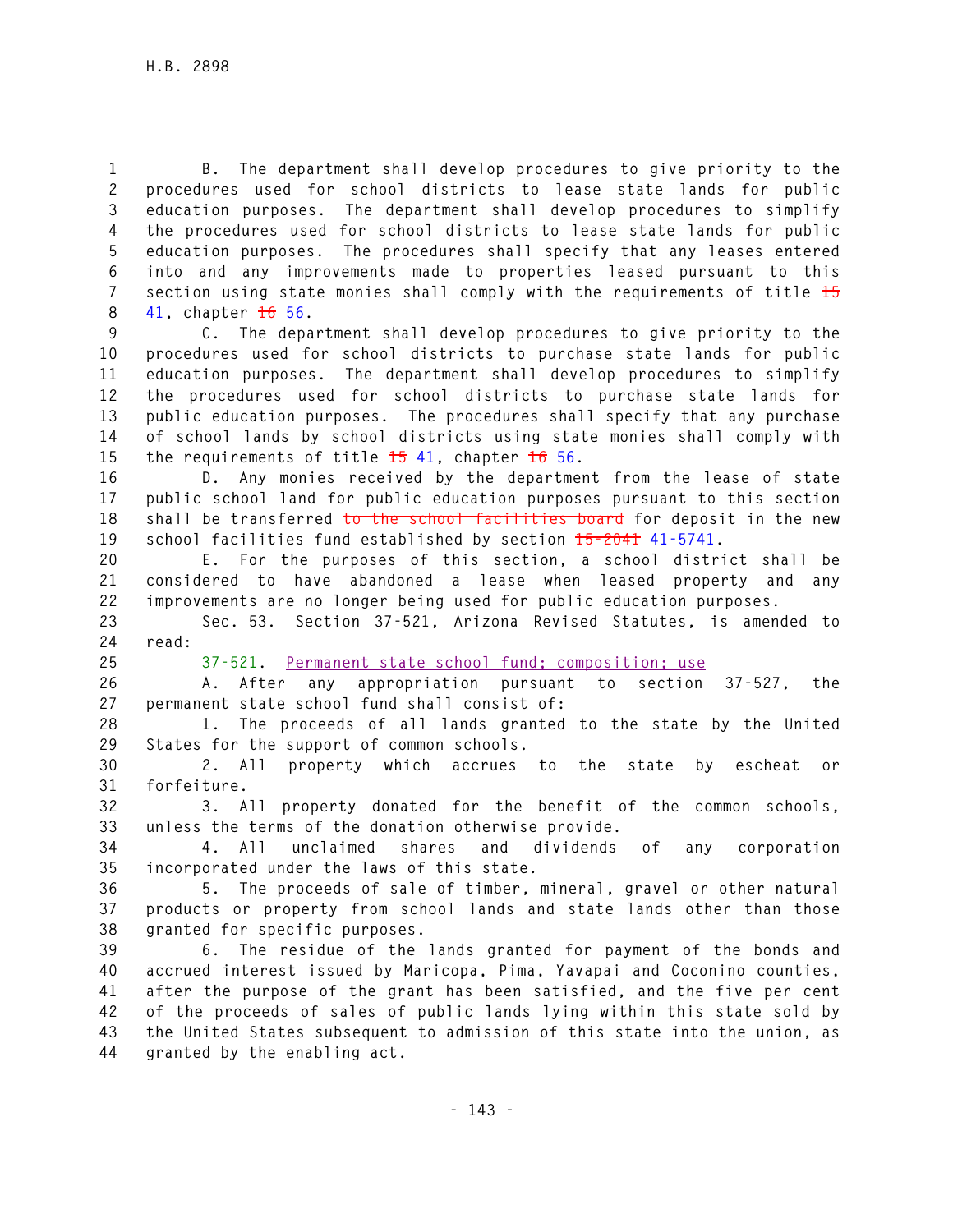B. The department shall develop procedures to give priority to the procedures used for school districts to lease state lands for public education purposes. The department shall develop procedures to simplify the procedures used for school districts to lease state lands for public education purposes. The procedures shall specify that any leases entered into and any improvements made to properties leased pursuant to this section using state monies shall comply with the requirements of title ~~15~~ 41, chapter ~~16~~ 56.

C. The department shall develop procedures to give priority to the procedures used for school districts to purchase state lands for public education purposes. The department shall develop procedures to simplify the procedures used for school districts to purchase state lands for public education purposes. The procedures shall specify that any purchase of school lands by school districts using state monies shall comply with the requirements of title ~~15~~ 41, chapter ~~16~~ 56.

D. Any monies received by the department from the lease of state public school land for public education purposes pursuant to this section shall be transferred ~~to the school facilities board~~ for deposit in the new school facilities fund established by section ~~15-2041~~ 41-5741.

E. For the purposes of this section, a school district shall be considered to have abandoned a lease when leased property and any improvements are no longer being used for public education purposes.

Sec. 53. Section 37-521, Arizona Revised Statutes, is amended to read:

37-521. Permanent state school fund; composition; use

A. After any appropriation pursuant to section 37-527, the permanent state school fund shall consist of:

1. The proceeds of all lands granted to the state by the United States for the support of common schools.

2. All property which accrues to the state by escheat or forfeiture.

3. All property donated for the benefit of the common schools, unless the terms of the donation otherwise provide.

4. All unclaimed shares and dividends of any corporation incorporated under the laws of this state.

5. The proceeds of sale of timber, mineral, gravel or other natural products or property from school lands and state lands other than those granted for specific purposes.

6. The residue of the lands granted for payment of the bonds and accrued interest issued by Maricopa, Pima, Yavapai and Coconino counties, after the purpose of the grant has been satisfied, and the five per cent of the proceeds of sales of public lands lying within this state sold by the United States subsequent to admission of this state into the union, as granted by the enabling act.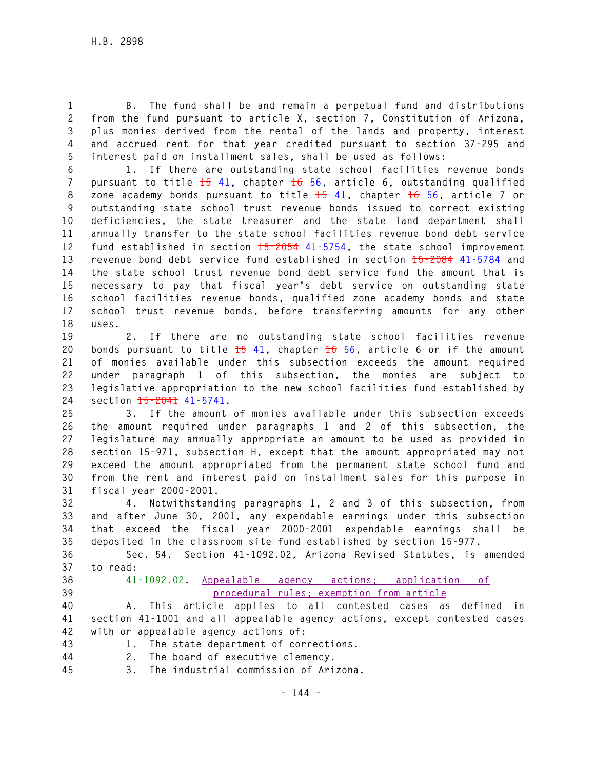B. The fund shall be and remain a perpetual fund and distributions from the fund pursuant to article X, section 7, Constitution of Arizona, plus monies derived from the rental of the lands and property, interest and accrued rent for that year credited pursuant to section 37-295 and interest paid on installment sales, shall be used as follows:

1. If there are outstanding state school facilities revenue bonds pursuant to title ~~15~~ 41, chapter ~~16~~ 56, article 6, outstanding qualified zone academy bonds pursuant to title ~~15~~ 41, chapter ~~16~~ 56, article 7 or outstanding state school trust revenue bonds issued to correct existing deficiencies, the state treasurer and the state land department shall annually transfer to the state school facilities revenue bond debt service fund established in section ~~15-2054~~ 41-5754, the state school improvement revenue bond debt service fund established in section ~~15-2084~~ 41-5784 and the state school trust revenue bond debt service fund the amount that is necessary to pay that fiscal year's debt service on outstanding state school facilities revenue bonds, qualified zone academy bonds and state school trust revenue bonds, before transferring amounts for any other uses.

2. If there are no outstanding state school facilities revenue bonds pursuant to title ~~15~~ 41, chapter ~~16~~ 56, article 6 or if the amount of monies available under this subsection exceeds the amount required under paragraph 1 of this subsection, the monies are subject to legislative appropriation to the new school facilities fund established by section ~~15-2041~~ 41-5741.

3. If the amount of monies available under this subsection exceeds the amount required under paragraphs 1 and 2 of this subsection, the legislature may annually appropriate an amount to be used as provided in section 15-971, subsection H, except that the amount appropriated may not exceed the amount appropriated from the permanent state school fund and from the rent and interest paid on installment sales for this purpose in fiscal year 2000-2001.

4. Notwithstanding paragraphs 1, 2 and 3 of this subsection, from and after June 30, 2001, any expendable earnings under this subsection that exceed the fiscal year 2000-2001 expendable earnings shall be deposited in the classroom site fund established by section 15-977.

Sec. 54. Section 41-1092.02, Arizona Revised Statutes, is amended to read:

41-1092.02. Appealable agency actions; application of procedural rules; exemption from article

A. This article applies to all contested cases as defined in section 41-1001 and all appealable agency actions, except contested cases with or appealable agency actions of:

1. The state department of corrections.

2. The board of executive clemency.

3. The industrial commission of Arizona.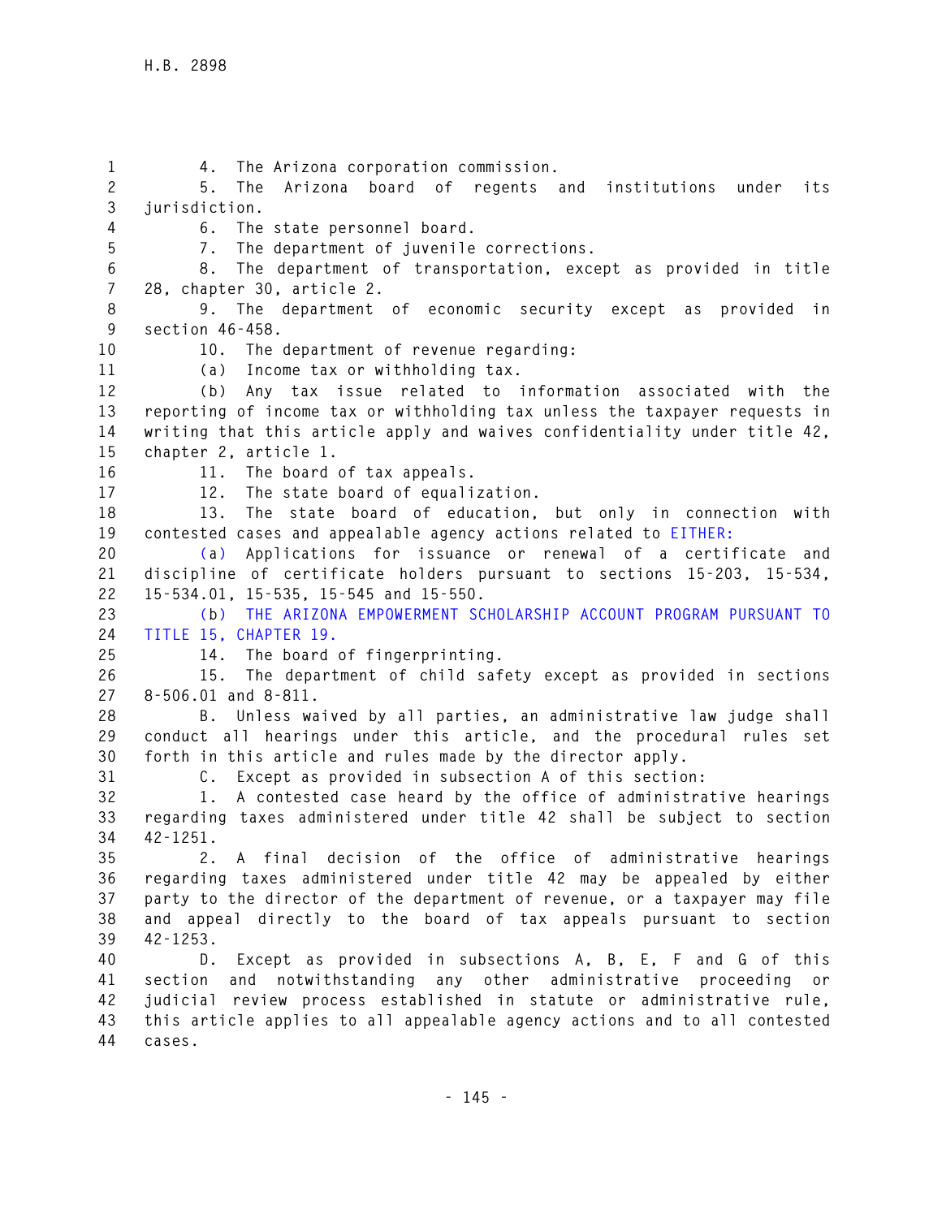4. The Arizona corporation commission.

5. The Arizona board of regents and institutions under its jurisdiction.

6. The state personnel board.

7. The department of juvenile corrections.

8. The department of transportation, except as provided in title 28, chapter 30, article 2.

9. The department of economic security except as provided in section 46-458.

10. The department of revenue regarding:

(a) Income tax or withholding tax.

(b) Any tax issue related to information associated with the reporting of income tax or withholding tax unless the taxpayer requests in writing that this article apply and waives confidentiality under title 42, chapter 2, article 1.

11. The board of tax appeals.

12. The state board of equalization.

13. The state board of education, but only in connection with contested cases and appealable agency actions related to EITHER:

(a) Applications for issuance or renewal of a certificate and discipline of certificate holders pursuant to sections 15-203, 15-534, 15-534.01, 15-535, 15-545 and 15-550.

(b) THE ARIZONA EMPOWERMENT SCHOLARSHIP ACCOUNT PROGRAM PURSUANT TO TITLE 15, CHAPTER 19.

14. The board of fingerprinting.

15. The department of child safety except as provided in sections 8-506.01 and 8-811.

B. Unless waived by all parties, an administrative law judge shall conduct all hearings under this article, and the procedural rules set forth in this article and rules made by the director apply.

C. Except as provided in subsection A of this section:

1. A contested case heard by the office of administrative hearings regarding taxes administered under title 42 shall be subject to section 42-1251.

2. A final decision of the office of administrative hearings regarding taxes administered under title 42 may be appealed by either party to the director of the department of revenue, or a taxpayer may file and appeal directly to the board of tax appeals pursuant to section 42-1253.

D. Except as provided in subsections A, B, E, F and G of this section and notwithstanding any other administrative proceeding or judicial review process established in statute or administrative rule, this article applies to all appealable agency actions and to all contested cases.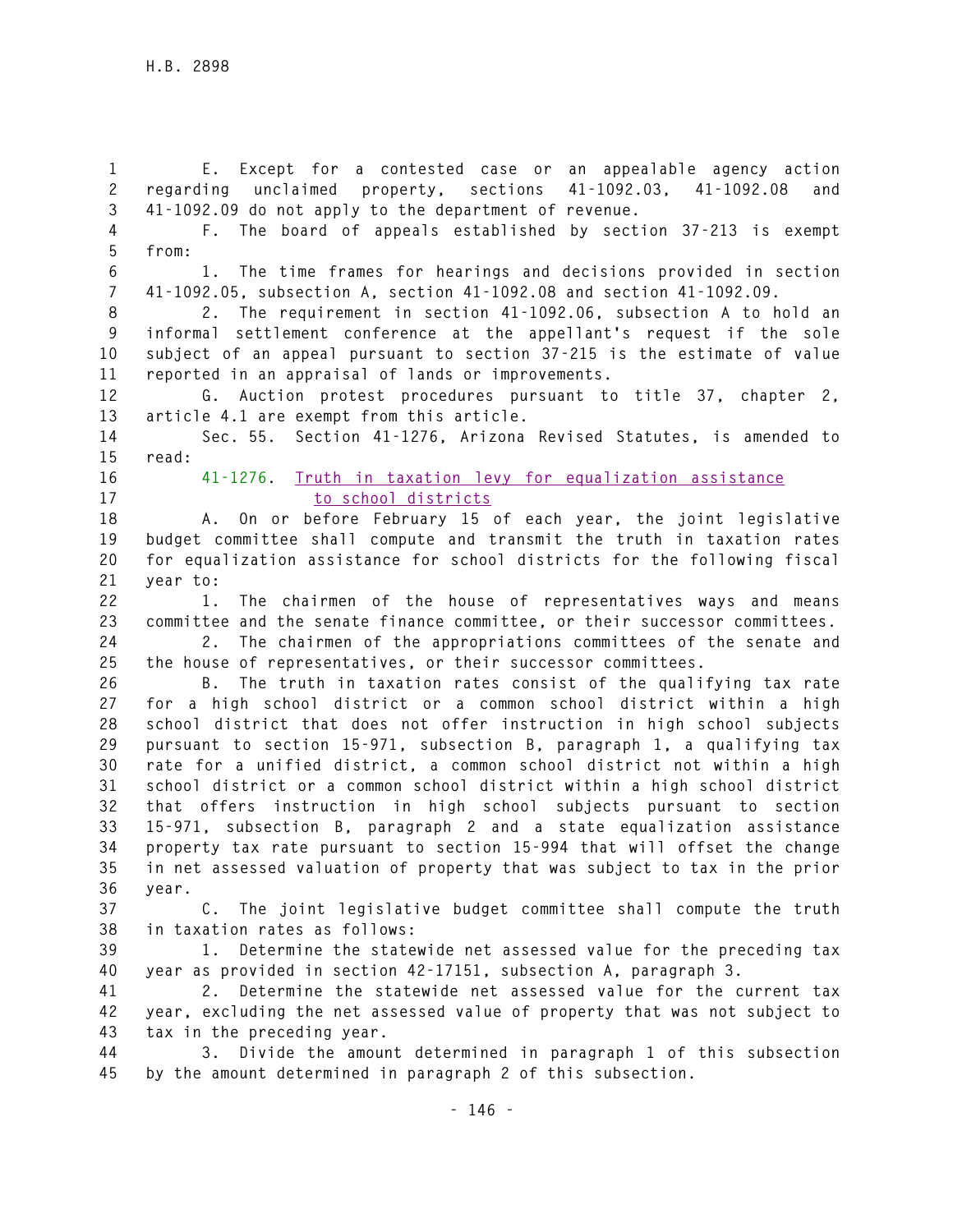E. Except for a contested case or an appealable agency action regarding unclaimed property, sections 41-1092.03, 41-1092.08 and 41-1092.09 do not apply to the department of revenue.

F. The board of appeals established by section 37-213 is exempt from:

1. The time frames for hearings and decisions provided in section 41-1092.05, subsection A, section 41-1092.08 and section 41-1092.09.

2. The requirement in section 41-1092.06, subsection A to hold an informal settlement conference at the appellant's request if the sole subject of an appeal pursuant to section 37-215 is the estimate of value reported in an appraisal of lands or improvements.

G. Auction protest procedures pursuant to title 37, chapter 2, article 4.1 are exempt from this article.

Sec. 55. Section 41-1276, Arizona Revised Statutes, is amended to read:

41-1276. Truth in taxation levy for equalization assistance to school districts

A. On or before February 15 of each year, the joint legislative budget committee shall compute and transmit the truth in taxation rates for equalization assistance for school districts for the following fiscal year to:

1. The chairmen of the house of representatives ways and means committee and the senate finance committee, or their successor committees.

2. The chairmen of the appropriations committees of the senate and the house of representatives, or their successor committees.

B. The truth in taxation rates consist of the qualifying tax rate for a high school district or a common school district within a high school district that does not offer instruction in high school subjects pursuant to section 15-971, subsection B, paragraph 1, a qualifying tax rate for a unified district, a common school district not within a high school district or a common school district within a high school district that offers instruction in high school subjects pursuant to section 15-971, subsection B, paragraph 2 and a state equalization assistance property tax rate pursuant to section 15-994 that will offset the change in net assessed valuation of property that was subject to tax in the prior year.

C. The joint legislative budget committee shall compute the truth in taxation rates as follows:

1. Determine the statewide net assessed value for the preceding tax year as provided in section 42-17151, subsection A, paragraph 3.

2. Determine the statewide net assessed value for the current tax year, excluding the net assessed value of property that was not subject to tax in the preceding year.

3. Divide the amount determined in paragraph 1 of this subsection by the amount determined in paragraph 2 of this subsection.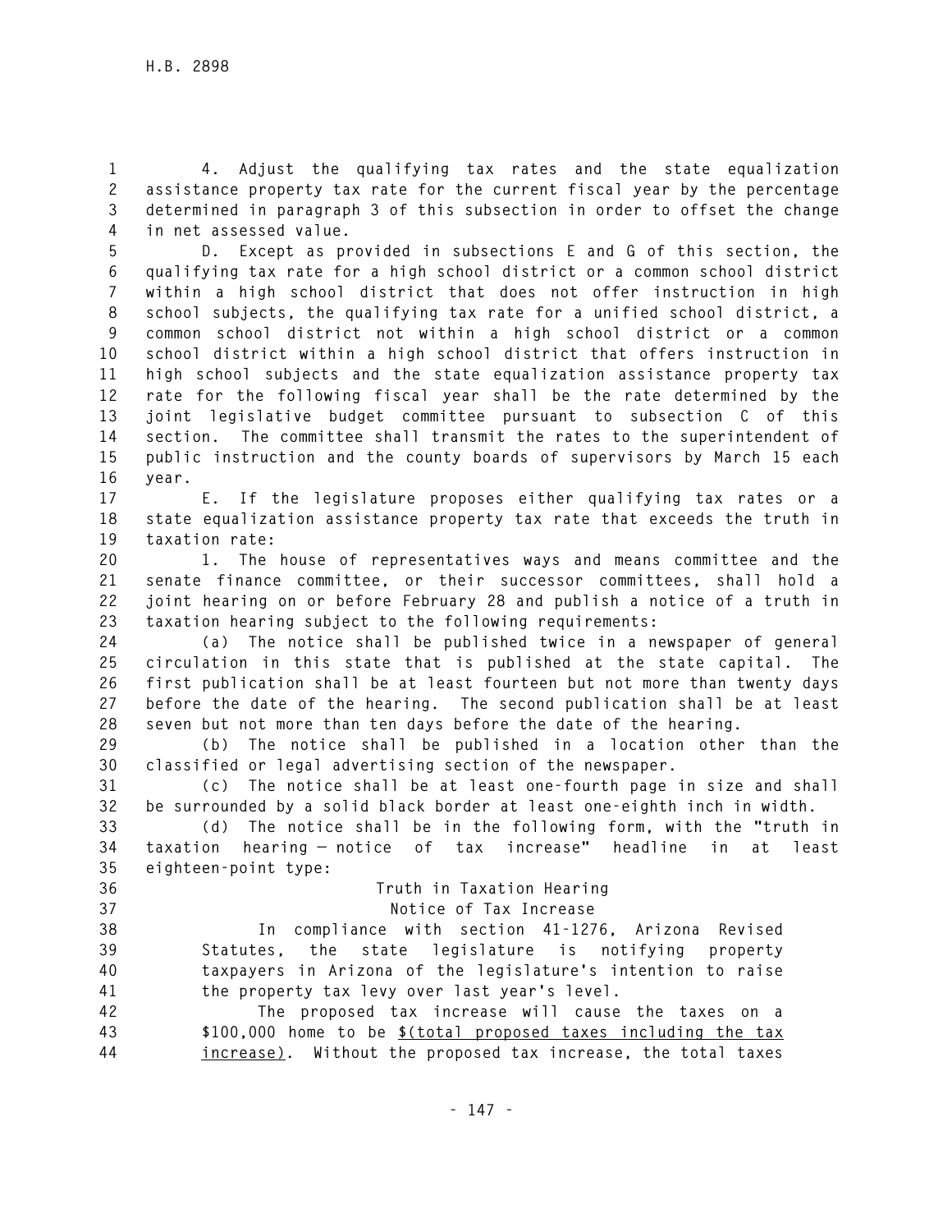4. Adjust the qualifying tax rates and the state equalization assistance property tax rate for the current fiscal year by the percentage determined in paragraph 3 of this subsection in order to offset the change in net assessed value.

D. Except as provided in subsections E and G of this section, the qualifying tax rate for a high school district or a common school district within a high school district that does not offer instruction in high school subjects, the qualifying tax rate for a unified school district, a common school district not within a high school district or a common school district within a high school district that offers instruction in high school subjects and the state equalization assistance property tax rate for the following fiscal year shall be the rate determined by the joint legislative budget committee pursuant to subsection C of this section. The committee shall transmit the rates to the superintendent of public instruction and the county boards of supervisors by March 15 each year.

E. If the legislature proposes either qualifying tax rates or a state equalization assistance property tax rate that exceeds the truth in taxation rate:

1. The house of representatives ways and means committee and the senate finance committee, or their successor committees, shall hold a joint hearing on or before February 28 and publish a notice of a truth in taxation hearing subject to the following requirements:

(a) The notice shall be published twice in a newspaper of general circulation in this state that is published at the state capital. The first publication shall be at least fourteen but not more than twenty days before the date of the hearing. The second publication shall be at least seven but not more than ten days before the date of the hearing.

(b) The notice shall be published in a location other than the classified or legal advertising section of the newspaper.

(c) The notice shall be at least one-fourth page in size and shall be surrounded by a solid black border at least one-eighth inch in width.

(d) The notice shall be in the following form, with the "truth in taxation hearing — notice of tax increase" headline in at least eighteen-point type:

Truth in Taxation Hearing
Notice of Tax Increase

In compliance with section 41-1276, Arizona Revised Statutes, the state legislature is notifying property taxpayers in Arizona of the legislature's intention to raise the property tax levy over last year's level.

The proposed tax increase will cause the taxes on a $100,000 home to be <u>$(total proposed taxes including the tax increase)</u>. Without the proposed tax increase, the total taxes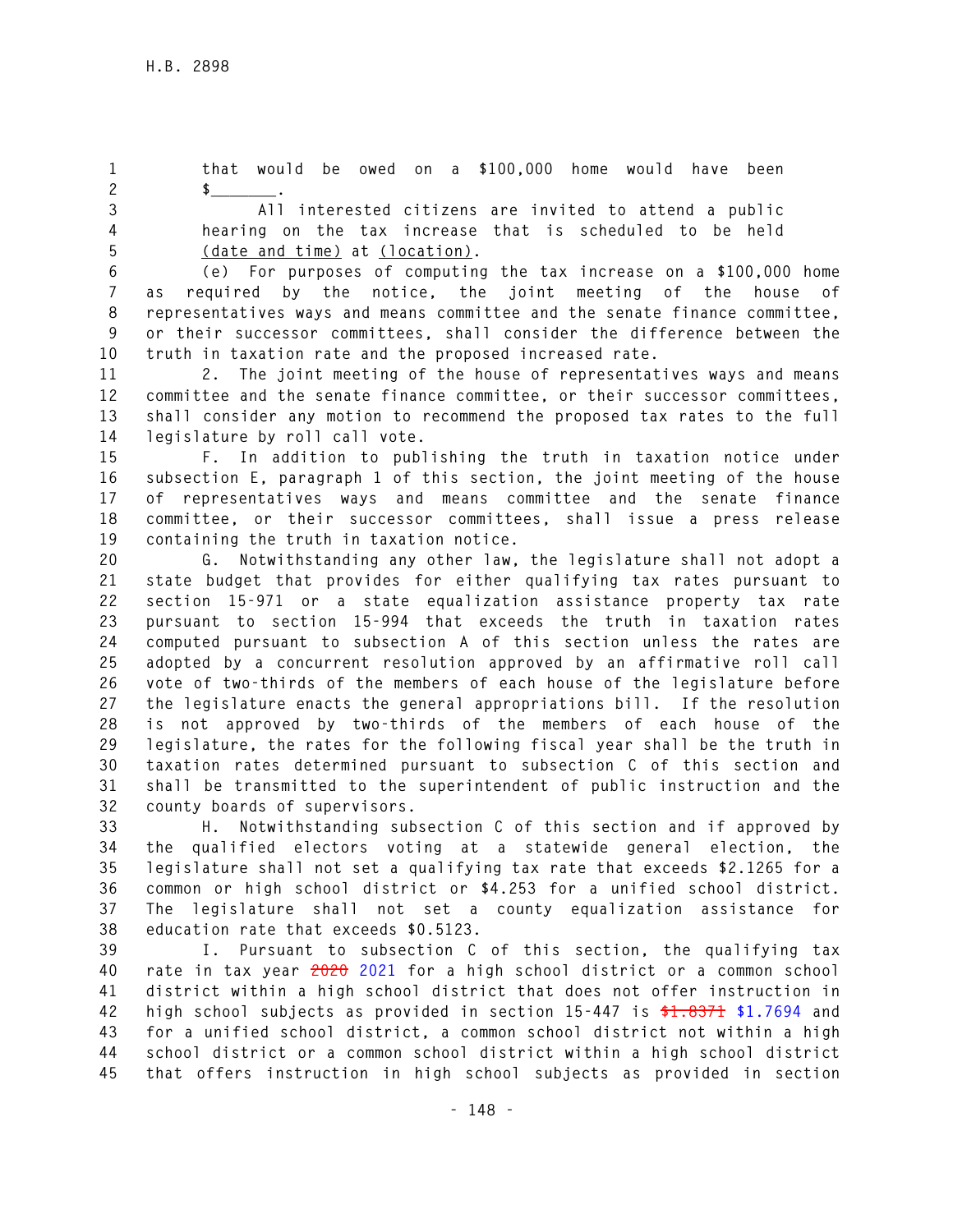that would be owed on a $100,000 home would have been $_______.

All interested citizens are invited to attend a public hearing on the tax increase that is scheduled to be held (date and time) at (location).

(e) For purposes of computing the tax increase on a $100,000 home as required by the notice, the joint meeting of the house of representatives ways and means committee and the senate finance committee, or their successor committees, shall consider the difference between the truth in taxation rate and the proposed increased rate.

2. The joint meeting of the house of representatives ways and means committee and the senate finance committee, or their successor committees, shall consider any motion to recommend the proposed tax rates to the full legislature by roll call vote.

F. In addition to publishing the truth in taxation notice under subsection E, paragraph 1 of this section, the joint meeting of the house of representatives ways and means committee and the senate finance committee, or their successor committees, shall issue a press release containing the truth in taxation notice.

G. Notwithstanding any other law, the legislature shall not adopt a state budget that provides for either qualifying tax rates pursuant to section 15-971 or a state equalization assistance property tax rate pursuant to section 15-994 that exceeds the truth in taxation rates computed pursuant to subsection A of this section unless the rates are adopted by a concurrent resolution approved by an affirmative roll call vote of two-thirds of the members of each house of the legislature before the legislature enacts the general appropriations bill. If the resolution is not approved by two-thirds of the members of each house of the legislature, the rates for the following fiscal year shall be the truth in taxation rates determined pursuant to subsection C of this section and shall be transmitted to the superintendent of public instruction and the county boards of supervisors.

H. Notwithstanding subsection C of this section and if approved by the qualified electors voting at a statewide general election, the legislature shall not set a qualifying tax rate that exceeds $2.1265 for a common or high school district or $4.253 for a unified school district. The legislature shall not set a county equalization assistance for education rate that exceeds $0.5123.

I. Pursuant to subsection C of this section, the qualifying tax rate in tax year ~~2020~~ 2021 for a high school district or a common school district within a high school district that does not offer instruction in high school subjects as provided in section 15-447 is ~~$1.8371~~ $1.7694 and for a unified school district, a common school district not within a high school district or a common school district within a high school district that offers instruction in high school subjects as provided in section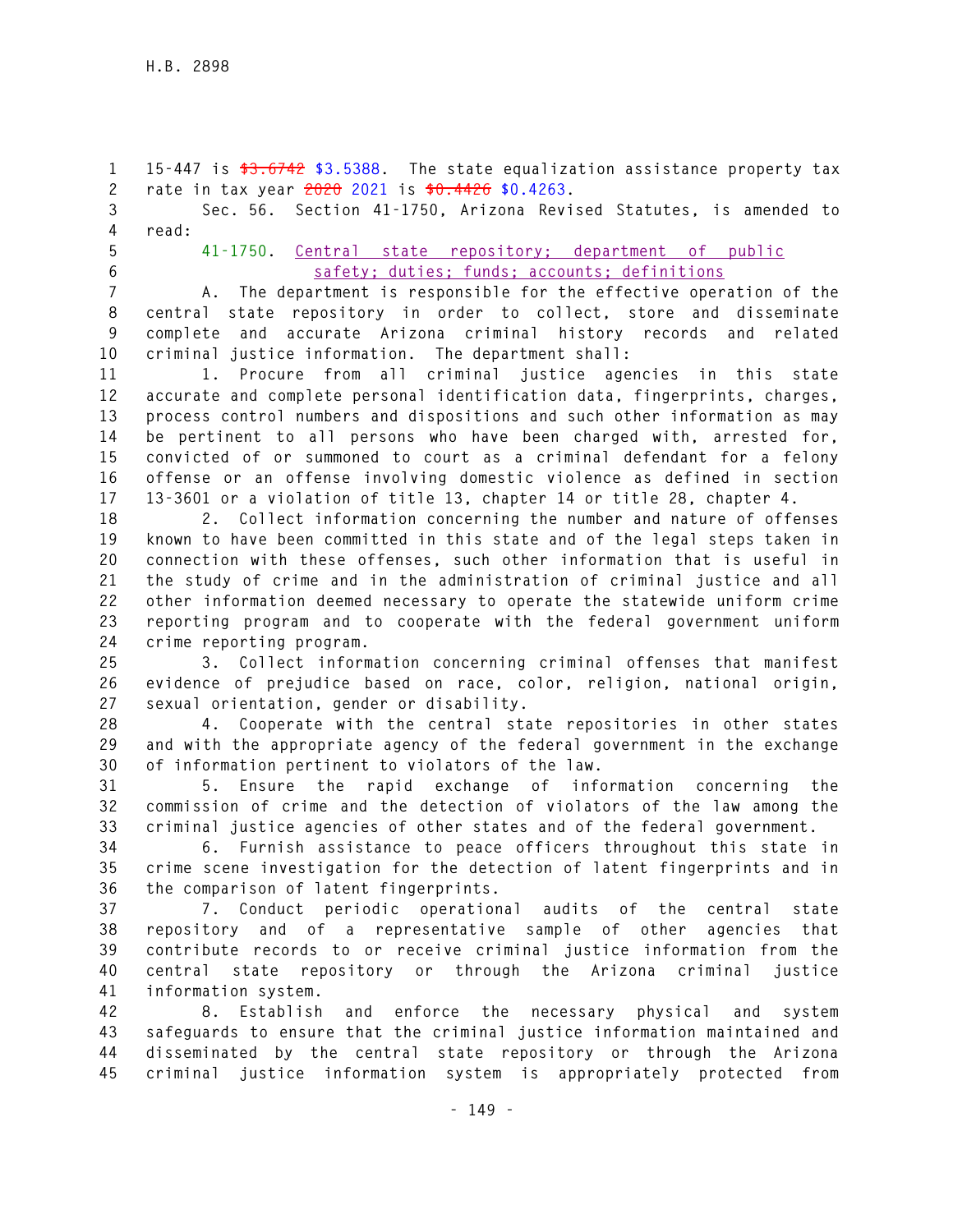15-447 is ~~$3.6742~~ $3.5388. The state equalization assistance property tax rate in tax year ~~2020~~ 2021 is ~~$0.4426~~ $0.4263.

Sec. 56. Section 41-1750, Arizona Revised Statutes, is amended to read:

41-1750. Central state repository; department of public safety; duties; funds; accounts; definitions

A. The department is responsible for the effective operation of the central state repository in order to collect, store and disseminate complete and accurate Arizona criminal history records and related criminal justice information. The department shall:

1. Procure from all criminal justice agencies in this state accurate and complete personal identification data, fingerprints, charges, process control numbers and dispositions and such other information as may be pertinent to all persons who have been charged with, arrested for, convicted of or summoned to court as a criminal defendant for a felony offense or an offense involving domestic violence as defined in section 13-3601 or a violation of title 13, chapter 14 or title 28, chapter 4.

2. Collect information concerning the number and nature of offenses known to have been committed in this state and of the legal steps taken in connection with these offenses, such other information that is useful in the study of crime and in the administration of criminal justice and all other information deemed necessary to operate the statewide uniform crime reporting program and to cooperate with the federal government uniform crime reporting program.

3. Collect information concerning criminal offenses that manifest evidence of prejudice based on race, color, religion, national origin, sexual orientation, gender or disability.

4. Cooperate with the central state repositories in other states and with the appropriate agency of the federal government in the exchange of information pertinent to violators of the law.

5. Ensure the rapid exchange of information concerning the commission of crime and the detection of violators of the law among the criminal justice agencies of other states and of the federal government.

6. Furnish assistance to peace officers throughout this state in crime scene investigation for the detection of latent fingerprints and in the comparison of latent fingerprints.

7. Conduct periodic operational audits of the central state repository and of a representative sample of other agencies that contribute records to or receive criminal justice information from the central state repository or through the Arizona criminal justice information system.

8. Establish and enforce the necessary physical and system safeguards to ensure that the criminal justice information maintained and disseminated by the central state repository or through the Arizona criminal justice information system is appropriately protected from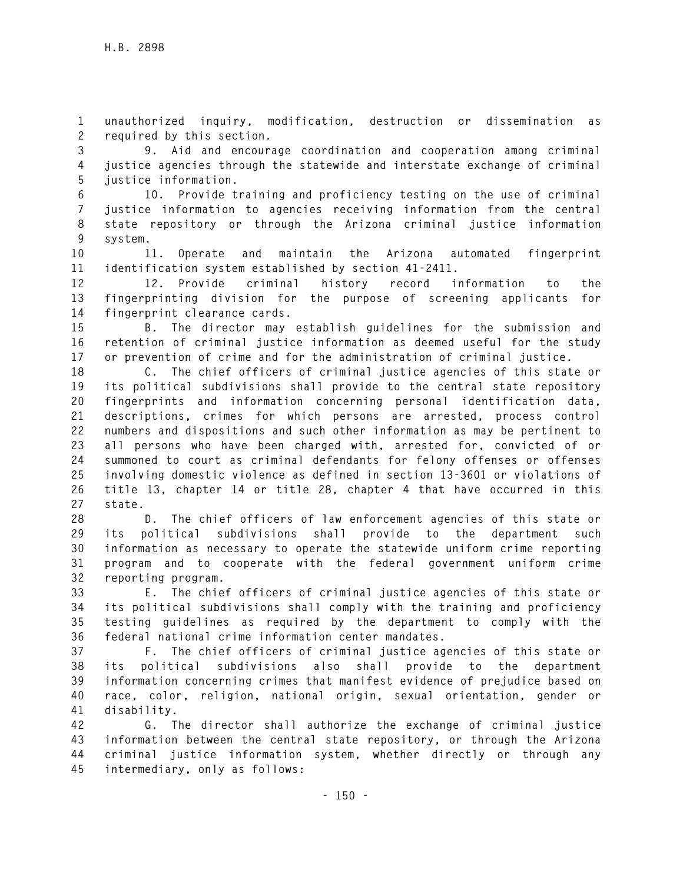unauthorized inquiry, modification, destruction or dissemination as required by this section.

9. Aid and encourage coordination and cooperation among criminal justice agencies through the statewide and interstate exchange of criminal justice information.

10. Provide training and proficiency testing on the use of criminal justice information to agencies receiving information from the central state repository or through the Arizona criminal justice information system.

11. Operate and maintain the Arizona automated fingerprint identification system established by section 41-2411.

12. Provide criminal history record information to the fingerprinting division for the purpose of screening applicants for fingerprint clearance cards.

B. The director may establish guidelines for the submission and retention of criminal justice information as deemed useful for the study or prevention of crime and for the administration of criminal justice.

C. The chief officers of criminal justice agencies of this state or its political subdivisions shall provide to the central state repository fingerprints and information concerning personal identification data, descriptions, crimes for which persons are arrested, process control numbers and dispositions and such other information as may be pertinent to all persons who have been charged with, arrested for, convicted of or summoned to court as criminal defendants for felony offenses or offenses involving domestic violence as defined in section 13-3601 or violations of title 13, chapter 14 or title 28, chapter 4 that have occurred in this state.

D. The chief officers of law enforcement agencies of this state or its political subdivisions shall provide to the department such information as necessary to operate the statewide uniform crime reporting program and to cooperate with the federal government uniform crime reporting program.

E. The chief officers of criminal justice agencies of this state or its political subdivisions shall comply with the training and proficiency testing guidelines as required by the department to comply with the federal national crime information center mandates.

F. The chief officers of criminal justice agencies of this state or its political subdivisions also shall provide to the department information concerning crimes that manifest evidence of prejudice based on race, color, religion, national origin, sexual orientation, gender or disability.

G. The director shall authorize the exchange of criminal justice information between the central state repository, or through the Arizona criminal justice information system, whether directly or through any intermediary, only as follows: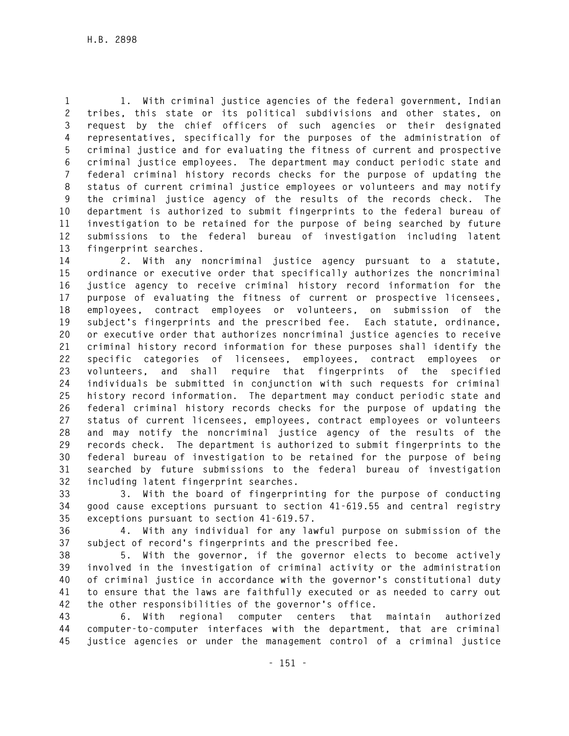1. With criminal justice agencies of the federal government, Indian tribes, this state or its political subdivisions and other states, on request by the chief officers of such agencies or their designated representatives, specifically for the purposes of the administration of criminal justice and for evaluating the fitness of current and prospective criminal justice employees. The department may conduct periodic state and federal criminal history records checks for the purpose of updating the status of current criminal justice employees or volunteers and may notify the criminal justice agency of the results of the records check. The department is authorized to submit fingerprints to the federal bureau of investigation to be retained for the purpose of being searched by future submissions to the federal bureau of investigation including latent fingerprint searches.

2. With any noncriminal justice agency pursuant to a statute, ordinance or executive order that specifically authorizes the noncriminal justice agency to receive criminal history record information for the purpose of evaluating the fitness of current or prospective licensees, employees, contract employees or volunteers, on submission of the subject's fingerprints and the prescribed fee. Each statute, ordinance, or executive order that authorizes noncriminal justice agencies to receive criminal history record information for these purposes shall identify the specific categories of licensees, employees, contract employees or volunteers, and shall require that fingerprints of the specified individuals be submitted in conjunction with such requests for criminal history record information. The department may conduct periodic state and federal criminal history records checks for the purpose of updating the status of current licensees, employees, contract employees or volunteers and may notify the noncriminal justice agency of the results of the records check. The department is authorized to submit fingerprints to the federal bureau of investigation to be retained for the purpose of being searched by future submissions to the federal bureau of investigation including latent fingerprint searches.

3. With the board of fingerprinting for the purpose of conducting good cause exceptions pursuant to section 41-619.55 and central registry exceptions pursuant to section 41-619.57.

4. With any individual for any lawful purpose on submission of the subject of record's fingerprints and the prescribed fee.

5. With the governor, if the governor elects to become actively involved in the investigation of criminal activity or the administration of criminal justice in accordance with the governor's constitutional duty to ensure that the laws are faithfully executed or as needed to carry out the other responsibilities of the governor's office.

6. With regional computer centers that maintain authorized computer-to-computer interfaces with the department, that are criminal justice agencies or under the management control of a criminal justice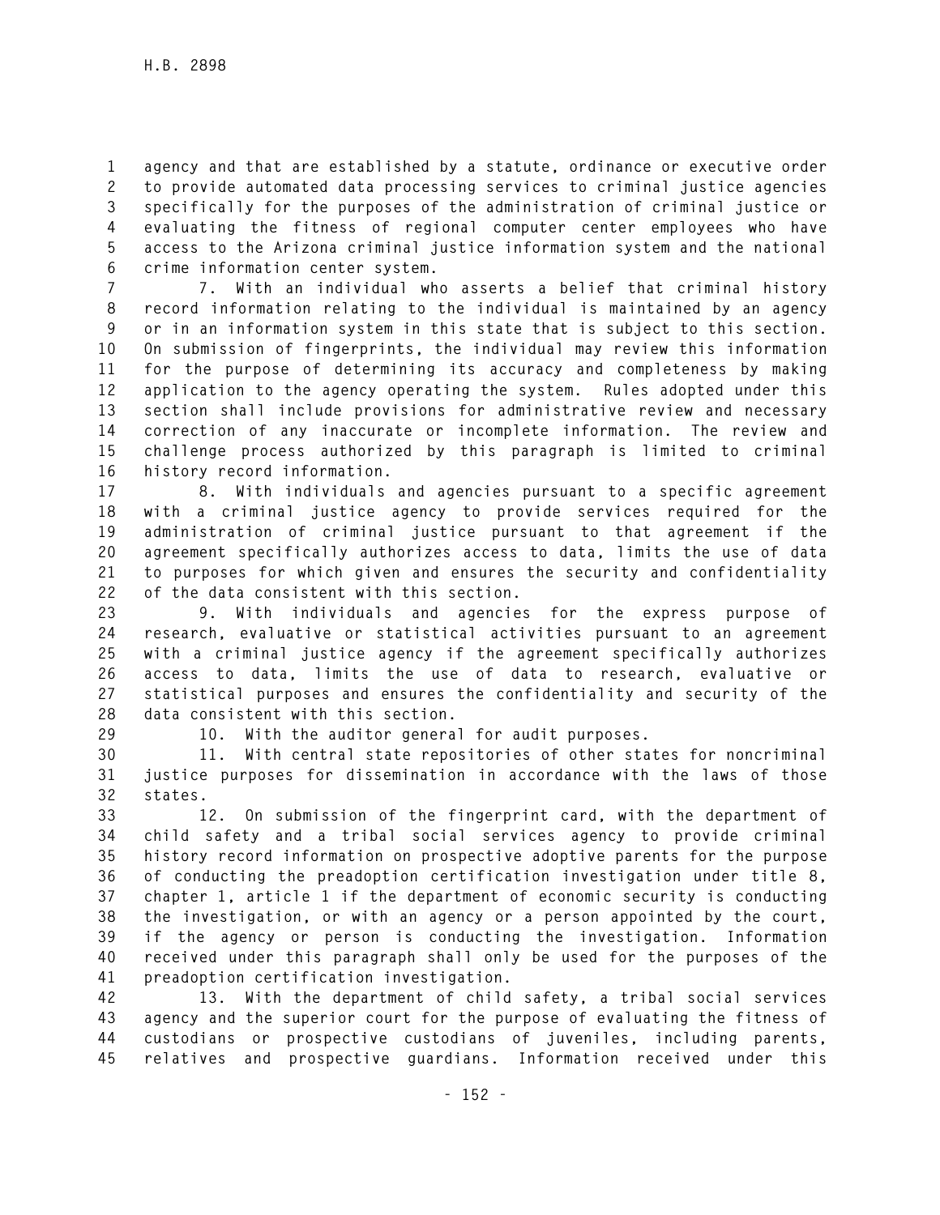agency and that are established by a statute, ordinance or executive order to provide automated data processing services to criminal justice agencies specifically for the purposes of the administration of criminal justice or evaluating the fitness of regional computer center employees who have access to the Arizona criminal justice information system and the national crime information center system.

7. With an individual who asserts a belief that criminal history record information relating to the individual is maintained by an agency or in an information system in this state that is subject to this section. On submission of fingerprints, the individual may review this information for the purpose of determining its accuracy and completeness by making application to the agency operating the system. Rules adopted under this section shall include provisions for administrative review and necessary correction of any inaccurate or incomplete information. The review and challenge process authorized by this paragraph is limited to criminal history record information.

8. With individuals and agencies pursuant to a specific agreement with a criminal justice agency to provide services required for the administration of criminal justice pursuant to that agreement if the agreement specifically authorizes access to data, limits the use of data to purposes for which given and ensures the security and confidentiality of the data consistent with this section.

9. With individuals and agencies for the express purpose of research, evaluative or statistical activities pursuant to an agreement with a criminal justice agency if the agreement specifically authorizes access to data, limits the use of data to research, evaluative or statistical purposes and ensures the confidentiality and security of the data consistent with this section.

10. With the auditor general for audit purposes.

11. With central state repositories of other states for noncriminal justice purposes for dissemination in accordance with the laws of those states.

12. On submission of the fingerprint card, with the department of child safety and a tribal social services agency to provide criminal history record information on prospective adoptive parents for the purpose of conducting the preadoption certification investigation under title 8, chapter 1, article 1 if the department of economic security is conducting the investigation, or with an agency or a person appointed by the court, if the agency or person is conducting the investigation. Information received under this paragraph shall only be used for the purposes of the preadoption certification investigation.

13. With the department of child safety, a tribal social services agency and the superior court for the purpose of evaluating the fitness of custodians or prospective custodians of juveniles, including parents, relatives and prospective guardians. Information received under this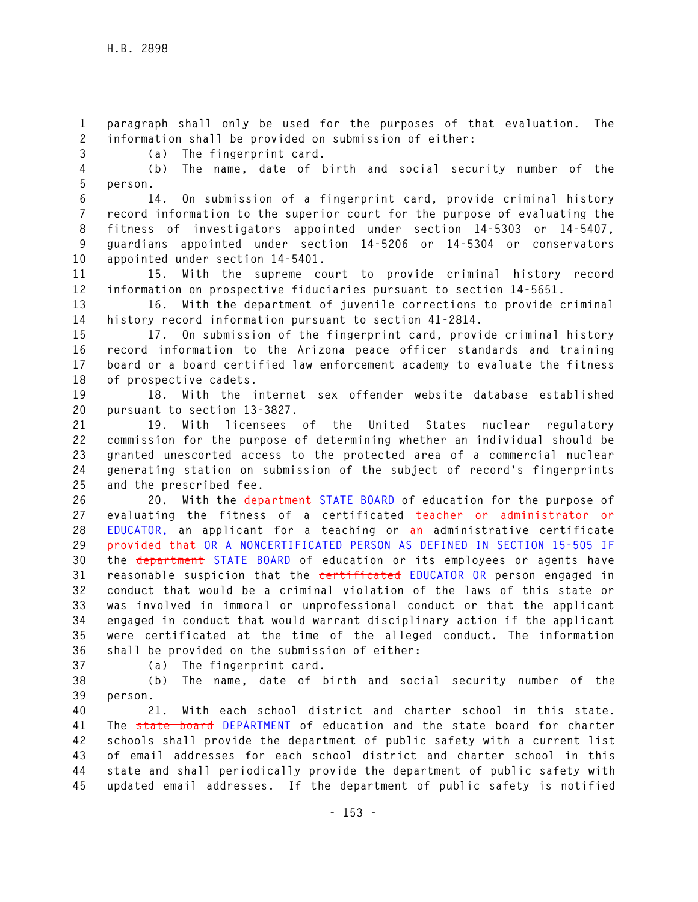paragraph shall only be used for the purposes of that evaluation. The information shall be provided on submission of either:

(a) The fingerprint card.

(b) The name, date of birth and social security number of the person.

14. On submission of a fingerprint card, provide criminal history record information to the superior court for the purpose of evaluating the fitness of investigators appointed under section 14-5303 or 14-5407, guardians appointed under section 14-5206 or 14-5304 or conservators appointed under section 14-5401.

15. With the supreme court to provide criminal history record information on prospective fiduciaries pursuant to section 14-5651.

16. With the department of juvenile corrections to provide criminal history record information pursuant to section 41-2814.

17. On submission of the fingerprint card, provide criminal history record information to the Arizona peace officer standards and training board or a board certified law enforcement academy to evaluate the fitness of prospective cadets.

18. With the internet sex offender website database established pursuant to section 13-3827.

19. With licensees of the United States nuclear regulatory commission for the purpose of determining whether an individual should be granted unescorted access to the protected area of a commercial nuclear generating station on submission of the subject of record's fingerprints and the prescribed fee.

20. With the ~~department~~ STATE BOARD of education for the purpose of evaluating the fitness of a certificated ~~teacher or administrator or~~ EDUCATOR, an applicant for a teaching or ~~an~~ administrative certificate ~~provided that~~ OR A NONCERTIFICATED PERSON AS DEFINED IN SECTION 15-505 IF the ~~department~~ STATE BOARD of education or its employees or agents have reasonable suspicion that the ~~certificated~~ EDUCATOR OR person engaged in conduct that would be a criminal violation of the laws of this state or was involved in immoral or unprofessional conduct or that the applicant engaged in conduct that would warrant disciplinary action if the applicant were certificated at the time of the alleged conduct. The information shall be provided on the submission of either:

(a) The fingerprint card.

(b) The name, date of birth and social security number of the person.

21. With each school district and charter school in this state. The ~~state board~~ DEPARTMENT of education and the state board for charter schools shall provide the department of public safety with a current list of email addresses for each school district and charter school in this state and shall periodically provide the department of public safety with updated email addresses. If the department of public safety is notified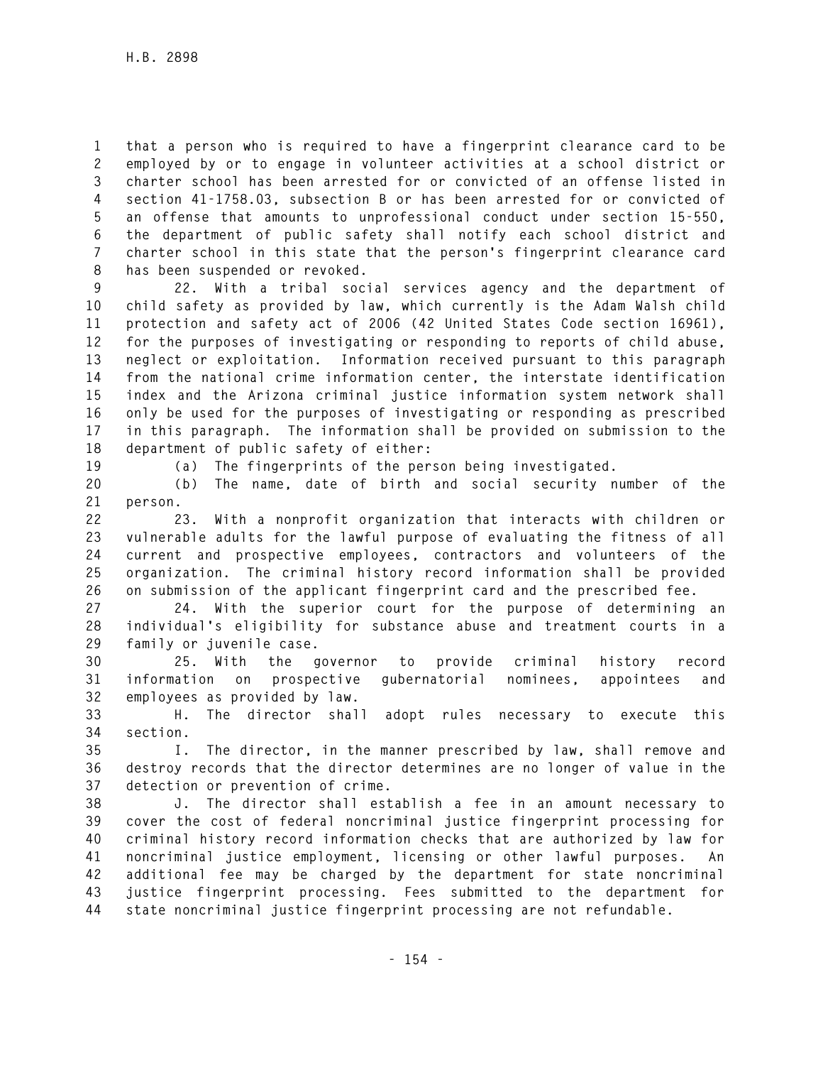that a person who is required to have a fingerprint clearance card to be employed by or to engage in volunteer activities at a school district or charter school has been arrested for or convicted of an offense listed in section 41-1758.03, subsection B or has been arrested for or convicted of an offense that amounts to unprofessional conduct under section 15-550, the department of public safety shall notify each school district and charter school in this state that the person's fingerprint clearance card has been suspended or revoked.

22. With a tribal social services agency and the department of child safety as provided by law, which currently is the Adam Walsh child protection and safety act of 2006 (42 United States Code section 16961), for the purposes of investigating or responding to reports of child abuse, neglect or exploitation. Information received pursuant to this paragraph from the national crime information center, the interstate identification index and the Arizona criminal justice information system network shall only be used for the purposes of investigating or responding as prescribed in this paragraph. The information shall be provided on submission to the department of public safety of either:

(a) The fingerprints of the person being investigated.

(b) The name, date of birth and social security number of the person.

23. With a nonprofit organization that interacts with children or vulnerable adults for the lawful purpose of evaluating the fitness of all current and prospective employees, contractors and volunteers of the organization. The criminal history record information shall be provided on submission of the applicant fingerprint card and the prescribed fee.

24. With the superior court for the purpose of determining an individual's eligibility for substance abuse and treatment courts in a family or juvenile case.

25. With the governor to provide criminal history record information on prospective gubernatorial nominees, appointees and employees as provided by law.

H. The director shall adopt rules necessary to execute this section.

I. The director, in the manner prescribed by law, shall remove and destroy records that the director determines are no longer of value in the detection or prevention of crime.

J. The director shall establish a fee in an amount necessary to cover the cost of federal noncriminal justice fingerprint processing for criminal history record information checks that are authorized by law for noncriminal justice employment, licensing or other lawful purposes. An additional fee may be charged by the department for state noncriminal justice fingerprint processing. Fees submitted to the department for state noncriminal justice fingerprint processing are not refundable.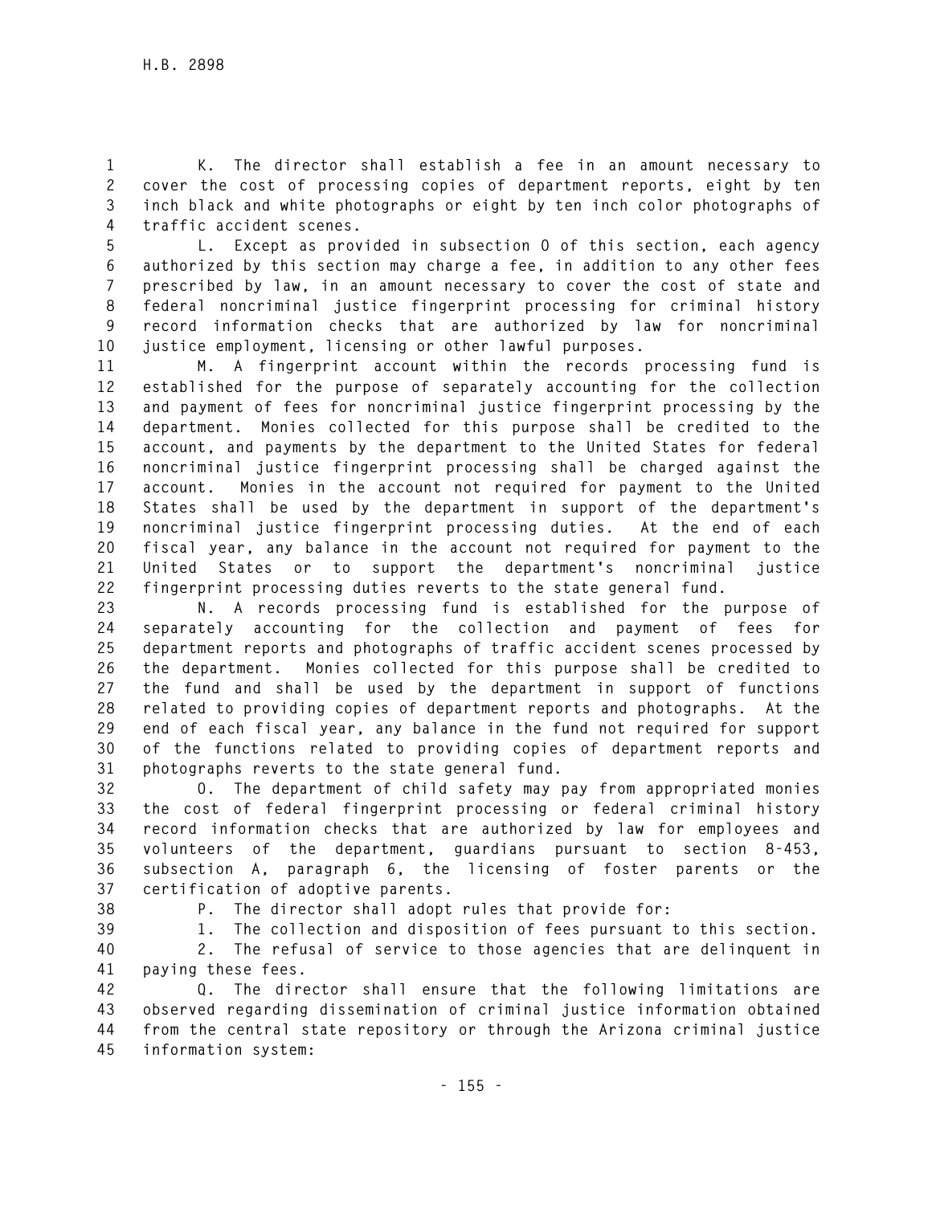K. The director shall establish a fee in an amount necessary to cover the cost of processing copies of department reports, eight by ten inch black and white photographs or eight by ten inch color photographs of traffic accident scenes.

L. Except as provided in subsection O of this section, each agency authorized by this section may charge a fee, in addition to any other fees prescribed by law, in an amount necessary to cover the cost of state and federal noncriminal justice fingerprint processing for criminal history record information checks that are authorized by law for noncriminal justice employment, licensing or other lawful purposes.

M. A fingerprint account within the records processing fund is established for the purpose of separately accounting for the collection and payment of fees for noncriminal justice fingerprint processing by the department. Monies collected for this purpose shall be credited to the account, and payments by the department to the United States for federal noncriminal justice fingerprint processing shall be charged against the account. Monies in the account not required for payment to the United States shall be used by the department in support of the department's noncriminal justice fingerprint processing duties. At the end of each fiscal year, any balance in the account not required for payment to the United States or to support the department's noncriminal justice fingerprint processing duties reverts to the state general fund.

N. A records processing fund is established for the purpose of separately accounting for the collection and payment of fees for department reports and photographs of traffic accident scenes processed by the department. Monies collected for this purpose shall be credited to the fund and shall be used by the department in support of functions related to providing copies of department reports and photographs. At the end of each fiscal year, any balance in the fund not required for support of the functions related to providing copies of department reports and photographs reverts to the state general fund.

O. The department of child safety may pay from appropriated monies the cost of federal fingerprint processing or federal criminal history record information checks that are authorized by law for employees and volunteers of the department, guardians pursuant to section 8-453, subsection A, paragraph 6, the licensing of foster parents or the certification of adoptive parents.

P. The director shall adopt rules that provide for:

1. The collection and disposition of fees pursuant to this section.

2. The refusal of service to those agencies that are delinquent in paying these fees.

Q. The director shall ensure that the following limitations are observed regarding dissemination of criminal justice information obtained from the central state repository or through the Arizona criminal justice information system: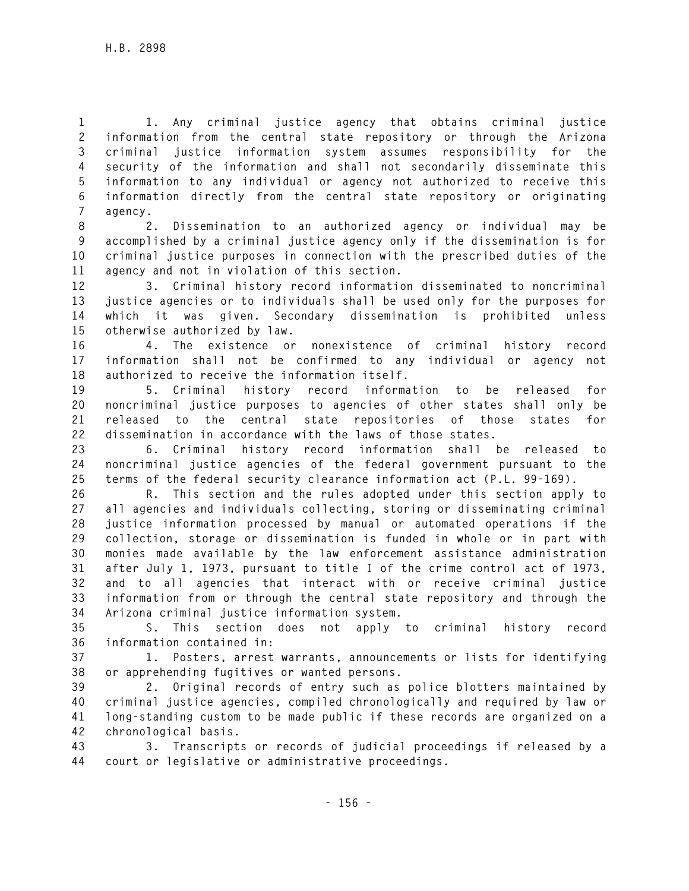1. Any criminal justice agency that obtains criminal justice information from the central state repository or through the Arizona criminal justice information system assumes responsibility for the security of the information and shall not secondarily disseminate this information to any individual or agency not authorized to receive this information directly from the central state repository or originating agency.

2. Dissemination to an authorized agency or individual may be accomplished by a criminal justice agency only if the dissemination is for criminal justice purposes in connection with the prescribed duties of the agency and not in violation of this section.

3. Criminal history record information disseminated to noncriminal justice agencies or to individuals shall be used only for the purposes for which it was given. Secondary dissemination is prohibited unless otherwise authorized by law.

4. The existence or nonexistence of criminal history record information shall not be confirmed to any individual or agency not authorized to receive the information itself.

5. Criminal history record information to be released for noncriminal justice purposes to agencies of other states shall only be released to the central state repositories of those states for dissemination in accordance with the laws of those states.

6. Criminal history record information shall be released to noncriminal justice agencies of the federal government pursuant to the terms of the federal security clearance information act (P.L. 99-169).

R. This section and the rules adopted under this section apply to all agencies and individuals collecting, storing or disseminating criminal justice information processed by manual or automated operations if the collection, storage or dissemination is funded in whole or in part with monies made available by the law enforcement assistance administration after July 1, 1973, pursuant to title I of the crime control act of 1973, and to all agencies that interact with or receive criminal justice information from or through the central state repository and through the Arizona criminal justice information system.

S. This section does not apply to criminal history record information contained in:

1. Posters, arrest warrants, announcements or lists for identifying or apprehending fugitives or wanted persons.

2. Original records of entry such as police blotters maintained by criminal justice agencies, compiled chronologically and required by law or long-standing custom to be made public if these records are organized on a chronological basis.

3. Transcripts or records of judicial proceedings if released by a court or legislative or administrative proceedings.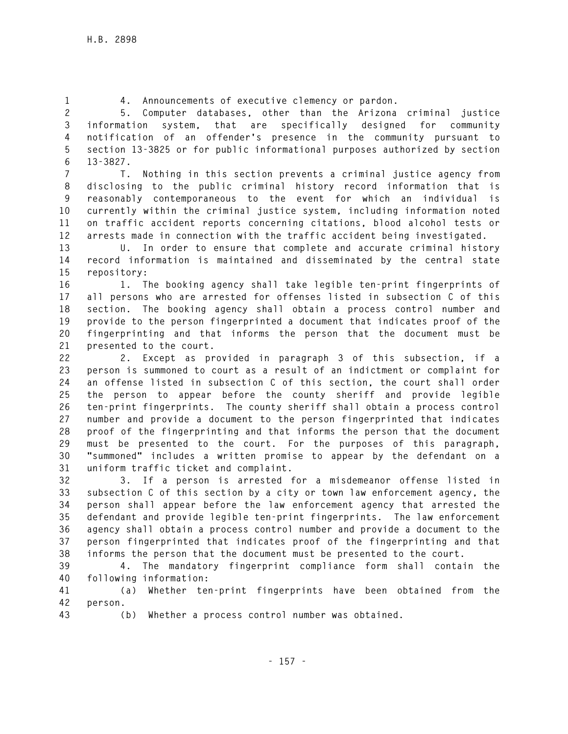4. Announcements of executive clemency or pardon.

5. Computer databases, other than the Arizona criminal justice information system, that are specifically designed for community notification of an offender's presence in the community pursuant to section 13-3825 or for public informational purposes authorized by section 13-3827.

T. Nothing in this section prevents a criminal justice agency from disclosing to the public criminal history record information that is reasonably contemporaneous to the event for which an individual is currently within the criminal justice system, including information noted on traffic accident reports concerning citations, blood alcohol tests or arrests made in connection with the traffic accident being investigated.

U. In order to ensure that complete and accurate criminal history record information is maintained and disseminated by the central state repository:

1. The booking agency shall take legible ten-print fingerprints of all persons who are arrested for offenses listed in subsection C of this section. The booking agency shall obtain a process control number and provide to the person fingerprinted a document that indicates proof of the fingerprinting and that informs the person that the document must be presented to the court.

2. Except as provided in paragraph 3 of this subsection, if a person is summoned to court as a result of an indictment or complaint for an offense listed in subsection C of this section, the court shall order the person to appear before the county sheriff and provide legible ten-print fingerprints. The county sheriff shall obtain a process control number and provide a document to the person fingerprinted that indicates proof of the fingerprinting and that informs the person that the document must be presented to the court. For the purposes of this paragraph, "summoned" includes a written promise to appear by the defendant on a uniform traffic ticket and complaint.

3. If a person is arrested for a misdemeanor offense listed in subsection C of this section by a city or town law enforcement agency, the person shall appear before the law enforcement agency that arrested the defendant and provide legible ten-print fingerprints. The law enforcement agency shall obtain a process control number and provide a document to the person fingerprinted that indicates proof of the fingerprinting and that informs the person that the document must be presented to the court.

4. The mandatory fingerprint compliance form shall contain the following information:

(a) Whether ten-print fingerprints have been obtained from the person.

(b) Whether a process control number was obtained.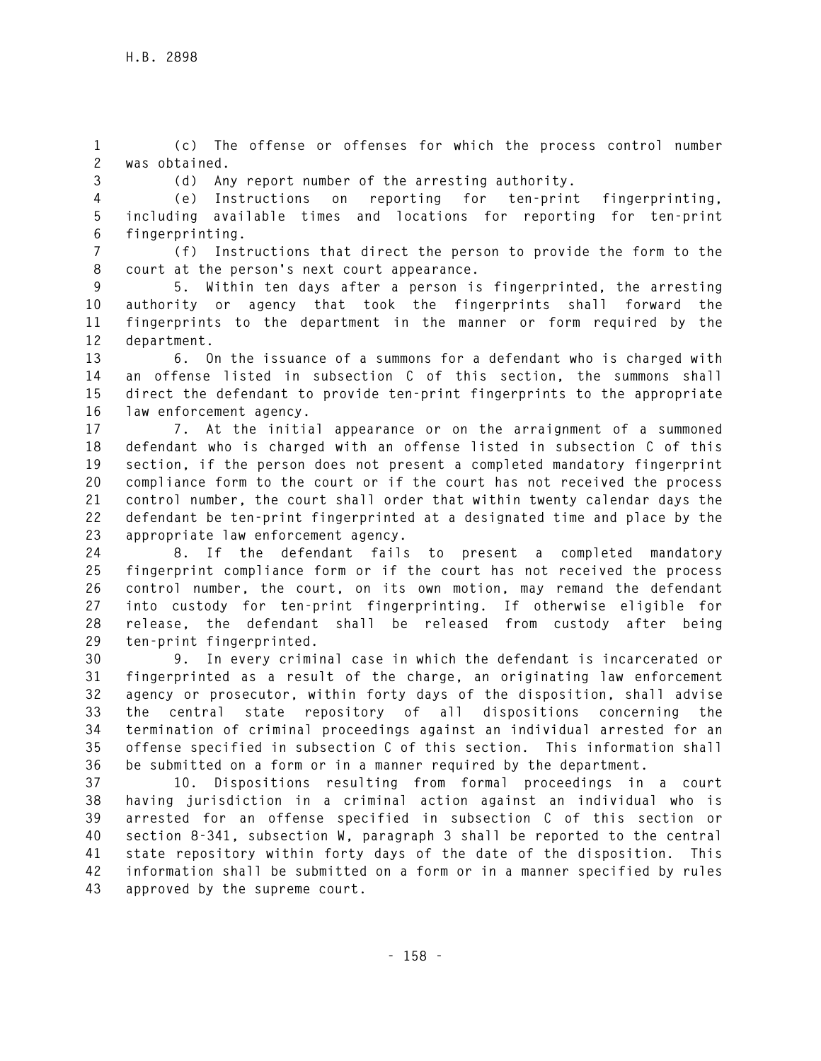(c) The offense or offenses for which the process control number was obtained.

(d) Any report number of the arresting authority.

(e) Instructions on reporting for ten-print fingerprinting, including available times and locations for reporting for ten-print fingerprinting.

(f) Instructions that direct the person to provide the form to the court at the person's next court appearance.

5. Within ten days after a person is fingerprinted, the arresting authority or agency that took the fingerprints shall forward the fingerprints to the department in the manner or form required by the department.

6. On the issuance of a summons for a defendant who is charged with an offense listed in subsection C of this section, the summons shall direct the defendant to provide ten-print fingerprints to the appropriate law enforcement agency.

7. At the initial appearance or on the arraignment of a summoned defendant who is charged with an offense listed in subsection C of this section, if the person does not present a completed mandatory fingerprint compliance form to the court or if the court has not received the process control number, the court shall order that within twenty calendar days the defendant be ten-print fingerprinted at a designated time and place by the appropriate law enforcement agency.

8. If the defendant fails to present a completed mandatory fingerprint compliance form or if the court has not received the process control number, the court, on its own motion, may remand the defendant into custody for ten-print fingerprinting. If otherwise eligible for release, the defendant shall be released from custody after being ten-print fingerprinted.

9. In every criminal case in which the defendant is incarcerated or fingerprinted as a result of the charge, an originating law enforcement agency or prosecutor, within forty days of the disposition, shall advise the central state repository of all dispositions concerning the termination of criminal proceedings against an individual arrested for an offense specified in subsection C of this section. This information shall be submitted on a form or in a manner required by the department.

10. Dispositions resulting from formal proceedings in a court having jurisdiction in a criminal action against an individual who is arrested for an offense specified in subsection C of this section or section 8-341, subsection W, paragraph 3 shall be reported to the central state repository within forty days of the date of the disposition. This information shall be submitted on a form or in a manner specified by rules approved by the supreme court.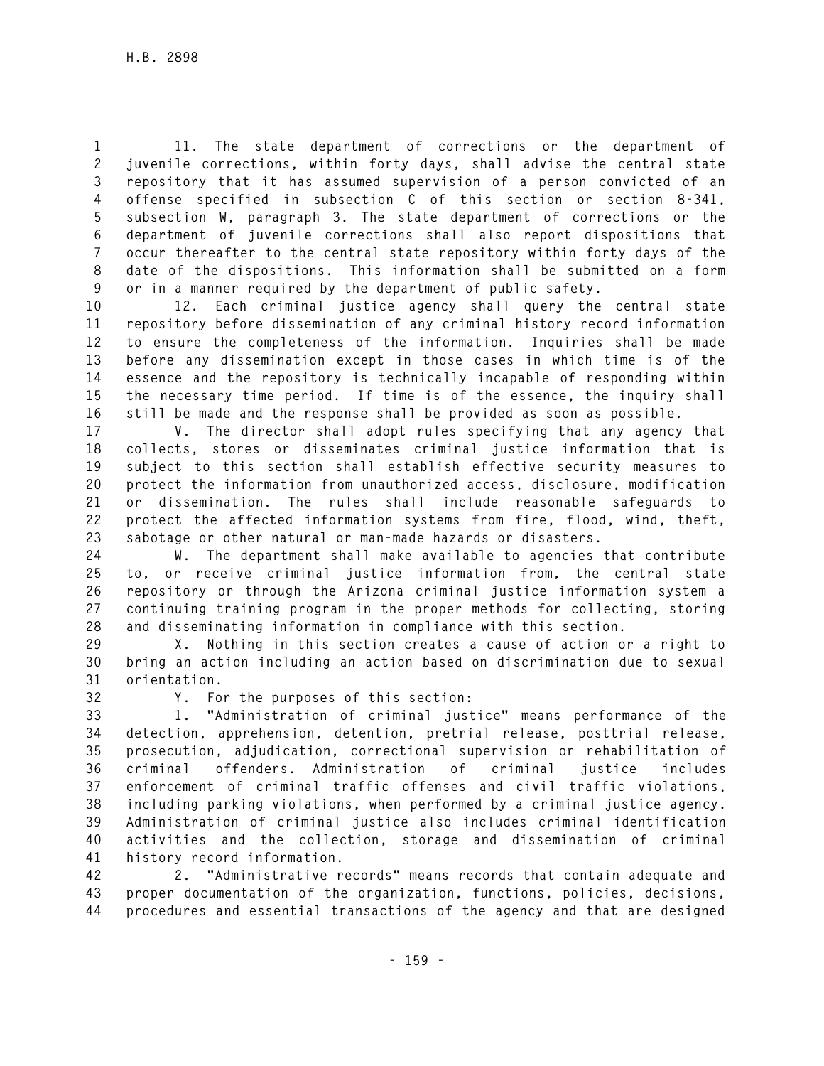11. The state department of corrections or the department of juvenile corrections, within forty days, shall advise the central state repository that it has assumed supervision of a person convicted of an offense specified in subsection C of this section or section 8-341, subsection W, paragraph 3. The state department of corrections or the department of juvenile corrections shall also report dispositions that occur thereafter to the central state repository within forty days of the date of the dispositions. This information shall be submitted on a form or in a manner required by the department of public safety.

12. Each criminal justice agency shall query the central state repository before dissemination of any criminal history record information to ensure the completeness of the information. Inquiries shall be made before any dissemination except in those cases in which time is of the essence and the repository is technically incapable of responding within the necessary time period. If time is of the essence, the inquiry shall still be made and the response shall be provided as soon as possible.

V. The director shall adopt rules specifying that any agency that collects, stores or disseminates criminal justice information that is subject to this section shall establish effective security measures to protect the information from unauthorized access, disclosure, modification or dissemination. The rules shall include reasonable safeguards to protect the affected information systems from fire, flood, wind, theft, sabotage or other natural or man-made hazards or disasters.

W. The department shall make available to agencies that contribute to, or receive criminal justice information from, the central state repository or through the Arizona criminal justice information system a continuing training program in the proper methods for collecting, storing and disseminating information in compliance with this section.

X. Nothing in this section creates a cause of action or a right to bring an action including an action based on discrimination due to sexual orientation.

Y. For the purposes of this section:

1. "Administration of criminal justice" means performance of the detection, apprehension, detention, pretrial release, posttrial release, prosecution, adjudication, correctional supervision or rehabilitation of criminal offenders. Administration of criminal justice includes enforcement of criminal traffic offenses and civil traffic violations, including parking violations, when performed by a criminal justice agency. Administration of criminal justice also includes criminal identification activities and the collection, storage and dissemination of criminal history record information.

2. "Administrative records" means records that contain adequate and proper documentation of the organization, functions, policies, decisions, procedures and essential transactions of the agency and that are designed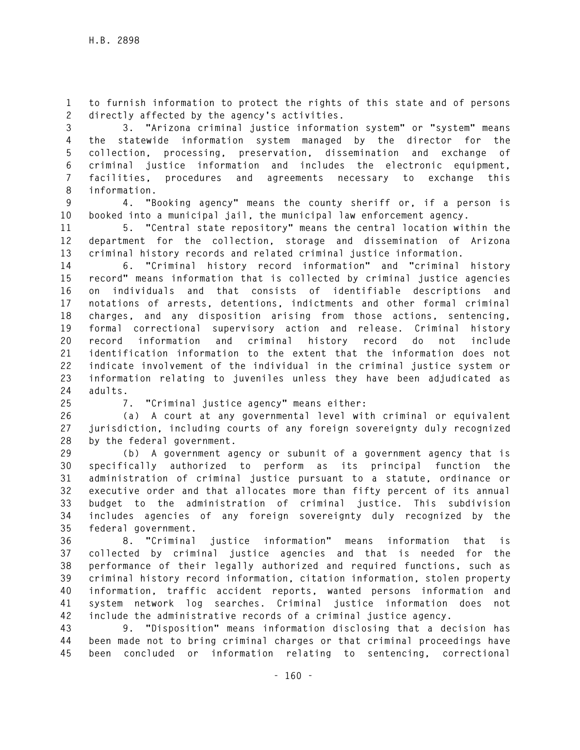to furnish information to protect the rights of this state and of persons directly affected by the agency's activities.

3. "Arizona criminal justice information system" or "system" means the statewide information system managed by the director for the collection, processing, preservation, dissemination and exchange of criminal justice information and includes the electronic equipment, facilities, procedures and agreements necessary to exchange this information.

4. "Booking agency" means the county sheriff or, if a person is booked into a municipal jail, the municipal law enforcement agency.

5. "Central state repository" means the central location within the department for the collection, storage and dissemination of Arizona criminal history records and related criminal justice information.

6. "Criminal history record information" and "criminal history record" means information that is collected by criminal justice agencies on individuals and that consists of identifiable descriptions and notations of arrests, detentions, indictments and other formal criminal charges, and any disposition arising from those actions, sentencing, formal correctional supervisory action and release. Criminal history record information and criminal history record do not include identification information to the extent that the information does not indicate involvement of the individual in the criminal justice system or information relating to juveniles unless they have been adjudicated as adults.

7. "Criminal justice agency" means either:

(a) A court at any governmental level with criminal or equivalent jurisdiction, including courts of any foreign sovereignty duly recognized by the federal government.

(b) A government agency or subunit of a government agency that is specifically authorized to perform as its principal function the administration of criminal justice pursuant to a statute, ordinance or executive order and that allocates more than fifty percent of its annual budget to the administration of criminal justice. This subdivision includes agencies of any foreign sovereignty duly recognized by the federal government.

8. "Criminal justice information" means information that is collected by criminal justice agencies and that is needed for the performance of their legally authorized and required functions, such as criminal history record information, citation information, stolen property information, traffic accident reports, wanted persons information and system network log searches. Criminal justice information does not include the administrative records of a criminal justice agency.

9. "Disposition" means information disclosing that a decision has been made not to bring criminal charges or that criminal proceedings have been concluded or information relating to sentencing, correctional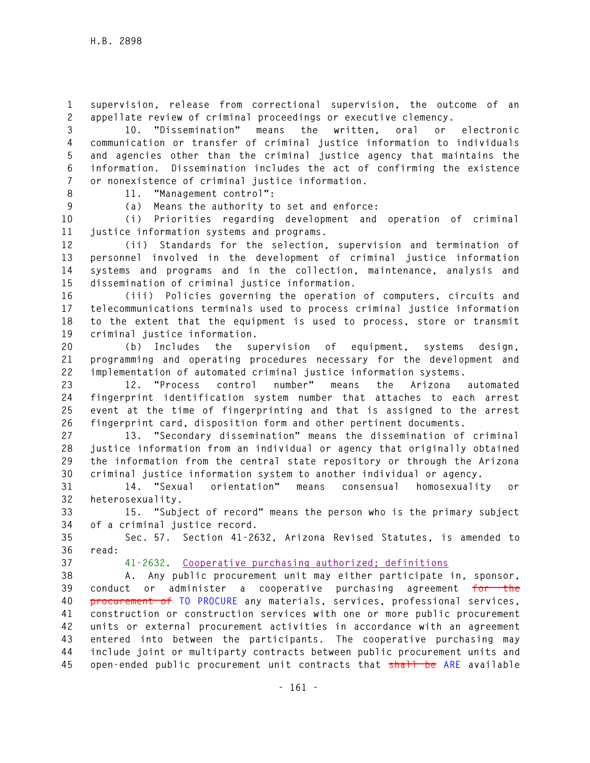supervision, release from correctional supervision, the outcome of an appellate review of criminal proceedings or executive clemency.

10. "Dissemination" means the written, oral or electronic communication or transfer of criminal justice information to individuals and agencies other than the criminal justice agency that maintains the information. Dissemination includes the act of confirming the existence or nonexistence of criminal justice information.

11. "Management control":

(a) Means the authority to set and enforce:

(i) Priorities regarding development and operation of criminal justice information systems and programs.

(ii) Standards for the selection, supervision and termination of personnel involved in the development of criminal justice information systems and programs and in the collection, maintenance, analysis and dissemination of criminal justice information.

(iii) Policies governing the operation of computers, circuits and telecommunications terminals used to process criminal justice information to the extent that the equipment is used to process, store or transmit criminal justice information.

(b) Includes the supervision of equipment, systems design, programming and operating procedures necessary for the development and implementation of automated criminal justice information systems.

12. "Process control number" means the Arizona automated fingerprint identification system number that attaches to each arrest event at the time of fingerprinting and that is assigned to the arrest fingerprint card, disposition form and other pertinent documents.

13. "Secondary dissemination" means the dissemination of criminal justice information from an individual or agency that originally obtained the information from the central state repository or through the Arizona criminal justice information system to another individual or agency.

14. "Sexual orientation" means consensual homosexuality or heterosexuality.

15. "Subject of record" means the person who is the primary subject of a criminal justice record.

Sec. 57. Section 41-2632, Arizona Revised Statutes, is amended to read:

41-2632. Cooperative purchasing authorized; definitions

A. Any public procurement unit may either participate in, sponsor, conduct or administer a cooperative purchasing agreement ~~for the procurement of~~ TO PROCURE any materials, services, professional services, construction or construction services with one or more public procurement units or external procurement activities in accordance with an agreement entered into between the participants. The cooperative purchasing may include joint or multiparty contracts between public procurement units and open-ended public procurement unit contracts that ~~shall be~~ ARE available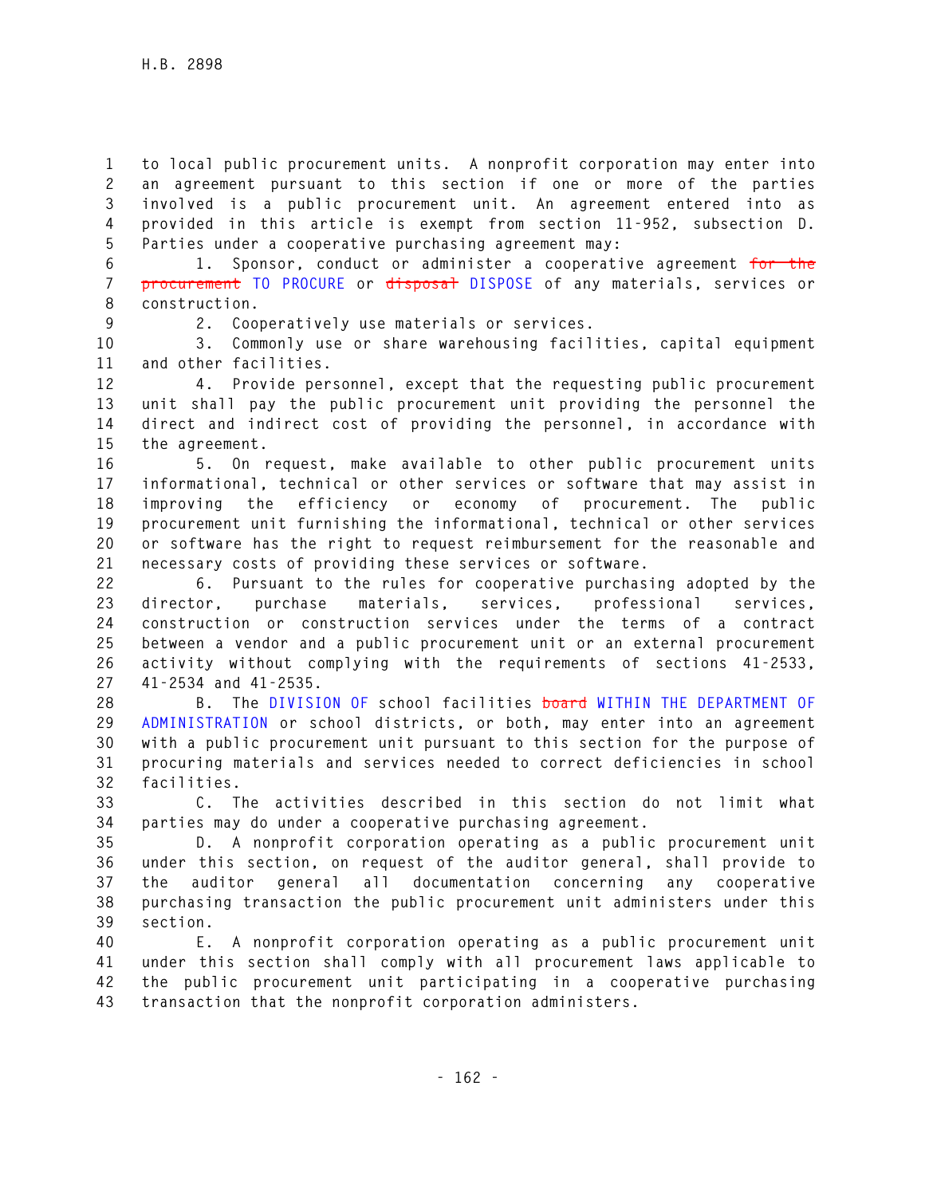to local public procurement units. A nonprofit corporation may enter into an agreement pursuant to this section if one or more of the parties involved is a public procurement unit. An agreement entered into as provided in this article is exempt from section 11-952, subsection D. Parties under a cooperative purchasing agreement may:

1. Sponsor, conduct or administer a cooperative agreement ~~for the procurement~~ TO PROCURE or ~~disposal~~ DISPOSE of any materials, services or construction.

2. Cooperatively use materials or services.

3. Commonly use or share warehousing facilities, capital equipment and other facilities.

4. Provide personnel, except that the requesting public procurement unit shall pay the public procurement unit providing the personnel the direct and indirect cost of providing the personnel, in accordance with the agreement.

5. On request, make available to other public procurement units informational, technical or other services or software that may assist in improving the efficiency or economy of procurement. The public procurement unit furnishing the informational, technical or other services or software has the right to request reimbursement for the reasonable and necessary costs of providing these services or software.

6. Pursuant to the rules for cooperative purchasing adopted by the director, purchase materials, services, professional services, construction or construction services under the terms of a contract between a vendor and a public procurement unit or an external procurement activity without complying with the requirements of sections 41-2533, 41-2534 and 41-2535.

B. The DIVISION OF school facilities ~~board~~ WITHIN THE DEPARTMENT OF ADMINISTRATION or school districts, or both, may enter into an agreement with a public procurement unit pursuant to this section for the purpose of procuring materials and services needed to correct deficiencies in school facilities.

C. The activities described in this section do not limit what parties may do under a cooperative purchasing agreement.

D. A nonprofit corporation operating as a public procurement unit under this section, on request of the auditor general, shall provide to the auditor general all documentation concerning any cooperative purchasing transaction the public procurement unit administers under this section.

E. A nonprofit corporation operating as a public procurement unit under this section shall comply with all procurement laws applicable to the public procurement unit participating in a cooperative purchasing transaction that the nonprofit corporation administers.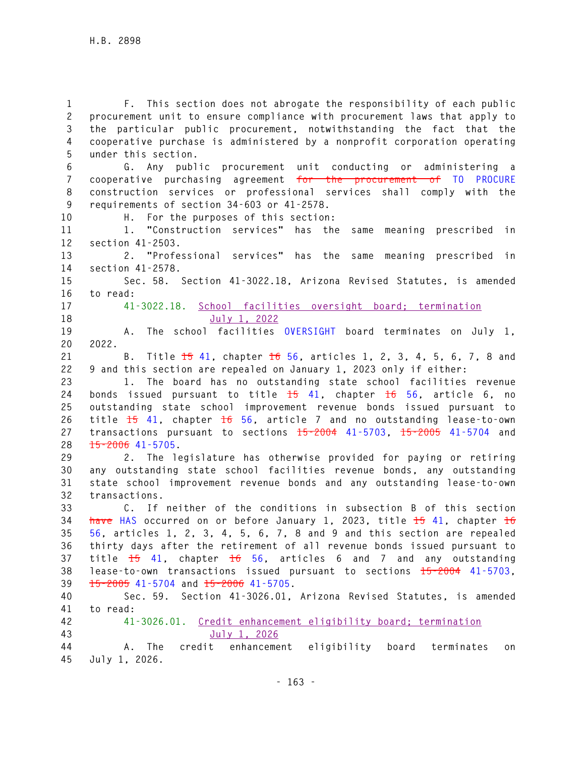F. This section does not abrogate the responsibility of each public procurement unit to ensure compliance with procurement laws that apply to the particular public procurement, notwithstanding the fact that the cooperative purchase is administered by a nonprofit corporation operating under this section.

G. Any public procurement unit conducting or administering a cooperative purchasing agreement ~~for the procurement of~~ TO PROCURE construction services or professional services shall comply with the requirements of section 34-603 or 41-2578.

H. For the purposes of this section:

1. "Construction services" has the same meaning prescribed in section 41-2503.

2. "Professional services" has the same meaning prescribed in section 41-2578.

Sec. 58. Section 41-3022.18, Arizona Revised Statutes, is amended to read:

41-3022.18. School facilities oversight board; termination July 1, 2022

A. The school facilities OVERSIGHT board terminates on July 1, 2022.

B. Title ~~15~~ 41, chapter ~~16~~ 56, articles 1, 2, 3, 4, 5, 6, 7, 8 and 9 and this section are repealed on January 1, 2023 only if either:

1. The board has no outstanding state school facilities revenue bonds issued pursuant to title ~~15~~ 41, chapter ~~16~~ 56, article 6, no outstanding state school improvement revenue bonds issued pursuant to title ~~15~~ 41, chapter ~~16~~ 56, article 7 and no outstanding lease-to-own transactions pursuant to sections ~~15-2004~~ 41-5703, ~~15-2005~~ 41-5704 and ~~15-2006~~ 41-5705.

2. The legislature has otherwise provided for paying or retiring any outstanding state school facilities revenue bonds, any outstanding state school improvement revenue bonds and any outstanding lease-to-own transactions.

C. If neither of the conditions in subsection B of this section ~~have~~ HAS occurred on or before January 1, 2023, title ~~15~~ 41, chapter ~~16~~ 56, articles 1, 2, 3, 4, 5, 6, 7, 8 and 9 and this section are repealed thirty days after the retirement of all revenue bonds issued pursuant to title ~~15~~ 41, chapter ~~16~~ 56, articles 6 and 7 and any outstanding lease-to-own transactions issued pursuant to sections ~~15-2004~~ 41-5703, ~~15-2005~~ 41-5704 and ~~15-2006~~ 41-5705.

Sec. 59. Section 41-3026.01, Arizona Revised Statutes, is amended to read:

41-3026.01. Credit enhancement eligibility board; termination July 1, 2026

A. The credit enhancement eligibility board terminates on July 1, 2026.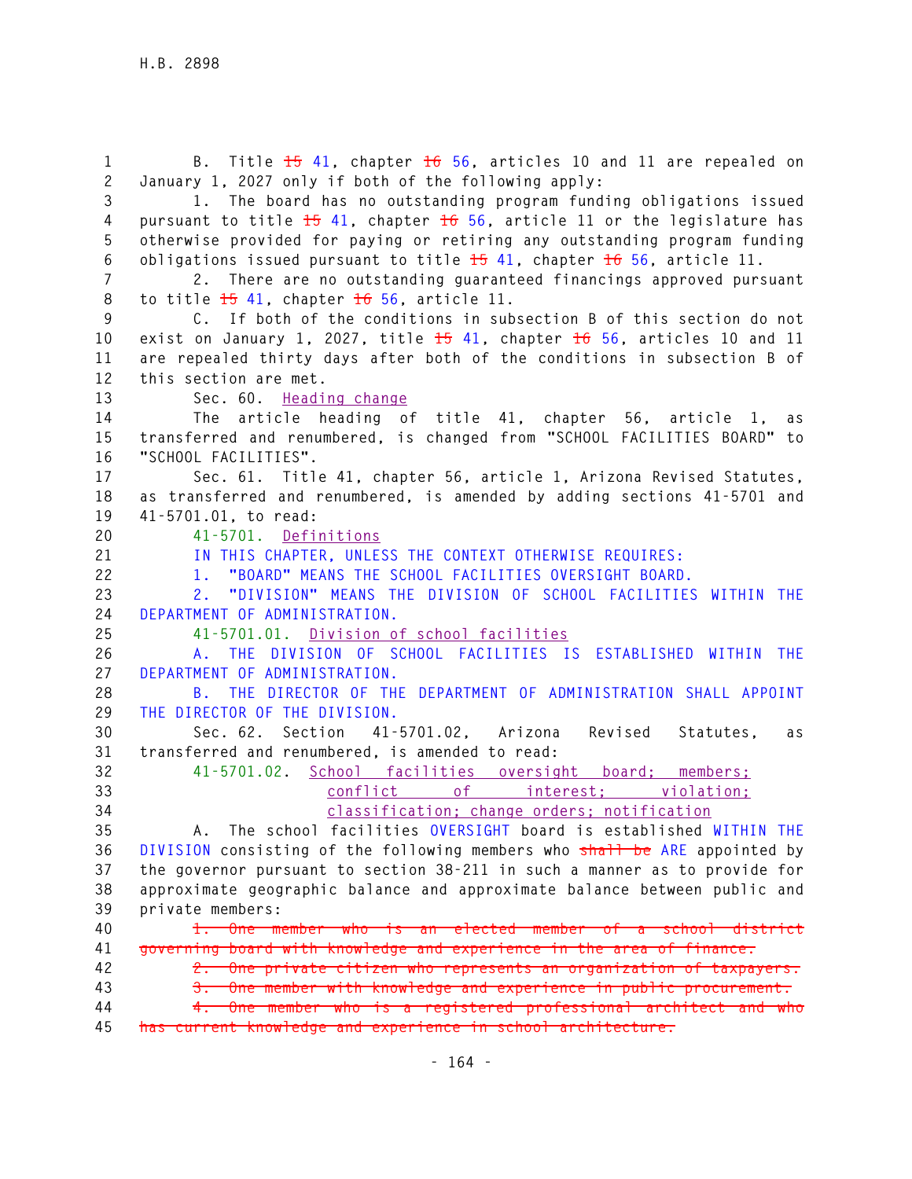B. Title ~~15~~ 41, chapter ~~16~~ 56, articles 10 and 11 are repealed on January 1, 2027 only if both of the following apply:

1. The board has no outstanding program funding obligations issued pursuant to title ~~15~~ 41, chapter ~~16~~ 56, article 11 or the legislature has otherwise provided for paying or retiring any outstanding program funding obligations issued pursuant to title ~~15~~ 41, chapter ~~16~~ 56, article 11.

2. There are no outstanding guaranteed financings approved pursuant to title ~~15~~ 41, chapter ~~16~~ 56, article 11.

C. If both of the conditions in subsection B of this section do not exist on January 1, 2027, title ~~15~~ 41, chapter ~~16~~ 56, articles 10 and 11 are repealed thirty days after both of the conditions in subsection B of this section are met.

Sec. 60. Heading change

The article heading of title 41, chapter 56, article 1, as transferred and renumbered, is changed from "SCHOOL FACILITIES BOARD" to "SCHOOL FACILITIES".

Sec. 61. Title 41, chapter 56, article 1, Arizona Revised Statutes, as transferred and renumbered, is amended by adding sections 41-5701 and 41-5701.01, to read:

41-5701. Definitions

IN THIS CHAPTER, UNLESS THE CONTEXT OTHERWISE REQUIRES:

1. "BOARD" MEANS THE SCHOOL FACILITIES OVERSIGHT BOARD.

2. "DIVISION" MEANS THE DIVISION OF SCHOOL FACILITIES WITHIN THE DEPARTMENT OF ADMINISTRATION.

41-5701.01. Division of school facilities

A. THE DIVISION OF SCHOOL FACILITIES IS ESTABLISHED WITHIN THE DEPARTMENT OF ADMINISTRATION.

B. THE DIRECTOR OF THE DEPARTMENT OF ADMINISTRATION SHALL APPOINT THE DIRECTOR OF THE DIVISION.

Sec. 62. Section 41-5701.02, Arizona Revised Statutes, as transferred and renumbered, is amended to read:

41-5701.02. School facilities oversight board; members; conflict of interest; violation; classification; change orders; notification

A. The school facilities OVERSIGHT board is established WITHIN THE DIVISION consisting of the following members who ~~shall be~~ ARE appointed by the governor pursuant to section 38-211 in such a manner as to provide for approximate geographic balance and approximate balance between public and private members:

~~1. One member who is an elected member of a school district governing board with knowledge and experience in the area of finance.~~

~~2. One private citizen who represents an organization of taxpayers.~~

~~3. One member with knowledge and experience in public procurement.~~

~~4. One member who is a registered professional architect and who has current knowledge and experience in school architecture.~~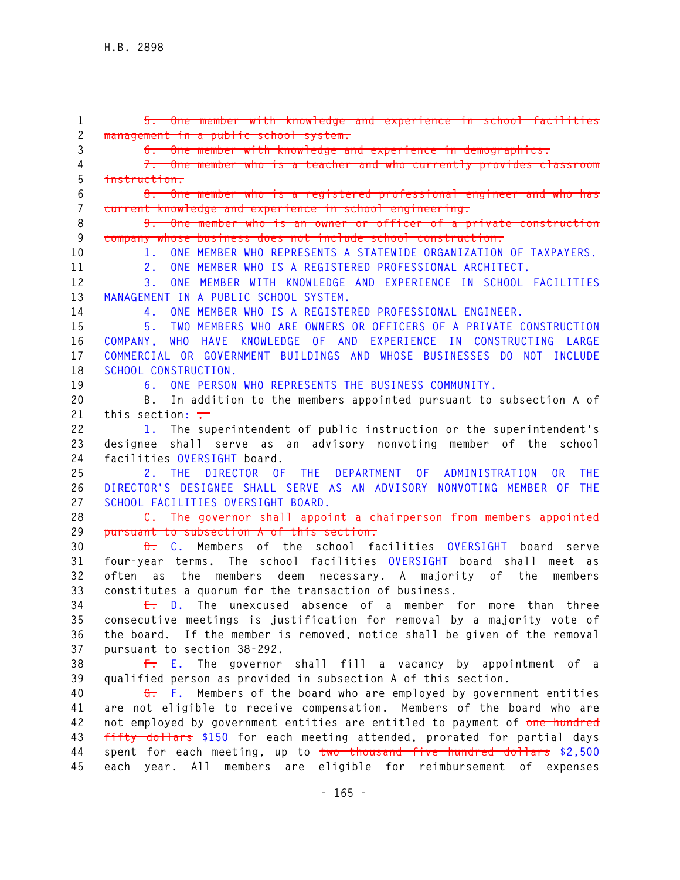~~5. One member with knowledge and experience in school facilities management in a public school system.~~

~~6. One member with knowledge and experience in demographics.~~

~~7. One member who is a teacher and who currently provides classroom instruction.~~

~~8. One member who is a registered professional engineer and who has current knowledge and experience in school engineering.~~

~~9. One member who is an owner or officer of a private construction company whose business does not include school construction.~~

1. ONE MEMBER WHO REPRESENTS A STATEWIDE ORGANIZATION OF TAXPAYERS.

2. ONE MEMBER WHO IS A REGISTERED PROFESSIONAL ARCHITECT.

3. ONE MEMBER WITH KNOWLEDGE AND EXPERIENCE IN SCHOOL FACILITIES MANAGEMENT IN A PUBLIC SCHOOL SYSTEM.

4. ONE MEMBER WHO IS A REGISTERED PROFESSIONAL ENGINEER.

5. TWO MEMBERS WHO ARE OWNERS OR OFFICERS OF A PRIVATE CONSTRUCTION COMPANY, WHO HAVE KNOWLEDGE OF AND EXPERIENCE IN CONSTRUCTING LARGE COMMERCIAL OR GOVERNMENT BUILDINGS AND WHOSE BUSINESSES DO NOT INCLUDE SCHOOL CONSTRUCTION.

6. ONE PERSON WHO REPRESENTS THE BUSINESS COMMUNITY.

B. In addition to the members appointed pursuant to subsection A of this section: ~~,~~

1. The superintendent of public instruction or the superintendent's designee shall serve as an advisory nonvoting member of the school facilities OVERSIGHT board.

2. THE DIRECTOR OF THE DEPARTMENT OF ADMINISTRATION OR THE DIRECTOR'S DESIGNEE SHALL SERVE AS AN ADVISORY NONVOTING MEMBER OF THE SCHOOL FACILITIES OVERSIGHT BOARD.

~~C. The governor shall appoint a chairperson from members appointed pursuant to subsection A of this section.~~

~~D.~~ C. Members of the school facilities OVERSIGHT board serve four-year terms. The school facilities OVERSIGHT board shall meet as often as the members deem necessary. A majority of the members constitutes a quorum for the transaction of business.

~~E.~~ D. The unexcused absence of a member for more than three consecutive meetings is justification for removal by a majority vote of the board. If the member is removed, notice shall be given of the removal pursuant to section 38-292.

~~F.~~ E. The governor shall fill a vacancy by appointment of a qualified person as provided in subsection A of this section.

~~G.~~ F. Members of the board who are employed by government entities are not eligible to receive compensation. Members of the board who are not employed by government entities are entitled to payment of ~~one hundred fifty dollars~~ $150 for each meeting attended, prorated for partial days spent for each meeting, up to ~~two thousand five hundred dollars~~ $2,500 each year. All members are eligible for reimbursement of expenses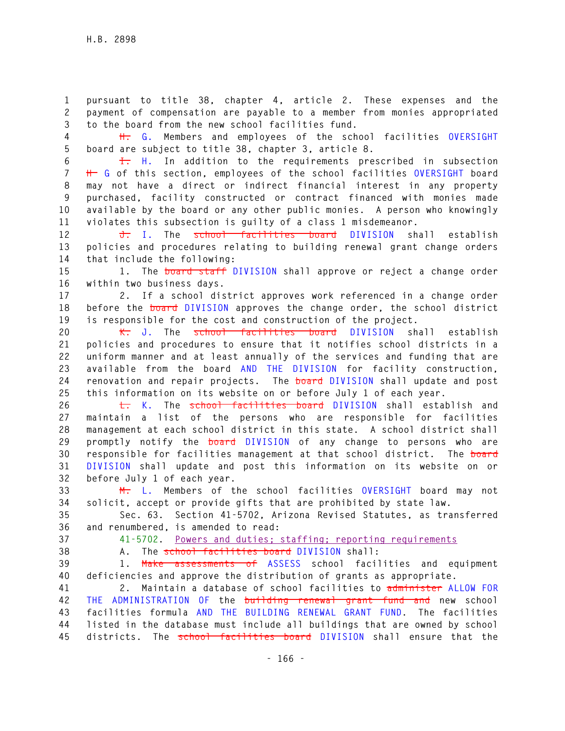pursuant to title 38, chapter 4, article 2. These expenses and the payment of compensation are payable to a member from monies appropriated to the board from the new school facilities fund.

~~H.~~ G. Members and employees of the school facilities OVERSIGHT board are subject to title 38, chapter 3, article 8.

~~I.~~ H. In addition to the requirements prescribed in subsection ~~H~~ G of this section, employees of the school facilities OVERSIGHT board may not have a direct or indirect financial interest in any property purchased, facility constructed or contract financed with monies made available by the board or any other public monies. A person who knowingly violates this subsection is guilty of a class 1 misdemeanor.

~~J.~~ I. The ~~school facilities board~~ DIVISION shall establish policies and procedures relating to building renewal grant change orders that include the following:

1. The ~~board staff~~ DIVISION shall approve or reject a change order within two business days.

2. If a school district approves work referenced in a change order before the ~~board~~ DIVISION approves the change order, the school district is responsible for the cost and construction of the project.

~~K.~~ J. The ~~school facilities board~~ DIVISION shall establish policies and procedures to ensure that it notifies school districts in a uniform manner and at least annually of the services and funding that are available from the board AND THE DIVISION for facility construction, renovation and repair projects. The ~~board~~ DIVISION shall update and post this information on its website on or before July 1 of each year.

~~L.~~ K. The ~~school facilities board~~ DIVISION shall establish and maintain a list of the persons who are responsible for facilities management at each school district in this state. A school district shall promptly notify the ~~board~~ DIVISION of any change to persons who are responsible for facilities management at that school district. The ~~board~~ DIVISION shall update and post this information on its website on or before July 1 of each year.

~~M.~~ L. Members of the school facilities OVERSIGHT board may not solicit, accept or provide gifts that are prohibited by state law.

Sec. 63. Section 41-5702, Arizona Revised Statutes, as transferred and renumbered, is amended to read:

41-5702. Powers and duties; staffing; reporting requirements

A. The ~~school facilities board~~ DIVISION shall:

1. ~~Make assessments of~~ ASSESS school facilities and equipment deficiencies and approve the distribution of grants as appropriate.

2. Maintain a database of school facilities to ~~administer~~ ALLOW FOR THE ADMINISTRATION OF the ~~building renewal grant fund and~~ new school facilities formula AND THE BUILDING RENEWAL GRANT FUND. The facilities listed in the database must include all buildings that are owned by school districts. The ~~school facilities board~~ DIVISION shall ensure that the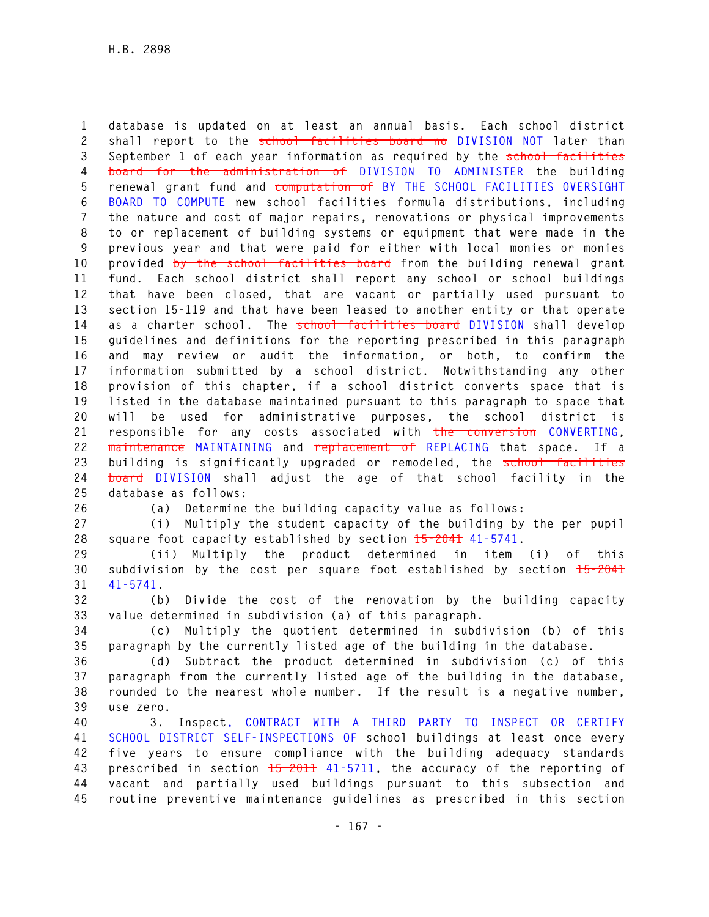database is updated on at least an annual basis. Each school district shall report to the ~~school facilities board no~~ DIVISION NOT later than September 1 of each year information as required by the ~~school facilities board for the administration of~~ DIVISION TO ADMINISTER the building renewal grant fund and ~~computation of~~ BY THE SCHOOL FACILITIES OVERSIGHT BOARD TO COMPUTE new school facilities formula distributions, including the nature and cost of major repairs, renovations or physical improvements to or replacement of building systems or equipment that were made in the previous year and that were paid for either with local monies or monies provided ~~by the school facilities board~~ from the building renewal grant fund. Each school district shall report any school or school buildings that have been closed, that are vacant or partially used pursuant to section 15-119 and that have been leased to another entity or that operate as a charter school. The ~~school facilities board~~ DIVISION shall develop guidelines and definitions for the reporting prescribed in this paragraph and may review or audit the information, or both, to confirm the information submitted by a school district. Notwithstanding any other provision of this chapter, if a school district converts space that is listed in the database maintained pursuant to this paragraph to space that will be used for administrative purposes, the school district is responsible for any costs associated with ~~the conversion~~ CONVERTING, ~~maintenance~~ MAINTAINING and ~~replacement of~~ REPLACING that space. If a building is significantly upgraded or remodeled, the ~~school facilities board~~ DIVISION shall adjust the age of that school facility in the database as follows:

(a) Determine the building capacity value as follows:

(i) Multiply the student capacity of the building by the per pupil square foot capacity established by section ~~15-2041~~ 41-5741.

(ii) Multiply the product determined in item (i) of this subdivision by the cost per square foot established by section ~~15-2041~~ 41-5741.

(b) Divide the cost of the renovation by the building capacity value determined in subdivision (a) of this paragraph.

(c) Multiply the quotient determined in subdivision (b) of this paragraph by the currently listed age of the building in the database.

(d) Subtract the product determined in subdivision (c) of this paragraph from the currently listed age of the building in the database, rounded to the nearest whole number. If the result is a negative number, use zero.

3. Inspect, CONTRACT WITH A THIRD PARTY TO INSPECT OR CERTIFY SCHOOL DISTRICT SELF-INSPECTIONS OF school buildings at least once every five years to ensure compliance with the building adequacy standards prescribed in section ~~15-2011~~ 41-5711, the accuracy of the reporting of vacant and partially used buildings pursuant to this subsection and routine preventive maintenance guidelines as prescribed in this section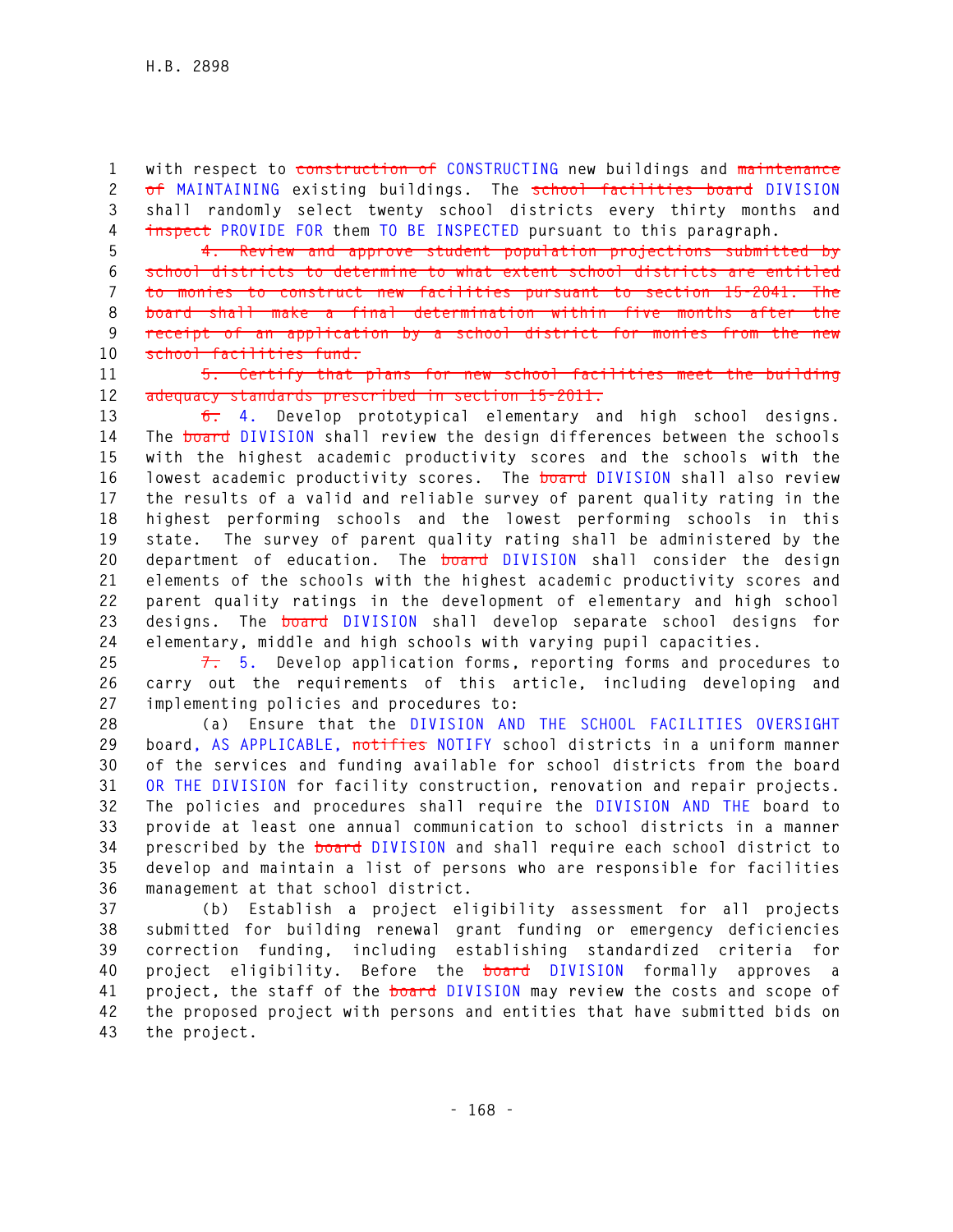with respect to ~~construction of~~ CONSTRUCTING new buildings and ~~maintenance of~~ MAINTAINING existing buildings. The ~~school facilities board~~ DIVISION shall randomly select twenty school districts every thirty months and ~~inspect~~ PROVIDE FOR them TO BE INSPECTED pursuant to this paragraph.

~~4. Review and approve student population projections submitted by school districts to determine to what extent school districts are entitled to monies to construct new facilities pursuant to section 15-2041. The board shall make a final determination within five months after the receipt of an application by a school district for monies from the new school facilities fund.~~

~~5. Certify that plans for new school facilities meet the building adequacy standards prescribed in section 15-2011.~~

~~6.~~ 4. Develop prototypical elementary and high school designs. The ~~board~~ DIVISION shall review the design differences between the schools with the highest academic productivity scores and the schools with the lowest academic productivity scores. The ~~board~~ DIVISION shall also review the results of a valid and reliable survey of parent quality rating in the highest performing schools and the lowest performing schools in this state. The survey of parent quality rating shall be administered by the department of education. The ~~board~~ DIVISION shall consider the design elements of the schools with the highest academic productivity scores and parent quality ratings in the development of elementary and high school designs. The ~~board~~ DIVISION shall develop separate school designs for elementary, middle and high schools with varying pupil capacities.

~~7.~~ 5. Develop application forms, reporting forms and procedures to carry out the requirements of this article, including developing and implementing policies and procedures to:

(a) Ensure that the DIVISION AND THE SCHOOL FACILITIES OVERSIGHT board, AS APPLICABLE, ~~notifies~~ NOTIFY school districts in a uniform manner of the services and funding available for school districts from the board OR THE DIVISION for facility construction, renovation and repair projects. The policies and procedures shall require the DIVISION AND THE board to provide at least one annual communication to school districts in a manner prescribed by the ~~board~~ DIVISION and shall require each school district to develop and maintain a list of persons who are responsible for facilities management at that school district.

(b) Establish a project eligibility assessment for all projects submitted for building renewal grant funding or emergency deficiencies correction funding, including establishing standardized criteria for project eligibility. Before the ~~board~~ DIVISION formally approves a project, the staff of the ~~board~~ DIVISION may review the costs and scope of the proposed project with persons and entities that have submitted bids on the project.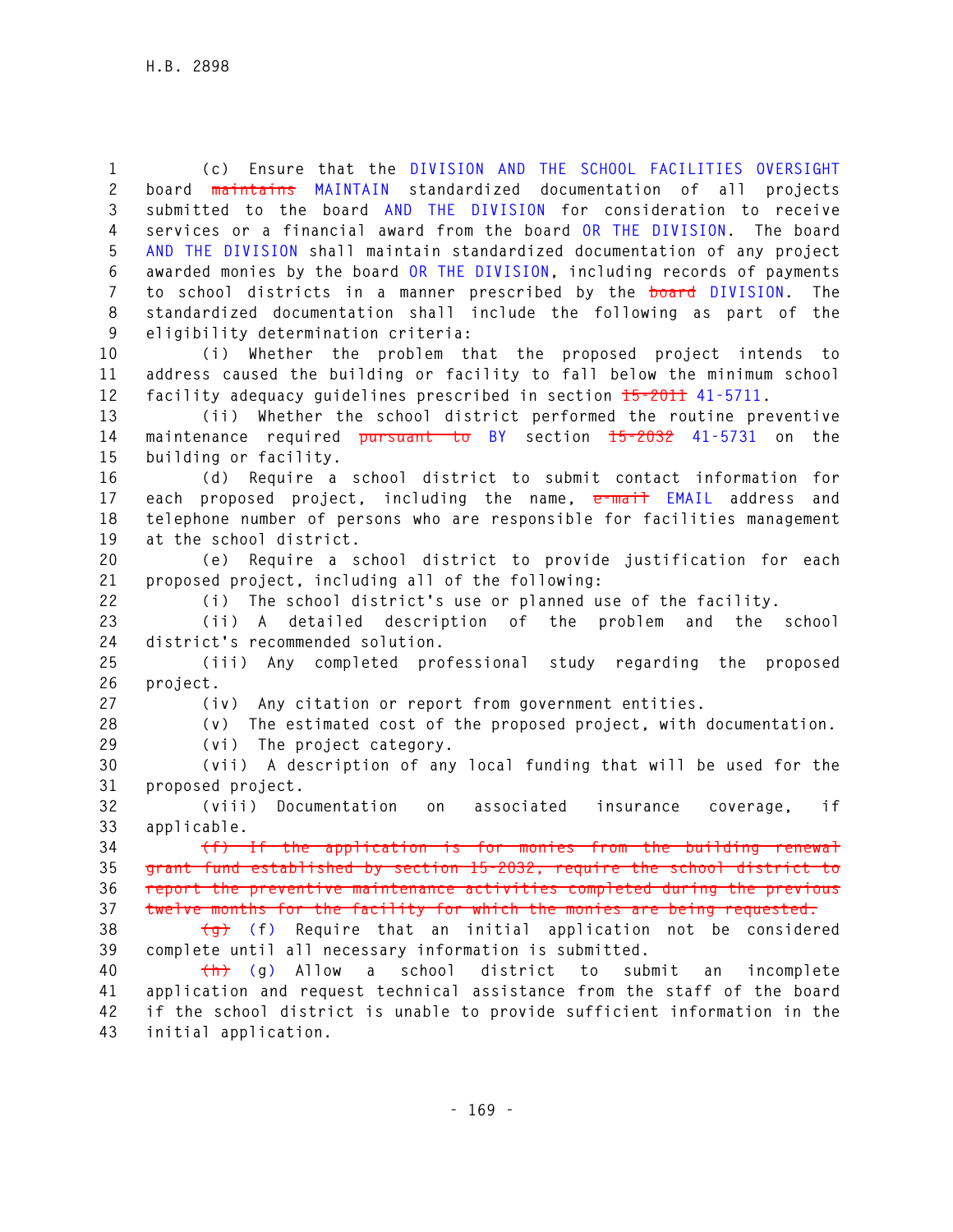(c) Ensure that the DIVISION AND THE SCHOOL FACILITIES OVERSIGHT board ~~maintains~~ MAINTAIN standardized documentation of all projects submitted to the board AND THE DIVISION for consideration to receive services or a financial award from the board OR THE DIVISION. The board AND THE DIVISION shall maintain standardized documentation of any project awarded monies by the board OR THE DIVISION, including records of payments to school districts in a manner prescribed by the ~~board~~ DIVISION. The standardized documentation shall include the following as part of the eligibility determination criteria:

(i) Whether the problem that the proposed project intends to address caused the building or facility to fall below the minimum school facility adequacy guidelines prescribed in section ~~15-2011~~ 41-5711.

(ii) Whether the school district performed the routine preventive maintenance required ~~pursuant to~~ BY section ~~15-2032~~ 41-5731 on the building or facility.

(d) Require a school district to submit contact information for each proposed project, including the name, ~~e-mail~~ EMAIL address and telephone number of persons who are responsible for facilities management at the school district.

(e) Require a school district to provide justification for each proposed project, including all of the following:

(i) The school district's use or planned use of the facility.

(ii) A detailed description of the problem and the school district's recommended solution.

(iii) Any completed professional study regarding the proposed project.

(iv) Any citation or report from government entities.

(v) The estimated cost of the proposed project, with documentation.

(vi) The project category.

(vii) A description of any local funding that will be used for the proposed project.

(viii) Documentation on associated insurance coverage, if applicable.

~~(f) If the application is for monies from the building renewal grant fund established by section 15-2032, require the school district to report the preventive maintenance activities completed during the previous twelve months for the facility for which the monies are being requested.~~

~~(g)~~ (f) Require that an initial application not be considered complete until all necessary information is submitted.

~~(h)~~ (g) Allow a school district to submit an incomplete application and request technical assistance from the staff of the board if the school district is unable to provide sufficient information in the initial application.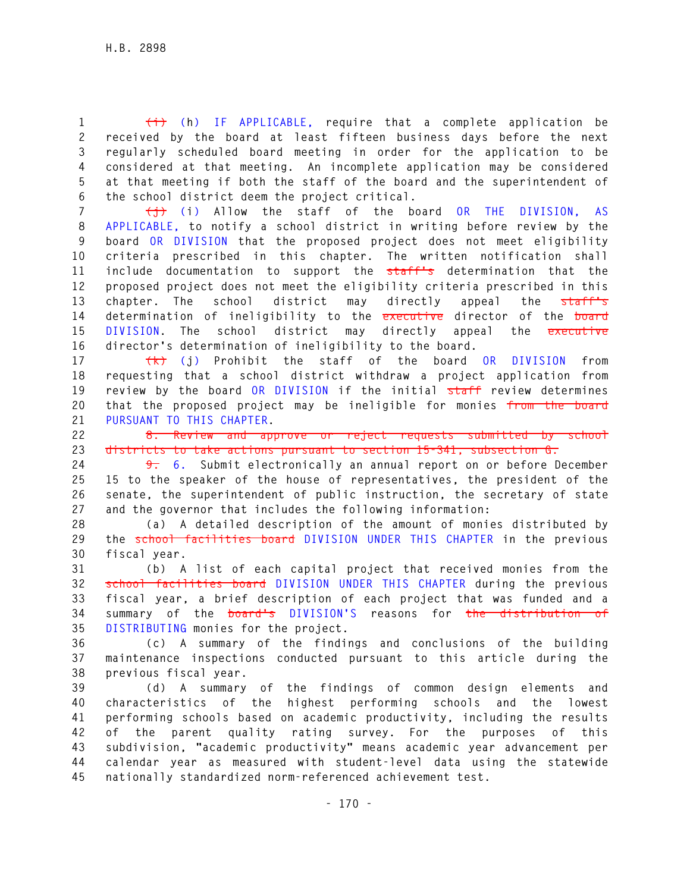~~(i)~~ (h) IF APPLICABLE, require that a complete application be received by the board at least fifteen business days before the next regularly scheduled board meeting in order for the application to be considered at that meeting. An incomplete application may be considered at that meeting if both the staff of the board and the superintendent of the school district deem the project critical.

~~(j)~~ (i) Allow the staff of the board OR THE DIVISION, AS APPLICABLE, to notify a school district in writing before review by the board OR DIVISION that the proposed project does not meet eligibility criteria prescribed in this chapter. The written notification shall include documentation to support ~~staff's~~ determination that the proposed project does not meet the eligibility criteria prescribed in this chapter. The school district may directly appeal the ~~staff's~~ determination of ineligibility to the ~~executive~~ director of the ~~board~~ DIVISION. The school district may directly appeal the ~~executive~~ director's determination of ineligibility to the board.

~~(k)~~ (j) Prohibit the staff of the board OR DIVISION from requesting that a school district withdraw a project application from review by the board OR DIVISION if the initial ~~staff~~ review determines that the proposed project may be ineligible for monies ~~from the board~~ PURSUANT TO THIS CHAPTER.

~~8. Review and approve or reject requests submitted by school districts to take actions pursuant to section 15-341, subsection G.~~

~~9.~~ 6. Submit electronically an annual report on or before December 15 to the speaker of the house of representatives, the president of the senate, the superintendent of public instruction, the secretary of state and the governor that includes the following information:

(a) A detailed description of the amount of monies distributed by the ~~school facilities board~~ DIVISION UNDER THIS CHAPTER in the previous fiscal year.

(b) A list of each capital project that received monies from the ~~school facilities board~~ DIVISION UNDER THIS CHAPTER during the previous fiscal year, a brief description of each project that was funded and a summary of the ~~board's~~ DIVISION'S reasons for ~~the distribution of~~ DISTRIBUTING monies for the project.

(c) A summary of the findings and conclusions of the building maintenance inspections conducted pursuant to this article during the previous fiscal year.

(d) A summary of the findings of common design elements and characteristics of the highest performing schools and the lowest performing schools based on academic productivity, including the results of the parent quality rating survey. For the purposes of this subdivision, "academic productivity" means academic year advancement per calendar year as measured with student-level data using the statewide nationally standardized norm-referenced achievement test.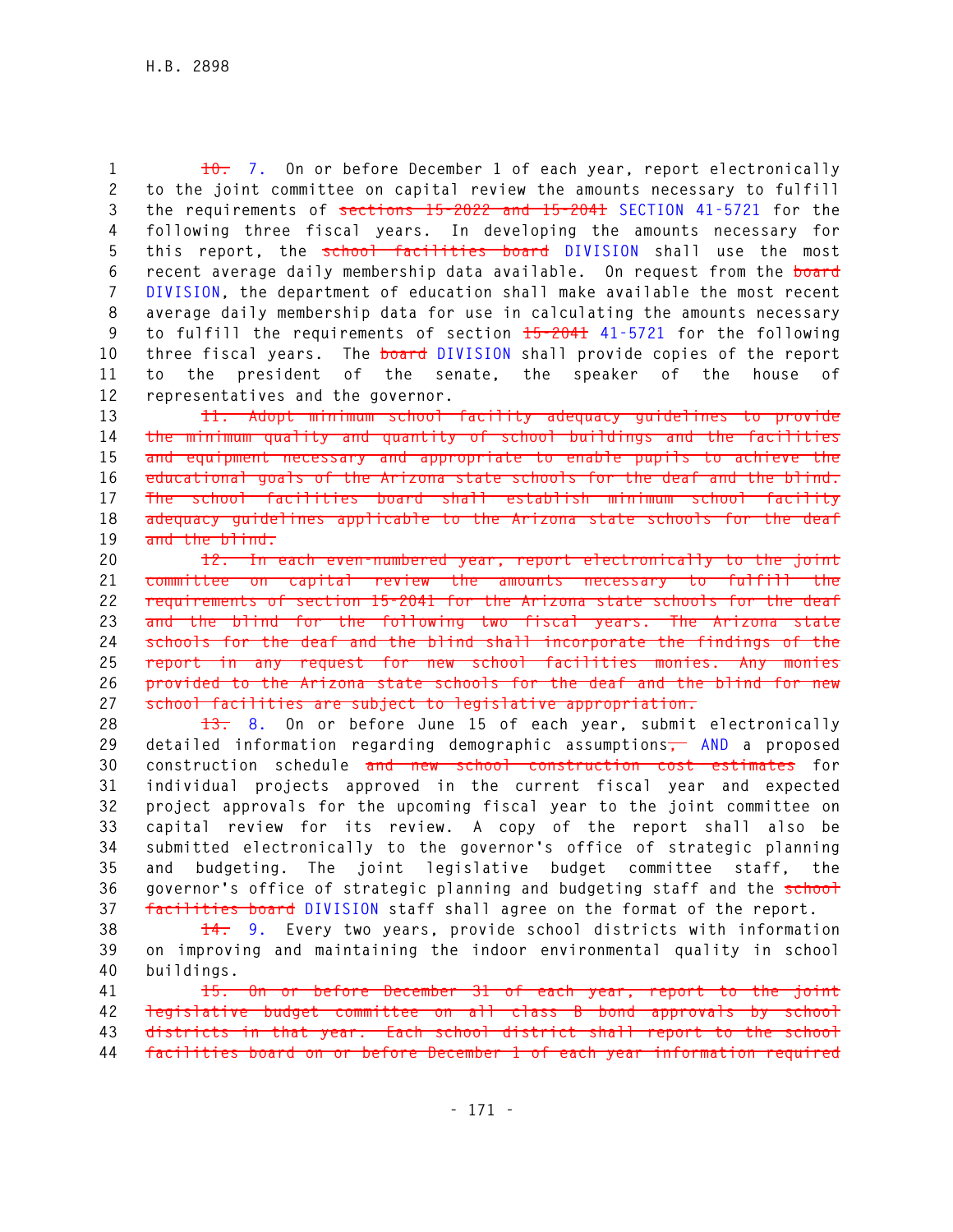~~10.~~ 7. On or before December 1 of each year, report electronically to the joint committee on capital review the amounts necessary to fulfill the requirements of ~~sections 15-2022 and 15-2041~~ SECTION 41-5721 for the following three fiscal years. In developing the amounts necessary for this report, the ~~school facilities board~~ DIVISION shall use the most recent average daily membership data available. On request from the ~~board~~ DIVISION, the department of education shall make available the most recent average daily membership data for use in calculating the amounts necessary to fulfill the requirements of section ~~15-2041~~ 41-5721 for the following three fiscal years. The ~~board~~ DIVISION shall provide copies of the report to the president of the senate, the speaker of the house of representatives and the governor.

~~11. Adopt minimum school facility adequacy guidelines to provide the minimum quality and quantity of school buildings and the facilities and equipment necessary and appropriate to enable pupils to achieve the educational goals of the Arizona state schools for the deaf and the blind. The school facilities board shall establish minimum school facility adequacy guidelines applicable to the Arizona state schools for the deaf and the blind.~~

~~12. In each even-numbered year, report electronically to the joint committee on capital review the amounts necessary to fulfill the requirements of section 15-2041 for the Arizona state schools for the deaf and the blind for the following two fiscal years. The Arizona state schools for the deaf and the blind shall incorporate the findings of the report in any request for new school facilities monies. Any monies provided to the Arizona state schools for the deaf and the blind for new school facilities are subject to legislative appropriation.~~

~~13.~~ 8. On or before June 15 of each year, submit electronically detailed information regarding demographic assumptions~~,~~ AND a proposed construction schedule ~~and new school construction cost estimates~~ for individual projects approved in the current fiscal year and expected project approvals for the upcoming fiscal year to the joint committee on capital review for its review. A copy of the report shall also be submitted electronically to the governor's office of strategic planning and budgeting. The joint legislative budget committee staff, the governor's office of strategic planning and budgeting staff and the ~~school facilities board~~ DIVISION staff shall agree on the format of the report.

~~14.~~ 9. Every two years, provide school districts with information on improving and maintaining the indoor environmental quality in school buildings.

~~15. On or before December 31 of each year, report to the joint legislative budget committee on all class B bond approvals by school districts in that year. Each school district shall report to the school facilities board on or before December 1 of each year information required~~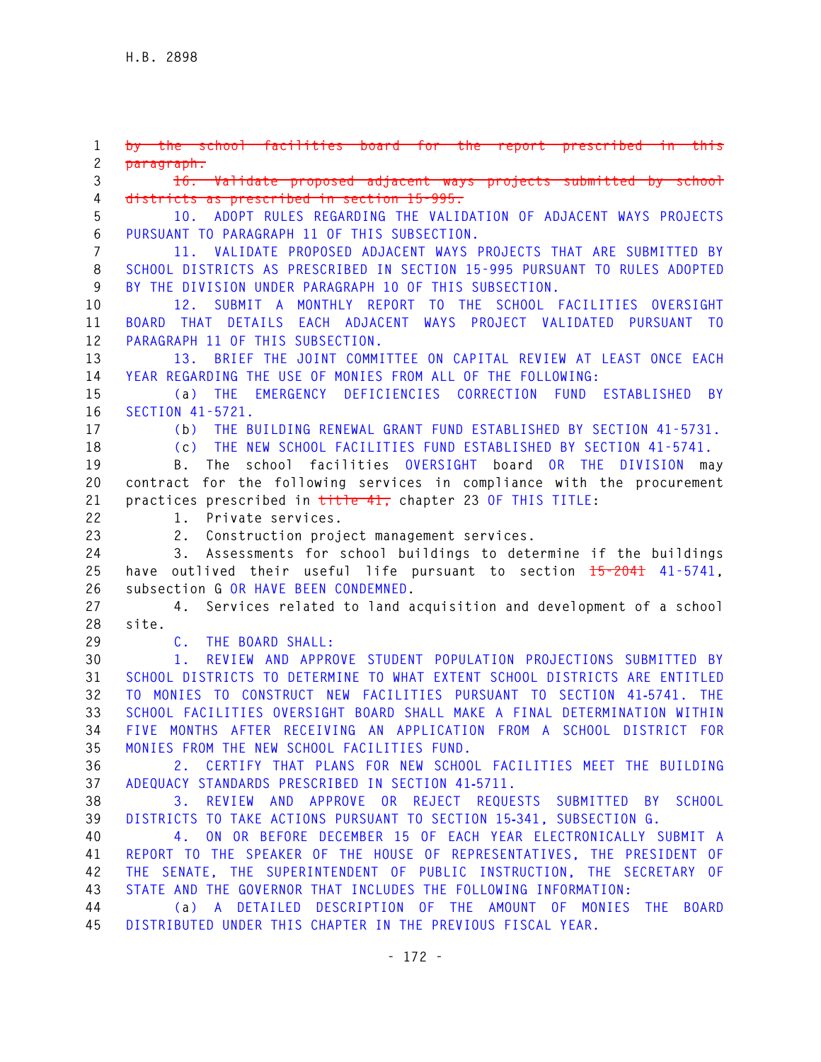~~by the school facilities board for the report prescribed in this paragraph.~~

~~16. Validate proposed adjacent ways projects submitted by school districts as prescribed in section 15-995.~~

10. ADOPT RULES REGARDING THE VALIDATION OF ADJACENT WAYS PROJECTS PURSUANT TO PARAGRAPH 11 OF THIS SUBSECTION.

11. VALIDATE PROPOSED ADJACENT WAYS PROJECTS THAT ARE SUBMITTED BY SCHOOL DISTRICTS AS PRESCRIBED IN SECTION 15-995 PURSUANT TO RULES ADOPTED BY THE DIVISION UNDER PARAGRAPH 10 OF THIS SUBSECTION.

12. SUBMIT A MONTHLY REPORT TO THE SCHOOL FACILITIES OVERSIGHT BOARD THAT DETAILS EACH ADJACENT WAYS PROJECT VALIDATED PURSUANT TO PARAGRAPH 11 OF THIS SUBSECTION.

13. BRIEF THE JOINT COMMITTEE ON CAPITAL REVIEW AT LEAST ONCE EACH YEAR REGARDING THE USE OF MONIES FROM ALL OF THE FOLLOWING:

(a) THE EMERGENCY DEFICIENCIES CORRECTION FUND ESTABLISHED BY SECTION 41-5721.

(b) THE BUILDING RENEWAL GRANT FUND ESTABLISHED BY SECTION 41-5731.

(c) THE NEW SCHOOL FACILITIES FUND ESTABLISHED BY SECTION 41-5741.

B. The school facilities OVERSIGHT board OR THE DIVISION may contract for the following services in compliance with the procurement practices prescribed in ~~title 41,~~ chapter 23 OF THIS TITLE:

1. Private services.

2. Construction project management services.

3. Assessments for school buildings to determine if the buildings have outlived their useful life pursuant to section ~~15-2041~~ 41-5741, subsection G OR HAVE BEEN CONDEMNED.

4. Services related to land acquisition and development of a school site.

C. THE BOARD SHALL:

1. REVIEW AND APPROVE STUDENT POPULATION PROJECTIONS SUBMITTED BY SCHOOL DISTRICTS TO DETERMINE TO WHAT EXTENT SCHOOL DISTRICTS ARE ENTITLED TO MONIES TO CONSTRUCT NEW FACILITIES PURSUANT TO SECTION 41-5741. THE SCHOOL FACILITIES OVERSIGHT BOARD SHALL MAKE A FINAL DETERMINATION WITHIN FIVE MONTHS AFTER RECEIVING AN APPLICATION FROM A SCHOOL DISTRICT FOR MONIES FROM THE NEW SCHOOL FACILITIES FUND.

2. CERTIFY THAT PLANS FOR NEW SCHOOL FACILITIES MEET THE BUILDING ADEQUACY STANDARDS PRESCRIBED IN SECTION 41-5711.

3. REVIEW AND APPROVE OR REJECT REQUESTS SUBMITTED BY SCHOOL DISTRICTS TO TAKE ACTIONS PURSUANT TO SECTION 15-341, SUBSECTION G.

4. ON OR BEFORE DECEMBER 15 OF EACH YEAR ELECTRONICALLY SUBMIT A REPORT TO THE SPEAKER OF THE HOUSE OF REPRESENTATIVES, THE PRESIDENT OF THE SENATE, THE SUPERINTENDENT OF PUBLIC INSTRUCTION, THE SECRETARY OF STATE AND THE GOVERNOR THAT INCLUDES THE FOLLOWING INFORMATION:

(a) A DETAILED DESCRIPTION OF THE AMOUNT OF MONIES THE BOARD DISTRIBUTED UNDER THIS CHAPTER IN THE PREVIOUS FISCAL YEAR.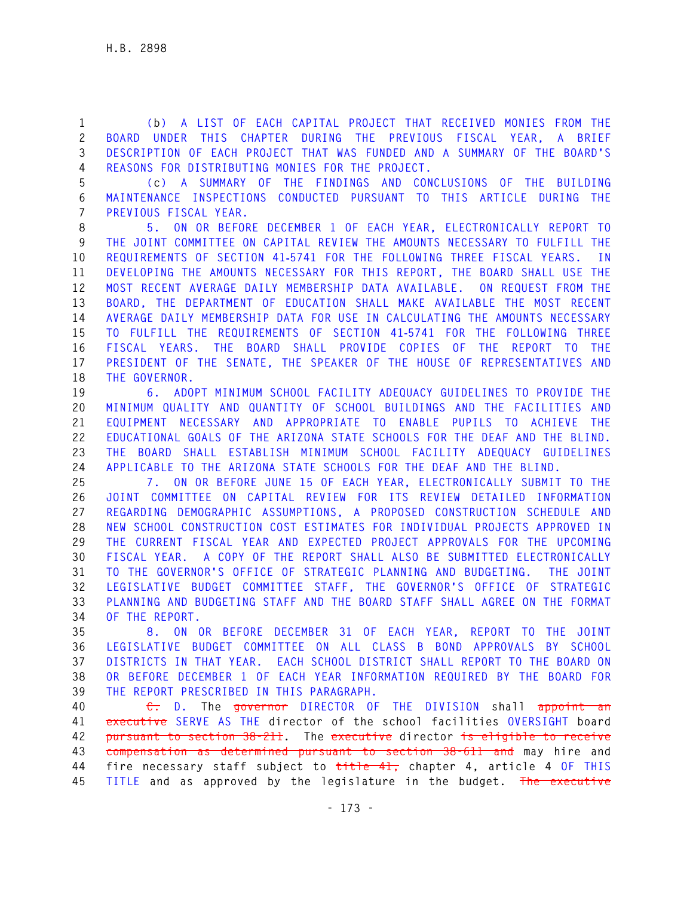(b) A LIST OF EACH CAPITAL PROJECT THAT RECEIVED MONIES FROM THE BOARD UNDER THIS CHAPTER DURING THE PREVIOUS FISCAL YEAR, A BRIEF DESCRIPTION OF EACH PROJECT THAT WAS FUNDED AND A SUMMARY OF THE BOARD'S REASONS FOR DISTRIBUTING MONIES FOR THE PROJECT.

(c) A SUMMARY OF THE FINDINGS AND CONCLUSIONS OF THE BUILDING MAINTENANCE INSPECTIONS CONDUCTED PURSUANT TO THIS ARTICLE DURING THE PREVIOUS FISCAL YEAR.

5. ON OR BEFORE DECEMBER 1 OF EACH YEAR, ELECTRONICALLY REPORT TO THE JOINT COMMITTEE ON CAPITAL REVIEW THE AMOUNTS NECESSARY TO FULFILL THE REQUIREMENTS OF SECTION 41-5741 FOR THE FOLLOWING THREE FISCAL YEARS. IN DEVELOPING THE AMOUNTS NECESSARY FOR THIS REPORT, THE BOARD SHALL USE THE MOST RECENT AVERAGE DAILY MEMBERSHIP DATA AVAILABLE. ON REQUEST FROM THE BOARD, THE DEPARTMENT OF EDUCATION SHALL MAKE AVAILABLE THE MOST RECENT AVERAGE DAILY MEMBERSHIP DATA FOR USE IN CALCULATING THE AMOUNTS NECESSARY TO FULFILL THE REQUIREMENTS OF SECTION 41-5741 FOR THE FOLLOWING THREE FISCAL YEARS. THE BOARD SHALL PROVIDE COPIES OF THE REPORT TO THE PRESIDENT OF THE SENATE, THE SPEAKER OF THE HOUSE OF REPRESENTATIVES AND THE GOVERNOR.

6. ADOPT MINIMUM SCHOOL FACILITY ADEQUACY GUIDELINES TO PROVIDE THE MINIMUM QUALITY AND QUANTITY OF SCHOOL BUILDINGS AND THE FACILITIES AND EQUIPMENT NECESSARY AND APPROPRIATE TO ENABLE PUPILS TO ACHIEVE THE EDUCATIONAL GOALS OF THE ARIZONA STATE SCHOOLS FOR THE DEAF AND THE BLIND. THE BOARD SHALL ESTABLISH MINIMUM SCHOOL FACILITY ADEQUACY GUIDELINES APPLICABLE TO THE ARIZONA STATE SCHOOLS FOR THE DEAF AND THE BLIND.

7. ON OR BEFORE JUNE 15 OF EACH YEAR, ELECTRONICALLY SUBMIT TO THE JOINT COMMITTEE ON CAPITAL REVIEW FOR ITS REVIEW DETAILED INFORMATION REGARDING DEMOGRAPHIC ASSUMPTIONS, A PROPOSED CONSTRUCTION SCHEDULE AND NEW SCHOOL CONSTRUCTION COST ESTIMATES FOR INDIVIDUAL PROJECTS APPROVED IN THE CURRENT FISCAL YEAR AND EXPECTED PROJECT APPROVALS FOR THE UPCOMING FISCAL YEAR. A COPY OF THE REPORT SHALL ALSO BE SUBMITTED ELECTRONICALLY TO THE GOVERNOR'S OFFICE OF STRATEGIC PLANNING AND BUDGETING. THE JOINT LEGISLATIVE BUDGET COMMITTEE STAFF, THE GOVERNOR'S OFFICE OF STRATEGIC PLANNING AND BUDGETING STAFF AND THE BOARD STAFF SHALL AGREE ON THE FORMAT OF THE REPORT.

8. ON OR BEFORE DECEMBER 31 OF EACH YEAR, REPORT TO THE JOINT LEGISLATIVE BUDGET COMMITTEE ON ALL CLASS B BOND APPROVALS BY SCHOOL DISTRICTS IN THAT YEAR. EACH SCHOOL DISTRICT SHALL REPORT TO THE BOARD ON OR BEFORE DECEMBER 1 OF EACH YEAR INFORMATION REQUIRED BY THE BOARD FOR THE REPORT PRESCRIBED IN THIS PARAGRAPH.

~~C.~~ D. The ~~governor~~ DIRECTOR OF THE DIVISION shall ~~appoint an executive~~ SERVE AS THE director of the school facilities OVERSIGHT board ~~pursuant to section 38-211~~. The ~~executive~~ director ~~is eligible to receive compensation as determined pursuant to section 38-611 and~~ may hire and fire necessary staff subject to ~~title 41,~~ chapter 4, article 4 OF THIS TITLE and as approved by the legislature in the budget. ~~The executive~~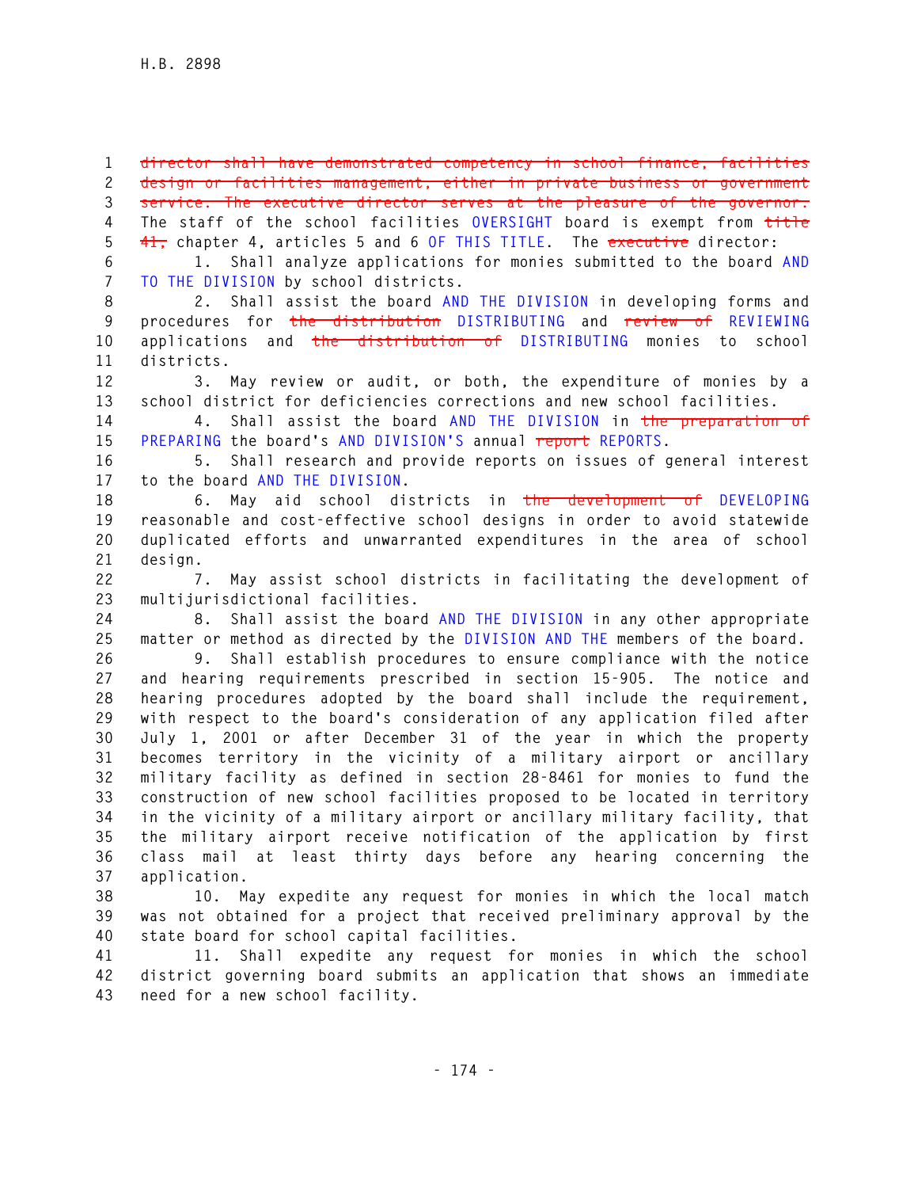~~director shall have demonstrated competency in school finance, facilities design or facilities management, either in private business or government service. The executive director serves at the pleasure of the governor.~~ The staff of the school facilities OVERSIGHT board is exempt from ~~title 41,~~ chapter 4, articles 5 and 6 OF THIS TITLE. The ~~executive~~ director:

1. Shall analyze applications for monies submitted to the board AND TO THE DIVISION by school districts.

2. Shall assist the board AND THE DIVISION in developing forms and procedures for ~~the distribution~~ DISTRIBUTING and ~~review of~~ REVIEWING applications and ~~the distribution of~~ DISTRIBUTING monies to school districts.

3. May review or audit, or both, the expenditure of monies by a school district for deficiencies corrections and new school facilities.

4. Shall assist the board AND THE DIVISION in ~~the preparation of~~ PREPARING the board's AND DIVISION'S annual ~~report~~ REPORTS.

5. Shall research and provide reports on issues of general interest to the board AND THE DIVISION.

6. May aid school districts in ~~the development of~~ DEVELOPING reasonable and cost-effective school designs in order to avoid statewide duplicated efforts and unwarranted expenditures in the area of school design.

7. May assist school districts in facilitating the development of multijurisdictional facilities.

8. Shall assist the board AND THE DIVISION in any other appropriate matter or method as directed by the DIVISION AND THE members of the board.

9. Shall establish procedures to ensure compliance with the notice and hearing requirements prescribed in section 15-905. The notice and hearing procedures adopted by the board shall include the requirement, with respect to the board's consideration of any application filed after July 1, 2001 or after December 31 of the year in which the property becomes territory in the vicinity of a military airport or ancillary military facility as defined in section 28-8461 for monies to fund the construction of new school facilities proposed to be located in territory in the vicinity of a military airport or ancillary military facility, that the military airport receive notification of the application by first class mail at least thirty days before any hearing concerning the application.

10. May expedite any request for monies in which the local match was not obtained for a project that received preliminary approval by the state board for school capital facilities.

11. Shall expedite any request for monies in which the school district governing board submits an application that shows an immediate need for a new school facility.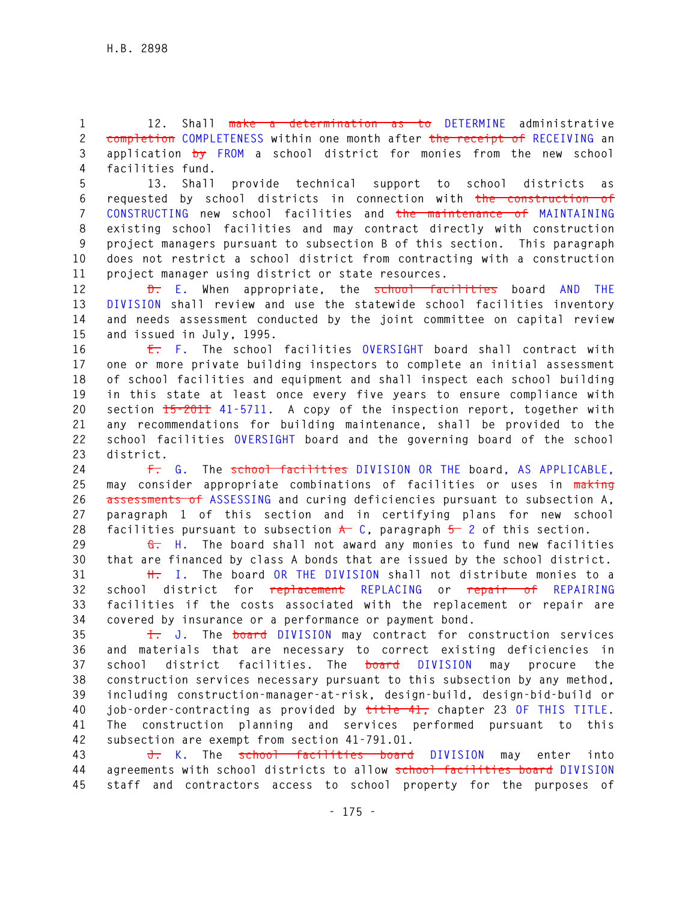12. Shall ~~make a determination as to~~ DETERMINE administrative ~~completion~~ COMPLETENESS within one month after ~~the receipt of~~ RECEIVING an application ~~by~~ FROM a school district for monies from the new school facilities fund.

13. Shall provide technical support to school districts as requested by school districts in connection with ~~the construction of~~ CONSTRUCTING new school facilities and ~~the maintenance of~~ MAINTAINING existing school facilities and may contract directly with construction project managers pursuant to subsection B of this section. This paragraph does not restrict a school district from contracting with a construction project manager using district or state resources.

~~D.~~ E. When appropriate, the ~~school facilities~~ board AND THE DIVISION shall review and use the statewide school facilities inventory and needs assessment conducted by the joint committee on capital review and issued in July, 1995.

~~E.~~ F. The school facilities OVERSIGHT board shall contract with one or more private building inspectors to complete an initial assessment of school facilities and equipment and shall inspect each school building in this state at least once every five years to ensure compliance with section ~~15-2011~~ 41-5711. A copy of the inspection report, together with any recommendations for building maintenance, shall be provided to the school facilities OVERSIGHT board and the governing board of the school district.

~~F.~~ G. The ~~school facilities~~ DIVISION OR THE board, AS APPLICABLE, may consider appropriate combinations of facilities or uses in ~~making assessments of~~ ASSESSING and curing deficiencies pursuant to subsection A, paragraph 1 of this section and in certifying plans for new school facilities pursuant to subsection ~~A~~ C, paragraph ~~5~~ 2 of this section.

~~G.~~ H. The board shall not award any monies to fund new facilities that are financed by class A bonds that are issued by the school district.

~~H.~~ I. The board OR THE DIVISION shall not distribute monies to a school district for ~~replacement~~ REPLACING or ~~repair of~~ REPAIRING facilities if the costs associated with the replacement or repair are covered by insurance or a performance or payment bond.

~~I.~~ J. The ~~board~~ DIVISION may contract for construction services and materials that are necessary to correct existing deficiencies in school district facilities. The ~~board~~ DIVISION may procure the construction services necessary pursuant to this subsection by any method, including construction-manager-at-risk, design-build, design-bid-build or job-order-contracting as provided by ~~title 41,~~ chapter 23 OF THIS TITLE. The construction planning and services performed pursuant to this subsection are exempt from section 41-791.01.

~~J.~~ K. The ~~school facilities board~~ DIVISION may enter into agreements with school districts to allow ~~school facilities board~~ DIVISION staff and contractors access to school property for the purposes of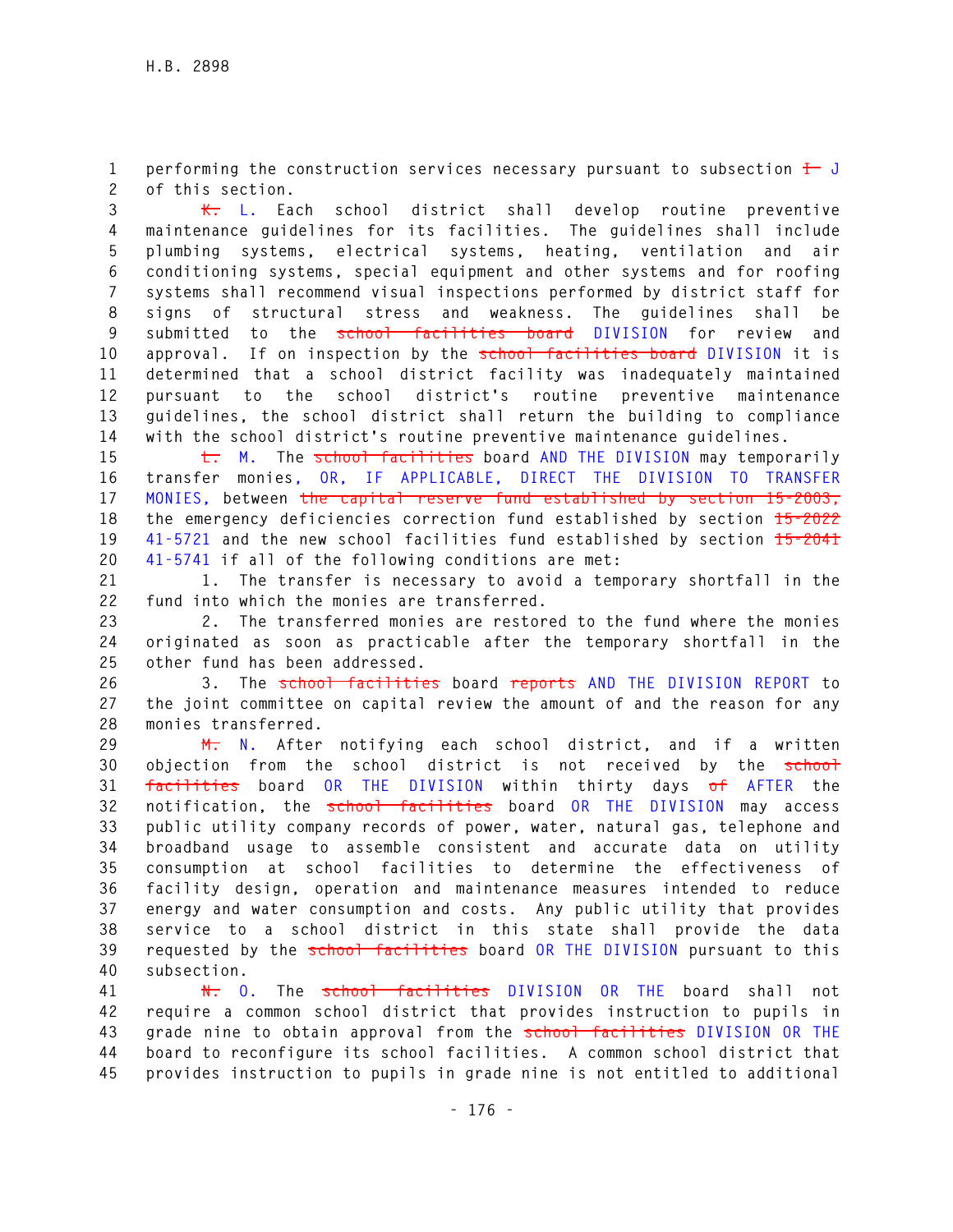performing the construction services necessary pursuant to subsection ~~I~~ J of this section.

~~K.~~ L. Each school district shall develop routine preventive maintenance guidelines for its facilities. The guidelines shall include plumbing systems, electrical systems, heating, ventilation and air conditioning systems, special equipment and other systems and for roofing systems shall recommend visual inspections performed by district staff for signs of structural stress and weakness. The guidelines shall be submitted to the ~~school facilities board~~ DIVISION for review and approval. If on inspection by the ~~school facilities board~~ DIVISION it is determined that a school district facility was inadequately maintained pursuant to the school district's routine preventive maintenance guidelines, the school district shall return the building to compliance with the school district's routine preventive maintenance guidelines.

~~L.~~ M. The ~~school facilities~~ board AND THE DIVISION may temporarily transfer monies, OR, IF APPLICABLE, DIRECT THE DIVISION TO TRANSFER MONIES, between ~~the capital reserve fund established by section 15-2003,~~ the emergency deficiencies correction fund established by section ~~15-2022~~ 41-5721 and the new school facilities fund established by section ~~15-2041~~ 41-5741 if all of the following conditions are met:

1. The transfer is necessary to avoid a temporary shortfall in the fund into which the monies are transferred.

2. The transferred monies are restored to the fund where the monies originated as soon as practicable after the temporary shortfall in the other fund has been addressed.

3. The ~~school facilities~~ board ~~reports~~ AND THE DIVISION REPORT to the joint committee on capital review the amount of and the reason for any monies transferred.

~~M.~~ N. After notifying each school district, and if a written objection from the school district is not received by the ~~school facilities~~ board OR THE DIVISION within thirty days ~~of~~ AFTER the notification, the ~~school facilities~~ board OR THE DIVISION may access public utility company records of power, water, natural gas, telephone and broadband usage to assemble consistent and accurate data on utility consumption at school facilities to determine the effectiveness of facility design, operation and maintenance measures intended to reduce energy and water consumption and costs. Any public utility that provides service to a school district in this state shall provide the data requested by the ~~school facilities~~ board OR THE DIVISION pursuant to this subsection.

~~N.~~ O. The ~~school facilities~~ DIVISION OR THE board shall not require a common school district that provides instruction to pupils in grade nine to obtain approval from the ~~school facilities~~ DIVISION OR THE board to reconfigure its school facilities. A common school district that provides instruction to pupils in grade nine is not entitled to additional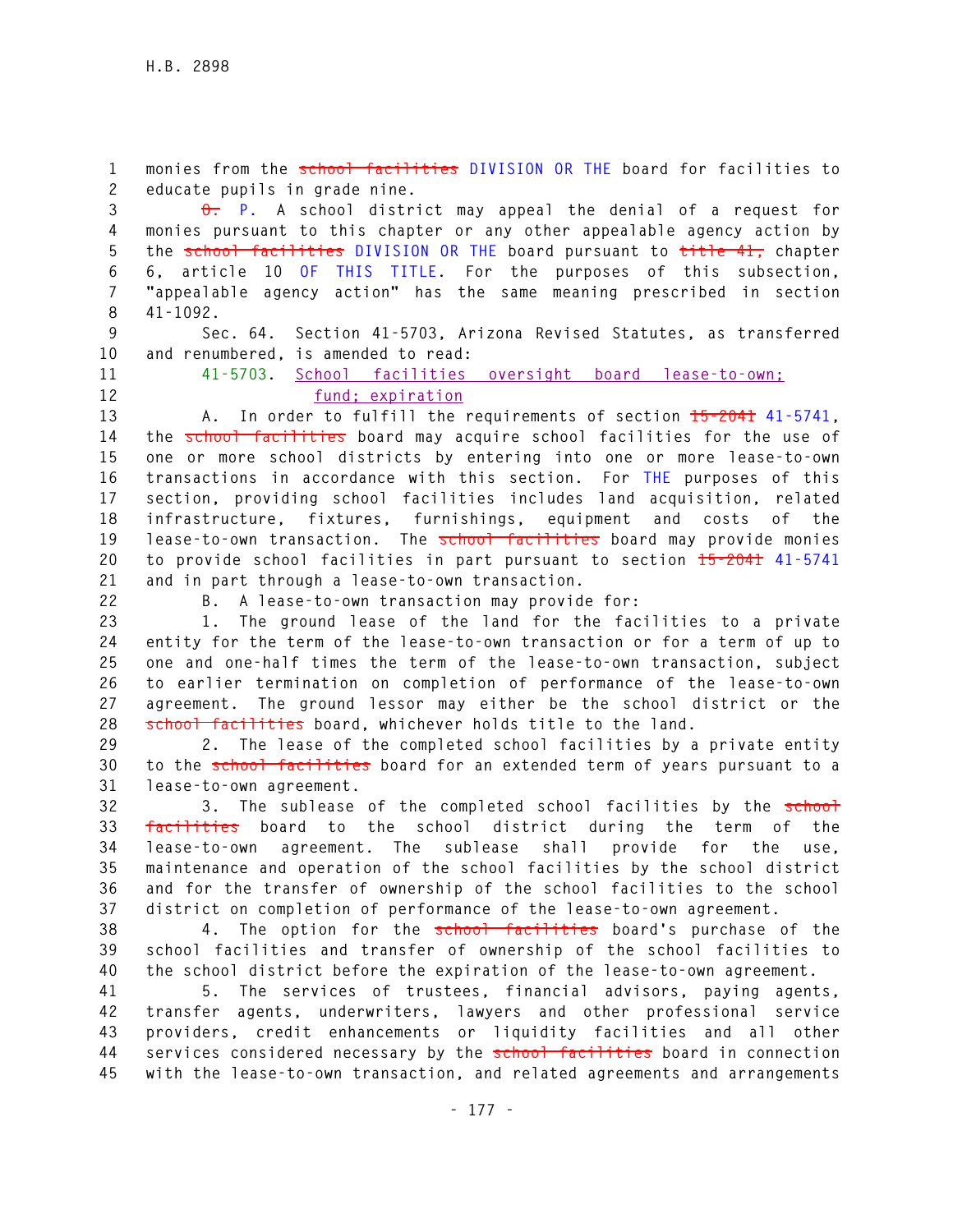monies from the ~~school facilities~~ DIVISION OR THE board for facilities to educate pupils in grade nine.

~~O.~~ P. A school district may appeal the denial of a request for monies pursuant to this chapter or any other appealable agency action by the ~~school facilities~~ DIVISION OR THE board pursuant to ~~title 41,~~ chapter 6, article 10 OF THIS TITLE. For the purposes of this subsection, "appealable agency action" has the same meaning prescribed in section 41-1092.

Sec. 64. Section 41-5703, Arizona Revised Statutes, as transferred and renumbered, is amended to read:

41-5703. School facilities oversight board lease-to-own; fund; expiration

A. In order to fulfill the requirements of section ~~15-2041~~ 41-5741, the ~~school facilities~~ board may acquire school facilities for the use of one or more school districts by entering into one or more lease-to-own transactions in accordance with this section. For THE purposes of this section, providing school facilities includes land acquisition, related infrastructure, fixtures, furnishings, equipment and costs of the lease-to-own transaction. The ~~school facilities~~ board may provide monies to provide school facilities in part pursuant to section ~~15-2041~~ 41-5741 and in part through a lease-to-own transaction.

B. A lease-to-own transaction may provide for:

1. The ground lease of the land for the facilities to a private entity for the term of the lease-to-own transaction or for a term of up to one and one-half times the term of the lease-to-own transaction, subject to earlier termination on completion of performance of the lease-to-own agreement. The ground lessor may either be the school district or the ~~school facilities~~ board, whichever holds title to the land.

2. The lease of the completed school facilities by a private entity to the ~~school facilities~~ board for an extended term of years pursuant to a lease-to-own agreement.

3. The sublease of the completed school facilities by the ~~school facilities~~ board to the school district during the term of the lease-to-own agreement. The sublease shall provide for the use, maintenance and operation of the school facilities by the school district and for the transfer of ownership of the school facilities to the school district on completion of performance of the lease-to-own agreement.

4. The option for the ~~school facilities~~ board's purchase of the school facilities and transfer of ownership of the school facilities to the school district before the expiration of the lease-to-own agreement.

5. The services of trustees, financial advisors, paying agents, transfer agents, underwriters, lawyers and other professional service providers, credit enhancements or liquidity facilities and all other services considered necessary by the ~~school facilities~~ board in connection with the lease-to-own transaction, and related agreements and arrangements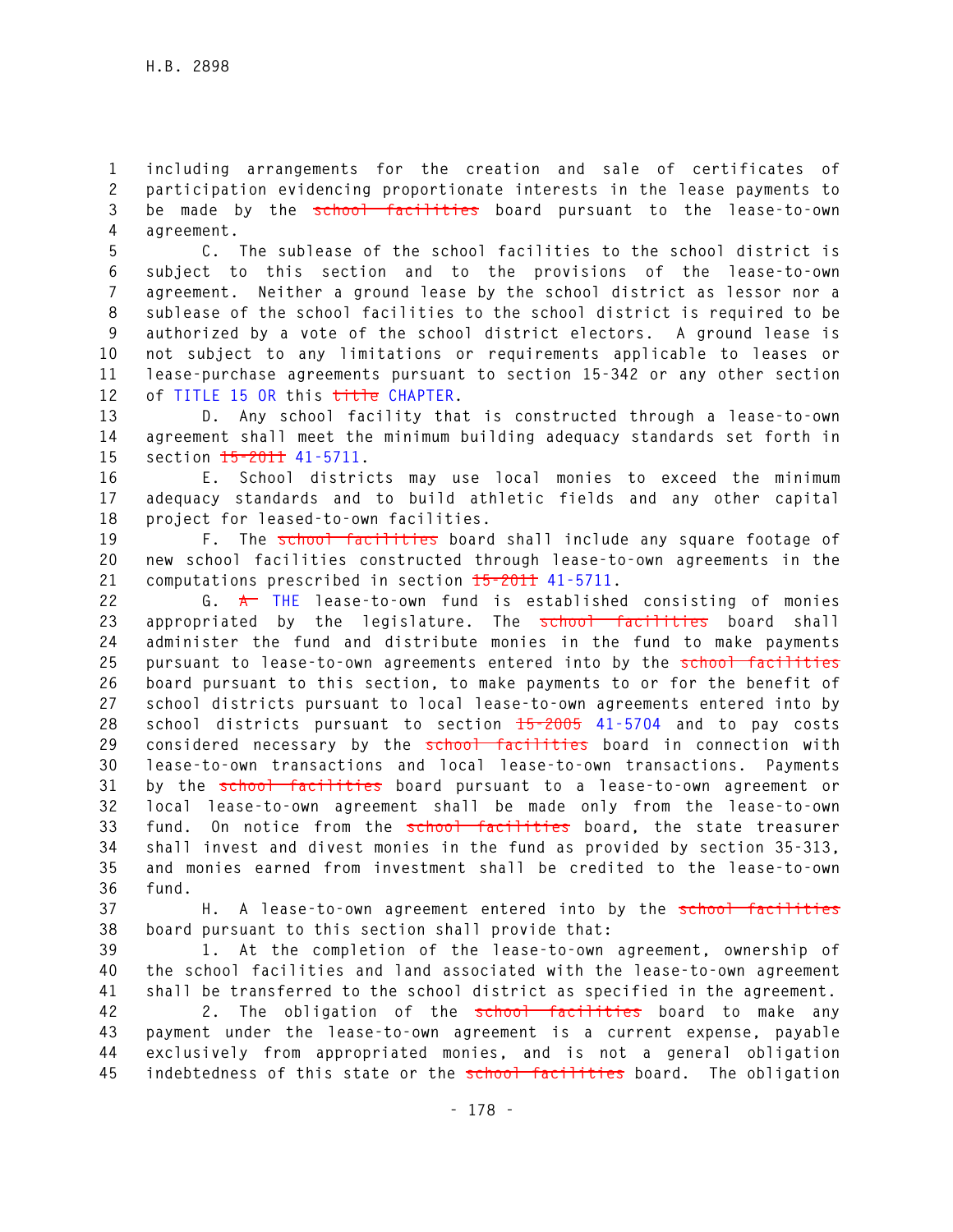including arrangements for the creation and sale of certificates of participation evidencing proportionate interests in the lease payments to be made by the ~~school facilities~~ board pursuant to the lease-to-own agreement.

C. The sublease of the school facilities to the school district is subject to this section and to the provisions of the lease-to-own agreement. Neither a ground lease by the school district as lessor nor a sublease of the school facilities to the school district is required to be authorized by a vote of the school district electors. A ground lease is not subject to any limitations or requirements applicable to leases or lease-purchase agreements pursuant to section 15-342 or any other section of TITLE 15 OR this ~~title~~ CHAPTER.

D. Any school facility that is constructed through a lease-to-own agreement shall meet the minimum building adequacy standards set forth in section ~~15-2011~~ 41-5711.

E. School districts may use local monies to exceed the minimum adequacy standards and to build athletic fields and any other capital project for leased-to-own facilities.

F. The ~~school facilities~~ board shall include any square footage of new school facilities constructed through lease-to-own agreements in the computations prescribed in section ~~15-2011~~ 41-5711.

G. ~~A~~ THE lease-to-own fund is established consisting of monies appropriated by the legislature. The ~~school facilities~~ board shall administer the fund and distribute monies in the fund to make payments pursuant to lease-to-own agreements entered into by the ~~school facilities~~ board pursuant to this section, to make payments to or for the benefit of school districts pursuant to local lease-to-own agreements entered into by school districts pursuant to section ~~15-2005~~ 41-5704 and to pay costs considered necessary by the ~~school facilities~~ board in connection with lease-to-own transactions and local lease-to-own transactions. Payments by the ~~school facilities~~ board pursuant to a lease-to-own agreement or local lease-to-own agreement shall be made only from the lease-to-own fund. On notice from the ~~school facilities~~ board, the state treasurer shall invest and divest monies in the fund as provided by section 35-313, and monies earned from investment shall be credited to the lease-to-own fund.

H. A lease-to-own agreement entered into by the ~~school facilities~~ board pursuant to this section shall provide that:

1. At the completion of the lease-to-own agreement, ownership of the school facilities and land associated with the lease-to-own agreement shall be transferred to the school district as specified in the agreement.

2. The obligation of the ~~school facilities~~ board to make any payment under the lease-to-own agreement is a current expense, payable exclusively from appropriated monies, and is not a general obligation indebtedness of this state or the ~~school facilities~~ board. The obligation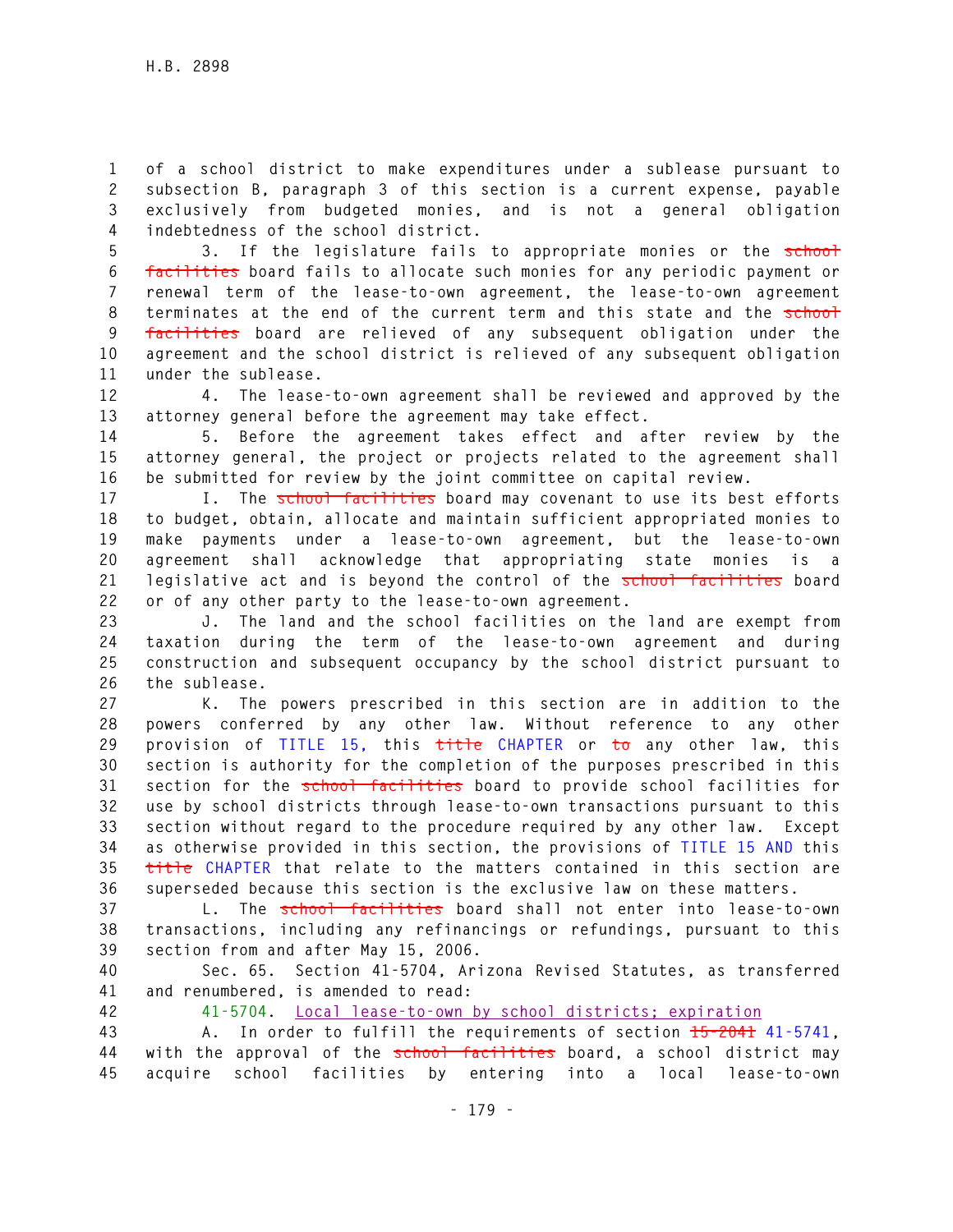of a school district to make expenditures under a sublease pursuant to subsection B, paragraph 3 of this section is a current expense, payable exclusively from budgeted monies, and is not a general obligation indebtedness of the school district.

3. If the legislature fails to appropriate monies or the ~~school facilities~~ board fails to allocate such monies for any periodic payment or renewal term of the lease-to-own agreement, the lease-to-own agreement terminates at the end of the current term and this state and the ~~school facilities~~ board are relieved of any subsequent obligation under the agreement and the school district is relieved of any subsequent obligation under the sublease.

4. The lease-to-own agreement shall be reviewed and approved by the attorney general before the agreement may take effect.

5. Before the agreement takes effect and after review by the attorney general, the project or projects related to the agreement shall be submitted for review by the joint committee on capital review.

I. The ~~school facilities~~ board may covenant to use its best efforts to budget, obtain, allocate and maintain sufficient appropriated monies to make payments under a lease-to-own agreement, but the lease-to-own agreement shall acknowledge that appropriating state monies is a legislative act and is beyond the control of the ~~school facilities~~ board or of any other party to the lease-to-own agreement.

J. The land and the school facilities on the land are exempt from taxation during the term of the lease-to-own agreement and during construction and subsequent occupancy by the school district pursuant to the sublease.

K. The powers prescribed in this section are in addition to the powers conferred by any other law. Without reference to any other provision of TITLE 15, this ~~title~~ CHAPTER or ~~to~~ any other law, this section is authority for the completion of the purposes prescribed in this section for the ~~school facilities~~ board to provide school facilities for use by school districts through lease-to-own transactions pursuant to this section without regard to the procedure required by any other law. Except as otherwise provided in this section, the provisions of TITLE 15 AND this ~~title~~ CHAPTER that relate to the matters contained in this section are superseded because this section is the exclusive law on these matters.

L. The ~~school facilities~~ board shall not enter into lease-to-own transactions, including any refinancings or refundings, pursuant to this section from and after May 15, 2006.

Sec. 65. Section 41-5704, Arizona Revised Statutes, as transferred and renumbered, is amended to read:

41-5704. Local lease-to-own by school districts; expiration

A. In order to fulfill the requirements of section ~~15-2041~~ 41-5741, with the approval of the ~~school facilities~~ board, a school district may acquire school facilities by entering into a local lease-to-own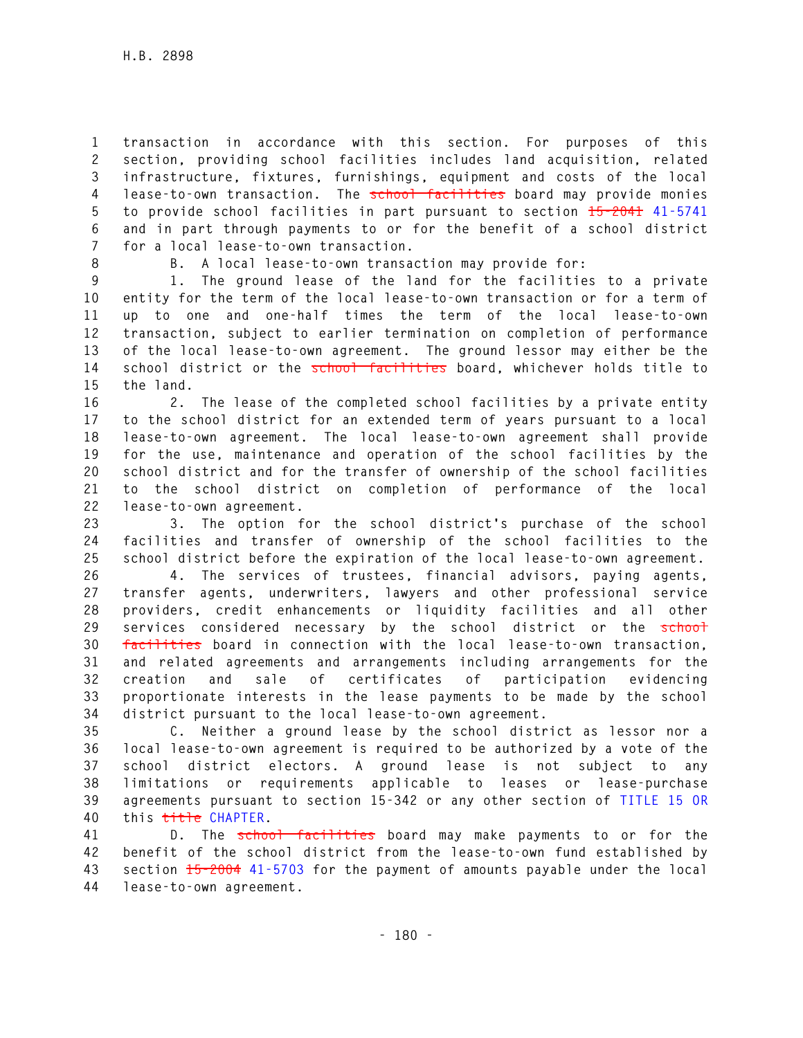transaction in accordance with this section. For purposes of this section, providing school facilities includes land acquisition, related infrastructure, fixtures, furnishings, equipment and costs of the local lease-to-own transaction. The ~~school facilities~~ board may provide monies to provide school facilities in part pursuant to section ~~15-2041~~ 41-5741 and in part through payments to or for the benefit of a school district for a local lease-to-own transaction.

B. A local lease-to-own transaction may provide for:

1. The ground lease of the land for the facilities to a private entity for the term of the local lease-to-own transaction or for a term of up to one and one-half times the term of the local lease-to-own transaction, subject to earlier termination on completion of performance of the local lease-to-own agreement. The ground lessor may either be the school district or the ~~school facilities~~ board, whichever holds title to the land.

2. The lease of the completed school facilities by a private entity to the school district for an extended term of years pursuant to a local lease-to-own agreement. The local lease-to-own agreement shall provide for the use, maintenance and operation of the school facilities by the school district and for the transfer of ownership of the school facilities to the school district on completion of performance of the local lease-to-own agreement.

3. The option for the school district's purchase of the school facilities and transfer of ownership of the school facilities to the school district before the expiration of the local lease-to-own agreement.

4. The services of trustees, financial advisors, paying agents, transfer agents, underwriters, lawyers and other professional service providers, credit enhancements or liquidity facilities and all other services considered necessary by the school district or the ~~school facilities~~ board in connection with the local lease-to-own transaction, and related agreements and arrangements including arrangements for the creation and sale of certificates of participation evidencing proportionate interests in the lease payments to be made by the school district pursuant to the local lease-to-own agreement.

C. Neither a ground lease by the school district as lessor nor a local lease-to-own agreement is required to be authorized by a vote of the school district electors. A ground lease is not subject to any limitations or requirements applicable to leases or lease-purchase agreements pursuant to section 15-342 or any other section of TITLE 15 OR this ~~title~~ CHAPTER.

D. The ~~school facilities~~ board may make payments to or for the benefit of the school district from the lease-to-own fund established by section ~~15-2004~~ 41-5703 for the payment of amounts payable under the local lease-to-own agreement.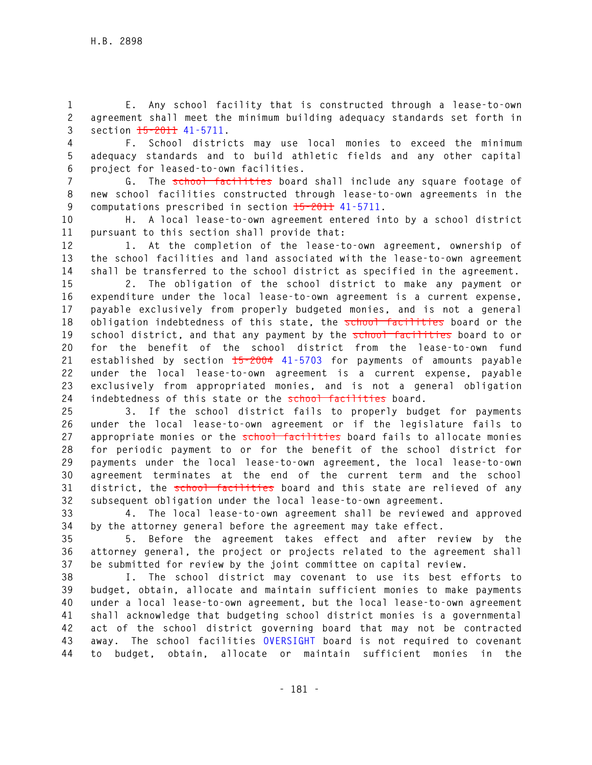E. Any school facility that is constructed through a lease-to-own agreement shall meet the minimum building adequacy standards set forth in section ~~15-2011~~ 41-5711.

F. School districts may use local monies to exceed the minimum adequacy standards and to build athletic fields and any other capital project for leased-to-own facilities.

G. The ~~school facilities~~ board shall include any square footage of new school facilities constructed through lease-to-own agreements in the computations prescribed in section ~~15-2011~~ 41-5711.

H. A local lease-to-own agreement entered into by a school district pursuant to this section shall provide that:

1. At the completion of the lease-to-own agreement, ownership of the school facilities and land associated with the lease-to-own agreement shall be transferred to the school district as specified in the agreement.

2. The obligation of the school district to make any payment or expenditure under the local lease-to-own agreement is a current expense, payable exclusively from properly budgeted monies, and is not a general obligation indebtedness of this state, the ~~school facilities~~ board or the school district, and that any payment by the ~~school facilities~~ board to or for the benefit of the school district from the lease-to-own fund established by section ~~15-2004~~ 41-5703 for payments of amounts payable under the local lease-to-own agreement is a current expense, payable exclusively from appropriated monies, and is not a general obligation indebtedness of this state or the ~~school facilities~~ board.

3. If the school district fails to properly budget for payments under the local lease-to-own agreement or if the legislature fails to appropriate monies or the ~~school facilities~~ board fails to allocate monies for periodic payment to or for the benefit of the school district for payments under the local lease-to-own agreement, the local lease-to-own agreement terminates at the end of the current term and the school district, the ~~school facilities~~ board and this state are relieved of any subsequent obligation under the local lease-to-own agreement.

4. The local lease-to-own agreement shall be reviewed and approved by the attorney general before the agreement may take effect.

5. Before the agreement takes effect and after review by the attorney general, the project or projects related to the agreement shall be submitted for review by the joint committee on capital review.

I. The school district may covenant to use its best efforts to budget, obtain, allocate and maintain sufficient monies to make payments under a local lease-to-own agreement, but the local lease-to-own agreement shall acknowledge that budgeting school district monies is a governmental act of the school district governing board that may not be contracted away. The school facilities OVERSIGHT board is not required to covenant to budget, obtain, allocate or maintain sufficient monies in the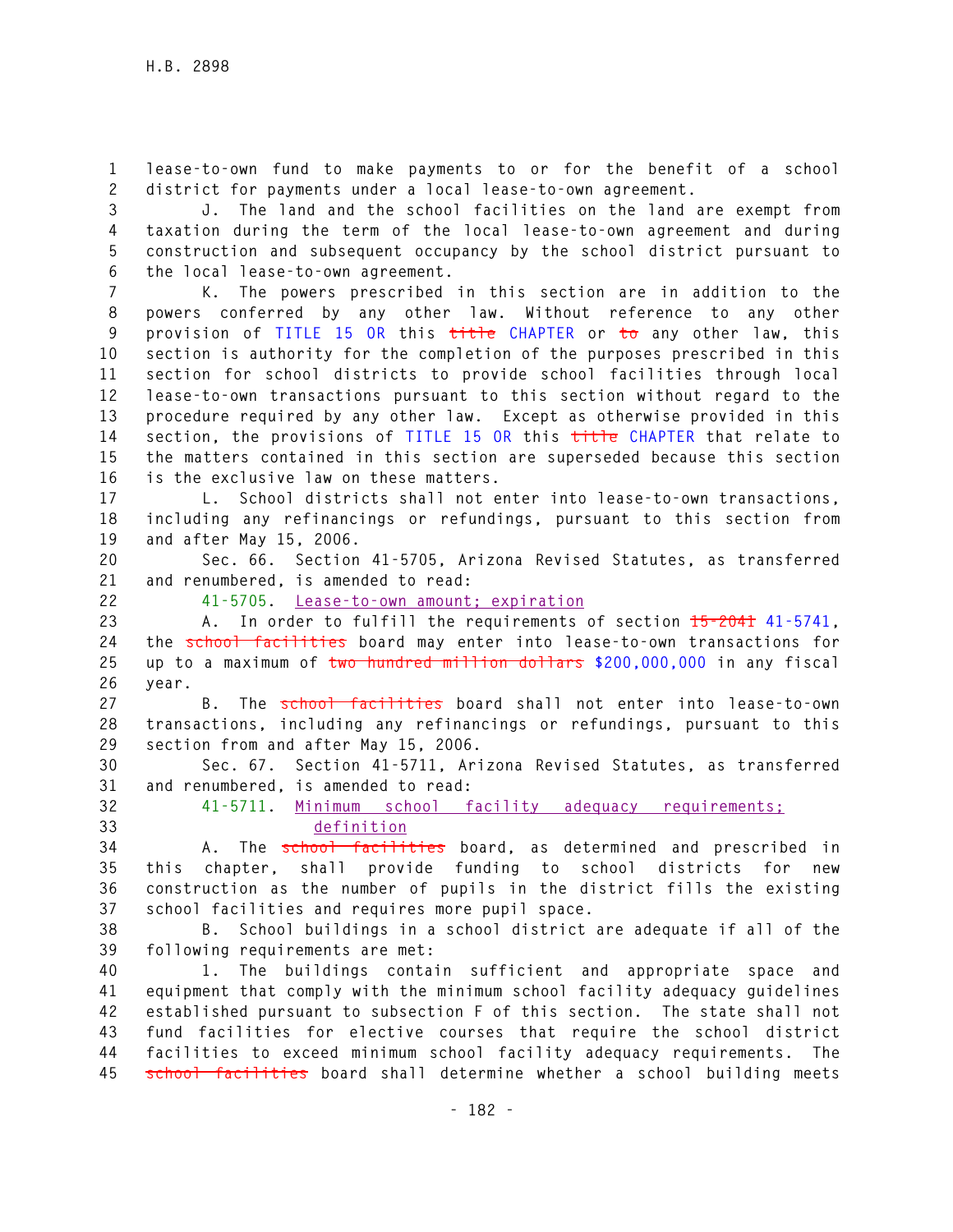lease-to-own fund to make payments to or for the benefit of a school district for payments under a local lease-to-own agreement.

J. The land and the school facilities on the land are exempt from taxation during the term of the local lease-to-own agreement and during construction and subsequent occupancy by the school district pursuant to the local lease-to-own agreement.

K. The powers prescribed in this section are in addition to the powers conferred by any other law. Without reference to any other provision of TITLE 15 OR this ~~title~~ CHAPTER or ~~to~~ any other law, this section is authority for the completion of the purposes prescribed in this section for school districts to provide school facilities through local lease-to-own transactions pursuant to this section without regard to the procedure required by any other law. Except as otherwise provided in this section, the provisions of TITLE 15 OR this ~~title~~ CHAPTER that relate to the matters contained in this section are superseded because this section is the exclusive law on these matters.

L. School districts shall not enter into lease-to-own transactions, including any refinancings or refundings, pursuant to this section from and after May 15, 2006.

Sec. 66. Section 41-5705, Arizona Revised Statutes, as transferred and renumbered, is amended to read:

41-5705. Lease-to-own amount; expiration

A. In order to fulfill the requirements of section ~~15-2041~~ 41-5741, the ~~school facilities~~ board may enter into lease-to-own transactions for up to a maximum of ~~two hundred million dollars~~ $200,000,000 in any fiscal year.

B. The ~~school facilities~~ board shall not enter into lease-to-own transactions, including any refinancings or refundings, pursuant to this section from and after May 15, 2006.

Sec. 67. Section 41-5711, Arizona Revised Statutes, as transferred and renumbered, is amended to read:

41-5711. Minimum school facility adequacy requirements; definition

A. The ~~school facilities~~ board, as determined and prescribed in this chapter, shall provide funding to school districts for new construction as the number of pupils in the district fills the existing school facilities and requires more pupil space.

B. School buildings in a school district are adequate if all of the following requirements are met:

1. The buildings contain sufficient and appropriate space and equipment that comply with the minimum school facility adequacy guidelines established pursuant to subsection F of this section. The state shall not fund facilities for elective courses that require the school district facilities to exceed minimum school facility adequacy requirements. The ~~school facilities~~ board shall determine whether a school building meets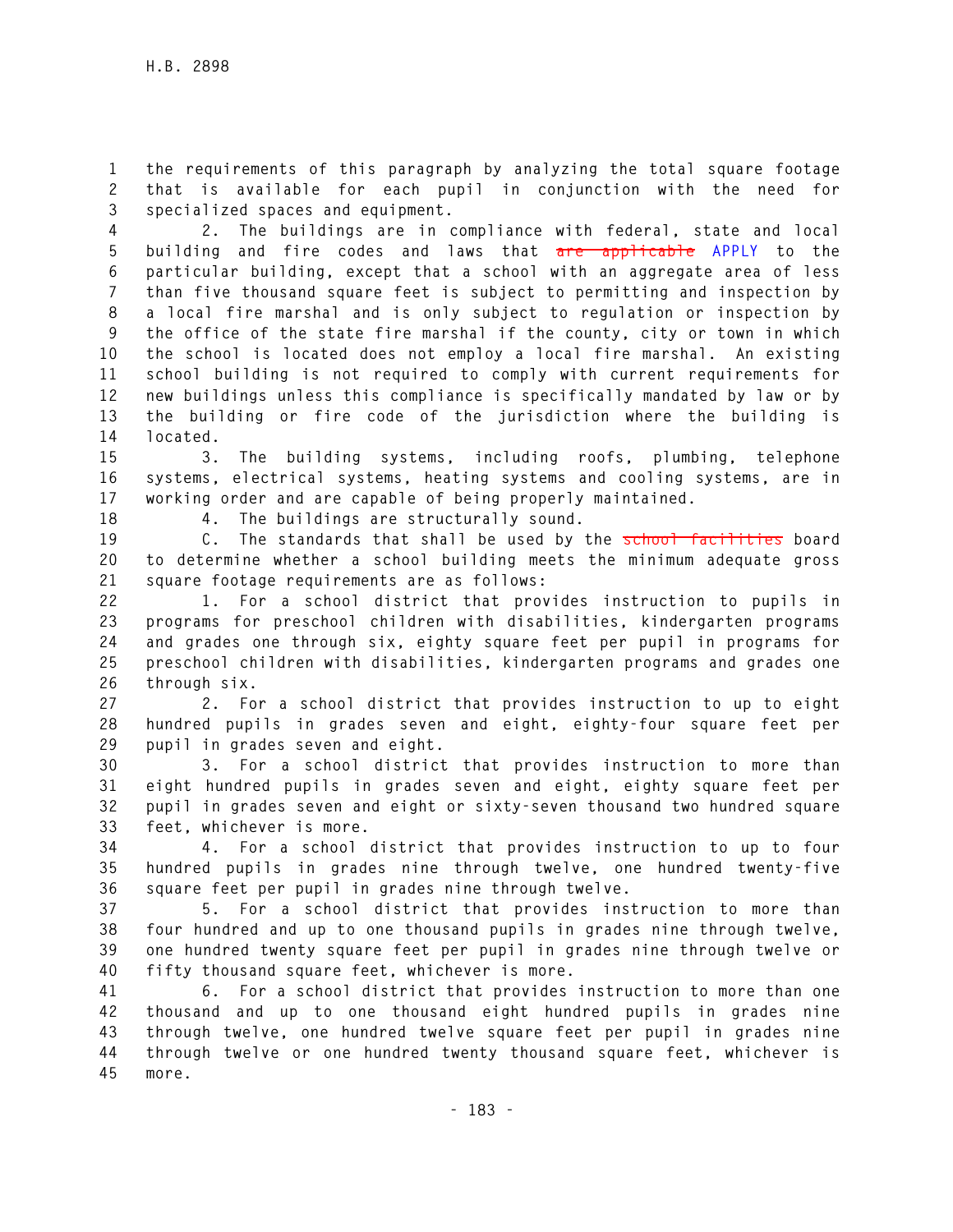the requirements of this paragraph by analyzing the total square footage that is available for each pupil in conjunction with the need for specialized spaces and equipment.

2. The buildings are in compliance with federal, state and local building and fire codes and laws that ~~are applicable~~ APPLY to the particular building, except that a school with an aggregate area of less than five thousand square feet is subject to permitting and inspection by a local fire marshal and is only subject to regulation or inspection by the office of the state fire marshal if the county, city or town in which the school is located does not employ a local fire marshal. An existing school building is not required to comply with current requirements for new buildings unless this compliance is specifically mandated by law or by the building or fire code of the jurisdiction where the building is located.

3. The building systems, including roofs, plumbing, telephone systems, electrical systems, heating systems and cooling systems, are in working order and are capable of being properly maintained.

4. The buildings are structurally sound.

C. The standards that shall be used by the ~~school facilities~~ board to determine whether a school building meets the minimum adequate gross square footage requirements are as follows:

1. For a school district that provides instruction to pupils in programs for preschool children with disabilities, kindergarten programs and grades one through six, eighty square feet per pupil in programs for preschool children with disabilities, kindergarten programs and grades one through six.

2. For a school district that provides instruction to up to eight hundred pupils in grades seven and eight, eighty-four square feet per pupil in grades seven and eight.

3. For a school district that provides instruction to more than eight hundred pupils in grades seven and eight, eighty square feet per pupil in grades seven and eight or sixty-seven thousand two hundred square feet, whichever is more.

4. For a school district that provides instruction to up to four hundred pupils in grades nine through twelve, one hundred twenty-five square feet per pupil in grades nine through twelve.

5. For a school district that provides instruction to more than four hundred and up to one thousand pupils in grades nine through twelve, one hundred twenty square feet per pupil in grades nine through twelve or fifty thousand square feet, whichever is more.

6. For a school district that provides instruction to more than one thousand and up to one thousand eight hundred pupils in grades nine through twelve, one hundred twelve square feet per pupil in grades nine through twelve or one hundred twenty thousand square feet, whichever is more.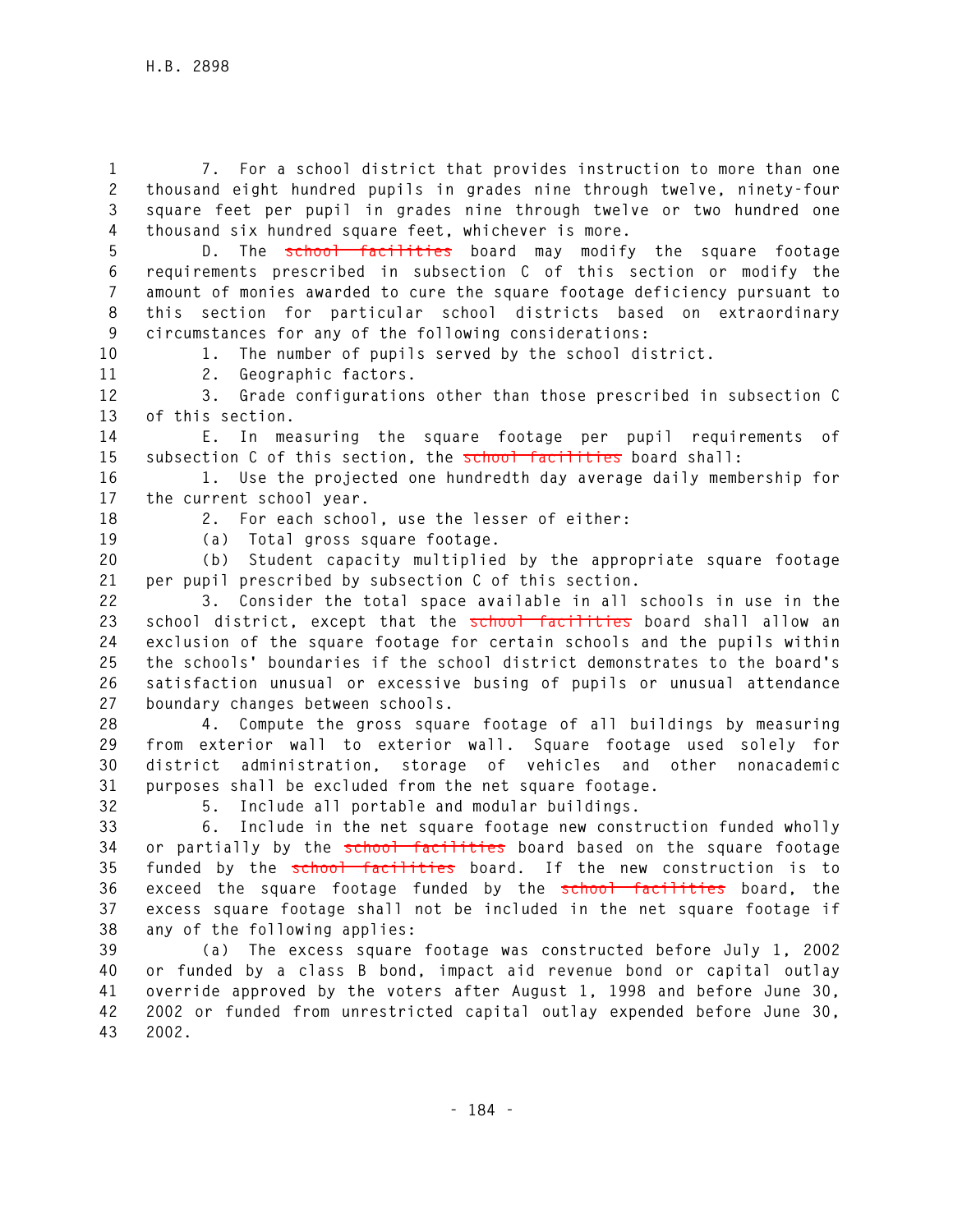7. For a school district that provides instruction to more than one thousand eight hundred pupils in grades nine through twelve, ninety-four square feet per pupil in grades nine through twelve or two hundred one thousand six hundred square feet, whichever is more.

D. The ~~school facilities~~ board may modify the square footage requirements prescribed in subsection C of this section or modify the amount of monies awarded to cure the square footage deficiency pursuant to this section for particular school districts based on extraordinary circumstances for any of the following considerations:

1. The number of pupils served by the school district.

2. Geographic factors.

3. Grade configurations other than those prescribed in subsection C of this section.

E. In measuring the square footage per pupil requirements of subsection C of this section, the ~~school facilities~~ board shall:

1. Use the projected one hundredth day average daily membership for the current school year.

2. For each school, use the lesser of either:

(a) Total gross square footage.

(b) Student capacity multiplied by the appropriate square footage per pupil prescribed by subsection C of this section.

3. Consider the total space available in all schools in use in the school district, except that the ~~school facilities~~ board shall allow an exclusion of the square footage for certain schools and the pupils within the schools' boundaries if the school district demonstrates to the board's satisfaction unusual or excessive busing of pupils or unusual attendance boundary changes between schools.

4. Compute the gross square footage of all buildings by measuring from exterior wall to exterior wall. Square footage used solely for district administration, storage of vehicles and other nonacademic purposes shall be excluded from the net square footage.

5. Include all portable and modular buildings.

6. Include in the net square footage new construction funded wholly or partially by the ~~school facilities~~ board based on the square footage funded by the ~~school facilities~~ board. If the new construction is to exceed the square footage funded by the ~~school facilities~~ board, the excess square footage shall not be included in the net square footage if any of the following applies:

(a) The excess square footage was constructed before July 1, 2002 or funded by a class B bond, impact aid revenue bond or capital outlay override approved by the voters after August 1, 1998 and before June 30, 2002 or funded from unrestricted capital outlay expended before June 30, 2002.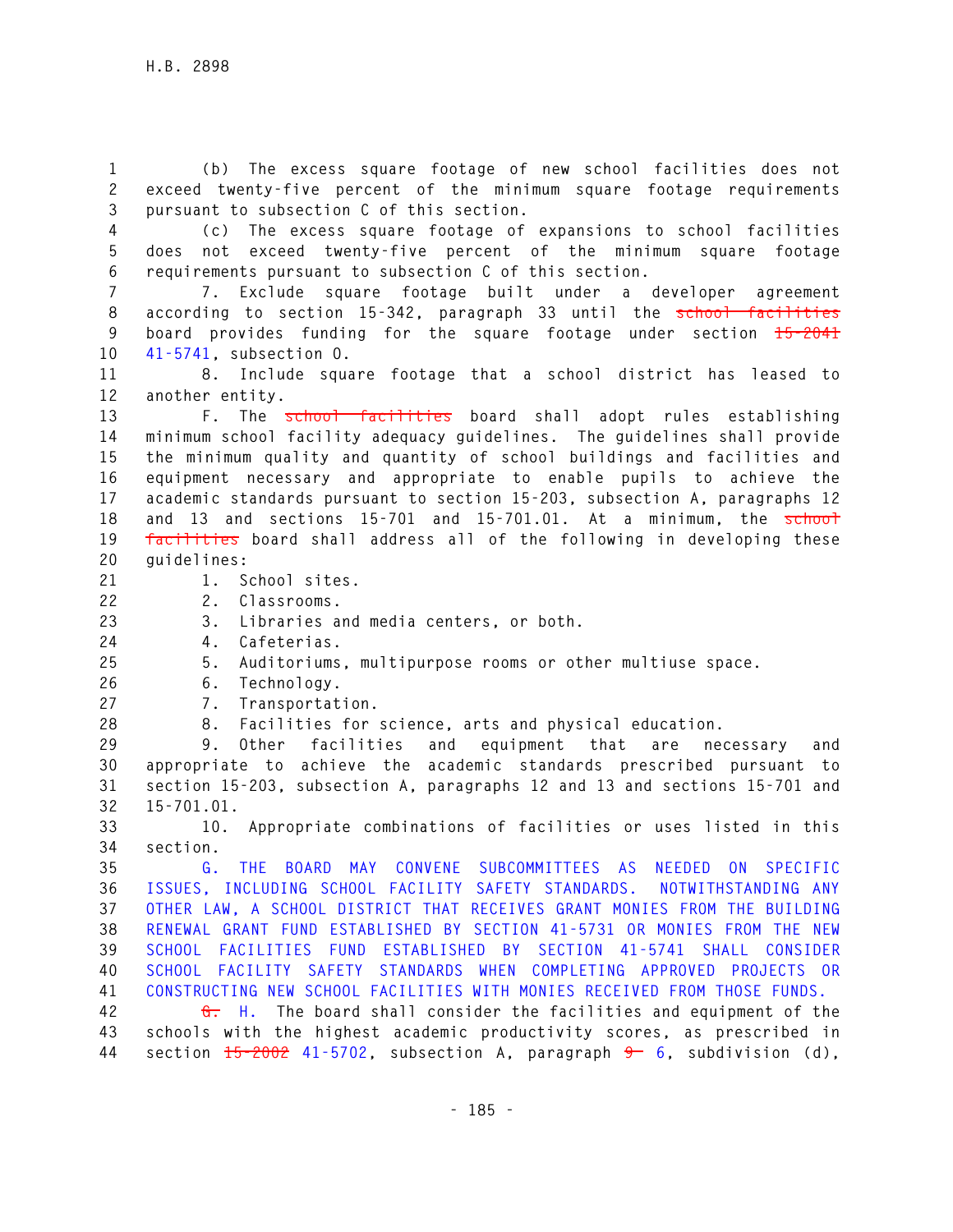(b) The excess square footage of new school facilities does not exceed twenty-five percent of the minimum square footage requirements pursuant to subsection C of this section.

(c) The excess square footage of expansions to school facilities does not exceed twenty-five percent of the minimum square footage requirements pursuant to subsection C of this section.

7. Exclude square footage built under a developer agreement according to section 15-342, paragraph 33 until the ~~school facilities~~ board provides funding for the square footage under section ~~15-2041~~ 41-5741, subsection O.

8. Include square footage that a school district has leased to another entity.

F. The ~~school facilities~~ board shall adopt rules establishing minimum school facility adequacy guidelines. The guidelines shall provide the minimum quality and quantity of school buildings and facilities and equipment necessary and appropriate to enable pupils to achieve the academic standards pursuant to section 15-203, subsection A, paragraphs 12 and 13 and sections 15-701 and 15-701.01. At a minimum, the ~~school facilities~~ board shall address all of the following in developing these guidelines:

1. School sites.
2. Classrooms.
3. Libraries and media centers, or both.
4. Cafeterias.
5. Auditoriums, multipurpose rooms or other multiuse space.
6. Technology.
7. Transportation.
8. Facilities for science, arts and physical education.
9. Other facilities and equipment that are necessary and appropriate to achieve the academic standards prescribed pursuant to section 15-203, subsection A, paragraphs 12 and 13 and sections 15-701 and 15-701.01.
10. Appropriate combinations of facilities or uses listed in this section.

G. THE BOARD MAY CONVENE SUBCOMMITTEES AS NEEDED ON SPECIFIC ISSUES, INCLUDING SCHOOL FACILITY SAFETY STANDARDS. NOTWITHSTANDING ANY OTHER LAW, A SCHOOL DISTRICT THAT RECEIVES GRANT MONIES FROM THE BUILDING RENEWAL GRANT FUND ESTABLISHED BY SECTION 41-5731 OR MONIES FROM THE NEW SCHOOL FACILITIES FUND ESTABLISHED BY SECTION 41-5741 SHALL CONSIDER SCHOOL FACILITY SAFETY STANDARDS WHEN COMPLETING APPROVED PROJECTS OR CONSTRUCTING NEW SCHOOL FACILITIES WITH MONIES RECEIVED FROM THOSE FUNDS.

~~G.~~ H. The board shall consider the facilities and equipment of the schools with the highest academic productivity scores, as prescribed in section ~~15-2002~~ 41-5702, subsection A, paragraph ~~9~~ 6, subdivision (d),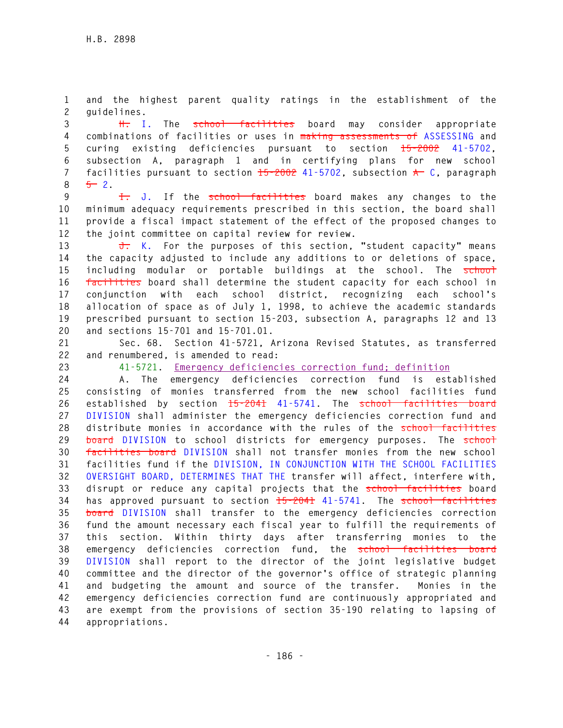and the highest parent quality ratings in the establishment of the guidelines.

~~H.~~ I. The ~~school facilities~~ board may consider appropriate combinations of facilities or uses in ~~making assessments of~~ ASSESSING and curing existing deficiencies pursuant to section ~~15-2002~~ 41-5702, subsection A, paragraph 1 and in certifying plans for new school facilities pursuant to section ~~15-2002~~ 41-5702, subsection ~~A~~ C, paragraph ~~5~~ 2.

~~I.~~ J. If the ~~school facilities~~ board makes any changes to the minimum adequacy requirements prescribed in this section, the board shall provide a fiscal impact statement of the effect of the proposed changes to the joint committee on capital review for review.

~~J.~~ K. For the purposes of this section, "student capacity" means the capacity adjusted to include any additions to or deletions of space, including modular or portable buildings at the school. The ~~school facilities~~ board shall determine the student capacity for each school in conjunction with each school district, recognizing each school's allocation of space as of July 1, 1998, to achieve the academic standards prescribed pursuant to section 15-203, subsection A, paragraphs 12 and 13 and sections 15-701 and 15-701.01.

Sec. 68. Section 41-5721, Arizona Revised Statutes, as transferred and renumbered, is amended to read:

41-5721. Emergency deficiencies correction fund; definition

A. The emergency deficiencies correction fund is established consisting of monies transferred from the new school facilities fund established by section ~~15-2041~~ 41-5741. The ~~school facilities board~~ DIVISION shall administer the emergency deficiencies correction fund and distribute monies in accordance with the rules of the ~~school facilities board~~ DIVISION to school districts for emergency purposes. The ~~school facilities board~~ DIVISION shall not transfer monies from the new school facilities fund if the DIVISION, IN CONJUNCTION WITH THE SCHOOL FACILITIES OVERSIGHT BOARD, DETERMINES THAT THE transfer will affect, interfere with, disrupt or reduce any capital projects that the ~~school facilities~~ board has approved pursuant to section ~~15-2041~~ 41-5741. The ~~school facilities board~~ DIVISION shall transfer to the emergency deficiencies correction fund the amount necessary each fiscal year to fulfill the requirements of this section. Within thirty days after transferring monies to the emergency deficiencies correction fund, the ~~school facilities board~~ DIVISION shall report to the director of the joint legislative budget committee and the director of the governor's office of strategic planning and budgeting the amount and source of the transfer. Monies in the emergency deficiencies correction fund are continuously appropriated and are exempt from the provisions of section 35-190 relating to lapsing of appropriations.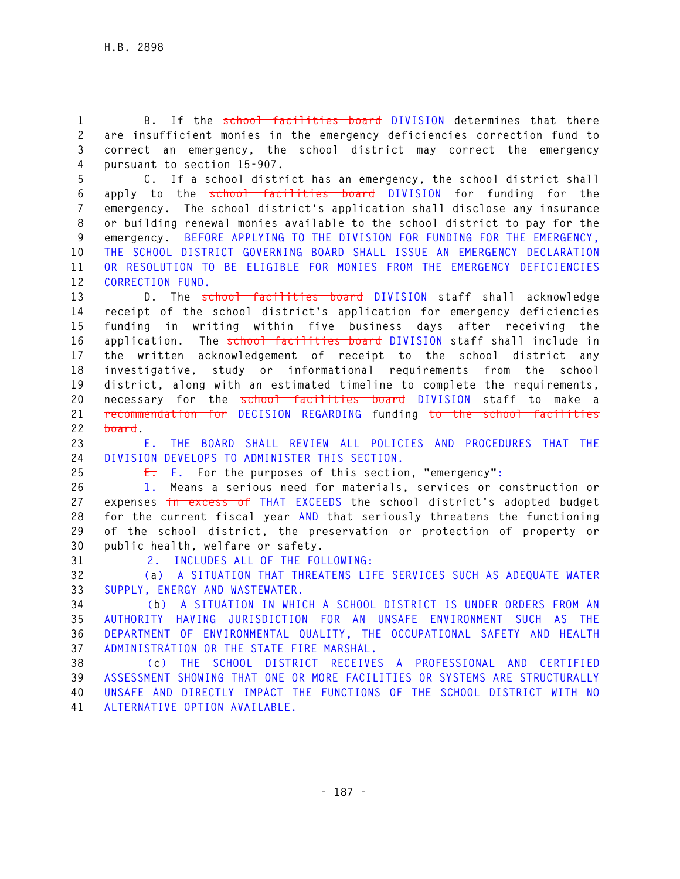B. If the ~~school facilities board~~ DIVISION determines that there are insufficient monies in the emergency deficiencies correction fund to correct an emergency, the school district may correct the emergency pursuant to section 15-907.

C. If a school district has an emergency, the school district shall apply to the ~~school facilities board~~ DIVISION for funding for the emergency. The school district's application shall disclose any insurance or building renewal monies available to the school district to pay for the emergency. BEFORE APPLYING TO THE DIVISION FOR FUNDING FOR THE EMERGENCY, THE SCHOOL DISTRICT GOVERNING BOARD SHALL ISSUE AN EMERGENCY DECLARATION OR RESOLUTION TO BE ELIGIBLE FOR MONIES FROM THE EMERGENCY DEFICIENCIES CORRECTION FUND.

D. The ~~school facilities board~~ DIVISION staff shall acknowledge receipt of the school district's application for emergency deficiencies funding in writing within five business days after receiving the application. The ~~school facilities board~~ DIVISION staff shall include in the written acknowledgement of receipt to the school district any investigative, study or informational requirements from the school district, along with an estimated timeline to complete the requirements, necessary for the ~~school facilities board~~ DIVISION staff to make a ~~recommendation for~~ DECISION REGARDING funding ~~to the school facilities board~~.

E. THE BOARD SHALL REVIEW ALL POLICIES AND PROCEDURES THAT THE DIVISION DEVELOPS TO ADMINISTER THIS SECTION.

~~E.~~ F. For the purposes of this section, "emergency":

1. Means a serious need for materials, services or construction or expenses ~~in excess of~~ THAT EXCEEDS the school district's adopted budget for the current fiscal year AND that seriously threatens the functioning of the school district, the preservation or protection of property or public health, welfare or safety.

2. INCLUDES ALL OF THE FOLLOWING:

(a) A SITUATION THAT THREATENS LIFE SERVICES SUCH AS ADEQUATE WATER SUPPLY, ENERGY AND WASTEWATER.

(b) A SITUATION IN WHICH A SCHOOL DISTRICT IS UNDER ORDERS FROM AN AUTHORITY HAVING JURISDICTION FOR AN UNSAFE ENVIRONMENT SUCH AS THE DEPARTMENT OF ENVIRONMENTAL QUALITY, THE OCCUPATIONAL SAFETY AND HEALTH ADMINISTRATION OR THE STATE FIRE MARSHAL.

(c) THE SCHOOL DISTRICT RECEIVES A PROFESSIONAL AND CERTIFIED ASSESSMENT SHOWING THAT ONE OR MORE FACILITIES OR SYSTEMS ARE STRUCTURALLY UNSAFE AND DIRECTLY IMPACT THE FUNCTIONS OF THE SCHOOL DISTRICT WITH NO ALTERNATIVE OPTION AVAILABLE.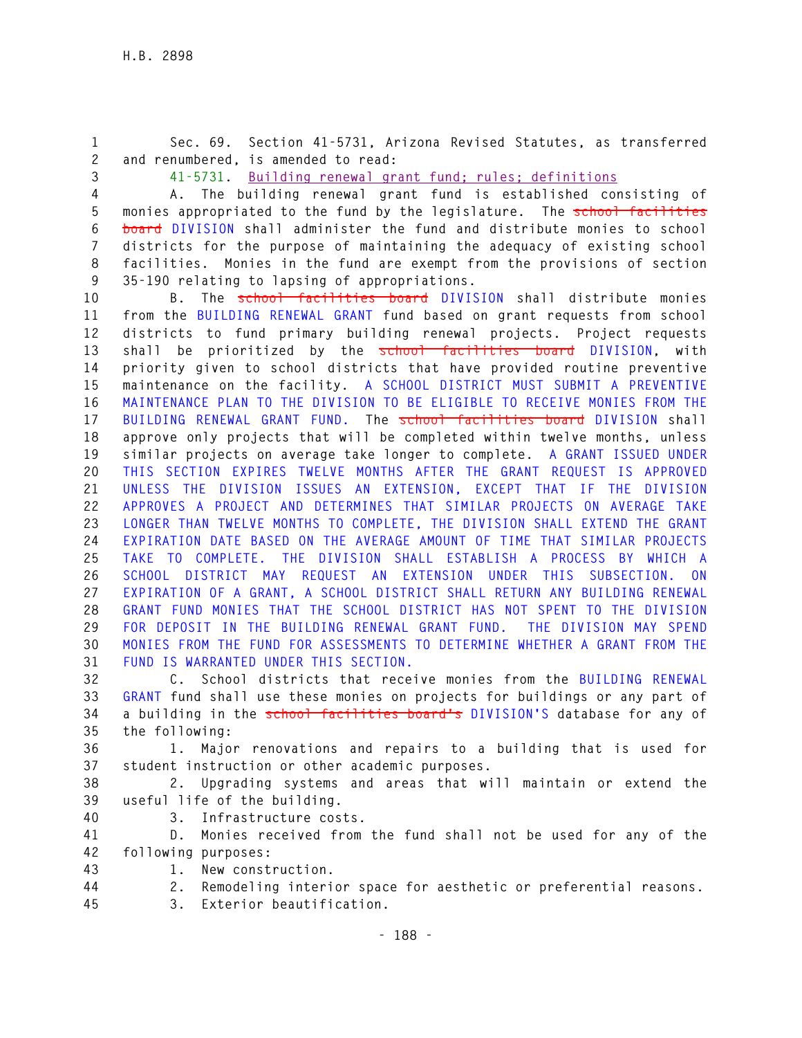Sec. 69. Section 41-5731, Arizona Revised Statutes, as transferred and renumbered, is amended to read:

41-5731. Building renewal grant fund; rules; definitions

A. The building renewal grant fund is established consisting of monies appropriated to the fund by the legislature. The ~~school facilities board~~ DIVISION shall administer the fund and distribute monies to school districts for the purpose of maintaining the adequacy of existing school facilities. Monies in the fund are exempt from the provisions of section 35-190 relating to lapsing of appropriations.

B. The ~~school facilities board~~ DIVISION shall distribute monies from the BUILDING RENEWAL GRANT fund based on grant requests from school districts to fund primary building renewal projects. Project requests shall be prioritized by the ~~school facilities board~~ DIVISION, with priority given to school districts that have provided routine preventive maintenance on the facility. A SCHOOL DISTRICT MUST SUBMIT A PREVENTIVE MAINTENANCE PLAN TO THE DIVISION TO BE ELIGIBLE TO RECEIVE MONIES FROM THE BUILDING RENEWAL GRANT FUND. The ~~school facilities board~~ DIVISION shall approve only projects that will be completed within twelve months, unless similar projects on average take longer to complete. A GRANT ISSUED UNDER THIS SECTION EXPIRES TWELVE MONTHS AFTER THE GRANT REQUEST IS APPROVED UNLESS THE DIVISION ISSUES AN EXTENSION, EXCEPT THAT IF THE DIVISION APPROVES A PROJECT AND DETERMINES THAT SIMILAR PROJECTS ON AVERAGE TAKE LONGER THAN TWELVE MONTHS TO COMPLETE, THE DIVISION SHALL EXTEND THE GRANT EXPIRATION DATE BASED ON THE AVERAGE AMOUNT OF TIME THAT SIMILAR PROJECTS TAKE TO COMPLETE. THE DIVISION SHALL ESTABLISH A PROCESS BY WHICH A SCHOOL DISTRICT MAY REQUEST AN EXTENSION UNDER THIS SUBSECTION. ON EXPIRATION OF A GRANT, A SCHOOL DISTRICT SHALL RETURN ANY BUILDING RENEWAL GRANT FUND MONIES THAT THE SCHOOL DISTRICT HAS NOT SPENT TO THE DIVISION FOR DEPOSIT IN THE BUILDING RENEWAL GRANT FUND. THE DIVISION MAY SPEND MONIES FROM THE FUND FOR ASSESSMENTS TO DETERMINE WHETHER A GRANT FROM THE FUND IS WARRANTED UNDER THIS SECTION.

C. School districts that receive monies from the BUILDING RENEWAL GRANT fund shall use these monies on projects for buildings or any part of a building in the ~~school facilities board's~~ DIVISION'S database for any of the following:

1. Major renovations and repairs to a building that is used for student instruction or other academic purposes.

2. Upgrading systems and areas that will maintain or extend the useful life of the building.

3. Infrastructure costs.

D. Monies received from the fund shall not be used for any of the following purposes:

1. New construction.

2. Remodeling interior space for aesthetic or preferential reasons.

3. Exterior beautification.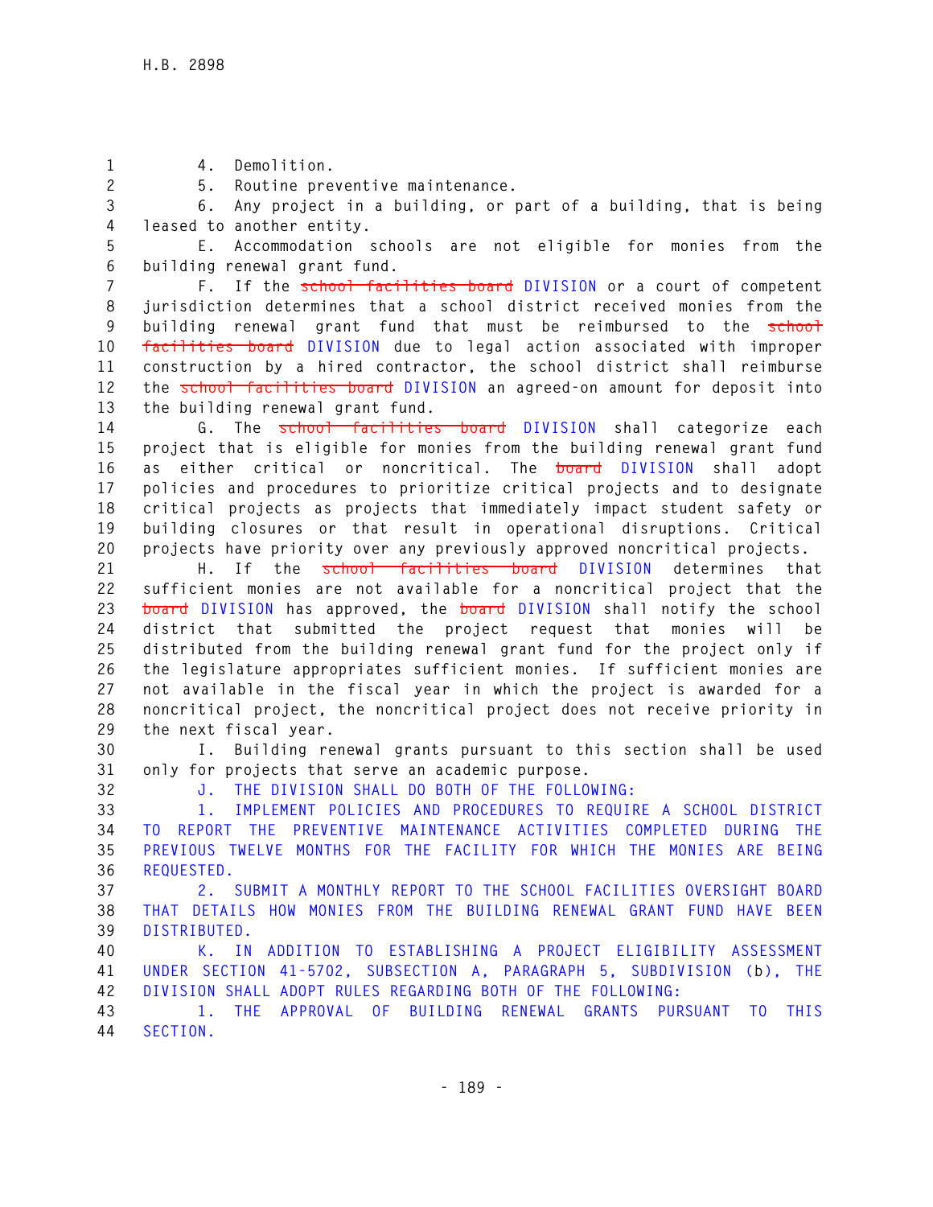4. Demolition.

5. Routine preventive maintenance.

6. Any project in a building, or part of a building, that is being leased to another entity.

E. Accommodation schools are not eligible for monies from the building renewal grant fund.

F. If the ~~school facilities board~~ DIVISION or a court of competent jurisdiction determines that a school district received monies from the building renewal grant fund that must be reimbursed to the ~~school facilities board~~ DIVISION due to legal action associated with improper construction by a hired contractor, the school district shall reimburse the ~~school facilities board~~ DIVISION an agreed-on amount for deposit into the building renewal grant fund.

G. The ~~school facilities board~~ DIVISION shall categorize each project that is eligible for monies from the building renewal grant fund as either critical or noncritical. The ~~board~~ DIVISION shall adopt policies and procedures to prioritize critical projects and to designate critical projects as projects that immediately impact student safety or building closures or that result in operational disruptions. Critical projects have priority over any previously approved noncritical projects.

H. If the ~~school facilities board~~ DIVISION determines that sufficient monies are not available for a noncritical project that the ~~board~~ DIVISION has approved, the ~~board~~ DIVISION shall notify the school district that submitted the project request that monies will be distributed from the building renewal grant fund for the project only if the legislature appropriates sufficient monies. If sufficient monies are not available in the fiscal year in which the project is awarded for a noncritical project, the noncritical project does not receive priority in the next fiscal year.

I. Building renewal grants pursuant to this section shall be used only for projects that serve an academic purpose.

J. THE DIVISION SHALL DO BOTH OF THE FOLLOWING:

1. IMPLEMENT POLICIES AND PROCEDURES TO REQUIRE A SCHOOL DISTRICT TO REPORT THE PREVENTIVE MAINTENANCE ACTIVITIES COMPLETED DURING THE PREVIOUS TWELVE MONTHS FOR THE FACILITY FOR WHICH THE MONIES ARE BEING REQUESTED.

2. SUBMIT A MONTHLY REPORT TO THE SCHOOL FACILITIES OVERSIGHT BOARD THAT DETAILS HOW MONIES FROM THE BUILDING RENEWAL GRANT FUND HAVE BEEN DISTRIBUTED.

K. IN ADDITION TO ESTABLISHING A PROJECT ELIGIBILITY ASSESSMENT UNDER SECTION 41-5702, SUBSECTION A, PARAGRAPH 5, SUBDIVISION (b), THE DIVISION SHALL ADOPT RULES REGARDING BOTH OF THE FOLLOWING:

1. THE APPROVAL OF BUILDING RENEWAL GRANTS PURSUANT TO THIS SECTION.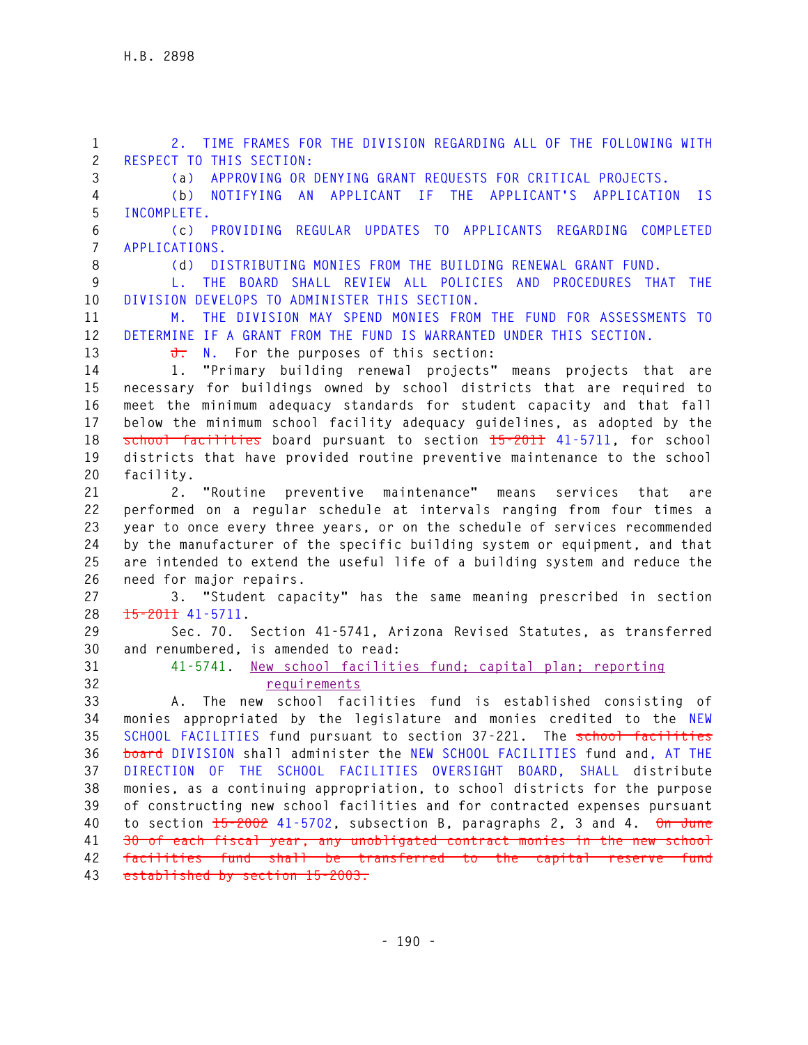2. TIME FRAMES FOR THE DIVISION REGARDING ALL OF THE FOLLOWING WITH RESPECT TO THIS SECTION:

(a) APPROVING OR DENYING GRANT REQUESTS FOR CRITICAL PROJECTS.

(b) NOTIFYING AN APPLICANT IF THE APPLICANT'S APPLICATION IS INCOMPLETE.

(c) PROVIDING REGULAR UPDATES TO APPLICANTS REGARDING COMPLETED APPLICATIONS.

(d) DISTRIBUTING MONIES FROM THE BUILDING RENEWAL GRANT FUND.

L. THE BOARD SHALL REVIEW ALL POLICIES AND PROCEDURES THAT THE DIVISION DEVELOPS TO ADMINISTER THIS SECTION.

M. THE DIVISION MAY SPEND MONIES FROM THE FUND FOR ASSESSMENTS TO DETERMINE IF A GRANT FROM THE FUND IS WARRANTED UNDER THIS SECTION.

~~J.~~ N. For the purposes of this section:

1. "Primary building renewal projects" means projects that are necessary for buildings owned by school districts that are required to meet the minimum adequacy standards for student capacity and that fall below the minimum school facility adequacy guidelines, as adopted by the ~~school facilities~~ board pursuant to section ~~15-2011~~ 41-5711, for school districts that have provided routine preventive maintenance to the school facility.

2. "Routine preventive maintenance" means services that are performed on a regular schedule at intervals ranging from four times a year to once every three years, or on the schedule of services recommended by the manufacturer of the specific building system or equipment, and that are intended to extend the useful life of a building system and reduce the need for major repairs.

3. "Student capacity" has the same meaning prescribed in section ~~15-2011~~ 41-5711.

Sec. 70. Section 41-5741, Arizona Revised Statutes, as transferred and renumbered, is amended to read:

41-5741. New school facilities fund; capital plan; reporting requirements

A. The new school facilities fund is established consisting of monies appropriated by the legislature and monies credited to the NEW SCHOOL FACILITIES fund pursuant to section 37-221. The ~~school facilities board~~ DIVISION shall administer the NEW SCHOOL FACILITIES fund and, AT THE DIRECTION OF THE SCHOOL FACILITIES OVERSIGHT BOARD, SHALL distribute monies, as a continuing appropriation, to school districts for the purpose of constructing new school facilities and for contracted expenses pursuant to section ~~15-2002~~ 41-5702, subsection B, paragraphs 2, 3 and 4. ~~On June 30 of each fiscal year, any unobligated contract monies in the new school facilities fund shall be transferred to the capital reserve fund established by section 15-2003.~~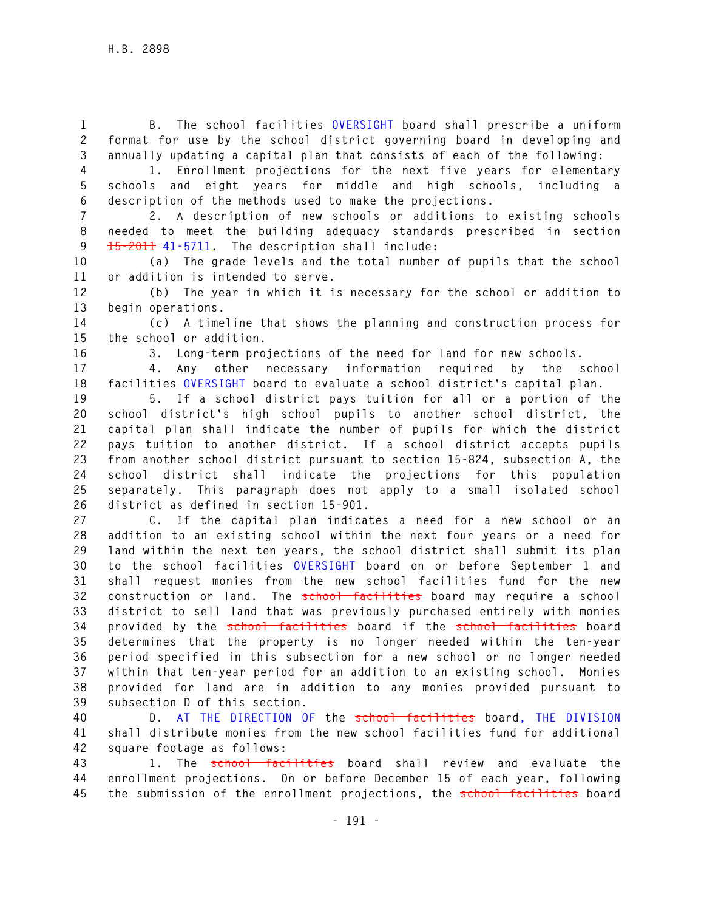B. The school facilities OVERSIGHT board shall prescribe a uniform format for use by the school district governing board in developing and annually updating a capital plan that consists of each of the following:

1. Enrollment projections for the next five years for elementary schools and eight years for middle and high schools, including a description of the methods used to make the projections.

2. A description of new schools or additions to existing schools needed to meet the building adequacy standards prescribed in section ~~15-2011~~ 41-5711. The description shall include:

(a) The grade levels and the total number of pupils that the school or addition is intended to serve.

(b) The year in which it is necessary for the school or addition to begin operations.

(c) A timeline that shows the planning and construction process for the school or addition.

3. Long-term projections of the need for land for new schools.

4. Any other necessary information required by the school facilities OVERSIGHT board to evaluate a school district's capital plan.

5. If a school district pays tuition for all or a portion of the school district's high school pupils to another school district, the capital plan shall indicate the number of pupils for which the district pays tuition to another district. If a school district accepts pupils from another school district pursuant to section 15-824, subsection A, the school district shall indicate the projections for this population separately. This paragraph does not apply to a small isolated school district as defined in section 15-901.

C. If the capital plan indicates a need for a new school or an addition to an existing school within the next four years or a need for land within the next ten years, the school district shall submit its plan to the school facilities OVERSIGHT board on or before September 1 and shall request monies from the new school facilities fund for the new construction or land. The ~~school facilities~~ board may require a school district to sell land that was previously purchased entirely with monies provided by the ~~school facilities~~ board if the ~~school facilities~~ board determines that the property is no longer needed within the ten-year period specified in this subsection for a new school or no longer needed within that ten-year period for an addition to an existing school. Monies provided for land are in addition to any monies provided pursuant to subsection D of this section.

D. AT THE DIRECTION OF the ~~school facilities~~ board, THE DIVISION shall distribute monies from the new school facilities fund for additional square footage as follows:

1. The ~~school facilities~~ board shall review and evaluate the enrollment projections. On or before December 15 of each year, following the submission of the enrollment projections, the ~~school facilities~~ board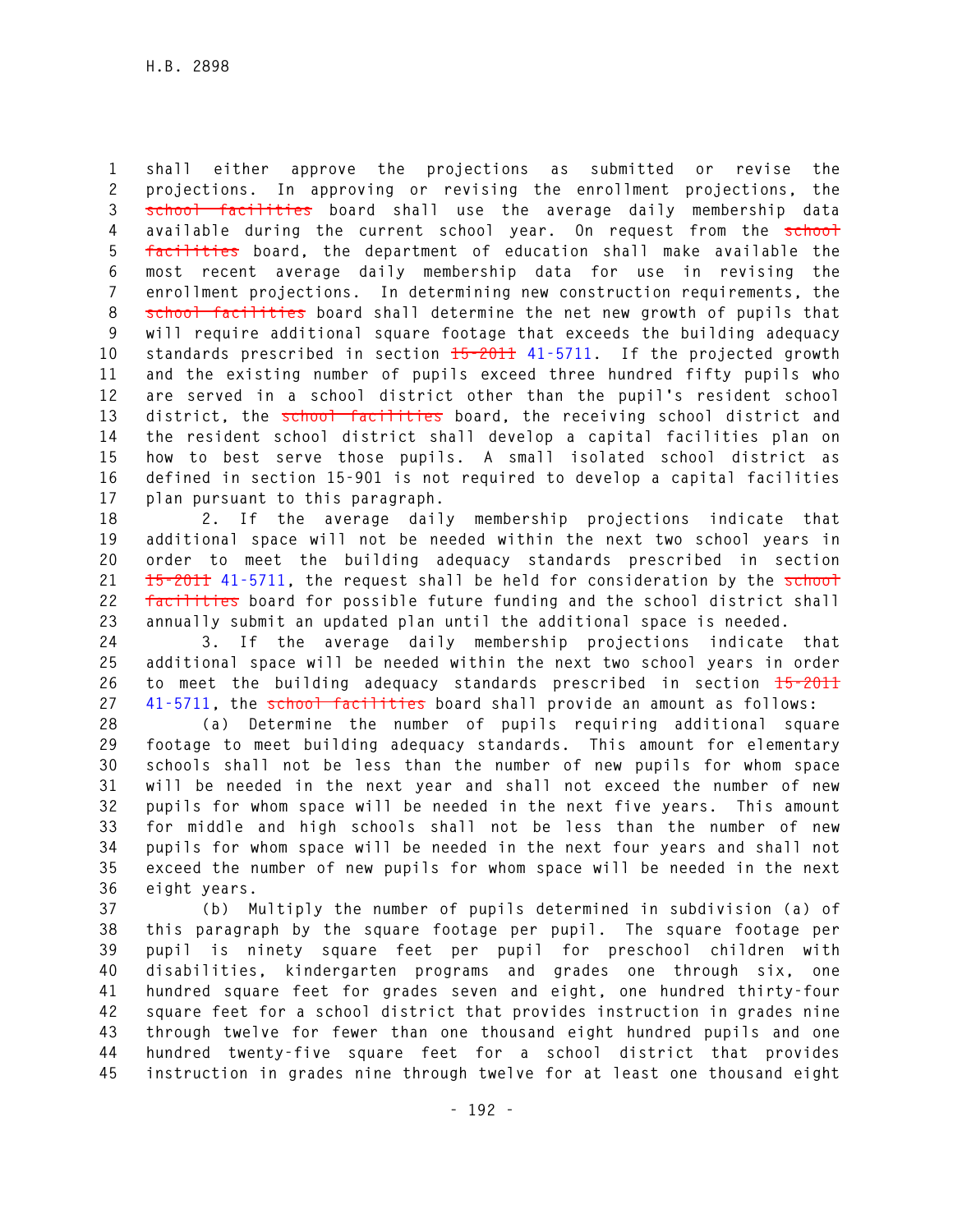shall either approve the projections as submitted or revise the projections. In approving or revising the enrollment projections, the ~~school facilities~~ board shall use the average daily membership data available during the current school year. On request from the ~~school facilities~~ board, the department of education shall make available the most recent average daily membership data for use in revising the enrollment projections. In determining new construction requirements, the ~~school facilities~~ board shall determine the net new growth of pupils that will require additional square footage that exceeds the building adequacy standards prescribed in section ~~15-2011~~ 41-5711. If the projected growth and the existing number of pupils exceed three hundred fifty pupils who are served in a school district other than the pupil's resident school district, the ~~school facilities~~ board, the receiving school district and the resident school district shall develop a capital facilities plan on how to best serve those pupils. A small isolated school district as defined in section 15-901 is not required to develop a capital facilities plan pursuant to this paragraph.

2. If the average daily membership projections indicate that additional space will not be needed within the next two school years in order to meet the building adequacy standards prescribed in section ~~15-2011~~ 41-5711, the request shall be held for consideration by the ~~school facilities~~ board for possible future funding and the school district shall annually submit an updated plan until the additional space is needed.

3. If the average daily membership projections indicate that additional space will be needed within the next two school years in order to meet the building adequacy standards prescribed in section ~~15-2011~~ 41-5711, the ~~school facilities~~ board shall provide an amount as follows:

(a) Determine the number of pupils requiring additional square footage to meet building adequacy standards. This amount for elementary schools shall not be less than the number of new pupils for whom space will be needed in the next year and shall not exceed the number of new pupils for whom space will be needed in the next five years. This amount for middle and high schools shall not be less than the number of new pupils for whom space will be needed in the next four years and shall not exceed the number of new pupils for whom space will be needed in the next eight years.

(b) Multiply the number of pupils determined in subdivision (a) of this paragraph by the square footage per pupil. The square footage per pupil is ninety square feet per pupil for preschool children with disabilities, kindergarten programs and grades one through six, one hundred square feet for grades seven and eight, one hundred thirty-four square feet for a school district that provides instruction in grades nine through twelve for fewer than one thousand eight hundred pupils and one hundred twenty-five square feet for a school district that provides instruction in grades nine through twelve for at least one thousand eight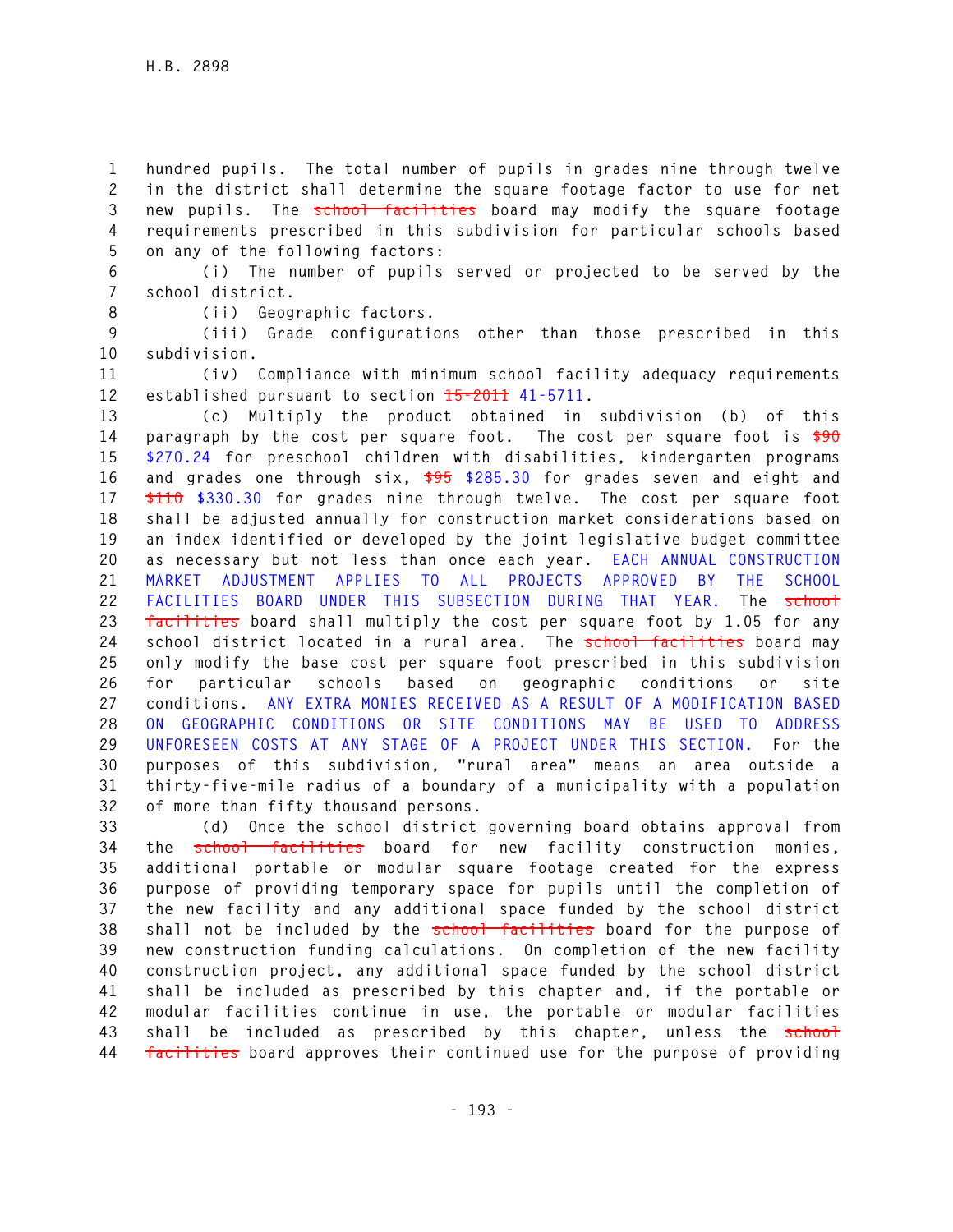hundred pupils. The total number of pupils in grades nine through twelve in the district shall determine the square footage factor to use for net new pupils. The ~~school facilities~~ board may modify the square footage requirements prescribed in this subdivision for particular schools based on any of the following factors:

(i) The number of pupils served or projected to be served by the school district.

(ii) Geographic factors.

(iii) Grade configurations other than those prescribed in this subdivision.

(iv) Compliance with minimum school facility adequacy requirements established pursuant to section ~~15-2011~~ 41-5711.

(c) Multiply the product obtained in subdivision (b) of this paragraph by the cost per square foot. The cost per square foot is ~~$90~~ $270.24 for preschool children with disabilities, kindergarten programs and grades one through six, ~~$95~~ $285.30 for grades seven and eight and ~~$110~~ $330.30 for grades nine through twelve. The cost per square foot shall be adjusted annually for construction market considerations based on an index identified or developed by the joint legislative budget committee as necessary but not less than once each year. EACH ANNUAL CONSTRUCTION MARKET ADJUSTMENT APPLIES TO ALL PROJECTS APPROVED BY THE SCHOOL FACILITIES BOARD UNDER THIS SUBSECTION DURING THAT YEAR. The ~~school facilities~~ board shall multiply the cost per square foot by 1.05 for any school district located in a rural area. The ~~school facilities~~ board may only modify the base cost per square foot prescribed in this subdivision for particular schools based on geographic conditions or site conditions. ANY EXTRA MONIES RECEIVED AS A RESULT OF A MODIFICATION BASED ON GEOGRAPHIC CONDITIONS OR SITE CONDITIONS MAY BE USED TO ADDRESS UNFORESEEN COSTS AT ANY STAGE OF A PROJECT UNDER THIS SECTION. For the purposes of this subdivision, "rural area" means an area outside a thirty-five-mile radius of a boundary of a municipality with a population of more than fifty thousand persons.

(d) Once the school district governing board obtains approval from the ~~school facilities~~ board for new facility construction monies, additional portable or modular square footage created for the express purpose of providing temporary space for pupils until the completion of the new facility and any additional space funded by the school district shall not be included by the ~~school facilities~~ board for the purpose of new construction funding calculations. On completion of the new facility construction project, any additional space funded by the school district shall be included as prescribed by this chapter and, if the portable or modular facilities continue in use, the portable or modular facilities shall be included as prescribed by this chapter, unless the ~~school facilities~~ board approves their continued use for the purpose of providing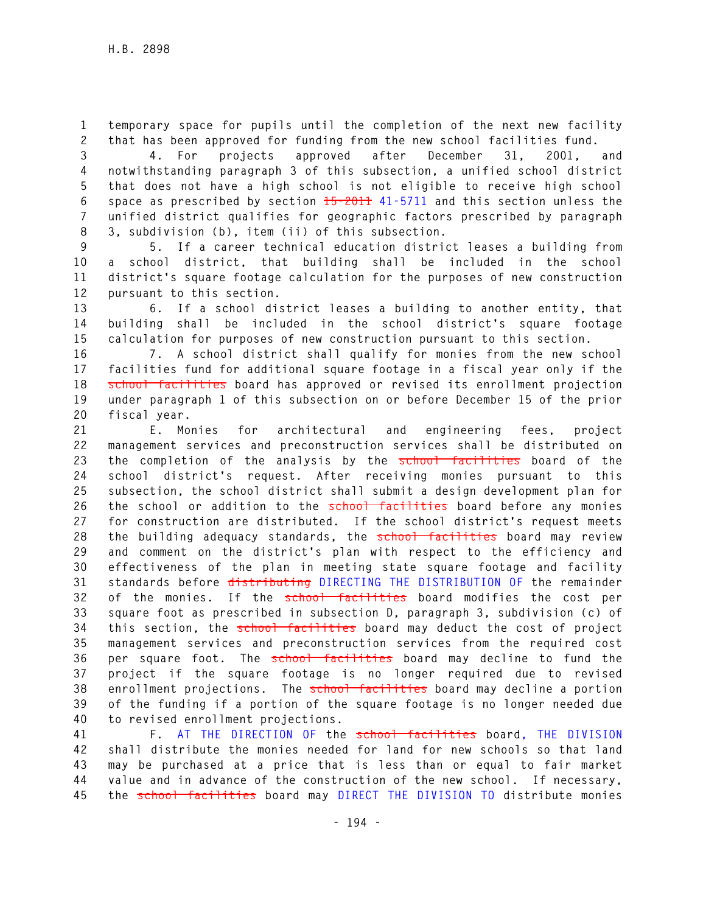temporary space for pupils until the completion of the next new facility that has been approved for funding from the new school facilities fund.

4. For projects approved after December 31, 2001, and notwithstanding paragraph 3 of this subsection, a unified school district that does not have a high school is not eligible to receive high school space as prescribed by section ~~15-2011~~ 41-5711 and this section unless the unified district qualifies for geographic factors prescribed by paragraph 3, subdivision (b), item (ii) of this subsection.

5. If a career technical education district leases a building from a school district, that building shall be included in the school district's square footage calculation for the purposes of new construction pursuant to this section.

6. If a school district leases a building to another entity, that building shall be included in the school district's square footage calculation for purposes of new construction pursuant to this section.

7. A school district shall qualify for monies from the new school facilities fund for additional square footage in a fiscal year only if the ~~school facilities~~ board has approved or revised its enrollment projection under paragraph 1 of this subsection on or before December 15 of the prior fiscal year.

E. Monies for architectural and engineering fees, project management services and preconstruction services shall be distributed on the completion of the analysis by the ~~school facilities~~ board of the school district's request. After receiving monies pursuant to this subsection, the school district shall submit a design development plan for the school or addition to the ~~school facilities~~ board before any monies for construction are distributed. If the school district's request meets the building adequacy standards, the ~~school facilities~~ board may review and comment on the district's plan with respect to the efficiency and effectiveness of the plan in meeting state square footage and facility standards before ~~distributing~~ DIRECTING THE DISTRIBUTION OF the remainder of the monies. If the ~~school facilities~~ board modifies the cost per square foot as prescribed in subsection D, paragraph 3, subdivision (c) of this section, the ~~school facilities~~ board may deduct the cost of project management services and preconstruction services from the required cost per square foot. The ~~school facilities~~ board may decline to fund the project if the square footage is no longer required due to revised enrollment projections. The ~~school facilities~~ board may decline a portion of the funding if a portion of the square footage is no longer needed due to revised enrollment projections.

F. AT THE DIRECTION OF the ~~school facilities~~ board, THE DIVISION shall distribute the monies needed for land for new schools so that land may be purchased at a price that is less than or equal to fair market value and in advance of the construction of the new school. If necessary, the ~~school facilities~~ board may DIRECT THE DIVISION TO distribute monies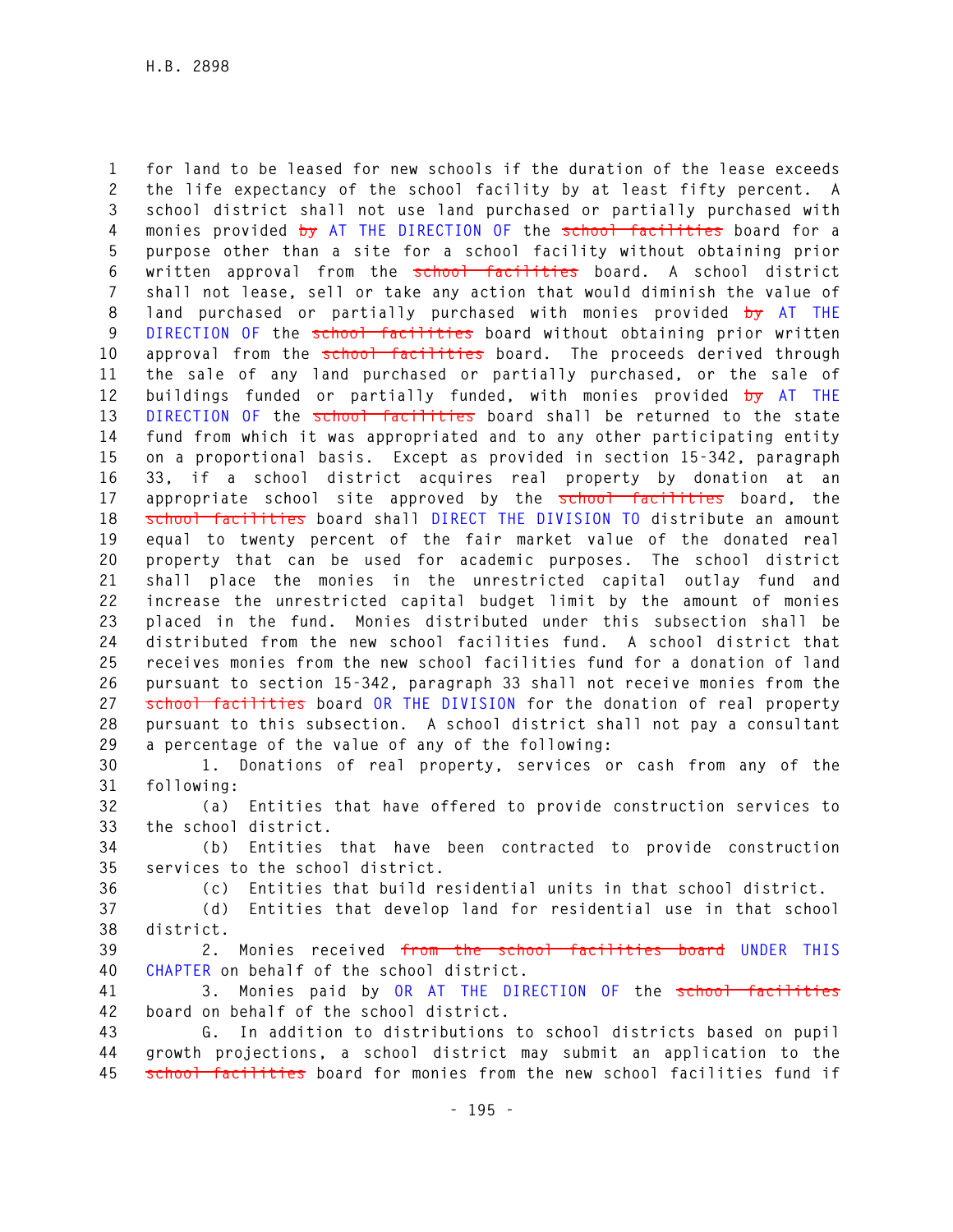for land to be leased for new schools if the duration of the lease exceeds the life expectancy of the school facility by at least fifty percent. A school district shall not use land purchased or partially purchased with monies provided ~~by~~ AT THE DIRECTION OF the ~~school facilities~~ board for a purpose other than a site for a school facility without obtaining prior written approval from the ~~school facilities~~ board. A school district shall not lease, sell or take any action that would diminish the value of land purchased or partially purchased with monies provided ~~by~~ AT THE DIRECTION OF the ~~school facilities~~ board without obtaining prior written approval from the ~~school facilities~~ board. The proceeds derived through the sale of any land purchased or partially purchased, or the sale of buildings funded or partially funded, with monies provided ~~by~~ AT THE DIRECTION OF the ~~school facilities~~ board shall be returned to the state fund from which it was appropriated and to any other participating entity on a proportional basis. Except as provided in section 15-342, paragraph 33, if a school district acquires real property by donation at an appropriate school site approved by the ~~school facilities~~ board, the ~~school facilities~~ board shall DIRECT THE DIVISION TO distribute an amount equal to twenty percent of the fair market value of the donated real property that can be used for academic purposes. The school district shall place the monies in the unrestricted capital outlay fund and increase the unrestricted capital budget limit by the amount of monies placed in the fund. Monies distributed under this subsection shall be distributed from the new school facilities fund. A school district that receives monies from the new school facilities fund for a donation of land pursuant to section 15-342, paragraph 33 shall not receive monies from the ~~school facilities~~ board OR THE DIVISION for the donation of real property pursuant to this subsection. A school district shall not pay a consultant a percentage of the value of any of the following:

1. Donations of real property, services or cash from any of the following:

(a) Entities that have offered to provide construction services to the school district.

(b) Entities that have been contracted to provide construction services to the school district.

(c) Entities that build residential units in that school district.

(d) Entities that develop land for residential use in that school district.

2. Monies received ~~from the school facilities board~~ UNDER THIS CHAPTER on behalf of the school district.

3. Monies paid by OR AT THE DIRECTION OF the ~~school facilities~~ board on behalf of the school district.

G. In addition to distributions to school districts based on pupil growth projections, a school district may submit an application to the ~~school facilities~~ board for monies from the new school facilities fund if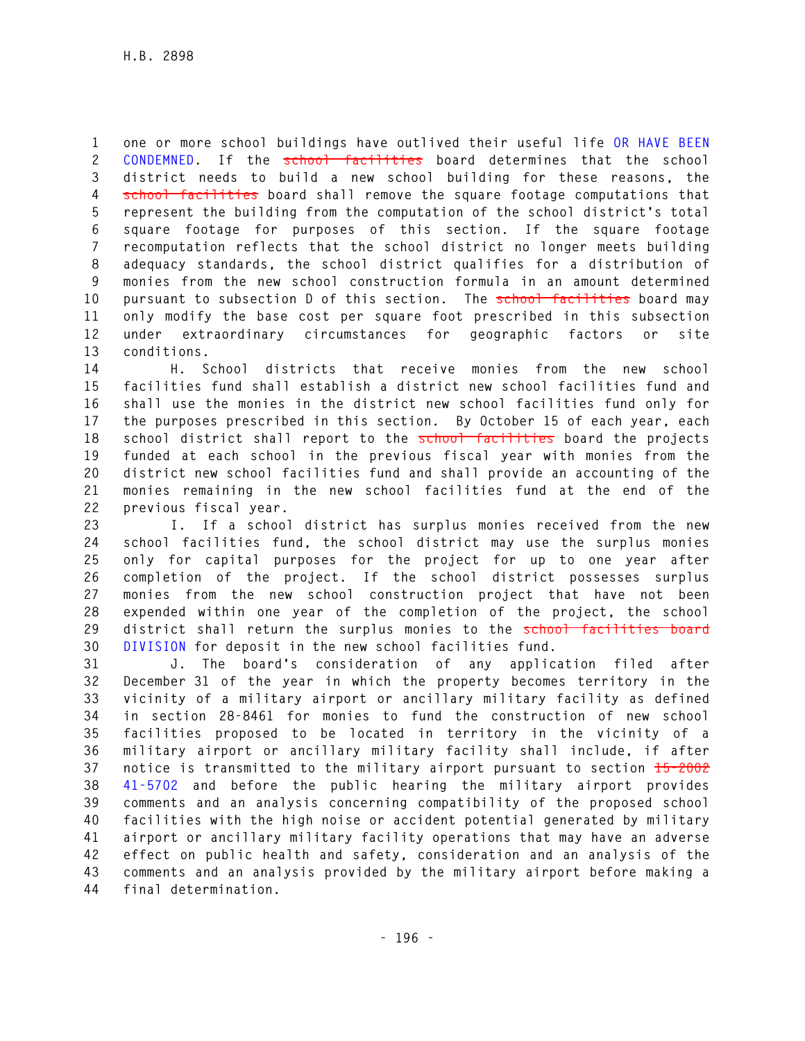one or more school buildings have outlived their useful life OR HAVE BEEN CONDEMNED. If the ~~school facilities~~ board determines that the school district needs to build a new school building for these reasons, the ~~school facilities~~ board shall remove the square footage computations that represent the building from the computation of the school district's total square footage for purposes of this section. If the square footage recomputation reflects that the school district no longer meets building adequacy standards, the school district qualifies for a distribution of monies from the new school construction formula in an amount determined pursuant to subsection D of this section. The ~~school facilities~~ board may only modify the base cost per square foot prescribed in this subsection under extraordinary circumstances for geographic factors or site conditions.

H. School districts that receive monies from the new school facilities fund shall establish a district new school facilities fund and shall use the monies in the district new school facilities fund only for the purposes prescribed in this section. By October 15 of each year, each school district shall report to the ~~school facilities~~ board the projects funded at each school in the previous fiscal year with monies from the district new school facilities fund and shall provide an accounting of the monies remaining in the new school facilities fund at the end of the previous fiscal year.

I. If a school district has surplus monies received from the new school facilities fund, the school district may use the surplus monies only for capital purposes for the project for up to one year after completion of the project. If the school district possesses surplus monies from the new school construction project that have not been expended within one year of the completion of the project, the school district shall return the surplus monies to the ~~school facilities board~~ DIVISION for deposit in the new school facilities fund.

J. The board's consideration of any application filed after December 31 of the year in which the property becomes territory in the vicinity of a military airport or ancillary military facility as defined in section 28-8461 for monies to fund the construction of new school facilities proposed to be located in territory in the vicinity of a military airport or ancillary military facility shall include, if after notice is transmitted to the military airport pursuant to section ~~15-2002~~ 41-5702 and before the public hearing the military airport provides comments and an analysis concerning compatibility of the proposed school facilities with the high noise or accident potential generated by military airport or ancillary military facility operations that may have an adverse effect on public health and safety, consideration and an analysis of the comments and an analysis provided by the military airport before making a final determination.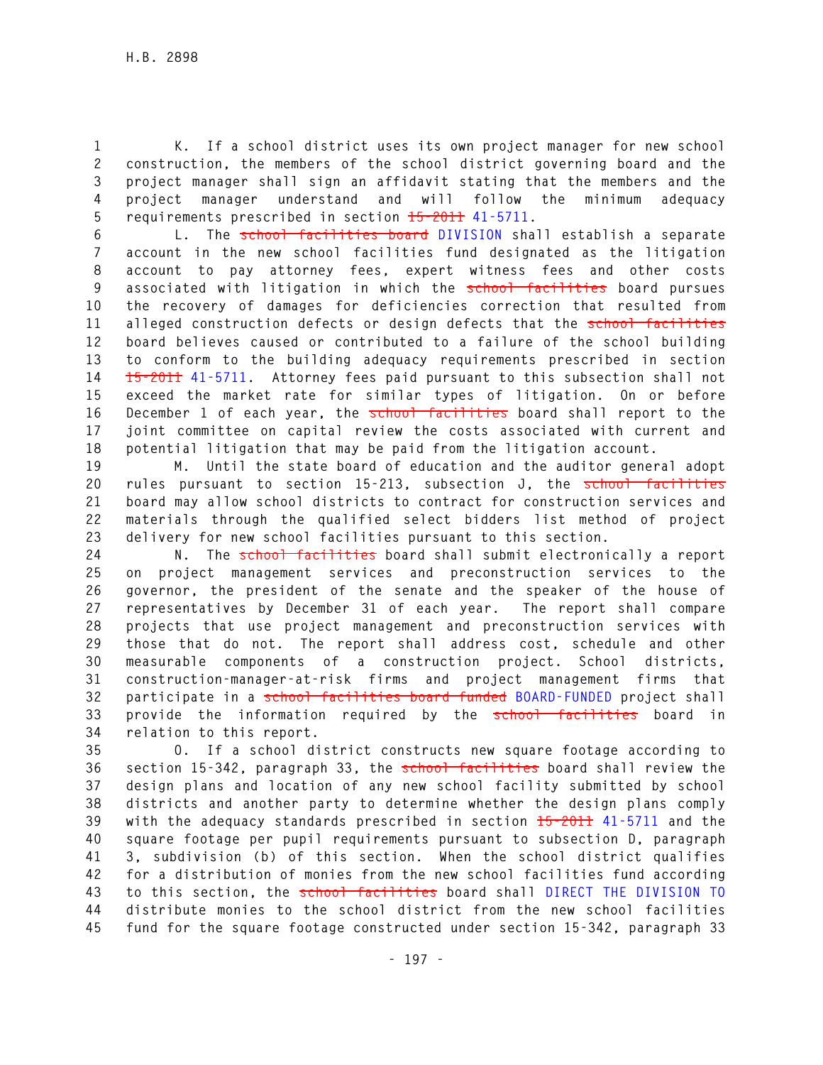K. If a school district uses its own project manager for new school construction, the members of the school district governing board and the project manager shall sign an affidavit stating that the members and the project manager understand and will follow the minimum adequacy requirements prescribed in section ~~15-2011~~ 41-5711.

L. The ~~school facilities board~~ DIVISION shall establish a separate account in the new school facilities fund designated as the litigation account to pay attorney fees, expert witness fees and other costs associated with litigation in which the ~~school facilities~~ board pursues the recovery of damages for deficiencies correction that resulted from alleged construction defects or design defects that the ~~school facilities~~ board believes caused or contributed to a failure of the school building to conform to the building adequacy requirements prescribed in section ~~15-2011~~ 41-5711. Attorney fees paid pursuant to this subsection shall not exceed the market rate for similar types of litigation. On or before December 1 of each year, the ~~school facilities~~ board shall report to the joint committee on capital review the costs associated with current and potential litigation that may be paid from the litigation account.

M. Until the state board of education and the auditor general adopt rules pursuant to section 15-213, subsection J, the ~~school facilities~~ board may allow school districts to contract for construction services and materials through the qualified select bidders list method of project delivery for new school facilities pursuant to this section.

N. The ~~school facilities~~ board shall submit electronically a report on project management services and preconstruction services to the governor, the president of the senate and the speaker of the house of representatives by December 31 of each year. The report shall compare projects that use project management and preconstruction services with those that do not. The report shall address cost, schedule and other measurable components of a construction project. School districts, construction-manager-at-risk firms and project management firms that participate in a ~~school facilities board funded~~ BOARD-FUNDED project shall provide the information required by the ~~school facilities~~ board in relation to this report.

O. If a school district constructs new square footage according to section 15-342, paragraph 33, the ~~school facilities~~ board shall review the design plans and location of any new school facility submitted by school districts and another party to determine whether the design plans comply with the adequacy standards prescribed in section ~~15-2011~~ 41-5711 and the square footage per pupil requirements pursuant to subsection D, paragraph 3, subdivision (b) of this section. When the school district qualifies for a distribution of monies from the new school facilities fund according to this section, the ~~school facilities~~ board shall DIRECT THE DIVISION TO distribute monies to the school district from the new school facilities fund for the square footage constructed under section 15-342, paragraph 33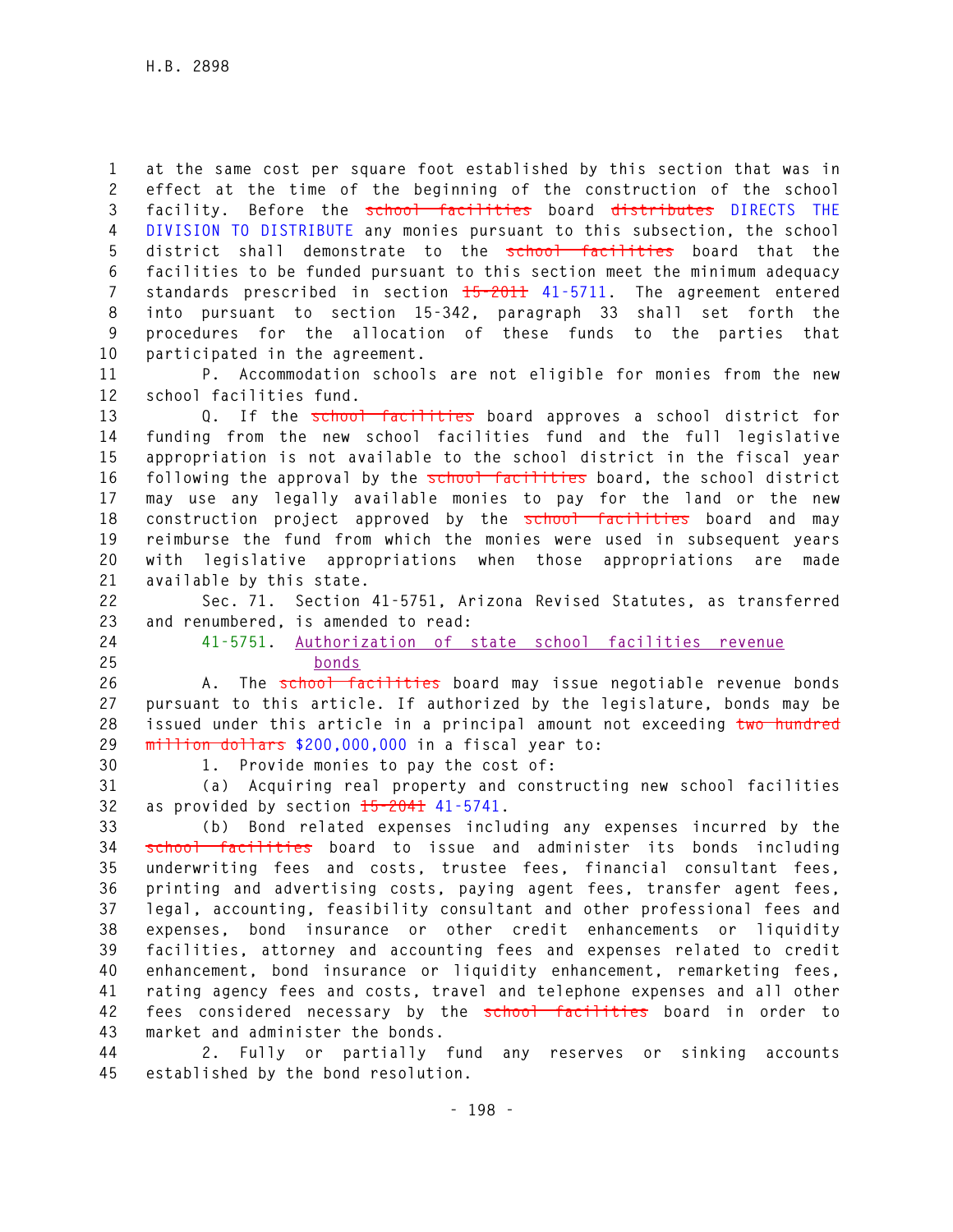at the same cost per square foot established by this section that was in effect at the time of the beginning of the construction of the school facility. Before the ~~school facilities~~ board ~~distributes~~ DIRECTS THE DIVISION TO DISTRIBUTE any monies pursuant to this subsection, the school district shall demonstrate to the ~~school facilities~~ board that the facilities to be funded pursuant to this section meet the minimum adequacy standards prescribed in section ~~15-2011~~ 41-5711. The agreement entered into pursuant to section 15-342, paragraph 33 shall set forth the procedures for the allocation of these funds to the parties that participated in the agreement.

P. Accommodation schools are not eligible for monies from the new school facilities fund.

Q. If the ~~school facilities~~ board approves a school district for funding from the new school facilities fund and the full legislative appropriation is not available to the school district in the fiscal year following the approval by the ~~school facilities~~ board, the school district may use any legally available monies to pay for the land or the new construction project approved by the ~~school facilities~~ board and may reimburse the fund from which the monies were used in subsequent years with legislative appropriations when those appropriations are made available by this state.

Sec. 71. Section 41-5751, Arizona Revised Statutes, as transferred and renumbered, is amended to read:

41-5751. Authorization of state school facilities revenue bonds

A. The ~~school facilities~~ board may issue negotiable revenue bonds pursuant to this article. If authorized by the legislature, bonds may be issued under this article in a principal amount not exceeding ~~two hundred million dollars~~ $200,000,000 in a fiscal year to:

1. Provide monies to pay the cost of:

(a) Acquiring real property and constructing new school facilities as provided by section ~~15-2041~~ 41-5741.

(b) Bond related expenses including any expenses incurred by the ~~school facilities~~ board to issue and administer its bonds including underwriting fees and costs, trustee fees, financial consultant fees, printing and advertising costs, paying agent fees, transfer agent fees, legal, accounting, feasibility consultant and other professional fees and expenses, bond insurance or other credit enhancements or liquidity facilities, attorney and accounting fees and expenses related to credit enhancement, bond insurance or liquidity enhancement, remarketing fees, rating agency fees and costs, travel and telephone expenses and all other fees considered necessary by the ~~school facilities~~ board in order to market and administer the bonds.

2. Fully or partially fund any reserves or sinking accounts established by the bond resolution.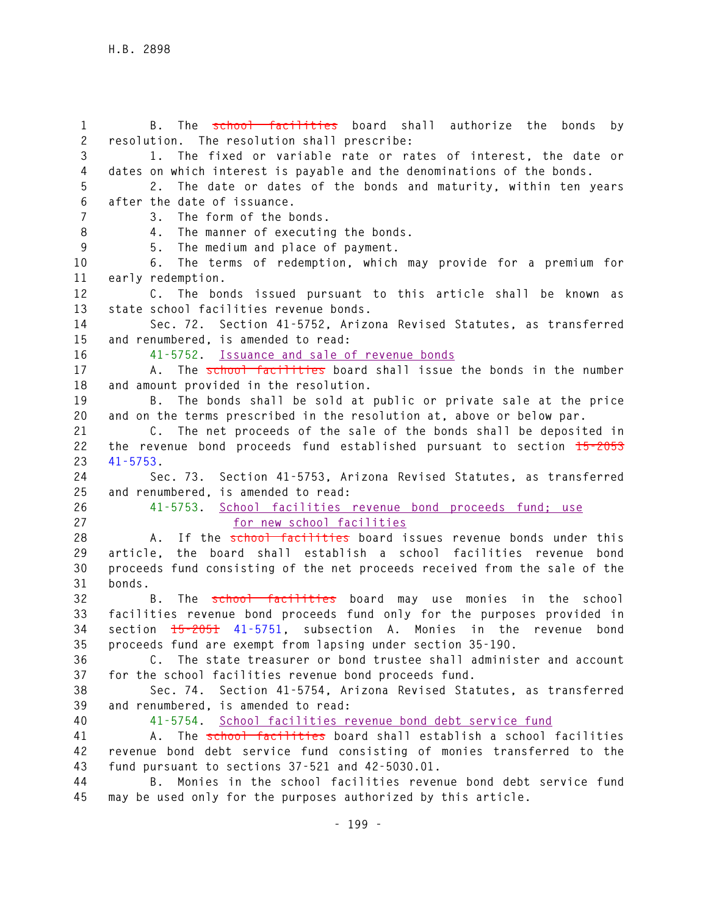B. The ~~school facilities~~ board shall authorize the bonds by resolution. The resolution shall prescribe:

1. The fixed or variable rate or rates of interest, the date or dates on which interest is payable and the denominations of the bonds.

2. The date or dates of the bonds and maturity, within ten years after the date of issuance.

3. The form of the bonds.

4. The manner of executing the bonds.

5. The medium and place of payment.

6. The terms of redemption, which may provide for a premium for early redemption.

C. The bonds issued pursuant to this article shall be known as state school facilities revenue bonds.

Sec. 72. Section 41-5752, Arizona Revised Statutes, as transferred and renumbered, is amended to read:

41-5752. Issuance and sale of revenue bonds

A. The ~~school facilities~~ board shall issue the bonds in the number and amount provided in the resolution.

B. The bonds shall be sold at public or private sale at the price and on the terms prescribed in the resolution at, above or below par.

C. The net proceeds of the sale of the bonds shall be deposited in the revenue bond proceeds fund established pursuant to section ~~15-2053~~ 41-5753.

Sec. 73. Section 41-5753, Arizona Revised Statutes, as transferred and renumbered, is amended to read:

41-5753. School facilities revenue bond proceeds fund; use for new school facilities

A. If the ~~school facilities~~ board issues revenue bonds under this article, the board shall establish a school facilities revenue bond proceeds fund consisting of the net proceeds received from the sale of the bonds.

B. The ~~school facilities~~ board may use monies in the school facilities revenue bond proceeds fund only for the purposes provided in section ~~15-2051~~ 41-5751, subsection A. Monies in the revenue bond proceeds fund are exempt from lapsing under section 35-190.

C. The state treasurer or bond trustee shall administer and account for the school facilities revenue bond proceeds fund.

Sec. 74. Section 41-5754, Arizona Revised Statutes, as transferred and renumbered, is amended to read:

41-5754. School facilities revenue bond debt service fund

A. The ~~school facilities~~ board shall establish a school facilities revenue bond debt service fund consisting of monies transferred to the fund pursuant to sections 37-521 and 42-5030.01.

B. Monies in the school facilities revenue bond debt service fund may be used only for the purposes authorized by this article.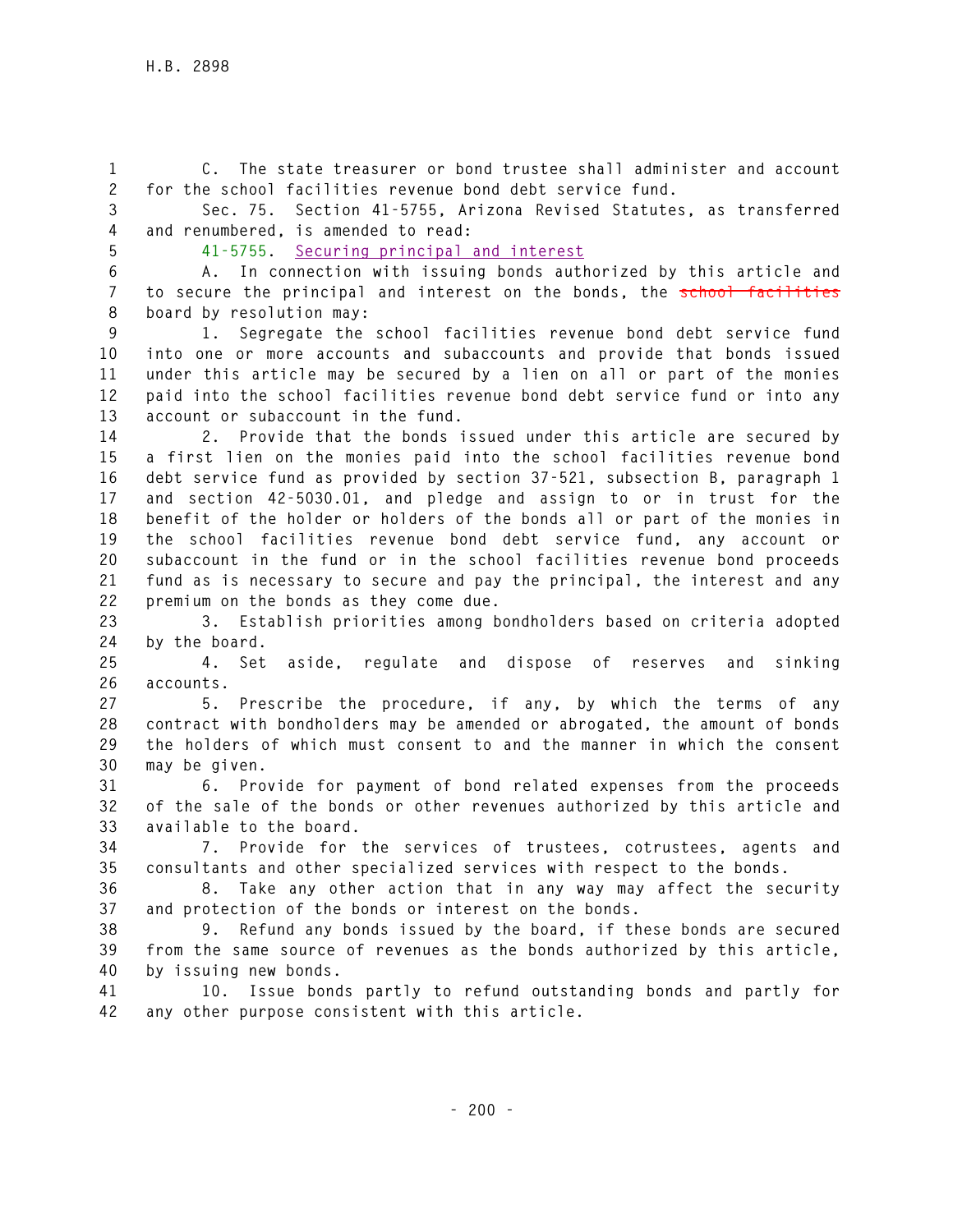C. The state treasurer or bond trustee shall administer and account for the school facilities revenue bond debt service fund.

Sec. 75. Section 41-5755, Arizona Revised Statutes, as transferred and renumbered, is amended to read:

41-5755. Securing principal and interest

A. In connection with issuing bonds authorized by this article and to secure the principal and interest on the bonds, the ~~school facilities~~ board by resolution may:

1. Segregate the school facilities revenue bond debt service fund into one or more accounts and subaccounts and provide that bonds issued under this article may be secured by a lien on all or part of the monies paid into the school facilities revenue bond debt service fund or into any account or subaccount in the fund.

2. Provide that the bonds issued under this article are secured by a first lien on the monies paid into the school facilities revenue bond debt service fund as provided by section 37-521, subsection B, paragraph 1 and section 42-5030.01, and pledge and assign to or in trust for the benefit of the holder or holders of the bonds all or part of the monies in the school facilities revenue bond debt service fund, any account or subaccount in the fund or in the school facilities revenue bond proceeds fund as is necessary to secure and pay the principal, the interest and any premium on the bonds as they come due.

3. Establish priorities among bondholders based on criteria adopted by the board.

4. Set aside, regulate and dispose of reserves and sinking accounts.

5. Prescribe the procedure, if any, by which the terms of any contract with bondholders may be amended or abrogated, the amount of bonds the holders of which must consent to and the manner in which the consent may be given.

6. Provide for payment of bond related expenses from the proceeds of the sale of the bonds or other revenues authorized by this article and available to the board.

7. Provide for the services of trustees, cotrustees, agents and consultants and other specialized services with respect to the bonds.

8. Take any other action that in any way may affect the security and protection of the bonds or interest on the bonds.

9. Refund any bonds issued by the board, if these bonds are secured from the same source of revenues as the bonds authorized by this article, by issuing new bonds.

10. Issue bonds partly to refund outstanding bonds and partly for any other purpose consistent with this article.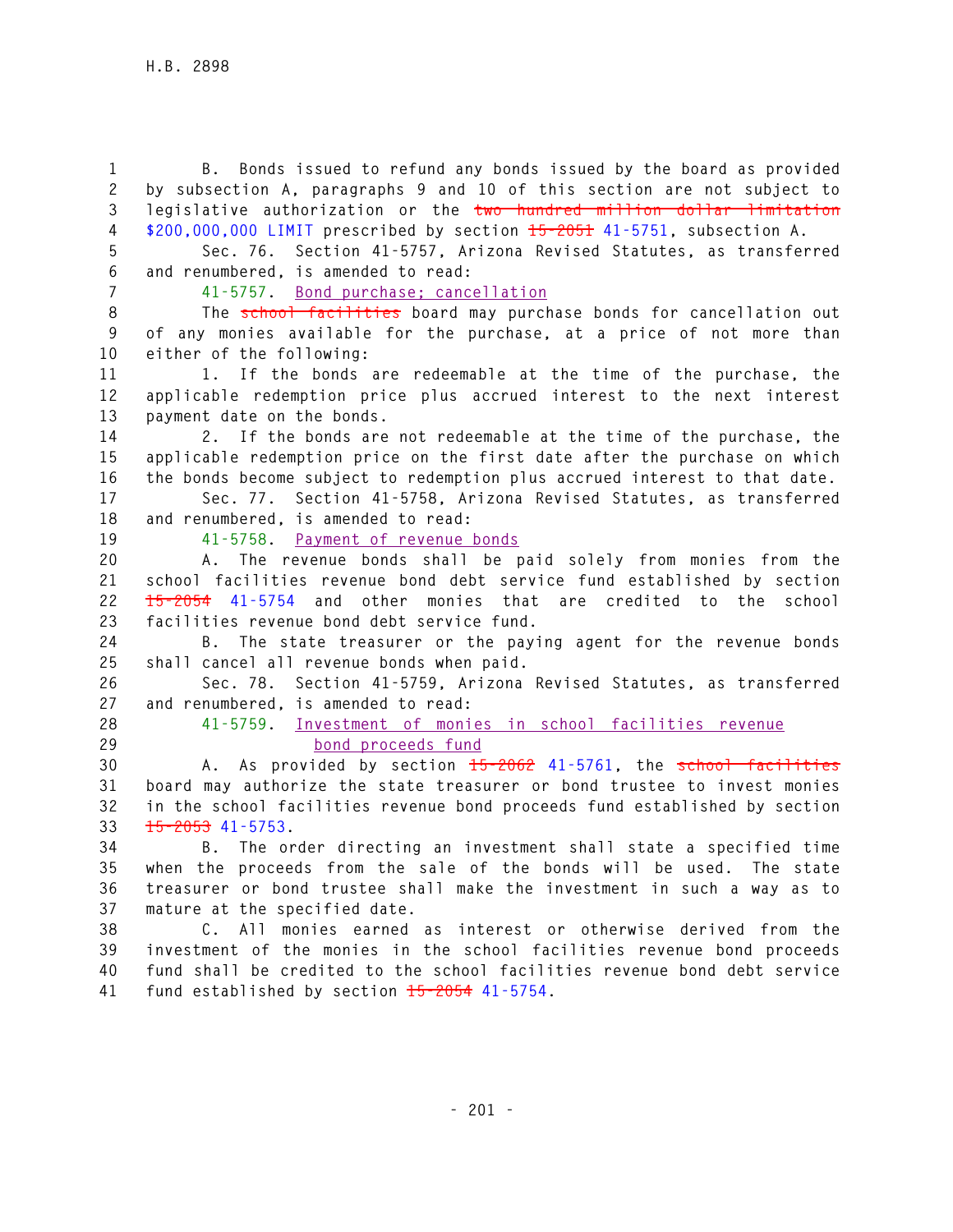B. Bonds issued to refund any bonds issued by the board as provided by subsection A, paragraphs 9 and 10 of this section are not subject to legislative authorization or the ~~two hundred million dollar limitation~~ $200,000,000 LIMIT prescribed by section ~~15-2051~~ 41-5751, subsection A.

Sec. 76. Section 41-5757, Arizona Revised Statutes, as transferred and renumbered, is amended to read:

41-5757. Bond purchase; cancellation

The ~~school facilities~~ board may purchase bonds for cancellation out of any monies available for the purchase, at a price of not more than either of the following:

1. If the bonds are redeemable at the time of the purchase, the applicable redemption price plus accrued interest to the next interest payment date on the bonds.

2. If the bonds are not redeemable at the time of the purchase, the applicable redemption price on the first date after the purchase on which the bonds become subject to redemption plus accrued interest to that date.

Sec. 77. Section 41-5758, Arizona Revised Statutes, as transferred and renumbered, is amended to read:

41-5758. Payment of revenue bonds

A. The revenue bonds shall be paid solely from monies from the school facilities revenue bond debt service fund established by section ~~15-2054~~ 41-5754 and other monies that are credited to the school facilities revenue bond debt service fund.

B. The state treasurer or the paying agent for the revenue bonds shall cancel all revenue bonds when paid.

Sec. 78. Section 41-5759, Arizona Revised Statutes, as transferred and renumbered, is amended to read:

41-5759. Investment of monies in school facilities revenue bond proceeds fund

A. As provided by section ~~15-2062~~ 41-5761, the ~~school facilities~~ board may authorize the state treasurer or bond trustee to invest monies in the school facilities revenue bond proceeds fund established by section ~~15-2053~~ 41-5753.

B. The order directing an investment shall state a specified time when the proceeds from the sale of the bonds will be used. The state treasurer or bond trustee shall make the investment in such a way as to mature at the specified date.

C. All monies earned as interest or otherwise derived from the investment of the monies in the school facilities revenue bond proceeds fund shall be credited to the school facilities revenue bond debt service fund established by section ~~15-2054~~ 41-5754.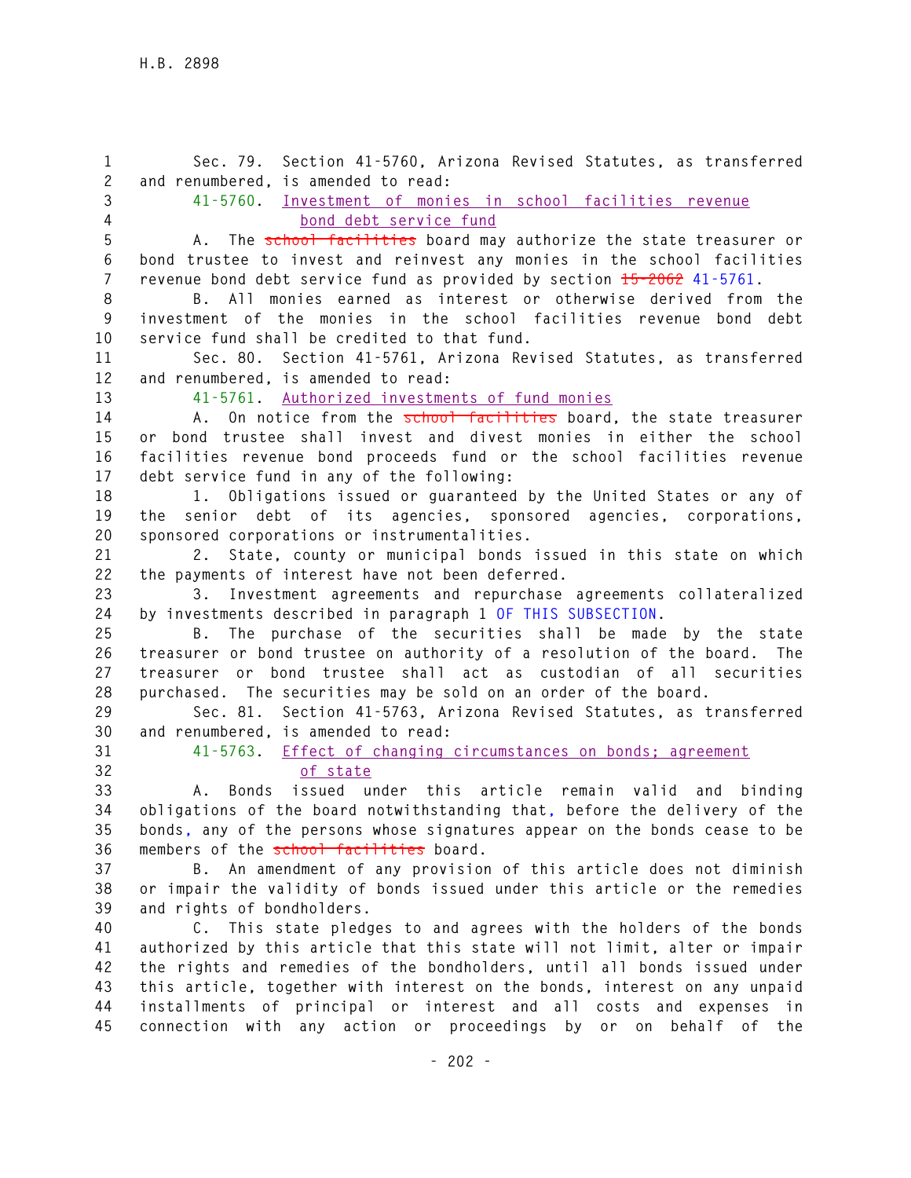Sec. 79. Section 41-5760, Arizona Revised Statutes, as transferred and renumbered, is amended to read:

41-5760. Investment of monies in school facilities revenue bond debt service fund

A. The ~~school facilities~~ board may authorize the state treasurer or bond trustee to invest and reinvest any monies in the school facilities revenue bond debt service fund as provided by section ~~15-2062~~ 41-5761.

B. All monies earned as interest or otherwise derived from the investment of the monies in the school facilities revenue bond debt service fund shall be credited to that fund.

Sec. 80. Section 41-5761, Arizona Revised Statutes, as transferred and renumbered, is amended to read:

41-5761. Authorized investments of fund monies

A. On notice from the ~~school facilities~~ board, the state treasurer or bond trustee shall invest and divest monies in either the school facilities revenue bond proceeds fund or the school facilities revenue debt service fund in any of the following:

1. Obligations issued or guaranteed by the United States or any of the senior debt of its agencies, sponsored agencies, corporations, sponsored corporations or instrumentalities.

2. State, county or municipal bonds issued in this state on which the payments of interest have not been deferred.

3. Investment agreements and repurchase agreements collateralized by investments described in paragraph 1 OF THIS SUBSECTION.

B. The purchase of the securities shall be made by the state treasurer or bond trustee on authority of a resolution of the board. The treasurer or bond trustee shall act as custodian of all securities purchased. The securities may be sold on an order of the board.

Sec. 81. Section 41-5763, Arizona Revised Statutes, as transferred and renumbered, is amended to read:

41-5763. Effect of changing circumstances on bonds; agreement of state

A. Bonds issued under this article remain valid and binding obligations of the board notwithstanding that, before the delivery of the bonds, any of the persons whose signatures appear on the bonds cease to be members of the ~~school facilities~~ board.

B. An amendment of any provision of this article does not diminish or impair the validity of bonds issued under this article or the remedies and rights of bondholders.

C. This state pledges to and agrees with the holders of the bonds authorized by this article that this state will not limit, alter or impair the rights and remedies of the bondholders, until all bonds issued under this article, together with interest on the bonds, interest on any unpaid installments of principal or interest and all costs and expenses in connection with any action or proceedings by or on behalf of the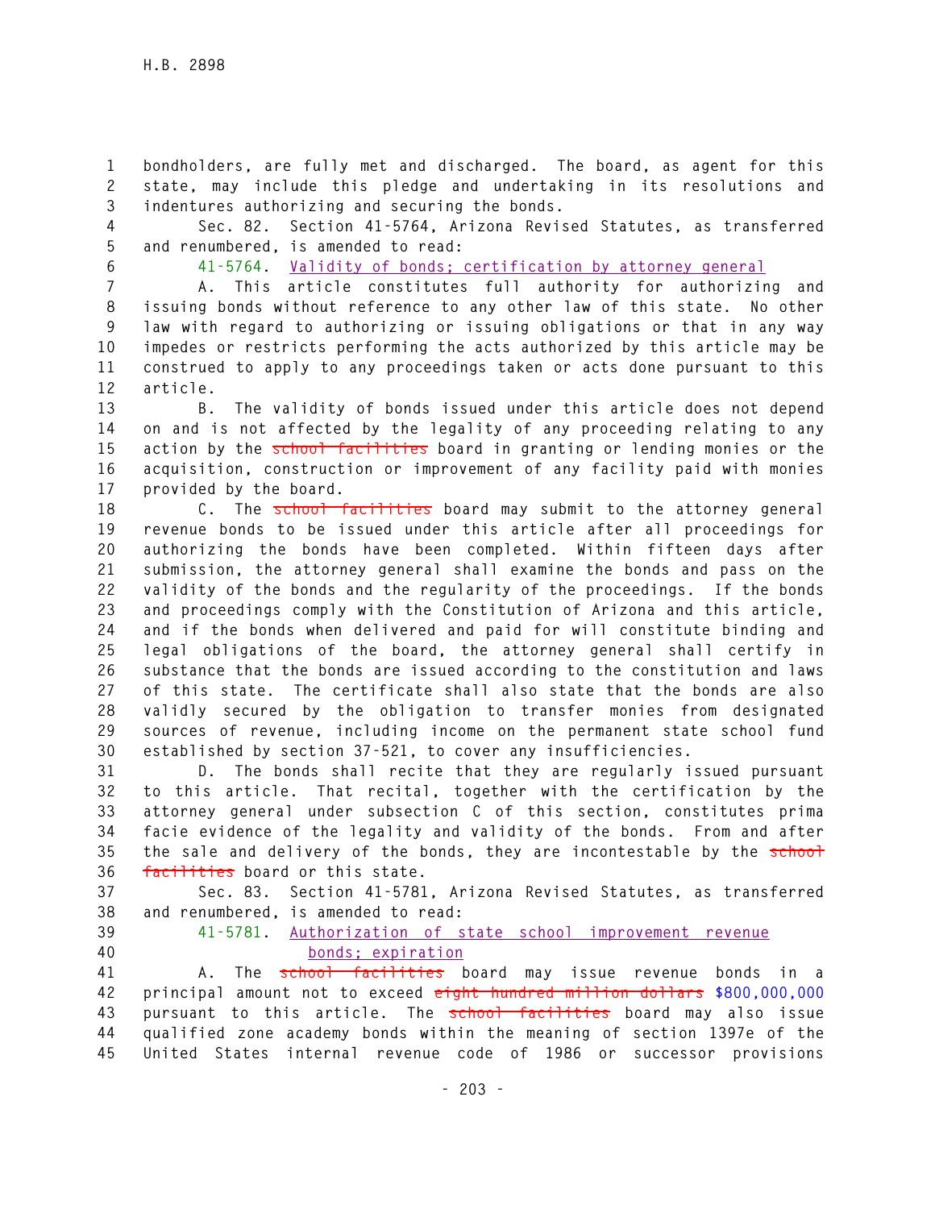bondholders, are fully met and discharged. The board, as agent for this state, may include this pledge and undertaking in its resolutions and indentures authorizing and securing the bonds.

Sec. 82. Section 41-5764, Arizona Revised Statutes, as transferred and renumbered, is amended to read:

41-5764. Validity of bonds; certification by attorney general

A. This article constitutes full authority for authorizing and issuing bonds without reference to any other law of this state. No other law with regard to authorizing or issuing obligations or that in any way impedes or restricts performing the acts authorized by this article may be construed to apply to any proceedings taken or acts done pursuant to this article.

B. The validity of bonds issued under this article does not depend on and is not affected by the legality of any proceeding relating to any action by the ~~school facilities~~ board in granting or lending monies or the acquisition, construction or improvement of any facility paid with monies provided by the board.

C. The ~~school facilities~~ board may submit to the attorney general revenue bonds to be issued under this article after all proceedings for authorizing the bonds have been completed. Within fifteen days after submission, the attorney general shall examine the bonds and pass on the validity of the bonds and the regularity of the proceedings. If the bonds and proceedings comply with the Constitution of Arizona and this article, and if the bonds when delivered and paid for will constitute binding and legal obligations of the board, the attorney general shall certify in substance that the bonds are issued according to the constitution and laws of this state. The certificate shall also state that the bonds are also validly secured by the obligation to transfer monies from designated sources of revenue, including income on the permanent state school fund established by section 37-521, to cover any insufficiencies.

D. The bonds shall recite that they are regularly issued pursuant to this article. That recital, together with the certification by the attorney general under subsection C of this section, constitutes prima facie evidence of the legality and validity of the bonds. From and after the sale and delivery of the bonds, they are incontestable by the ~~school facilities~~ board or this state.

Sec. 83. Section 41-5781, Arizona Revised Statutes, as transferred and renumbered, is amended to read:

41-5781. Authorization of state school improvement revenue bonds; expiration

A. The ~~school facilities~~ board may issue revenue bonds in a principal amount not to exceed ~~eight hundred million dollars~~ $800,000,000 pursuant to this article. The ~~school facilities~~ board may also issue qualified zone academy bonds within the meaning of section 1397e of the United States internal revenue code of 1986 or successor provisions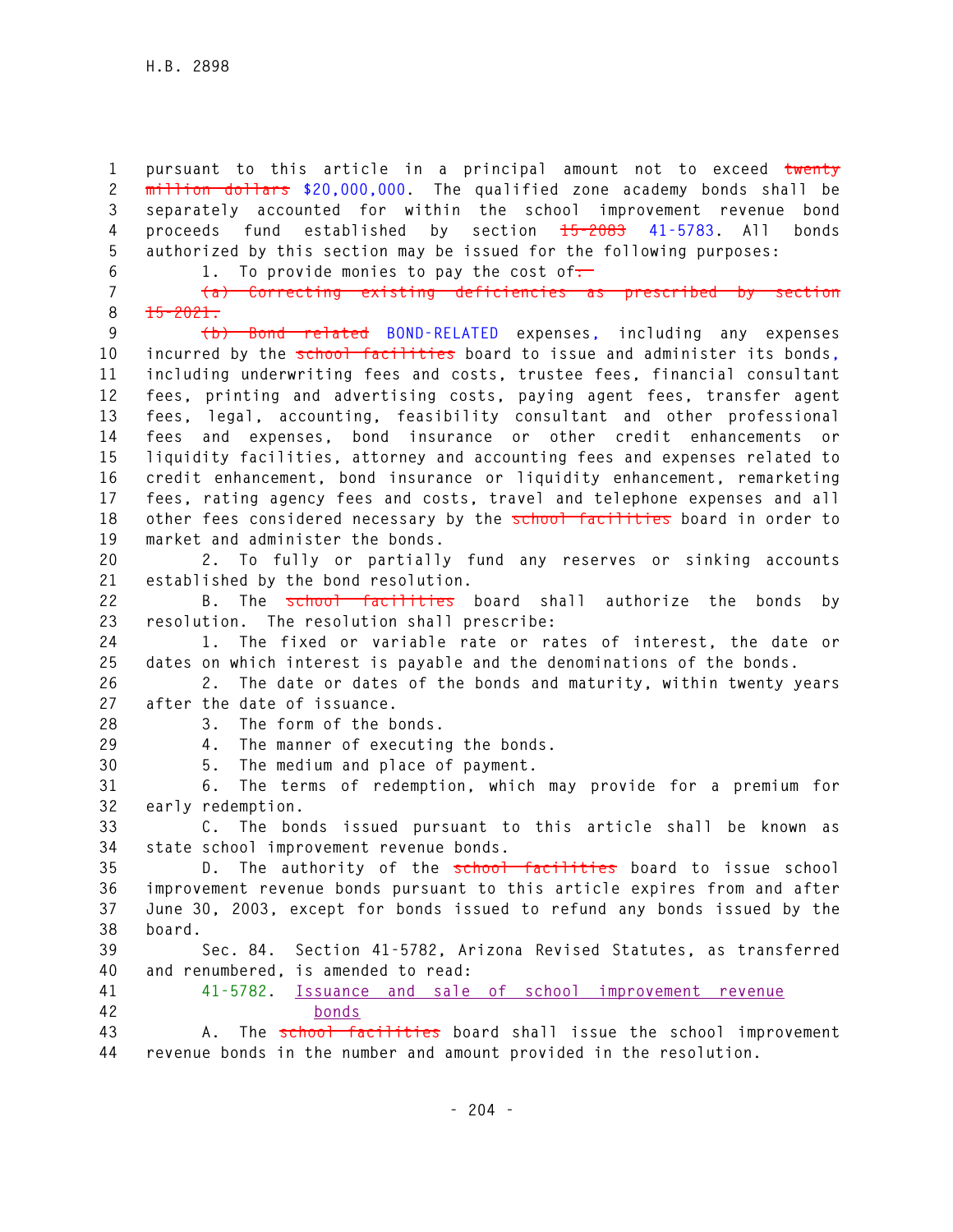pursuant to this article in a principal amount not to exceed ~~twenty million dollars~~ $20,000,000. The qualified zone academy bonds shall be separately accounted for within the school improvement revenue bond proceeds fund established by section ~~15-2083~~ 41-5783. All bonds authorized by this section may be issued for the following purposes:

1. To provide monies to pay the cost of~~:~~

~~(a) Correcting existing deficiencies as prescribed by section 15-2021.~~

~~(b) Bond related~~ BOND-RELATED expenses, including any expenses incurred by the ~~school facilities~~ board to issue and administer its bonds, including underwriting fees and costs, trustee fees, financial consultant fees, printing and advertising costs, paying agent fees, transfer agent fees, legal, accounting, feasibility consultant and other professional fees and expenses, bond insurance or other credit enhancements or liquidity facilities, attorney and accounting fees and expenses related to credit enhancement, bond insurance or liquidity enhancement, remarketing fees, rating agency fees and costs, travel and telephone expenses and all other fees considered necessary by the ~~school facilities~~ board in order to market and administer the bonds.

2. To fully or partially fund any reserves or sinking accounts established by the bond resolution.

B. The ~~school facilities~~ board shall authorize the bonds by resolution. The resolution shall prescribe:

1. The fixed or variable rate or rates of interest, the date or dates on which interest is payable and the denominations of the bonds.

2. The date or dates of the bonds and maturity, within twenty years after the date of issuance.

3. The form of the bonds.

4. The manner of executing the bonds.

5. The medium and place of payment.

6. The terms of redemption, which may provide for a premium for early redemption.

C. The bonds issued pursuant to this article shall be known as state school improvement revenue bonds.

D. The authority of the ~~school facilities~~ board to issue school improvement revenue bonds pursuant to this article expires from and after June 30, 2003, except for bonds issued to refund any bonds issued by the board.

Sec. 84. Section 41-5782, Arizona Revised Statutes, as transferred and renumbered, is amended to read:

41-5782. Issuance and sale of school improvement revenue bonds

A. The ~~school facilities~~ board shall issue the school improvement revenue bonds in the number and amount provided in the resolution.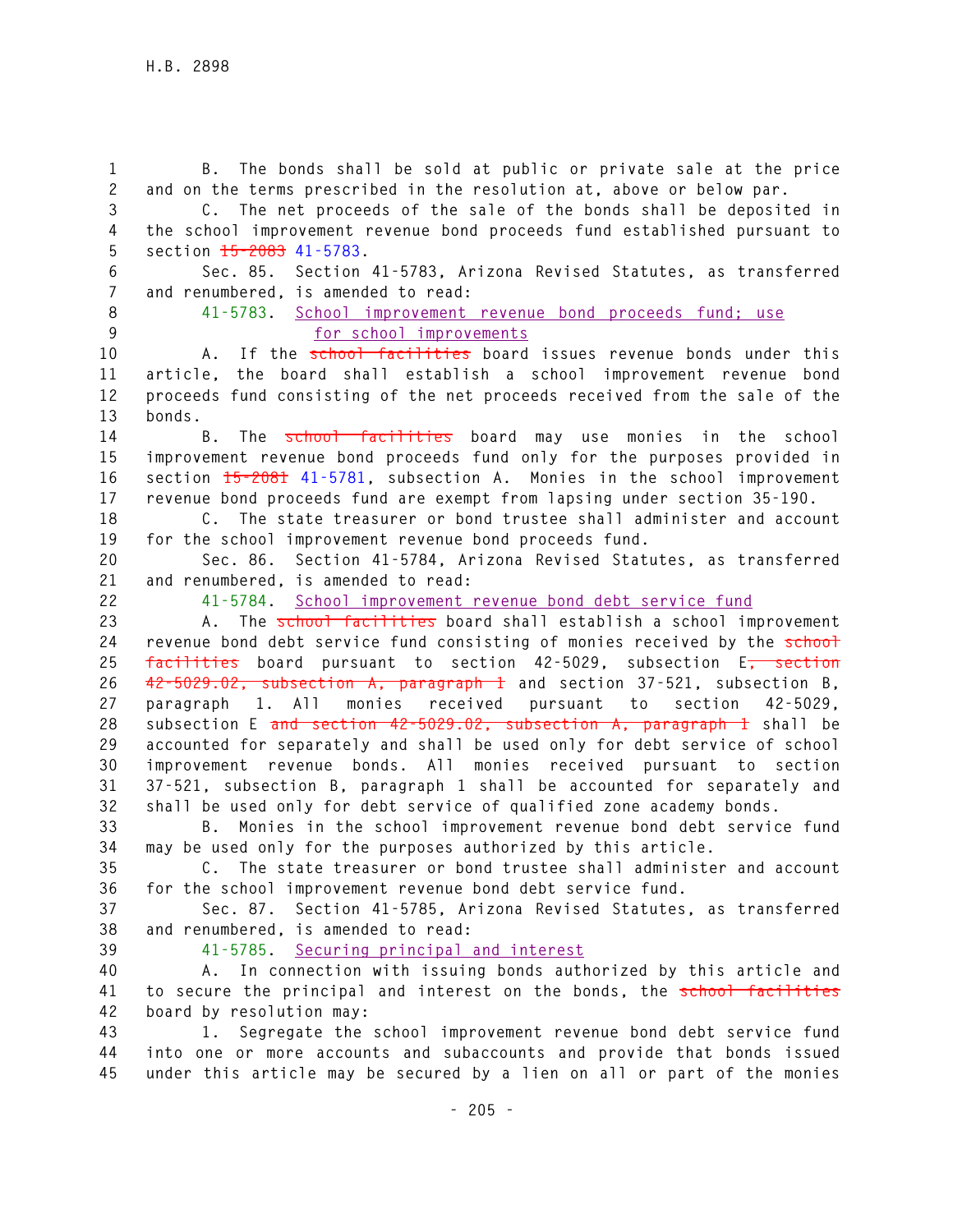B. The bonds shall be sold at public or private sale at the price and on the terms prescribed in the resolution at, above or below par.

C. The net proceeds of the sale of the bonds shall be deposited in the school improvement revenue bond proceeds fund established pursuant to section ~~15-2083~~ 41-5783.

Sec. 85. Section 41-5783, Arizona Revised Statutes, as transferred and renumbered, is amended to read:

41-5783. School improvement revenue bond proceeds fund; use for school improvements

A. If the ~~school facilities~~ board issues revenue bonds under this article, the board shall establish a school improvement revenue bond proceeds fund consisting of the net proceeds received from the sale of the bonds.

B. The ~~school facilities~~ board may use monies in the school improvement revenue bond proceeds fund only for the purposes provided in section ~~15-2081~~ 41-5781, subsection A. Monies in the school improvement revenue bond proceeds fund are exempt from lapsing under section 35-190.

C. The state treasurer or bond trustee shall administer and account for the school improvement revenue bond proceeds fund.

Sec. 86. Section 41-5784, Arizona Revised Statutes, as transferred and renumbered, is amended to read:

41-5784. School improvement revenue bond debt service fund

A. The ~~school facilities~~ board shall establish a school improvement revenue bond debt service fund consisting of monies received by the ~~school facilities~~ board pursuant to section 42-5029, subsection E~~, section 42-5029.02, subsection A, paragraph 1~~ and section 37-521, subsection B, paragraph 1. All monies received pursuant to section 42-5029, subsection E ~~and section 42-5029.02, subsection A, paragraph 1~~ shall be accounted for separately and shall be used only for debt service of school improvement revenue bonds. All monies received pursuant to section 37-521, subsection B, paragraph 1 shall be accounted for separately and shall be used only for debt service of qualified zone academy bonds.

B. Monies in the school improvement revenue bond debt service fund may be used only for the purposes authorized by this article.

C. The state treasurer or bond trustee shall administer and account for the school improvement revenue bond debt service fund.

Sec. 87. Section 41-5785, Arizona Revised Statutes, as transferred and renumbered, is amended to read:

41-5785. Securing principal and interest

A. In connection with issuing bonds authorized by this article and to secure the principal and interest on the bonds, the ~~school facilities~~ board by resolution may:

1. Segregate the school improvement revenue bond debt service fund into one or more accounts and subaccounts and provide that bonds issued under this article may be secured by a lien on all or part of the monies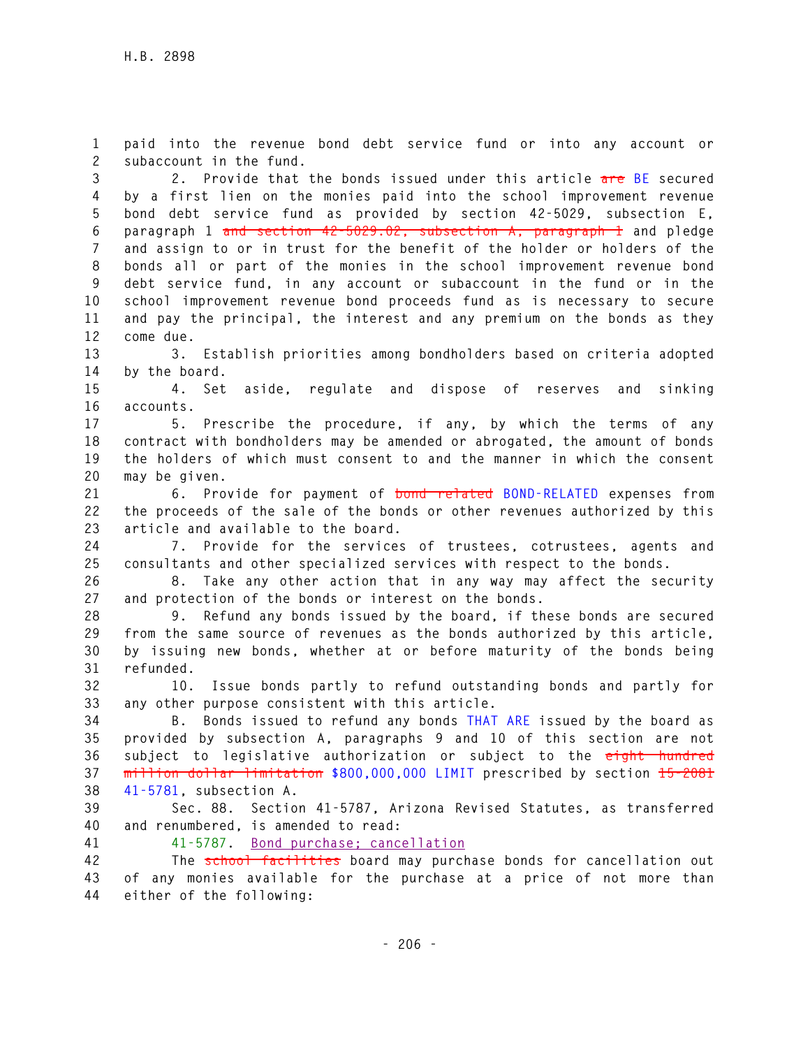paid into the revenue bond debt service fund or into any account or subaccount in the fund.

2. Provide that the bonds issued under this article ~~are~~ BE secured by a first lien on the monies paid into the school improvement revenue bond debt service fund as provided by section 42-5029, subsection E, paragraph 1 ~~and section 42-5029.02, subsection A, paragraph 1~~ and pledge and assign to or in trust for the benefit of the holder or holders of the bonds all or part of the monies in the school improvement revenue bond debt service fund, in any account or subaccount in the fund or in the school improvement revenue bond proceeds fund as is necessary to secure and pay the principal, the interest and any premium on the bonds as they come due.

3. Establish priorities among bondholders based on criteria adopted by the board.

4. Set aside, regulate and dispose of reserves and sinking accounts.

5. Prescribe the procedure, if any, by which the terms of any contract with bondholders may be amended or abrogated, the amount of bonds the holders of which must consent to and the manner in which the consent may be given.

6. Provide for payment of ~~bond related~~ BOND-RELATED expenses from the proceeds of the sale of the bonds or other revenues authorized by this article and available to the board.

7. Provide for the services of trustees, cotrustees, agents and consultants and other specialized services with respect to the bonds.

8. Take any other action that in any way may affect the security and protection of the bonds or interest on the bonds.

9. Refund any bonds issued by the board, if these bonds are secured from the same source of revenues as the bonds authorized by this article, by issuing new bonds, whether at or before maturity of the bonds being refunded.

10. Issue bonds partly to refund outstanding bonds and partly for any other purpose consistent with this article.

B. Bonds issued to refund any bonds THAT ARE issued by the board as provided by subsection A, paragraphs 9 and 10 of this section are not subject to legislative authorization or subject to the ~~eight hundred million dollar limitation~~ $800,000,000 LIMIT prescribed by section ~~15-2081~~ 41-5781, subsection A.

Sec. 88. Section 41-5787, Arizona Revised Statutes, as transferred and renumbered, is amended to read:

41-5787. Bond purchase; cancellation

The ~~school facilities~~ board may purchase bonds for cancellation out of any monies available for the purchase at a price of not more than either of the following: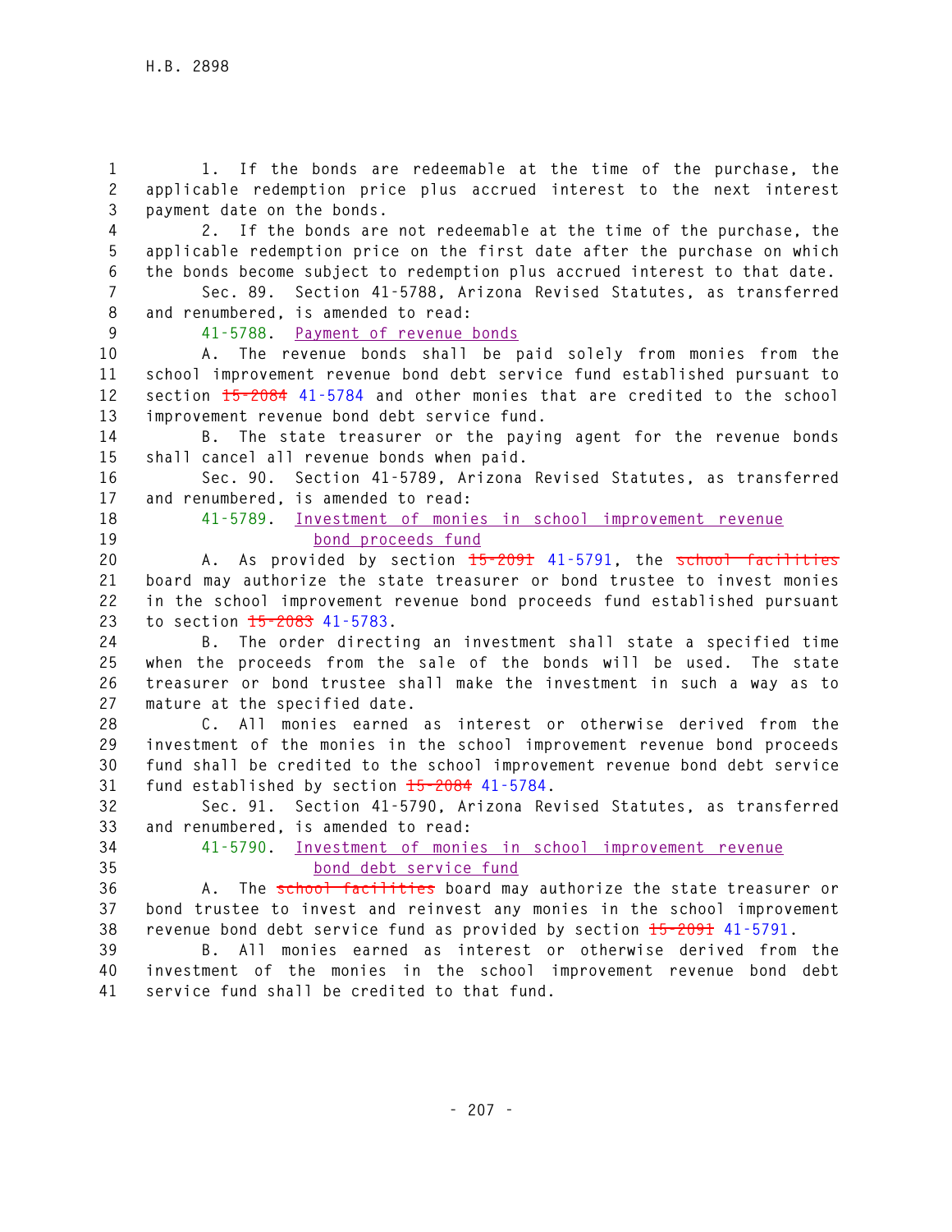1. If the bonds are redeemable at the time of the purchase, the applicable redemption price plus accrued interest to the next interest payment date on the bonds.

2. If the bonds are not redeemable at the time of the purchase, the applicable redemption price on the first date after the purchase on which the bonds become subject to redemption plus accrued interest to that date.

Sec. 89. Section 41-5788, Arizona Revised Statutes, as transferred and renumbered, is amended to read:

41-5788. Payment of revenue bonds

A. The revenue bonds shall be paid solely from monies from the school improvement revenue bond debt service fund established pursuant to section ~~15-2084~~ 41-5784 and other monies that are credited to the school improvement revenue bond debt service fund.

B. The state treasurer or the paying agent for the revenue bonds shall cancel all revenue bonds when paid.

Sec. 90. Section 41-5789, Arizona Revised Statutes, as transferred and renumbered, is amended to read:

41-5789. Investment of monies in school improvement revenue bond proceeds fund

A. As provided by section ~~15-2091~~ 41-5791, the ~~school facilities~~ board may authorize the state treasurer or bond trustee to invest monies in the school improvement revenue bond proceeds fund established pursuant to section ~~15-2083~~ 41-5783.

B. The order directing an investment shall state a specified time when the proceeds from the sale of the bonds will be used. The state treasurer or bond trustee shall make the investment in such a way as to mature at the specified date.

C. All monies earned as interest or otherwise derived from the investment of the monies in the school improvement revenue bond proceeds fund shall be credited to the school improvement revenue bond debt service fund established by section ~~15-2084~~ 41-5784.

Sec. 91. Section 41-5790, Arizona Revised Statutes, as transferred and renumbered, is amended to read:

41-5790. Investment of monies in school improvement revenue bond debt service fund

A. The ~~school facilities~~ board may authorize the state treasurer or bond trustee to invest and reinvest any monies in the school improvement revenue bond debt service fund as provided by section ~~15-2091~~ 41-5791.

B. All monies earned as interest or otherwise derived from the investment of the monies in the school improvement revenue bond debt service fund shall be credited to that fund.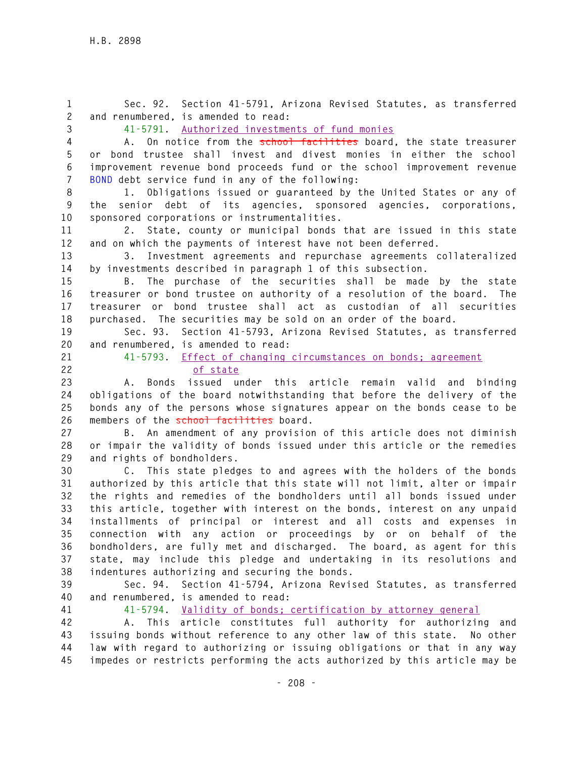Sec. 92. Section 41-5791, Arizona Revised Statutes, as transferred and renumbered, is amended to read:

41-5791. Authorized investments of fund monies

A. On notice from the ~~school facilities~~ board, the state treasurer or bond trustee shall invest and divest monies in either the school improvement revenue bond proceeds fund or the school improvement revenue BOND debt service fund in any of the following:

1. Obligations issued or guaranteed by the United States or any of the senior debt of its agencies, sponsored agencies, corporations, sponsored corporations or instrumentalities.

2. State, county or municipal bonds that are issued in this state and on which the payments of interest have not been deferred.

3. Investment agreements and repurchase agreements collateralized by investments described in paragraph 1 of this subsection.

B. The purchase of the securities shall be made by the state treasurer or bond trustee on authority of a resolution of the board. The treasurer or bond trustee shall act as custodian of all securities purchased. The securities may be sold on an order of the board.

Sec. 93. Section 41-5793, Arizona Revised Statutes, as transferred and renumbered, is amended to read:

41-5793. Effect of changing circumstances on bonds; agreement of state

A. Bonds issued under this article remain valid and binding obligations of the board notwithstanding that before the delivery of the bonds any of the persons whose signatures appear on the bonds cease to be members of the ~~school facilities~~ board.

B. An amendment of any provision of this article does not diminish or impair the validity of bonds issued under this article or the remedies and rights of bondholders.

C. This state pledges to and agrees with the holders of the bonds authorized by this article that this state will not limit, alter or impair the rights and remedies of the bondholders until all bonds issued under this article, together with interest on the bonds, interest on any unpaid installments of principal or interest and all costs and expenses in connection with any action or proceedings by or on behalf of the bondholders, are fully met and discharged. The board, as agent for this state, may include this pledge and undertaking in its resolutions and indentures authorizing and securing the bonds.

Sec. 94. Section 41-5794, Arizona Revised Statutes, as transferred and renumbered, is amended to read:

41-5794. Validity of bonds; certification by attorney general

A. This article constitutes full authority for authorizing and issuing bonds without reference to any other law of this state. No other law with regard to authorizing or issuing obligations or that in any way impedes or restricts performing the acts authorized by this article may be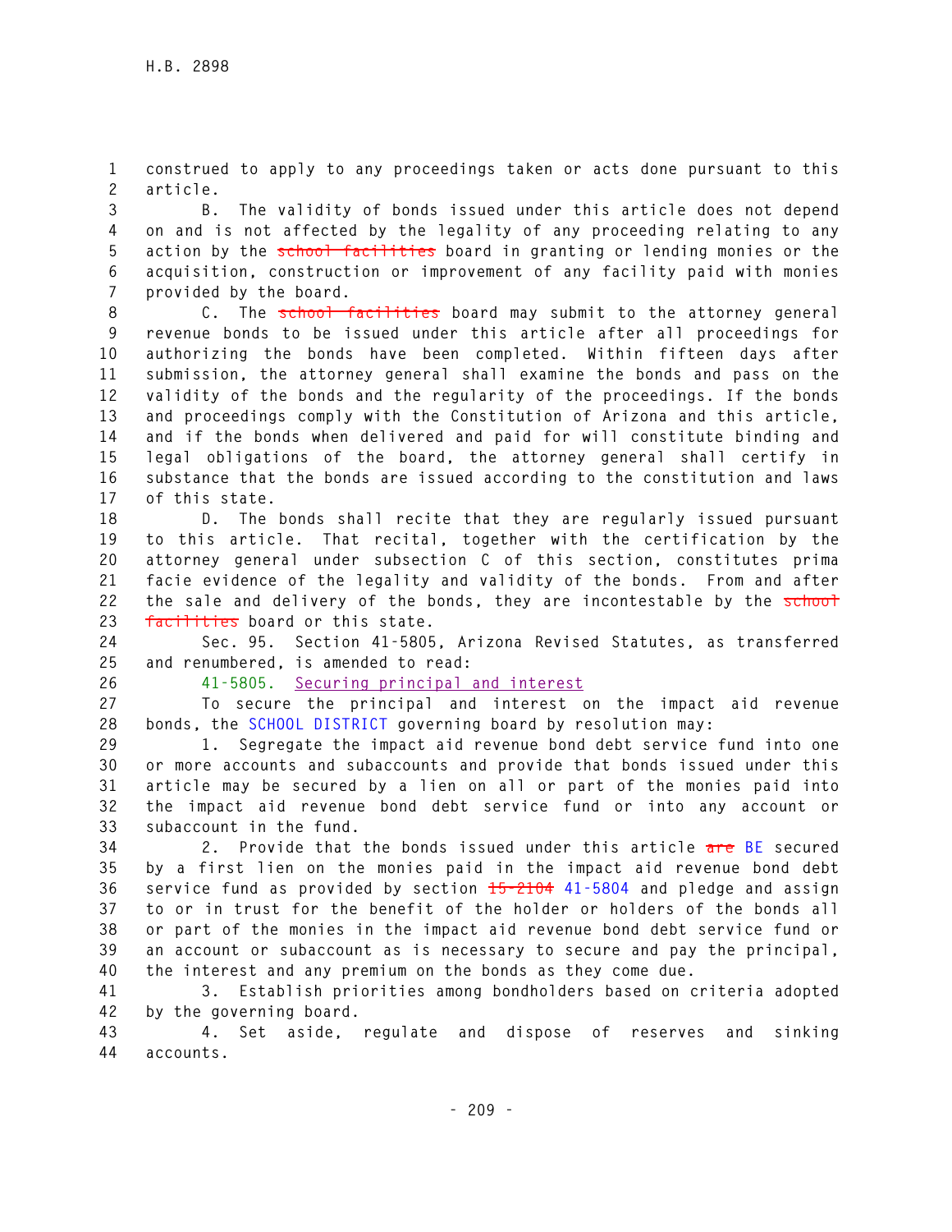construed to apply to any proceedings taken or acts done pursuant to this article.

B. The validity of bonds issued under this article does not depend on and is not affected by the legality of any proceeding relating to any action by the ~~school facilities~~ board in granting or lending monies or the acquisition, construction or improvement of any facility paid with monies provided by the board.

C. The ~~school facilities~~ board may submit to the attorney general revenue bonds to be issued under this article after all proceedings for authorizing the bonds have been completed. Within fifteen days after submission, the attorney general shall examine the bonds and pass on the validity of the bonds and the regularity of the proceedings. If the bonds and proceedings comply with the Constitution of Arizona and this article, and if the bonds when delivered and paid for will constitute binding and legal obligations of the board, the attorney general shall certify in substance that the bonds are issued according to the constitution and laws of this state.

D. The bonds shall recite that they are regularly issued pursuant to this article. That recital, together with the certification by the attorney general under subsection C of this section, constitutes prima facie evidence of the legality and validity of the bonds. From and after the sale and delivery of the bonds, they are incontestable by the ~~school facilities~~ board or this state.

Sec. 95. Section 41-5805, Arizona Revised Statutes, as transferred and renumbered, is amended to read:

41-5805. Securing principal and interest

To secure the principal and interest on the impact aid revenue bonds, the SCHOOL DISTRICT governing board by resolution may:

1. Segregate the impact aid revenue bond debt service fund into one or more accounts and subaccounts and provide that bonds issued under this article may be secured by a lien on all or part of the monies paid into the impact aid revenue bond debt service fund or into any account or subaccount in the fund.

2. Provide that the bonds issued under this article ~~are~~ BE secured by a first lien on the monies paid in the impact aid revenue bond debt service fund as provided by section ~~15-2104~~ 41-5804 and pledge and assign to or in trust for the benefit of the holder or holders of the bonds all or part of the monies in the impact aid revenue bond debt service fund or an account or subaccount as is necessary to secure and pay the principal, the interest and any premium on the bonds as they come due.

3. Establish priorities among bondholders based on criteria adopted by the governing board.

4. Set aside, regulate and dispose of reserves and sinking accounts.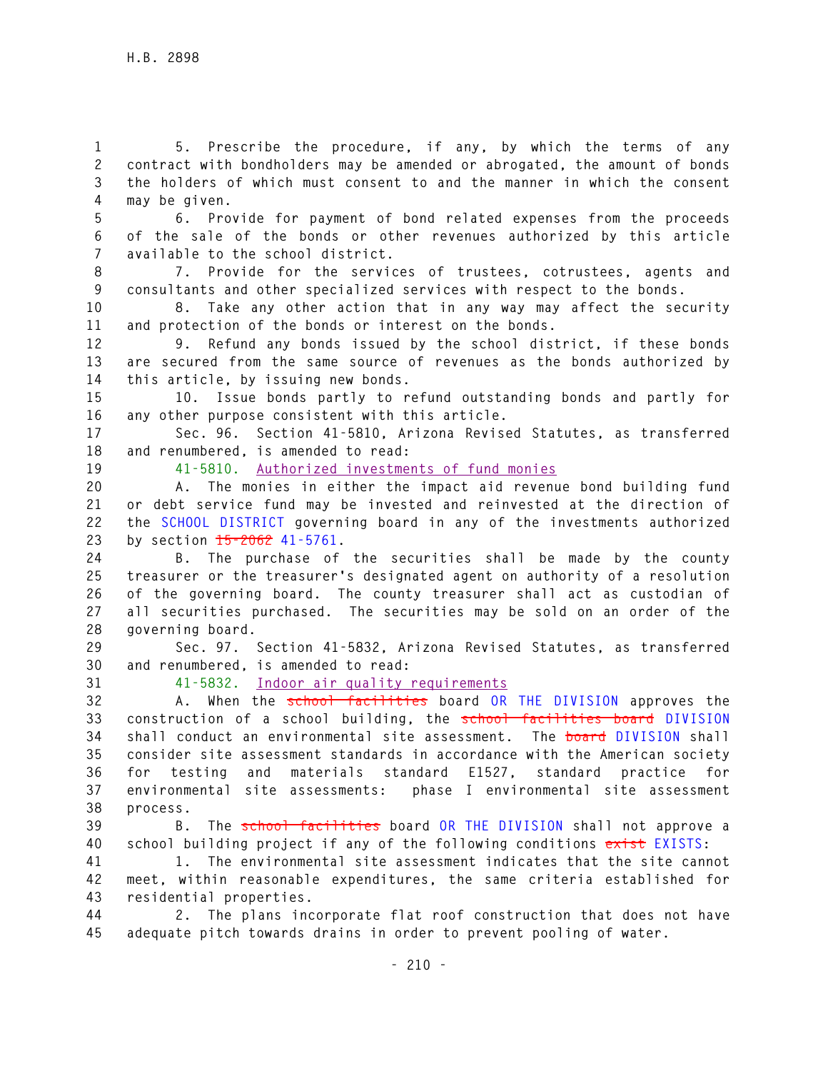5. Prescribe the procedure, if any, by which the terms of any contract with bondholders may be amended or abrogated, the amount of bonds the holders of which must consent to and the manner in which the consent may be given.

6. Provide for payment of bond related expenses from the proceeds of the sale of the bonds or other revenues authorized by this article available to the school district.

7. Provide for the services of trustees, cotrustees, agents and consultants and other specialized services with respect to the bonds.

8. Take any other action that in any way may affect the security and protection of the bonds or interest on the bonds.

9. Refund any bonds issued by the school district, if these bonds are secured from the same source of revenues as the bonds authorized by this article, by issuing new bonds.

10. Issue bonds partly to refund outstanding bonds and partly for any other purpose consistent with this article.

Sec. 96. Section 41-5810, Arizona Revised Statutes, as transferred and renumbered, is amended to read:

41-5810. Authorized investments of fund monies

A. The monies in either the impact aid revenue bond building fund or debt service fund may be invested and reinvested at the direction of the SCHOOL DISTRICT governing board in any of the investments authorized by section ~~15-2062~~ 41-5761.

B. The purchase of the securities shall be made by the county treasurer or the treasurer's designated agent on authority of a resolution of the governing board. The county treasurer shall act as custodian of all securities purchased. The securities may be sold on an order of the governing board.

Sec. 97. Section 41-5832, Arizona Revised Statutes, as transferred and renumbered, is amended to read:

41-5832. Indoor air quality requirements

A. When the ~~school facilities~~ board OR THE DIVISION approves the construction of a school building, the ~~school facilities board~~ DIVISION shall conduct an environmental site assessment. The ~~board~~ DIVISION shall consider site assessment standards in accordance with the American society for testing and materials standard E1527, standard practice for environmental site assessments: phase I environmental site assessment process.

B. The ~~school facilities~~ board OR THE DIVISION shall not approve a school building project if any of the following conditions ~~exist~~ EXISTS:

1. The environmental site assessment indicates that the site cannot meet, within reasonable expenditures, the same criteria established for residential properties.

2. The plans incorporate flat roof construction that does not have adequate pitch towards drains in order to prevent pooling of water.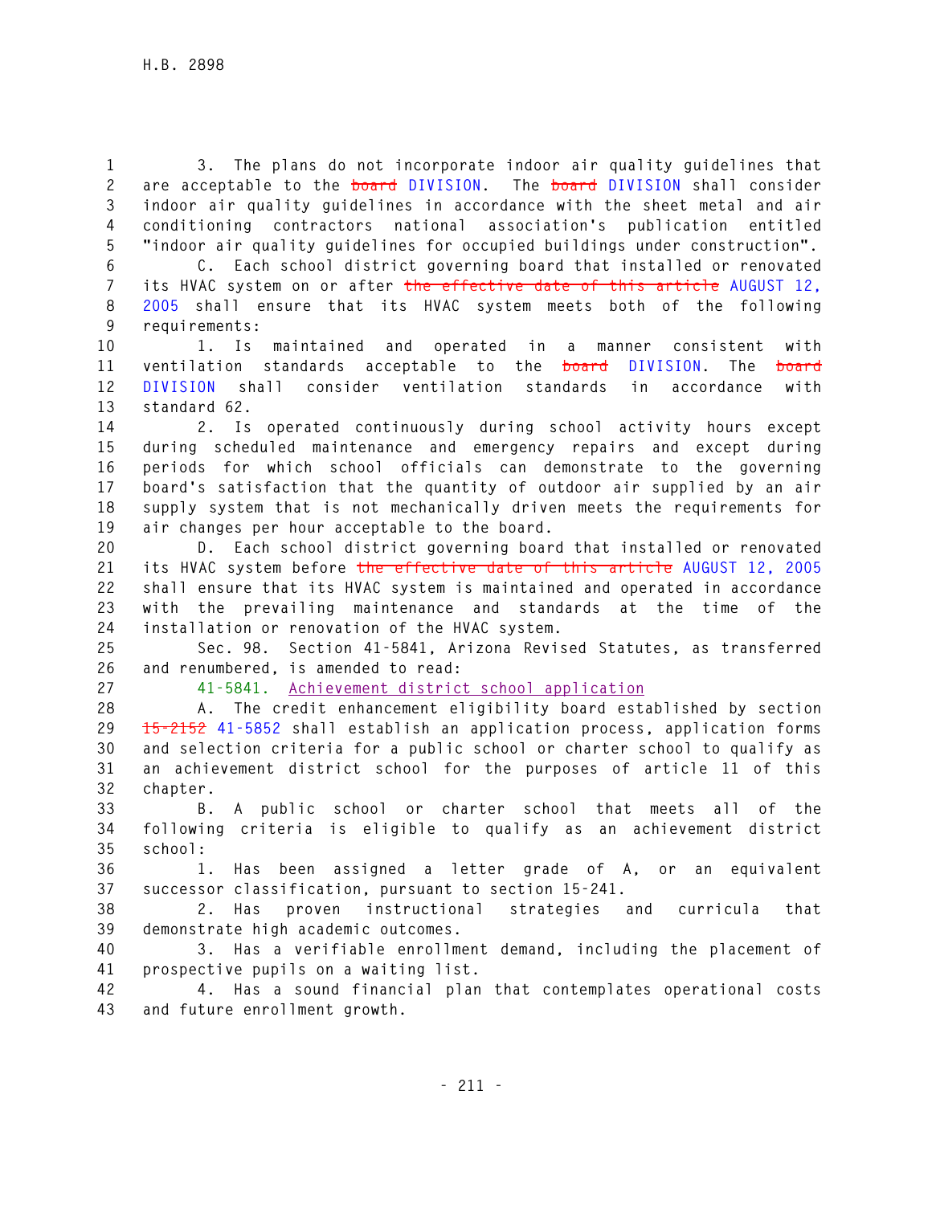3. The plans do not incorporate indoor air quality guidelines that are acceptable to the ~~board~~ DIVISION. The ~~board~~ DIVISION shall consider indoor air quality guidelines in accordance with the sheet metal and air conditioning contractors national association's publication entitled "indoor air quality guidelines for occupied buildings under construction".

C. Each school district governing board that installed or renovated its HVAC system on or after ~~the effective date of this article~~ AUGUST 12, 2005 shall ensure that its HVAC system meets both of the following requirements:

1. Is maintained and operated in a manner consistent with ventilation standards acceptable to the ~~board~~ DIVISION. The ~~board~~ DIVISION shall consider ventilation standards in accordance with standard 62.

2. Is operated continuously during school activity hours except during scheduled maintenance and emergency repairs and except during periods for which school officials can demonstrate to the governing board's satisfaction that the quantity of outdoor air supplied by an air supply system that is not mechanically driven meets the requirements for air changes per hour acceptable to the board.

D. Each school district governing board that installed or renovated its HVAC system before ~~the effective date of this article~~ AUGUST 12, 2005 shall ensure that its HVAC system is maintained and operated in accordance with the prevailing maintenance and standards at the time of the installation or renovation of the HVAC system.

Sec. 98. Section 41-5841, Arizona Revised Statutes, as transferred and renumbered, is amended to read:

41-5841. Achievement district school application

A. The credit enhancement eligibility board established by section ~~15-2152~~ 41-5852 shall establish an application process, application forms and selection criteria for a public school or charter school to qualify as an achievement district school for the purposes of article 11 of this chapter.

B. A public school or charter school that meets all of the following criteria is eligible to qualify as an achievement district school:

1. Has been assigned a letter grade of A, or an equivalent successor classification, pursuant to section 15-241.

2. Has proven instructional strategies and curricula that demonstrate high academic outcomes.

3. Has a verifiable enrollment demand, including the placement of prospective pupils on a waiting list.

4. Has a sound financial plan that contemplates operational costs and future enrollment growth.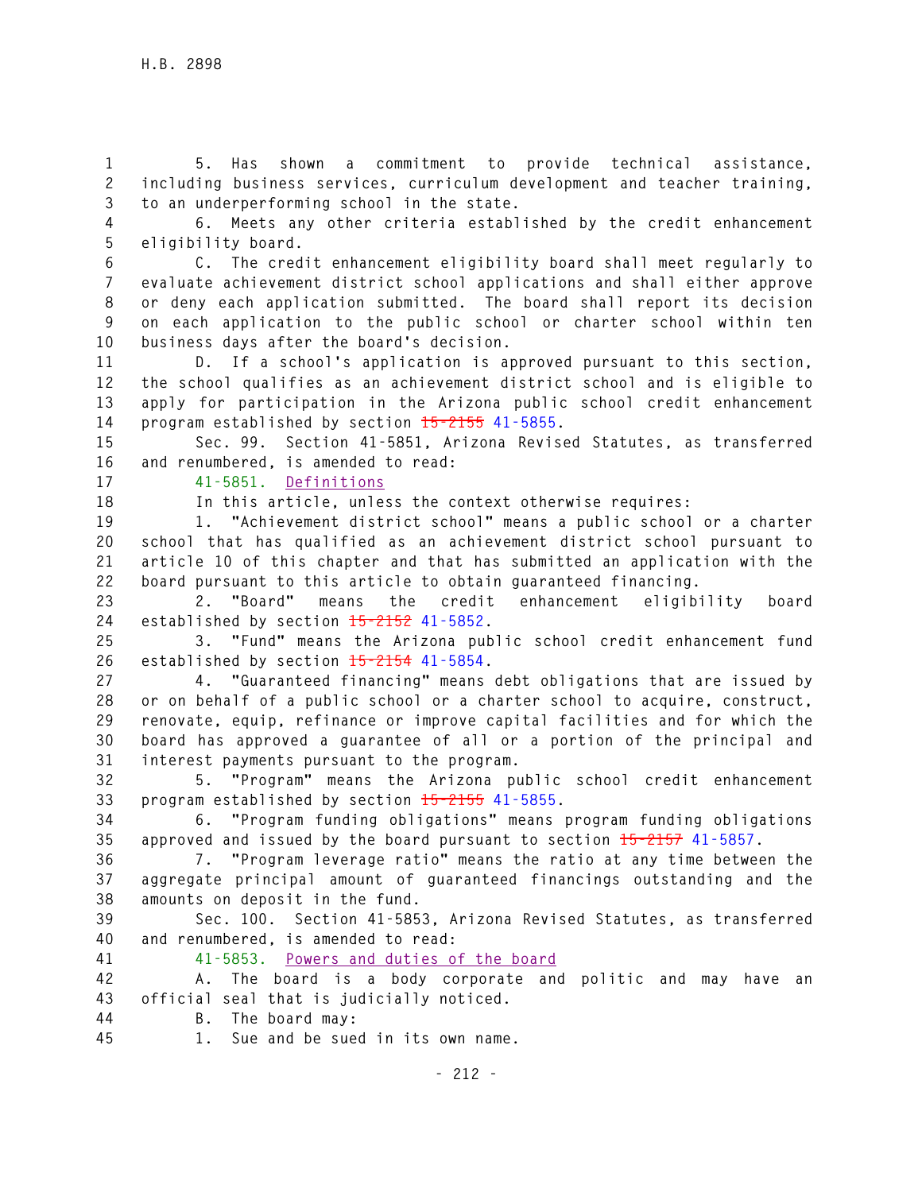5. Has shown a commitment to provide technical assistance, including business services, curriculum development and teacher training, to an underperforming school in the state.

6. Meets any other criteria established by the credit enhancement eligibility board.

C. The credit enhancement eligibility board shall meet regularly to evaluate achievement district school applications and shall either approve or deny each application submitted. The board shall report its decision on each application to the public school or charter school within ten business days after the board's decision.

D. If a school's application is approved pursuant to this section, the school qualifies as an achievement district school and is eligible to apply for participation in the Arizona public school credit enhancement program established by section ~~15-2155~~ 41-5855.

Sec. 99. Section 41-5851, Arizona Revised Statutes, as transferred and renumbered, is amended to read:

41-5851. Definitions

In this article, unless the context otherwise requires:

1. "Achievement district school" means a public school or a charter school that has qualified as an achievement district school pursuant to article 10 of this chapter and that has submitted an application with the board pursuant to this article to obtain guaranteed financing.

2. "Board" means the credit enhancement eligibility board established by section ~~15-2152~~ 41-5852.

3. "Fund" means the Arizona public school credit enhancement fund established by section ~~15-2154~~ 41-5854.

4. "Guaranteed financing" means debt obligations that are issued by or on behalf of a public school or a charter school to acquire, construct, renovate, equip, refinance or improve capital facilities and for which the board has approved a guarantee of all or a portion of the principal and interest payments pursuant to the program.

5. "Program" means the Arizona public school credit enhancement program established by section ~~15-2155~~ 41-5855.

6. "Program funding obligations" means program funding obligations approved and issued by the board pursuant to section ~~15-2157~~ 41-5857.

7. "Program leverage ratio" means the ratio at any time between the aggregate principal amount of guaranteed financings outstanding and the amounts on deposit in the fund.

Sec. 100. Section 41-5853, Arizona Revised Statutes, as transferred and renumbered, is amended to read:

41-5853. Powers and duties of the board

A. The board is a body corporate and politic and may have an official seal that is judicially noticed.

B. The board may:

1. Sue and be sued in its own name.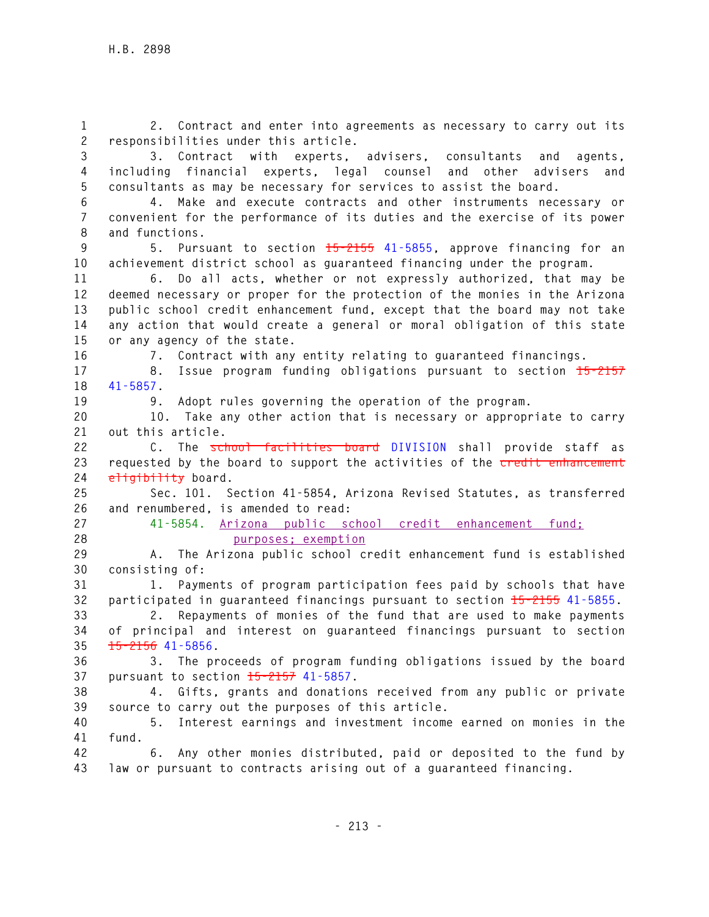2. Contract and enter into agreements as necessary to carry out its responsibilities under this article.

3. Contract with experts, advisers, consultants and agents, including financial experts, legal counsel and other advisers and consultants as may be necessary for services to assist the board.

4. Make and execute contracts and other instruments necessary or convenient for the performance of its duties and the exercise of its power and functions.

5. Pursuant to section ~~15-2155~~ 41-5855, approve financing for an achievement district school as guaranteed financing under the program.

6. Do all acts, whether or not expressly authorized, that may be deemed necessary or proper for the protection of the monies in the Arizona public school credit enhancement fund, except that the board may not take any action that would create a general or moral obligation of this state or any agency of the state.

7. Contract with any entity relating to guaranteed financings.

8. Issue program funding obligations pursuant to section ~~15-2157~~ 41-5857.

9. Adopt rules governing the operation of the program.

10. Take any other action that is necessary or appropriate to carry out this article.

C. The ~~school facilities board~~ DIVISION shall provide staff as requested by the board to support the activities of the ~~credit enhancement eligibility~~ board.

Sec. 101. Section 41-5854, Arizona Revised Statutes, as transferred and renumbered, is amended to read:

41-5854. Arizona public school credit enhancement fund; purposes; exemption

A. The Arizona public school credit enhancement fund is established consisting of:

1. Payments of program participation fees paid by schools that have participated in guaranteed financings pursuant to section ~~15-2155~~ 41-5855.

2. Repayments of monies of the fund that are used to make payments of principal and interest on guaranteed financings pursuant to section ~~15-2156~~ 41-5856.

3. The proceeds of program funding obligations issued by the board pursuant to section ~~15-2157~~ 41-5857.

4. Gifts, grants and donations received from any public or private source to carry out the purposes of this article.

5. Interest earnings and investment income earned on monies in the fund.

6. Any other monies distributed, paid or deposited to the fund by law or pursuant to contracts arising out of a guaranteed financing.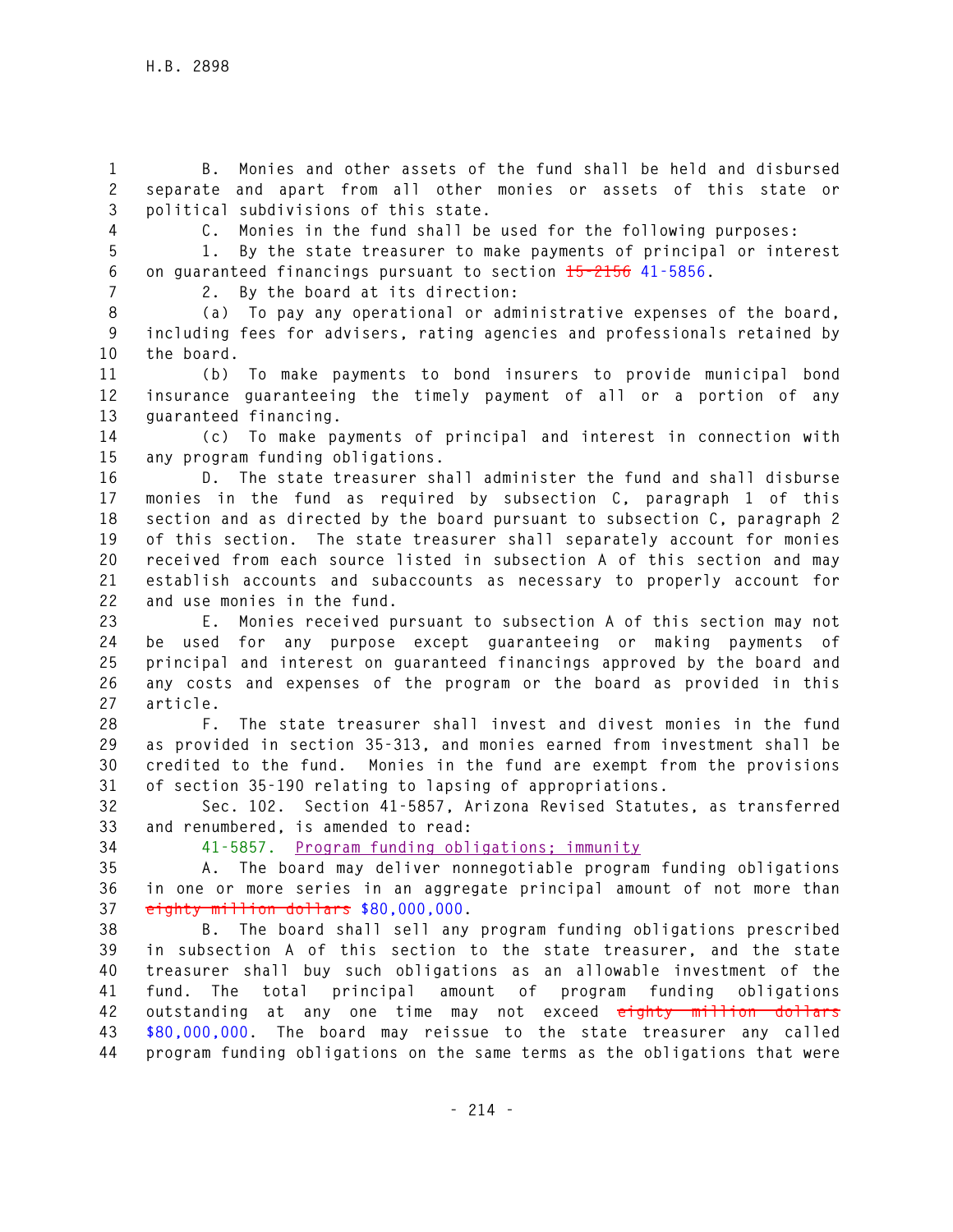B. Monies and other assets of the fund shall be held and disbursed separate and apart from all other monies or assets of this state or political subdivisions of this state.

C. Monies in the fund shall be used for the following purposes:

1. By the state treasurer to make payments of principal or interest on guaranteed financings pursuant to section ~~15-2156~~ 41-5856.

2. By the board at its direction:

(a) To pay any operational or administrative expenses of the board, including fees for advisers, rating agencies and professionals retained by the board.

(b) To make payments to bond insurers to provide municipal bond insurance guaranteeing the timely payment of all or a portion of any guaranteed financing.

(c) To make payments of principal and interest in connection with any program funding obligations.

D. The state treasurer shall administer the fund and shall disburse monies in the fund as required by subsection C, paragraph 1 of this section and as directed by the board pursuant to subsection C, paragraph 2 of this section. The state treasurer shall separately account for monies received from each source listed in subsection A of this section and may establish accounts and subaccounts as necessary to properly account for and use monies in the fund.

E. Monies received pursuant to subsection A of this section may not be used for any purpose except guaranteeing or making payments of principal and interest on guaranteed financings approved by the board and any costs and expenses of the program or the board as provided in this article.

F. The state treasurer shall invest and divest monies in the fund as provided in section 35-313, and monies earned from investment shall be credited to the fund. Monies in the fund are exempt from the provisions of section 35-190 relating to lapsing of appropriations.

Sec. 102. Section 41-5857, Arizona Revised Statutes, as transferred and renumbered, is amended to read:

41-5857. Program funding obligations; immunity

A. The board may deliver nonnegotiable program funding obligations in one or more series in an aggregate principal amount of not more than ~~eighty million dollars~~ $80,000,000.

B. The board shall sell any program funding obligations prescribed in subsection A of this section to the state treasurer, and the state treasurer shall buy such obligations as an allowable investment of the fund. The total principal amount of program funding obligations outstanding at any one time may not exceed ~~eighty million dollars~~ $80,000,000. The board may reissue to the state treasurer any called program funding obligations on the same terms as the obligations that were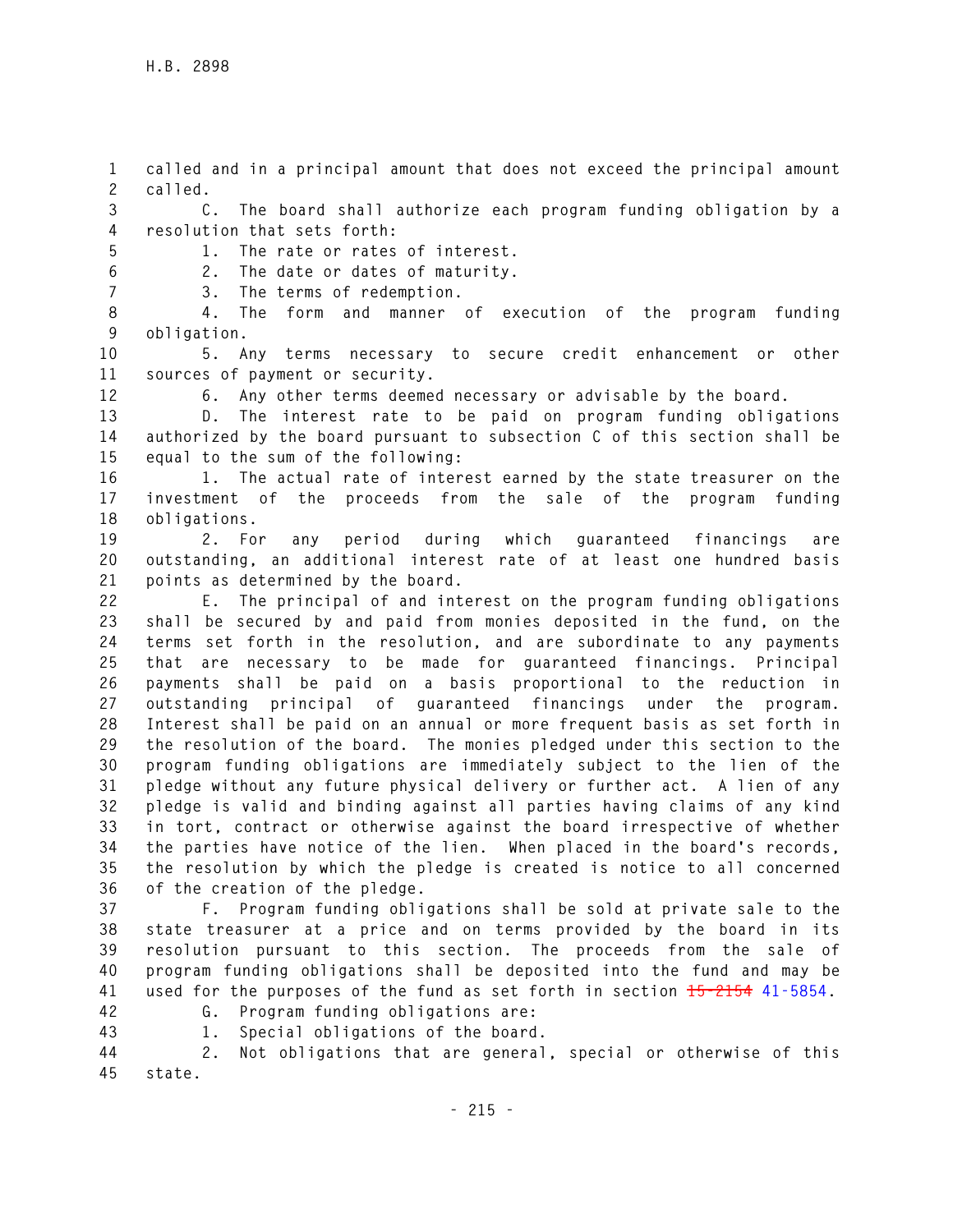called and in a principal amount that does not exceed the principal amount called.

C. The board shall authorize each program funding obligation by a resolution that sets forth:

1. The rate or rates of interest.

2. The date or dates of maturity.

3. The terms of redemption.

4. The form and manner of execution of the program funding obligation.

5. Any terms necessary to secure credit enhancement or other sources of payment or security.

6. Any other terms deemed necessary or advisable by the board.

D. The interest rate to be paid on program funding obligations authorized by the board pursuant to subsection C of this section shall be equal to the sum of the following:

1. The actual rate of interest earned by the state treasurer on the investment of the proceeds from the sale of the program funding obligations.

2. For any period during which guaranteed financings are outstanding, an additional interest rate of at least one hundred basis points as determined by the board.

E. The principal of and interest on the program funding obligations shall be secured by and paid from monies deposited in the fund, on the terms set forth in the resolution, and are subordinate to any payments that are necessary to be made for guaranteed financings. Principal payments shall be paid on a basis proportional to the reduction in outstanding principal of guaranteed financings under the program. Interest shall be paid on an annual or more frequent basis as set forth in the resolution of the board. The monies pledged under this section to the program funding obligations are immediately subject to the lien of the pledge without any future physical delivery or further act. A lien of any pledge is valid and binding against all parties having claims of any kind in tort, contract or otherwise against the board irrespective of whether the parties have notice of the lien. When placed in the board's records, the resolution by which the pledge is created is notice to all concerned of the creation of the pledge.

F. Program funding obligations shall be sold at private sale to the state treasurer at a price and on terms provided by the board in its resolution pursuant to this section. The proceeds from the sale of program funding obligations shall be deposited into the fund and may be used for the purposes of the fund as set forth in section ~~15-2154~~ 41-5854.

G. Program funding obligations are:

1. Special obligations of the board.

2. Not obligations that are general, special or otherwise of this state.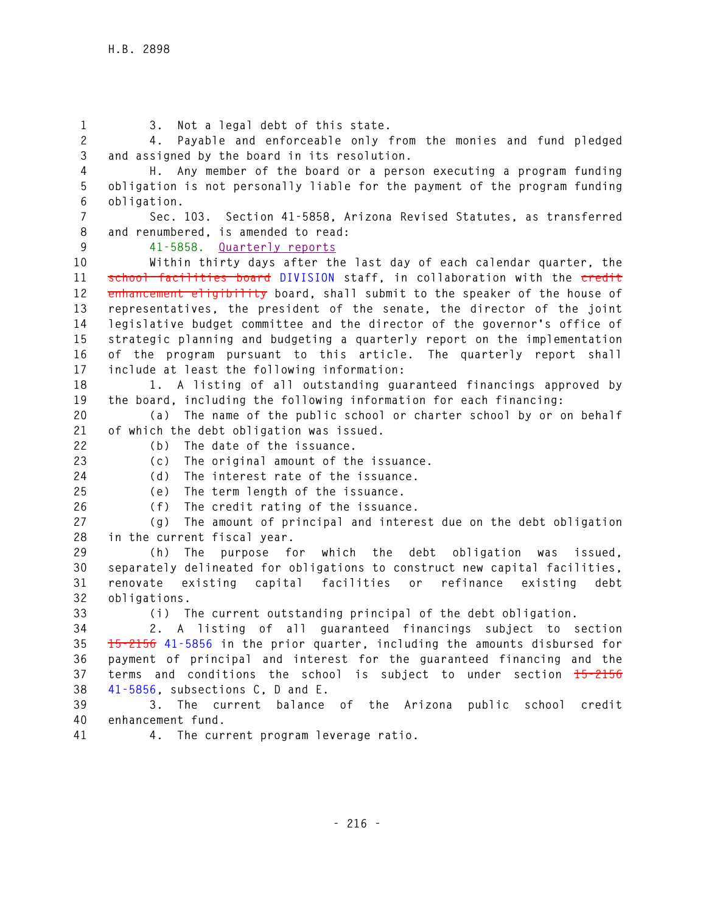3. Not a legal debt of this state.

4. Payable and enforceable only from the monies and fund pledged and assigned by the board in its resolution.

H. Any member of the board or a person executing a program funding obligation is not personally liable for the payment of the program funding obligation.

Sec. 103. Section 41-5858, Arizona Revised Statutes, as transferred and renumbered, is amended to read:

41-5858. Quarterly reports

Within thirty days after the last day of each calendar quarter, the ~~school facilities board~~ DIVISION staff, in collaboration with the ~~credit enhancement eligibility~~ board, shall submit to the speaker of the house of representatives, the president of the senate, the director of the joint legislative budget committee and the director of the governor's office of strategic planning and budgeting a quarterly report on the implementation of the program pursuant to this article. The quarterly report shall include at least the following information:

1. A listing of all outstanding guaranteed financings approved by the board, including the following information for each financing:

(a) The name of the public school or charter school by or on behalf of which the debt obligation was issued.

(b) The date of the issuance.

(c) The original amount of the issuance.

(d) The interest rate of the issuance.

(e) The term length of the issuance.

(f) The credit rating of the issuance.

(g) The amount of principal and interest due on the debt obligation in the current fiscal year.

(h) The purpose for which the debt obligation was issued, separately delineated for obligations to construct new capital facilities, renovate existing capital facilities or refinance existing debt obligations.

(i) The current outstanding principal of the debt obligation.

2. A listing of all guaranteed financings subject to section ~~15-2156~~ 41-5856 in the prior quarter, including the amounts disbursed for payment of principal and interest for the guaranteed financing and the terms and conditions the school is subject to under section ~~15-2156~~ 41-5856, subsections C, D and E.

3. The current balance of the Arizona public school credit enhancement fund.

4. The current program leverage ratio.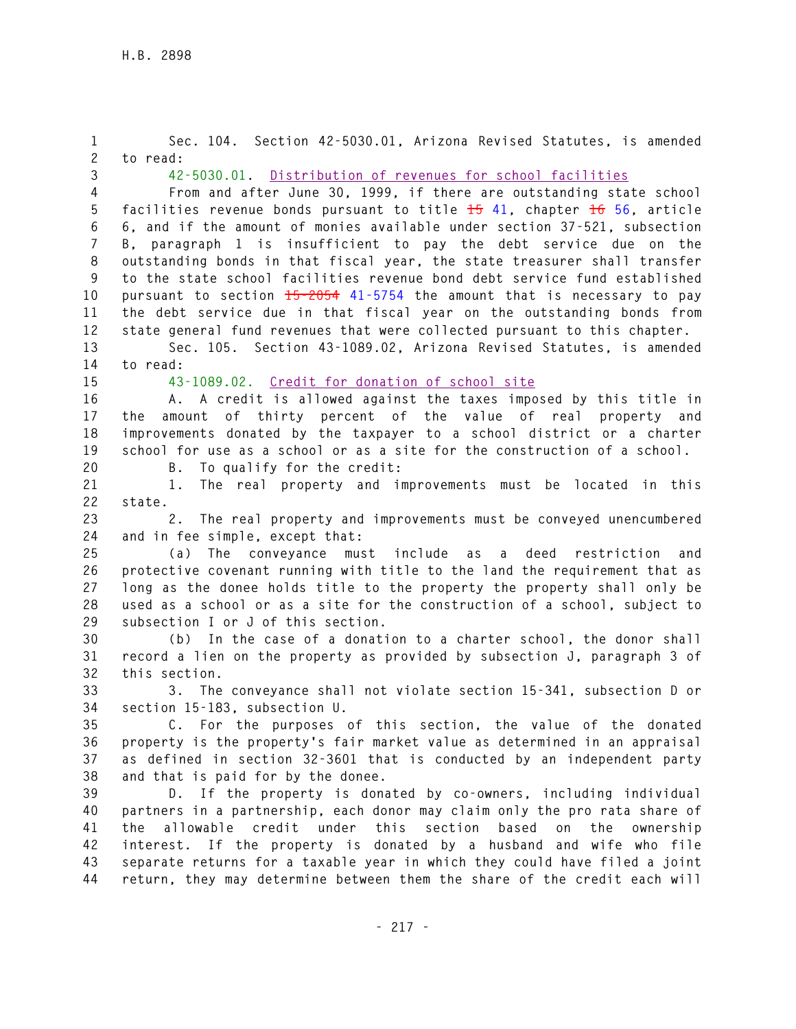Sec. 104. Section 42-5030.01, Arizona Revised Statutes, is amended to read:

42-5030.01. Distribution of revenues for school facilities

From and after June 30, 1999, if there are outstanding state school facilities revenue bonds pursuant to title ~~15~~ 41, chapter ~~16~~ 56, article 6, and if the amount of monies available under section 37-521, subsection B, paragraph 1 is insufficient to pay the debt service due on the outstanding bonds in that fiscal year, the state treasurer shall transfer to the state school facilities revenue bond debt service fund established pursuant to section ~~15-2054~~ 41-5754 the amount that is necessary to pay the debt service due in that fiscal year on the outstanding bonds from state general fund revenues that were collected pursuant to this chapter.

Sec. 105. Section 43-1089.02, Arizona Revised Statutes, is amended to read:

43-1089.02. Credit for donation of school site

A. A credit is allowed against the taxes imposed by this title in the amount of thirty percent of the value of real property and improvements donated by the taxpayer to a school district or a charter school for use as a school or as a site for the construction of a school.

B. To qualify for the credit:

1. The real property and improvements must be located in this state.

2. The real property and improvements must be conveyed unencumbered and in fee simple, except that:

(a) The conveyance must include as a deed restriction and protective covenant running with title to the land the requirement that as long as the donee holds title to the property the property shall only be used as a school or as a site for the construction of a school, subject to subsection I or J of this section.

(b) In the case of a donation to a charter school, the donor shall record a lien on the property as provided by subsection J, paragraph 3 of this section.

3. The conveyance shall not violate section 15-341, subsection D or section 15-183, subsection U.

C. For the purposes of this section, the value of the donated property is the property's fair market value as determined in an appraisal as defined in section 32-3601 that is conducted by an independent party and that is paid for by the donee.

D. If the property is donated by co-owners, including individual partners in a partnership, each donor may claim only the pro rata share of the allowable credit under this section based on the ownership interest. If the property is donated by a husband and wife who file separate returns for a taxable year in which they could have filed a joint return, they may determine between them the share of the credit each will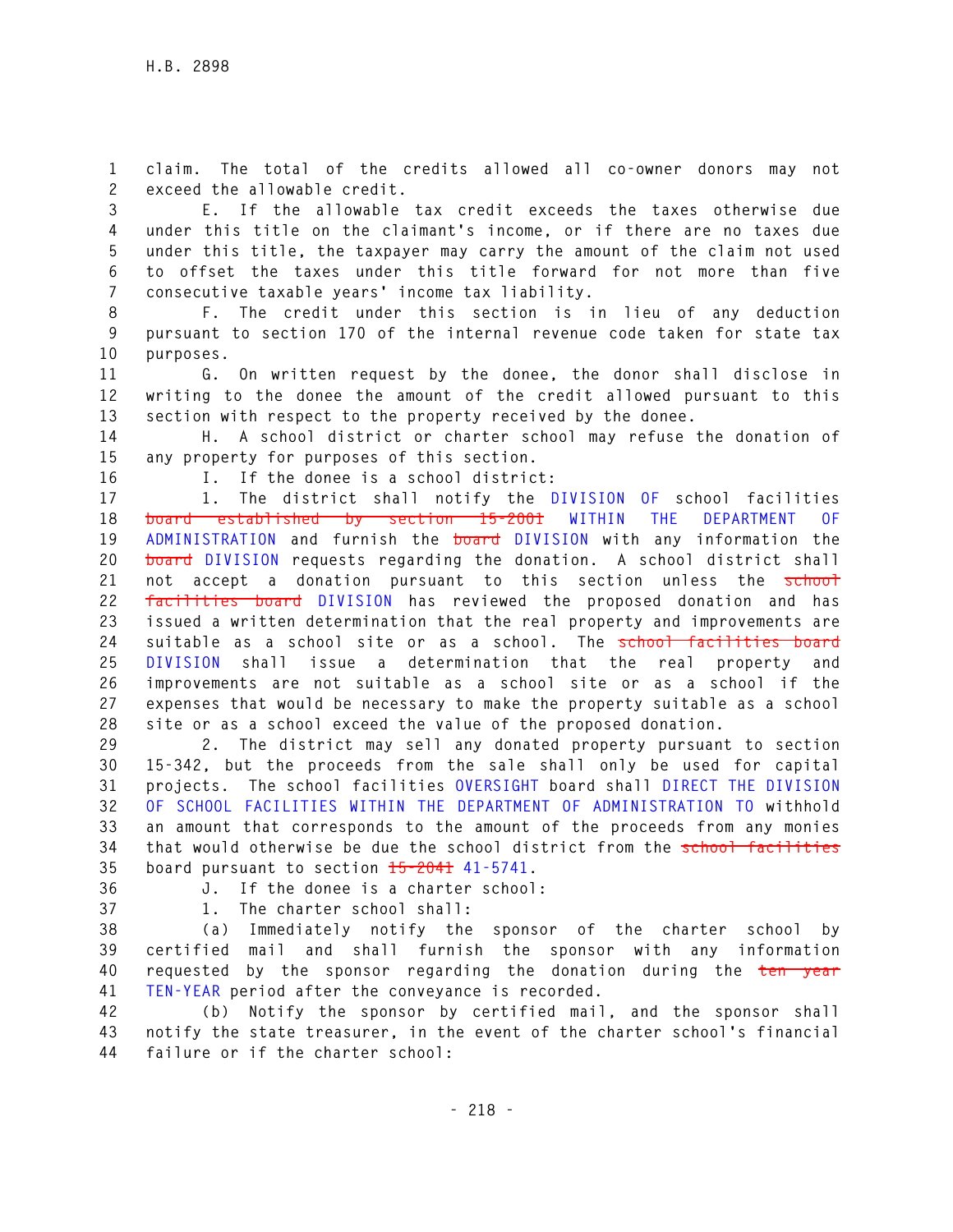claim. The total of the credits allowed all co-owner donors may not exceed the allowable credit.

E. If the allowable tax credit exceeds the taxes otherwise due under this title on the claimant's income, or if there are no taxes due under this title, the taxpayer may carry the amount of the claim not used to offset the taxes under this title forward for not more than five consecutive taxable years' income tax liability.

F. The credit under this section is in lieu of any deduction pursuant to section 170 of the internal revenue code taken for state tax purposes.

G. On written request by the donee, the donor shall disclose in writing to the donee the amount of the credit allowed pursuant to this section with respect to the property received by the donee.

H. A school district or charter school may refuse the donation of any property for purposes of this section.

I. If the donee is a school district:

1. The district shall notify the DIVISION OF school facilities ~~board established by section 15-2001~~ WITHIN THE DEPARTMENT OF ADMINISTRATION and furnish the ~~board~~ DIVISION with any information the ~~board~~ DIVISION requests regarding the donation. A school district shall not accept a donation pursuant to this section unless the ~~school facilities board~~ DIVISION has reviewed the proposed donation and has issued a written determination that the real property and improvements are suitable as a school site or as a school. The ~~school facilities board~~ DIVISION shall issue a determination that the real property and improvements are not suitable as a school site or as a school if the expenses that would be necessary to make the property suitable as a school site or as a school exceed the value of the proposed donation.

2. The district may sell any donated property pursuant to section 15-342, but the proceeds from the sale shall only be used for capital projects. The school facilities OVERSIGHT board shall DIRECT THE DIVISION OF SCHOOL FACILITIES WITHIN THE DEPARTMENT OF ADMINISTRATION TO withhold an amount that corresponds to the amount of the proceeds from any monies that would otherwise be due the school district from the ~~school facilities~~ board pursuant to section ~~15-2041~~ 41-5741.

J. If the donee is a charter school:

1. The charter school shall:

(a) Immediately notify the sponsor of the charter school by certified mail and shall furnish the sponsor with any information requested by the sponsor regarding the donation during the ~~ten year~~ TEN-YEAR period after the conveyance is recorded.

(b) Notify the sponsor by certified mail, and the sponsor shall notify the state treasurer, in the event of the charter school's financial failure or if the charter school: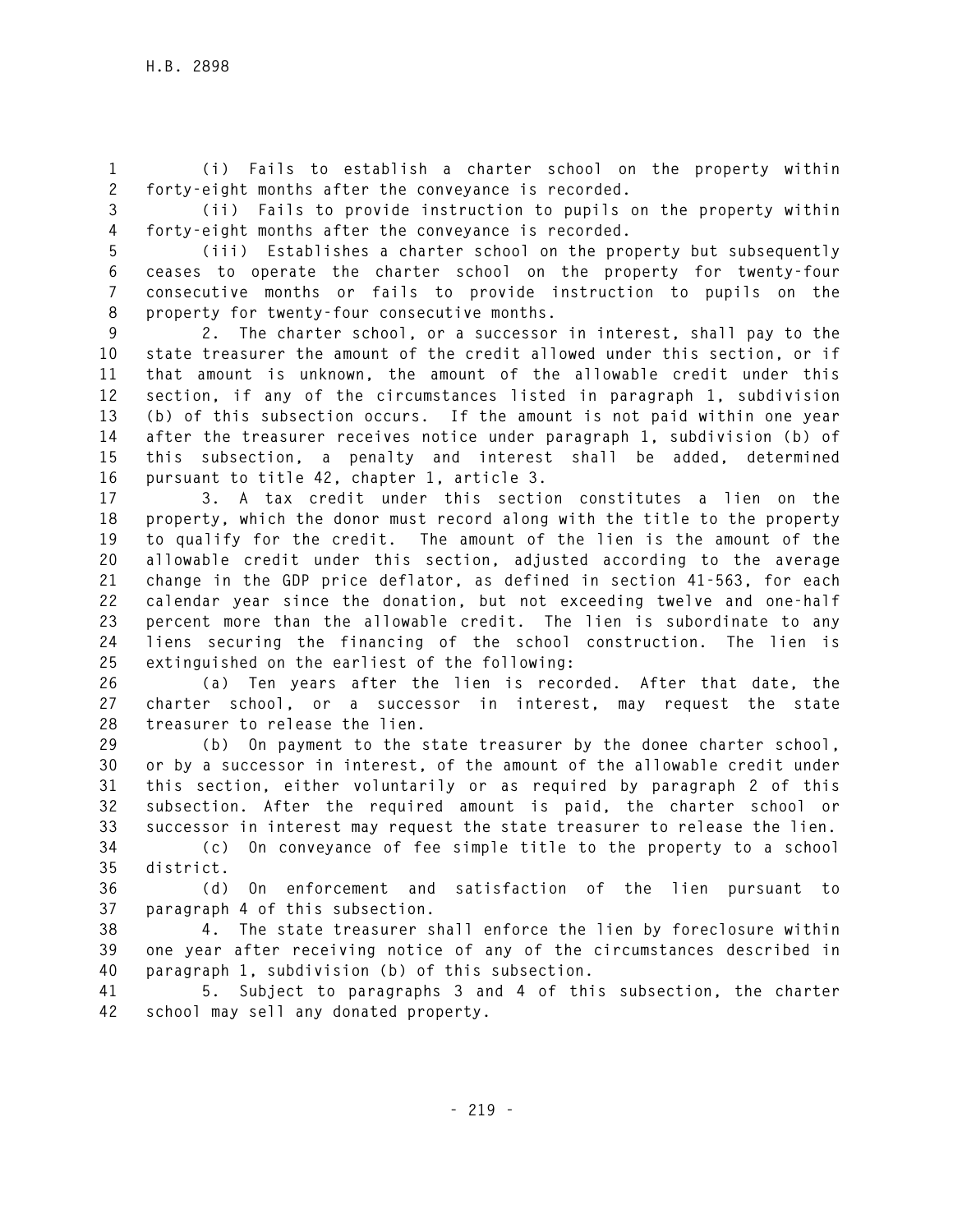(i) Fails to establish a charter school on the property within forty-eight months after the conveyance is recorded.

(ii) Fails to provide instruction to pupils on the property within forty-eight months after the conveyance is recorded.

(iii) Establishes a charter school on the property but subsequently ceases to operate the charter school on the property for twenty-four consecutive months or fails to provide instruction to pupils on the property for twenty-four consecutive months.

2. The charter school, or a successor in interest, shall pay to the state treasurer the amount of the credit allowed under this section, or if that amount is unknown, the amount of the allowable credit under this section, if any of the circumstances listed in paragraph 1, subdivision (b) of this subsection occurs. If the amount is not paid within one year after the treasurer receives notice under paragraph 1, subdivision (b) of this subsection, a penalty and interest shall be added, determined pursuant to title 42, chapter 1, article 3.

3. A tax credit under this section constitutes a lien on the property, which the donor must record along with the title to the property to qualify for the credit. The amount of the lien is the amount of the allowable credit under this section, adjusted according to the average change in the GDP price deflator, as defined in section 41-563, for each calendar year since the donation, but not exceeding twelve and one-half percent more than the allowable credit. The lien is subordinate to any liens securing the financing of the school construction. The lien is extinguished on the earliest of the following:

(a) Ten years after the lien is recorded. After that date, the charter school, or a successor in interest, may request the state treasurer to release the lien.

(b) On payment to the state treasurer by the donee charter school, or by a successor in interest, of the amount of the allowable credit under this section, either voluntarily or as required by paragraph 2 of this subsection. After the required amount is paid, the charter school or successor in interest may request the state treasurer to release the lien.

(c) On conveyance of fee simple title to the property to a school district.

(d) On enforcement and satisfaction of the lien pursuant to paragraph 4 of this subsection.

4. The state treasurer shall enforce the lien by foreclosure within one year after receiving notice of any of the circumstances described in paragraph 1, subdivision (b) of this subsection.

5. Subject to paragraphs 3 and 4 of this subsection, the charter school may sell any donated property.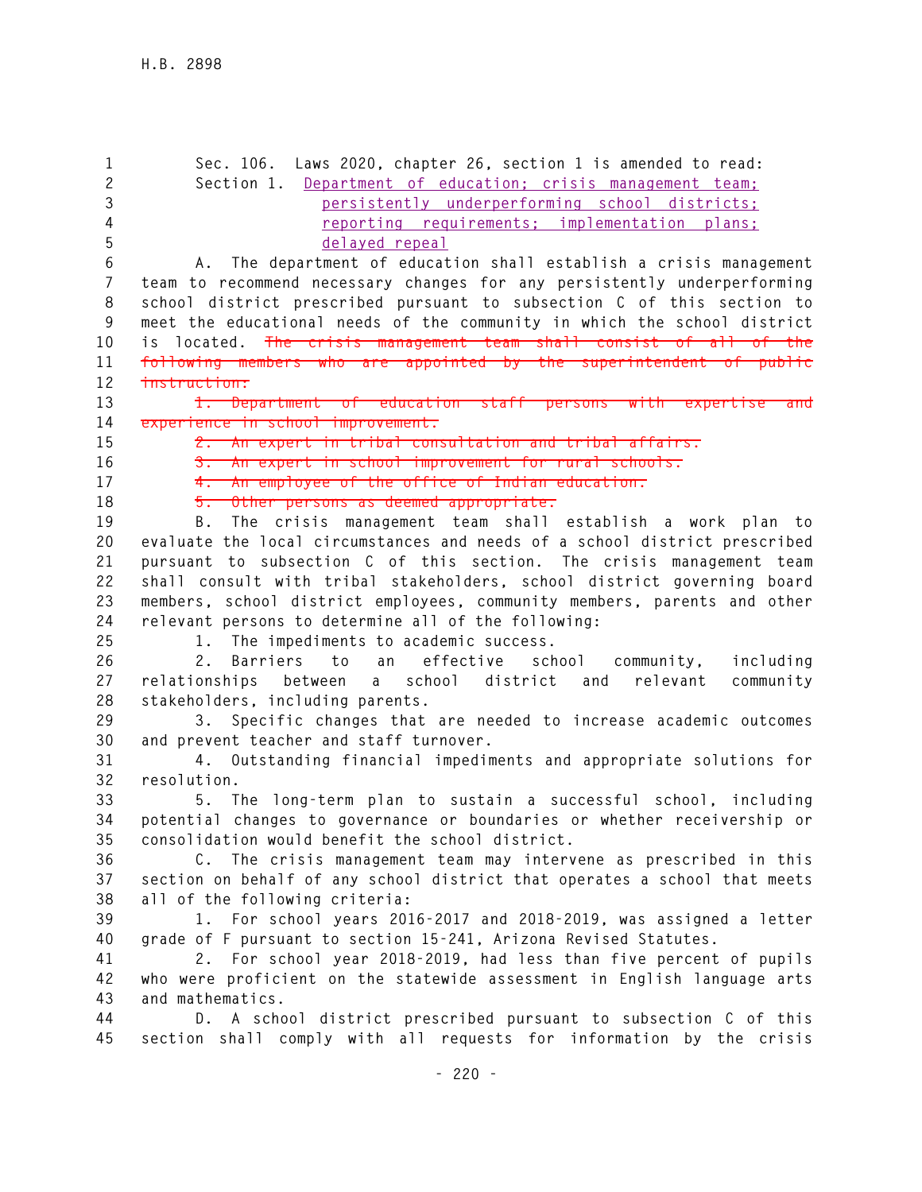Sec. 106. Laws 2020, chapter 26, section 1 is amended to read:

Section 1. Department of education; crisis management team; persistently underperforming school districts; reporting requirements; implementation plans; delayed repeal

A. The department of education shall establish a crisis management team to recommend necessary changes for any persistently underperforming school district prescribed pursuant to subsection C of this section to meet the educational needs of the community in which the school district is located. ~~The crisis management team shall consist of all of the following members who are appointed by the superintendent of public instruction:~~

~~1. Department of education staff persons with expertise and experience in school improvement.~~

~~2. An expert in tribal consultation and tribal affairs.~~

~~3. An expert in school improvement for rural schools.~~

~~4. An employee of the office of Indian education.~~

~~5. Other persons as deemed appropriate.~~

B. The crisis management team shall establish a work plan to evaluate the local circumstances and needs of a school district prescribed pursuant to subsection C of this section. The crisis management team shall consult with tribal stakeholders, school district governing board members, school district employees, community members, parents and other relevant persons to determine all of the following:

1. The impediments to academic success.

2. Barriers to an effective school community, including relationships between a school district and relevant community stakeholders, including parents.

3. Specific changes that are needed to increase academic outcomes and prevent teacher and staff turnover.

4. Outstanding financial impediments and appropriate solutions for resolution.

5. The long-term plan to sustain a successful school, including potential changes to governance or boundaries or whether receivership or consolidation would benefit the school district.

C. The crisis management team may intervene as prescribed in this section on behalf of any school district that operates a school that meets all of the following criteria:

1. For school years 2016-2017 and 2018-2019, was assigned a letter grade of F pursuant to section 15-241, Arizona Revised Statutes.

2. For school year 2018-2019, had less than five percent of pupils who were proficient on the statewide assessment in English language arts and mathematics.

D. A school district prescribed pursuant to subsection C of this section shall comply with all requests for information by the crisis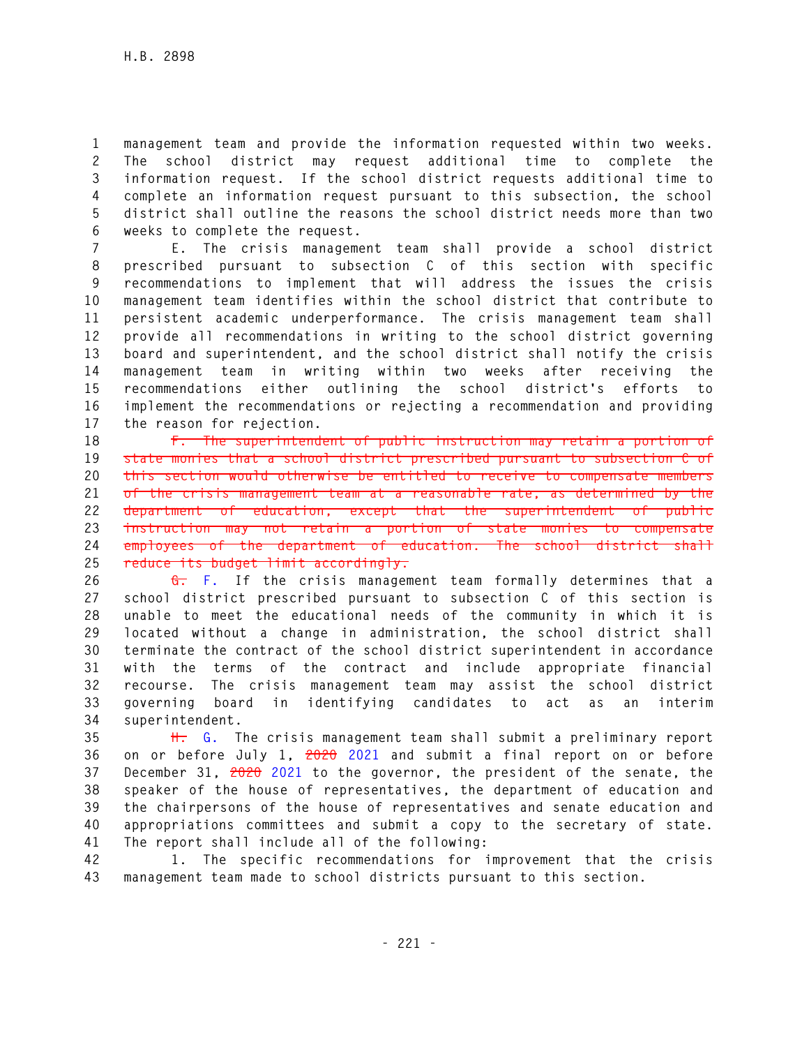management team and provide the information requested within two weeks. The school district may request additional time to complete the information request. If the school district requests additional time to complete an information request pursuant to this subsection, the school district shall outline the reasons the school district needs more than two weeks to complete the request.

E. The crisis management team shall provide a school district prescribed pursuant to subsection C of this section with specific recommendations to implement that will address the issues the crisis management team identifies within the school district that contribute to persistent academic underperformance. The crisis management team shall provide all recommendations in writing to the school district governing board and superintendent, and the school district shall notify the crisis management team in writing within two weeks after receiving the recommendations either outlining the school district's efforts to implement the recommendations or rejecting a recommendation and providing the reason for rejection.

~~F. The superintendent of public instruction may retain a portion of state monies that a school district prescribed pursuant to subsection C of this section would otherwise be entitled to receive to compensate members of the crisis management team at a reasonable rate, as determined by the department of education, except that the superintendent of public instruction may not retain a portion of state monies to compensate employees of the department of education. The school district shall reduce its budget limit accordingly.~~

~~G.~~ F. If the crisis management team formally determines that a school district prescribed pursuant to subsection C of this section is unable to meet the educational needs of the community in which it is located without a change in administration, the school district shall terminate the contract of the school district superintendent in accordance with the terms of the contract and include appropriate financial recourse. The crisis management team may assist the school district governing board in identifying candidates to act as an interim superintendent.

~~H.~~ G. The crisis management team shall submit a preliminary report on or before July 1, ~~2020~~ 2021 and submit a final report on or before December 31, ~~2020~~ 2021 to the governor, the president of the senate, the speaker of the house of representatives, the department of education and the chairpersons of the house of representatives and senate education and appropriations committees and submit a copy to the secretary of state. The report shall include all of the following:

1. The specific recommendations for improvement that the crisis management team made to school districts pursuant to this section.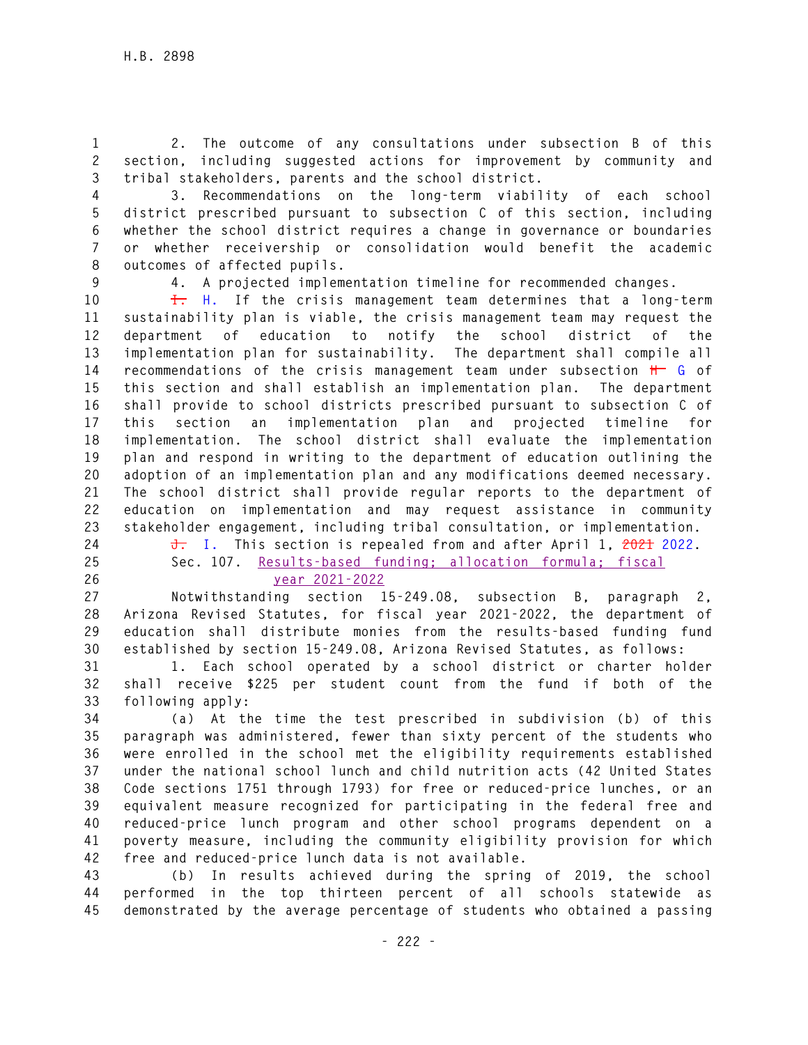2. The outcome of any consultations under subsection B of this section, including suggested actions for improvement by community and tribal stakeholders, parents and the school district.

3. Recommendations on the long-term viability of each school district prescribed pursuant to subsection C of this section, including whether the school district requires a change in governance or boundaries or whether receivership or consolidation would benefit the academic outcomes of affected pupils.

4. A projected implementation timeline for recommended changes.

~~I.~~ H. If the crisis management team determines that a long-term sustainability plan is viable, the crisis management team may request the department of education to notify the school district of the implementation plan for sustainability. The department shall compile all recommendations of the crisis management team under subsection ~~H~~ G of this section and shall establish an implementation plan. The department shall provide to school districts prescribed pursuant to subsection C of this section an implementation plan and projected timeline for implementation. The school district shall evaluate the implementation plan and respond in writing to the department of education outlining the adoption of an implementation plan and any modifications deemed necessary. The school district shall provide regular reports to the department of education on implementation and may request assistance in community stakeholder engagement, including tribal consultation, or implementation.

~~J.~~ I. This section is repealed from and after April 1, ~~2021~~ 2022.

Sec. 107. Results-based funding; allocation formula; fiscal year 2021-2022

Notwithstanding section 15-249.08, subsection B, paragraph 2, Arizona Revised Statutes, for fiscal year 2021-2022, the department of education shall distribute monies from the results-based funding fund established by section 15-249.08, Arizona Revised Statutes, as follows:

1. Each school operated by a school district or charter holder shall receive $225 per student count from the fund if both of the following apply:

(a) At the time the test prescribed in subdivision (b) of this paragraph was administered, fewer than sixty percent of the students who were enrolled in the school met the eligibility requirements established under the national school lunch and child nutrition acts (42 United States Code sections 1751 through 1793) for free or reduced-price lunches, or an equivalent measure recognized for participating in the federal free and reduced-price lunch program and other school programs dependent on a poverty measure, including the community eligibility provision for which free and reduced-price lunch data is not available.

(b) In results achieved during the spring of 2019, the school performed in the top thirteen percent of all schools statewide as demonstrated by the average percentage of students who obtained a passing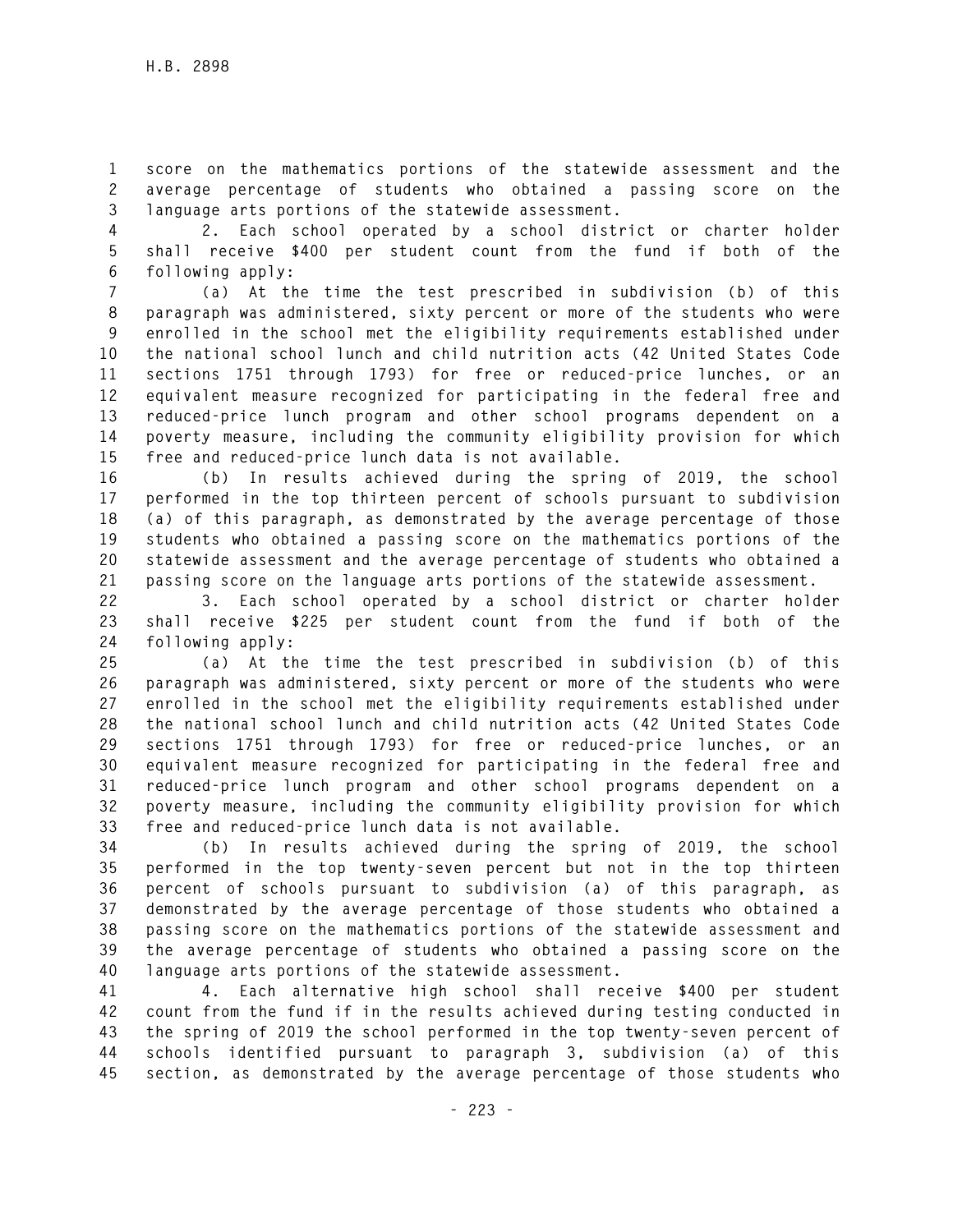score on the mathematics portions of the statewide assessment and the average percentage of students who obtained a passing score on the language arts portions of the statewide assessment.

2. Each school operated by a school district or charter holder shall receive $400 per student count from the fund if both of the following apply:

(a) At the time the test prescribed in subdivision (b) of this paragraph was administered, sixty percent or more of the students who were enrolled in the school met the eligibility requirements established under the national school lunch and child nutrition acts (42 United States Code sections 1751 through 1793) for free or reduced-price lunches, or an equivalent measure recognized for participating in the federal free and reduced-price lunch program and other school programs dependent on a poverty measure, including the community eligibility provision for which free and reduced-price lunch data is not available.

(b) In results achieved during the spring of 2019, the school performed in the top thirteen percent of schools pursuant to subdivision (a) of this paragraph, as demonstrated by the average percentage of those students who obtained a passing score on the mathematics portions of the statewide assessment and the average percentage of students who obtained a passing score on the language arts portions of the statewide assessment.

3. Each school operated by a school district or charter holder shall receive $225 per student count from the fund if both of the following apply:

(a) At the time the test prescribed in subdivision (b) of this paragraph was administered, sixty percent or more of the students who were enrolled in the school met the eligibility requirements established under the national school lunch and child nutrition acts (42 United States Code sections 1751 through 1793) for free or reduced-price lunches, or an equivalent measure recognized for participating in the federal free and reduced-price lunch program and other school programs dependent on a poverty measure, including the community eligibility provision for which free and reduced-price lunch data is not available.

(b) In results achieved during the spring of 2019, the school performed in the top twenty-seven percent but not in the top thirteen percent of schools pursuant to subdivision (a) of this paragraph, as demonstrated by the average percentage of those students who obtained a passing score on the mathematics portions of the statewide assessment and the average percentage of students who obtained a passing score on the language arts portions of the statewide assessment.

4. Each alternative high school shall receive $400 per student count from the fund if in the results achieved during testing conducted in the spring of 2019 the school performed in the top twenty-seven percent of schools identified pursuant to paragraph 3, subdivision (a) of this section, as demonstrated by the average percentage of those students who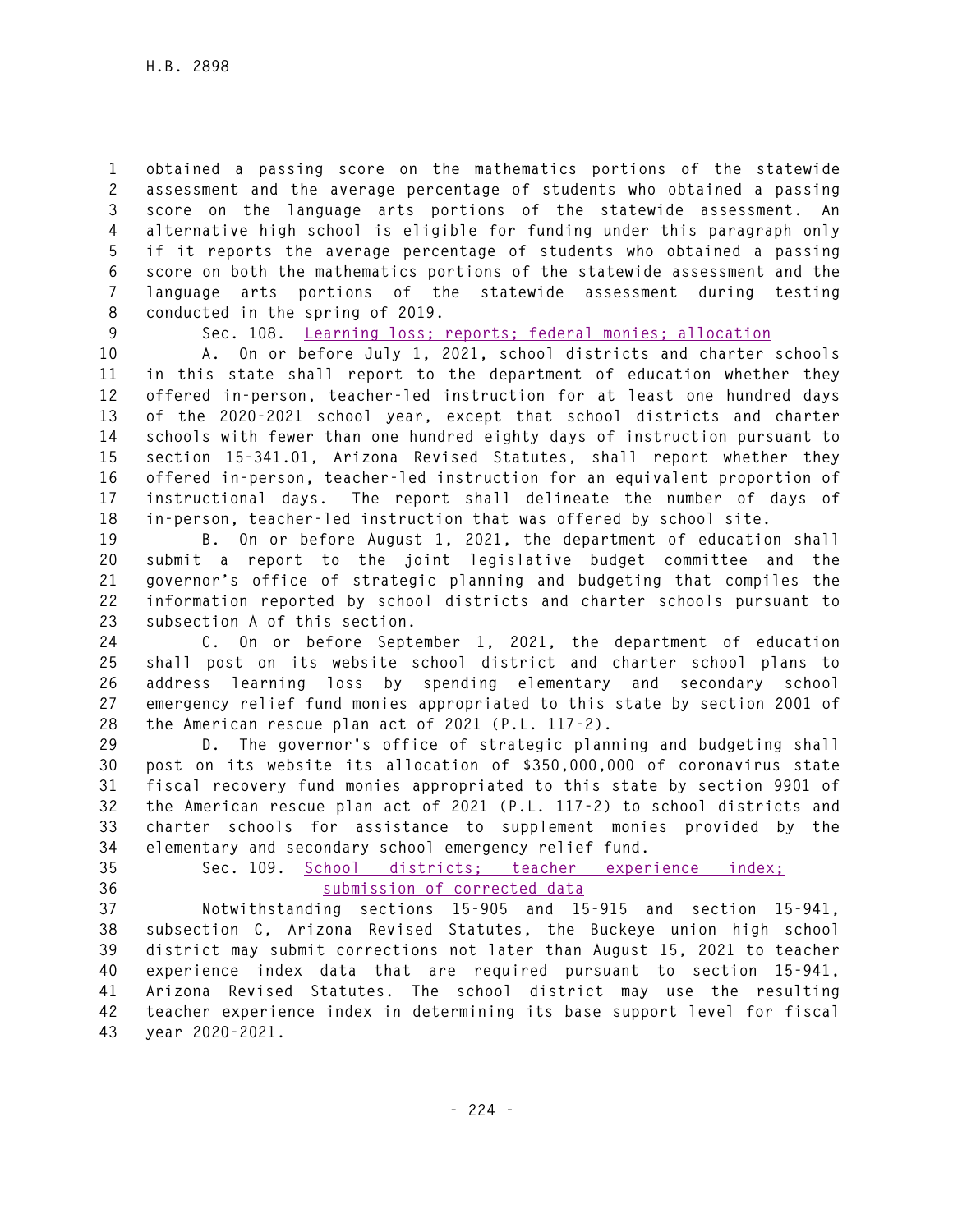obtained a passing score on the mathematics portions of the statewide assessment and the average percentage of students who obtained a passing score on the language arts portions of the statewide assessment. An alternative high school is eligible for funding under this paragraph only if it reports the average percentage of students who obtained a passing score on both the mathematics portions of the statewide assessment and the language arts portions of the statewide assessment during testing conducted in the spring of 2019.

Sec. 108. Learning loss; reports; federal monies; allocation

A. On or before July 1, 2021, school districts and charter schools in this state shall report to the department of education whether they offered in-person, teacher-led instruction for at least one hundred days of the 2020-2021 school year, except that school districts and charter schools with fewer than one hundred eighty days of instruction pursuant to section 15-341.01, Arizona Revised Statutes, shall report whether they offered in-person, teacher-led instruction for an equivalent proportion of instructional days. The report shall delineate the number of days of in-person, teacher-led instruction that was offered by school site.

B. On or before August 1, 2021, the department of education shall submit a report to the joint legislative budget committee and the governor's office of strategic planning and budgeting that compiles the information reported by school districts and charter schools pursuant to subsection A of this section.

C. On or before September 1, 2021, the department of education shall post on its website school district and charter school plans to address learning loss by spending elementary and secondary school emergency relief fund monies appropriated to this state by section 2001 of the American rescue plan act of 2021 (P.L. 117-2).

D. The governor's office of strategic planning and budgeting shall post on its website its allocation of $350,000,000 of coronavirus state fiscal recovery fund monies appropriated to this state by section 9901 of the American rescue plan act of 2021 (P.L. 117-2) to school districts and charter schools for assistance to supplement monies provided by the elementary and secondary school emergency relief fund.

Sec. 109. School districts; teacher experience index; submission of corrected data

Notwithstanding sections 15-905 and 15-915 and section 15-941, subsection C, Arizona Revised Statutes, the Buckeye union high school district may submit corrections not later than August 15, 2021 to teacher experience index data that are required pursuant to section 15-941, Arizona Revised Statutes. The school district may use the resulting teacher experience index in determining its base support level for fiscal year 2020-2021.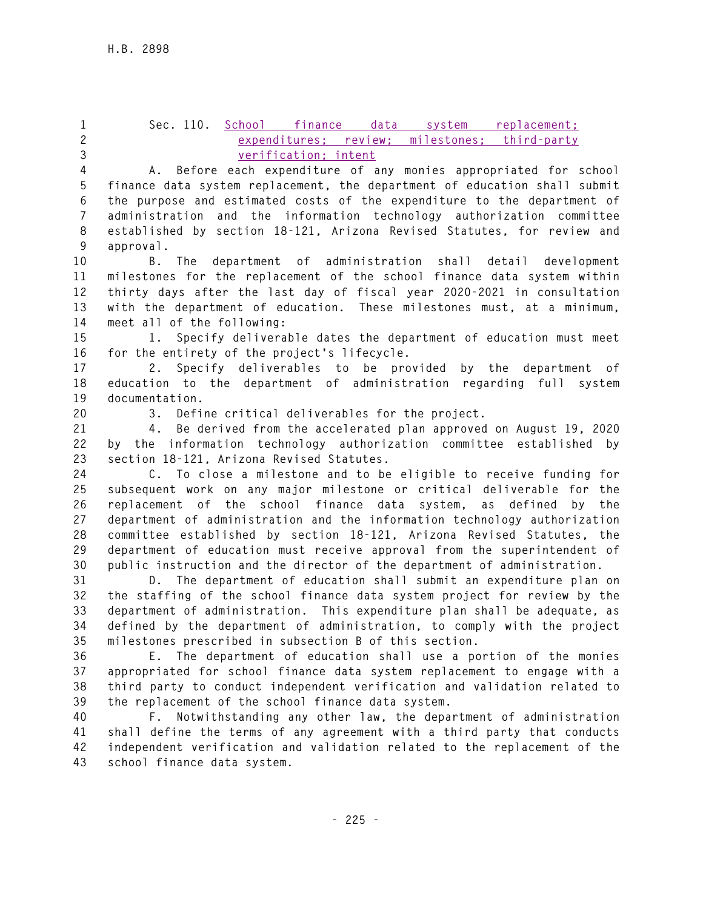Sec. 110. School finance data system replacement; expenditures; review; milestones; third-party verification; intent

A. Before each expenditure of any monies appropriated for school finance data system replacement, the department of education shall submit the purpose and estimated costs of the expenditure to the department of administration and the information technology authorization committee established by section 18-121, Arizona Revised Statutes, for review and approval.

B. The department of administration shall detail development milestones for the replacement of the school finance data system within thirty days after the last day of fiscal year 2020-2021 in consultation with the department of education. These milestones must, at a minimum, meet all of the following:

1. Specify deliverable dates the department of education must meet for the entirety of the project's lifecycle.

2. Specify deliverables to be provided by the department of education to the department of administration regarding full system documentation.

3. Define critical deliverables for the project.

4. Be derived from the accelerated plan approved on August 19, 2020 by the information technology authorization committee established by section 18-121, Arizona Revised Statutes.

C. To close a milestone and to be eligible to receive funding for subsequent work on any major milestone or critical deliverable for the replacement of the school finance data system, as defined by the department of administration and the information technology authorization committee established by section 18-121, Arizona Revised Statutes, the department of education must receive approval from the superintendent of public instruction and the director of the department of administration.

D. The department of education shall submit an expenditure plan on the staffing of the school finance data system project for review by the department of administration. This expenditure plan shall be adequate, as defined by the department of administration, to comply with the project milestones prescribed in subsection B of this section.

E. The department of education shall use a portion of the monies appropriated for school finance data system replacement to engage with a third party to conduct independent verification and validation related to the replacement of the school finance data system.

F. Notwithstanding any other law, the department of administration shall define the terms of any agreement with a third party that conducts independent verification and validation related to the replacement of the school finance data system.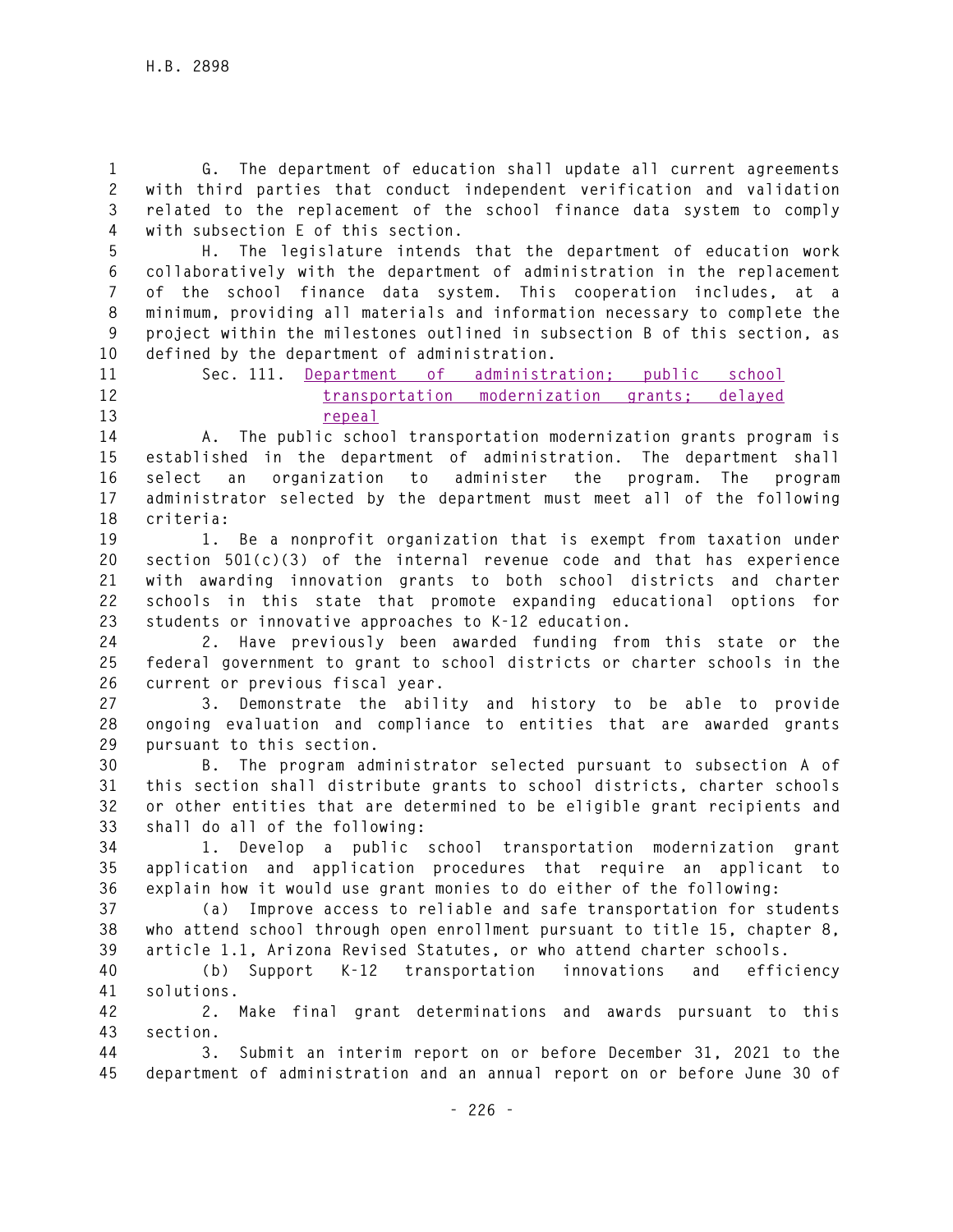G. The department of education shall update all current agreements with third parties that conduct independent verification and validation related to the replacement of the school finance data system to comply with subsection E of this section.

H. The legislature intends that the department of education work collaboratively with the department of administration in the replacement of the school finance data system. This cooperation includes, at a minimum, providing all materials and information necessary to complete the project within the milestones outlined in subsection B of this section, as defined by the department of administration.

Sec. 111. Department of administration; public school transportation modernization grants; delayed repeal

A. The public school transportation modernization grants program is established in the department of administration. The department shall select an organization to administer the program. The program administrator selected by the department must meet all of the following criteria:

1. Be a nonprofit organization that is exempt from taxation under section 501(c)(3) of the internal revenue code and that has experience with awarding innovation grants to both school districts and charter schools in this state that promote expanding educational options for students or innovative approaches to K-12 education.

2. Have previously been awarded funding from this state or the federal government to grant to school districts or charter schools in the current or previous fiscal year.

3. Demonstrate the ability and history to be able to provide ongoing evaluation and compliance to entities that are awarded grants pursuant to this section.

B. The program administrator selected pursuant to subsection A of this section shall distribute grants to school districts, charter schools or other entities that are determined to be eligible grant recipients and shall do all of the following:

1. Develop a public school transportation modernization grant application and application procedures that require an applicant to explain how it would use grant monies to do either of the following:

(a) Improve access to reliable and safe transportation for students who attend school through open enrollment pursuant to title 15, chapter 8, article 1.1, Arizona Revised Statutes, or who attend charter schools.

(b) Support K-12 transportation innovations and efficiency solutions.

2. Make final grant determinations and awards pursuant to this section.

3. Submit an interim report on or before December 31, 2021 to the department of administration and an annual report on or before June 30 of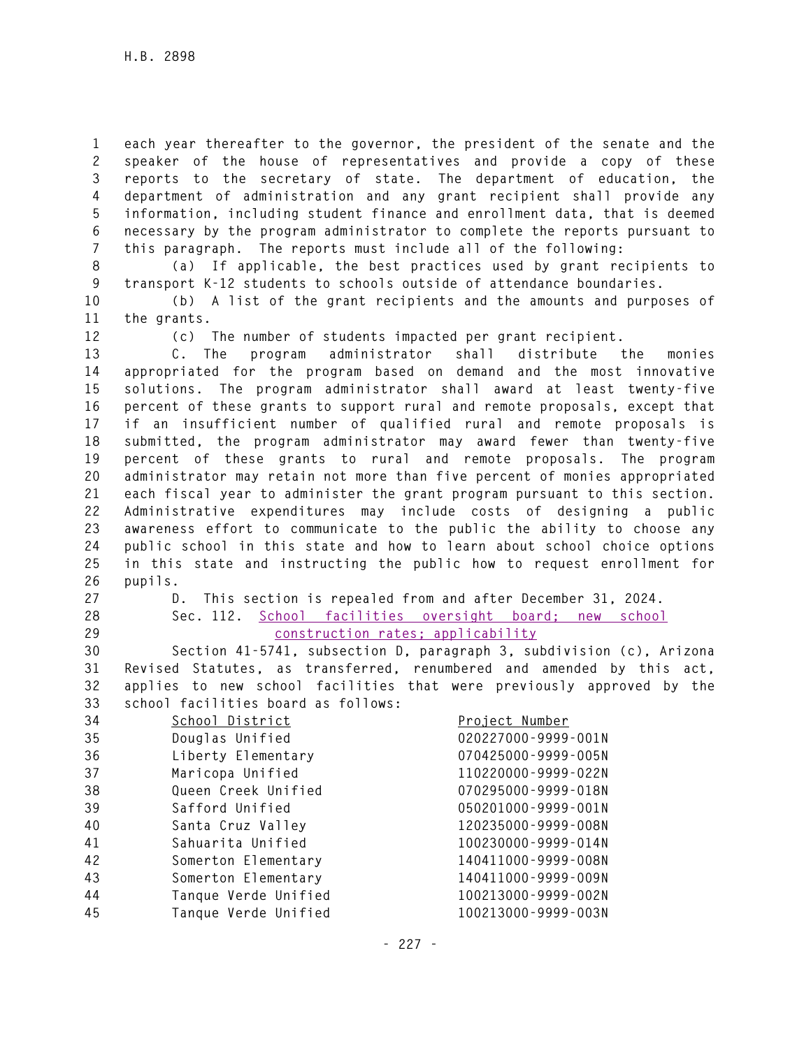each year thereafter to the governor, the president of the senate and the speaker of the house of representatives and provide a copy of these reports to the secretary of state. The department of education, the department of administration and any grant recipient shall provide any information, including student finance and enrollment data, that is deemed necessary by the program administrator to complete the reports pursuant to this paragraph. The reports must include all of the following:

(a) If applicable, the best practices used by grant recipients to transport K-12 students to schools outside of attendance boundaries.

(b) A list of the grant recipients and the amounts and purposes of the grants.

(c) The number of students impacted per grant recipient.

C. The program administrator shall distribute the monies appropriated for the program based on demand and the most innovative solutions. The program administrator shall award at least twenty-five percent of these grants to support rural and remote proposals, except that if an insufficient number of qualified rural and remote proposals is submitted, the program administrator may award fewer than twenty-five percent of these grants to rural and remote proposals. The program administrator may retain not more than five percent of monies appropriated each fiscal year to administer the grant program pursuant to this section. Administrative expenditures may include costs of designing a public awareness effort to communicate to the public the ability to choose any public school in this state and how to learn about school choice options in this state and instructing the public how to request enrollment for pupils.

D. This section is repealed from and after December 31, 2024.

Sec. 112. School facilities oversight board; new school construction rates; applicability

Section 41-5741, subsection D, paragraph 3, subdivision (c), Arizona Revised Statutes, as transferred, renumbered and amended by this act, applies to new school facilities that were previously approved by the school facilities board as follows:

| School District | Project Number |
|---|---|
| Douglas Unified | 020227000-9999-001N |
| Liberty Elementary | 070425000-9999-005N |
| Maricopa Unified | 110220000-9999-022N |
| Queen Creek Unified | 070295000-9999-018N |
| Safford Unified | 050201000-9999-001N |
| Santa Cruz Valley | 120235000-9999-008N |
| Sahuarita Unified | 100230000-9999-014N |
| Somerton Elementary | 140411000-9999-008N |
| Somerton Elementary | 140411000-9999-009N |
| Tanque Verde Unified | 100213000-9999-002N |
| Tanque Verde Unified | 100213000-9999-003N |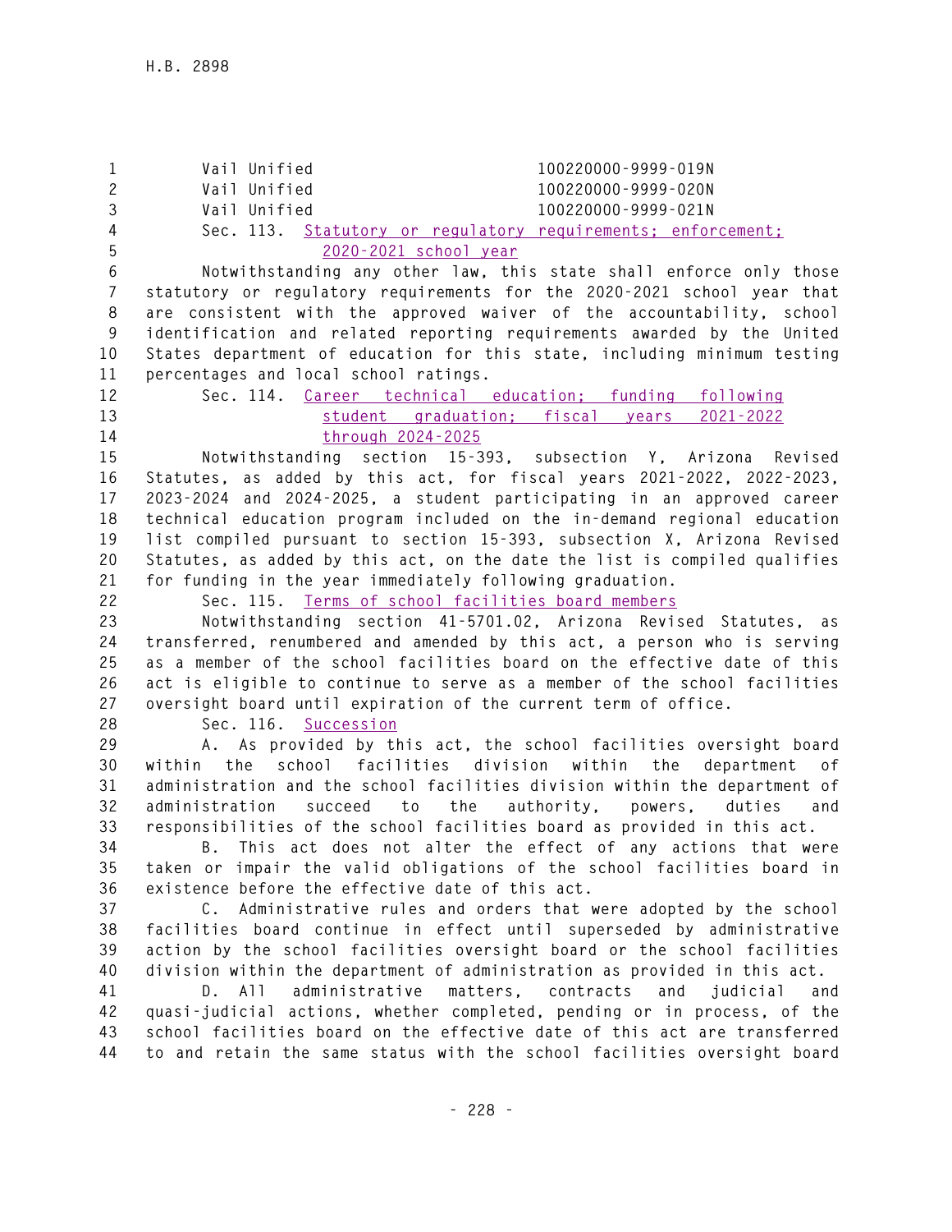| | |
|---|---|
| Vail Unified | 100220000-9999-019N |
| Vail Unified | 100220000-9999-020N |
| Vail Unified | 100220000-9999-021N |

Sec. 113. Statutory or regulatory requirements; enforcement; 2020-2021 school year

Notwithstanding any other law, this state shall enforce only those statutory or regulatory requirements for the 2020-2021 school year that are consistent with the approved waiver of the accountability, school identification and related reporting requirements awarded by the United States department of education for this state, including minimum testing percentages and local school ratings.

Sec. 114. Career technical education; funding following student graduation; fiscal years 2021-2022 through 2024-2025

Notwithstanding section 15-393, subsection Y, Arizona Revised Statutes, as added by this act, for fiscal years 2021-2022, 2022-2023, 2023-2024 and 2024-2025, a student participating in an approved career technical education program included on the in-demand regional education list compiled pursuant to section 15-393, subsection X, Arizona Revised Statutes, as added by this act, on the date the list is compiled qualifies for funding in the year immediately following graduation.

Sec. 115. Terms of school facilities board members

Notwithstanding section 41-5701.02, Arizona Revised Statutes, as transferred, renumbered and amended by this act, a person who is serving as a member of the school facilities board on the effective date of this act is eligible to continue to serve as a member of the school facilities oversight board until expiration of the current term of office.

Sec. 116. Succession

A. As provided by this act, the school facilities oversight board within the school facilities division within the department of administration and the school facilities division within the department of administration succeed to the authority, powers, duties and responsibilities of the school facilities board as provided in this act.

B. This act does not alter the effect of any actions that were taken or impair the valid obligations of the school facilities board in existence before the effective date of this act.

C. Administrative rules and orders that were adopted by the school facilities board continue in effect until superseded by administrative action by the school facilities oversight board or the school facilities division within the department of administration as provided in this act.

D. All administrative matters, contracts and judicial and quasi-judicial actions, whether completed, pending or in process, of the school facilities board on the effective date of this act are transferred to and retain the same status with the school facilities oversight board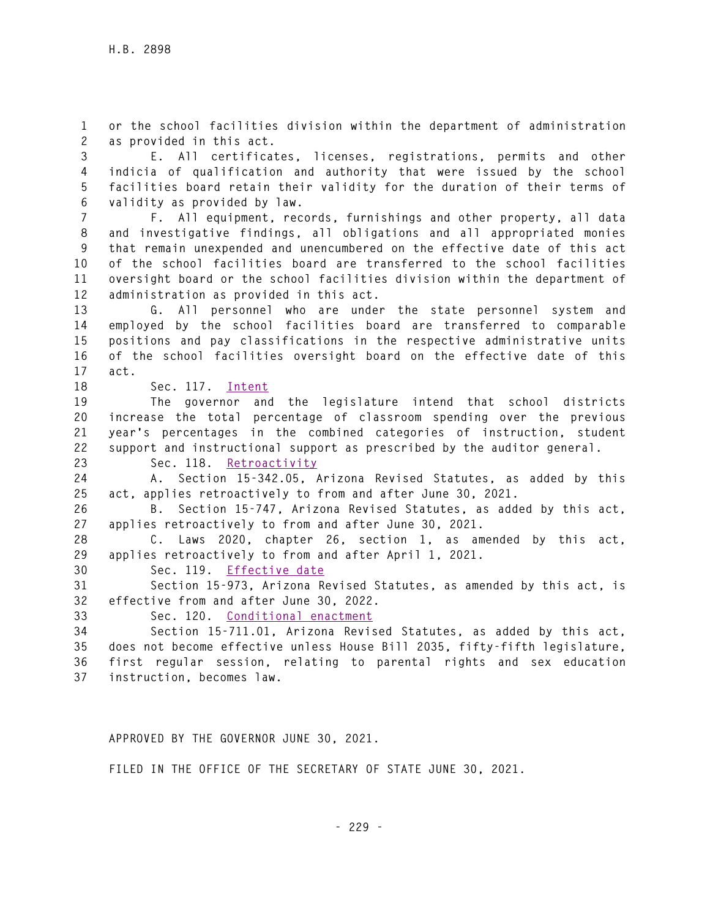or the school facilities division within the department of administration as provided in this act.

E. All certificates, licenses, registrations, permits and other indicia of qualification and authority that were issued by the school facilities board retain their validity for the duration of their terms of validity as provided by law.

F. All equipment, records, furnishings and other property, all data and investigative findings, all obligations and all appropriated monies that remain unexpended and unencumbered on the effective date of this act of the school facilities board are transferred to the school facilities oversight board or the school facilities division within the department of administration as provided in this act.

G. All personnel who are under the state personnel system and employed by the school facilities board are transferred to comparable positions and pay classifications in the respective administrative units of the school facilities oversight board on the effective date of this act.

Sec. 117. Intent

The governor and the legislature intend that school districts increase the total percentage of classroom spending over the previous year's percentages in the combined categories of instruction, student support and instructional support as prescribed by the auditor general.

Sec. 118. Retroactivity

A. Section 15-342.05, Arizona Revised Statutes, as added by this act, applies retroactively to from and after June 30, 2021.

B. Section 15-747, Arizona Revised Statutes, as added by this act, applies retroactively to from and after June 30, 2021.

C. Laws 2020, chapter 26, section 1, as amended by this act, applies retroactively to from and after April 1, 2021.

Sec. 119. Effective date

Section 15-973, Arizona Revised Statutes, as amended by this act, is effective from and after June 30, 2022.

Sec. 120. Conditional enactment

Section 15-711.01, Arizona Revised Statutes, as added by this act, does not become effective unless House Bill 2035, fifty-fifth legislature, first regular session, relating to parental rights and sex education instruction, becomes law.

APPROVED BY THE GOVERNOR JUNE 30, 2021.

FILED IN THE OFFICE OF THE SECRETARY OF STATE JUNE 30, 2021.